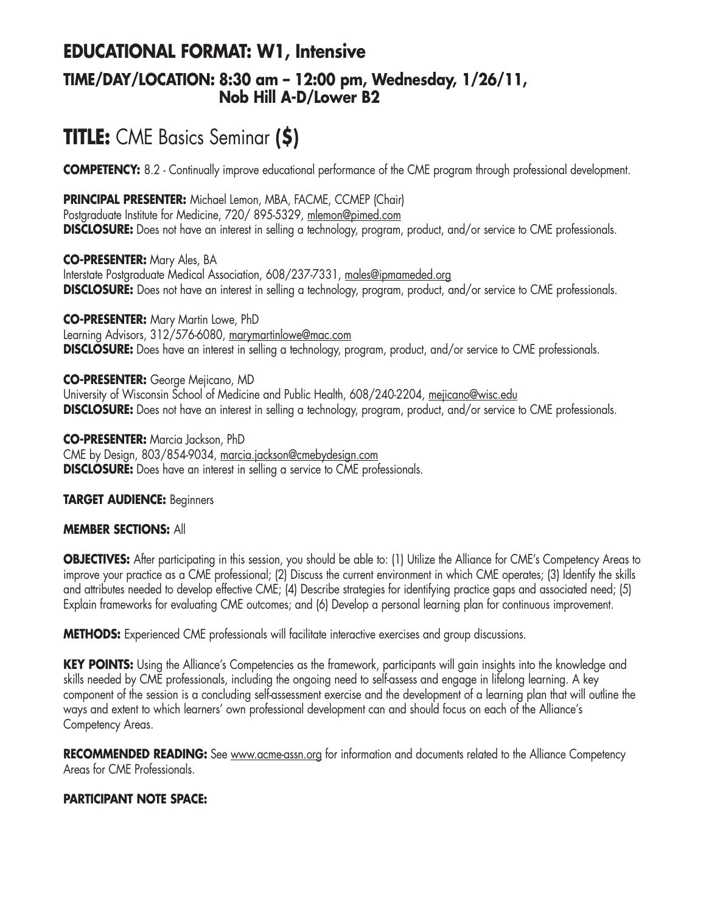## EDUCATIONAL FORMAT: W1, Intensive

### TIME/DAY/LOCATION: 8:30 am – 12:00 pm, Wednesday, 1/26/11, Nob Hill A-D/Lower B2

# TITLE: CME Basics Seminar **($)**

**COMPETENCY:** 8.2 - Continually improve educational performance of the CME program through professional development.

**PRINCIPAL PRESENTER:** Michael Lemon, MBA, FACME, CCMEP (Chair)
Postgraduate Institute for Medicine, 720/ 895-5329, mlemon@pimed.com
**DISCLOSURE:** Does not have an interest in selling a technology, program, product, and/or service to CME professionals.

**CO-PRESENTER:** Mary Ales, BA
Interstate Postgraduate Medical Association, 608/237-7331, males@ipmameded.org
**DISCLOSURE:** Does not have an interest in selling a technology, program, product, and/or service to CME professionals.

**CO-PRESENTER:** Mary Martin Lowe, PhD
Learning Advisors, 312/576-6080, marymartinlowe@mac.com
**DISCLOSURE:** Does have an interest in selling a technology, program, product, and/or service to CME professionals.

**CO-PRESENTER:** George Mejicano, MD
University of Wisconsin School of Medicine and Public Health, 608/240-2204, mejicano@wisc.edu
**DISCLOSURE:** Does not have an interest in selling a technology, program, product, and/or service to CME professionals.

**CO-PRESENTER:** Marcia Jackson, PhD
CME by Design, 803/854-9034, marcia.jackson@cmebydesign.com
**DISCLOSURE:** Does have an interest in selling a service to CME professionals.

**TARGET AUDIENCE:** Beginners

**MEMBER SECTIONS:** All

**OBJECTIVES:** After participating in this session, you should be able to: (1) Utilize the Alliance for CME's Competency Areas to improve your practice as a CME professional; (2) Discuss the current environment in which CME operates; (3) Identify the skills and attributes needed to develop effective CME; (4) Describe strategies for identifying practice gaps and associated need; (5) Explain frameworks for evaluating CME outcomes; and (6) Develop a personal learning plan for continuous improvement.

**METHODS:** Experienced CME professionals will facilitate interactive exercises and group discussions.

**KEY POINTS:** Using the Alliance's Competencies as the framework, participants will gain insights into the knowledge and skills needed by CME professionals, including the ongoing need to self-assess and engage in lifelong learning. A key component of the session is a concluding self-assessment exercise and the development of a learning plan that will outline the ways and extent to which learners' own professional development can and should focus on each of the Alliance's Competency Areas.

**RECOMMENDED READING:** See www.acme-assn.org for information and documents related to the Alliance Competency Areas for CME Professionals.

**PARTICIPANT NOTE SPACE:**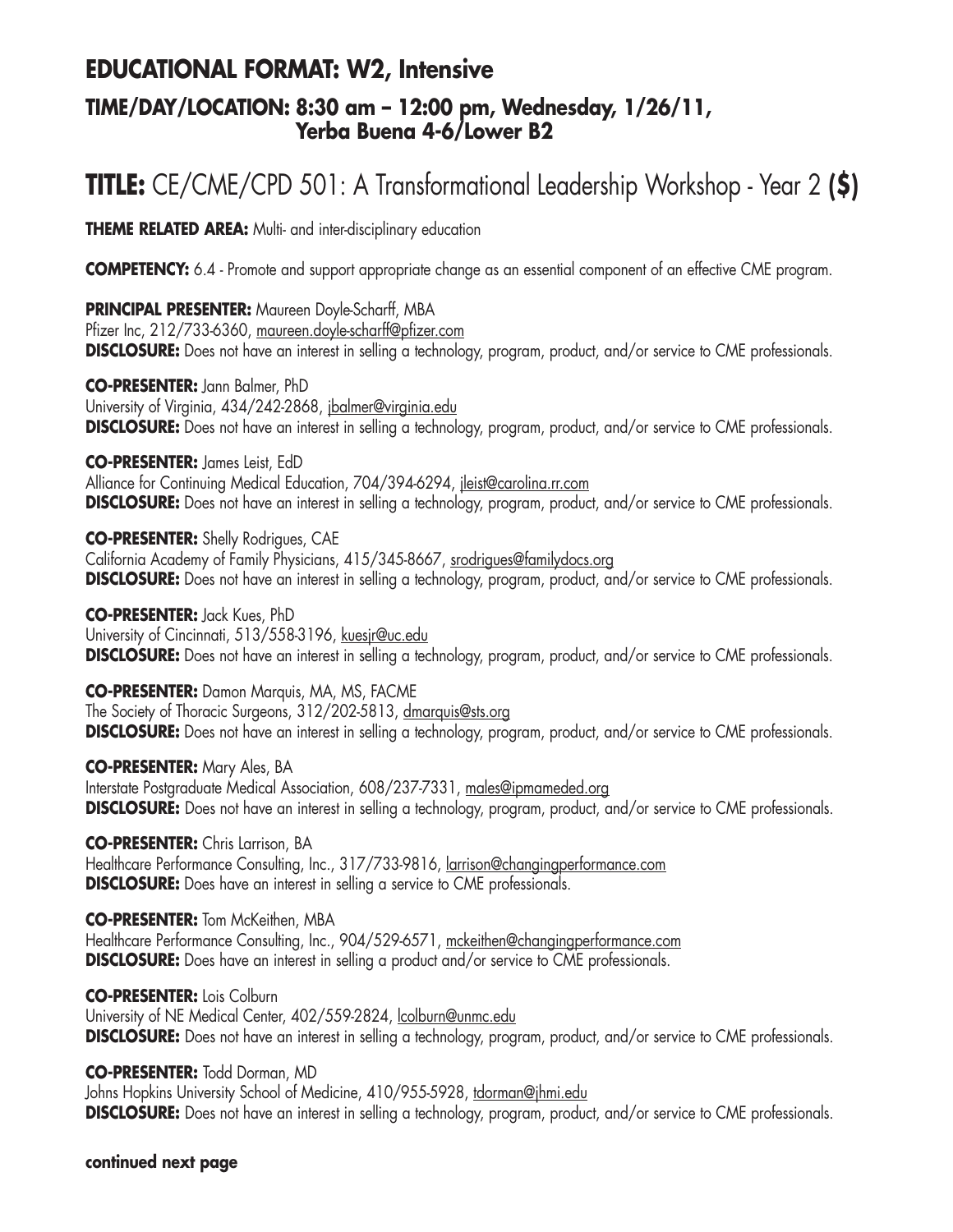## EDUCATIONAL FORMAT: W2, Intensive

### TIME/DAY/LOCATION: 8:30 am – 12:00 pm, Wednesday, 1/26/11, Yerba Buena 4-6/Lower B2

# TITLE: CE/CME/CPD 501: A Transformational Leadership Workshop - Year 2 **($)**

**THEME RELATED AREA:** Multi- and inter-disciplinary education

**COMPETENCY:** 6.4 - Promote and support appropriate change as an essential component of an effective CME program.

**PRINCIPAL PRESENTER:** Maureen Doyle-Scharff, MBA
Pfizer Inc, 212/733-6360, maureen.doyle-scharff@pfizer.com
**DISCLOSURE:** Does not have an interest in selling a technology, program, product, and/or service to CME professionals.

**CO-PRESENTER:** Jann Balmer, PhD
University of Virginia, 434/242-2868, jbalmer@virginia.edu
**DISCLOSURE:** Does not have an interest in selling a technology, program, product, and/or service to CME professionals.

**CO-PRESENTER:** James Leist, EdD
Alliance for Continuing Medical Education, 704/394-6294, jleist@carolina.rr.com
**DISCLOSURE:** Does not have an interest in selling a technology, program, product, and/or service to CME professionals.

**CO-PRESENTER:** Shelly Rodrigues, CAE
California Academy of Family Physicians, 415/345-8667, srodrigues@familydocs.org
**DISCLOSURE:** Does not have an interest in selling a technology, program, product, and/or service to CME professionals.

**CO-PRESENTER:** Jack Kues, PhD
University of Cincinnati, 513/558-3196, kuesjr@uc.edu
**DISCLOSURE:** Does not have an interest in selling a technology, program, product, and/or service to CME professionals.

**CO-PRESENTER:** Damon Marquis, MA, MS, FACME
The Society of Thoracic Surgeons, 312/202-5813, dmarquis@sts.org
**DISCLOSURE:** Does not have an interest in selling a technology, program, product, and/or service to CME professionals.

**CO-PRESENTER:** Mary Ales, BA
Interstate Postgraduate Medical Association, 608/237-7331, males@ipmameded.org
**DISCLOSURE:** Does not have an interest in selling a technology, program, product, and/or service to CME professionals.

**CO-PRESENTER:** Chris Larrison, BA
Healthcare Performance Consulting, Inc., 317/733-9816, larrison@changingperformance.com
**DISCLOSURE:** Does have an interest in selling a service to CME professionals.

**CO-PRESENTER:** Tom McKeithen, MBA
Healthcare Performance Consulting, Inc., 904/529-6571, mckeithen@changingperformance.com
**DISCLOSURE:** Does have an interest in selling a product and/or service to CME professionals.

**CO-PRESENTER:** Lois Colburn
University of NE Medical Center, 402/559-2824, lcolburn@unmc.edu
**DISCLOSURE:** Does not have an interest in selling a technology, program, product, and/or service to CME professionals.

**CO-PRESENTER:** Todd Dorman, MD
Johns Hopkins University School of Medicine, 410/955-5928, tdorman@jhmi.edu
**DISCLOSURE:** Does not have an interest in selling a technology, program, product, and/or service to CME professionals.

**continued next page**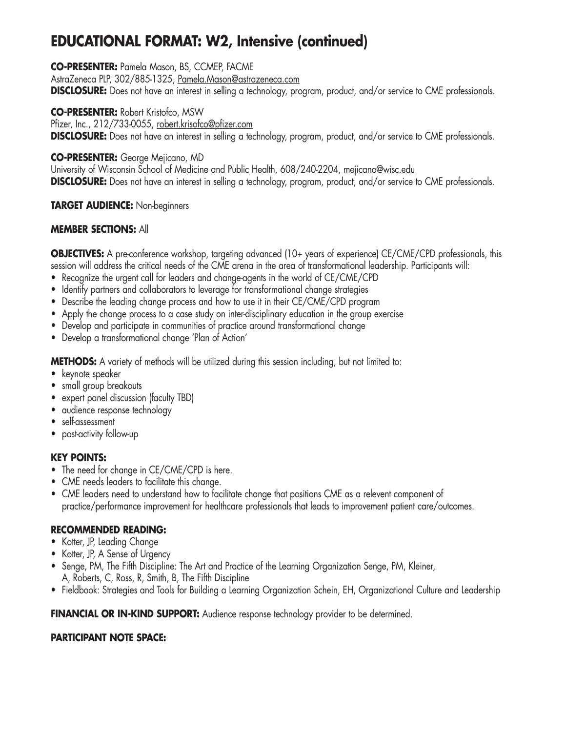# EDUCATIONAL FORMAT: W2, Intensive (continued)

**CO-PRESENTER:** Pamela Mason, BS, CCMEP, FACME
AstraZeneca PLP, 302/885-1325, Pamela.Mason@astrazeneca.com
**DISCLOSURE:** Does not have an interest in selling a technology, program, product, and/or service to CME professionals.

**CO-PRESENTER:** Robert Kristofco, MSW
Pfizer, Inc., 212/733-0055, robert.krisofco@pfizer.com
**DISCLOSURE:** Does not have an interest in selling a technology, program, product, and/or service to CME professionals.

**CO-PRESENTER:** George Mejicano, MD
University of Wisconsin School of Medicine and Public Health, 608/240-2204, mejicano@wisc.edu
**DISCLOSURE:** Does not have an interest in selling a technology, program, product, and/or service to CME professionals.

**TARGET AUDIENCE:** Non-beginners

**MEMBER SECTIONS:** All

**OBJECTIVES:** A pre-conference workshop, targeting advanced (10+ years of experience) CE/CME/CPD professionals, this session will address the critical needs of the CME arena in the area of transformational leadership. Participants will:

- Recognize the urgent call for leaders and change-agents in the world of CE/CME/CPD
- Identify partners and collaborators to leverage for transformational change strategies
- Describe the leading change process and how to use it in their CE/CME/CPD program
- Apply the change process to a case study on inter-disciplinary education in the group exercise
- Develop and participate in communities of practice around transformational change
- Develop a transformational change 'Plan of Action'

**METHODS:** A variety of methods will be utilized during this session including, but not limited to:

- keynote speaker
- small group breakouts
- expert panel discussion (faculty TBD)
- audience response technology
- self-assessment
- post-activity follow-up

**KEY POINTS:**

- The need for change in CE/CME/CPD is here.
- CME needs leaders to facilitate this change.
- CME leaders need to understand how to facilitate change that positions CME as a relevent component of practice/performance improvement for healthcare professionals that leads to improvement patient care/outcomes.

**RECOMMENDED READING:**

- Kotter, JP, Leading Change
- Kotter, JP, A Sense of Urgency
- Senge, PM, The Fifth Discipline: The Art and Practice of the Learning Organization Senge, PM, Kleiner, A, Roberts, C, Ross, R, Smith, B, The Fifth Discipline
- Fieldbook: Strategies and Tools for Building a Learning Organization Schein, EH, Organizational Culture and Leadership

**FINANCIAL OR IN-KIND SUPPORT:** Audience response technology provider to be determined.

**PARTICIPANT NOTE SPACE:**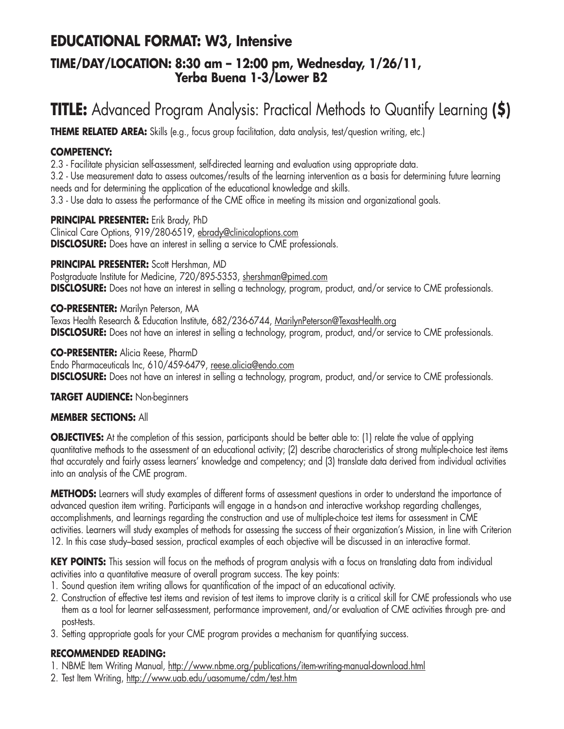## EDUCATIONAL FORMAT: W3, Intensive

### TIME/DAY/LOCATION: 8:30 am – 12:00 pm, Wednesday, 1/26/11, Yerba Buena 1-3/Lower B2

# TITLE: Advanced Program Analysis: Practical Methods to Quantify Learning **($)**

**THEME RELATED AREA:** Skills (e.g., focus group facilitation, data analysis, test/question writing, etc.)

**COMPETENCY:**

2.3 - Facilitate physician self-assessment, self-directed learning and evaluation using appropriate data.

3.2 - Use measurement data to assess outcomes/results of the learning intervention as a basis for determining future learning needs and for determining the application of the educational knowledge and skills.

3.3 - Use data to assess the performance of the CME office in meeting its mission and organizational goals.

**PRINCIPAL PRESENTER:** Erik Brady, PhD
Clinical Care Options, 919/280-6519, ebrady@clinicaloptions.com
**DISCLOSURE:** Does have an interest in selling a service to CME professionals.

**PRINCIPAL PRESENTER:** Scott Hershman, MD
Postgraduate Institute for Medicine, 720/895-5353, shershman@pimed.com
**DISCLOSURE:** Does not have an interest in selling a technology, program, product, and/or service to CME professionals.

**CO-PRESENTER:** Marilyn Peterson, MA
Texas Health Research & Education Institute, 682/236-6744, MarilynPeterson@TexasHealth.org
**DISCLOSURE:** Does not have an interest in selling a technology, program, product, and/or service to CME professionals.

**CO-PRESENTER:** Alicia Reese, PharmD
Endo Pharmaceuticals Inc, 610/459-6479, reese.alicia@endo.com
**DISCLOSURE:** Does not have an interest in selling a technology, program, product, and/or service to CME professionals.

**TARGET AUDIENCE:** Non-beginners

**MEMBER SECTIONS:** All

**OBJECTIVES:** At the completion of this session, participants should be better able to: (1) relate the value of applying quantitative methods to the assessment of an educational activity; (2) describe characteristics of strong multiple-choice test items that accurately and fairly assess learners' knowledge and competency; and (3) translate data derived from individual activities into an analysis of the CME program.

**METHODS:** Learners will study examples of different forms of assessment questions in order to understand the importance of advanced question item writing. Participants will engage in a hands-on and interactive workshop regarding challenges, accomplishments, and learnings regarding the construction and use of multiple-choice test items for assessment in CME activities. Learners will study examples of methods for assessing the success of their organization's Mission, in line with Criterion 12. In this case study–based session, practical examples of each objective will be discussed in an interactive format.

**KEY POINTS:** This session will focus on the methods of program analysis with a focus on translating data from individual activities into a quantitative measure of overall program success. The key points:

1. Sound question item writing allows for quantification of the impact of an educational activity.
2. Construction of effective test items and revision of test items to improve clarity is a critical skill for CME professionals who use them as a tool for learner self-assessment, performance improvement, and/or evaluation of CME activities through pre- and post-tests.
3. Setting appropriate goals for your CME program provides a mechanism for quantifying success.

**RECOMMENDED READING:**

1. NBME Item Writing Manual, http://www.nbme.org/publications/item-writing-manual-download.html
2. Test Item Writing, http://www.uab.edu/uasomume/cdm/test.htm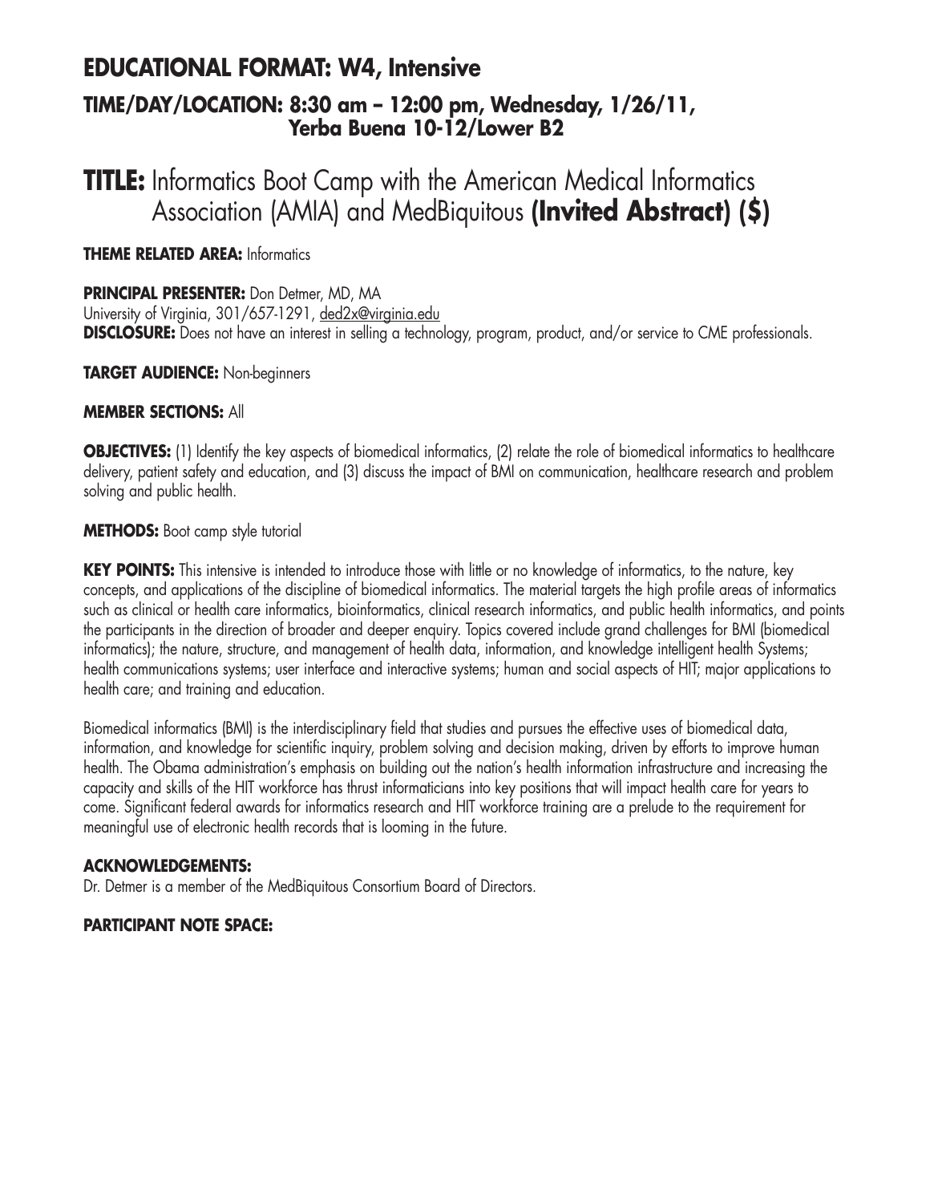## EDUCATIONAL FORMAT: W4, Intensive

### TIME/DAY/LOCATION: 8:30 am – 12:00 pm, Wednesday, 1/26/11, Yerba Buena 10-12/Lower B2

# TITLE: Informatics Boot Camp with the American Medical Informatics Association (AMIA) and MedBiquitous **(Invited Abstract) ($)**

**THEME RELATED AREA:** Informatics

**PRINCIPAL PRESENTER:** Don Detmer, MD, MA
University of Virginia, 301/657-1291, ded2x@virginia.edu
**DISCLOSURE:** Does not have an interest in selling a technology, program, product, and/or service to CME professionals.

**TARGET AUDIENCE:** Non-beginners

**MEMBER SECTIONS:** All

**OBJECTIVES:** (1) Identify the key aspects of biomedical informatics, (2) relate the role of biomedical informatics to healthcare delivery, patient safety and education, and (3) discuss the impact of BMI on communication, healthcare research and problem solving and public health.

**METHODS:** Boot camp style tutorial

**KEY POINTS:** This intensive is intended to introduce those with little or no knowledge of informatics, to the nature, key concepts, and applications of the discipline of biomedical informatics. The material targets the high profile areas of informatics such as clinical or health care informatics, bioinformatics, clinical research informatics, and public health informatics, and points the participants in the direction of broader and deeper enquiry. Topics covered include grand challenges for BMI (biomedical informatics); the nature, structure, and management of health data, information, and knowledge intelligent health Systems; health communications systems; user interface and interactive systems; human and social aspects of HIT; major applications to health care; and training and education.

Biomedical informatics (BMI) is the interdisciplinary field that studies and pursues the effective uses of biomedical data, information, and knowledge for scientific inquiry, problem solving and decision making, driven by efforts to improve human health. The Obama administration's emphasis on building out the nation's health information infrastructure and increasing the capacity and skills of the HIT workforce has thrust informaticians into key positions that will impact health care for years to come. Significant federal awards for informatics research and HIT workforce training are a prelude to the requirement for meaningful use of electronic health records that is looming in the future.

**ACKNOWLEDGEMENTS:**
Dr. Detmer is a member of the MedBiquitous Consortium Board of Directors.

**PARTICIPANT NOTE SPACE:**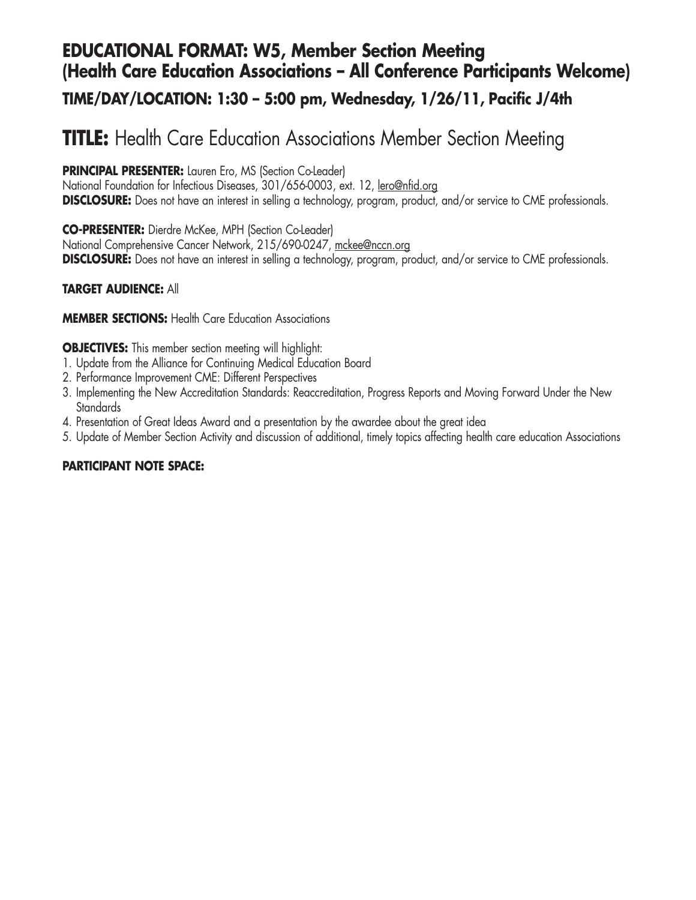## EDUCATIONAL FORMAT: W5, Member Section Meeting (Health Care Education Associations – All Conference Participants Welcome)

### TIME/DAY/LOCATION: 1:30 – 5:00 pm, Wednesday, 1/26/11, Pacific J/4th

# TITLE: Health Care Education Associations Member Section Meeting

**PRINCIPAL PRESENTER:** Lauren Ero, MS (Section Co-Leader)
National Foundation for Infectious Diseases, 301/656-0003, ext. 12, lero@nfid.org
**DISCLOSURE:** Does not have an interest in selling a technology, program, product, and/or service to CME professionals.

**CO-PRESENTER:** Dierdre McKee, MPH (Section Co-Leader)
National Comprehensive Cancer Network, 215/690-0247, mckee@nccn.org
**DISCLOSURE:** Does not have an interest in selling a technology, program, product, and/or service to CME professionals.

**TARGET AUDIENCE:** All

**MEMBER SECTIONS:** Health Care Education Associations

**OBJECTIVES:** This member section meeting will highlight:

1. Update from the Alliance for Continuing Medical Education Board
2. Performance Improvement CME: Different Perspectives
3. Implementing the New Accreditation Standards: Reaccreditation, Progress Reports and Moving Forward Under the New Standards
4. Presentation of Great Ideas Award and a presentation by the awardee about the great idea
5. Update of Member Section Activity and discussion of additional, timely topics affecting health care education Associations

**PARTICIPANT NOTE SPACE:**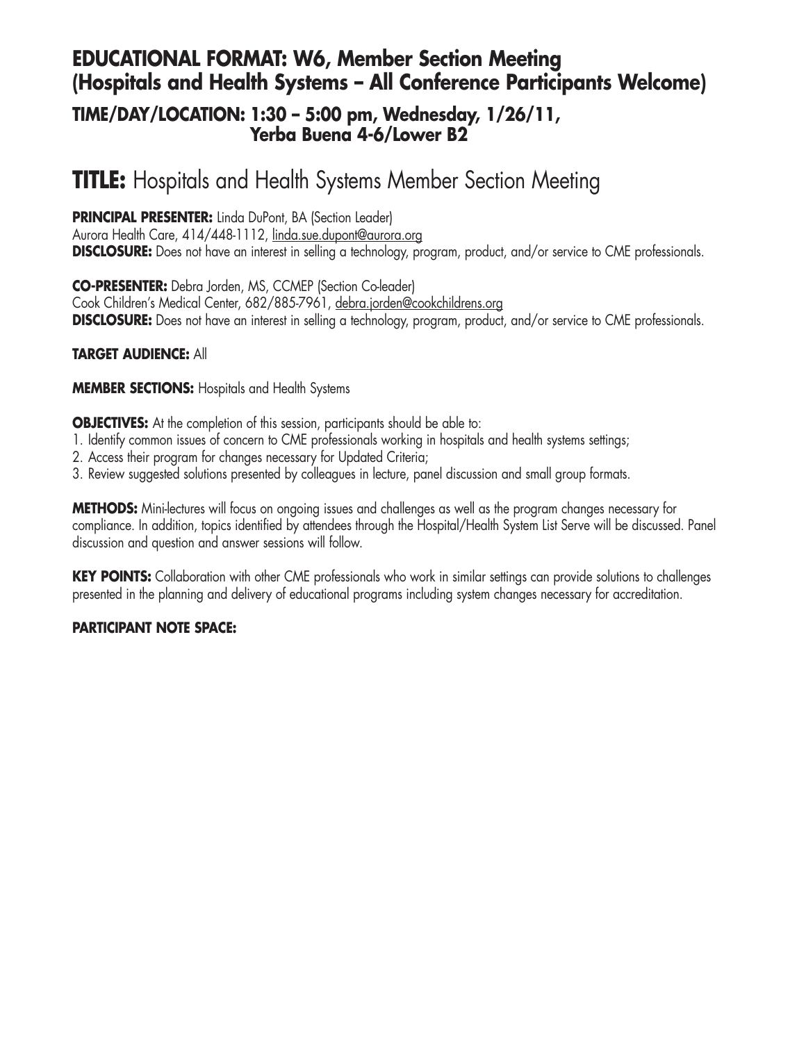## EDUCATIONAL FORMAT: W6, Member Section Meeting (Hospitals and Health Systems – All Conference Participants Welcome)

### TIME/DAY/LOCATION: 1:30 – 5:00 pm, Wednesday, 1/26/11, Yerba Buena 4-6/Lower B2

# TITLE: Hospitals and Health Systems Member Section Meeting

**PRINCIPAL PRESENTER:** Linda DuPont, BA (Section Leader)
Aurora Health Care, 414/448-1112, linda.sue.dupont@aurora.org
**DISCLOSURE:** Does not have an interest in selling a technology, program, product, and/or service to CME professionals.

**CO-PRESENTER:** Debra Jorden, MS, CCMEP (Section Co-leader)
Cook Children's Medical Center, 682/885-7961, debra.jorden@cookchildrens.org
**DISCLOSURE:** Does not have an interest in selling a technology, program, product, and/or service to CME professionals.

**TARGET AUDIENCE:** All

**MEMBER SECTIONS:** Hospitals and Health Systems

**OBJECTIVES:** At the completion of this session, participants should be able to:
1. Identify common issues of concern to CME professionals working in hospitals and health systems settings;
2. Access their program for changes necessary for Updated Criteria;
3. Review suggested solutions presented by colleagues in lecture, panel discussion and small group formats.

**METHODS:** Mini-lectures will focus on ongoing issues and challenges as well as the program changes necessary for compliance. In addition, topics identified by attendees through the Hospital/Health System List Serve will be discussed. Panel discussion and question and answer sessions will follow.

**KEY POINTS:** Collaboration with other CME professionals who work in similar settings can provide solutions to challenges presented in the planning and delivery of educational programs including system changes necessary for accreditation.

**PARTICIPANT NOTE SPACE:**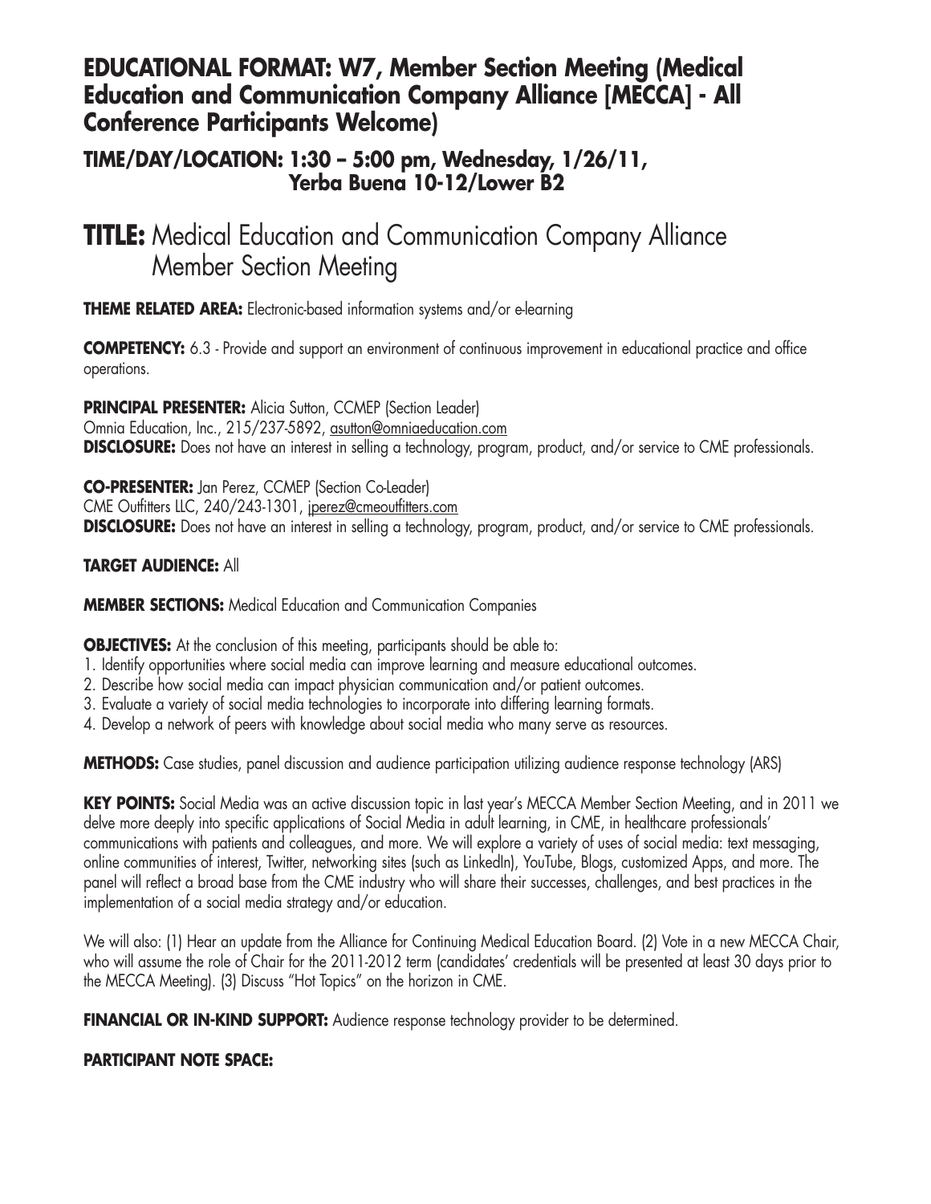## EDUCATIONAL FORMAT: W7, Member Section Meeting (Medical Education and Communication Company Alliance [MECCA] - All Conference Participants Welcome)

### TIME/DAY/LOCATION: 1:30 – 5:00 pm, Wednesday, 1/26/11, Yerba Buena 10-12/Lower B2

# TITLE: Medical Education and Communication Company Alliance Member Section Meeting

**THEME RELATED AREA:** Electronic-based information systems and/or e-learning

**COMPETENCY:** 6.3 - Provide and support an environment of continuous improvement in educational practice and office operations.

**PRINCIPAL PRESENTER:** Alicia Sutton, CCMEP (Section Leader)
Omnia Education, Inc., 215/237-5892, asutton@omniaeducation.com
**DISCLOSURE:** Does not have an interest in selling a technology, program, product, and/or service to CME professionals.

**CO-PRESENTER:** Jan Perez, CCMEP (Section Co-Leader)
CME Outfitters LLC, 240/243-1301, jperez@cmeoutfitters.com
**DISCLOSURE:** Does not have an interest in selling a technology, program, product, and/or service to CME professionals.

**TARGET AUDIENCE:** All

**MEMBER SECTIONS:** Medical Education and Communication Companies

**OBJECTIVES:** At the conclusion of this meeting, participants should be able to:
1. Identify opportunities where social media can improve learning and measure educational outcomes.
2. Describe how social media can impact physician communication and/or patient outcomes.
3. Evaluate a variety of social media technologies to incorporate into differing learning formats.
4. Develop a network of peers with knowledge about social media who many serve as resources.

**METHODS:** Case studies, panel discussion and audience participation utilizing audience response technology (ARS)

**KEY POINTS:** Social Media was an active discussion topic in last year's MECCA Member Section Meeting, and in 2011 we delve more deeply into specific applications of Social Media in adult learning, in CME, in healthcare professionals' communications with patients and colleagues, and more. We will explore a variety of uses of social media: text messaging, online communities of interest, Twitter, networking sites (such as LinkedIn), YouTube, Blogs, customized Apps, and more. The panel will reflect a broad base from the CME industry who will share their successes, challenges, and best practices in the implementation of a social media strategy and/or education.

We will also: (1) Hear an update from the Alliance for Continuing Medical Education Board. (2) Vote in a new MECCA Chair, who will assume the role of Chair for the 2011-2012 term (candidates' credentials will be presented at least 30 days prior to the MECCA Meeting). (3) Discuss "Hot Topics" on the horizon in CME.

**FINANCIAL OR IN-KIND SUPPORT:** Audience response technology provider to be determined.

**PARTICIPANT NOTE SPACE:**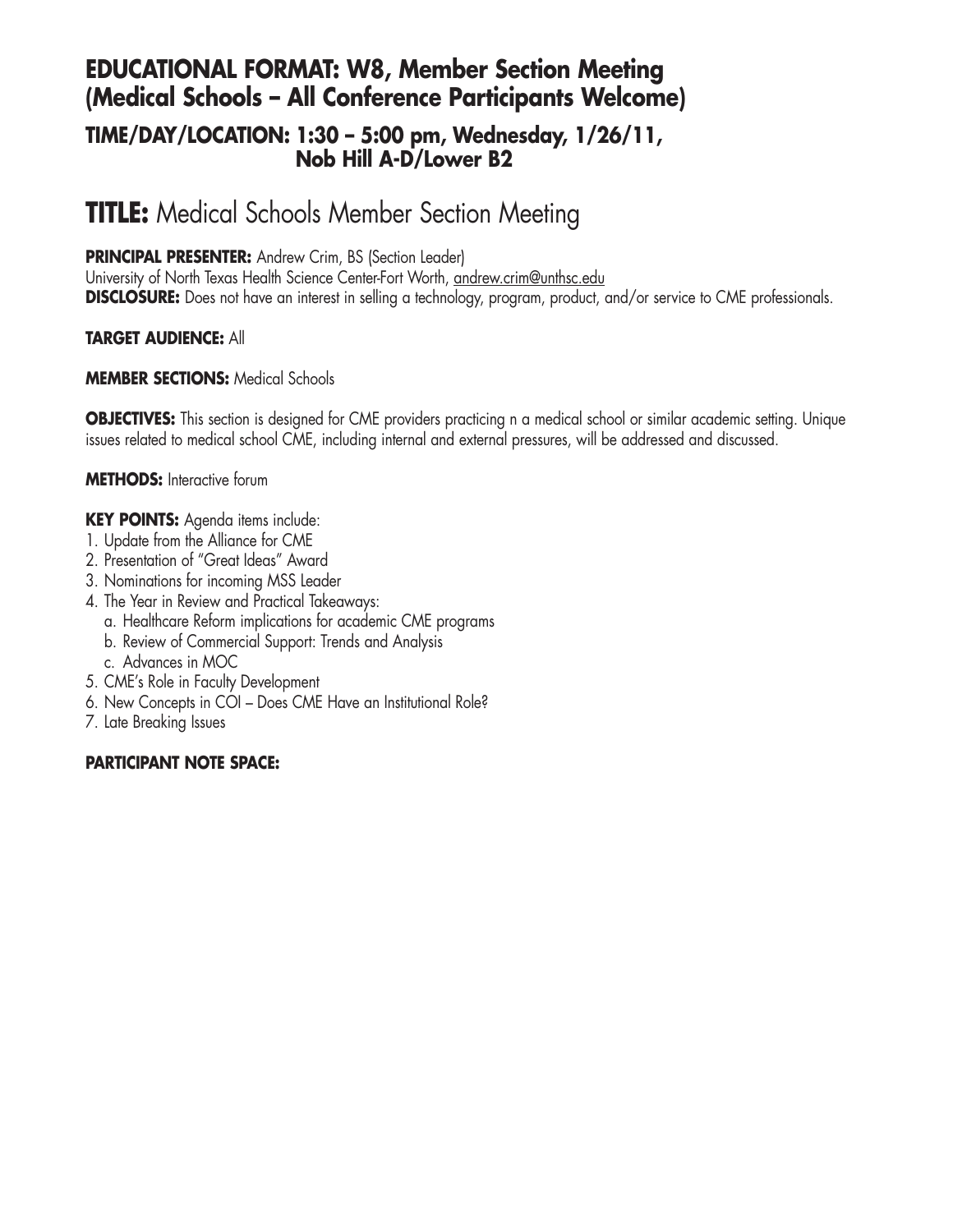## EDUCATIONAL FORMAT: W8, Member Section Meeting (Medical Schools – All Conference Participants Welcome)

### TIME/DAY/LOCATION: 1:30 – 5:00 pm, Wednesday, 1/26/11, Nob Hill A-D/Lower B2

# TITLE: Medical Schools Member Section Meeting

**PRINCIPAL PRESENTER:** Andrew Crim, BS (Section Leader)
University of North Texas Health Science Center-Fort Worth, andrew.crim@unthsc.edu
**DISCLOSURE:** Does not have an interest in selling a technology, program, product, and/or service to CME professionals.

**TARGET AUDIENCE:** All

**MEMBER SECTIONS:** Medical Schools

**OBJECTIVES:** This section is designed for CME providers practicing n a medical school or similar academic setting. Unique issues related to medical school CME, including internal and external pressures, will be addressed and discussed.

**METHODS:** Interactive forum

**KEY POINTS:** Agenda items include:

1. Update from the Alliance for CME
2. Presentation of "Great Ideas" Award
3. Nominations for incoming MSS Leader
4. The Year in Review and Practical Takeaways:
   a. Healthcare Reform implications for academic CME programs
   b. Review of Commercial Support: Trends and Analysis
   c. Advances in MOC
5. CME's Role in Faculty Development
6. New Concepts in COI – Does CME Have an Institutional Role?
7. Late Breaking Issues

**PARTICIPANT NOTE SPACE:**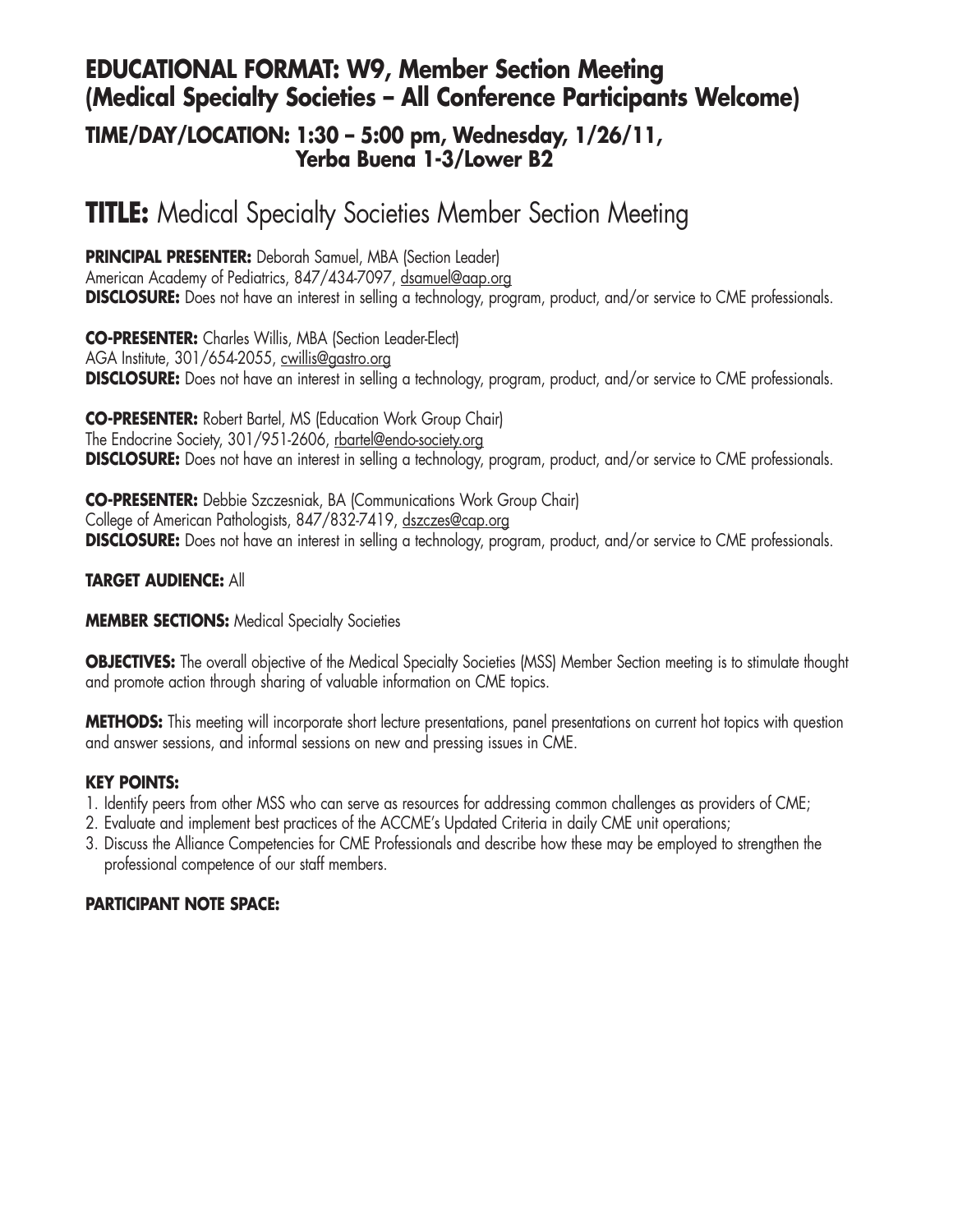## EDUCATIONAL FORMAT: W9, Member Section Meeting (Medical Specialty Societies – All Conference Participants Welcome)

### TIME/DAY/LOCATION: 1:30 – 5:00 pm, Wednesday, 1/26/11, Yerba Buena 1-3/Lower B2

# TITLE: Medical Specialty Societies Member Section Meeting

**PRINCIPAL PRESENTER:** Deborah Samuel, MBA (Section Leader)
American Academy of Pediatrics, 847/434-7097, dsamuel@aap.org
**DISCLOSURE:** Does not have an interest in selling a technology, program, product, and/or service to CME professionals.

**CO-PRESENTER:** Charles Willis, MBA (Section Leader-Elect)
AGA Institute, 301/654-2055, cwillis@gastro.org
**DISCLOSURE:** Does not have an interest in selling a technology, program, product, and/or service to CME professionals.

**CO-PRESENTER:** Robert Bartel, MS (Education Work Group Chair)
The Endocrine Society, 301/951-2606, rbartel@endo-society.org
**DISCLOSURE:** Does not have an interest in selling a technology, program, product, and/or service to CME professionals.

**CO-PRESENTER:** Debbie Szczesniak, BA (Communications Work Group Chair)
College of American Pathologists, 847/832-7419, dszczes@cap.org
**DISCLOSURE:** Does not have an interest in selling a technology, program, product, and/or service to CME professionals.

**TARGET AUDIENCE:** All

**MEMBER SECTIONS:** Medical Specialty Societies

**OBJECTIVES:** The overall objective of the Medical Specialty Societies (MSS) Member Section meeting is to stimulate thought and promote action through sharing of valuable information on CME topics.

**METHODS:** This meeting will incorporate short lecture presentations, panel presentations on current hot topics with question and answer sessions, and informal sessions on new and pressing issues in CME.

**KEY POINTS:**

1. Identify peers from other MSS who can serve as resources for addressing common challenges as providers of CME;
2. Evaluate and implement best practices of the ACCME's Updated Criteria in daily CME unit operations;
3. Discuss the Alliance Competencies for CME Professionals and describe how these may be employed to strengthen the professional competence of our staff members.

**PARTICIPANT NOTE SPACE:**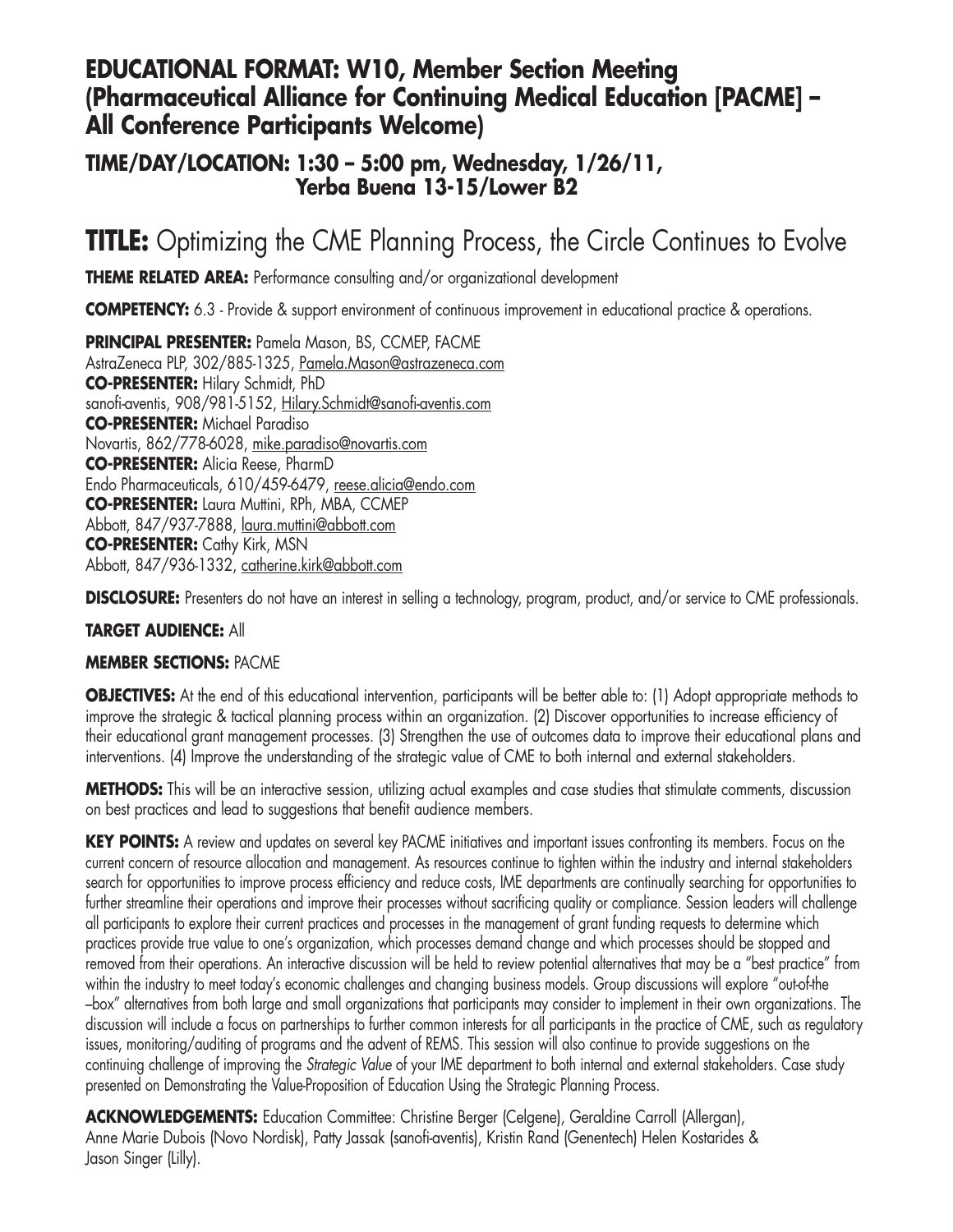## EDUCATIONAL FORMAT: W10, Member Section Meeting (Pharmaceutical Alliance for Continuing Medical Education [PACME] – All Conference Participants Welcome)

### TIME/DAY/LOCATION: 1:30 – 5:00 pm, Wednesday, 1/26/11, Yerba Buena 13-15/Lower B2

# TITLE: Optimizing the CME Planning Process, the Circle Continues to Evolve

**THEME RELATED AREA:** Performance consulting and/or organizational development

**COMPETENCY:** 6.3 - Provide & support environment of continuous improvement in educational practice & operations.

**PRINCIPAL PRESENTER:** Pamela Mason, BS, CCMEP, FACME
AstraZeneca PLP, 302/885-1325, Pamela.Mason@astrazeneca.com
**CO-PRESENTER:** Hilary Schmidt, PhD
sanofi-aventis, 908/981-5152, Hilary.Schmidt@sanofi-aventis.com
**CO-PRESENTER:** Michael Paradiso
Novartis, 862/778-6028, mike.paradiso@novartis.com
**CO-PRESENTER:** Alicia Reese, PharmD
Endo Pharmaceuticals, 610/459-6479, reese.alicia@endo.com
**CO-PRESENTER:** Laura Muttini, RPh, MBA, CCMEP
Abbott, 847/937-7888, laura.muttini@abbott.com
**CO-PRESENTER:** Cathy Kirk, MSN
Abbott, 847/936-1332, catherine.kirk@abbott.com

**DISCLOSURE:** Presenters do not have an interest in selling a technology, program, product, and/or service to CME professionals.

**TARGET AUDIENCE:** All

**MEMBER SECTIONS:** PACME

**OBJECTIVES:** At the end of this educational intervention, participants will be better able to: (1) Adopt appropriate methods to improve the strategic & tactical planning process within an organization. (2) Discover opportunities to increase efficiency of their educational grant management processes. (3) Strengthen the use of outcomes data to improve their educational plans and interventions. (4) Improve the understanding of the strategic value of CME to both internal and external stakeholders.

**METHODS:** This will be an interactive session, utilizing actual examples and case studies that stimulate comments, discussion on best practices and lead to suggestions that benefit audience members.

**KEY POINTS:** A review and updates on several key PACME initiatives and important issues confronting its members. Focus on the current concern of resource allocation and management. As resources continue to tighten within the industry and internal stakeholders search for opportunities to improve process efficiency and reduce costs, IME departments are continually searching for opportunities to further streamline their operations and improve their processes without sacrificing quality or compliance. Session leaders will challenge all participants to explore their current practices and processes in the management of grant funding requests to determine which practices provide true value to one's organization, which processes demand change and which processes should be stopped and removed from their operations. An interactive discussion will be held to review potential alternatives that may be a "best practice" from within the industry to meet today's economic challenges and changing business models. Group discussions will explore "out-of-the –box" alternatives from both large and small organizations that participants may consider to implement in their own organizations. The discussion will include a focus on partnerships to further common interests for all participants in the practice of CME, such as regulatory issues, monitoring/auditing of programs and the advent of REMS. This session will also continue to provide suggestions on the continuing challenge of improving the *Strategic Value* of your IME department to both internal and external stakeholders. Case study presented on Demonstrating the Value-Proposition of Education Using the Strategic Planning Process.

**ACKNOWLEDGEMENTS:** Education Committee: Christine Berger (Celgene), Geraldine Carroll (Allergan), Anne Marie Dubois (Novo Nordisk), Patty Jassak (sanofi-aventis), Kristin Rand (Genentech) Helen Kostarides & Jason Singer (Lilly).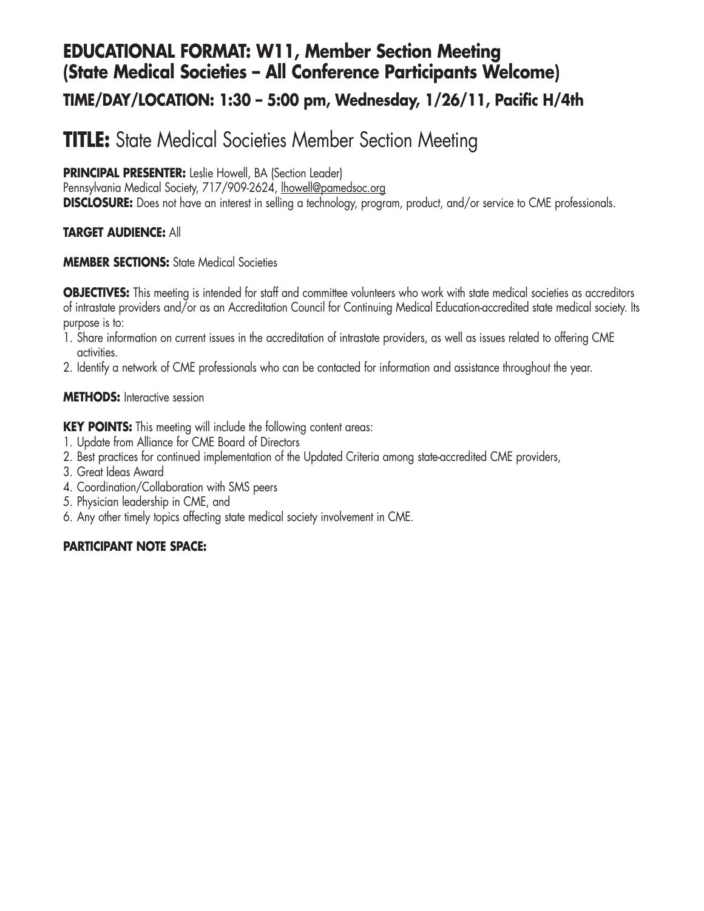## EDUCATIONAL FORMAT: W11, Member Section Meeting (State Medical Societies – All Conference Participants Welcome)

### TIME/DAY/LOCATION: 1:30 – 5:00 pm, Wednesday, 1/26/11, Pacific H/4th

# TITLE: State Medical Societies Member Section Meeting

**PRINCIPAL PRESENTER:** Leslie Howell, BA (Section Leader)
Pennsylvania Medical Society, 717/909-2624, lhowell@pamedsoc.org
**DISCLOSURE:** Does not have an interest in selling a technology, program, product, and/or service to CME professionals.

**TARGET AUDIENCE:** All

**MEMBER SECTIONS:** State Medical Societies

**OBJECTIVES:** This meeting is intended for staff and committee volunteers who work with state medical societies as accreditors of intrastate providers and/or as an Accreditation Council for Continuing Medical Education-accredited state medical society. Its purpose is to:

1. Share information on current issues in the accreditation of intrastate providers, as well as issues related to offering CME activities.
2. Identify a network of CME professionals who can be contacted for information and assistance throughout the year.

**METHODS:** Interactive session

**KEY POINTS:** This meeting will include the following content areas:

1. Update from Alliance for CME Board of Directors
2. Best practices for continued implementation of the Updated Criteria among state-accredited CME providers,
3. Great Ideas Award
4. Coordination/Collaboration with SMS peers
5. Physician leadership in CME, and
6. Any other timely topics affecting state medical society involvement in CME.

**PARTICIPANT NOTE SPACE:**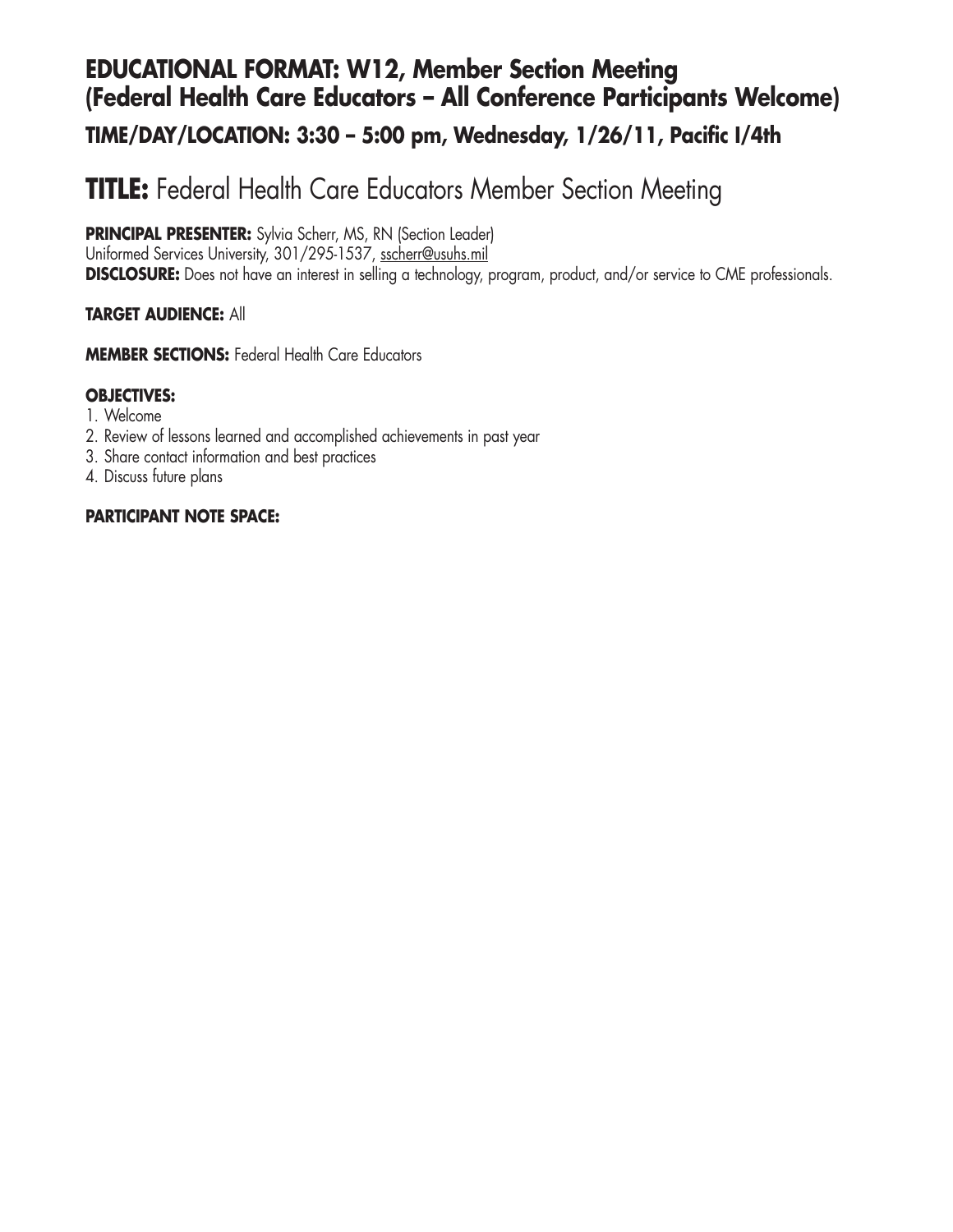## EDUCATIONAL FORMAT: W12, Member Section Meeting (Federal Health Care Educators – All Conference Participants Welcome)

### TIME/DAY/LOCATION: 3:30 – 5:00 pm, Wednesday, 1/26/11, Pacific I/4th

# TITLE: Federal Health Care Educators Member Section Meeting

**PRINCIPAL PRESENTER:** Sylvia Scherr, MS, RN (Section Leader)
Uniformed Services University, 301/295-1537, sscherr@usuhs.mil
**DISCLOSURE:** Does not have an interest in selling a technology, program, product, and/or service to CME professionals.

**TARGET AUDIENCE:** All

**MEMBER SECTIONS:** Federal Health Care Educators

**OBJECTIVES:**
1. Welcome
2. Review of lessons learned and accomplished achievements in past year
3. Share contact information and best practices
4. Discuss future plans

**PARTICIPANT NOTE SPACE:**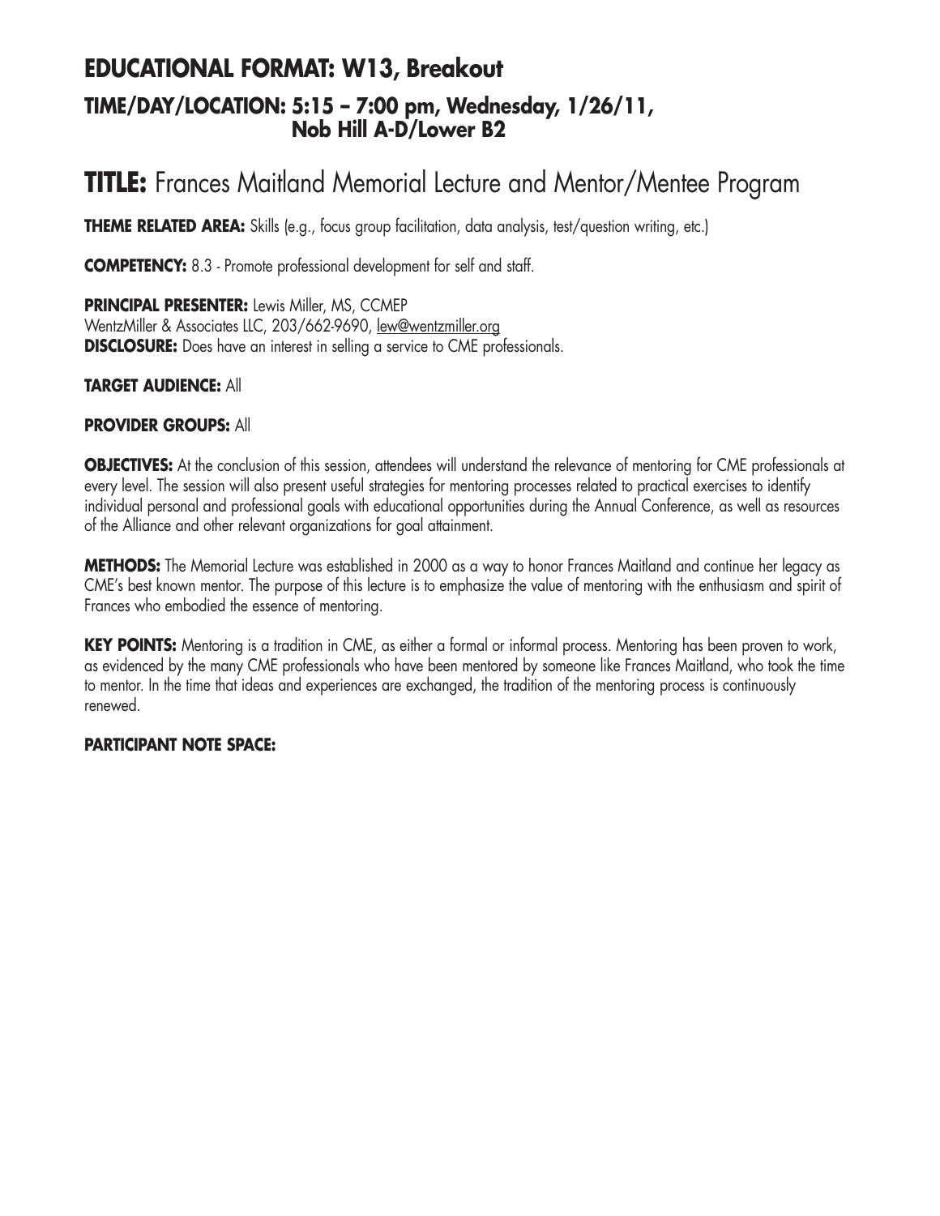## EDUCATIONAL FORMAT: W13, Breakout

### TIME/DAY/LOCATION: 5:15 – 7:00 pm, Wednesday, 1/26/11, Nob Hill A-D/Lower B2

# TITLE: Frances Maitland Memorial Lecture and Mentor/Mentee Program

**THEME RELATED AREA:** Skills (e.g., focus group facilitation, data analysis, test/question writing, etc.)

**COMPETENCY:** 8.3 - Promote professional development for self and staff.

**PRINCIPAL PRESENTER:** Lewis Miller, MS, CCMEP
WentzMiller & Associates LLC, 203/662-9690, lew@wentzmiller.org
**DISCLOSURE:** Does have an interest in selling a service to CME professionals.

**TARGET AUDIENCE:** All

**PROVIDER GROUPS:** All

**OBJECTIVES:** At the conclusion of this session, attendees will understand the relevance of mentoring for CME professionals at every level. The session will also present useful strategies for mentoring processes related to practical exercises to identify individual personal and professional goals with educational opportunities during the Annual Conference, as well as resources of the Alliance and other relevant organizations for goal attainment.

**METHODS:** The Memorial Lecture was established in 2000 as a way to honor Frances Maitland and continue her legacy as CME's best known mentor. The purpose of this lecture is to emphasize the value of mentoring with the enthusiasm and spirit of Frances who embodied the essence of mentoring.

**KEY POINTS:** Mentoring is a tradition in CME, as either a formal or informal process. Mentoring has been proven to work, as evidenced by the many CME professionals who have been mentored by someone like Frances Maitland, who took the time to mentor. In the time that ideas and experiences are exchanged, the tradition of the mentoring process is continuously renewed.

**PARTICIPANT NOTE SPACE:**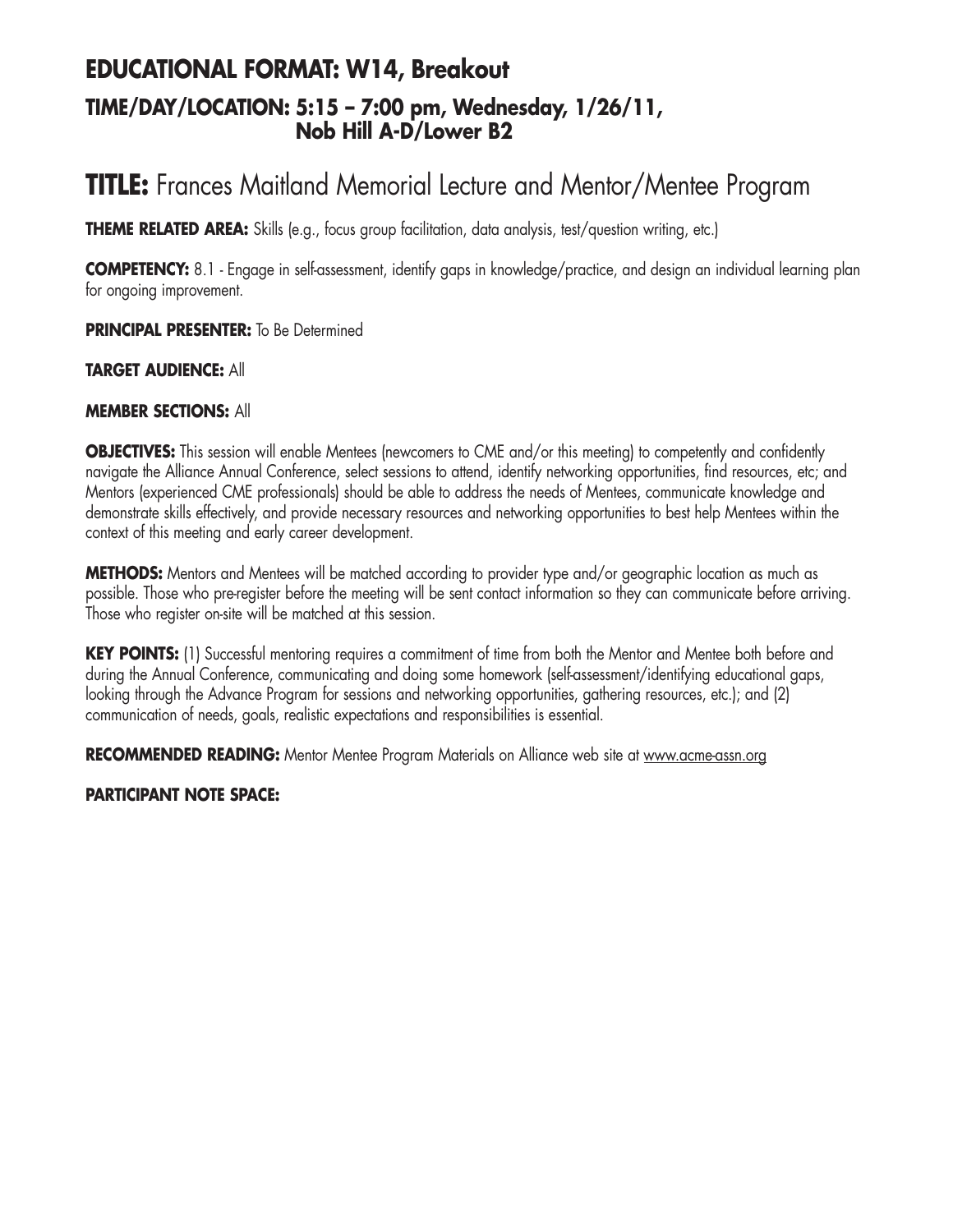## EDUCATIONAL FORMAT: W14, Breakout

### TIME/DAY/LOCATION: 5:15 – 7:00 pm, Wednesday, 1/26/11, Nob Hill A-D/Lower B2

# TITLE: Frances Maitland Memorial Lecture and Mentor/Mentee Program

**THEME RELATED AREA:** Skills (e.g., focus group facilitation, data analysis, test/question writing, etc.)

**COMPETENCY:** 8.1 - Engage in self-assessment, identify gaps in knowledge/practice, and design an individual learning plan for ongoing improvement.

**PRINCIPAL PRESENTER:** To Be Determined

**TARGET AUDIENCE:** All

**MEMBER SECTIONS:** All

**OBJECTIVES:** This session will enable Mentees (newcomers to CME and/or this meeting) to competently and confidently navigate the Alliance Annual Conference, select sessions to attend, identify networking opportunities, find resources, etc; and Mentors (experienced CME professionals) should be able to address the needs of Mentees, communicate knowledge and demonstrate skills effectively, and provide necessary resources and networking opportunities to best help Mentees within the context of this meeting and early career development.

**METHODS:** Mentors and Mentees will be matched according to provider type and/or geographic location as much as possible. Those who pre-register before the meeting will be sent contact information so they can communicate before arriving. Those who register on-site will be matched at this session.

**KEY POINTS:** (1) Successful mentoring requires a commitment of time from both the Mentor and Mentee both before and during the Annual Conference, communicating and doing some homework (self-assessment/identifying educational gaps, looking through the Advance Program for sessions and networking opportunities, gathering resources, etc.); and (2) communication of needs, goals, realistic expectations and responsibilities is essential.

**RECOMMENDED READING:** Mentor Mentee Program Materials on Alliance web site at www.acme-assn.org

**PARTICIPANT NOTE SPACE:**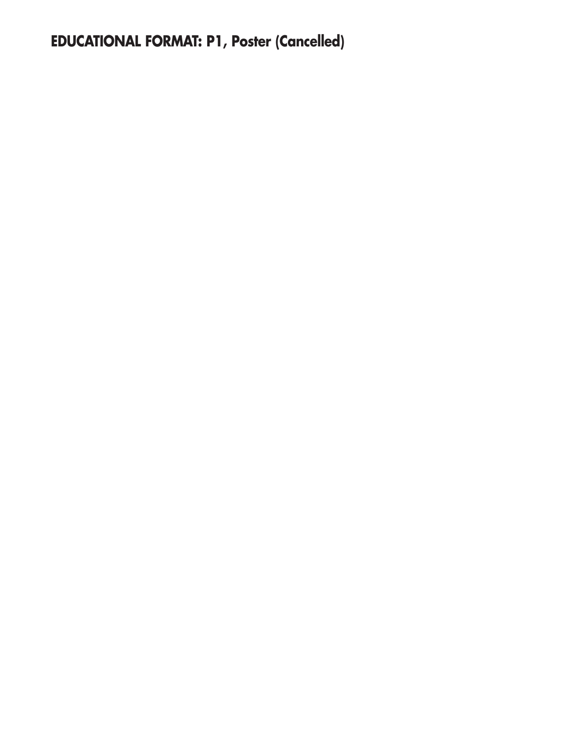**EDUCATIONAL FORMAT: P1, Poster (Cancelled)**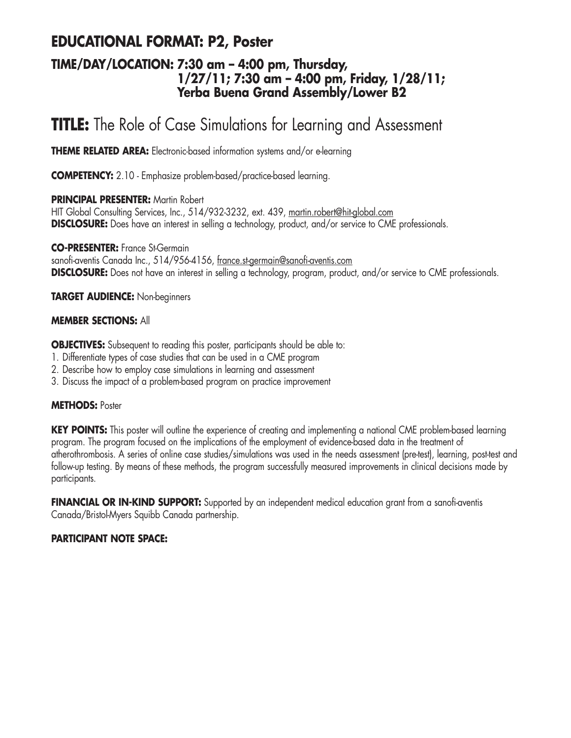## EDUCATIONAL FORMAT: P2, Poster

### TIME/DAY/LOCATION: 7:30 am – 4:00 pm, Thursday, 1/27/11; 7:30 am – 4:00 pm, Friday, 1/28/11; Yerba Buena Grand Assembly/Lower B2

# TITLE: The Role of Case Simulations for Learning and Assessment

**THEME RELATED AREA:** Electronic-based information systems and/or e-learning

**COMPETENCY:** 2.10 - Emphasize problem-based/practice-based learning.

**PRINCIPAL PRESENTER:** Martin Robert
HIT Global Consulting Services, Inc., 514/932-3232, ext. 439, martin.robert@hit-global.com
**DISCLOSURE:** Does have an interest in selling a technology, product, and/or service to CME professionals.

**CO-PRESENTER:** France St-Germain
sanofi-aventis Canada Inc., 514/956-4156, france.st-germain@sanofi-aventis.com
**DISCLOSURE:** Does not have an interest in selling a technology, program, product, and/or service to CME professionals.

**TARGET AUDIENCE:** Non-beginners

**MEMBER SECTIONS:** All

**OBJECTIVES:** Subsequent to reading this poster, participants should be able to:

1. Differentiate types of case studies that can be used in a CME program
2. Describe how to employ case simulations in learning and assessment
3. Discuss the impact of a problem-based program on practice improvement

**METHODS:** Poster

**KEY POINTS:** This poster will outline the experience of creating and implementing a national CME problem-based learning program. The program focused on the implications of the employment of evidence-based data in the treatment of atherothrombosis. A series of online case studies/simulations was used in the needs assessment (pre-test), learning, post-test and follow-up testing. By means of these methods, the program successfully measured improvements in clinical decisions made by participants.

**FINANCIAL OR IN-KIND SUPPORT:** Supported by an independent medical education grant from a sanofi-aventis Canada/Bristol-Myers Squibb Canada partnership.

**PARTICIPANT NOTE SPACE:**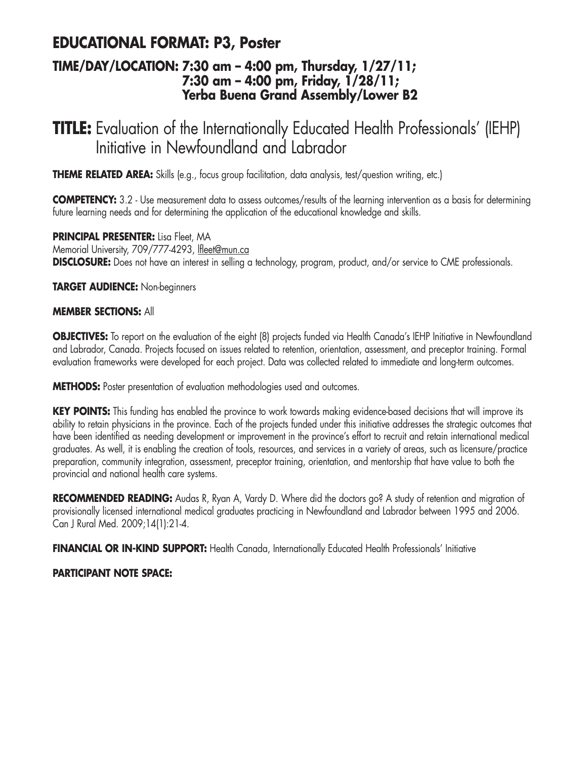## EDUCATIONAL FORMAT: P3, Poster

### TIME/DAY/LOCATION: 7:30 am – 4:00 pm, Thursday, 1/27/11; 7:30 am – 4:00 pm, Friday, 1/28/11; Yerba Buena Grand Assembly/Lower B2

# TITLE: Evaluation of the Internationally Educated Health Professionals' (IEHP) Initiative in Newfoundland and Labrador

**THEME RELATED AREA:** Skills (e.g., focus group facilitation, data analysis, test/question writing, etc.)

**COMPETENCY:** 3.2 - Use measurement data to assess outcomes/results of the learning intervention as a basis for determining future learning needs and for determining the application of the educational knowledge and skills.

**PRINCIPAL PRESENTER:** Lisa Fleet, MA
Memorial University, 709/777-4293, lfleet@mun.ca
**DISCLOSURE:** Does not have an interest in selling a technology, program, product, and/or service to CME professionals.

**TARGET AUDIENCE:** Non-beginners

**MEMBER SECTIONS:** All

**OBJECTIVES:** To report on the evaluation of the eight (8) projects funded via Health Canada's IEHP Initiative in Newfoundland and Labrador, Canada. Projects focused on issues related to retention, orientation, assessment, and preceptor training. Formal evaluation frameworks were developed for each project. Data was collected related to immediate and long-term outcomes.

**METHODS:** Poster presentation of evaluation methodologies used and outcomes.

**KEY POINTS:** This funding has enabled the province to work towards making evidence-based decisions that will improve its ability to retain physicians in the province. Each of the projects funded under this initiative addresses the strategic outcomes that have been identified as needing development or improvement in the province's effort to recruit and retain international medical graduates. As well, it is enabling the creation of tools, resources, and services in a variety of areas, such as licensure/practice preparation, community integration, assessment, preceptor training, orientation, and mentorship that have value to both the provincial and national health care systems.

**RECOMMENDED READING:** Audas R, Ryan A, Vardy D. Where did the doctors go? A study of retention and migration of provisionally licensed international medical graduates practicing in Newfoundland and Labrador between 1995 and 2006. Can J Rural Med. 2009;14(1):21-4.

**FINANCIAL OR IN-KIND SUPPORT:** Health Canada, Internationally Educated Health Professionals' Initiative

**PARTICIPANT NOTE SPACE:**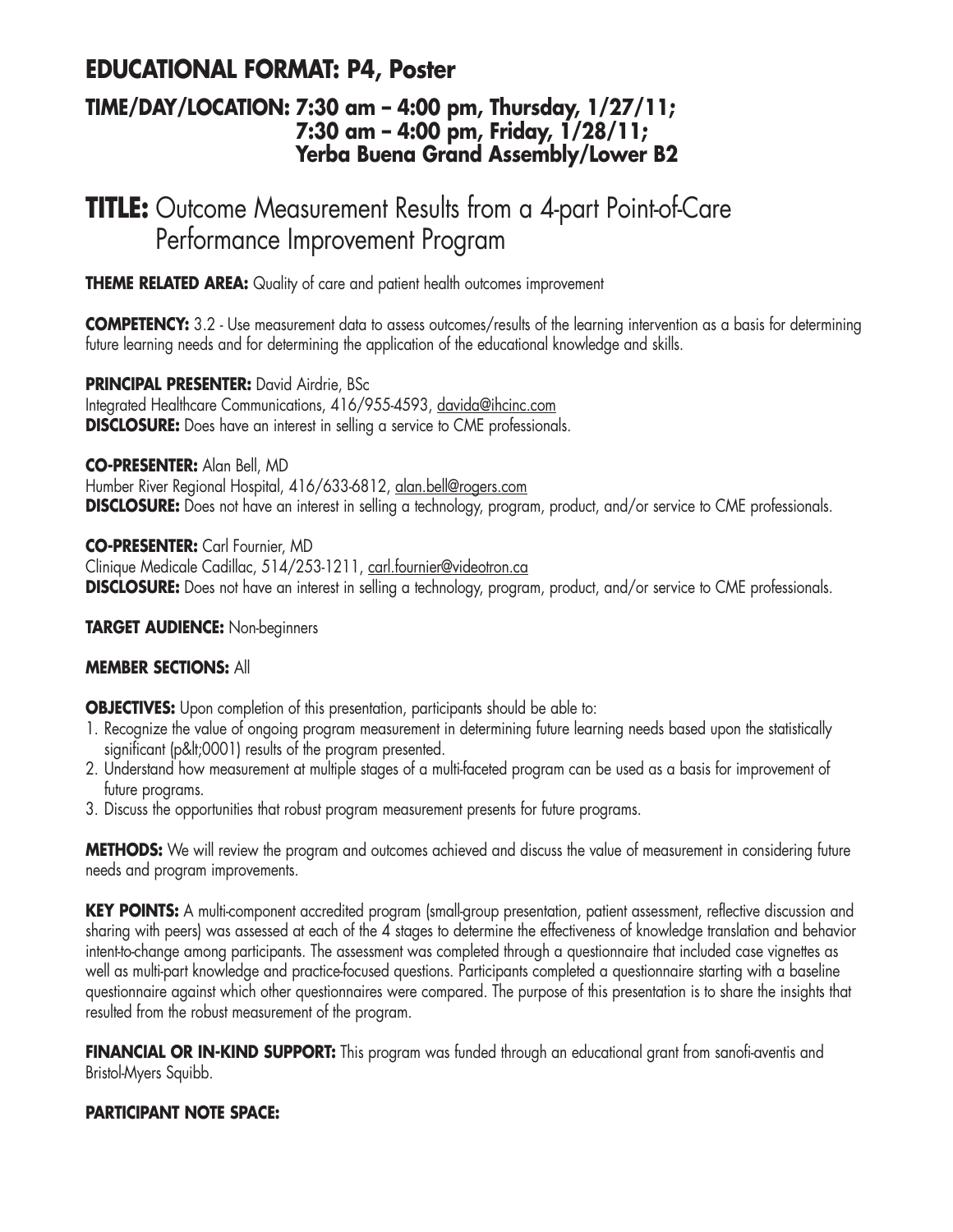# EDUCATIONAL FORMAT: P4, Poster

## TIME/DAY/LOCATION: 7:30 am – 4:00 pm, Thursday, 1/27/11; 7:30 am – 4:00 pm, Friday, 1/28/11; Yerba Buena Grand Assembly/Lower B2

# TITLE: Outcome Measurement Results from a 4-part Point-of-Care Performance Improvement Program

**THEME RELATED AREA:** Quality of care and patient health outcomes improvement

**COMPETENCY:** 3.2 - Use measurement data to assess outcomes/results of the learning intervention as a basis for determining future learning needs and for determining the application of the educational knowledge and skills.

**PRINCIPAL PRESENTER:** David Airdrie, BSc
Integrated Healthcare Communications, 416/955-4593, davida@ihcinc.com
**DISCLOSURE:** Does have an interest in selling a service to CME professionals.

**CO-PRESENTER:** Alan Bell, MD
Humber River Regional Hospital, 416/633-6812, alan.bell@rogers.com
**DISCLOSURE:** Does not have an interest in selling a technology, program, product, and/or service to CME professionals.

**CO-PRESENTER:** Carl Fournier, MD
Clinique Medicale Cadillac, 514/253-1211, carl.fournier@videotron.ca
**DISCLOSURE:** Does not have an interest in selling a technology, program, product, and/or service to CME professionals.

**TARGET AUDIENCE:** Non-beginners

**MEMBER SECTIONS:** All

**OBJECTIVES:** Upon completion of this presentation, participants should be able to:
1. Recognize the value of ongoing program measurement in determining future learning needs based upon the statistically significant (p&lt;0001) results of the program presented.
2. Understand how measurement at multiple stages of a multi-faceted program can be used as a basis for improvement of future programs.
3. Discuss the opportunities that robust program measurement presents for future programs.

**METHODS:** We will review the program and outcomes achieved and discuss the value of measurement in considering future needs and program improvements.

**KEY POINTS:** A multi-component accredited program (small-group presentation, patient assessment, reflective discussion and sharing with peers) was assessed at each of the 4 stages to determine the effectiveness of knowledge translation and behavior intent-to-change among participants. The assessment was completed through a questionnaire that included case vignettes as well as multi-part knowledge and practice-focused questions. Participants completed a questionnaire starting with a baseline questionnaire against which other questionnaires were compared. The purpose of this presentation is to share the insights that resulted from the robust measurement of the program.

**FINANCIAL OR IN-KIND SUPPORT:** This program was funded through an educational grant from sanofi-aventis and Bristol-Myers Squibb.

**PARTICIPANT NOTE SPACE:**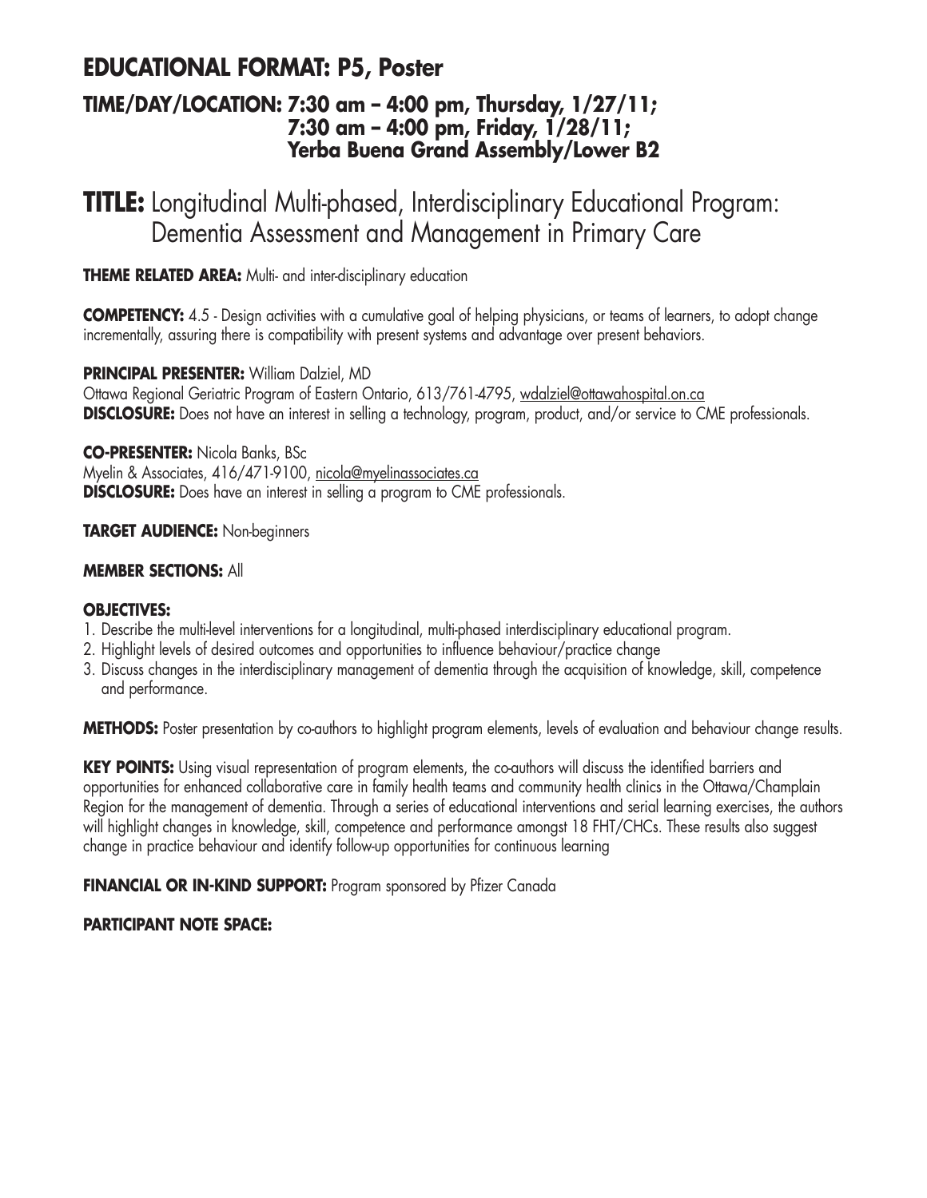## EDUCATIONAL FORMAT: P5, Poster

### TIME/DAY/LOCATION: 7:30 am – 4:00 pm, Thursday, 1/27/11; 7:30 am – 4:00 pm, Friday, 1/28/11; Yerba Buena Grand Assembly/Lower B2

# TITLE: Longitudinal Multi-phased, Interdisciplinary Educational Program: Dementia Assessment and Management in Primary Care

**THEME RELATED AREA:** Multi- and inter-disciplinary education

**COMPETENCY:** 4.5 - Design activities with a cumulative goal of helping physicians, or teams of learners, to adopt change incrementally, assuring there is compatibility with present systems and advantage over present behaviors.

**PRINCIPAL PRESENTER:** William Dalziel, MD
Ottawa Regional Geriatric Program of Eastern Ontario, 613/761-4795, wdalziel@ottawahospital.on.ca
**DISCLOSURE:** Does not have an interest in selling a technology, program, product, and/or service to CME professionals.

**CO-PRESENTER:** Nicola Banks, BSc
Myelin & Associates, 416/471-9100, nicola@myelinassociates.ca
**DISCLOSURE:** Does have an interest in selling a program to CME professionals.

**TARGET AUDIENCE:** Non-beginners

**MEMBER SECTIONS:** All

**OBJECTIVES:**

1. Describe the multi-level interventions for a longitudinal, multi-phased interdisciplinary educational program.
2. Highlight levels of desired outcomes and opportunities to influence behaviour/practice change
3. Discuss changes in the interdisciplinary management of dementia through the acquisition of knowledge, skill, competence and performance.

**METHODS:** Poster presentation by co-authors to highlight program elements, levels of evaluation and behaviour change results.

**KEY POINTS:** Using visual representation of program elements, the co-authors will discuss the identified barriers and opportunities for enhanced collaborative care in family health teams and community health clinics in the Ottawa/Champlain Region for the management of dementia. Through a series of educational interventions and serial learning exercises, the authors will highlight changes in knowledge, skill, competence and performance amongst 18 FHT/CHCs. These results also suggest change in practice behaviour and identify follow-up opportunities for continuous learning

**FINANCIAL OR IN-KIND SUPPORT:** Program sponsored by Pfizer Canada

**PARTICIPANT NOTE SPACE:**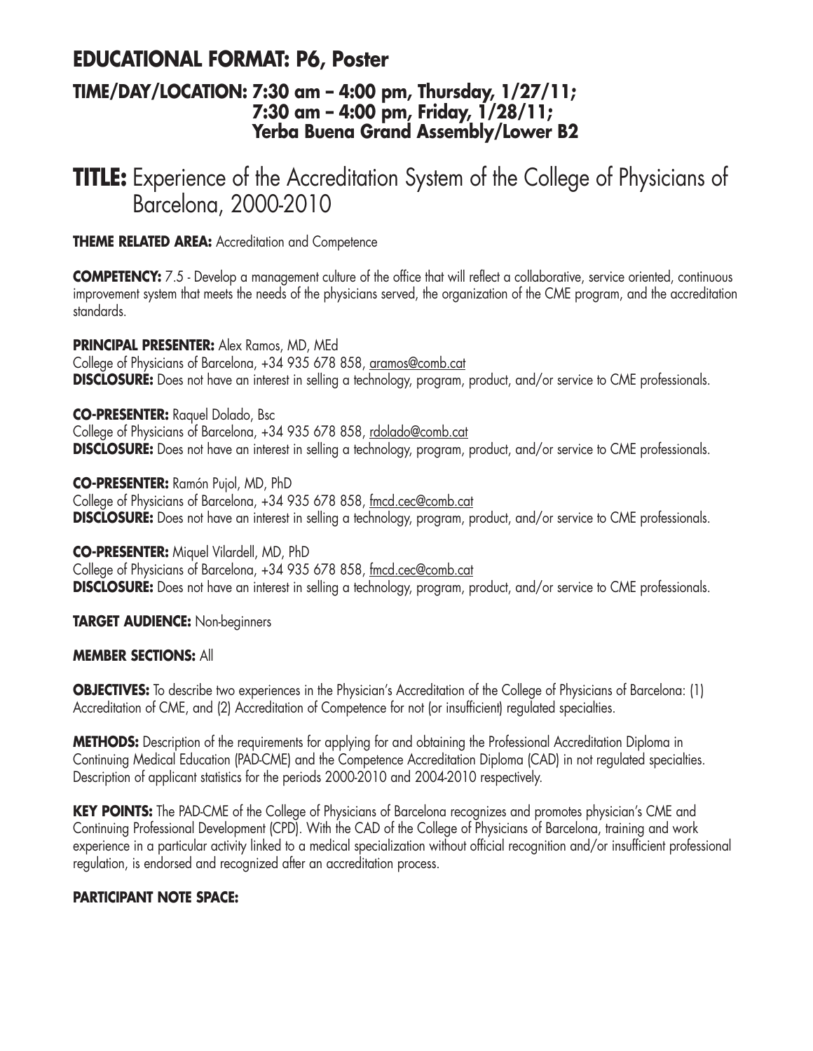## EDUCATIONAL FORMAT: P6, Poster

### TIME/DAY/LOCATION: 7:30 am – 4:00 pm, Thursday, 1/27/11; 7:30 am – 4:00 pm, Friday, 1/28/11; Yerba Buena Grand Assembly/Lower B2

# TITLE: Experience of the Accreditation System of the College of Physicians of Barcelona, 2000-2010

**THEME RELATED AREA:** Accreditation and Competence

**COMPETENCY:** 7.5 - Develop a management culture of the office that will reflect a collaborative, service oriented, continuous improvement system that meets the needs of the physicians served, the organization of the CME program, and the accreditation standards.

**PRINCIPAL PRESENTER:** Alex Ramos, MD, MEd
College of Physicians of Barcelona, +34 935 678 858, aramos@comb.cat
**DISCLOSURE:** Does not have an interest in selling a technology, program, product, and/or service to CME professionals.

**CO-PRESENTER:** Raquel Dolado, Bsc
College of Physicians of Barcelona, +34 935 678 858, rdolado@comb.cat
**DISCLOSURE:** Does not have an interest in selling a technology, program, product, and/or service to CME professionals.

**CO-PRESENTER:** Ramón Pujol, MD, PhD
College of Physicians of Barcelona, +34 935 678 858, fmcd.cec@comb.cat
**DISCLOSURE:** Does not have an interest in selling a technology, program, product, and/or service to CME professionals.

**CO-PRESENTER:** Miquel Vilardell, MD, PhD
College of Physicians of Barcelona, +34 935 678 858, fmcd.cec@comb.cat
**DISCLOSURE:** Does not have an interest in selling a technology, program, product, and/or service to CME professionals.

**TARGET AUDIENCE:** Non-beginners

**MEMBER SECTIONS:** All

**OBJECTIVES:** To describe two experiences in the Physician's Accreditation of the College of Physicians of Barcelona: (1) Accreditation of CME, and (2) Accreditation of Competence for not (or insufficient) regulated specialties.

**METHODS:** Description of the requirements for applying for and obtaining the Professional Accreditation Diploma in Continuing Medical Education (PAD-CME) and the Competence Accreditation Diploma (CAD) in not regulated specialties. Description of applicant statistics for the periods 2000-2010 and 2004-2010 respectively.

**KEY POINTS:** The PAD-CME of the College of Physicians of Barcelona recognizes and promotes physician's CME and Continuing Professional Development (CPD). With the CAD of the College of Physicians of Barcelona, training and work experience in a particular activity linked to a medical specialization without official recognition and/or insufficient professional regulation, is endorsed and recognized after an accreditation process.

**PARTICIPANT NOTE SPACE:**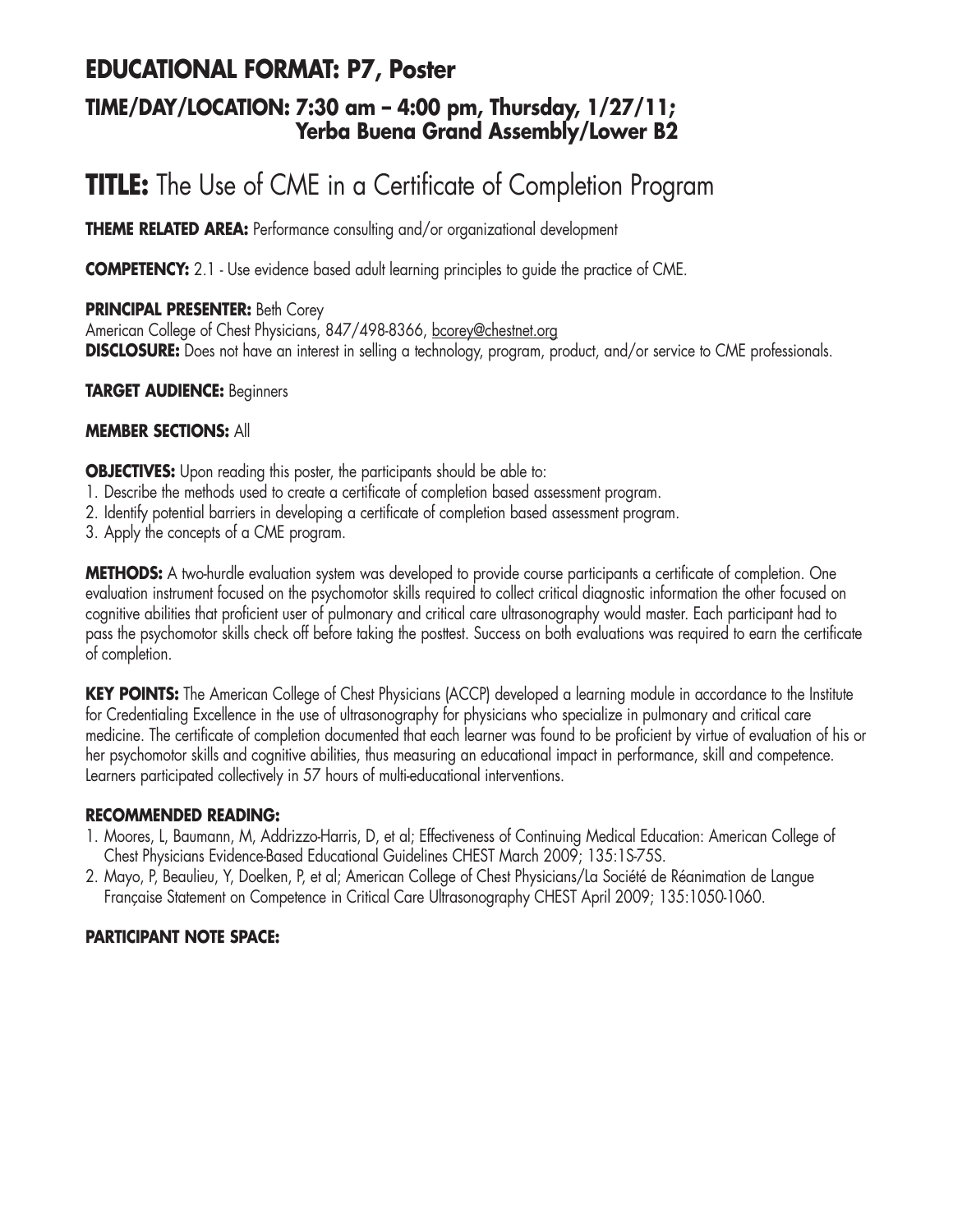## EDUCATIONAL FORMAT: P7, Poster

### TIME/DAY/LOCATION: 7:30 am – 4:00 pm, Thursday, 1/27/11; Yerba Buena Grand Assembly/Lower B2

# TITLE: The Use of CME in a Certificate of Completion Program

**THEME RELATED AREA:** Performance consulting and/or organizational development

**COMPETENCY:** 2.1 - Use evidence based adult learning principles to guide the practice of CME.

**PRINCIPAL PRESENTER:** Beth Corey
American College of Chest Physicians, 847/498-8366, bcorey@chestnet.org
**DISCLOSURE:** Does not have an interest in selling a technology, program, product, and/or service to CME professionals.

**TARGET AUDIENCE:** Beginners

**MEMBER SECTIONS:** All

**OBJECTIVES:** Upon reading this poster, the participants should be able to:

1. Describe the methods used to create a certificate of completion based assessment program.
2. Identify potential barriers in developing a certificate of completion based assessment program.
3. Apply the concepts of a CME program.

**METHODS:** A two-hurdle evaluation system was developed to provide course participants a certificate of completion. One evaluation instrument focused on the psychomotor skills required to collect critical diagnostic information the other focused on cognitive abilities that proficient user of pulmonary and critical care ultrasonography would master. Each participant had to pass the psychomotor skills check off before taking the posttest. Success on both evaluations was required to earn the certificate of completion.

**KEY POINTS:** The American College of Chest Physicians (ACCP) developed a learning module in accordance to the Institute for Credentialing Excellence in the use of ultrasonography for physicians who specialize in pulmonary and critical care medicine. The certificate of completion documented that each learner was found to be proficient by virtue of evaluation of his or her psychomotor skills and cognitive abilities, thus measuring an educational impact in performance, skill and competence. Learners participated collectively in 57 hours of multi-educational interventions.

**RECOMMENDED READING:**

1. Moores, L, Baumann, M, Addrizzo-Harris, D, et al; Effectiveness of Continuing Medical Education: American College of Chest Physicians Evidence-Based Educational Guidelines CHEST March 2009; 135:1S-75S.
2. Mayo, P, Beaulieu, Y, Doelken, P, et al; American College of Chest Physicians/La Société de Réanimation de Langue Française Statement on Competence in Critical Care Ultrasonography CHEST April 2009; 135:1050-1060.

**PARTICIPANT NOTE SPACE:**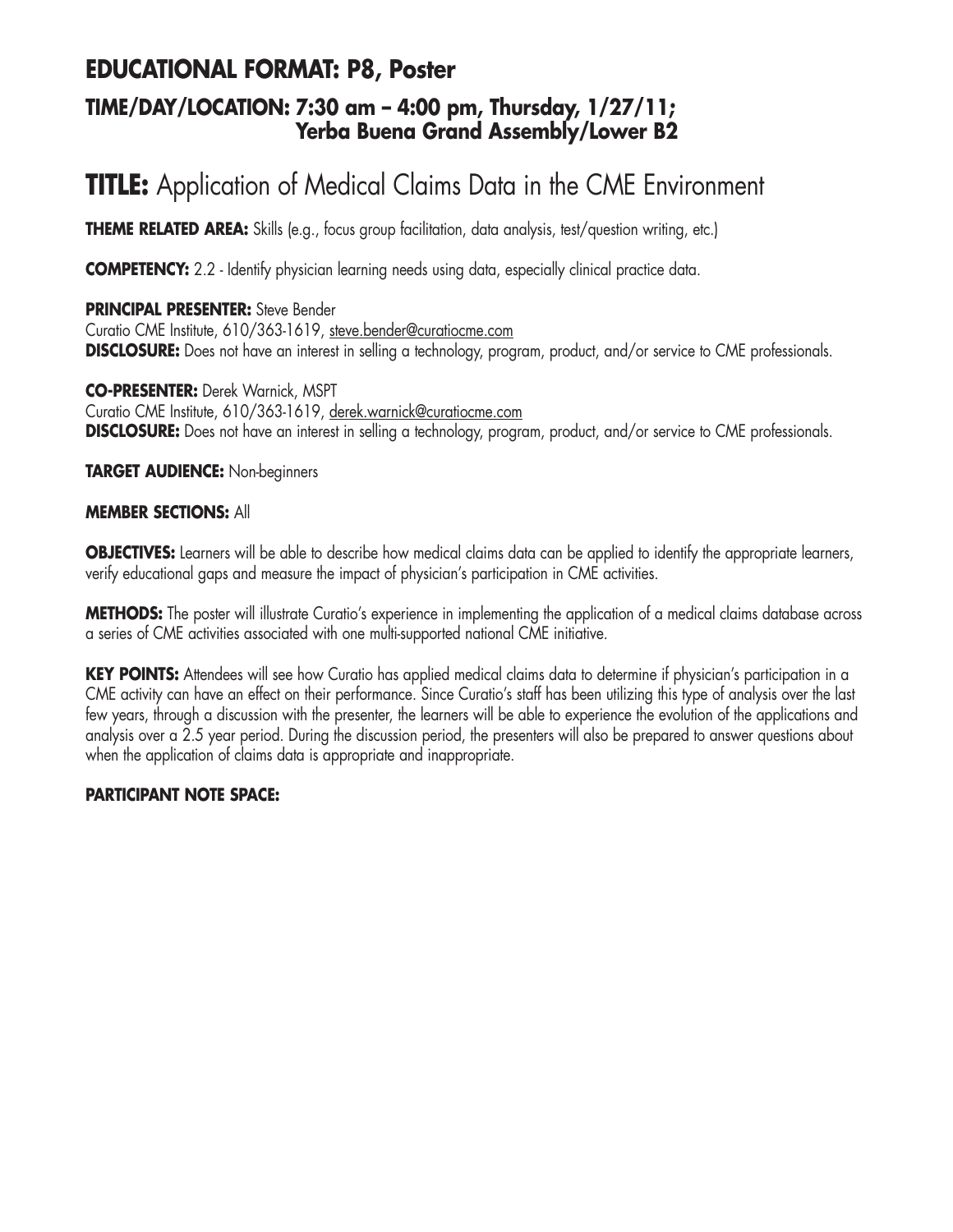## EDUCATIONAL FORMAT: P8, Poster

### TIME/DAY/LOCATION: 7:30 am – 4:00 pm, Thursday, 1/27/11; Yerba Buena Grand Assembly/Lower B2

# TITLE: Application of Medical Claims Data in the CME Environment

**THEME RELATED AREA:** Skills (e.g., focus group facilitation, data analysis, test/question writing, etc.)

**COMPETENCY:** 2.2 - Identify physician learning needs using data, especially clinical practice data.

**PRINCIPAL PRESENTER:** Steve Bender
Curatio CME Institute, 610/363-1619, steve.bender@curatiocme.com
**DISCLOSURE:** Does not have an interest in selling a technology, program, product, and/or service to CME professionals.

**CO-PRESENTER:** Derek Warnick, MSPT
Curatio CME Institute, 610/363-1619, derek.warnick@curatiocme.com
**DISCLOSURE:** Does not have an interest in selling a technology, program, product, and/or service to CME professionals.

**TARGET AUDIENCE:** Non-beginners

**MEMBER SECTIONS:** All

**OBJECTIVES:** Learners will be able to describe how medical claims data can be applied to identify the appropriate learners, verify educational gaps and measure the impact of physician's participation in CME activities.

**METHODS:** The poster will illustrate Curatio's experience in implementing the application of a medical claims database across a series of CME activities associated with one multi-supported national CME initiative.

**KEY POINTS:** Attendees will see how Curatio has applied medical claims data to determine if physician's participation in a CME activity can have an effect on their performance. Since Curatio's staff has been utilizing this type of analysis over the last few years, through a discussion with the presenter, the learners will be able to experience the evolution of the applications and analysis over a 2.5 year period. During the discussion period, the presenters will also be prepared to answer questions about when the application of claims data is appropriate and inappropriate.

**PARTICIPANT NOTE SPACE:**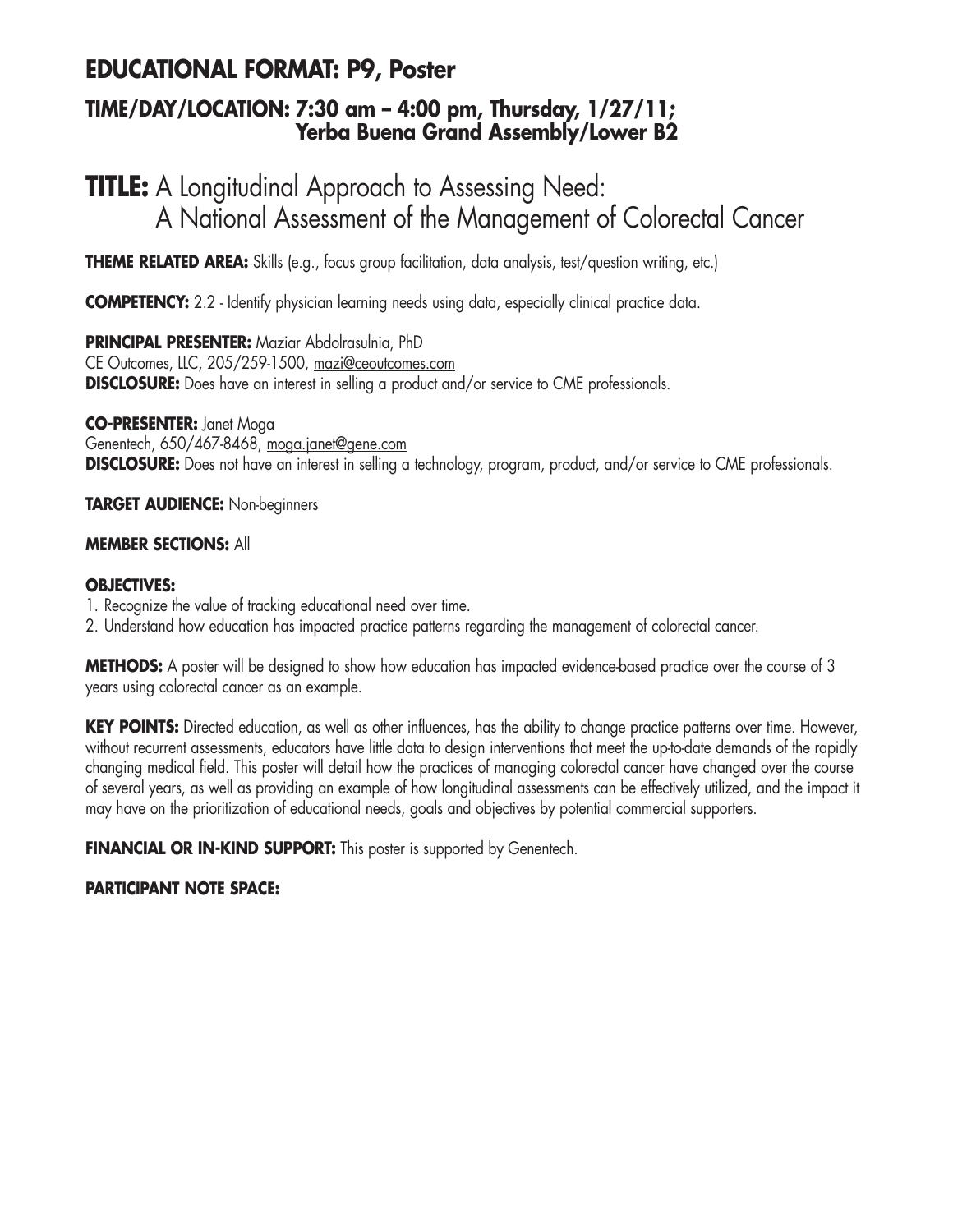# EDUCATIONAL FORMAT: P9, Poster

## TIME/DAY/LOCATION: 7:30 am – 4:00 pm, Thursday, 1/27/11; Yerba Buena Grand Assembly/Lower B2

# TITLE: A Longitudinal Approach to Assessing Need: A National Assessment of the Management of Colorectal Cancer

**THEME RELATED AREA:** Skills (e.g., focus group facilitation, data analysis, test/question writing, etc.)

**COMPETENCY:** 2.2 - Identify physician learning needs using data, especially clinical practice data.

**PRINCIPAL PRESENTER:** Maziar Abdolrasulnia, PhD
CE Outcomes, LLC, 205/259-1500, mazi@ceoutcomes.com
**DISCLOSURE:** Does have an interest in selling a product and/or service to CME professionals.

**CO-PRESENTER:** Janet Moga
Genentech, 650/467-8468, moga.janet@gene.com
**DISCLOSURE:** Does not have an interest in selling a technology, program, product, and/or service to CME professionals.

**TARGET AUDIENCE:** Non-beginners

**MEMBER SECTIONS:** All

**OBJECTIVES:**

1. Recognize the value of tracking educational need over time.
2. Understand how education has impacted practice patterns regarding the management of colorectal cancer.

**METHODS:** A poster will be designed to show how education has impacted evidence-based practice over the course of 3 years using colorectal cancer as an example.

**KEY POINTS:** Directed education, as well as other influences, has the ability to change practice patterns over time. However, without recurrent assessments, educators have little data to design interventions that meet the up-to-date demands of the rapidly changing medical field. This poster will detail how the practices of managing colorectal cancer have changed over the course of several years, as well as providing an example of how longitudinal assessments can be effectively utilized, and the impact it may have on the prioritization of educational needs, goals and objectives by potential commercial supporters.

**FINANCIAL OR IN-KIND SUPPORT:** This poster is supported by Genentech.

**PARTICIPANT NOTE SPACE:**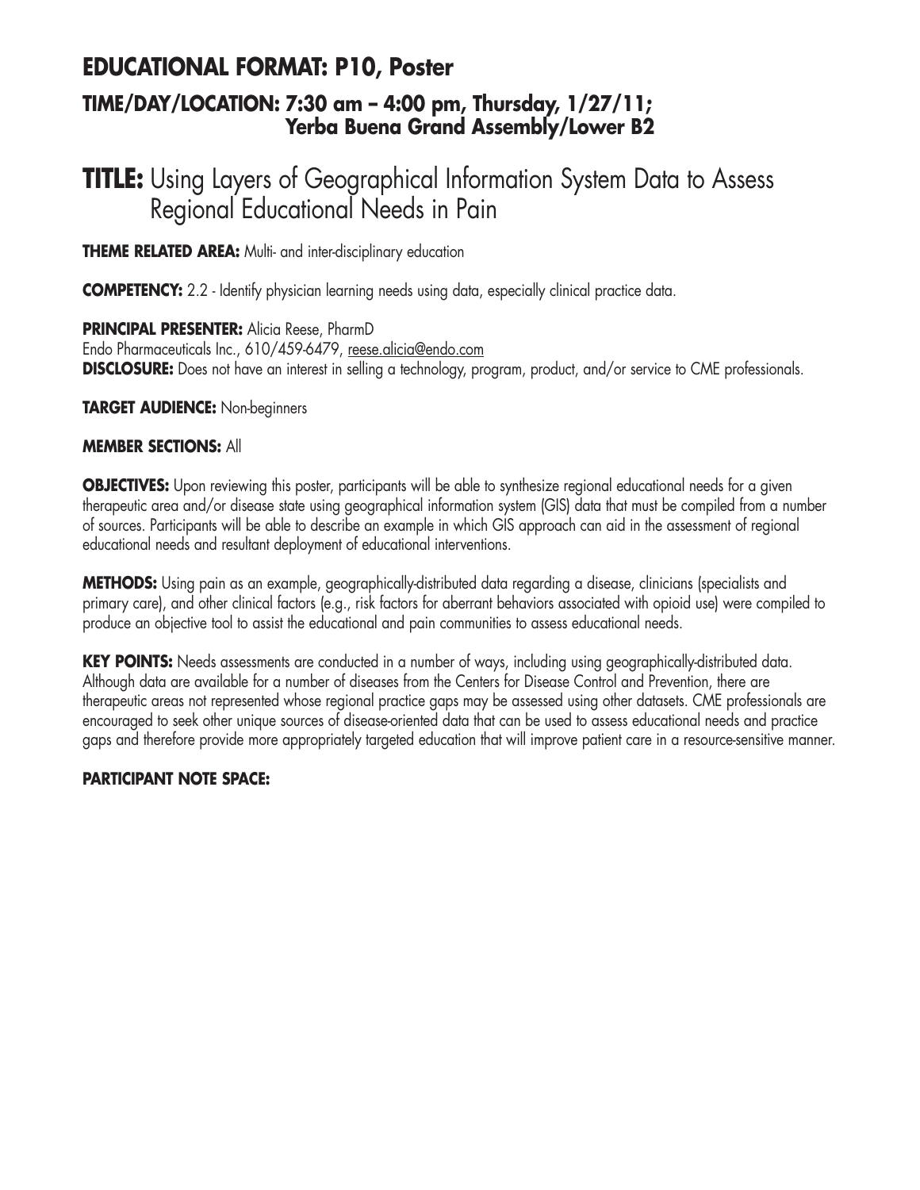## EDUCATIONAL FORMAT: P10, Poster

### TIME/DAY/LOCATION: 7:30 am – 4:00 pm, Thursday, 1/27/11; Yerba Buena Grand Assembly/Lower B2

# TITLE: Using Layers of Geographical Information System Data to Assess Regional Educational Needs in Pain

**THEME RELATED AREA:** Multi- and inter-disciplinary education

**COMPETENCY:** 2.2 - Identify physician learning needs using data, especially clinical practice data.

**PRINCIPAL PRESENTER:** Alicia Reese, PharmD
Endo Pharmaceuticals Inc., 610/459-6479, reese.alicia@endo.com
**DISCLOSURE:** Does not have an interest in selling a technology, program, product, and/or service to CME professionals.

**TARGET AUDIENCE:** Non-beginners

**MEMBER SECTIONS:** All

**OBJECTIVES:** Upon reviewing this poster, participants will be able to synthesize regional educational needs for a given therapeutic area and/or disease state using geographical information system (GIS) data that must be compiled from a number of sources. Participants will be able to describe an example in which GIS approach can aid in the assessment of regional educational needs and resultant deployment of educational interventions.

**METHODS:** Using pain as an example, geographically-distributed data regarding a disease, clinicians (specialists and primary care), and other clinical factors (e.g., risk factors for aberrant behaviors associated with opioid use) were compiled to produce an objective tool to assist the educational and pain communities to assess educational needs.

**KEY POINTS:** Needs assessments are conducted in a number of ways, including using geographically-distributed data. Although data are available for a number of diseases from the Centers for Disease Control and Prevention, there are therapeutic areas not represented whose regional practice gaps may be assessed using other datasets. CME professionals are encouraged to seek other unique sources of disease-oriented data that can be used to assess educational needs and practice gaps and therefore provide more appropriately targeted education that will improve patient care in a resource-sensitive manner.

**PARTICIPANT NOTE SPACE:**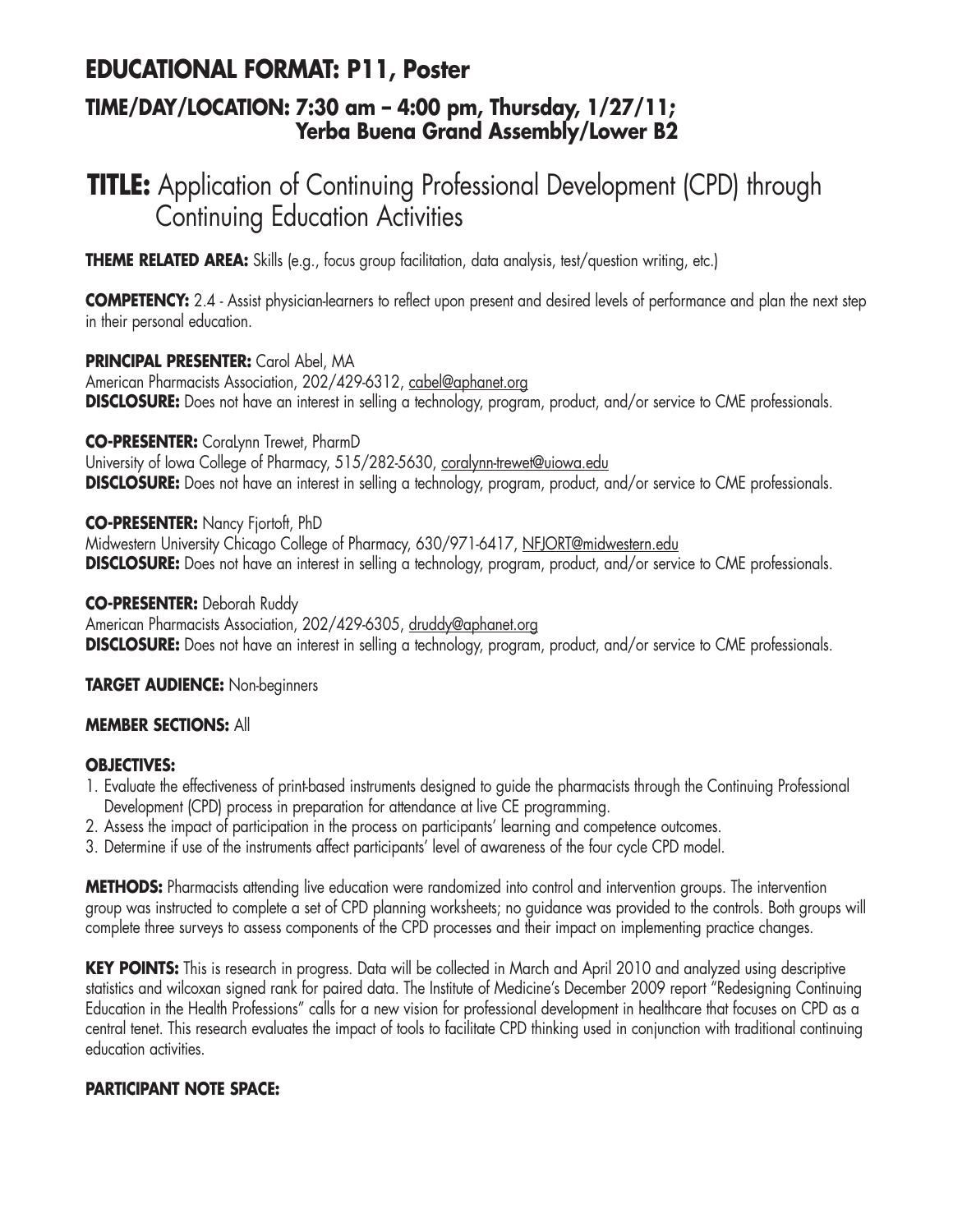## EDUCATIONAL FORMAT: P11, Poster

### TIME/DAY/LOCATION: 7:30 am – 4:00 pm, Thursday, 1/27/11; Yerba Buena Grand Assembly/Lower B2

# TITLE: Application of Continuing Professional Development (CPD) through Continuing Education Activities

**THEME RELATED AREA:** Skills (e.g., focus group facilitation, data analysis, test/question writing, etc.)

**COMPETENCY:** 2.4 - Assist physician-learners to reflect upon present and desired levels of performance and plan the next step in their personal education.

**PRINCIPAL PRESENTER:** Carol Abel, MA
American Pharmacists Association, 202/429-6312, cabel@aphanet.org
**DISCLOSURE:** Does not have an interest in selling a technology, program, product, and/or service to CME professionals.

**CO-PRESENTER:** CoraLynn Trewet, PharmD
University of Iowa College of Pharmacy, 515/282-5630, coralynn-trewet@uiowa.edu
**DISCLOSURE:** Does not have an interest in selling a technology, program, product, and/or service to CME professionals.

**CO-PRESENTER:** Nancy Fjortoft, PhD
Midwestern University Chicago College of Pharmacy, 630/971-6417, NFJORT@midwestern.edu
**DISCLOSURE:** Does not have an interest in selling a technology, program, product, and/or service to CME professionals.

**CO-PRESENTER:** Deborah Ruddy
American Pharmacists Association, 202/429-6305, druddy@aphanet.org
**DISCLOSURE:** Does not have an interest in selling a technology, program, product, and/or service to CME professionals.

**TARGET AUDIENCE:** Non-beginners

**MEMBER SECTIONS:** All

**OBJECTIVES:**

1. Evaluate the effectiveness of print-based instruments designed to guide the pharmacists through the Continuing Professional Development (CPD) process in preparation for attendance at live CE programming.
2. Assess the impact of participation in the process on participants' learning and competence outcomes.
3. Determine if use of the instruments affect participants' level of awareness of the four cycle CPD model.

**METHODS:** Pharmacists attending live education were randomized into control and intervention groups. The intervention group was instructed to complete a set of CPD planning worksheets; no guidance was provided to the controls. Both groups will complete three surveys to assess components of the CPD processes and their impact on implementing practice changes.

**KEY POINTS:** This is research in progress. Data will be collected in March and April 2010 and analyzed using descriptive statistics and wilcoxan signed rank for paired data. The Institute of Medicine's December 2009 report "Redesigning Continuing Education in the Health Professions" calls for a new vision for professional development in healthcare that focuses on CPD as a central tenet. This research evaluates the impact of tools to facilitate CPD thinking used in conjunction with traditional continuing education activities.

**PARTICIPANT NOTE SPACE:**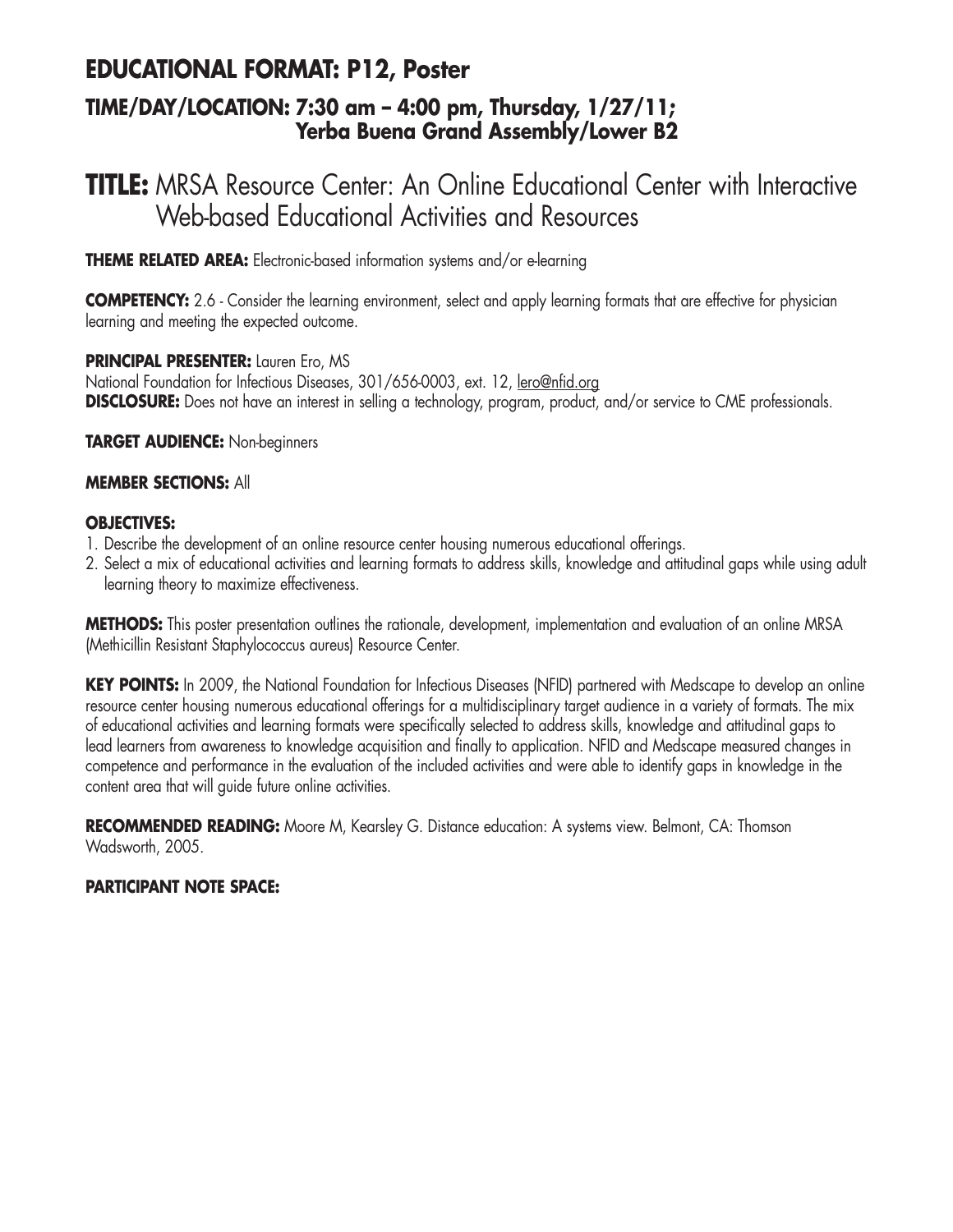## EDUCATIONAL FORMAT: P12, Poster

### TIME/DAY/LOCATION: 7:30 am – 4:00 pm, Thursday, 1/27/11; Yerba Buena Grand Assembly/Lower B2

# TITLE: MRSA Resource Center: An Online Educational Center with Interactive Web-based Educational Activities and Resources

**THEME RELATED AREA:** Electronic-based information systems and/or e-learning

**COMPETENCY:** 2.6 - Consider the learning environment, select and apply learning formats that are effective for physician learning and meeting the expected outcome.

**PRINCIPAL PRESENTER:** Lauren Ero, MS
National Foundation for Infectious Diseases, 301/656-0003, ext. 12, lero@nfid.org
**DISCLOSURE:** Does not have an interest in selling a technology, program, product, and/or service to CME professionals.

**TARGET AUDIENCE:** Non-beginners

**MEMBER SECTIONS:** All

**OBJECTIVES:**
1. Describe the development of an online resource center housing numerous educational offerings.
2. Select a mix of educational activities and learning formats to address skills, knowledge and attitudinal gaps while using adult learning theory to maximize effectiveness.

**METHODS:** This poster presentation outlines the rationale, development, implementation and evaluation of an online MRSA (Methicillin Resistant Staphylococcus aureus) Resource Center.

**KEY POINTS:** In 2009, the National Foundation for Infectious Diseases (NFID) partnered with Medscape to develop an online resource center housing numerous educational offerings for a multidisciplinary target audience in a variety of formats. The mix of educational activities and learning formats were specifically selected to address skills, knowledge and attitudinal gaps to lead learners from awareness to knowledge acquisition and finally to application. NFID and Medscape measured changes in competence and performance in the evaluation of the included activities and were able to identify gaps in knowledge in the content area that will guide future online activities.

**RECOMMENDED READING:** Moore M, Kearsley G. Distance education: A systems view. Belmont, CA: Thomson Wadsworth, 2005.

**PARTICIPANT NOTE SPACE:**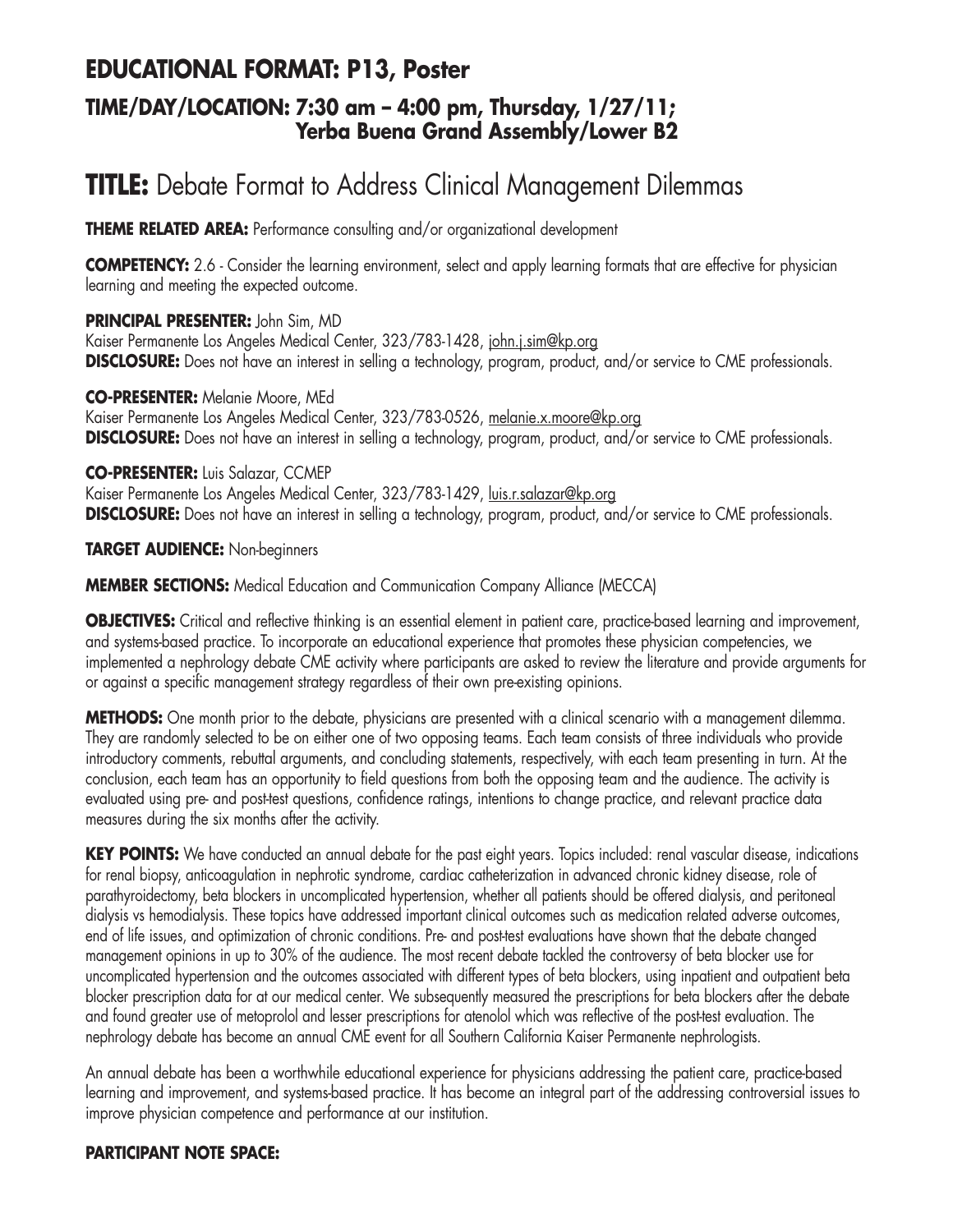## EDUCATIONAL FORMAT: P13, Poster

### TIME/DAY/LOCATION: 7:30 am – 4:00 pm, Thursday, 1/27/11; Yerba Buena Grand Assembly/Lower B2

# TITLE: Debate Format to Address Clinical Management Dilemmas

**THEME RELATED AREA:** Performance consulting and/or organizational development

**COMPETENCY:** 2.6 - Consider the learning environment, select and apply learning formats that are effective for physician learning and meeting the expected outcome.

**PRINCIPAL PRESENTER:** John Sim, MD
Kaiser Permanente Los Angeles Medical Center, 323/783-1428, john.j.sim@kp.org
**DISCLOSURE:** Does not have an interest in selling a technology, program, product, and/or service to CME professionals.

**CO-PRESENTER:** Melanie Moore, MEd
Kaiser Permanente Los Angeles Medical Center, 323/783-0526, melanie.x.moore@kp.org
**DISCLOSURE:** Does not have an interest in selling a technology, program, product, and/or service to CME professionals.

**CO-PRESENTER:** Luis Salazar, CCMEP
Kaiser Permanente Los Angeles Medical Center, 323/783-1429, luis.r.salazar@kp.org
**DISCLOSURE:** Does not have an interest in selling a technology, program, product, and/or service to CME professionals.

**TARGET AUDIENCE:** Non-beginners

**MEMBER SECTIONS:** Medical Education and Communication Company Alliance (MECCA)

**OBJECTIVES:** Critical and reflective thinking is an essential element in patient care, practice-based learning and improvement, and systems-based practice. To incorporate an educational experience that promotes these physician competencies, we implemented a nephrology debate CME activity where participants are asked to review the literature and provide arguments for or against a specific management strategy regardless of their own pre-existing opinions.

**METHODS:** One month prior to the debate, physicians are presented with a clinical scenario with a management dilemma. They are randomly selected to be on either one of two opposing teams. Each team consists of three individuals who provide introductory comments, rebuttal arguments, and concluding statements, respectively, with each team presenting in turn. At the conclusion, each team has an opportunity to field questions from both the opposing team and the audience. The activity is evaluated using pre- and post-test questions, confidence ratings, intentions to change practice, and relevant practice data measures during the six months after the activity.

**KEY POINTS:** We have conducted an annual debate for the past eight years. Topics included: renal vascular disease, indications for renal biopsy, anticoagulation in nephrotic syndrome, cardiac catheterization in advanced chronic kidney disease, role of parathyroidectomy, beta blockers in uncomplicated hypertension, whether all patients should be offered dialysis, and peritoneal dialysis vs hemodialysis. These topics have addressed important clinical outcomes such as medication related adverse outcomes, end of life issues, and optimization of chronic conditions. Pre- and post-test evaluations have shown that the debate changed management opinions in up to 30% of the audience. The most recent debate tackled the controversy of beta blocker use for uncomplicated hypertension and the outcomes associated with different types of beta blockers, using inpatient and outpatient beta blocker prescription data for at our medical center. We subsequently measured the prescriptions for beta blockers after the debate and found greater use of metoprolol and lesser prescriptions for atenolol which was reflective of the post-test evaluation. The nephrology debate has become an annual CME event for all Southern California Kaiser Permanente nephrologists.

An annual debate has been a worthwhile educational experience for physicians addressing the patient care, practice-based learning and improvement, and systems-based practice. It has become an integral part of the addressing controversial issues to improve physician competence and performance at our institution.

**PARTICIPANT NOTE SPACE:**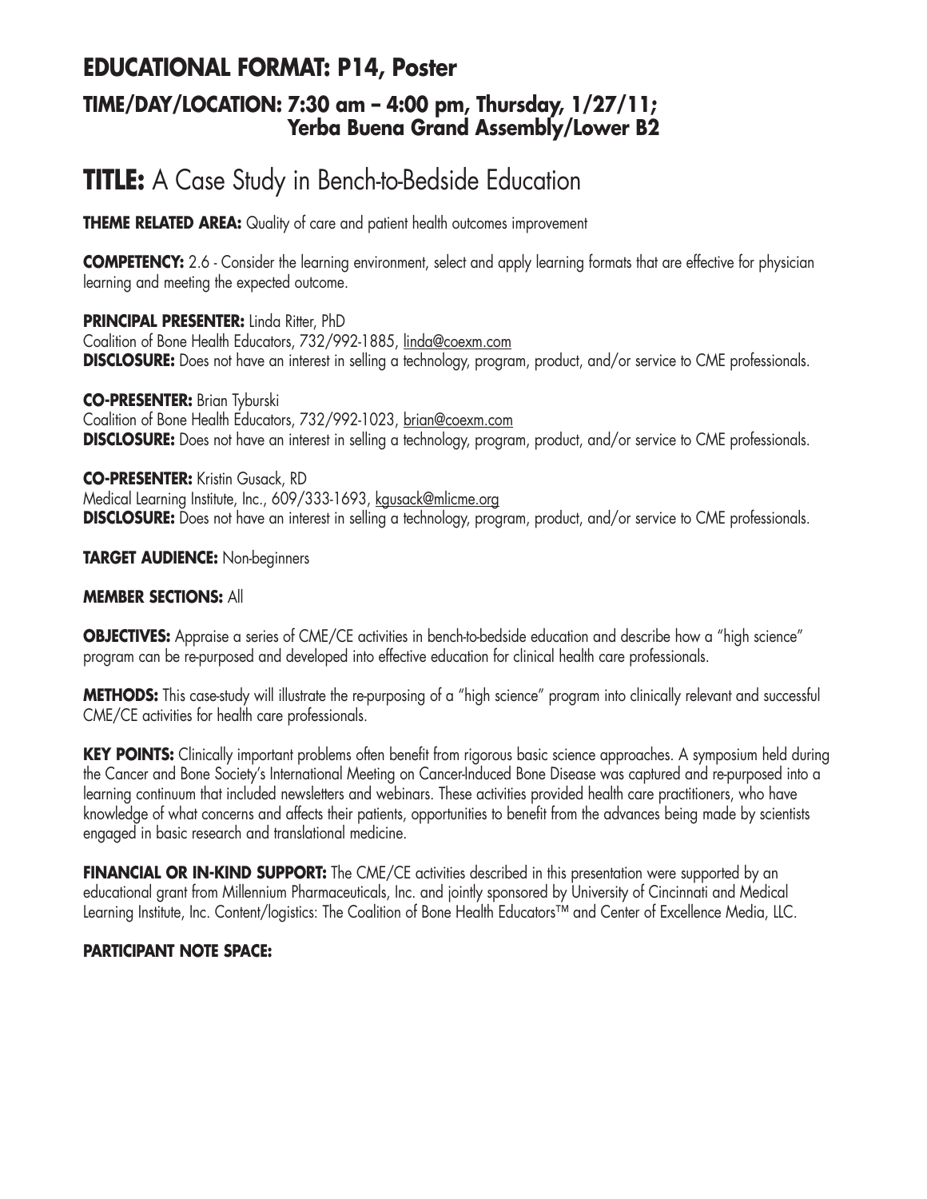## EDUCATIONAL FORMAT: P14, Poster

### TIME/DAY/LOCATION: 7:30 am – 4:00 pm, Thursday, 1/27/11; Yerba Buena Grand Assembly/Lower B2

# TITLE: A Case Study in Bench-to-Bedside Education

**THEME RELATED AREA:** Quality of care and patient health outcomes improvement

**COMPETENCY:** 2.6 - Consider the learning environment, select and apply learning formats that are effective for physician learning and meeting the expected outcome.

**PRINCIPAL PRESENTER:** Linda Ritter, PhD
Coalition of Bone Health Educators, 732/992-1885, linda@coexm.com
**DISCLOSURE:** Does not have an interest in selling a technology, program, product, and/or service to CME professionals.

**CO-PRESENTER:** Brian Tyburski
Coalition of Bone Health Educators, 732/992-1023, brian@coexm.com
**DISCLOSURE:** Does not have an interest in selling a technology, program, product, and/or service to CME professionals.

**CO-PRESENTER:** Kristin Gusack, RD
Medical Learning Institute, Inc., 609/333-1693, kgusack@mlicme.org
**DISCLOSURE:** Does not have an interest in selling a technology, program, product, and/or service to CME professionals.

**TARGET AUDIENCE:** Non-beginners

**MEMBER SECTIONS:** All

**OBJECTIVES:** Appraise a series of CME/CE activities in bench-to-bedside education and describe how a "high science" program can be re-purposed and developed into effective education for clinical health care professionals.

**METHODS:** This case-study will illustrate the re-purposing of a "high science" program into clinically relevant and successful CME/CE activities for health care professionals.

**KEY POINTS:** Clinically important problems often benefit from rigorous basic science approaches. A symposium held during the Cancer and Bone Society's International Meeting on Cancer-Induced Bone Disease was captured and re-purposed into a learning continuum that included newsletters and webinars. These activities provided health care practitioners, who have knowledge of what concerns and affects their patients, opportunities to benefit from the advances being made by scientists engaged in basic research and translational medicine.

**FINANCIAL OR IN-KIND SUPPORT:** The CME/CE activities described in this presentation were supported by an educational grant from Millennium Pharmaceuticals, Inc. and jointly sponsored by University of Cincinnati and Medical Learning Institute, Inc. Content/logistics: The Coalition of Bone Health Educators™ and Center of Excellence Media, LLC.

**PARTICIPANT NOTE SPACE:**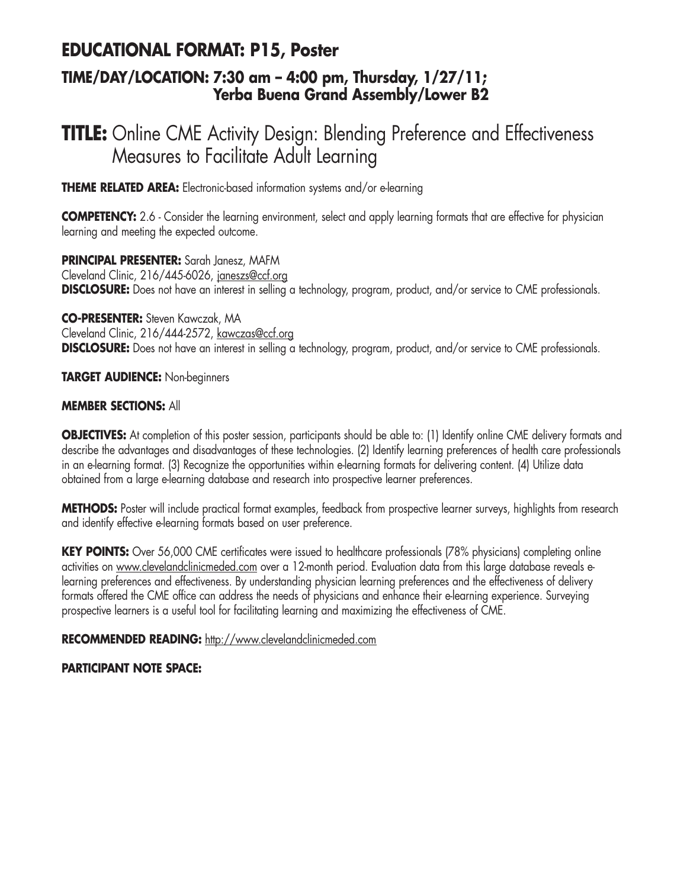## EDUCATIONAL FORMAT: P15, Poster

### TIME/DAY/LOCATION: 7:30 am – 4:00 pm, Thursday, 1/27/11; Yerba Buena Grand Assembly/Lower B2

# TITLE: Online CME Activity Design: Blending Preference and Effectiveness Measures to Facilitate Adult Learning

**THEME RELATED AREA:** Electronic-based information systems and/or e-learning

**COMPETENCY:** 2.6 - Consider the learning environment, select and apply learning formats that are effective for physician learning and meeting the expected outcome.

**PRINCIPAL PRESENTER:** Sarah Janesz, MAFM
Cleveland Clinic, 216/445-6026, janeszs@ccf.org
**DISCLOSURE:** Does not have an interest in selling a technology, program, product, and/or service to CME professionals.

**CO-PRESENTER:** Steven Kawczak, MA
Cleveland Clinic, 216/444-2572, kawczas@ccf.org
**DISCLOSURE:** Does not have an interest in selling a technology, program, product, and/or service to CME professionals.

**TARGET AUDIENCE:** Non-beginners

**MEMBER SECTIONS:** All

**OBJECTIVES:** At completion of this poster session, participants should be able to: (1) Identify online CME delivery formats and describe the advantages and disadvantages of these technologies. (2) Identify learning preferences of health care professionals in an e-learning format. (3) Recognize the opportunities within e-learning formats for delivering content. (4) Utilize data obtained from a large e-learning database and research into prospective learner preferences.

**METHODS:** Poster will include practical format examples, feedback from prospective learner surveys, highlights from research and identify effective e-learning formats based on user preference.

**KEY POINTS:** Over 56,000 CME certificates were issued to healthcare professionals (78% physicians) completing online activities on www.clevelandclinicmeded.com over a 12-month period. Evaluation data from this large database reveals e-learning preferences and effectiveness. By understanding physician learning preferences and the effectiveness of delivery formats offered the CME office can address the needs of physicians and enhance their e-learning experience. Surveying prospective learners is a useful tool for facilitating learning and maximizing the effectiveness of CME.

**RECOMMENDED READING:** http://www.clevelandclinicmeded.com

**PARTICIPANT NOTE SPACE:**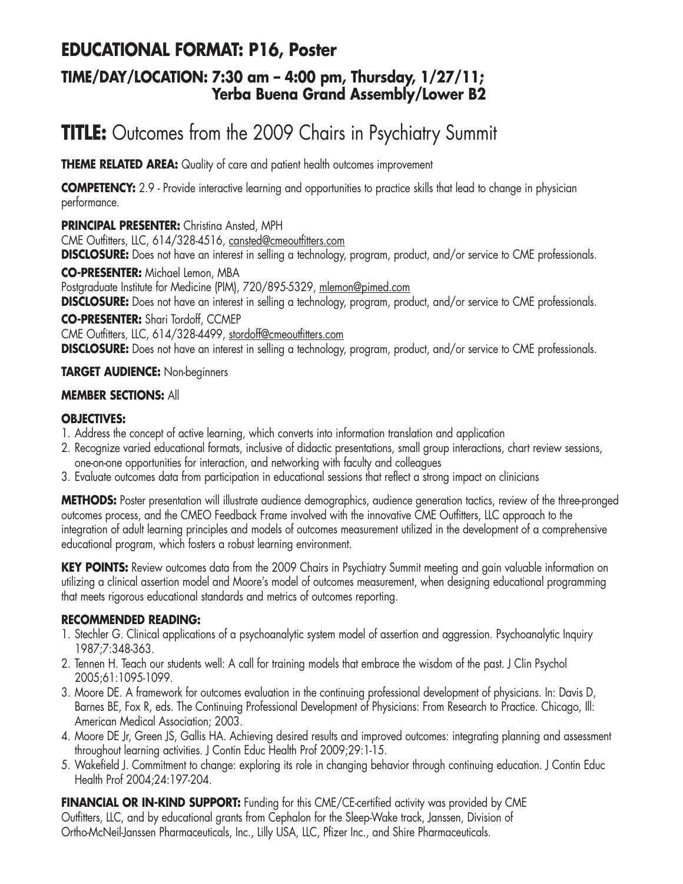# EDUCATIONAL FORMAT: P16, Poster

## TIME/DAY/LOCATION: 7:30 am – 4:00 pm, Thursday, 1/27/11; Yerba Buena Grand Assembly/Lower B2

# TITLE: Outcomes from the 2009 Chairs in Psychiatry Summit

**THEME RELATED AREA:** Quality of care and patient health outcomes improvement

**COMPETENCY:** 2.9 - Provide interactive learning and opportunities to practice skills that lead to change in physician performance.

**PRINCIPAL PRESENTER:** Christina Ansted, MPH
CME Outfitters, LLC, 614/328-4516, cansted@cmeoutfitters.com
**DISCLOSURE:** Does not have an interest in selling a technology, program, product, and/or service to CME professionals.

**CO-PRESENTER:** Michael Lemon, MBA
Postgraduate Institute for Medicine (PIM), 720/895-5329, mlemon@pimed.com
**DISCLOSURE:** Does not have an interest in selling a technology, program, product, and/or service to CME professionals.

**CO-PRESENTER:** Shari Tordoff, CCMEP
CME Outfitters, LLC, 614/328-4499, stordoff@cmeoutfitters.com
**DISCLOSURE:** Does not have an interest in selling a technology, program, product, and/or service to CME professionals.

**TARGET AUDIENCE:** Non-beginners

**MEMBER SECTIONS:** All

**OBJECTIVES:**

1. Address the concept of active learning, which converts into information translation and application
2. Recognize varied educational formats, inclusive of didactic presentations, small group interactions, chart review sessions, one-on-one opportunities for interaction, and networking with faculty and colleagues
3. Evaluate outcomes data from participation in educational sessions that reflect a strong impact on clinicians

**METHODS:** Poster presentation will illustrate audience demographics, audience generation tactics, review of the three-pronged outcomes process, and the CMEO Feedback Frame involved with the innovative CME Outfitters, LLC approach to the integration of adult learning principles and models of outcomes measurement utilized in the development of a comprehensive educational program, which fosters a robust learning environment.

**KEY POINTS:** Review outcomes data from the 2009 Chairs in Psychiatry Summit meeting and gain valuable information on utilizing a clinical assertion model and Moore's model of outcomes measurement, when designing educational programming that meets rigorous educational standards and metrics of outcomes reporting.

**RECOMMENDED READING:**

1. Stechler G. Clinical applications of a psychoanalytic system model of assertion and aggression. Psychoanalytic Inquiry 1987;7:348-363.
2. Tennen H. Teach our students well: A call for training models that embrace the wisdom of the past. J Clin Psychol 2005;61:1095-1099.
3. Moore DE. A framework for outcomes evaluation in the continuing professional development of physicians. In: Davis D, Barnes BE, Fox R, eds. The Continuing Professional Development of Physicians: From Research to Practice. Chicago, Ill: American Medical Association; 2003.
4. Moore DE Jr, Green JS, Gallis HA. Achieving desired results and improved outcomes: integrating planning and assessment throughout learning activities. J Contin Educ Health Prof 2009;29:1-15.
5. Wakefield J. Commitment to change: exploring its role in changing behavior through continuing education. J Contin Educ Health Prof 2004;24:197-204.

**FINANCIAL OR IN-KIND SUPPORT:** Funding for this CME/CE-certified activity was provided by CME Outfitters, LLC, and by educational grants from Cephalon for the Sleep-Wake track, Janssen, Division of Ortho-McNeil-Janssen Pharmaceuticals, Inc., Lilly USA, LLC, Pfizer Inc., and Shire Pharmaceuticals.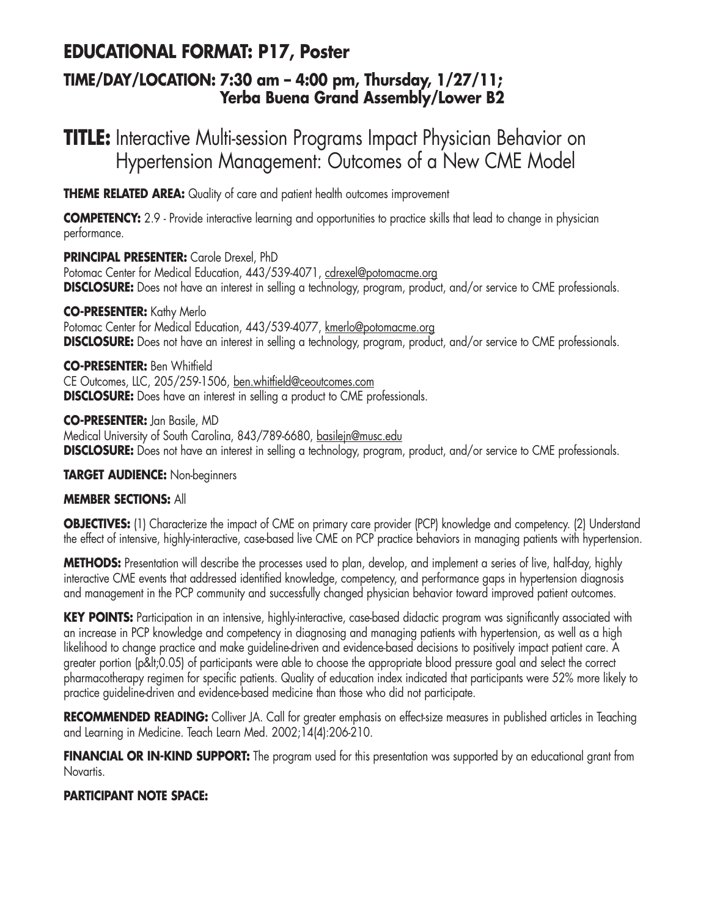## EDUCATIONAL FORMAT: P17, Poster

### TIME/DAY/LOCATION: 7:30 am – 4:00 pm, Thursday, 1/27/11; Yerba Buena Grand Assembly/Lower B2

# TITLE: Interactive Multi-session Programs Impact Physician Behavior on Hypertension Management: Outcomes of a New CME Model

**THEME RELATED AREA:** Quality of care and patient health outcomes improvement

**COMPETENCY:** 2.9 - Provide interactive learning and opportunities to practice skills that lead to change in physician performance.

**PRINCIPAL PRESENTER:** Carole Drexel, PhD
Potomac Center for Medical Education, 443/539-4071, cdrexel@potomacme.org
**DISCLOSURE:** Does not have an interest in selling a technology, program, product, and/or service to CME professionals.

**CO-PRESENTER:** Kathy Merlo
Potomac Center for Medical Education, 443/539-4077, kmerlo@potomacme.org
**DISCLOSURE:** Does not have an interest in selling a technology, program, product, and/or service to CME professionals.

**CO-PRESENTER:** Ben Whitfield
CE Outcomes, LLC, 205/259-1506, ben.whitfield@ceoutcomes.com
**DISCLOSURE:** Does have an interest in selling a product to CME professionals.

**CO-PRESENTER:** Jan Basile, MD
Medical University of South Carolina, 843/789-6680, basilejn@musc.edu
**DISCLOSURE:** Does not have an interest in selling a technology, program, product, and/or service to CME professionals.

**TARGET AUDIENCE:** Non-beginners

**MEMBER SECTIONS:** All

**OBJECTIVES:** (1) Characterize the impact of CME on primary care provider (PCP) knowledge and competency. (2) Understand the effect of intensive, highly-interactive, case-based live CME on PCP practice behaviors in managing patients with hypertension.

**METHODS:** Presentation will describe the processes used to plan, develop, and implement a series of live, half-day, highly interactive CME events that addressed identified knowledge, competency, and performance gaps in hypertension diagnosis and management in the PCP community and successfully changed physician behavior toward improved patient outcomes.

**KEY POINTS:** Participation in an intensive, highly-interactive, case-based didactic program was significantly associated with an increase in PCP knowledge and competency in diagnosing and managing patients with hypertension, as well as a high likelihood to change practice and make guideline-driven and evidence-based decisions to positively impact patient care. A greater portion (p&lt;0.05) of participants were able to choose the appropriate blood pressure goal and select the correct pharmacotherapy regimen for specific patients. Quality of education index indicated that participants were 52% more likely to practice guideline-driven and evidence-based medicine than those who did not participate.

**RECOMMENDED READING:** Colliver JA. Call for greater emphasis on effect-size measures in published articles in Teaching and Learning in Medicine. Teach Learn Med. 2002;14(4):206-210.

**FINANCIAL OR IN-KIND SUPPORT:** The program used for this presentation was supported by an educational grant from Novartis.

**PARTICIPANT NOTE SPACE:**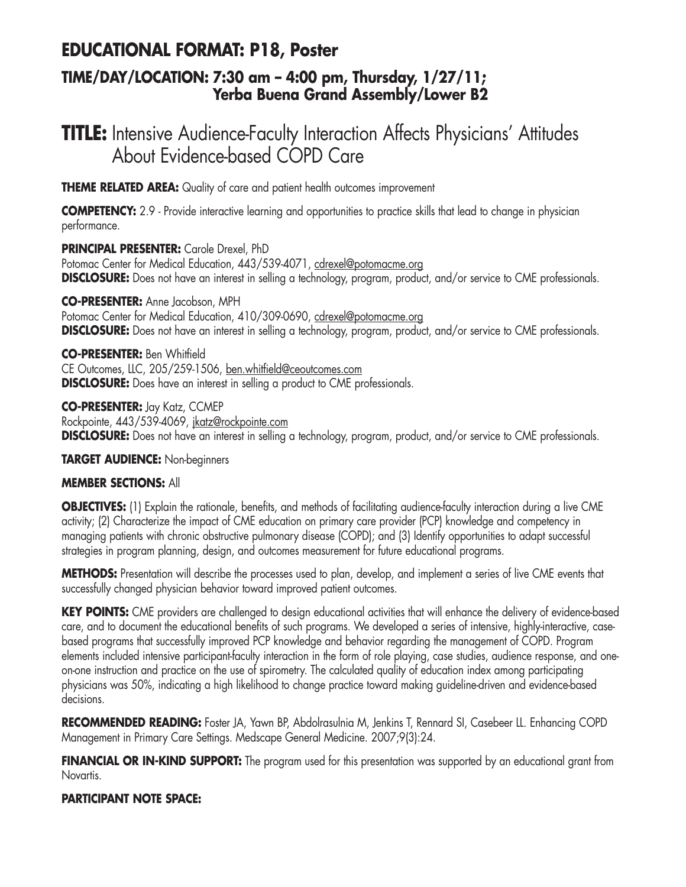## EDUCATIONAL FORMAT: P18, Poster

### TIME/DAY/LOCATION: 7:30 am – 4:00 pm, Thursday, 1/27/11; Yerba Buena Grand Assembly/Lower B2

# TITLE: Intensive Audience-Faculty Interaction Affects Physicians' Attitudes About Evidence-based COPD Care

**THEME RELATED AREA:** Quality of care and patient health outcomes improvement

**COMPETENCY:** 2.9 - Provide interactive learning and opportunities to practice skills that lead to change in physician performance.

**PRINCIPAL PRESENTER:** Carole Drexel, PhD
Potomac Center for Medical Education, 443/539-4071, cdrexel@potomacme.org
**DISCLOSURE:** Does not have an interest in selling a technology, program, product, and/or service to CME professionals.

**CO-PRESENTER:** Anne Jacobson, MPH
Potomac Center for Medical Education, 410/309-0690, cdrexel@potomacme.org
**DISCLOSURE:** Does not have an interest in selling a technology, program, product, and/or service to CME professionals.

**CO-PRESENTER:** Ben Whitfield
CE Outcomes, LLC, 205/259-1506, ben.whitfield@ceoutcomes.com
**DISCLOSURE:** Does have an interest in selling a product to CME professionals.

**CO-PRESENTER:** Jay Katz, CCMEP
Rockpointe, 443/539-4069, jkatz@rockpointe.com
**DISCLOSURE:** Does not have an interest in selling a technology, program, product, and/or service to CME professionals.

**TARGET AUDIENCE:** Non-beginners

**MEMBER SECTIONS:** All

**OBJECTIVES:** (1) Explain the rationale, benefits, and methods of facilitating audience-faculty interaction during a live CME activity; (2) Characterize the impact of CME education on primary care provider (PCP) knowledge and competency in managing patients with chronic obstructive pulmonary disease (COPD); and (3) Identify opportunities to adapt successful strategies in program planning, design, and outcomes measurement for future educational programs.

**METHODS:** Presentation will describe the processes used to plan, develop, and implement a series of live CME events that successfully changed physician behavior toward improved patient outcomes.

**KEY POINTS:** CME providers are challenged to design educational activities that will enhance the delivery of evidence-based care, and to document the educational benefits of such programs. We developed a series of intensive, highly-interactive, case-based programs that successfully improved PCP knowledge and behavior regarding the management of COPD. Program elements included intensive participant-faculty interaction in the form of role playing, case studies, audience response, and one-on-one instruction and practice on the use of spirometry. The calculated quality of education index among participating physicians was 50%, indicating a high likelihood to change practice toward making guideline-driven and evidence-based decisions.

**RECOMMENDED READING:** Foster JA, Yawn BP, Abdolrasulnia M, Jenkins T, Rennard SI, Casebeer LL. Enhancing COPD Management in Primary Care Settings. Medscape General Medicine. 2007;9(3):24.

**FINANCIAL OR IN-KIND SUPPORT:** The program used for this presentation was supported by an educational grant from Novartis.

**PARTICIPANT NOTE SPACE:**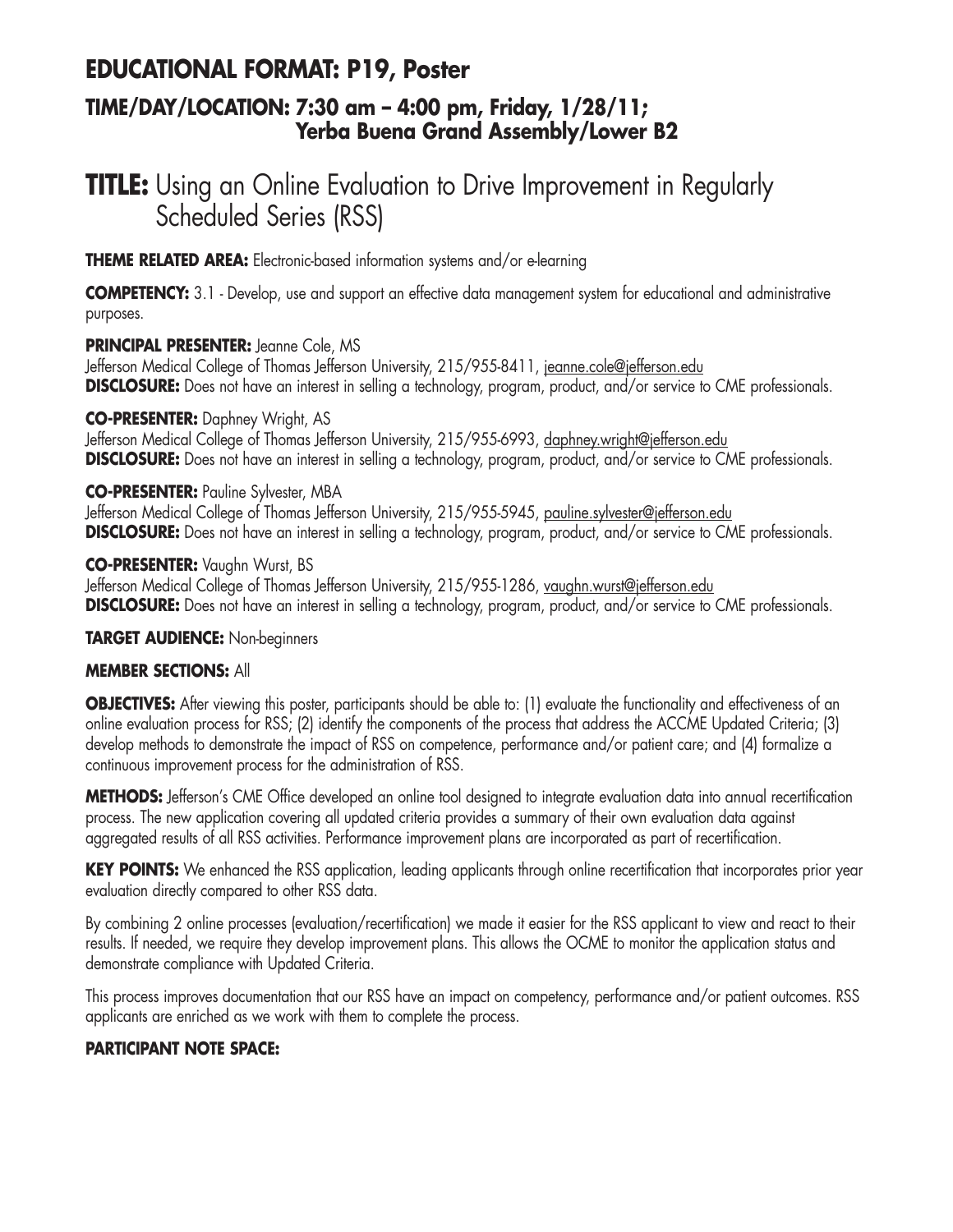## EDUCATIONAL FORMAT: P19, Poster

### TIME/DAY/LOCATION: 7:30 am – 4:00 pm, Friday, 1/28/11; Yerba Buena Grand Assembly/Lower B2

# TITLE: Using an Online Evaluation to Drive Improvement in Regularly Scheduled Series (RSS)

**THEME RELATED AREA:** Electronic-based information systems and/or e-learning

**COMPETENCY:** 3.1 - Develop, use and support an effective data management system for educational and administrative purposes.

**PRINCIPAL PRESENTER:** Jeanne Cole, MS
Jefferson Medical College of Thomas Jefferson University, 215/955-8411, jeanne.cole@jefferson.edu
**DISCLOSURE:** Does not have an interest in selling a technology, program, product, and/or service to CME professionals.

**CO-PRESENTER:** Daphney Wright, AS
Jefferson Medical College of Thomas Jefferson University, 215/955-6993, daphney.wright@jefferson.edu
**DISCLOSURE:** Does not have an interest in selling a technology, program, product, and/or service to CME professionals.

**CO-PRESENTER:** Pauline Sylvester, MBA
Jefferson Medical College of Thomas Jefferson University, 215/955-5945, pauline.sylvester@jefferson.edu
**DISCLOSURE:** Does not have an interest in selling a technology, program, product, and/or service to CME professionals.

**CO-PRESENTER:** Vaughn Wurst, BS
Jefferson Medical College of Thomas Jefferson University, 215/955-1286, vaughn.wurst@jefferson.edu
**DISCLOSURE:** Does not have an interest in selling a technology, program, product, and/or service to CME professionals.

**TARGET AUDIENCE:** Non-beginners

**MEMBER SECTIONS:** All

**OBJECTIVES:** After viewing this poster, participants should be able to: (1) evaluate the functionality and effectiveness of an online evaluation process for RSS; (2) identify the components of the process that address the ACCME Updated Criteria; (3) develop methods to demonstrate the impact of RSS on competence, performance and/or patient care; and (4) formalize a continuous improvement process for the administration of RSS.

**METHODS:** Jefferson's CME Office developed an online tool designed to integrate evaluation data into annual recertification process. The new application covering all updated criteria provides a summary of their own evaluation data against aggregated results of all RSS activities. Performance improvement plans are incorporated as part of recertification.

**KEY POINTS:** We enhanced the RSS application, leading applicants through online recertification that incorporates prior year evaluation directly compared to other RSS data.

By combining 2 online processes (evaluation/recertification) we made it easier for the RSS applicant to view and react to their results. If needed, we require they develop improvement plans. This allows the OCME to monitor the application status and demonstrate compliance with Updated Criteria.

This process improves documentation that our RSS have an impact on competency, performance and/or patient outcomes. RSS applicants are enriched as we work with them to complete the process.

**PARTICIPANT NOTE SPACE:**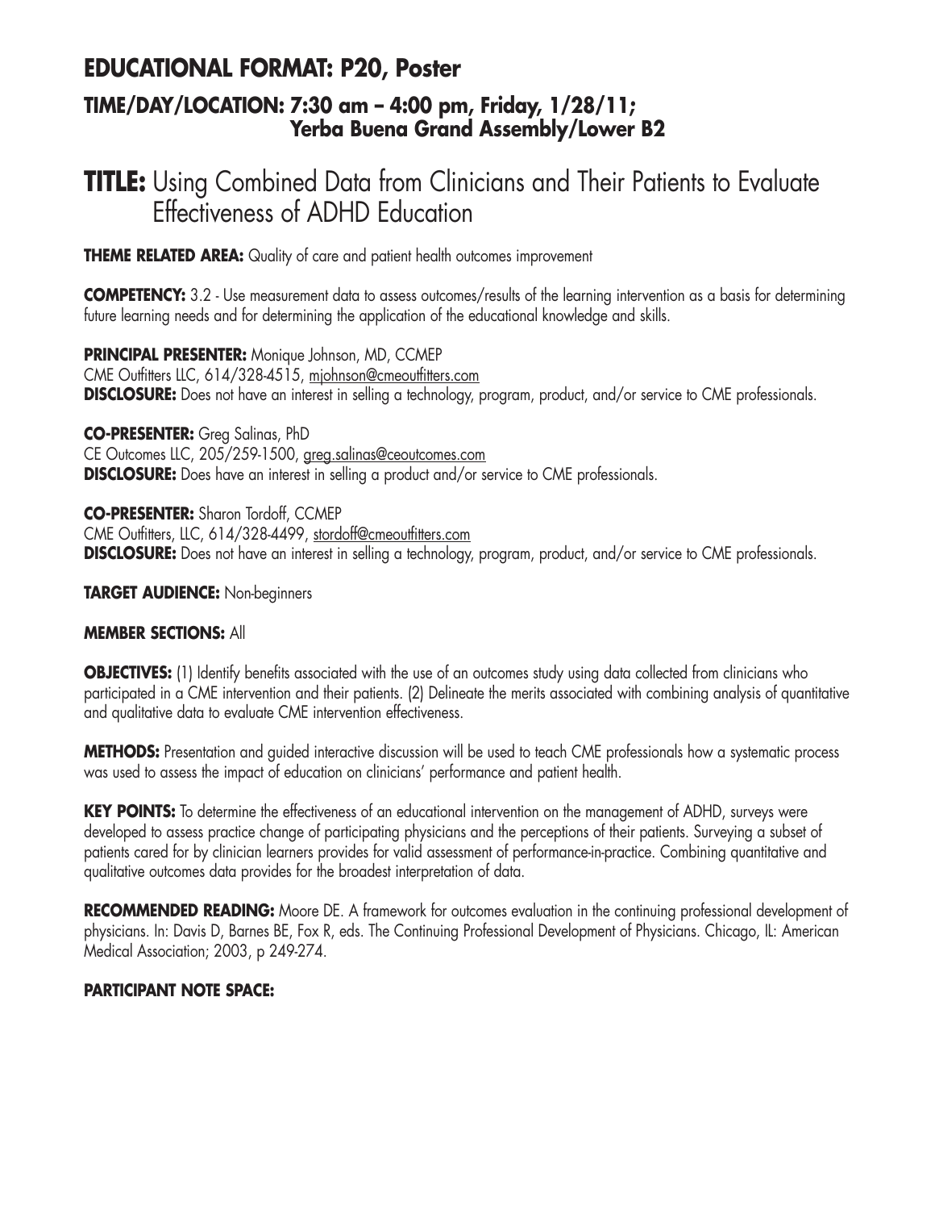## EDUCATIONAL FORMAT: P20, Poster

### TIME/DAY/LOCATION: 7:30 am – 4:00 pm, Friday, 1/28/11; Yerba Buena Grand Assembly/Lower B2

# TITLE: Using Combined Data from Clinicians and Their Patients to Evaluate Effectiveness of ADHD Education

**THEME RELATED AREA:** Quality of care and patient health outcomes improvement

**COMPETENCY:** 3.2 - Use measurement data to assess outcomes/results of the learning intervention as a basis for determining future learning needs and for determining the application of the educational knowledge and skills.

**PRINCIPAL PRESENTER:** Monique Johnson, MD, CCMEP
CME Outfitters LLC, 614/328-4515, mjohnson@cmeoutfitters.com
**DISCLOSURE:** Does not have an interest in selling a technology, program, product, and/or service to CME professionals.

**CO-PRESENTER:** Greg Salinas, PhD
CE Outcomes LLC, 205/259-1500, greg.salinas@ceoutcomes.com
**DISCLOSURE:** Does have an interest in selling a product and/or service to CME professionals.

**CO-PRESENTER:** Sharon Tordoff, CCMEP
CME Outfitters, LLC, 614/328-4499, stordoff@cmeoutfitters.com
**DISCLOSURE:** Does not have an interest in selling a technology, program, product, and/or service to CME professionals.

**TARGET AUDIENCE:** Non-beginners

**MEMBER SECTIONS:** All

**OBJECTIVES:** (1) Identify benefits associated with the use of an outcomes study using data collected from clinicians who participated in a CME intervention and their patients. (2) Delineate the merits associated with combining analysis of quantitative and qualitative data to evaluate CME intervention effectiveness.

**METHODS:** Presentation and guided interactive discussion will be used to teach CME professionals how a systematic process was used to assess the impact of education on clinicians' performance and patient health.

**KEY POINTS:** To determine the effectiveness of an educational intervention on the management of ADHD, surveys were developed to assess practice change of participating physicians and the perceptions of their patients. Surveying a subset of patients cared for by clinician learners provides for valid assessment of performance-in-practice. Combining quantitative and qualitative outcomes data provides for the broadest interpretation of data.

**RECOMMENDED READING:** Moore DE. A framework for outcomes evaluation in the continuing professional development of physicians. In: Davis D, Barnes BE, Fox R, eds. The Continuing Professional Development of Physicians. Chicago, IL: American Medical Association; 2003, p 249-274.

**PARTICIPANT NOTE SPACE:**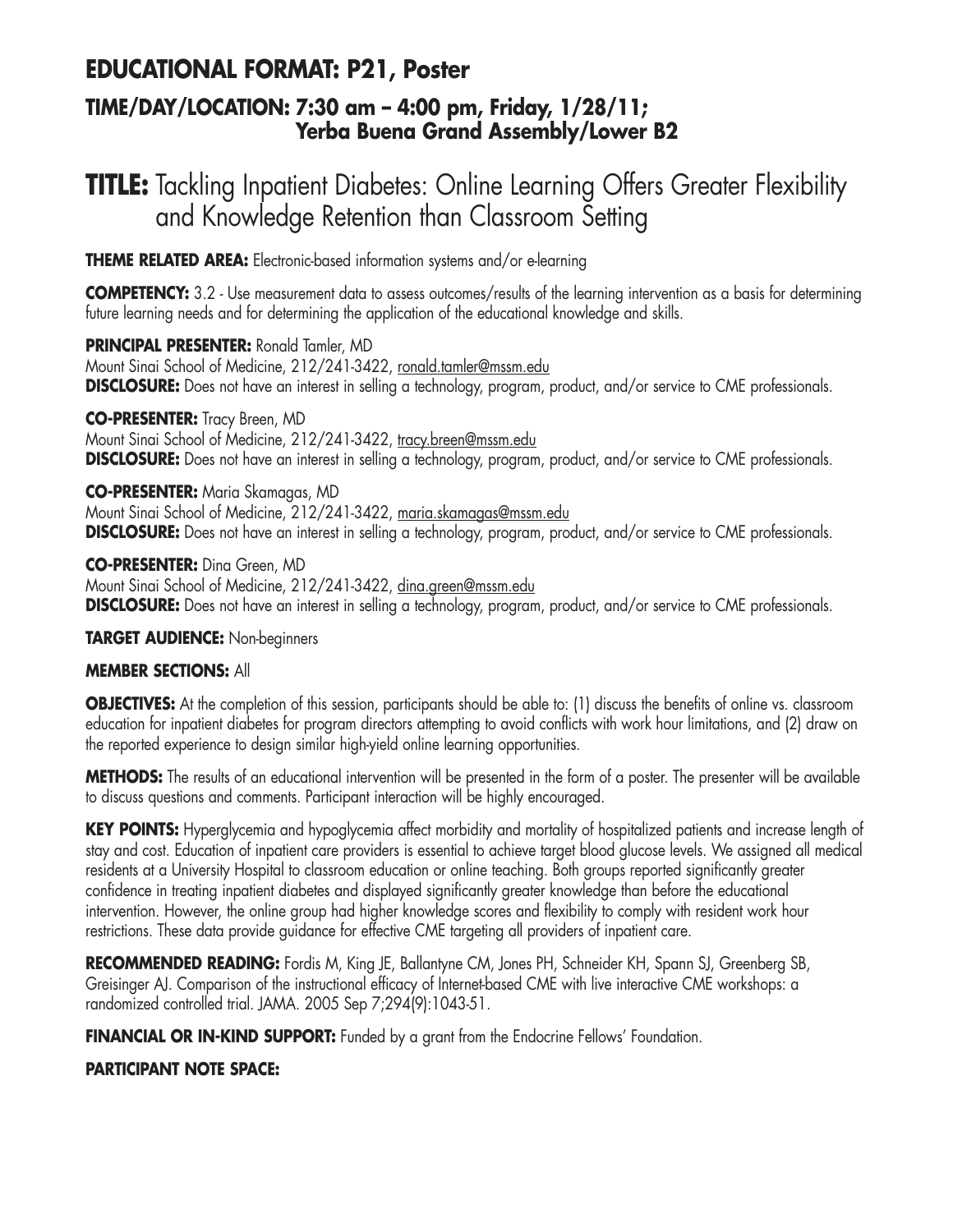## EDUCATIONAL FORMAT: P21, Poster

### TIME/DAY/LOCATION: 7:30 am – 4:00 pm, Friday, 1/28/11; Yerba Buena Grand Assembly/Lower B2

# TITLE: Tackling Inpatient Diabetes: Online Learning Offers Greater Flexibility and Knowledge Retention than Classroom Setting

**THEME RELATED AREA:** Electronic-based information systems and/or e-learning

**COMPETENCY:** 3.2 - Use measurement data to assess outcomes/results of the learning intervention as a basis for determining future learning needs and for determining the application of the educational knowledge and skills.

**PRINCIPAL PRESENTER:** Ronald Tamler, MD
Mount Sinai School of Medicine, 212/241-3422, ronald.tamler@mssm.edu
**DISCLOSURE:** Does not have an interest in selling a technology, program, product, and/or service to CME professionals.

**CO-PRESENTER:** Tracy Breen, MD
Mount Sinai School of Medicine, 212/241-3422, tracy.breen@mssm.edu
**DISCLOSURE:** Does not have an interest in selling a technology, program, product, and/or service to CME professionals.

**CO-PRESENTER:** Maria Skamagas, MD
Mount Sinai School of Medicine, 212/241-3422, maria.skamagas@mssm.edu
**DISCLOSURE:** Does not have an interest in selling a technology, program, product, and/or service to CME professionals.

**CO-PRESENTER:** Dina Green, MD
Mount Sinai School of Medicine, 212/241-3422, dina.green@mssm.edu
**DISCLOSURE:** Does not have an interest in selling a technology, program, product, and/or service to CME professionals.

**TARGET AUDIENCE:** Non-beginners

**MEMBER SECTIONS:** All

**OBJECTIVES:** At the completion of this session, participants should be able to: (1) discuss the benefits of online vs. classroom education for inpatient diabetes for program directors attempting to avoid conflicts with work hour limitations, and (2) draw on the reported experience to design similar high-yield online learning opportunities.

**METHODS:** The results of an educational intervention will be presented in the form of a poster. The presenter will be available to discuss questions and comments. Participant interaction will be highly encouraged.

**KEY POINTS:** Hyperglycemia and hypoglycemia affect morbidity and mortality of hospitalized patients and increase length of stay and cost. Education of inpatient care providers is essential to achieve target blood glucose levels. We assigned all medical residents at a University Hospital to classroom education or online teaching. Both groups reported significantly greater confidence in treating inpatient diabetes and displayed significantly greater knowledge than before the educational intervention. However, the online group had higher knowledge scores and flexibility to comply with resident work hour restrictions. These data provide guidance for effective CME targeting all providers of inpatient care.

**RECOMMENDED READING:** Fordis M, King JE, Ballantyne CM, Jones PH, Schneider KH, Spann SJ, Greenberg SB, Greisinger AJ. Comparison of the instructional efficacy of Internet-based CME with live interactive CME workshops: a randomized controlled trial. JAMA. 2005 Sep 7;294(9):1043-51.

**FINANCIAL OR IN-KIND SUPPORT:** Funded by a grant from the Endocrine Fellows' Foundation.

**PARTICIPANT NOTE SPACE:**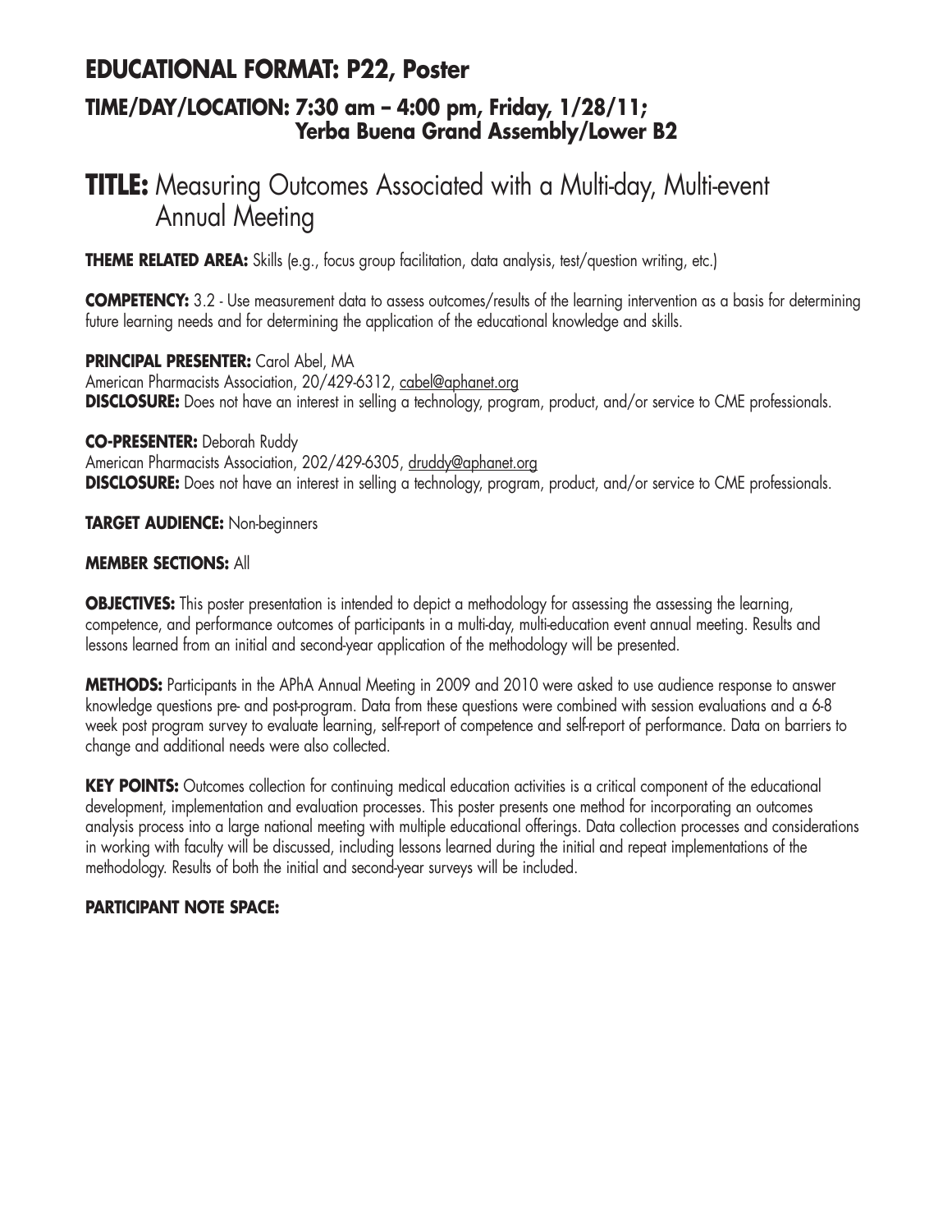## EDUCATIONAL FORMAT: P22, Poster

### TIME/DAY/LOCATION: 7:30 am – 4:00 pm, Friday, 1/28/11; Yerba Buena Grand Assembly/Lower B2

# TITLE: Measuring Outcomes Associated with a Multi-day, Multi-event Annual Meeting

**THEME RELATED AREA:** Skills (e.g., focus group facilitation, data analysis, test/question writing, etc.)

**COMPETENCY:** 3.2 - Use measurement data to assess outcomes/results of the learning intervention as a basis for determining future learning needs and for determining the application of the educational knowledge and skills.

**PRINCIPAL PRESENTER:** Carol Abel, MA
American Pharmacists Association, 20/429-6312, cabel@aphanet.org
**DISCLOSURE:** Does not have an interest in selling a technology, program, product, and/or service to CME professionals.

**CO-PRESENTER:** Deborah Ruddy
American Pharmacists Association, 202/429-6305, druddy@aphanet.org
**DISCLOSURE:** Does not have an interest in selling a technology, program, product, and/or service to CME professionals.

**TARGET AUDIENCE:** Non-beginners

**MEMBER SECTIONS:** All

**OBJECTIVES:** This poster presentation is intended to depict a methodology for assessing the assessing the learning, competence, and performance outcomes of participants in a multi-day, multi-education event annual meeting. Results and lessons learned from an initial and second-year application of the methodology will be presented.

**METHODS:** Participants in the APhA Annual Meeting in 2009 and 2010 were asked to use audience response to answer knowledge questions pre- and post-program. Data from these questions were combined with session evaluations and a 6-8 week post program survey to evaluate learning, self-report of competence and self-report of performance. Data on barriers to change and additional needs were also collected.

**KEY POINTS:** Outcomes collection for continuing medical education activities is a critical component of the educational development, implementation and evaluation processes. This poster presents one method for incorporating an outcomes analysis process into a large national meeting with multiple educational offerings. Data collection processes and considerations in working with faculty will be discussed, including lessons learned during the initial and repeat implementations of the methodology. Results of both the initial and second-year surveys will be included.

**PARTICIPANT NOTE SPACE:**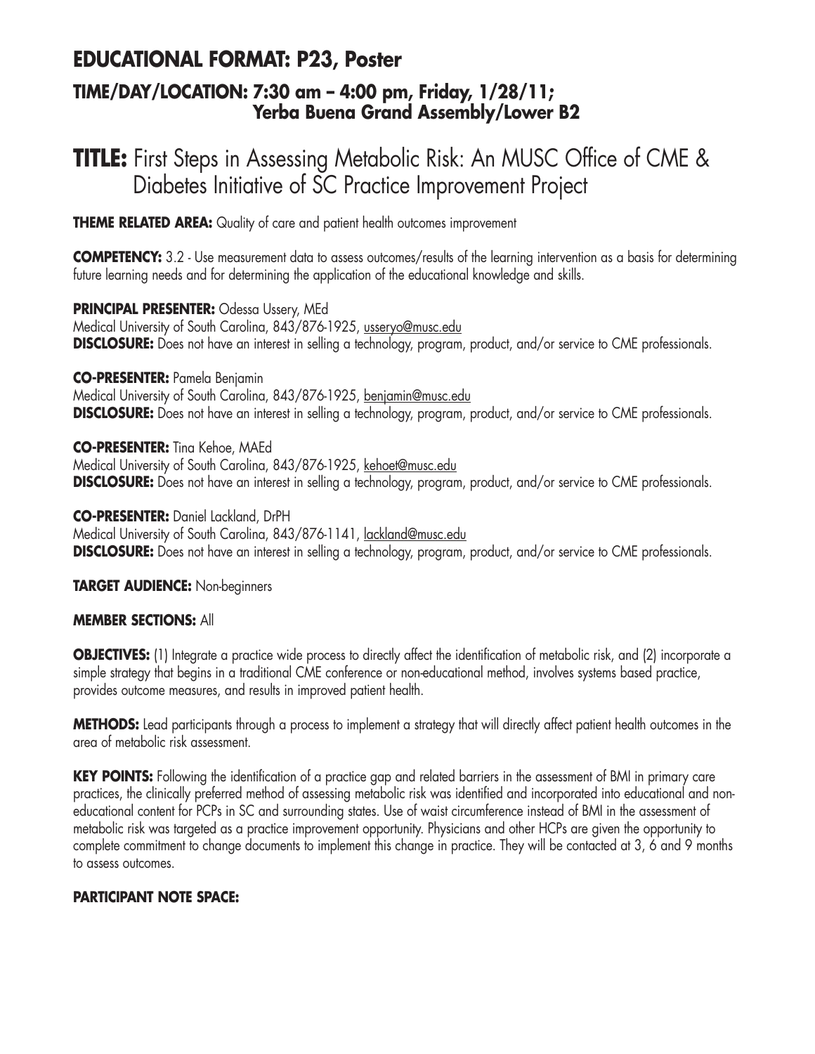## EDUCATIONAL FORMAT: P23, Poster

### TIME/DAY/LOCATION: 7:30 am – 4:00 pm, Friday, 1/28/11; Yerba Buena Grand Assembly/Lower B2

# TITLE: First Steps in Assessing Metabolic Risk: An MUSC Office of CME & Diabetes Initiative of SC Practice Improvement Project

**THEME RELATED AREA:** Quality of care and patient health outcomes improvement

**COMPETENCY:** 3.2 - Use measurement data to assess outcomes/results of the learning intervention as a basis for determining future learning needs and for determining the application of the educational knowledge and skills.

**PRINCIPAL PRESENTER:** Odessa Ussery, MEd
Medical University of South Carolina, 843/876-1925, usseryo@musc.edu
**DISCLOSURE:** Does not have an interest in selling a technology, program, product, and/or service to CME professionals.

**CO-PRESENTER:** Pamela Benjamin
Medical University of South Carolina, 843/876-1925, benjamin@musc.edu
**DISCLOSURE:** Does not have an interest in selling a technology, program, product, and/or service to CME professionals.

**CO-PRESENTER:** Tina Kehoe, MAEd
Medical University of South Carolina, 843/876-1925, kehoet@musc.edu
**DISCLOSURE:** Does not have an interest in selling a technology, program, product, and/or service to CME professionals.

**CO-PRESENTER:** Daniel Lackland, DrPH
Medical University of South Carolina, 843/876-1141, lackland@musc.edu
**DISCLOSURE:** Does not have an interest in selling a technology, program, product, and/or service to CME professionals.

**TARGET AUDIENCE:** Non-beginners

**MEMBER SECTIONS:** All

**OBJECTIVES:** (1) Integrate a practice wide process to directly affect the identification of metabolic risk, and (2) incorporate a simple strategy that begins in a traditional CME conference or non-educational method, involves systems based practice, provides outcome measures, and results in improved patient health.

**METHODS:** Lead participants through a process to implement a strategy that will directly affect patient health outcomes in the area of metabolic risk assessment.

**KEY POINTS:** Following the identification of a practice gap and related barriers in the assessment of BMI in primary care practices, the clinically preferred method of assessing metabolic risk was identified and incorporated into educational and non-educational content for PCPs in SC and surrounding states. Use of waist circumference instead of BMI in the assessment of metabolic risk was targeted as a practice improvement opportunity. Physicians and other HCPs are given the opportunity to complete commitment to change documents to implement this change in practice. They will be contacted at 3, 6 and 9 months to assess outcomes.

**PARTICIPANT NOTE SPACE:**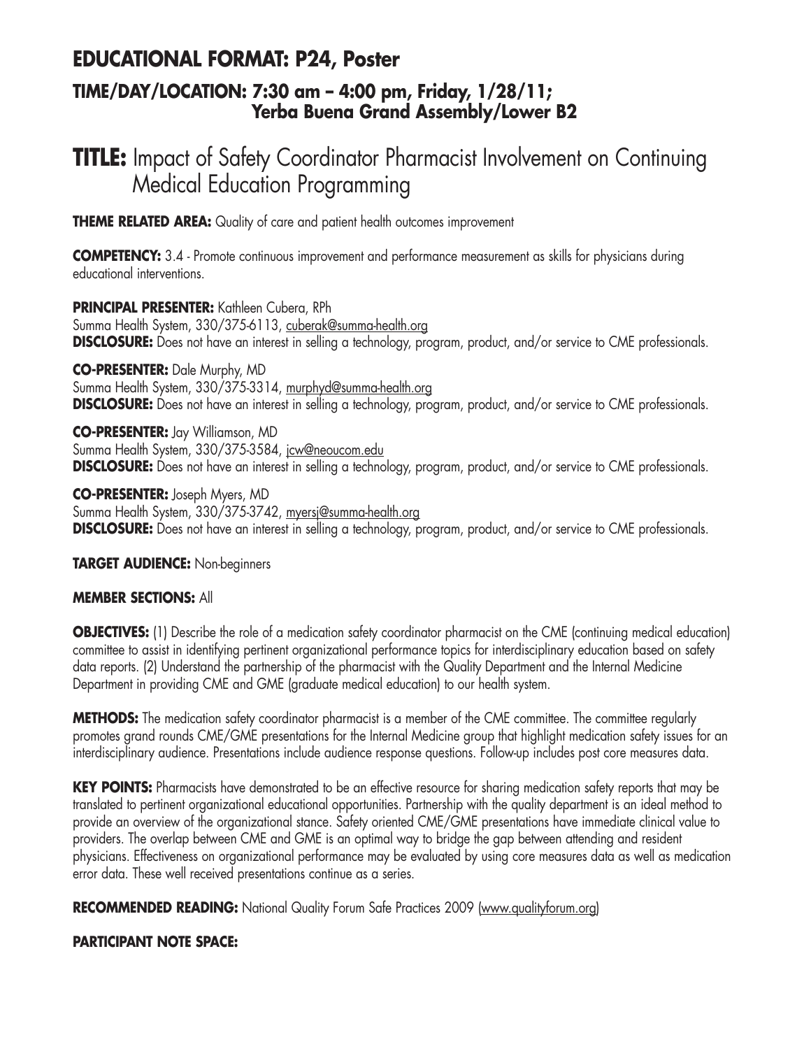# EDUCATIONAL FORMAT: P24, Poster

## TIME/DAY/LOCATION: 7:30 am – 4:00 pm, Friday, 1/28/11; Yerba Buena Grand Assembly/Lower B2

# TITLE: Impact of Safety Coordinator Pharmacist Involvement on Continuing Medical Education Programming

**THEME RELATED AREA:** Quality of care and patient health outcomes improvement

**COMPETENCY:** 3.4 - Promote continuous improvement and performance measurement as skills for physicians during educational interventions.

**PRINCIPAL PRESENTER:** Kathleen Cubera, RPh
Summa Health System, 330/375-6113, cuberak@summa-health.org
**DISCLOSURE:** Does not have an interest in selling a technology, program, product, and/or service to CME professionals.

**CO-PRESENTER:** Dale Murphy, MD
Summa Health System, 330/375-3314, murphyd@summa-health.org
**DISCLOSURE:** Does not have an interest in selling a technology, program, product, and/or service to CME professionals.

**CO-PRESENTER:** Jay Williamson, MD
Summa Health System, 330/375-3584, jcw@neoucom.edu
**DISCLOSURE:** Does not have an interest in selling a technology, program, product, and/or service to CME professionals.

**CO-PRESENTER:** Joseph Myers, MD
Summa Health System, 330/375-3742, myersj@summa-health.org
**DISCLOSURE:** Does not have an interest in selling a technology, program, product, and/or service to CME professionals.

**TARGET AUDIENCE:** Non-beginners

**MEMBER SECTIONS:** All

**OBJECTIVES:** (1) Describe the role of a medication safety coordinator pharmacist on the CME (continuing medical education) committee to assist in identifying pertinent organizational performance topics for interdisciplinary education based on safety data reports. (2) Understand the partnership of the pharmacist with the Quality Department and the Internal Medicine Department in providing CME and GME (graduate medical education) to our health system.

**METHODS:** The medication safety coordinator pharmacist is a member of the CME committee. The committee regularly promotes grand rounds CME/GME presentations for the Internal Medicine group that highlight medication safety issues for an interdisciplinary audience. Presentations include audience response questions. Follow-up includes post core measures data.

**KEY POINTS:** Pharmacists have demonstrated to be an effective resource for sharing medication safety reports that may be translated to pertinent organizational educational opportunities. Partnership with the quality department is an ideal method to provide an overview of the organizational stance. Safety oriented CME/GME presentations have immediate clinical value to providers. The overlap between CME and GME is an optimal way to bridge the gap between attending and resident physicians. Effectiveness on organizational performance may be evaluated by using core measures data as well as medication error data. These well received presentations continue as a series.

**RECOMMENDED READING:** National Quality Forum Safe Practices 2009 (www.qualityforum.org)

**PARTICIPANT NOTE SPACE:**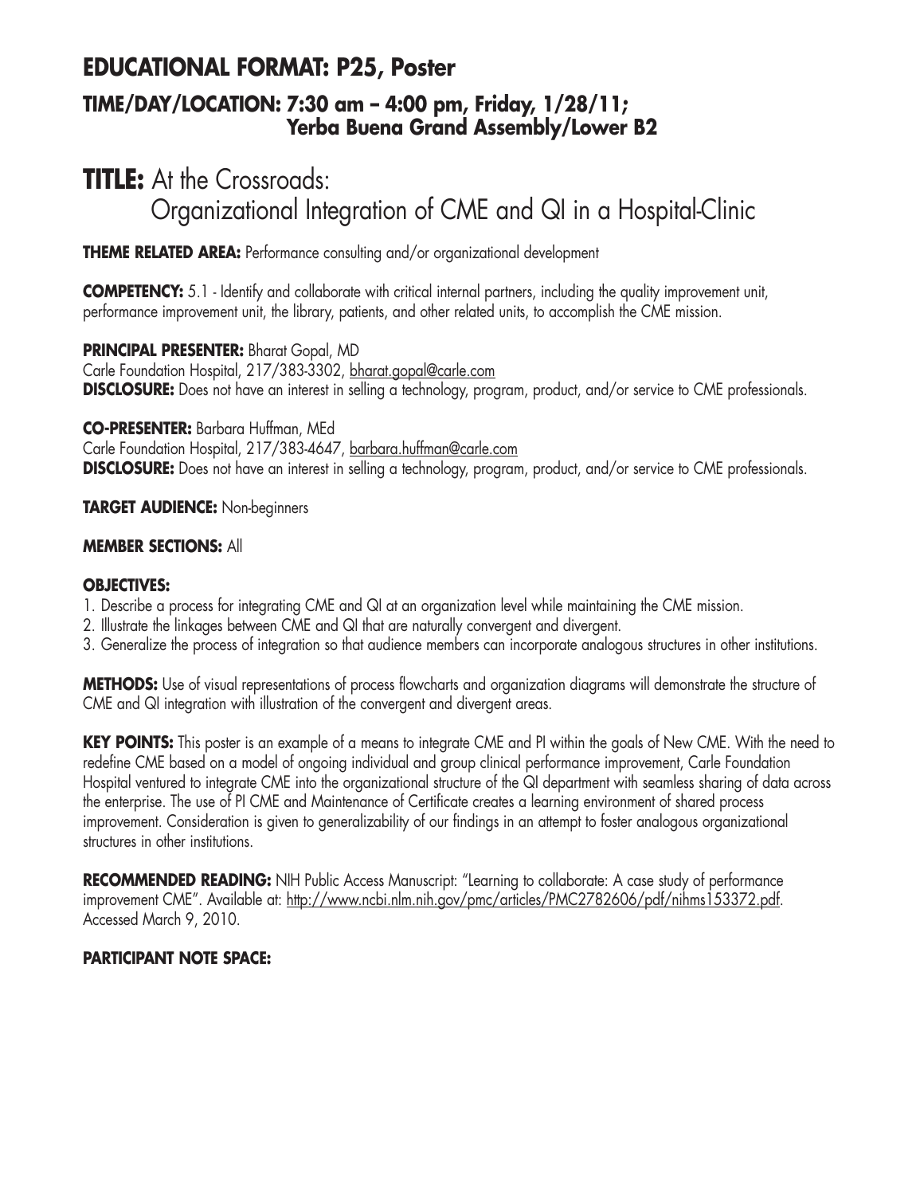## EDUCATIONAL FORMAT: P25, Poster

### TIME/DAY/LOCATION: 7:30 am – 4:00 pm, Friday, 1/28/11; Yerba Buena Grand Assembly/Lower B2

# TITLE: At the Crossroads: Organizational Integration of CME and QI in a Hospital-Clinic

**THEME RELATED AREA:** Performance consulting and/or organizational development

**COMPETENCY:** 5.1 - Identify and collaborate with critical internal partners, including the quality improvement unit, performance improvement unit, the library, patients, and other related units, to accomplish the CME mission.

**PRINCIPAL PRESENTER:** Bharat Gopal, MD
Carle Foundation Hospital, 217/383-3302, bharat.gopal@carle.com
**DISCLOSURE:** Does not have an interest in selling a technology, program, product, and/or service to CME professionals.

**CO-PRESENTER:** Barbara Huffman, MEd
Carle Foundation Hospital, 217/383-4647, barbara.huffman@carle.com
**DISCLOSURE:** Does not have an interest in selling a technology, program, product, and/or service to CME professionals.

**TARGET AUDIENCE:** Non-beginners

**MEMBER SECTIONS:** All

**OBJECTIVES:**

1. Describe a process for integrating CME and QI at an organization level while maintaining the CME mission.
2. Illustrate the linkages between CME and QI that are naturally convergent and divergent.
3. Generalize the process of integration so that audience members can incorporate analogous structures in other institutions.

**METHODS:** Use of visual representations of process flowcharts and organization diagrams will demonstrate the structure of CME and QI integration with illustration of the convergent and divergent areas.

**KEY POINTS:** This poster is an example of a means to integrate CME and PI within the goals of New CME. With the need to redefine CME based on a model of ongoing individual and group clinical performance improvement, Carle Foundation Hospital ventured to integrate CME into the organizational structure of the QI department with seamless sharing of data across the enterprise. The use of PI CME and Maintenance of Certificate creates a learning environment of shared process improvement. Consideration is given to generalizability of our findings in an attempt to foster analogous organizational structures in other institutions.

**RECOMMENDED READING:** NIH Public Access Manuscript: "Learning to collaborate: A case study of performance improvement CME". Available at: http://www.ncbi.nlm.nih.gov/pmc/articles/PMC2782606/pdf/nihms153372.pdf. Accessed March 9, 2010.

**PARTICIPANT NOTE SPACE:**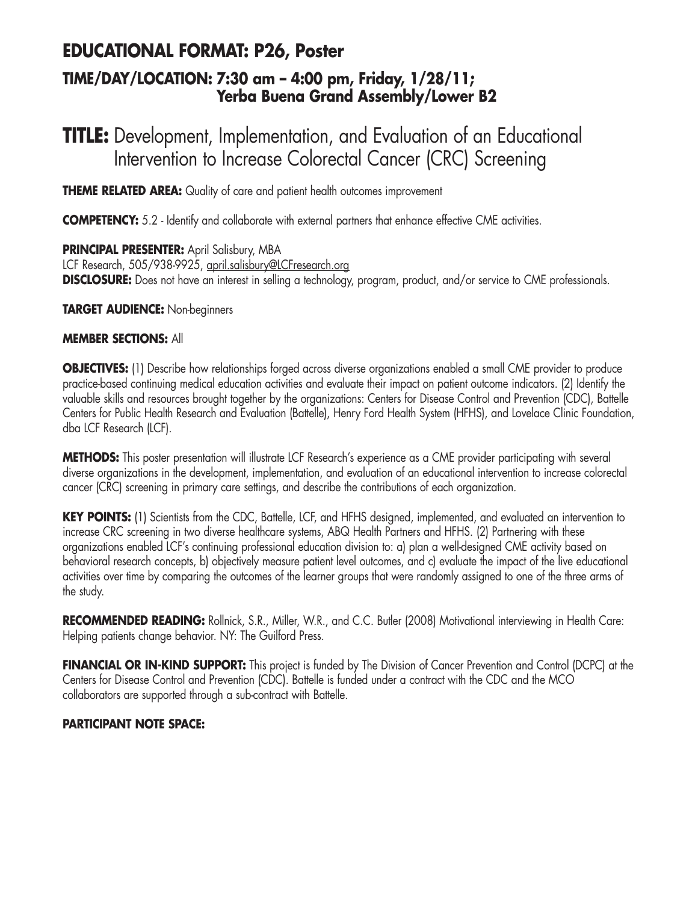## EDUCATIONAL FORMAT: P26, Poster

### TIME/DAY/LOCATION: 7:30 am – 4:00 pm, Friday, 1/28/11; Yerba Buena Grand Assembly/Lower B2

# TITLE: Development, Implementation, and Evaluation of an Educational Intervention to Increase Colorectal Cancer (CRC) Screening

**THEME RELATED AREA:** Quality of care and patient health outcomes improvement

**COMPETENCY:** 5.2 - Identify and collaborate with external partners that enhance effective CME activities.

**PRINCIPAL PRESENTER:** April Salisbury, MBA
LCF Research, 505/938-9925, april.salisbury@LCFresearch.org
**DISCLOSURE:** Does not have an interest in selling a technology, program, product, and/or service to CME professionals.

**TARGET AUDIENCE:** Non-beginners

**MEMBER SECTIONS:** All

**OBJECTIVES:** (1) Describe how relationships forged across diverse organizations enabled a small CME provider to produce practice-based continuing medical education activities and evaluate their impact on patient outcome indicators. (2) Identify the valuable skills and resources brought together by the organizations: Centers for Disease Control and Prevention (CDC), Battelle Centers for Public Health Research and Evaluation (Battelle), Henry Ford Health System (HFHS), and Lovelace Clinic Foundation, dba LCF Research (LCF).

**METHODS:** This poster presentation will illustrate LCF Research's experience as a CME provider participating with several diverse organizations in the development, implementation, and evaluation of an educational intervention to increase colorectal cancer (CRC) screening in primary care settings, and describe the contributions of each organization.

**KEY POINTS:** (1) Scientists from the CDC, Battelle, LCF, and HFHS designed, implemented, and evaluated an intervention to increase CRC screening in two diverse healthcare systems, ABQ Health Partners and HFHS. (2) Partnering with these organizations enabled LCF's continuing professional education division to: a) plan a well-designed CME activity based on behavioral research concepts, b) objectively measure patient level outcomes, and c) evaluate the impact of the live educational activities over time by comparing the outcomes of the learner groups that were randomly assigned to one of the three arms of the study.

**RECOMMENDED READING:** Rollnick, S.R., Miller, W.R., and C.C. Butler (2008) Motivational interviewing in Health Care: Helping patients change behavior. NY: The Guilford Press.

**FINANCIAL OR IN-KIND SUPPORT:** This project is funded by The Division of Cancer Prevention and Control (DCPC) at the Centers for Disease Control and Prevention (CDC). Battelle is funded under a contract with the CDC and the MCO collaborators are supported through a sub-contract with Battelle.

**PARTICIPANT NOTE SPACE:**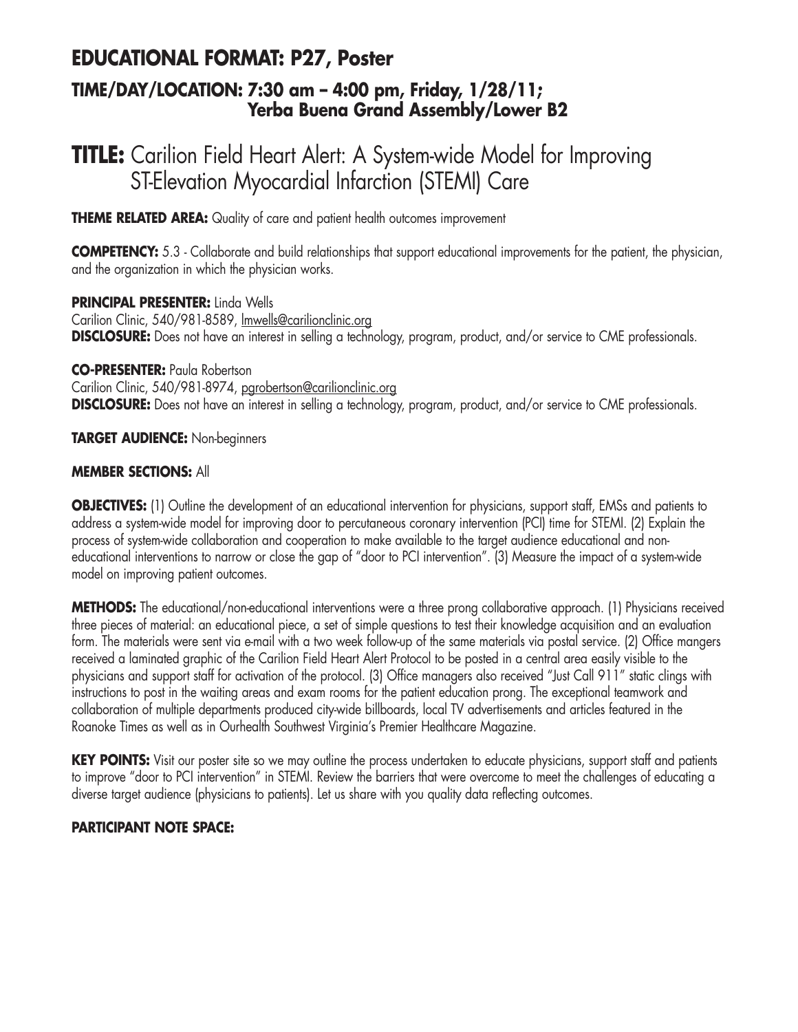## EDUCATIONAL FORMAT: P27, Poster

### TIME/DAY/LOCATION: 7:30 am – 4:00 pm, Friday, 1/28/11; Yerba Buena Grand Assembly/Lower B2

# TITLE: Carilion Field Heart Alert: A System-wide Model for Improving ST-Elevation Myocardial Infarction (STEMI) Care

**THEME RELATED AREA:** Quality of care and patient health outcomes improvement

**COMPETENCY:** 5.3 - Collaborate and build relationships that support educational improvements for the patient, the physician, and the organization in which the physician works.

**PRINCIPAL PRESENTER:** Linda Wells
Carilion Clinic, 540/981-8589, lmwells@carilionclinic.org
**DISCLOSURE:** Does not have an interest in selling a technology, program, product, and/or service to CME professionals.

**CO-PRESENTER:** Paula Robertson
Carilion Clinic, 540/981-8974, pgrobertson@carilionclinic.org
**DISCLOSURE:** Does not have an interest in selling a technology, program, product, and/or service to CME professionals.

**TARGET AUDIENCE:** Non-beginners

**MEMBER SECTIONS:** All

**OBJECTIVES:** (1) Outline the development of an educational intervention for physicians, support staff, EMSs and patients to address a system-wide model for improving door to percutaneous coronary intervention (PCI) time for STEMI. (2) Explain the process of system-wide collaboration and cooperation to make available to the target audience educational and non-educational interventions to narrow or close the gap of "door to PCI intervention". (3) Measure the impact of a system-wide model on improving patient outcomes.

**METHODS:** The educational/non-educational interventions were a three prong collaborative approach. (1) Physicians received three pieces of material: an educational piece, a set of simple questions to test their knowledge acquisition and an evaluation form. The materials were sent via e-mail with a two week follow-up of the same materials via postal service. (2) Office mangers received a laminated graphic of the Carilion Field Heart Alert Protocol to be posted in a central area easily visible to the physicians and support staff for activation of the protocol. (3) Office managers also received "Just Call 911" static clings with instructions to post in the waiting areas and exam rooms for the patient education prong. The exceptional teamwork and collaboration of multiple departments produced city-wide billboards, local TV advertisements and articles featured in the Roanoke Times as well as in Ourhealth Southwest Virginia's Premier Healthcare Magazine.

**KEY POINTS:** Visit our poster site so we may outline the process undertaken to educate physicians, support staff and patients to improve "door to PCI intervention" in STEMI. Review the barriers that were overcome to meet the challenges of educating a diverse target audience (physicians to patients). Let us share with you quality data reflecting outcomes.

**PARTICIPANT NOTE SPACE:**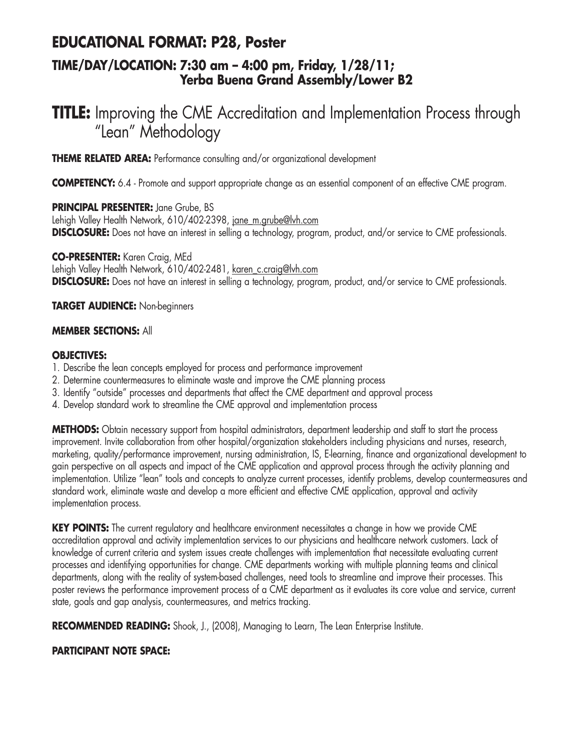## EDUCATIONAL FORMAT: P28, Poster

### TIME/DAY/LOCATION: 7:30 am – 4:00 pm, Friday, 1/28/11; Yerba Buena Grand Assembly/Lower B2

# TITLE: Improving the CME Accreditation and Implementation Process through "Lean" Methodology

**THEME RELATED AREA:** Performance consulting and/or organizational development

**COMPETENCY:** 6.4 - Promote and support appropriate change as an essential component of an effective CME program.

**PRINCIPAL PRESENTER:** Jane Grube, BS
Lehigh Valley Health Network, 610/402-2398, jane_m.grube@lvh.com
**DISCLOSURE:** Does not have an interest in selling a technology, program, product, and/or service to CME professionals.

**CO-PRESENTER:** Karen Craig, MEd
Lehigh Valley Health Network, 610/402-2481, karen_c.craig@lvh.com
**DISCLOSURE:** Does not have an interest in selling a technology, program, product, and/or service to CME professionals.

**TARGET AUDIENCE:** Non-beginners

**MEMBER SECTIONS:** All

**OBJECTIVES:**

1. Describe the lean concepts employed for process and performance improvement
2. Determine countermeasures to eliminate waste and improve the CME planning process
3. Identify "outside" processes and departments that affect the CME department and approval process
4. Develop standard work to streamline the CME approval and implementation process

**METHODS:** Obtain necessary support from hospital administrators, department leadership and staff to start the process improvement. Invite collaboration from other hospital/organization stakeholders including physicians and nurses, research, marketing, quality/performance improvement, nursing administration, IS, E-learning, finance and organizational development to gain perspective on all aspects and impact of the CME application and approval process through the activity planning and implementation. Utilize "lean" tools and concepts to analyze current processes, identify problems, develop countermeasures and standard work, eliminate waste and develop a more efficient and effective CME application, approval and activity implementation process.

**KEY POINTS:** The current regulatory and healthcare environment necessitates a change in how we provide CME accreditation approval and activity implementation services to our physicians and healthcare network customers. Lack of knowledge of current criteria and system issues create challenges with implementation that necessitate evaluating current processes and identifying opportunities for change. CME departments working with multiple planning teams and clinical departments, along with the reality of system-based challenges, need tools to streamline and improve their processes. This poster reviews the performance improvement process of a CME department as it evaluates its core value and service, current state, goals and gap analysis, countermeasures, and metrics tracking.

**RECOMMENDED READING:** Shook, J., (2008), Managing to Learn, The Lean Enterprise Institute.

**PARTICIPANT NOTE SPACE:**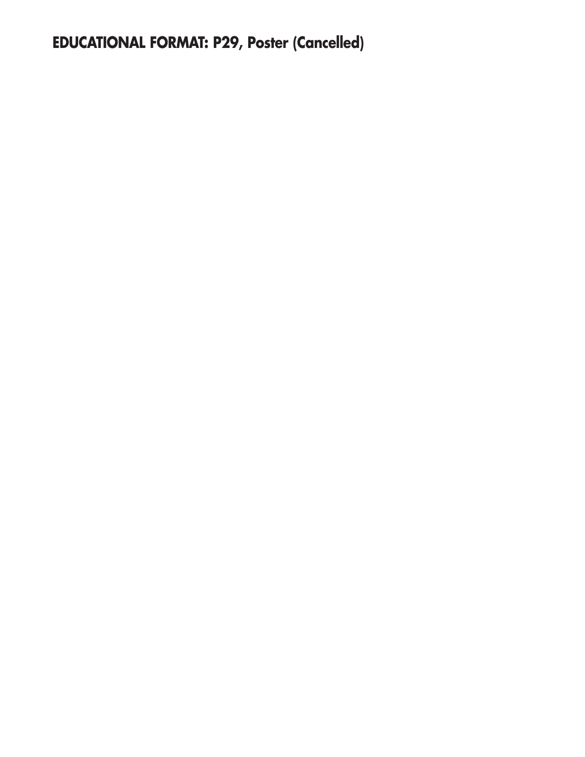**EDUCATIONAL FORMAT: P29, Poster (Cancelled)**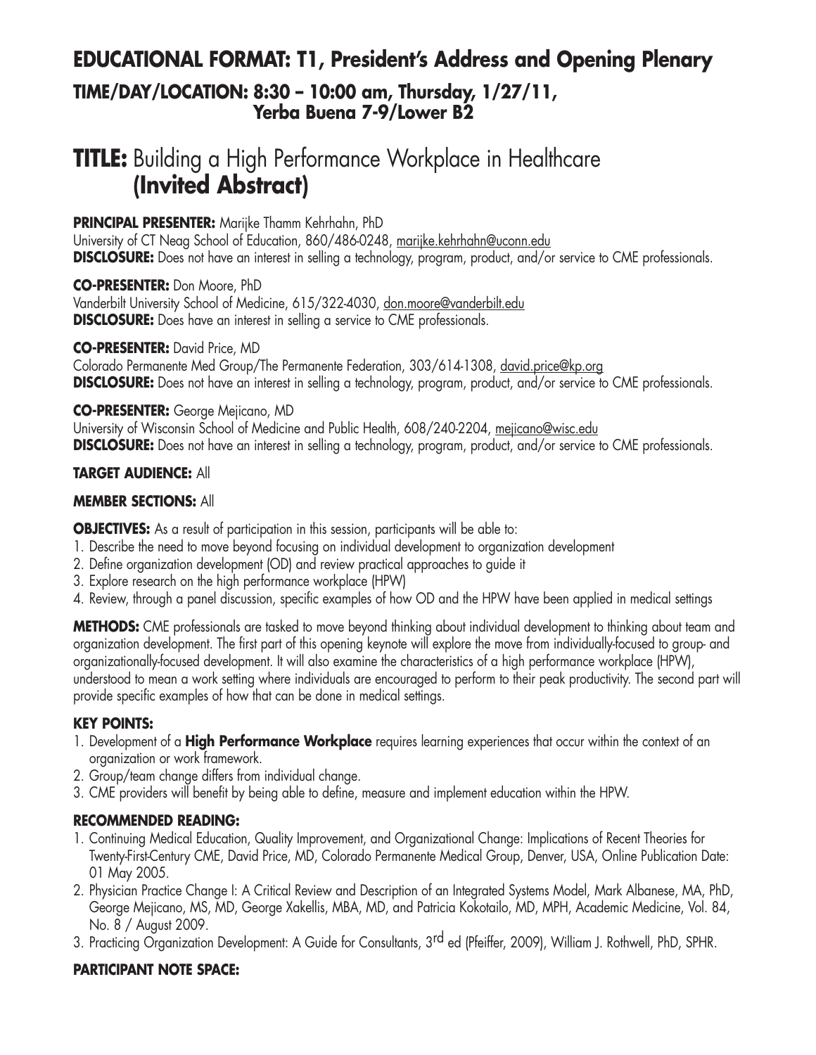## EDUCATIONAL FORMAT: T1, President's Address and Opening Plenary

### TIME/DAY/LOCATION: 8:30 – 10:00 am, Thursday, 1/27/11, Yerba Buena 7-9/Lower B2

# TITLE: Building a High Performance Workplace in Healthcare (Invited Abstract)

**PRINCIPAL PRESENTER:** Marijke Thamm Kehrhahn, PhD
University of CT Neag School of Education, 860/486-0248, marijke.kehrhahn@uconn.edu
**DISCLOSURE:** Does not have an interest in selling a technology, program, product, and/or service to CME professionals.

**CO-PRESENTER:** Don Moore, PhD
Vanderbilt University School of Medicine, 615/322-4030, don.moore@vanderbilt.edu
**DISCLOSURE:** Does have an interest in selling a service to CME professionals.

**CO-PRESENTER:** David Price, MD
Colorado Permanente Med Group/The Permanente Federation, 303/614-1308, david.price@kp.org
**DISCLOSURE:** Does not have an interest in selling a technology, program, product, and/or service to CME professionals.

**CO-PRESENTER:** George Mejicano, MD
University of Wisconsin School of Medicine and Public Health, 608/240-2204, mejicano@wisc.edu
**DISCLOSURE:** Does not have an interest in selling a technology, program, product, and/or service to CME professionals.

**TARGET AUDIENCE:** All

**MEMBER SECTIONS:** All

**OBJECTIVES:** As a result of participation in this session, participants will be able to:

1. Describe the need to move beyond focusing on individual development to organization development
2. Define organization development (OD) and review practical approaches to guide it
3. Explore research on the high performance workplace (HPW)
4. Review, through a panel discussion, specific examples of how OD and the HPW have been applied in medical settings

**METHODS:** CME professionals are tasked to move beyond thinking about individual development to thinking about team and organization development. The first part of this opening keynote will explore the move from individually-focused to group- and organizationally-focused development. It will also examine the characteristics of a high performance workplace (HPW), understood to mean a work setting where individuals are encouraged to perform to their peak productivity. The second part will provide specific examples of how that can be done in medical settings.

**KEY POINTS:**

1. Development of a **High Performance Workplace** requires learning experiences that occur within the context of an organization or work framework.
2. Group/team change differs from individual change.
3. CME providers will benefit by being able to define, measure and implement education within the HPW.

**RECOMMENDED READING:**

1. Continuing Medical Education, Quality Improvement, and Organizational Change: Implications of Recent Theories for Twenty-First-Century CME, David Price, MD, Colorado Permanente Medical Group, Denver, USA, Online Publication Date: 01 May 2005.
2. Physician Practice Change I: A Critical Review and Description of an Integrated Systems Model, Mark Albanese, MA, PhD, George Mejicano, MS, MD, George Xakellis, MBA, MD, and Patricia Kokotailo, MD, MPH, Academic Medicine, Vol. 84, No. 8 / August 2009.
3. Practicing Organization Development: A Guide for Consultants, 3rd ed (Pfeiffer, 2009), William J. Rothwell, PhD, SPHR.

**PARTICIPANT NOTE SPACE:**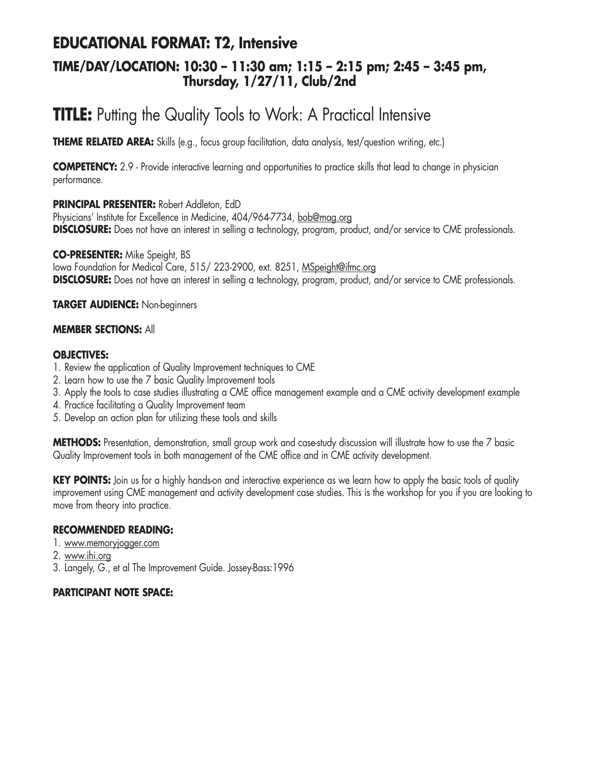## EDUCATIONAL FORMAT: T2, Intensive

### TIME/DAY/LOCATION: 10:30 – 11:30 am; 1:15 – 2:15 pm; 2:45 – 3:45 pm, Thursday, 1/27/11, Club/2nd

# TITLE: Putting the Quality Tools to Work: A Practical Intensive

**THEME RELATED AREA:** Skills (e.g., focus group facilitation, data analysis, test/question writing, etc.)

**COMPETENCY:** 2.9 - Provide interactive learning and opportunities to practice skills that lead to change in physician performance.

**PRINCIPAL PRESENTER:** Robert Addleton, EdD
Physicians' Institute for Excellence in Medicine, 404/964-7734, bob@mag.org
**DISCLOSURE:** Does not have an interest in selling a technology, program, product, and/or service to CME professionals.

**CO-PRESENTER:** Mike Speight, BS
Iowa Foundation for Medical Care, 515/ 223-2900, ext. 8251, MSpeight@ifmc.org
**DISCLOSURE:** Does not have an interest in selling a technology, program, product, and/or service to CME professionals.

**TARGET AUDIENCE:** Non-beginners

**MEMBER SECTIONS:** All

**OBJECTIVES:**
1. Review the application of Quality Improvement techniques to CME
2. Learn how to use the 7 basic Quality Improvement tools
3. Apply the tools to case studies illustrating a CME office management example and a CME activity development example
4. Practice facilitating a Quality Improvement team
5. Develop an action plan for utilizing these tools and skills

**METHODS:** Presentation, demonstration, small group work and case-study discussion will illustrate how to use the 7 basic Quality Improvement tools in both management of the CME office and in CME activity development.

**KEY POINTS:** Join us for a highly hands-on and interactive experience as we learn how to apply the basic tools of quality improvement using CME management and activity development case studies. This is the workshop for you if you are looking to move from theory into practice.

**RECOMMENDED READING:**
1. www.memoryjogger.com
2. www.ihi.org
3. Langely, G., et al The Improvement Guide. Jossey-Bass:1996

**PARTICIPANT NOTE SPACE:**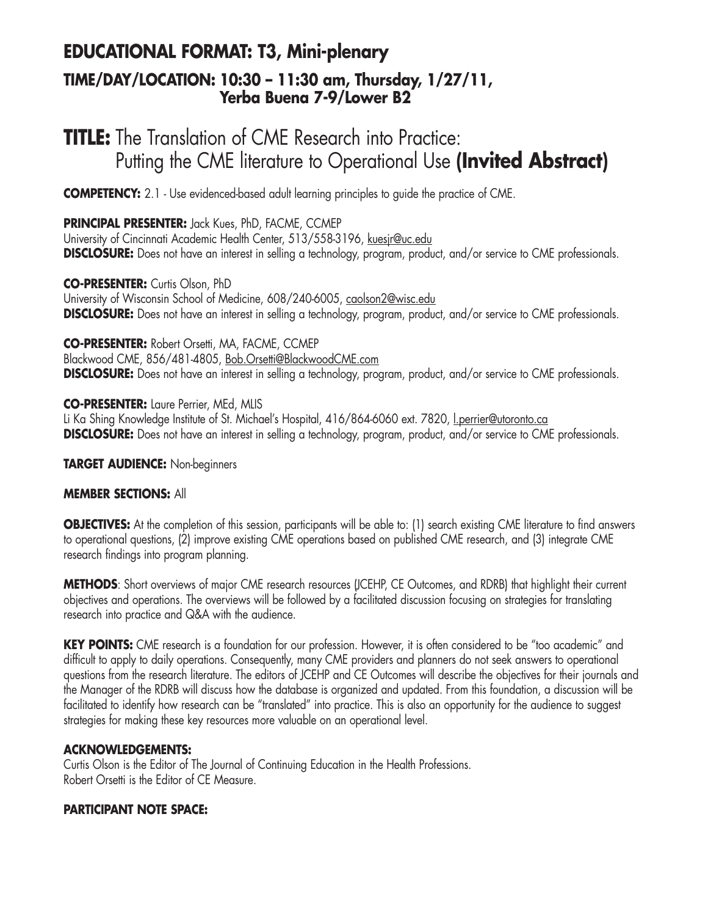## EDUCATIONAL FORMAT: T3, Mini-plenary

### TIME/DAY/LOCATION: 10:30 – 11:30 am, Thursday, 1/27/11, Yerba Buena 7-9/Lower B2

# TITLE: The Translation of CME Research into Practice: Putting the CME literature to Operational Use **(Invited Abstract)**

**COMPETENCY:** 2.1 - Use evidenced-based adult learning principles to guide the practice of CME.

**PRINCIPAL PRESENTER:** Jack Kues, PhD, FACME, CCMEP
University of Cincinnati Academic Health Center, 513/558-3196, kuesjr@uc.edu
**DISCLOSURE:** Does not have an interest in selling a technology, program, product, and/or service to CME professionals.

**CO-PRESENTER:** Curtis Olson, PhD
University of Wisconsin School of Medicine, 608/240-6005, caolson2@wisc.edu
**DISCLOSURE:** Does not have an interest in selling a technology, program, product, and/or service to CME professionals.

**CO-PRESENTER:** Robert Orsetti, MA, FACME, CCMEP
Blackwood CME, 856/481-4805, Bob.Orsetti@BlackwoodCME.com
**DISCLOSURE:** Does not have an interest in selling a technology, program, product, and/or service to CME professionals.

**CO-PRESENTER:** Laure Perrier, MEd, MLIS
Li Ka Shing Knowledge Institute of St. Michael's Hospital, 416/864-6060 ext. 7820, l.perrier@utoronto.ca
**DISCLOSURE:** Does not have an interest in selling a technology, program, product, and/or service to CME professionals.

**TARGET AUDIENCE:** Non-beginners

**MEMBER SECTIONS:** All

**OBJECTIVES:** At the completion of this session, participants will be able to: (1) search existing CME literature to find answers to operational questions, (2) improve existing CME operations based on published CME research, and (3) integrate CME research findings into program planning.

**METHODS**: Short overviews of major CME research resources (JCEHP, CE Outcomes, and RDRB) that highlight their current objectives and operations. The overviews will be followed by a facilitated discussion focusing on strategies for translating research into practice and Q&A with the audience.

**KEY POINTS:** CME research is a foundation for our profession. However, it is often considered to be "too academic" and difficult to apply to daily operations. Consequently, many CME providers and planners do not seek answers to operational questions from the research literature. The editors of JCEHP and CE Outcomes will describe the objectives for their journals and the Manager of the RDRB will discuss how the database is organized and updated. From this foundation, a discussion will be facilitated to identify how research can be "translated" into practice. This is also an opportunity for the audience to suggest strategies for making these key resources more valuable on an operational level.

**ACKNOWLEDGEMENTS:**
Curtis Olson is the Editor of The Journal of Continuing Education in the Health Professions.
Robert Orsetti is the Editor of CE Measure.

**PARTICIPANT NOTE SPACE:**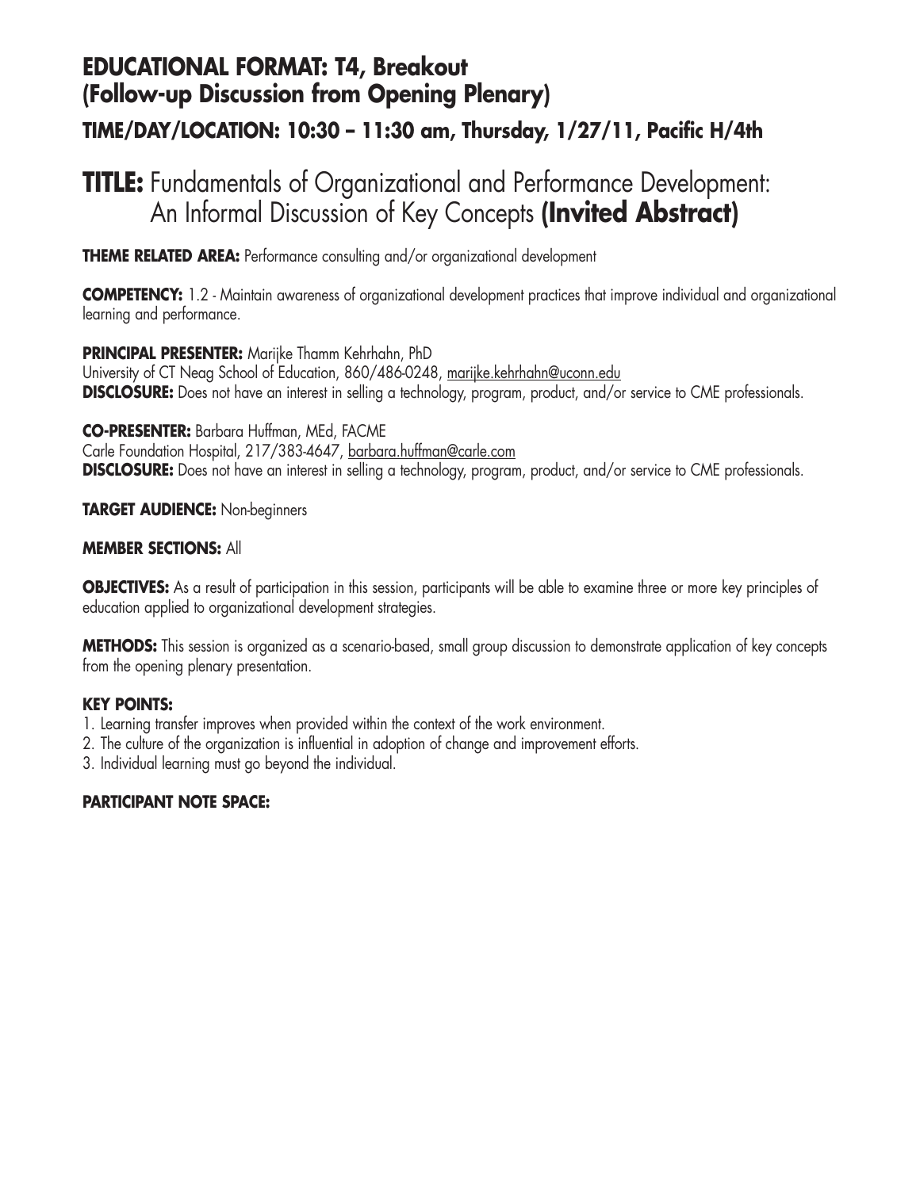## EDUCATIONAL FORMAT: T4, Breakout (Follow-up Discussion from Opening Plenary)

### TIME/DAY/LOCATION: 10:30 – 11:30 am, Thursday, 1/27/11, Pacific H/4th

# TITLE: Fundamentals of Organizational and Performance Development: An Informal Discussion of Key Concepts **(Invited Abstract)**

**THEME RELATED AREA:** Performance consulting and/or organizational development

**COMPETENCY:** 1.2 - Maintain awareness of organizational development practices that improve individual and organizational learning and performance.

**PRINCIPAL PRESENTER:** Marijke Thamm Kehrhahn, PhD
University of CT Neag School of Education, 860/486-0248, marijke.kehrhahn@uconn.edu
**DISCLOSURE:** Does not have an interest in selling a technology, program, product, and/or service to CME professionals.

**CO-PRESENTER:** Barbara Huffman, MEd, FACME
Carle Foundation Hospital, 217/383-4647, barbara.huffman@carle.com
**DISCLOSURE:** Does not have an interest in selling a technology, program, product, and/or service to CME professionals.

**TARGET AUDIENCE:** Non-beginners

**MEMBER SECTIONS:** All

**OBJECTIVES:** As a result of participation in this session, participants will be able to examine three or more key principles of education applied to organizational development strategies.

**METHODS:** This session is organized as a scenario-based, small group discussion to demonstrate application of key concepts from the opening plenary presentation.

**KEY POINTS:**

1. Learning transfer improves when provided within the context of the work environment.
2. The culture of the organization is influential in adoption of change and improvement efforts.
3. Individual learning must go beyond the individual.

**PARTICIPANT NOTE SPACE:**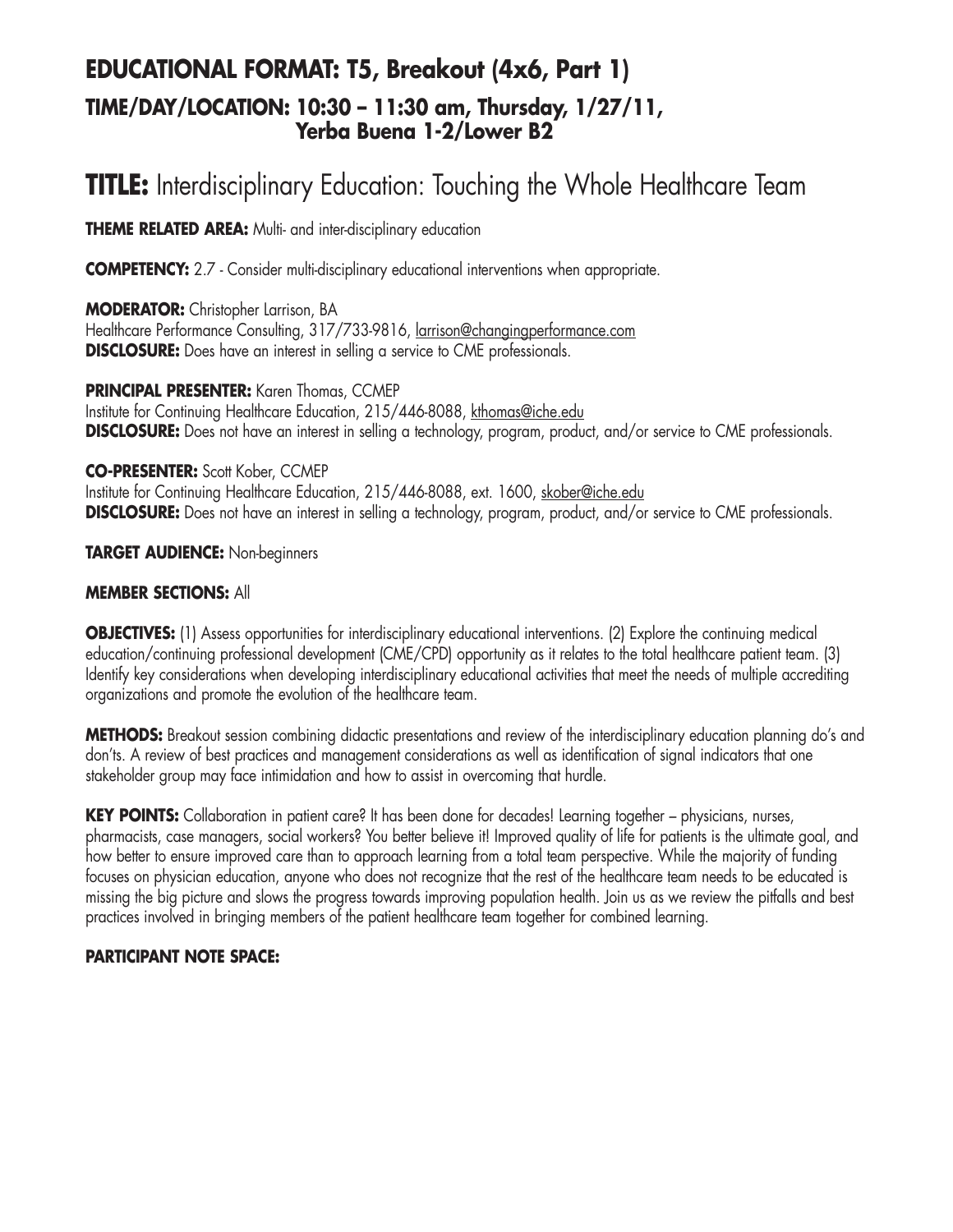## EDUCATIONAL FORMAT: T5, Breakout (4x6, Part 1)
### TIME/DAY/LOCATION: 10:30 – 11:30 am, Thursday, 1/27/11, Yerba Buena 1-2/Lower B2

# TITLE: Interdisciplinary Education: Touching the Whole Healthcare Team

**THEME RELATED AREA:** Multi- and inter-disciplinary education

**COMPETENCY:** 2.7 - Consider multi-disciplinary educational interventions when appropriate.

**MODERATOR:** Christopher Larrison, BA
Healthcare Performance Consulting, 317/733-9816, larrison@changingperformance.com
**DISCLOSURE:** Does have an interest in selling a service to CME professionals.

**PRINCIPAL PRESENTER:** Karen Thomas, CCMEP
Institute for Continuing Healthcare Education, 215/446-8088, kthomas@iche.edu
**DISCLOSURE:** Does not have an interest in selling a technology, program, product, and/or service to CME professionals.

**CO-PRESENTER:** Scott Kober, CCMEP
Institute for Continuing Healthcare Education, 215/446-8088, ext. 1600, skober@iche.edu
**DISCLOSURE:** Does not have an interest in selling a technology, program, product, and/or service to CME professionals.

**TARGET AUDIENCE:** Non-beginners

**MEMBER SECTIONS:** All

**OBJECTIVES:** (1) Assess opportunities for interdisciplinary educational interventions. (2) Explore the continuing medical education/continuing professional development (CME/CPD) opportunity as it relates to the total healthcare patient team. (3) Identify key considerations when developing interdisciplinary educational activities that meet the needs of multiple accrediting organizations and promote the evolution of the healthcare team.

**METHODS:** Breakout session combining didactic presentations and review of the interdisciplinary education planning do's and don'ts. A review of best practices and management considerations as well as identification of signal indicators that one stakeholder group may face intimidation and how to assist in overcoming that hurdle.

**KEY POINTS:** Collaboration in patient care? It has been done for decades! Learning together – physicians, nurses, pharmacists, case managers, social workers? You better believe it! Improved quality of life for patients is the ultimate goal, and how better to ensure improved care than to approach learning from a total team perspective. While the majority of funding focuses on physician education, anyone who does not recognize that the rest of the healthcare team needs to be educated is missing the big picture and slows the progress towards improving population health. Join us as we review the pitfalls and best practices involved in bringing members of the patient healthcare team together for combined learning.

**PARTICIPANT NOTE SPACE:**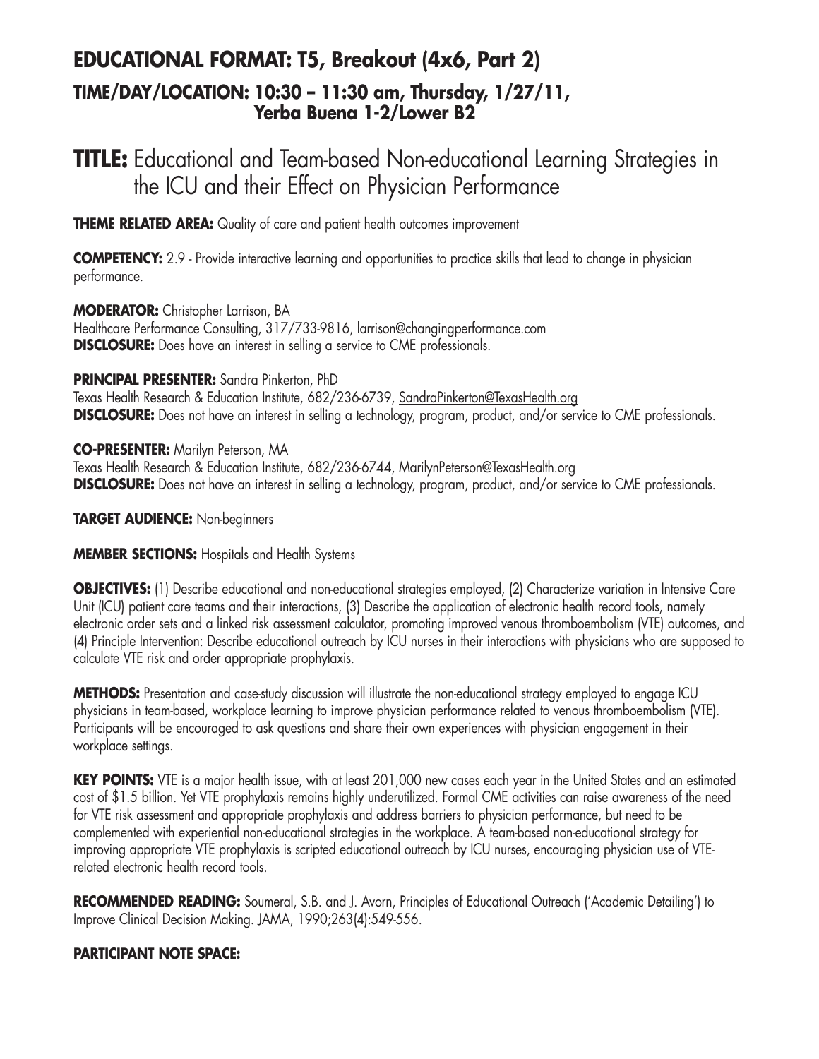## EDUCATIONAL FORMAT: T5, Breakout (4x6, Part 2)

### TIME/DAY/LOCATION: 10:30 – 11:30 am, Thursday, 1/27/11, Yerba Buena 1-2/Lower B2

# TITLE: Educational and Team-based Non-educational Learning Strategies in the ICU and their Effect on Physician Performance

**THEME RELATED AREA:** Quality of care and patient health outcomes improvement

**COMPETENCY:** 2.9 - Provide interactive learning and opportunities to practice skills that lead to change in physician performance.

**MODERATOR:** Christopher Larrison, BA
Healthcare Performance Consulting, 317/733-9816, larrison@changingperformance.com
**DISCLOSURE:** Does have an interest in selling a service to CME professionals.

**PRINCIPAL PRESENTER:** Sandra Pinkerton, PhD
Texas Health Research & Education Institute, 682/236-6739, SandraPinkerton@TexasHealth.org
**DISCLOSURE:** Does not have an interest in selling a technology, program, product, and/or service to CME professionals.

**CO-PRESENTER:** Marilyn Peterson, MA
Texas Health Research & Education Institute, 682/236-6744, MarilynPeterson@TexasHealth.org
**DISCLOSURE:** Does not have an interest in selling a technology, program, product, and/or service to CME professionals.

**TARGET AUDIENCE:** Non-beginners

**MEMBER SECTIONS:** Hospitals and Health Systems

**OBJECTIVES:** (1) Describe educational and non-educational strategies employed, (2) Characterize variation in Intensive Care Unit (ICU) patient care teams and their interactions, (3) Describe the application of electronic health record tools, namely electronic order sets and a linked risk assessment calculator, promoting improved venous thromboembolism (VTE) outcomes, and (4) Principle Intervention: Describe educational outreach by ICU nurses in their interactions with physicians who are supposed to calculate VTE risk and order appropriate prophylaxis.

**METHODS:** Presentation and case-study discussion will illustrate the non-educational strategy employed to engage ICU physicians in team-based, workplace learning to improve physician performance related to venous thromboembolism (VTE). Participants will be encouraged to ask questions and share their own experiences with physician engagement in their workplace settings.

**KEY POINTS:** VTE is a major health issue, with at least 201,000 new cases each year in the United States and an estimated cost of $1.5 billion. Yet VTE prophylaxis remains highly underutilized. Formal CME activities can raise awareness of the need for VTE risk assessment and appropriate prophylaxis and address barriers to physician performance, but need to be complemented with experiential non-educational strategies in the workplace. A team-based non-educational strategy for improving appropriate VTE prophylaxis is scripted educational outreach by ICU nurses, encouraging physician use of VTE-related electronic health record tools.

**RECOMMENDED READING:** Soumeral, S.B. and J. Avorn, Principles of Educational Outreach ('Academic Detailing') to Improve Clinical Decision Making. JAMA, 1990;263(4):549-556.

**PARTICIPANT NOTE SPACE:**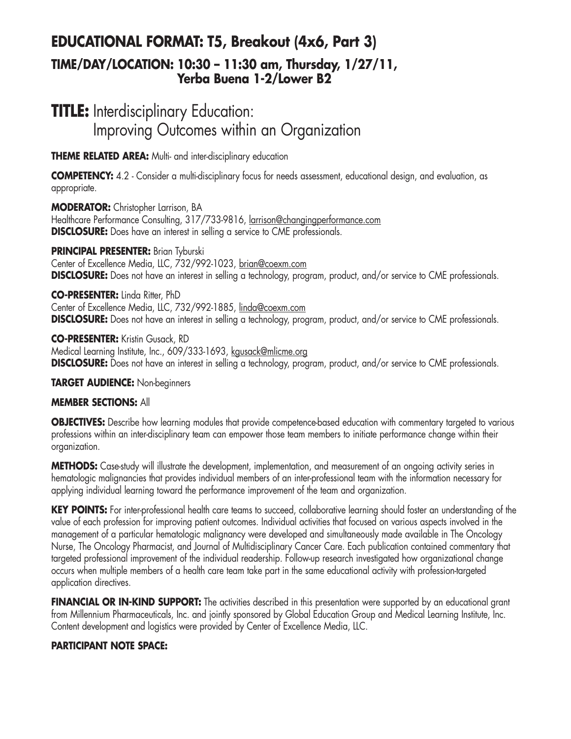## EDUCATIONAL FORMAT: T5, Breakout (4x6, Part 3)

### TIME/DAY/LOCATION: 10:30 – 11:30 am, Thursday, 1/27/11, Yerba Buena 1-2/Lower B2

# TITLE: Interdisciplinary Education: Improving Outcomes within an Organization

**THEME RELATED AREA:** Multi- and inter-disciplinary education

**COMPETENCY:** 4.2 - Consider a multi-disciplinary focus for needs assessment, educational design, and evaluation, as appropriate.

**MODERATOR:** Christopher Larrison, BA
Healthcare Performance Consulting, 317/733-9816, larrison@changingperformance.com
**DISCLOSURE:** Does have an interest in selling a service to CME professionals.

**PRINCIPAL PRESENTER:** Brian Tyburski
Center of Excellence Media, LLC, 732/992-1023, brian@coexm.com
**DISCLOSURE:** Does not have an interest in selling a technology, program, product, and/or service to CME professionals.

**CO-PRESENTER:** Linda Ritter, PhD
Center of Excellence Media, LLC, 732/992-1885, linda@coexm.com
**DISCLOSURE:** Does not have an interest in selling a technology, program, product, and/or service to CME professionals.

**CO-PRESENTER:** Kristin Gusack, RD
Medical Learning Institute, Inc., 609/333-1693, kgusack@mlicme.org
**DISCLOSURE:** Does not have an interest in selling a technology, program, product, and/or service to CME professionals.

**TARGET AUDIENCE:** Non-beginners

**MEMBER SECTIONS:** All

**OBJECTIVES:** Describe how learning modules that provide competence-based education with commentary targeted to various professions within an inter-disciplinary team can empower those team members to initiate performance change within their organization.

**METHODS:** Case-study will illustrate the development, implementation, and measurement of an ongoing activity series in hematologic malignancies that provides individual members of an inter-professional team with the information necessary for applying individual learning toward the performance improvement of the team and organization.

**KEY POINTS:** For inter-professional health care teams to succeed, collaborative learning should foster an understanding of the value of each profession for improving patient outcomes. Individual activities that focused on various aspects involved in the management of a particular hematologic malignancy were developed and simultaneously made available in The Oncology Nurse, The Oncology Pharmacist, and Journal of Multidisciplinary Cancer Care. Each publication contained commentary that targeted professional improvement of the individual readership. Follow-up research investigated how organizational change occurs when multiple members of a health care team take part in the same educational activity with profession-targeted application directives.

**FINANCIAL OR IN-KIND SUPPORT:** The activities described in this presentation were supported by an educational grant from Millennium Pharmaceuticals, Inc. and jointly sponsored by Global Education Group and Medical Learning Institute, Inc. Content development and logistics were provided by Center of Excellence Media, LLC.

**PARTICIPANT NOTE SPACE:**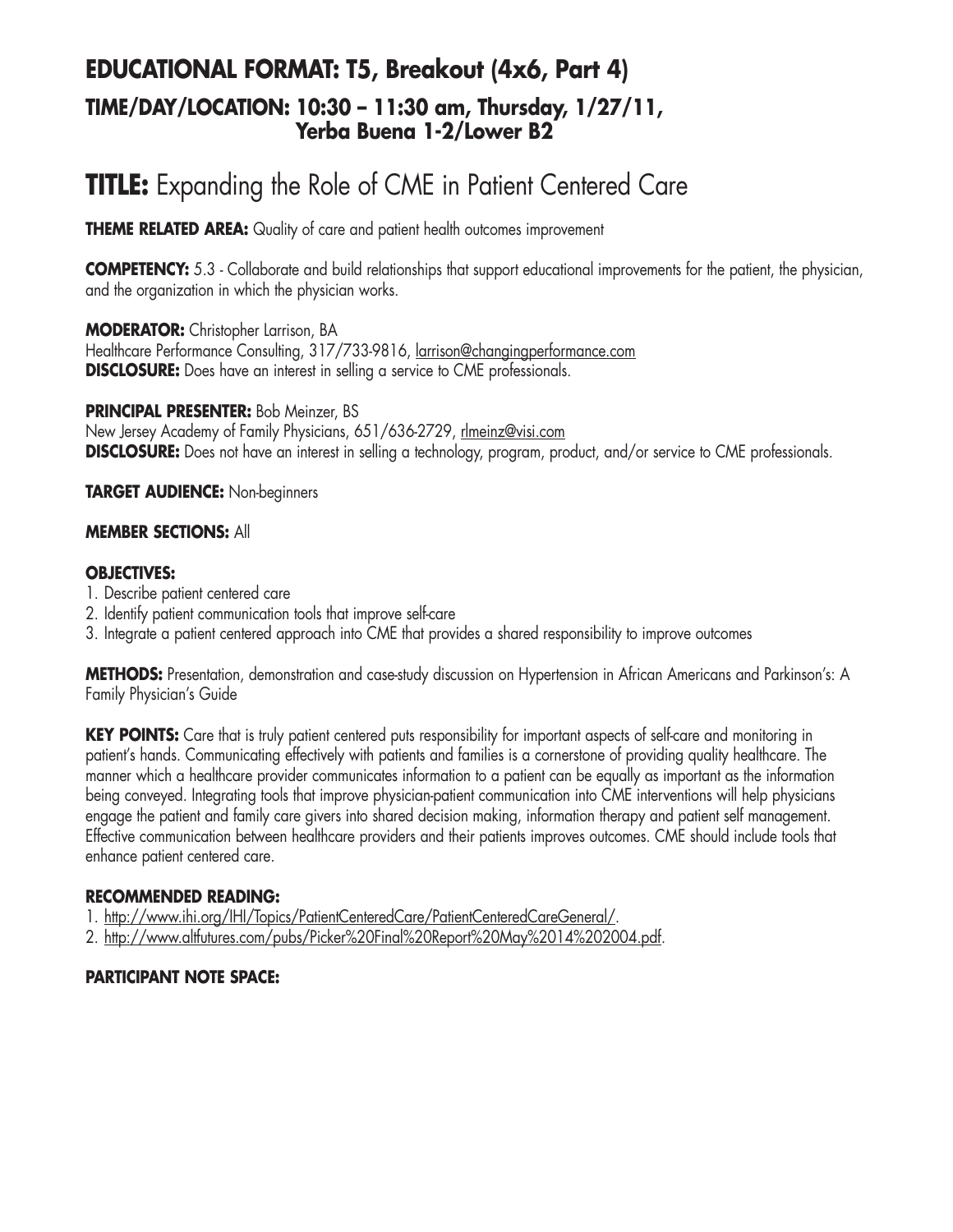## EDUCATIONAL FORMAT: T5, Breakout (4x6, Part 4)
### TIME/DAY/LOCATION: 10:30 – 11:30 am, Thursday, 1/27/11, Yerba Buena 1-2/Lower B2

# TITLE: Expanding the Role of CME in Patient Centered Care

**THEME RELATED AREA:** Quality of care and patient health outcomes improvement

**COMPETENCY:** 5.3 - Collaborate and build relationships that support educational improvements for the patient, the physician, and the organization in which the physician works.

**MODERATOR:** Christopher Larrison, BA
Healthcare Performance Consulting, 317/733-9816, larrison@changingperformance.com
**DISCLOSURE:** Does have an interest in selling a service to CME professionals.

**PRINCIPAL PRESENTER:** Bob Meinzer, BS
New Jersey Academy of Family Physicians, 651/636-2729, rlmeinz@visi.com
**DISCLOSURE:** Does not have an interest in selling a technology, program, product, and/or service to CME professionals.

**TARGET AUDIENCE:** Non-beginners

**MEMBER SECTIONS:** All

**OBJECTIVES:**
1. Describe patient centered care
2. Identify patient communication tools that improve self-care
3. Integrate a patient centered approach into CME that provides a shared responsibility to improve outcomes

**METHODS:** Presentation, demonstration and case-study discussion on Hypertension in African Americans and Parkinson's: A Family Physician's Guide

**KEY POINTS:** Care that is truly patient centered puts responsibility for important aspects of self-care and monitoring in patient's hands. Communicating effectively with patients and families is a cornerstone of providing quality healthcare. The manner which a healthcare provider communicates information to a patient can be equally as important as the information being conveyed. Integrating tools that improve physician-patient communication into CME interventions will help physicians engage the patient and family care givers into shared decision making, information therapy and patient self management. Effective communication between healthcare providers and their patients improves outcomes. CME should include tools that enhance patient centered care.

**RECOMMENDED READING:**
1. http://www.ihi.org/IHI/Topics/PatientCenteredCare/PatientCenteredCareGeneral/.
2. http://www.altfutures.com/pubs/Picker%20Final%20Report%20May%2014%202004.pdf.

**PARTICIPANT NOTE SPACE:**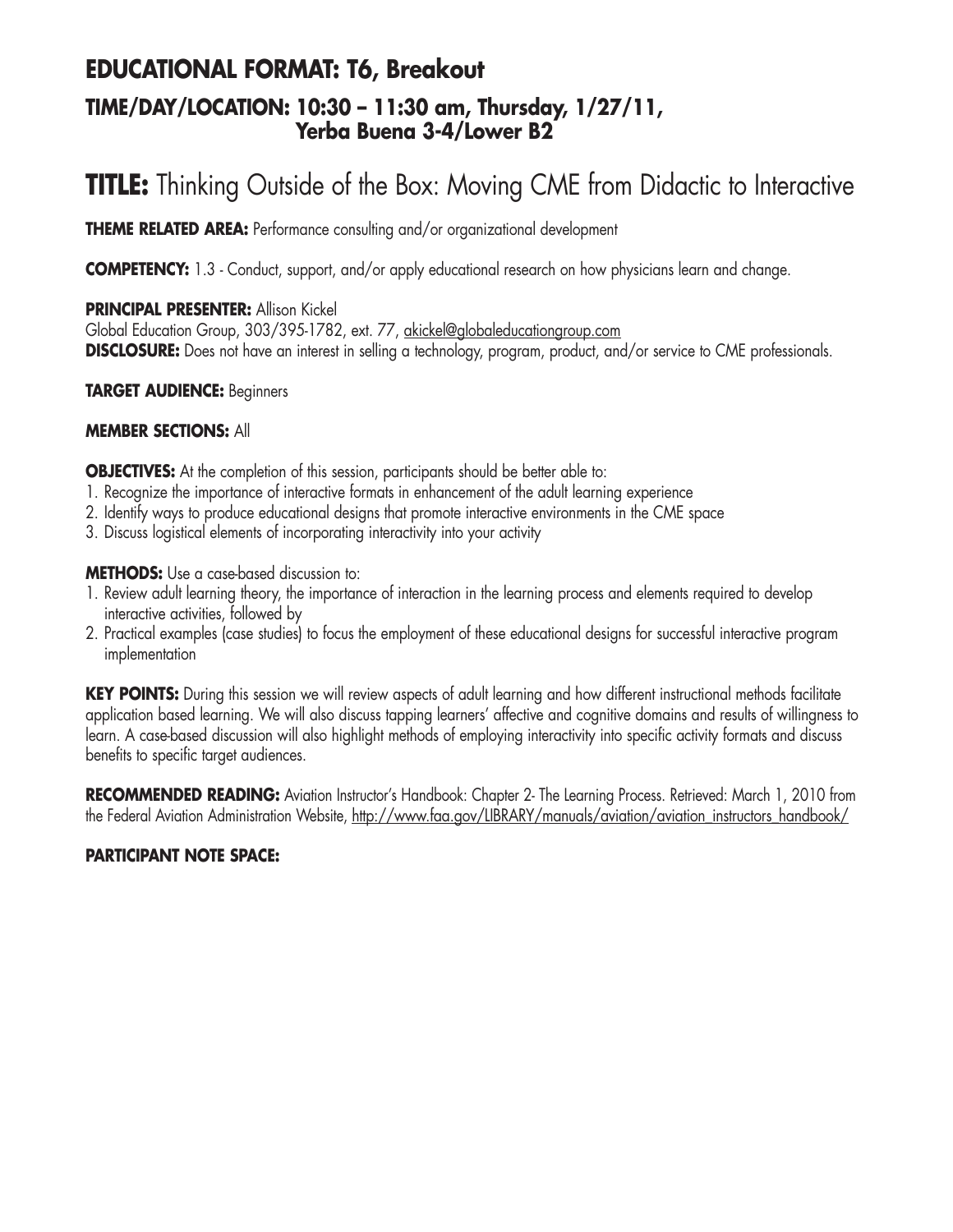## EDUCATIONAL FORMAT: T6, Breakout

### TIME/DAY/LOCATION: 10:30 – 11:30 am, Thursday, 1/27/11, Yerba Buena 3-4/Lower B2

# TITLE: Thinking Outside of the Box: Moving CME from Didactic to Interactive

**THEME RELATED AREA:** Performance consulting and/or organizational development

**COMPETENCY:** 1.3 - Conduct, support, and/or apply educational research on how physicians learn and change.

**PRINCIPAL PRESENTER:** Allison Kickel
Global Education Group, 303/395-1782, ext. 77, akickel@globaleducationgroup.com
**DISCLOSURE:** Does not have an interest in selling a technology, program, product, and/or service to CME professionals.

**TARGET AUDIENCE:** Beginners

**MEMBER SECTIONS:** All

**OBJECTIVES:** At the completion of this session, participants should be better able to:
1. Recognize the importance of interactive formats in enhancement of the adult learning experience
2. Identify ways to produce educational designs that promote interactive environments in the CME space
3. Discuss logistical elements of incorporating interactivity into your activity

**METHODS:** Use a case-based discussion to:
1. Review adult learning theory, the importance of interaction in the learning process and elements required to develop interactive activities, followed by
2. Practical examples (case studies) to focus the employment of these educational designs for successful interactive program implementation

**KEY POINTS:** During this session we will review aspects of adult learning and how different instructional methods facilitate application based learning. We will also discuss tapping learners' affective and cognitive domains and results of willingness to learn. A case-based discussion will also highlight methods of employing interactivity into specific activity formats and discuss benefits to specific target audiences.

**RECOMMENDED READING:** Aviation Instructor's Handbook: Chapter 2- The Learning Process. Retrieved: March 1, 2010 from the Federal Aviation Administration Website, http://www.faa.gov/LIBRARY/manuals/aviation/aviation_instructors_handbook/

**PARTICIPANT NOTE SPACE:**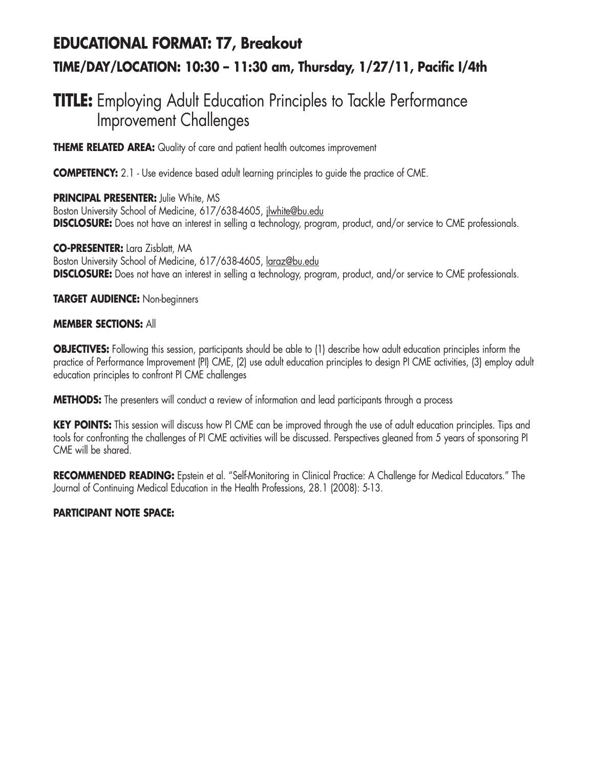## EDUCATIONAL FORMAT: T7, Breakout

### TIME/DAY/LOCATION: 10:30 – 11:30 am, Thursday, 1/27/11, Pacific I/4th

# TITLE: Employing Adult Education Principles to Tackle Performance Improvement Challenges

**THEME RELATED AREA:** Quality of care and patient health outcomes improvement

**COMPETENCY:** 2.1 - Use evidence based adult learning principles to guide the practice of CME.

**PRINCIPAL PRESENTER:** Julie White, MS
Boston University School of Medicine, 617/638-4605, jlwhite@bu.edu
**DISCLOSURE:** Does not have an interest in selling a technology, program, product, and/or service to CME professionals.

**CO-PRESENTER:** Lara Zisblatt, MA
Boston University School of Medicine, 617/638-4605, laraz@bu.edu
**DISCLOSURE:** Does not have an interest in selling a technology, program, product, and/or service to CME professionals.

**TARGET AUDIENCE:** Non-beginners

**MEMBER SECTIONS:** All

**OBJECTIVES:** Following this session, participants should be able to (1) describe how adult education principles inform the practice of Performance Improvement (PI) CME, (2) use adult education principles to design PI CME activities, (3) employ adult education principles to confront PI CME challenges

**METHODS:** The presenters will conduct a review of information and lead participants through a process

**KEY POINTS:** This session will discuss how PI CME can be improved through the use of adult education principles. Tips and tools for confronting the challenges of PI CME activities will be discussed. Perspectives gleaned from 5 years of sponsoring PI CME will be shared.

**RECOMMENDED READING:** Epstein et al. "Self-Monitoring in Clinical Practice: A Challenge for Medical Educators." The Journal of Continuing Medical Education in the Health Professions, 28.1 (2008): 5-13.

**PARTICIPANT NOTE SPACE:**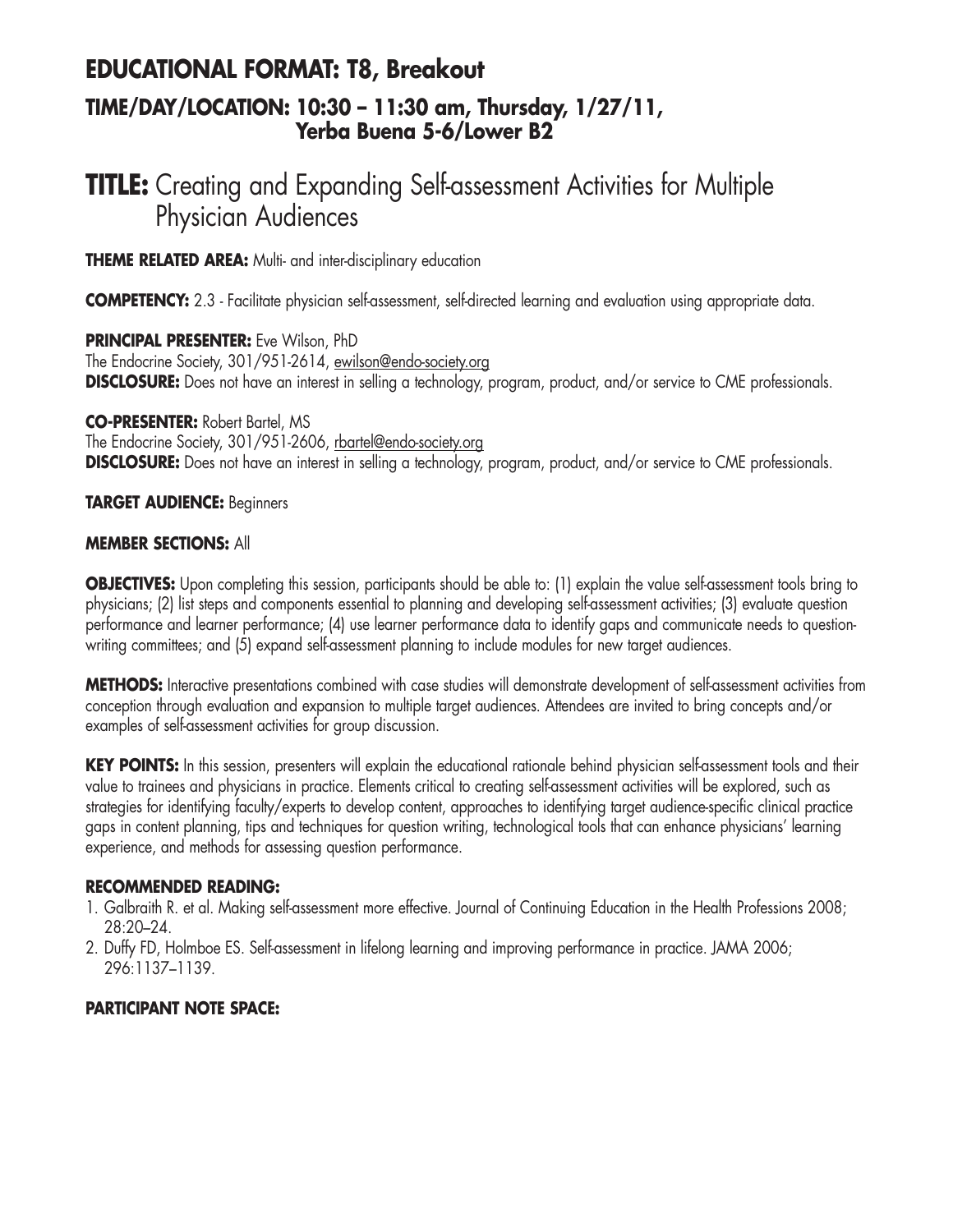## EDUCATIONAL FORMAT: T8, Breakout

### TIME/DAY/LOCATION: 10:30 – 11:30 am, Thursday, 1/27/11, Yerba Buena 5-6/Lower B2

# TITLE: Creating and Expanding Self-assessment Activities for Multiple Physician Audiences

**THEME RELATED AREA:** Multi- and inter-disciplinary education

**COMPETENCY:** 2.3 - Facilitate physician self-assessment, self-directed learning and evaluation using appropriate data.

**PRINCIPAL PRESENTER:** Eve Wilson, PhD
The Endocrine Society, 301/951-2614, ewilson@endo-society.org
**DISCLOSURE:** Does not have an interest in selling a technology, program, product, and/or service to CME professionals.

**CO-PRESENTER:** Robert Bartel, MS
The Endocrine Society, 301/951-2606, rbartel@endo-society.org
**DISCLOSURE:** Does not have an interest in selling a technology, program, product, and/or service to CME professionals.

**TARGET AUDIENCE:** Beginners

**MEMBER SECTIONS:** All

**OBJECTIVES:** Upon completing this session, participants should be able to: (1) explain the value self-assessment tools bring to physicians; (2) list steps and components essential to planning and developing self-assessment activities; (3) evaluate question performance and learner performance; (4) use learner performance data to identify gaps and communicate needs to question-writing committees; and (5) expand self-assessment planning to include modules for new target audiences.

**METHODS:** Interactive presentations combined with case studies will demonstrate development of self-assessment activities from conception through evaluation and expansion to multiple target audiences. Attendees are invited to bring concepts and/or examples of self-assessment activities for group discussion.

**KEY POINTS:** In this session, presenters will explain the educational rationale behind physician self-assessment tools and their value to trainees and physicians in practice. Elements critical to creating self-assessment activities will be explored, such as strategies for identifying faculty/experts to develop content, approaches to identifying target audience-specific clinical practice gaps in content planning, tips and techniques for question writing, technological tools that can enhance physicians' learning experience, and methods for assessing question performance.

**RECOMMENDED READING:**

1. Galbraith R. et al. Making self-assessment more effective. Journal of Continuing Education in the Health Professions 2008; 28:20–24.
2. Duffy FD, Holmboe ES. Self-assessment in lifelong learning and improving performance in practice. JAMA 2006; 296:1137–1139.

**PARTICIPANT NOTE SPACE:**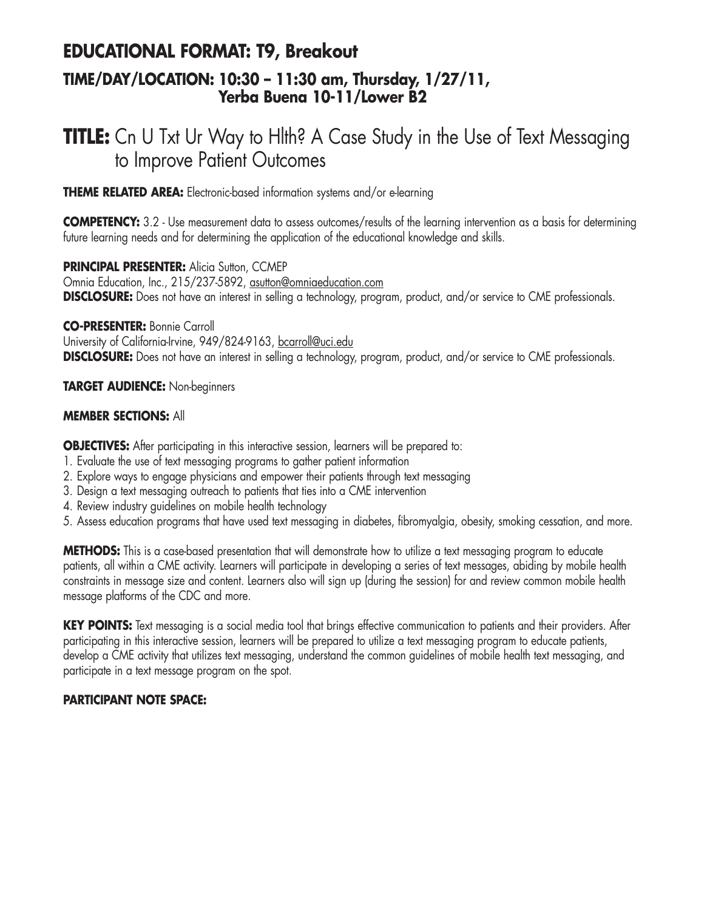## EDUCATIONAL FORMAT: T9, Breakout

### TIME/DAY/LOCATION: 10:30 – 11:30 am, Thursday, 1/27/11, Yerba Buena 10-11/Lower B2

# TITLE: Cn U Txt Ur Way to Hlth? A Case Study in the Use of Text Messaging to Improve Patient Outcomes

**THEME RELATED AREA:** Electronic-based information systems and/or e-learning

**COMPETENCY:** 3.2 - Use measurement data to assess outcomes/results of the learning intervention as a basis for determining future learning needs and for determining the application of the educational knowledge and skills.

**PRINCIPAL PRESENTER:** Alicia Sutton, CCMEP
Omnia Education, Inc., 215/237-5892, asutton@omniaeducation.com
**DISCLOSURE:** Does not have an interest in selling a technology, program, product, and/or service to CME professionals.

**CO-PRESENTER:** Bonnie Carroll
University of California-Irvine, 949/824-9163, bcarroll@uci.edu
**DISCLOSURE:** Does not have an interest in selling a technology, program, product, and/or service to CME professionals.

**TARGET AUDIENCE:** Non-beginners

**MEMBER SECTIONS:** All

**OBJECTIVES:** After participating in this interactive session, learners will be prepared to:

1. Evaluate the use of text messaging programs to gather patient information
2. Explore ways to engage physicians and empower their patients through text messaging
3. Design a text messaging outreach to patients that ties into a CME intervention
4. Review industry guidelines on mobile health technology
5. Assess education programs that have used text messaging in diabetes, fibromyalgia, obesity, smoking cessation, and more.

**METHODS:** This is a case-based presentation that will demonstrate how to utilize a text messaging program to educate patients, all within a CME activity. Learners will participate in developing a series of text messages, abiding by mobile health constraints in message size and content. Learners also will sign up (during the session) for and review common mobile health message platforms of the CDC and more.

**KEY POINTS:** Text messaging is a social media tool that brings effective communication to patients and their providers. After participating in this interactive session, learners will be prepared to utilize a text messaging program to educate patients, develop a CME activity that utilizes text messaging, understand the common guidelines of mobile health text messaging, and participate in a text message program on the spot.

**PARTICIPANT NOTE SPACE:**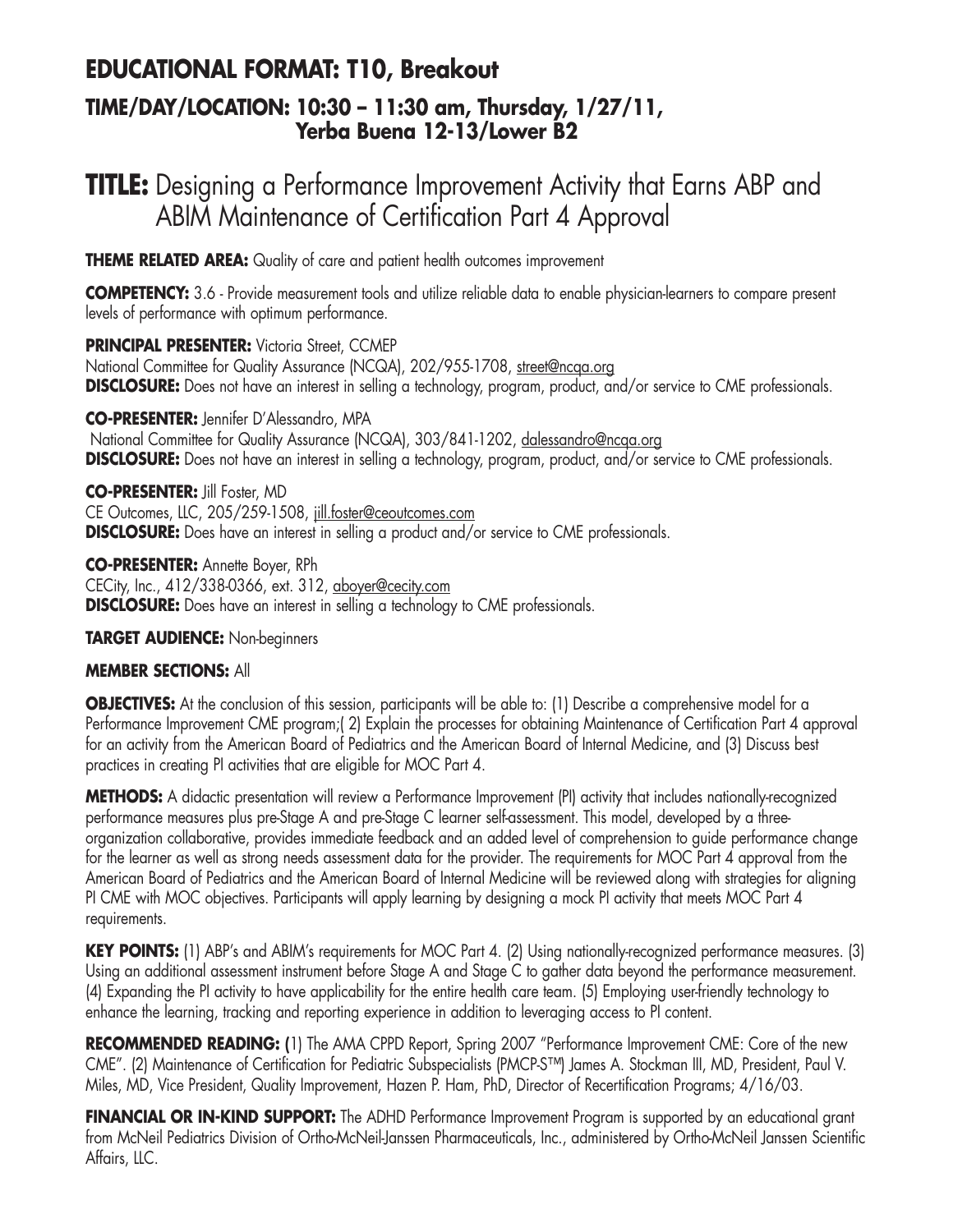## EDUCATIONAL FORMAT: T10, Breakout

### TIME/DAY/LOCATION: 10:30 – 11:30 am, Thursday, 1/27/11, Yerba Buena 12-13/Lower B2

# TITLE: Designing a Performance Improvement Activity that Earns ABP and ABIM Maintenance of Certification Part 4 Approval

**THEME RELATED AREA:** Quality of care and patient health outcomes improvement

**COMPETENCY:** 3.6 - Provide measurement tools and utilize reliable data to enable physician-learners to compare present levels of performance with optimum performance.

**PRINCIPAL PRESENTER:** Victoria Street, CCMEP
National Committee for Quality Assurance (NCQA), 202/955-1708, street@ncqa.org
**DISCLOSURE:** Does not have an interest in selling a technology, program, product, and/or service to CME professionals.

**CO-PRESENTER:** Jennifer D'Alessandro, MPA
National Committee for Quality Assurance (NCQA), 303/841-1202, dalessandro@ncqa.org
**DISCLOSURE:** Does not have an interest in selling a technology, program, product, and/or service to CME professionals.

**CO-PRESENTER:** Jill Foster, MD
CE Outcomes, LLC, 205/259-1508, jill.foster@ceoutcomes.com
**DISCLOSURE:** Does have an interest in selling a product and/or service to CME professionals.

**CO-PRESENTER:** Annette Boyer, RPh
CECity, Inc., 412/338-0366, ext. 312, aboyer@cecity.com
**DISCLOSURE:** Does have an interest in selling a technology to CME professionals.

**TARGET AUDIENCE:** Non-beginners

**MEMBER SECTIONS:** All

**OBJECTIVES:** At the conclusion of this session, participants will be able to: (1) Describe a comprehensive model for a Performance Improvement CME program;( 2) Explain the processes for obtaining Maintenance of Certification Part 4 approval for an activity from the American Board of Pediatrics and the American Board of Internal Medicine, and (3) Discuss best practices in creating PI activities that are eligible for MOC Part 4.

**METHODS:** A didactic presentation will review a Performance Improvement (PI) activity that includes nationally-recognized performance measures plus pre-Stage A and pre-Stage C learner self-assessment. This model, developed by a three-organization collaborative, provides immediate feedback and an added level of comprehension to guide performance change for the learner as well as strong needs assessment data for the provider. The requirements for MOC Part 4 approval from the American Board of Pediatrics and the American Board of Internal Medicine will be reviewed along with strategies for aligning PI CME with MOC objectives. Participants will apply learning by designing a mock PI activity that meets MOC Part 4 requirements.

**KEY POINTS:** (1) ABP's and ABIM's requirements for MOC Part 4. (2) Using nationally-recognized performance measures. (3) Using an additional assessment instrument before Stage A and Stage C to gather data beyond the performance measurement. (4) Expanding the PI activity to have applicability for the entire health care team. (5) Employing user-friendly technology to enhance the learning, tracking and reporting experience in addition to leveraging access to PI content.

**RECOMMENDED READING:** (1) The AMA CPPD Report, Spring 2007 "Performance Improvement CME: Core of the new CME". (2) Maintenance of Certification for Pediatric Subspecialists (PMCP-S™) James A. Stockman III, MD, President, Paul V. Miles, MD, Vice President, Quality Improvement, Hazen P. Ham, PhD, Director of Recertification Programs; 4/16/03.

**FINANCIAL OR IN-KIND SUPPORT:** The ADHD Performance Improvement Program is supported by an educational grant from McNeil Pediatrics Division of Ortho-McNeil-Janssen Pharmaceuticals, Inc., administered by Ortho-McNeil Janssen Scientific Affairs, LLC.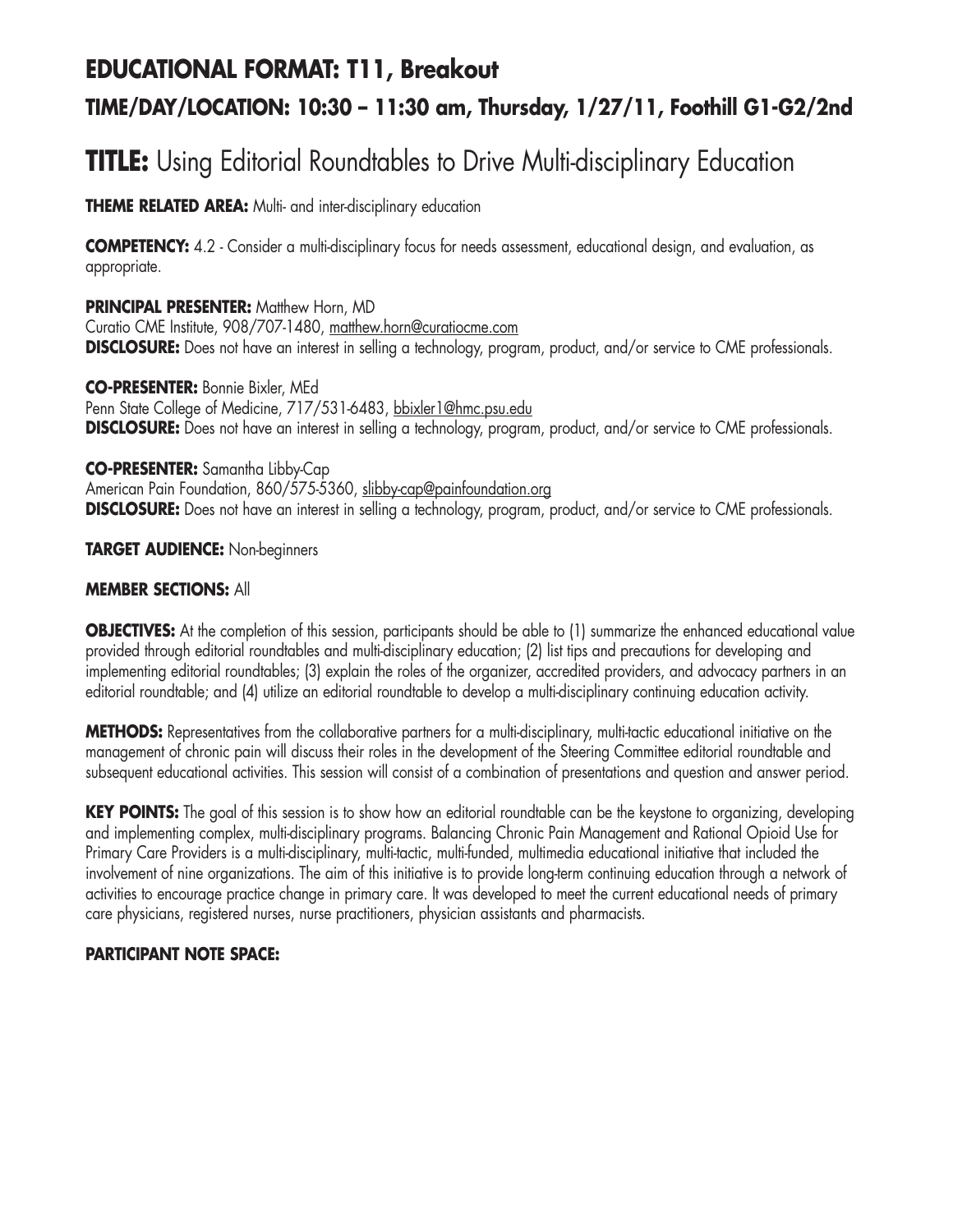## EDUCATIONAL FORMAT: T11, Breakout

### TIME/DAY/LOCATION: 10:30 – 11:30 am, Thursday, 1/27/11, Foothill G1-G2/2nd

# TITLE: Using Editorial Roundtables to Drive Multi-disciplinary Education

**THEME RELATED AREA:** Multi- and inter-disciplinary education

**COMPETENCY:** 4.2 - Consider a multi-disciplinary focus for needs assessment, educational design, and evaluation, as appropriate.

**PRINCIPAL PRESENTER:** Matthew Horn, MD
Curatio CME Institute, 908/707-1480, matthew.horn@curatiocme.com
**DISCLOSURE:** Does not have an interest in selling a technology, program, product, and/or service to CME professionals.

**CO-PRESENTER:** Bonnie Bixler, MEd
Penn State College of Medicine, 717/531-6483, bbixler1@hmc.psu.edu
**DISCLOSURE:** Does not have an interest in selling a technology, program, product, and/or service to CME professionals.

**CO-PRESENTER:** Samantha Libby-Cap
American Pain Foundation, 860/575-5360, slibby-cap@painfoundation.org
**DISCLOSURE:** Does not have an interest in selling a technology, program, product, and/or service to CME professionals.

**TARGET AUDIENCE:** Non-beginners

**MEMBER SECTIONS:** All

**OBJECTIVES:** At the completion of this session, participants should be able to (1) summarize the enhanced educational value provided through editorial roundtables and multi-disciplinary education; (2) list tips and precautions for developing and implementing editorial roundtables; (3) explain the roles of the organizer, accredited providers, and advocacy partners in an editorial roundtable; and (4) utilize an editorial roundtable to develop a multi-disciplinary continuing education activity.

**METHODS:** Representatives from the collaborative partners for a multi-disciplinary, multi-tactic educational initiative on the management of chronic pain will discuss their roles in the development of the Steering Committee editorial roundtable and subsequent educational activities. This session will consist of a combination of presentations and question and answer period.

**KEY POINTS:** The goal of this session is to show how an editorial roundtable can be the keystone to organizing, developing and implementing complex, multi-disciplinary programs. Balancing Chronic Pain Management and Rational Opioid Use for Primary Care Providers is a multi-disciplinary, multi-tactic, multi-funded, multimedia educational initiative that included the involvement of nine organizations. The aim of this initiative is to provide long-term continuing education through a network of activities to encourage practice change in primary care. It was developed to meet the current educational needs of primary care physicians, registered nurses, nurse practitioners, physician assistants and pharmacists.

**PARTICIPANT NOTE SPACE:**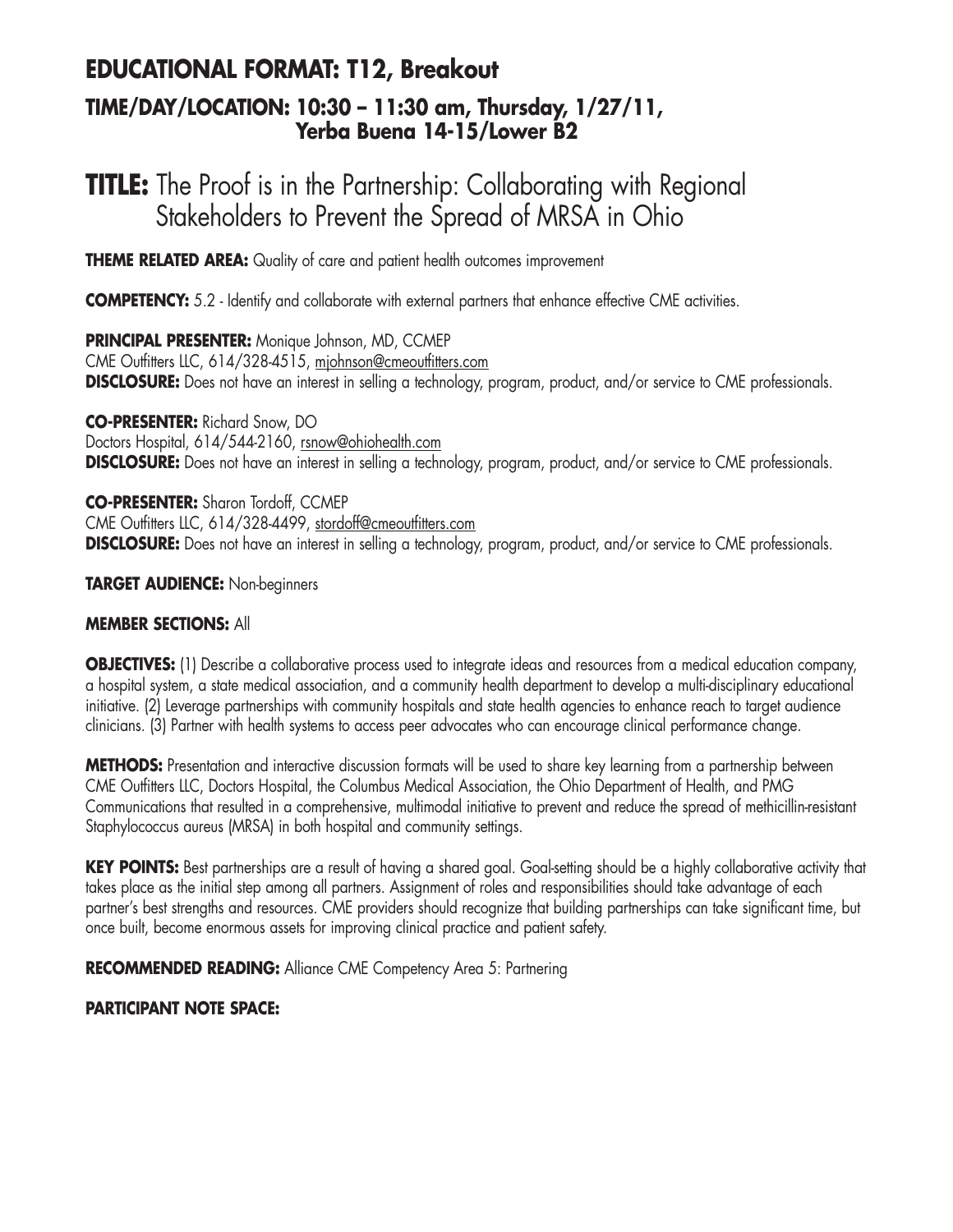# EDUCATIONAL FORMAT: T12, Breakout

## TIME/DAY/LOCATION: 10:30 – 11:30 am, Thursday, 1/27/11, Yerba Buena 14-15/Lower B2

# TITLE: The Proof is in the Partnership: Collaborating with Regional Stakeholders to Prevent the Spread of MRSA in Ohio

**THEME RELATED AREA:** Quality of care and patient health outcomes improvement

**COMPETENCY:** 5.2 - Identify and collaborate with external partners that enhance effective CME activities.

**PRINCIPAL PRESENTER:** Monique Johnson, MD, CCMEP
CME Outfitters LLC, 614/328-4515, mjohnson@cmeoutfitters.com
**DISCLOSURE:** Does not have an interest in selling a technology, program, product, and/or service to CME professionals.

**CO-PRESENTER:** Richard Snow, DO
Doctors Hospital, 614/544-2160, rsnow@ohiohealth.com
**DISCLOSURE:** Does not have an interest in selling a technology, program, product, and/or service to CME professionals.

**CO-PRESENTER:** Sharon Tordoff, CCMEP
CME Outfitters LLC, 614/328-4499, stordoff@cmeoutfitters.com
**DISCLOSURE:** Does not have an interest in selling a technology, program, product, and/or service to CME professionals.

**TARGET AUDIENCE:** Non-beginners

**MEMBER SECTIONS:** All

**OBJECTIVES:** (1) Describe a collaborative process used to integrate ideas and resources from a medical education company, a hospital system, a state medical association, and a community health department to develop a multi-disciplinary educational initiative. (2) Leverage partnerships with community hospitals and state health agencies to enhance reach to target audience clinicians. (3) Partner with health systems to access peer advocates who can encourage clinical performance change.

**METHODS:** Presentation and interactive discussion formats will be used to share key learning from a partnership between CME Outfitters LLC, Doctors Hospital, the Columbus Medical Association, the Ohio Department of Health, and PMG Communications that resulted in a comprehensive, multimodal initiative to prevent and reduce the spread of methicillin-resistant Staphylococcus aureus (MRSA) in both hospital and community settings.

**KEY POINTS:** Best partnerships are a result of having a shared goal. Goal-setting should be a highly collaborative activity that takes place as the initial step among all partners. Assignment of roles and responsibilities should take advantage of each partner's best strengths and resources. CME providers should recognize that building partnerships can take significant time, but once built, become enormous assets for improving clinical practice and patient safety.

**RECOMMENDED READING:** Alliance CME Competency Area 5: Partnering

**PARTICIPANT NOTE SPACE:**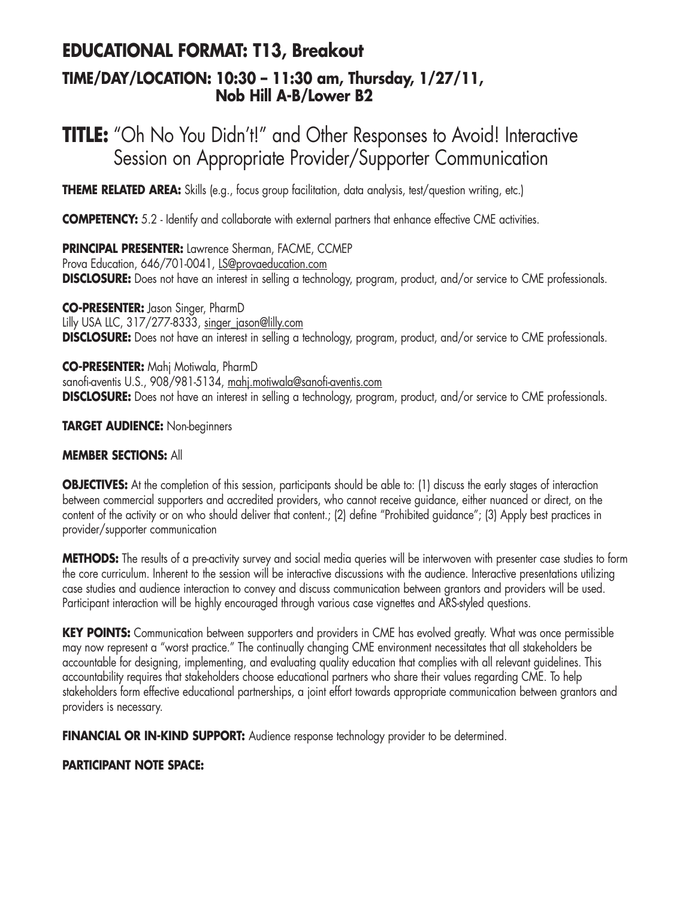## EDUCATIONAL FORMAT: T13, Breakout

### TIME/DAY/LOCATION: 10:30 – 11:30 am, Thursday, 1/27/11, Nob Hill A-B/Lower B2

# TITLE: "Oh No You Didn't!" and Other Responses to Avoid! Interactive Session on Appropriate Provider/Supporter Communication

**THEME RELATED AREA:** Skills (e.g., focus group facilitation, data analysis, test/question writing, etc.)

**COMPETENCY:** 5.2 - Identify and collaborate with external partners that enhance effective CME activities.

**PRINCIPAL PRESENTER:** Lawrence Sherman, FACME, CCMEP
Prova Education, 646/701-0041, LS@provaeducation.com
**DISCLOSURE:** Does not have an interest in selling a technology, program, product, and/or service to CME professionals.

**CO-PRESENTER:** Jason Singer, PharmD
Lilly USA LLC, 317/277-8333, singer_jason@lilly.com
**DISCLOSURE:** Does not have an interest in selling a technology, program, product, and/or service to CME professionals.

**CO-PRESENTER:** Mahj Motiwala, PharmD
sanofi-aventis U.S., 908/981-5134, mahj.motiwala@sanofi-aventis.com
**DISCLOSURE:** Does not have an interest in selling a technology, program, product, and/or service to CME professionals.

**TARGET AUDIENCE:** Non-beginners

**MEMBER SECTIONS:** All

**OBJECTIVES:** At the completion of this session, participants should be able to: (1) discuss the early stages of interaction between commercial supporters and accredited providers, who cannot receive guidance, either nuanced or direct, on the content of the activity or on who should deliver that content.; (2) define "Prohibited guidance"; (3) Apply best practices in provider/supporter communication

**METHODS:** The results of a pre-activity survey and social media queries will be interwoven with presenter case studies to form the core curriculum. Inherent to the session will be interactive discussions with the audience. Interactive presentations utilizing case studies and audience interaction to convey and discuss communication between grantors and providers will be used. Participant interaction will be highly encouraged through various case vignettes and ARS-styled questions.

**KEY POINTS:** Communication between supporters and providers in CME has evolved greatly. What was once permissible may now represent a "worst practice." The continually changing CME environment necessitates that all stakeholders be accountable for designing, implementing, and evaluating quality education that complies with all relevant guidelines. This accountability requires that stakeholders choose educational partners who share their values regarding CME. To help stakeholders form effective educational partnerships, a joint effort towards appropriate communication between grantors and providers is necessary.

**FINANCIAL OR IN-KIND SUPPORT:** Audience response technology provider to be determined.

**PARTICIPANT NOTE SPACE:**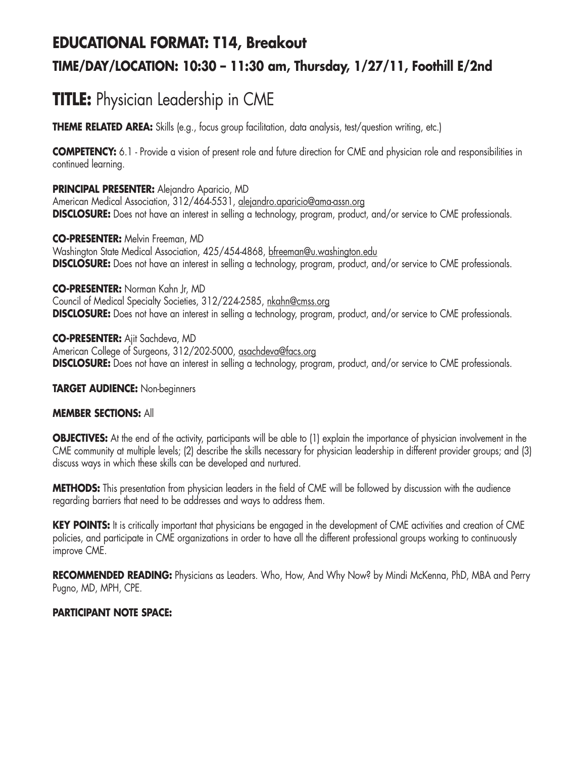## EDUCATIONAL FORMAT: T14, Breakout

### TIME/DAY/LOCATION: 10:30 – 11:30 am, Thursday, 1/27/11, Foothill E/2nd

# TITLE: Physician Leadership in CME

**THEME RELATED AREA:** Skills (e.g., focus group facilitation, data analysis, test/question writing, etc.)

**COMPETENCY:** 6.1 - Provide a vision of present role and future direction for CME and physician role and responsibilities in continued learning.

**PRINCIPAL PRESENTER:** Alejandro Aparicio, MD
American Medical Association, 312/464-5531, alejandro.aparicio@ama-assn.org
**DISCLOSURE:** Does not have an interest in selling a technology, program, product, and/or service to CME professionals.

**CO-PRESENTER:** Melvin Freeman, MD
Washington State Medical Association, 425/454-4868, bfreeman@u.washington.edu
**DISCLOSURE:** Does not have an interest in selling a technology, program, product, and/or service to CME professionals.

**CO-PRESENTER:** Norman Kahn Jr, MD
Council of Medical Specialty Societies, 312/224-2585, nkahn@cmss.org
**DISCLOSURE:** Does not have an interest in selling a technology, program, product, and/or service to CME professionals.

**CO-PRESENTER:** Ajit Sachdeva, MD
American College of Surgeons, 312/202-5000, asachdeva@facs.org
**DISCLOSURE:** Does not have an interest in selling a technology, program, product, and/or service to CME professionals.

**TARGET AUDIENCE:** Non-beginners

**MEMBER SECTIONS:** All

**OBJECTIVES:** At the end of the activity, participants will be able to (1) explain the importance of physician involvement in the CME community at multiple levels; (2) describe the skills necessary for physician leadership in different provider groups; and (3) discuss ways in which these skills can be developed and nurtured.

**METHODS:** This presentation from physician leaders in the field of CME will be followed by discussion with the audience regarding barriers that need to be addresses and ways to address them.

**KEY POINTS:** It is critically important that physicians be engaged in the development of CME activities and creation of CME policies, and participate in CME organizations in order to have all the different professional groups working to continuously improve CME.

**RECOMMENDED READING:** Physicians as Leaders. Who, How, And Why Now? by Mindi McKenna, PhD, MBA and Perry Pugno, MD, MPH, CPE.

**PARTICIPANT NOTE SPACE:**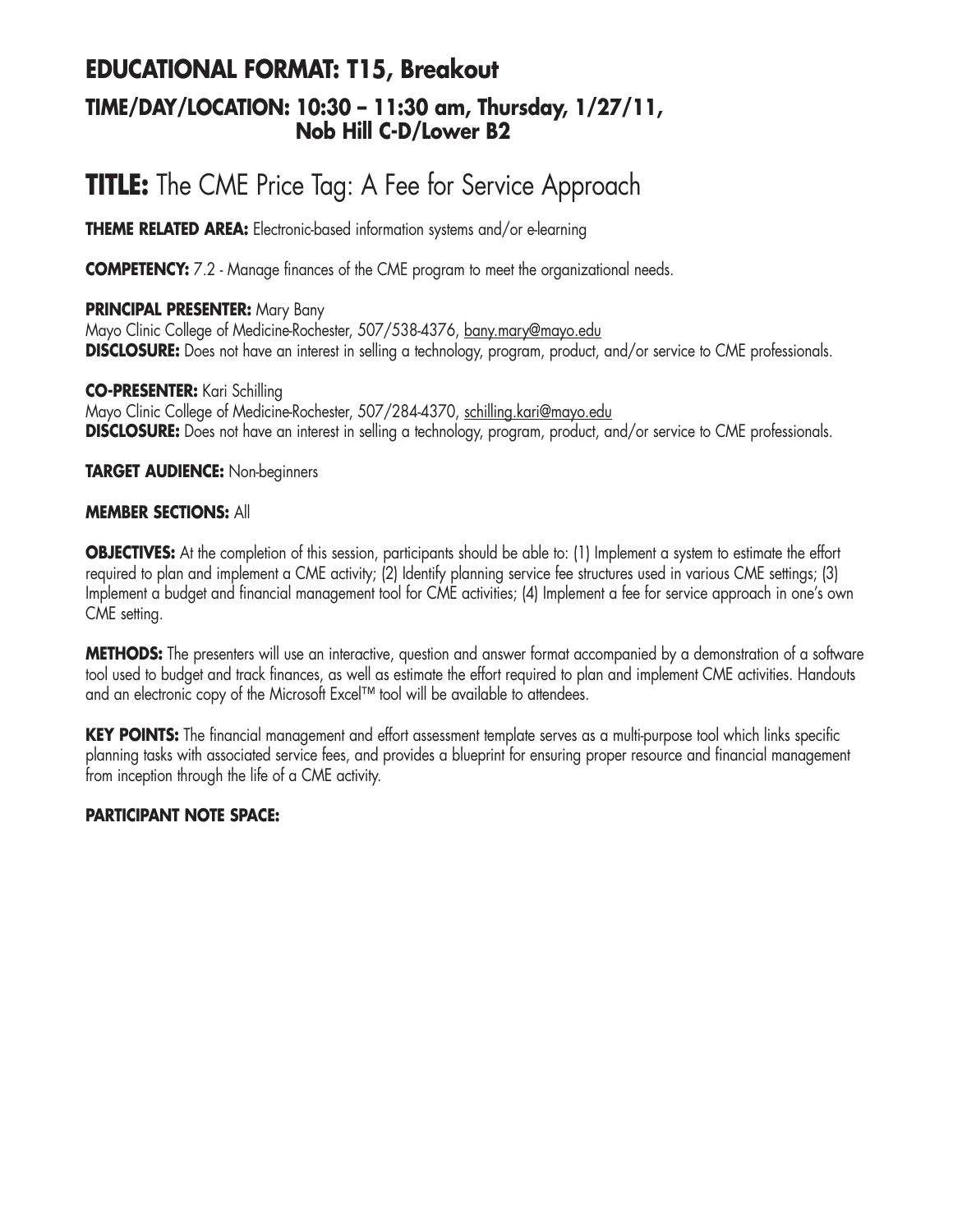## EDUCATIONAL FORMAT: T15, Breakout

### TIME/DAY/LOCATION: 10:30 – 11:30 am, Thursday, 1/27/11, Nob Hill C-D/Lower B2

# TITLE: The CME Price Tag: A Fee for Service Approach

**THEME RELATED AREA:** Electronic-based information systems and/or e-learning

**COMPETENCY:** 7.2 - Manage finances of the CME program to meet the organizational needs.

**PRINCIPAL PRESENTER:** Mary Bany
Mayo Clinic College of Medicine-Rochester, 507/538-4376, bany.mary@mayo.edu
**DISCLOSURE:** Does not have an interest in selling a technology, program, product, and/or service to CME professionals.

**CO-PRESENTER:** Kari Schilling
Mayo Clinic College of Medicine-Rochester, 507/284-4370, schilling.kari@mayo.edu
**DISCLOSURE:** Does not have an interest in selling a technology, program, product, and/or service to CME professionals.

**TARGET AUDIENCE:** Non-beginners

**MEMBER SECTIONS:** All

**OBJECTIVES:** At the completion of this session, participants should be able to: (1) Implement a system to estimate the effort required to plan and implement a CME activity; (2) Identify planning service fee structures used in various CME settings; (3) Implement a budget and financial management tool for CME activities; (4) Implement a fee for service approach in one's own CME setting.

**METHODS:** The presenters will use an interactive, question and answer format accompanied by a demonstration of a software tool used to budget and track finances, as well as estimate the effort required to plan and implement CME activities. Handouts and an electronic copy of the Microsoft Excel™ tool will be available to attendees.

**KEY POINTS:** The financial management and effort assessment template serves as a multi-purpose tool which links specific planning tasks with associated service fees, and provides a blueprint for ensuring proper resource and financial management from inception through the life of a CME activity.

**PARTICIPANT NOTE SPACE:**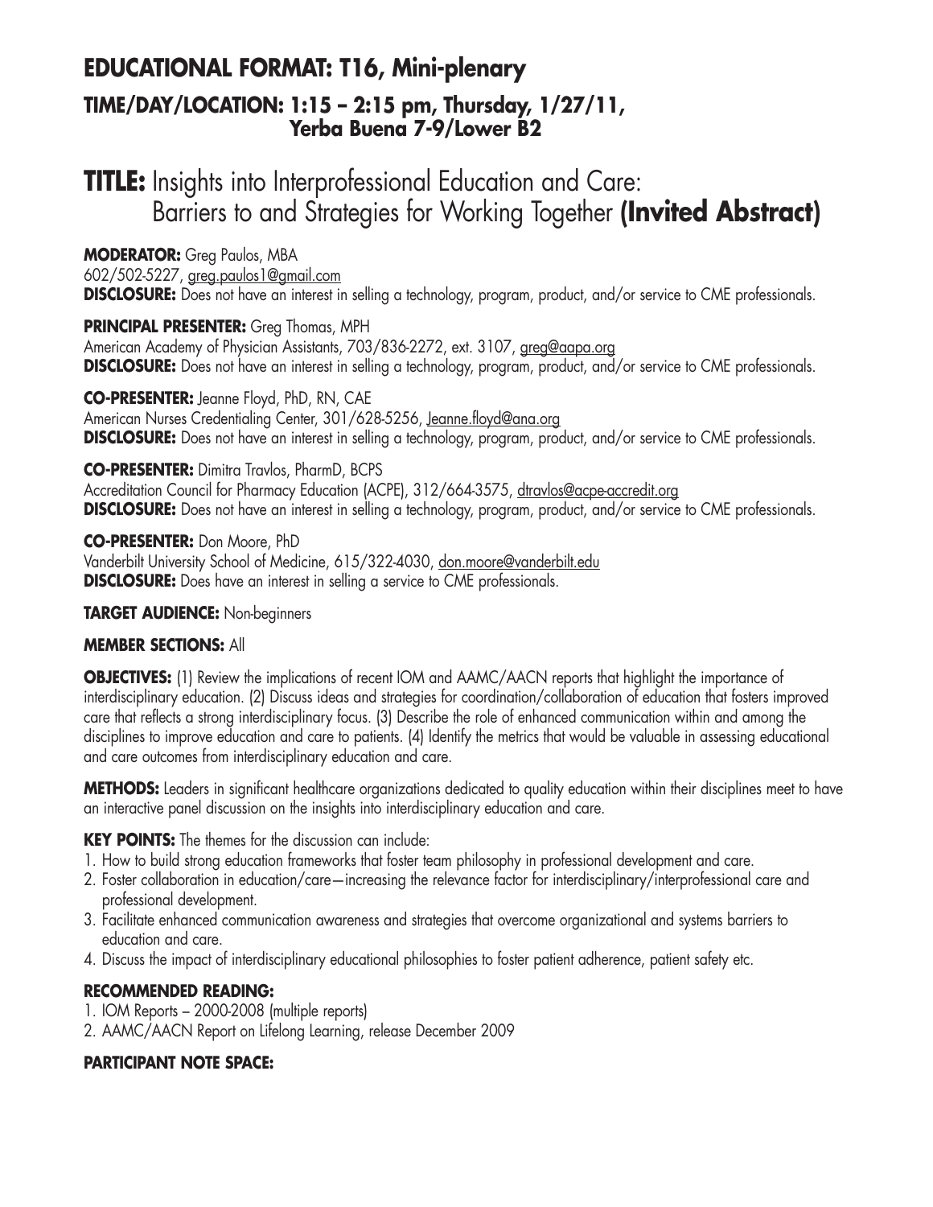## EDUCATIONAL FORMAT: T16, Mini-plenary

### TIME/DAY/LOCATION: 1:15 – 2:15 pm, Thursday, 1/27/11, Yerba Buena 7-9/Lower B2

# TITLE: Insights into Interprofessional Education and Care: Barriers to and Strategies for Working Together **(Invited Abstract)**

**MODERATOR:** Greg Paulos, MBA
602/502-5227, greg.paulos1@gmail.com
**DISCLOSURE:** Does not have an interest in selling a technology, program, product, and/or service to CME professionals.

**PRINCIPAL PRESENTER:** Greg Thomas, MPH
American Academy of Physician Assistants, 703/836-2272, ext. 3107, greg@aapa.org
**DISCLOSURE:** Does not have an interest in selling a technology, program, product, and/or service to CME professionals.

**CO-PRESENTER:** Jeanne Floyd, PhD, RN, CAE
American Nurses Credentialing Center, 301/628-5256, Jeanne.floyd@ana.org
**DISCLOSURE:** Does not have an interest in selling a technology, program, product, and/or service to CME professionals.

**CO-PRESENTER:** Dimitra Travlos, PharmD, BCPS
Accreditation Council for Pharmacy Education (ACPE), 312/664-3575, dtravlos@acpe-accredit.org
**DISCLOSURE:** Does not have an interest in selling a technology, program, product, and/or service to CME professionals.

**CO-PRESENTER:** Don Moore, PhD
Vanderbilt University School of Medicine, 615/322-4030, don.moore@vanderbilt.edu
**DISCLOSURE:** Does have an interest in selling a service to CME professionals.

**TARGET AUDIENCE:** Non-beginners

**MEMBER SECTIONS:** All

**OBJECTIVES:** (1) Review the implications of recent IOM and AAMC/AACN reports that highlight the importance of interdisciplinary education. (2) Discuss ideas and strategies for coordination/collaboration of education that fosters improved care that reflects a strong interdisciplinary focus. (3) Describe the role of enhanced communication within and among the disciplines to improve education and care to patients. (4) Identify the metrics that would be valuable in assessing educational and care outcomes from interdisciplinary education and care.

**METHODS:** Leaders in significant healthcare organizations dedicated to quality education within their disciplines meet to have an interactive panel discussion on the insights into interdisciplinary education and care.

**KEY POINTS:** The themes for the discussion can include:

1. How to build strong education frameworks that foster team philosophy in professional development and care.
2. Foster collaboration in education/care—increasing the relevance factor for interdisciplinary/interprofessional care and professional development.
3. Facilitate enhanced communication awareness and strategies that overcome organizational and systems barriers to education and care.
4. Discuss the impact of interdisciplinary educational philosophies to foster patient adherence, patient safety etc.

**RECOMMENDED READING:**

1. IOM Reports – 2000-2008 (multiple reports)
2. AAMC/AACN Report on Lifelong Learning, release December 2009

**PARTICIPANT NOTE SPACE:**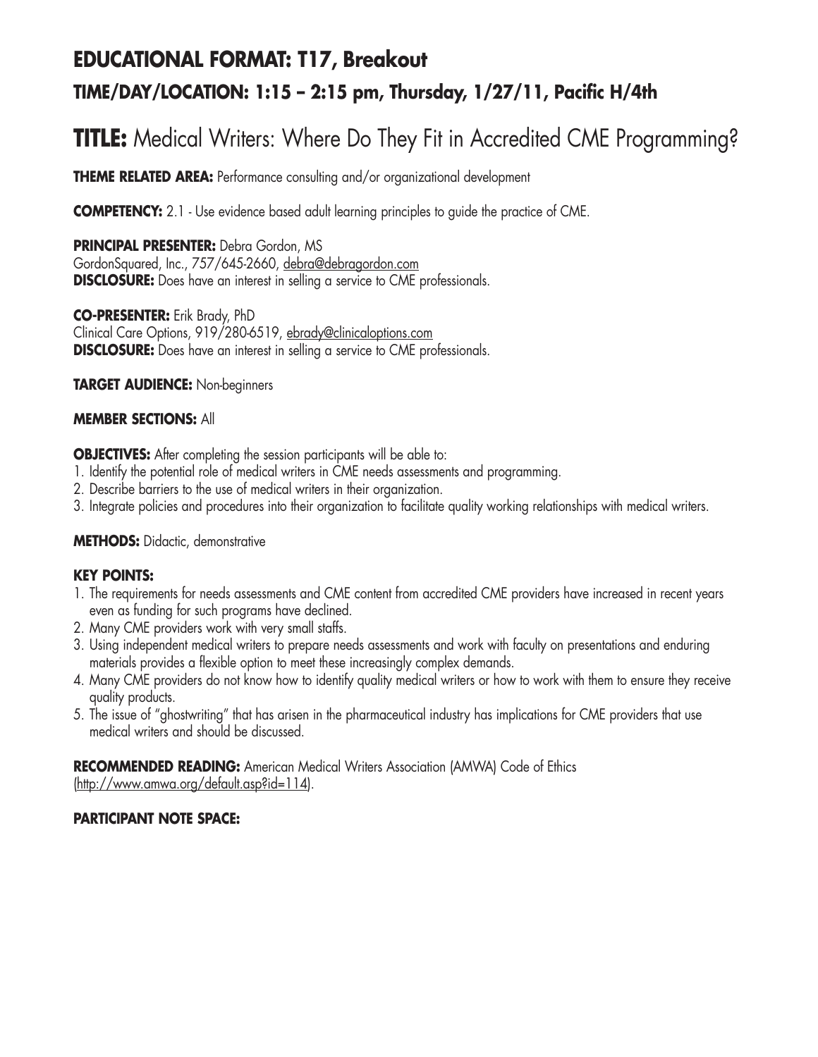# EDUCATIONAL FORMAT: T17, Breakout

## TIME/DAY/LOCATION: 1:15 – 2:15 pm, Thursday, 1/27/11, Pacific H/4th

# TITLE: Medical Writers: Where Do They Fit in Accredited CME Programming?

**THEME RELATED AREA:** Performance consulting and/or organizational development

**COMPETENCY:** 2.1 - Use evidence based adult learning principles to guide the practice of CME.

**PRINCIPAL PRESENTER:** Debra Gordon, MS
GordonSquared, Inc., 757/645-2660, debra@debragordon.com
**DISCLOSURE:** Does have an interest in selling a service to CME professionals.

**CO-PRESENTER:** Erik Brady, PhD
Clinical Care Options, 919/280-6519, ebrady@clinicaloptions.com
**DISCLOSURE:** Does have an interest in selling a service to CME professionals.

**TARGET AUDIENCE:** Non-beginners

**MEMBER SECTIONS:** All

**OBJECTIVES:** After completing the session participants will be able to:

1. Identify the potential role of medical writers in CME needs assessments and programming.
2. Describe barriers to the use of medical writers in their organization.
3. Integrate policies and procedures into their organization to facilitate quality working relationships with medical writers.

**METHODS:** Didactic, demonstrative

**KEY POINTS:**

1. The requirements for needs assessments and CME content from accredited CME providers have increased in recent years even as funding for such programs have declined.
2. Many CME providers work with very small staffs.
3. Using independent medical writers to prepare needs assessments and work with faculty on presentations and enduring materials provides a flexible option to meet these increasingly complex demands.
4. Many CME providers do not know how to identify quality medical writers or how to work with them to ensure they receive quality products.
5. The issue of "ghostwriting" that has arisen in the pharmaceutical industry has implications for CME providers that use medical writers and should be discussed.

**RECOMMENDED READING:** American Medical Writers Association (AMWA) Code of Ethics (http://www.amwa.org/default.asp?id=114).

**PARTICIPANT NOTE SPACE:**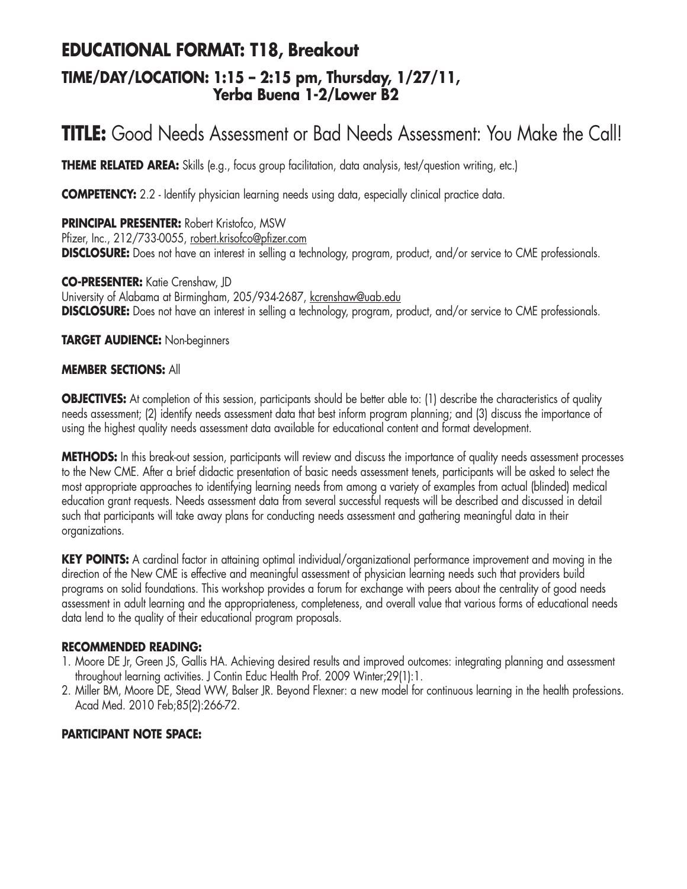## EDUCATIONAL FORMAT: T18, Breakout

### TIME/DAY/LOCATION: 1:15 – 2:15 pm, Thursday, 1/27/11, Yerba Buena 1-2/Lower B2

# TITLE: Good Needs Assessment or Bad Needs Assessment: You Make the Call!

**THEME RELATED AREA:** Skills (e.g., focus group facilitation, data analysis, test/question writing, etc.)

**COMPETENCY:** 2.2 - Identify physician learning needs using data, especially clinical practice data.

**PRINCIPAL PRESENTER:** Robert Kristofco, MSW
Pfizer, Inc., 212/733-0055, robert.krisofco@pfizer.com
**DISCLOSURE:** Does not have an interest in selling a technology, program, product, and/or service to CME professionals.

**CO-PRESENTER:** Katie Crenshaw, JD
University of Alabama at Birmingham, 205/934-2687, kcrenshaw@uab.edu
**DISCLOSURE:** Does not have an interest in selling a technology, program, product, and/or service to CME professionals.

**TARGET AUDIENCE:** Non-beginners

**MEMBER SECTIONS:** All

**OBJECTIVES:** At completion of this session, participants should be better able to: (1) describe the characteristics of quality needs assessment; (2) identify needs assessment data that best inform program planning; and (3) discuss the importance of using the highest quality needs assessment data available for educational content and format development.

**METHODS:** In this break-out session, participants will review and discuss the importance of quality needs assessment processes to the New CME. After a brief didactic presentation of basic needs assessment tenets, participants will be asked to select the most appropriate approaches to identifying learning needs from among a variety of examples from actual (blinded) medical education grant requests. Needs assessment data from several successful requests will be described and discussed in detail such that participants will take away plans for conducting needs assessment and gathering meaningful data in their organizations.

**KEY POINTS:** A cardinal factor in attaining optimal individual/organizational performance improvement and moving in the direction of the New CME is effective and meaningful assessment of physician learning needs such that providers build programs on solid foundations. This workshop provides a forum for exchange with peers about the centrality of good needs assessment in adult learning and the appropriateness, completeness, and overall value that various forms of educational needs data lend to the quality of their educational program proposals.

**RECOMMENDED READING:**

1. Moore DE Jr, Green JS, Gallis HA. Achieving desired results and improved outcomes: integrating planning and assessment throughout learning activities. J Contin Educ Health Prof. 2009 Winter;29(1):1.
2. Miller BM, Moore DE, Stead WW, Balser JR. Beyond Flexner: a new model for continuous learning in the health professions. Acad Med. 2010 Feb;85(2):266-72.

**PARTICIPANT NOTE SPACE:**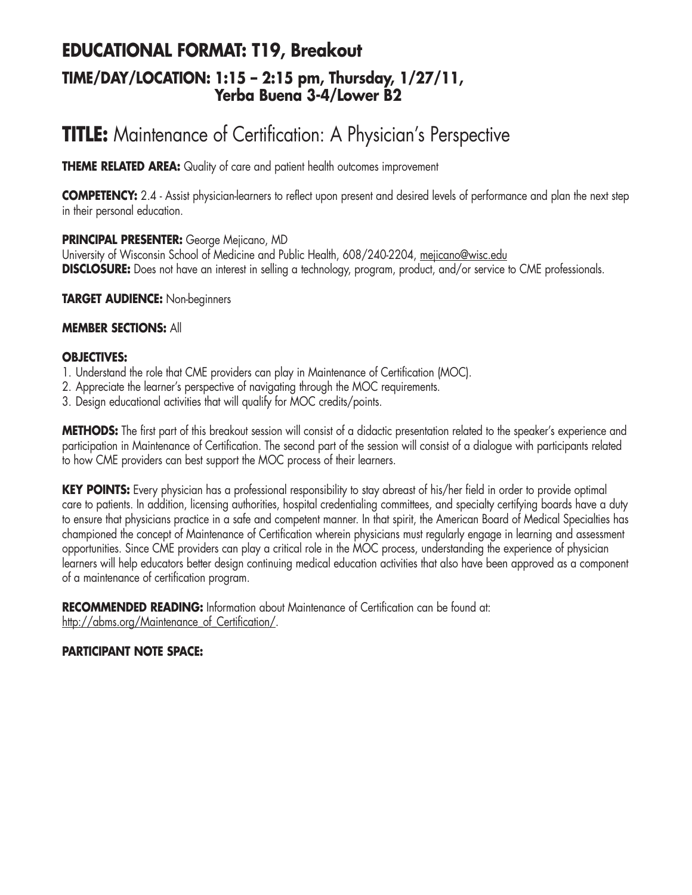## EDUCATIONAL FORMAT: T19, Breakout

### TIME/DAY/LOCATION: 1:15 – 2:15 pm, Thursday, 1/27/11, Yerba Buena 3-4/Lower B2

# TITLE: Maintenance of Certification: A Physician's Perspective

**THEME RELATED AREA:** Quality of care and patient health outcomes improvement

**COMPETENCY:** 2.4 - Assist physician-learners to reflect upon present and desired levels of performance and plan the next step in their personal education.

**PRINCIPAL PRESENTER:** George Mejicano, MD
University of Wisconsin School of Medicine and Public Health, 608/240-2204, mejicano@wisc.edu
**DISCLOSURE:** Does not have an interest in selling a technology, program, product, and/or service to CME professionals.

**TARGET AUDIENCE:** Non-beginners

**MEMBER SECTIONS:** All

**OBJECTIVES:**

1. Understand the role that CME providers can play in Maintenance of Certification (MOC).
2. Appreciate the learner's perspective of navigating through the MOC requirements.
3. Design educational activities that will qualify for MOC credits/points.

**METHODS:** The first part of this breakout session will consist of a didactic presentation related to the speaker's experience and participation in Maintenance of Certification. The second part of the session will consist of a dialogue with participants related to how CME providers can best support the MOC process of their learners.

**KEY POINTS:** Every physician has a professional responsibility to stay abreast of his/her field in order to provide optimal care to patients. In addition, licensing authorities, hospital credentialing committees, and specialty certifying boards have a duty to ensure that physicians practice in a safe and competent manner. In that spirit, the American Board of Medical Specialties has championed the concept of Maintenance of Certification wherein physicians must regularly engage in learning and assessment opportunities. Since CME providers can play a critical role in the MOC process, understanding the experience of physician learners will help educators better design continuing medical education activities that also have been approved as a component of a maintenance of certification program.

**RECOMMENDED READING:** Information about Maintenance of Certification can be found at: http://abms.org/Maintenance_of_Certification/.

**PARTICIPANT NOTE SPACE:**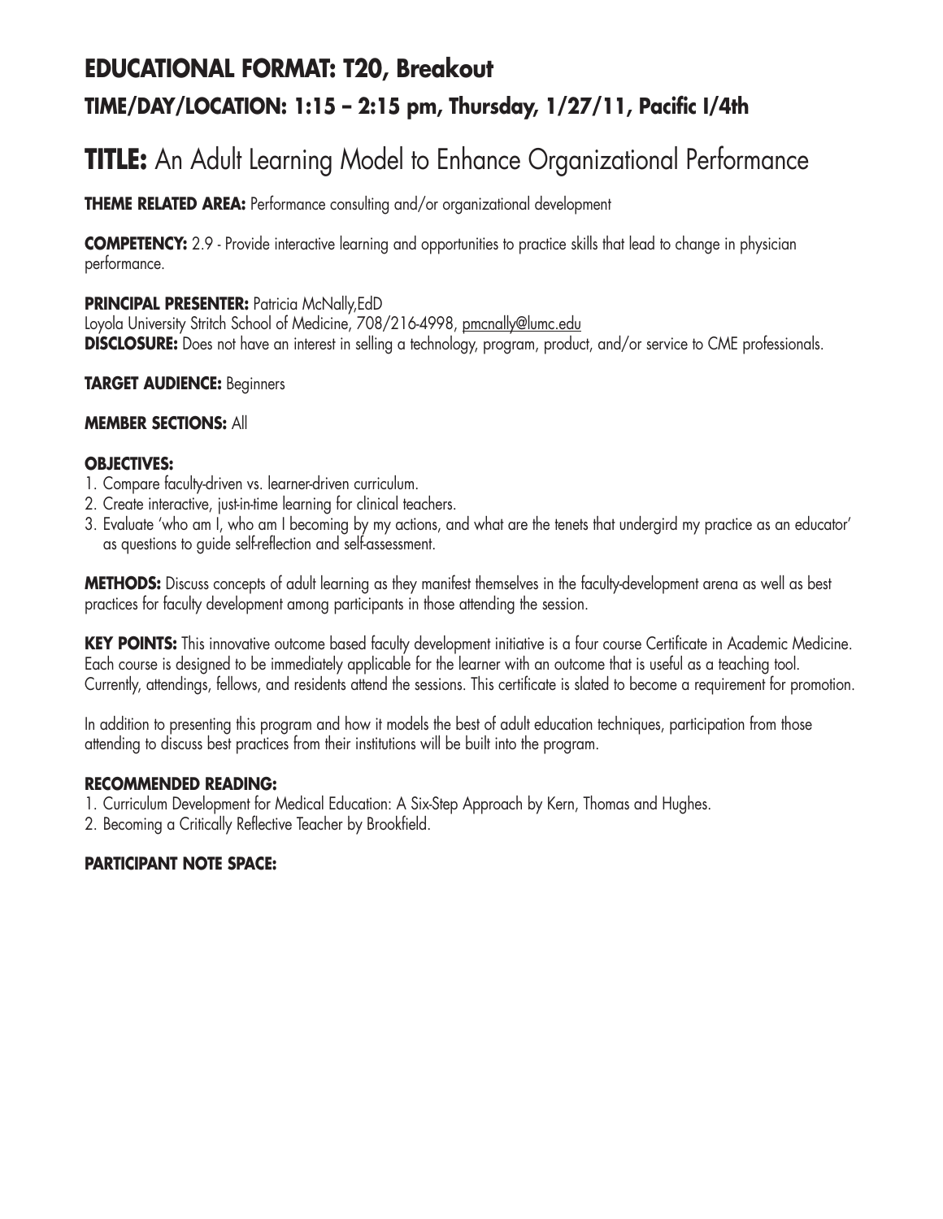## EDUCATIONAL FORMAT: T20, Breakout

### TIME/DAY/LOCATION: 1:15 – 2:15 pm, Thursday, 1/27/11, Pacific I/4th

# TITLE: An Adult Learning Model to Enhance Organizational Performance

**THEME RELATED AREA:** Performance consulting and/or organizational development

**COMPETENCY:** 2.9 - Provide interactive learning and opportunities to practice skills that lead to change in physician performance.

**PRINCIPAL PRESENTER:** Patricia McNally,EdD
Loyola University Stritch School of Medicine, 708/216-4998, pmcnally@lumc.edu
**DISCLOSURE:** Does not have an interest in selling a technology, program, product, and/or service to CME professionals.

**TARGET AUDIENCE:** Beginners

**MEMBER SECTIONS:** All

**OBJECTIVES:**

1. Compare faculty-driven vs. learner-driven curriculum.
2. Create interactive, just-in-time learning for clinical teachers.
3. Evaluate 'who am I, who am I becoming by my actions, and what are the tenets that undergird my practice as an educator' as questions to guide self-reflection and self-assessment.

**METHODS:** Discuss concepts of adult learning as they manifest themselves in the faculty-development arena as well as best practices for faculty development among participants in those attending the session.

**KEY POINTS:** This innovative outcome based faculty development initiative is a four course Certificate in Academic Medicine. Each course is designed to be immediately applicable for the learner with an outcome that is useful as a teaching tool. Currently, attendings, fellows, and residents attend the sessions. This certificate is slated to become a requirement for promotion.

In addition to presenting this program and how it models the best of adult education techniques, participation from those attending to discuss best practices from their institutions will be built into the program.

**RECOMMENDED READING:**

1. Curriculum Development for Medical Education: A Six-Step Approach by Kern, Thomas and Hughes.
2. Becoming a Critically Reflective Teacher by Brookfield.

**PARTICIPANT NOTE SPACE:**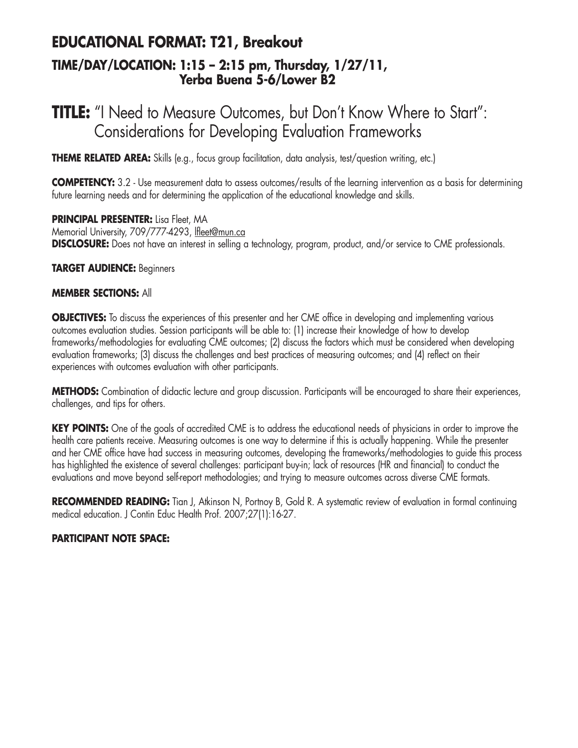## EDUCATIONAL FORMAT: T21, Breakout

### TIME/DAY/LOCATION: 1:15 – 2:15 pm, Thursday, 1/27/11, Yerba Buena 5-6/Lower B2

# TITLE: "I Need to Measure Outcomes, but Don't Know Where to Start": Considerations for Developing Evaluation Frameworks

**THEME RELATED AREA:** Skills (e.g., focus group facilitation, data analysis, test/question writing, etc.)

**COMPETENCY:** 3.2 - Use measurement data to assess outcomes/results of the learning intervention as a basis for determining future learning needs and for determining the application of the educational knowledge and skills.

**PRINCIPAL PRESENTER:** Lisa Fleet, MA
Memorial University, 709/777-4293, lfleet@mun.ca
**DISCLOSURE:** Does not have an interest in selling a technology, program, product, and/or service to CME professionals.

**TARGET AUDIENCE:** Beginners

**MEMBER SECTIONS:** All

**OBJECTIVES:** To discuss the experiences of this presenter and her CME office in developing and implementing various outcomes evaluation studies. Session participants will be able to: (1) increase their knowledge of how to develop frameworks/methodologies for evaluating CME outcomes; (2) discuss the factors which must be considered when developing evaluation frameworks; (3) discuss the challenges and best practices of measuring outcomes; and (4) reflect on their experiences with outcomes evaluation with other participants.

**METHODS:** Combination of didactic lecture and group discussion. Participants will be encouraged to share their experiences, challenges, and tips for others.

**KEY POINTS:** One of the goals of accredited CME is to address the educational needs of physicians in order to improve the health care patients receive. Measuring outcomes is one way to determine if this is actually happening. While the presenter and her CME office have had success in measuring outcomes, developing the frameworks/methodologies to guide this process has highlighted the existence of several challenges: participant buy-in; lack of resources (HR and financial) to conduct the evaluations and move beyond self-report methodologies; and trying to measure outcomes across diverse CME formats.

**RECOMMENDED READING:** Tian J, Atkinson N, Portnoy B, Gold R. A systematic review of evaluation in formal continuing medical education. J Contin Educ Health Prof. 2007;27(1):16-27.

**PARTICIPANT NOTE SPACE:**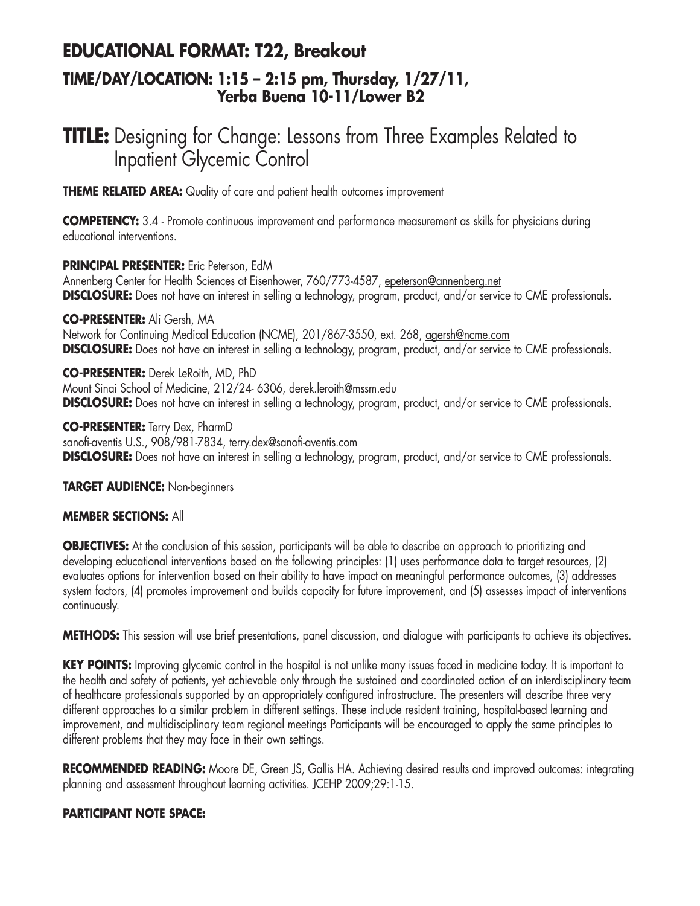## EDUCATIONAL FORMAT: T22, Breakout

### TIME/DAY/LOCATION: 1:15 – 2:15 pm, Thursday, 1/27/11, Yerba Buena 10-11/Lower B2

# TITLE: Designing for Change: Lessons from Three Examples Related to Inpatient Glycemic Control

**THEME RELATED AREA:** Quality of care and patient health outcomes improvement

**COMPETENCY:** 3.4 - Promote continuous improvement and performance measurement as skills for physicians during educational interventions.

**PRINCIPAL PRESENTER:** Eric Peterson, EdM
Annenberg Center for Health Sciences at Eisenhower, 760/773-4587, epeterson@annenberg.net
**DISCLOSURE:** Does not have an interest in selling a technology, program, product, and/or service to CME professionals.

**CO-PRESENTER:** Ali Gersh, MA
Network for Continuing Medical Education (NCME), 201/867-3550, ext. 268, agersh@ncme.com
**DISCLOSURE:** Does not have an interest in selling a technology, program, product, and/or service to CME professionals.

**CO-PRESENTER:** Derek LeRoith, MD, PhD
Mount Sinai School of Medicine, 212/24- 6306, derek.leroith@mssm.edu
**DISCLOSURE:** Does not have an interest in selling a technology, program, product, and/or service to CME professionals.

**CO-PRESENTER:** Terry Dex, PharmD
sanofi-aventis U.S., 908/981-7834, terry.dex@sanofi-aventis.com
**DISCLOSURE:** Does not have an interest in selling a technology, program, product, and/or service to CME professionals.

**TARGET AUDIENCE:** Non-beginners

**MEMBER SECTIONS:** All

**OBJECTIVES:** At the conclusion of this session, participants will be able to describe an approach to prioritizing and developing educational interventions based on the following principles: (1) uses performance data to target resources, (2) evaluates options for intervention based on their ability to have impact on meaningful performance outcomes, (3) addresses system factors, (4) promotes improvement and builds capacity for future improvement, and (5) assesses impact of interventions continuously.

**METHODS:** This session will use brief presentations, panel discussion, and dialogue with participants to achieve its objectives.

**KEY POINTS:** Improving glycemic control in the hospital is not unlike many issues faced in medicine today. It is important to the health and safety of patients, yet achievable only through the sustained and coordinated action of an interdisciplinary team of healthcare professionals supported by an appropriately configured infrastructure. The presenters will describe three very different approaches to a similar problem in different settings. These include resident training, hospital-based learning and improvement, and multidisciplinary team regional meetings Participants will be encouraged to apply the same principles to different problems that they may face in their own settings.

**RECOMMENDED READING:** Moore DE, Green JS, Gallis HA. Achieving desired results and improved outcomes: integrating planning and assessment throughout learning activities. JCEHP 2009;29:1-15.

**PARTICIPANT NOTE SPACE:**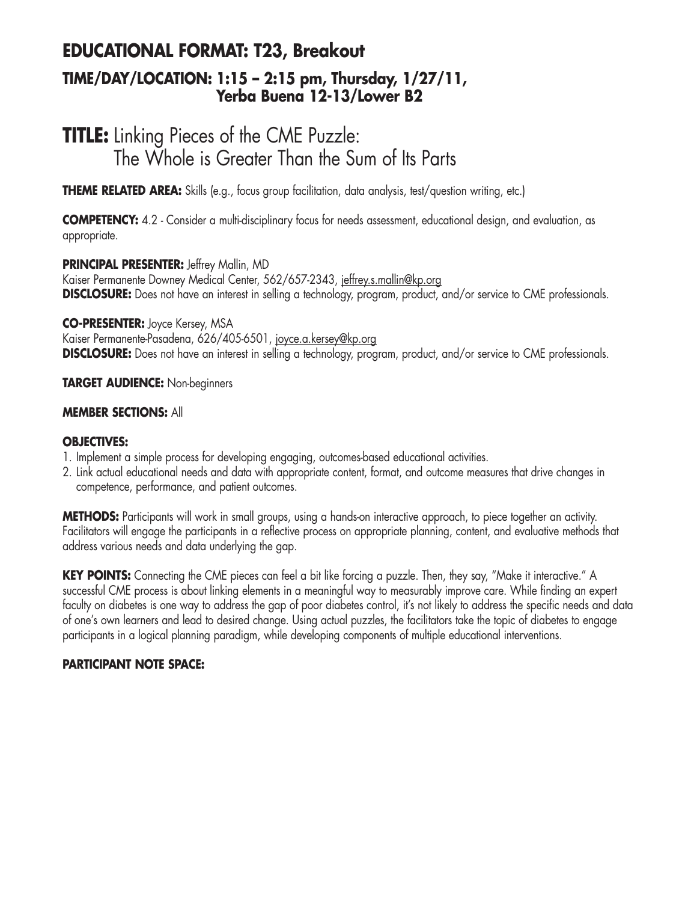## EDUCATIONAL FORMAT: T23, Breakout

### TIME/DAY/LOCATION: 1:15 – 2:15 pm, Thursday, 1/27/11, Yerba Buena 12-13/Lower B2

# TITLE: Linking Pieces of the CME Puzzle: The Whole is Greater Than the Sum of Its Parts

**THEME RELATED AREA:** Skills (e.g., focus group facilitation, data analysis, test/question writing, etc.)

**COMPETENCY:** 4.2 - Consider a multi-disciplinary focus for needs assessment, educational design, and evaluation, as appropriate.

**PRINCIPAL PRESENTER:** Jeffrey Mallin, MD
Kaiser Permanente Downey Medical Center, 562/657-2343, jeffrey.s.mallin@kp.org
**DISCLOSURE:** Does not have an interest in selling a technology, program, product, and/or service to CME professionals.

**CO-PRESENTER:** Joyce Kersey, MSA
Kaiser Permanente-Pasadena, 626/405-6501, joyce.a.kersey@kp.org
**DISCLOSURE:** Does not have an interest in selling a technology, program, product, and/or service to CME professionals.

**TARGET AUDIENCE:** Non-beginners

**MEMBER SECTIONS:** All

**OBJECTIVES:**

1. Implement a simple process for developing engaging, outcomes-based educational activities.
2. Link actual educational needs and data with appropriate content, format, and outcome measures that drive changes in competence, performance, and patient outcomes.

**METHODS:** Participants will work in small groups, using a hands-on interactive approach, to piece together an activity. Facilitators will engage the participants in a reflective process on appropriate planning, content, and evaluative methods that address various needs and data underlying the gap.

**KEY POINTS:** Connecting the CME pieces can feel a bit like forcing a puzzle. Then, they say, "Make it interactive." A successful CME process is about linking elements in a meaningful way to measurably improve care. While finding an expert faculty on diabetes is one way to address the gap of poor diabetes control, it's not likely to address the specific needs and data of one's own learners and lead to desired change. Using actual puzzles, the facilitators take the topic of diabetes to engage participants in a logical planning paradigm, while developing components of multiple educational interventions.

**PARTICIPANT NOTE SPACE:**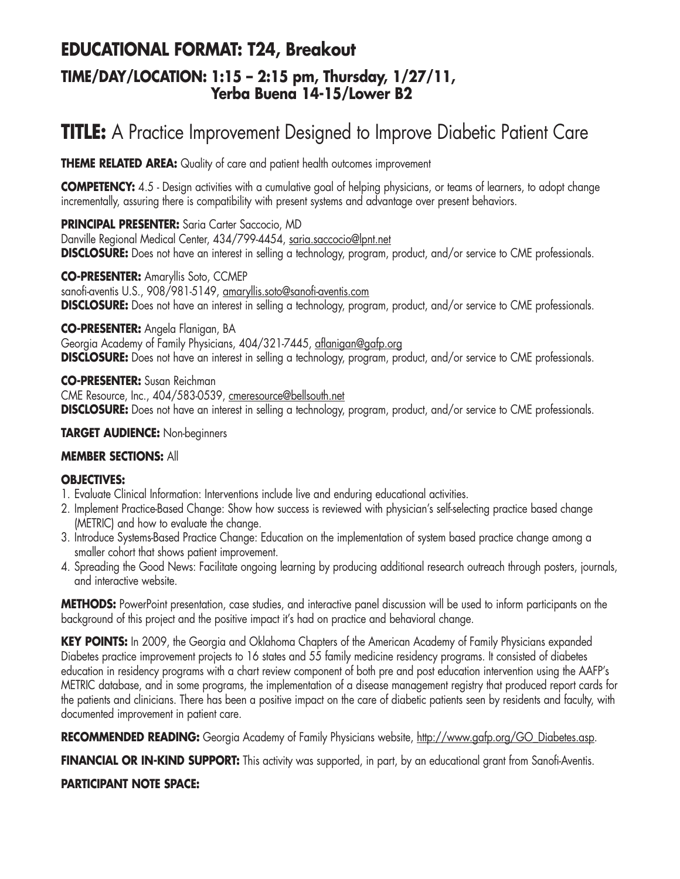## EDUCATIONAL FORMAT: T24, Breakout

### TIME/DAY/LOCATION: 1:15 – 2:15 pm, Thursday, 1/27/11, Yerba Buena 14-15/Lower B2

# TITLE: A Practice Improvement Designed to Improve Diabetic Patient Care

**THEME RELATED AREA:** Quality of care and patient health outcomes improvement

**COMPETENCY:** 4.5 - Design activities with a cumulative goal of helping physicians, or teams of learners, to adopt change incrementally, assuring there is compatibility with present systems and advantage over present behaviors.

**PRINCIPAL PRESENTER:** Saria Carter Saccocio, MD
Danville Regional Medical Center, 434/799-4454, saria.saccocio@lpnt.net
**DISCLOSURE:** Does not have an interest in selling a technology, program, product, and/or service to CME professionals.

**CO-PRESENTER:** Amaryllis Soto, CCMEP
sanofi-aventis U.S., 908/981-5149, amaryllis.soto@sanofi-aventis.com
**DISCLOSURE:** Does not have an interest in selling a technology, program, product, and/or service to CME professionals.

**CO-PRESENTER:** Angela Flanigan, BA
Georgia Academy of Family Physicians, 404/321-7445, aflanigan@gafp.org
**DISCLOSURE:** Does not have an interest in selling a technology, program, product, and/or service to CME professionals.

**CO-PRESENTER:** Susan Reichman
CME Resource, Inc., 404/583-0539, cmeresource@bellsouth.net
**DISCLOSURE:** Does not have an interest in selling a technology, program, product, and/or service to CME professionals.

**TARGET AUDIENCE:** Non-beginners

**MEMBER SECTIONS:** All

**OBJECTIVES:**

1. Evaluate Clinical Information: Interventions include live and enduring educational activities.
2. Implement Practice-Based Change: Show how success is reviewed with physician's self-selecting practice based change (METRIC) and how to evaluate the change.
3. Introduce Systems-Based Practice Change: Education on the implementation of system based practice change among a smaller cohort that shows patient improvement.
4. Spreading the Good News: Facilitate ongoing learning by producing additional research outreach through posters, journals, and interactive website.

**METHODS:** PowerPoint presentation, case studies, and interactive panel discussion will be used to inform participants on the background of this project and the positive impact it's had on practice and behavioral change.

**KEY POINTS:** In 2009, the Georgia and Oklahoma Chapters of the American Academy of Family Physicians expanded Diabetes practice improvement projects to 16 states and 55 family medicine residency programs. It consisted of diabetes education in residency programs with a chart review component of both pre and post education intervention using the AAFP's METRIC database, and in some programs, the implementation of a disease management registry that produced report cards for the patients and clinicians. There has been a positive impact on the care of diabetic patients seen by residents and faculty, with documented improvement in patient care.

**RECOMMENDED READING:** Georgia Academy of Family Physicians website, http://www.gafp.org/GO_Diabetes.asp.

**FINANCIAL OR IN-KIND SUPPORT:** This activity was supported, in part, by an educational grant from Sanofi-Aventis.

**PARTICIPANT NOTE SPACE:**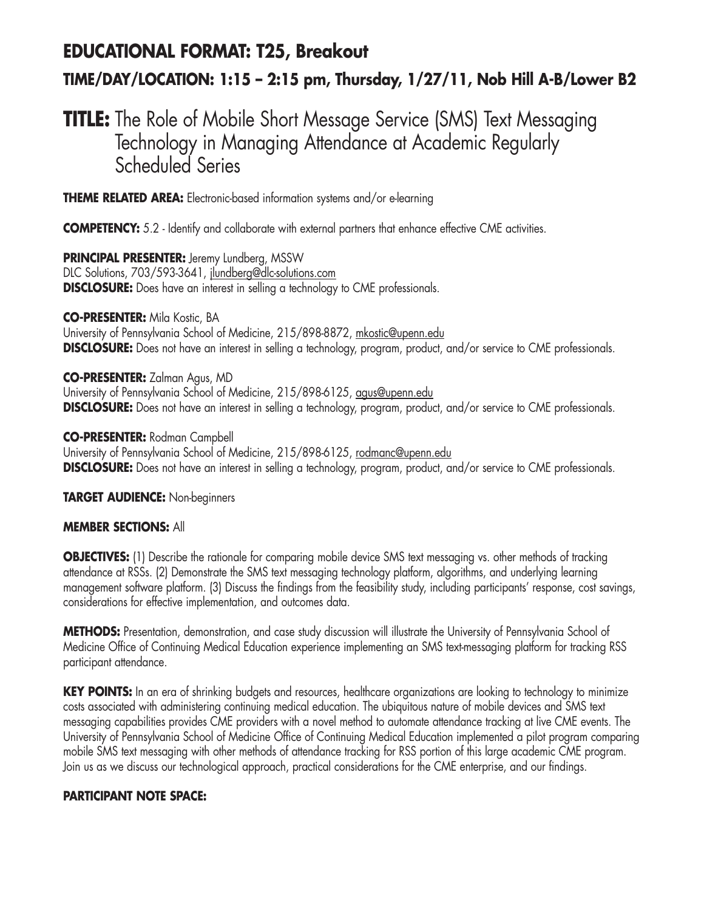## EDUCATIONAL FORMAT: T25, Breakout

### TIME/DAY/LOCATION: 1:15 – 2:15 pm, Thursday, 1/27/11, Nob Hill A-B/Lower B2

# TITLE: The Role of Mobile Short Message Service (SMS) Text Messaging Technology in Managing Attendance at Academic Regularly Scheduled Series

**THEME RELATED AREA:** Electronic-based information systems and/or e-learning

**COMPETENCY:** 5.2 - Identify and collaborate with external partners that enhance effective CME activities.

**PRINCIPAL PRESENTER:** Jeremy Lundberg, MSSW
DLC Solutions, 703/593-3641, jlundberg@dlc-solutions.com
**DISCLOSURE:** Does have an interest in selling a technology to CME professionals.

**CO-PRESENTER:** Mila Kostic, BA
University of Pennsylvania School of Medicine, 215/898-8872, mkostic@upenn.edu
**DISCLOSURE:** Does not have an interest in selling a technology, program, product, and/or service to CME professionals.

**CO-PRESENTER:** Zalman Agus, MD
University of Pennsylvania School of Medicine, 215/898-6125, agus@upenn.edu
**DISCLOSURE:** Does not have an interest in selling a technology, program, product, and/or service to CME professionals.

**CO-PRESENTER:** Rodman Campbell
University of Pennsylvania School of Medicine, 215/898-6125, rodmanc@upenn.edu
**DISCLOSURE:** Does not have an interest in selling a technology, program, product, and/or service to CME professionals.

**TARGET AUDIENCE:** Non-beginners

**MEMBER SECTIONS:** All

**OBJECTIVES:** (1) Describe the rationale for comparing mobile device SMS text messaging vs. other methods of tracking attendance at RSSs. (2) Demonstrate the SMS text messaging technology platform, algorithms, and underlying learning management software platform. (3) Discuss the findings from the feasibility study, including participants' response, cost savings, considerations for effective implementation, and outcomes data.

**METHODS:** Presentation, demonstration, and case study discussion will illustrate the University of Pennsylvania School of Medicine Office of Continuing Medical Education experience implementing an SMS text-messaging platform for tracking RSS participant attendance.

**KEY POINTS:** In an era of shrinking budgets and resources, healthcare organizations are looking to technology to minimize costs associated with administering continuing medical education. The ubiquitous nature of mobile devices and SMS text messaging capabilities provides CME providers with a novel method to automate attendance tracking at live CME events. The University of Pennsylvania School of Medicine Office of Continuing Medical Education implemented a pilot program comparing mobile SMS text messaging with other methods of attendance tracking for RSS portion of this large academic CME program. Join us as we discuss our technological approach, practical considerations for the CME enterprise, and our findings.

**PARTICIPANT NOTE SPACE:**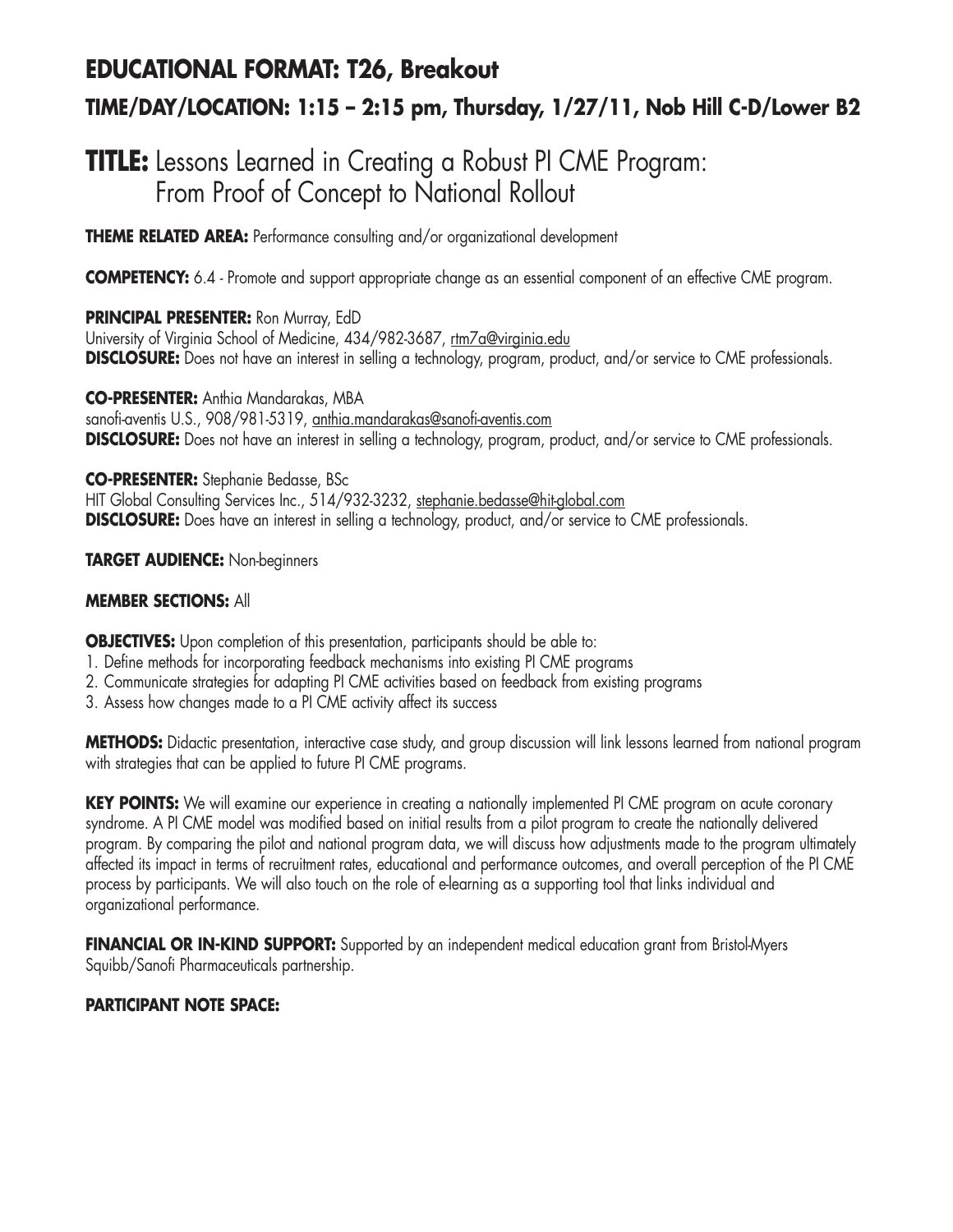## EDUCATIONAL FORMAT: T26, Breakout

### TIME/DAY/LOCATION: 1:15 – 2:15 pm, Thursday, 1/27/11, Nob Hill C-D/Lower B2

# TITLE: Lessons Learned in Creating a Robust PI CME Program: From Proof of Concept to National Rollout

**THEME RELATED AREA:** Performance consulting and/or organizational development

**COMPETENCY:** 6.4 - Promote and support appropriate change as an essential component of an effective CME program.

**PRINCIPAL PRESENTER:** Ron Murray, EdD
University of Virginia School of Medicine, 434/982-3687, rtm7a@virginia.edu
**DISCLOSURE:** Does not have an interest in selling a technology, program, product, and/or service to CME professionals.

**CO-PRESENTER:** Anthia Mandarakas, MBA
sanofi-aventis U.S., 908/981-5319, anthia.mandarakas@sanofi-aventis.com
**DISCLOSURE:** Does not have an interest in selling a technology, program, product, and/or service to CME professionals.

**CO-PRESENTER:** Stephanie Bedasse, BSc
HIT Global Consulting Services Inc., 514/932-3232, stephanie.bedasse@hit-global.com
**DISCLOSURE:** Does have an interest in selling a technology, product, and/or service to CME professionals.

**TARGET AUDIENCE:** Non-beginners

**MEMBER SECTIONS:** All

**OBJECTIVES:** Upon completion of this presentation, participants should be able to:

1. Define methods for incorporating feedback mechanisms into existing PI CME programs
2. Communicate strategies for adapting PI CME activities based on feedback from existing programs
3. Assess how changes made to a PI CME activity affect its success

**METHODS:** Didactic presentation, interactive case study, and group discussion will link lessons learned from national program with strategies that can be applied to future PI CME programs.

**KEY POINTS:** We will examine our experience in creating a nationally implemented PI CME program on acute coronary syndrome. A PI CME model was modified based on initial results from a pilot program to create the nationally delivered program. By comparing the pilot and national program data, we will discuss how adjustments made to the program ultimately affected its impact in terms of recruitment rates, educational and performance outcomes, and overall perception of the PI CME process by participants. We will also touch on the role of e-learning as a supporting tool that links individual and organizational performance.

**FINANCIAL OR IN-KIND SUPPORT:** Supported by an independent medical education grant from Bristol-Myers Squibb/Sanofi Pharmaceuticals partnership.

**PARTICIPANT NOTE SPACE:**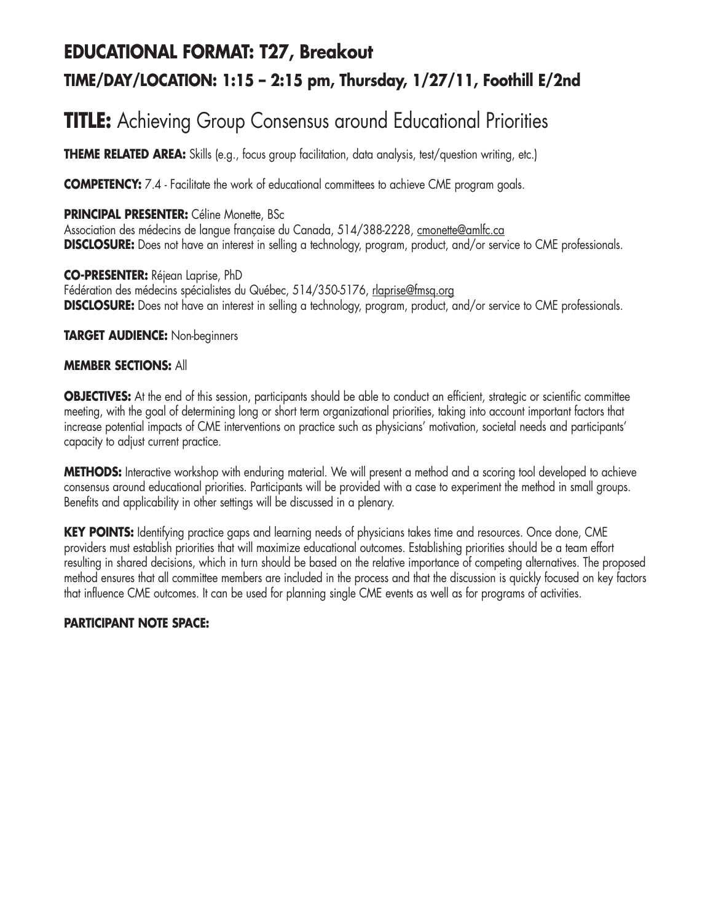## EDUCATIONAL FORMAT: T27, Breakout

### TIME/DAY/LOCATION: 1:15 – 2:15 pm, Thursday, 1/27/11, Foothill E/2nd

# TITLE: Achieving Group Consensus around Educational Priorities

**THEME RELATED AREA:** Skills (e.g., focus group facilitation, data analysis, test/question writing, etc.)

**COMPETENCY:** 7.4 - Facilitate the work of educational committees to achieve CME program goals.

**PRINCIPAL PRESENTER:** Céline Monette, BSc
Association des médecins de langue française du Canada, 514/388-2228, cmonette@amlfc.ca
**DISCLOSURE:** Does not have an interest in selling a technology, program, product, and/or service to CME professionals.

**CO-PRESENTER:** Réjean Laprise, PhD
Fédération des médecins spécialistes du Québec, 514/350-5176, rlaprise@fmsq.org
**DISCLOSURE:** Does not have an interest in selling a technology, program, product, and/or service to CME professionals.

**TARGET AUDIENCE:** Non-beginners

**MEMBER SECTIONS:** All

**OBJECTIVES:** At the end of this session, participants should be able to conduct an efficient, strategic or scientific committee meeting, with the goal of determining long or short term organizational priorities, taking into account important factors that increase potential impacts of CME interventions on practice such as physicians' motivation, societal needs and participants' capacity to adjust current practice.

**METHODS:** Interactive workshop with enduring material. We will present a method and a scoring tool developed to achieve consensus around educational priorities. Participants will be provided with a case to experiment the method in small groups. Benefits and applicability in other settings will be discussed in a plenary.

**KEY POINTS:** Identifying practice gaps and learning needs of physicians takes time and resources. Once done, CME providers must establish priorities that will maximize educational outcomes. Establishing priorities should be a team effort resulting in shared decisions, which in turn should be based on the relative importance of competing alternatives. The proposed method ensures that all committee members are included in the process and that the discussion is quickly focused on key factors that influence CME outcomes. It can be used for planning single CME events as well as for programs of activities.

**PARTICIPANT NOTE SPACE:**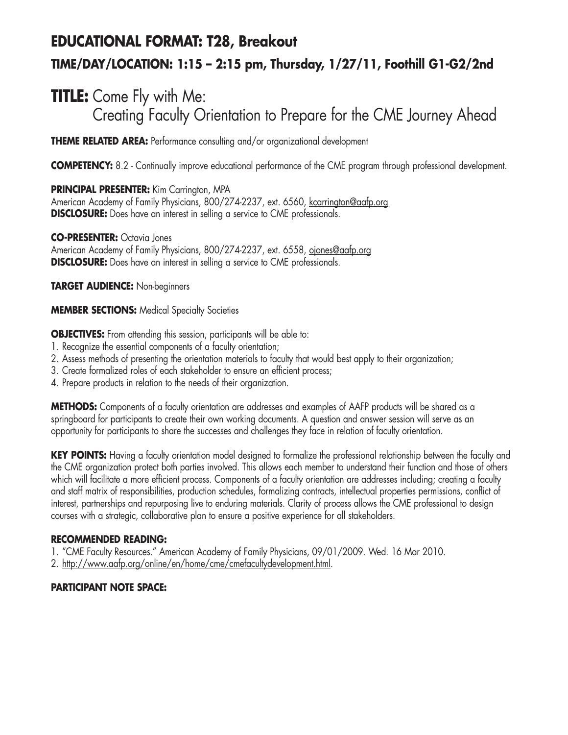## EDUCATIONAL FORMAT: T28, Breakout

### TIME/DAY/LOCATION: 1:15 – 2:15 pm, Thursday, 1/27/11, Foothill G1-G2/2nd

# TITLE: Come Fly with Me: Creating Faculty Orientation to Prepare for the CME Journey Ahead

**THEME RELATED AREA:** Performance consulting and/or organizational development

**COMPETENCY:** 8.2 - Continually improve educational performance of the CME program through professional development.

**PRINCIPAL PRESENTER:** Kim Carrington, MPA
American Academy of Family Physicians, 800/274-2237, ext. 6560, kcarrington@aafp.org
**DISCLOSURE:** Does have an interest in selling a service to CME professionals.

**CO-PRESENTER:** Octavia Jones
American Academy of Family Physicians, 800/274-2237, ext. 6558, ojones@aafp.org
**DISCLOSURE:** Does have an interest in selling a service to CME professionals.

**TARGET AUDIENCE:** Non-beginners

**MEMBER SECTIONS:** Medical Specialty Societies

**OBJECTIVES:** From attending this session, participants will be able to:

1. Recognize the essential components of a faculty orientation;
2. Assess methods of presenting the orientation materials to faculty that would best apply to their organization;
3. Create formalized roles of each stakeholder to ensure an efficient process;
4. Prepare products in relation to the needs of their organization.

**METHODS:** Components of a faculty orientation are addresses and examples of AAFP products will be shared as a springboard for participants to create their own working documents. A question and answer session will serve as an opportunity for participants to share the successes and challenges they face in relation of faculty orientation.

**KEY POINTS:** Having a faculty orientation model designed to formalize the professional relationship between the faculty and the CME organization protect both parties involved. This allows each member to understand their function and those of others which will facilitate a more efficient process. Components of a faculty orientation are addresses including; creating a faculty and staff matrix of responsibilities, production schedules, formalizing contracts, intellectual properties permissions, conflict of interest, partnerships and repurposing live to enduring materials. Clarity of process allows the CME professional to design courses with a strategic, collaborative plan to ensure a positive experience for all stakeholders.

### RECOMMENDED READING:

1. "CME Faculty Resources." American Academy of Family Physicians, 09/01/2009. Wed. 16 Mar 2010.
2. http://www.aafp.org/online/en/home/cme/cmefacultydevelopment.html.

### PARTICIPANT NOTE SPACE: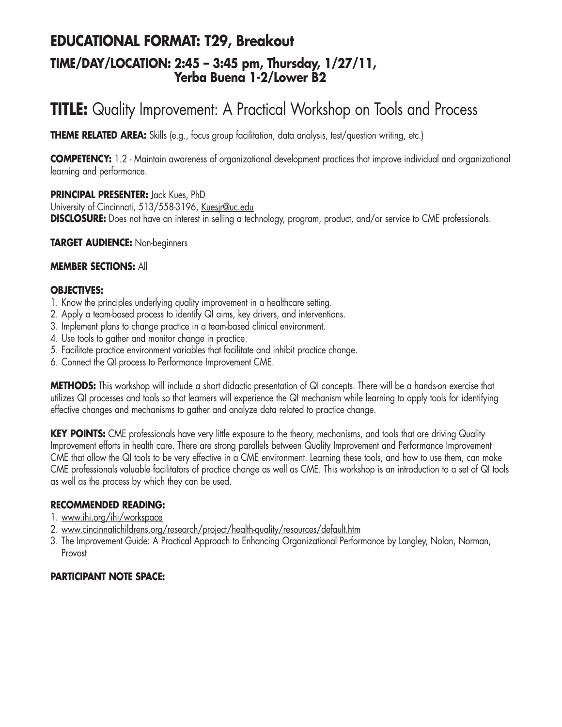## EDUCATIONAL FORMAT: T29, Breakout

### TIME/DAY/LOCATION: 2:45 – 3:45 pm, Thursday, 1/27/11, Yerba Buena 1-2/Lower B2

# TITLE: Quality Improvement: A Practical Workshop on Tools and Process

**THEME RELATED AREA:** Skills (e.g., focus group facilitation, data analysis, test/question writing, etc.)

**COMPETENCY:** 1.2 - Maintain awareness of organizational development practices that improve individual and organizational learning and performance.

**PRINCIPAL PRESENTER:** Jack Kues, PhD
University of Cincinnati, 513/558-3196, Kuesjr@uc.edu
**DISCLOSURE:** Does not have an interest in selling a technology, program, product, and/or service to CME professionals.

**TARGET AUDIENCE:** Non-beginners

**MEMBER SECTIONS:** All

**OBJECTIVES:**

1. Know the principles underlying quality improvement in a healthcare setting.
2. Apply a team-based process to identify QI aims, key drivers, and interventions.
3. Implement plans to change practice in a team-based clinical environment.
4. Use tools to gather and monitor change in practice.
5. Facilitate practice environment variables that facilitate and inhibit practice change.
6. Connect the QI process to Performance Improvement CME.

**METHODS:** This workshop will include a short didactic presentation of QI concepts. There will be a hands-on exercise that utilizes QI processes and tools so that learners will experience the QI mechanism while learning to apply tools for identifying effective changes and mechanisms to gather and analyze data related to practice change.

**KEY POINTS:** CME professionals have very little exposure to the theory, mechanisms, and tools that are driving Quality Improvement efforts in health care. There are strong parallels between Quality Improvement and Performance Improvement CME that allow the QI tools to be very effective in a CME environment. Learning these tools, and how to use them, can make CME professionals valuable facilitators of practice change as well as CME. This workshop is an introduction to a set of QI tools as well as the process by which they can be used.

**RECOMMENDED READING:**

1. www.ihi.org/ihi/workspace
2. www.cincinnatichildrens.org/research/project/health-quality/resources/default.htm
3. The Improvement Guide: A Practical Approach to Enhancing Organizational Performance by Langley, Nolan, Norman, Provost

**PARTICIPANT NOTE SPACE:**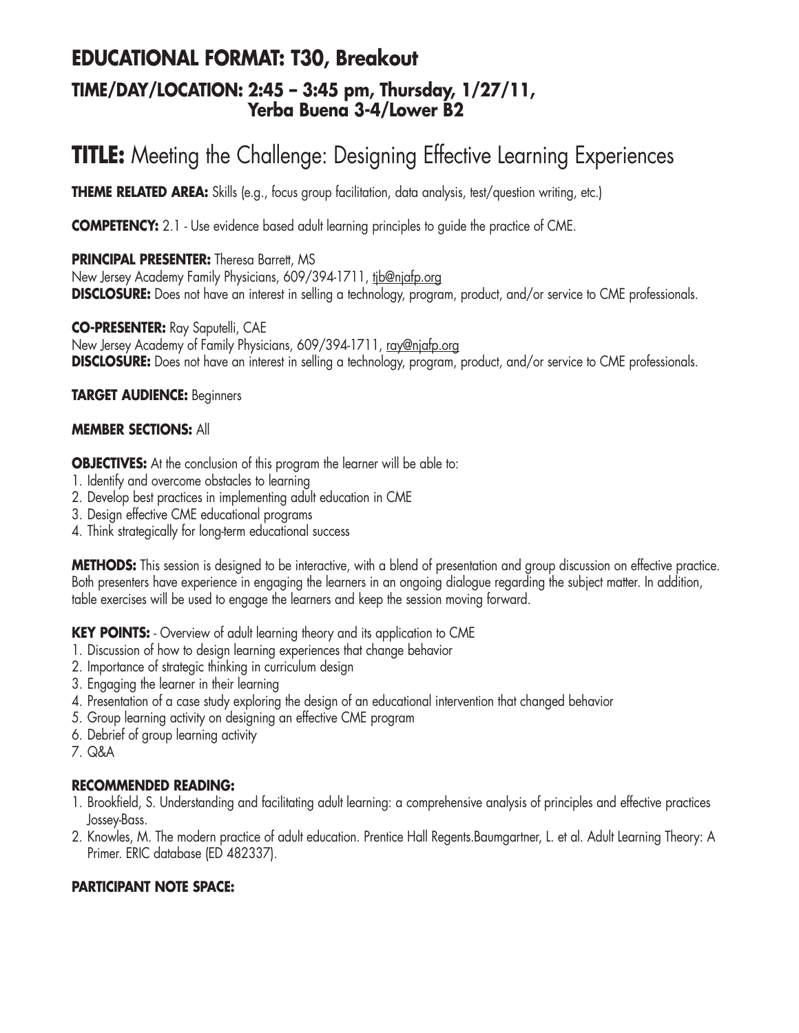## EDUCATIONAL FORMAT: T30, Breakout

### TIME/DAY/LOCATION: 2:45 – 3:45 pm, Thursday, 1/27/11, Yerba Buena 3-4/Lower B2

# TITLE: Meeting the Challenge: Designing Effective Learning Experiences

**THEME RELATED AREA:** Skills (e.g., focus group facilitation, data analysis, test/question writing, etc.)

**COMPETENCY:** 2.1 - Use evidence based adult learning principles to guide the practice of CME.

**PRINCIPAL PRESENTER:** Theresa Barrett, MS
New Jersey Academy Family Physicians, 609/394-1711, tjb@njafp.org
**DISCLOSURE:** Does not have an interest in selling a technology, program, product, and/or service to CME professionals.

**CO-PRESENTER:** Ray Saputelli, CAE
New Jersey Academy of Family Physicians, 609/394-1711, ray@njafp.org
**DISCLOSURE:** Does not have an interest in selling a technology, program, product, and/or service to CME professionals.

**TARGET AUDIENCE:** Beginners

**MEMBER SECTIONS:** All

**OBJECTIVES:** At the conclusion of this program the learner will be able to:

1. Identify and overcome obstacles to learning
2. Develop best practices in implementing adult education in CME
3. Design effective CME educational programs
4. Think strategically for long-term educational success

**METHODS:** This session is designed to be interactive, with a blend of presentation and group discussion on effective practice. Both presenters have experience in engaging the learners in an ongoing dialogue regarding the subject matter. In addition, table exercises will be used to engage the learners and keep the session moving forward.

**KEY POINTS:** - Overview of adult learning theory and its application to CME

1. Discussion of how to design learning experiences that change behavior
2. Importance of strategic thinking in curriculum design
3. Engaging the learner in their learning
4. Presentation of a case study exploring the design of an educational intervention that changed behavior
5. Group learning activity on designing an effective CME program
6. Debrief of group learning activity
7. Q&A

**RECOMMENDED READING:**

1. Brookfield, S. Understanding and facilitating adult learning: a comprehensive analysis of principles and effective practices Jossey-Bass.
2. Knowles, M. The modern practice of adult education. Prentice Hall Regents.Baumgartner, L. et al. Adult Learning Theory: A Primer. ERIC database (ED 482337).

**PARTICIPANT NOTE SPACE:**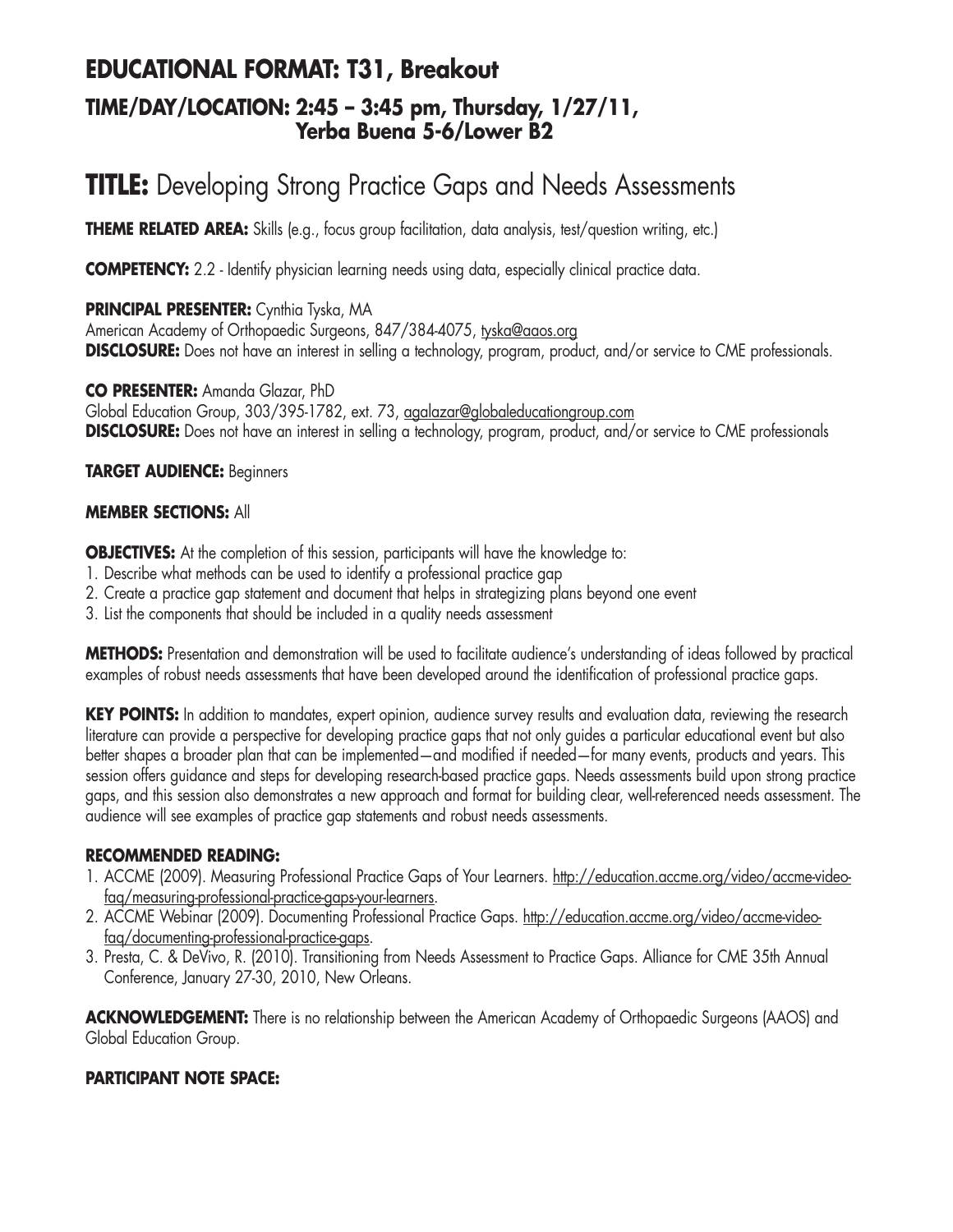## EDUCATIONAL FORMAT: T31, Breakout

### TIME/DAY/LOCATION: 2:45 – 3:45 pm, Thursday, 1/27/11, Yerba Buena 5-6/Lower B2

# TITLE: Developing Strong Practice Gaps and Needs Assessments

**THEME RELATED AREA:** Skills (e.g., focus group facilitation, data analysis, test/question writing, etc.)

**COMPETENCY:** 2.2 - Identify physician learning needs using data, especially clinical practice data.

**PRINCIPAL PRESENTER:** Cynthia Tyska, MA
American Academy of Orthopaedic Surgeons, 847/384-4075, tyska@aaos.org
**DISCLOSURE:** Does not have an interest in selling a technology, program, product, and/or service to CME professionals.

**CO PRESENTER:** Amanda Glazar, PhD
Global Education Group, 303/395-1782, ext. 73, agalazar@globaleducationgroup.com
**DISCLOSURE:** Does not have an interest in selling a technology, program, product, and/or service to CME professionals

**TARGET AUDIENCE:** Beginners

**MEMBER SECTIONS:** All

**OBJECTIVES:** At the completion of this session, participants will have the knowledge to:

1. Describe what methods can be used to identify a professional practice gap
2. Create a practice gap statement and document that helps in strategizing plans beyond one event
3. List the components that should be included in a quality needs assessment

**METHODS:** Presentation and demonstration will be used to facilitate audience's understanding of ideas followed by practical examples of robust needs assessments that have been developed around the identification of professional practice gaps.

**KEY POINTS:** In addition to mandates, expert opinion, audience survey results and evaluation data, reviewing the research literature can provide a perspective for developing practice gaps that not only guides a particular educational event but also better shapes a broader plan that can be implemented—and modified if needed—for many events, products and years. This session offers guidance and steps for developing research-based practice gaps. Needs assessments build upon strong practice gaps, and this session also demonstrates a new approach and format for building clear, well-referenced needs assessment. The audience will see examples of practice gap statements and robust needs assessments.

**RECOMMENDED READING:**

1. ACCME (2009). Measuring Professional Practice Gaps of Your Learners. http://education.accme.org/video/accme-video-faq/measuring-professional-practice-gaps-your-learners.
2. ACCME Webinar (2009). Documenting Professional Practice Gaps. http://education.accme.org/video/accme-video-faq/documenting-professional-practice-gaps.
3. Presta, C. & DeVivo, R. (2010). Transitioning from Needs Assessment to Practice Gaps. Alliance for CME 35th Annual Conference, January 27-30, 2010, New Orleans.

**ACKNOWLEDGEMENT:** There is no relationship between the American Academy of Orthopaedic Surgeons (AAOS) and Global Education Group.

**PARTICIPANT NOTE SPACE:**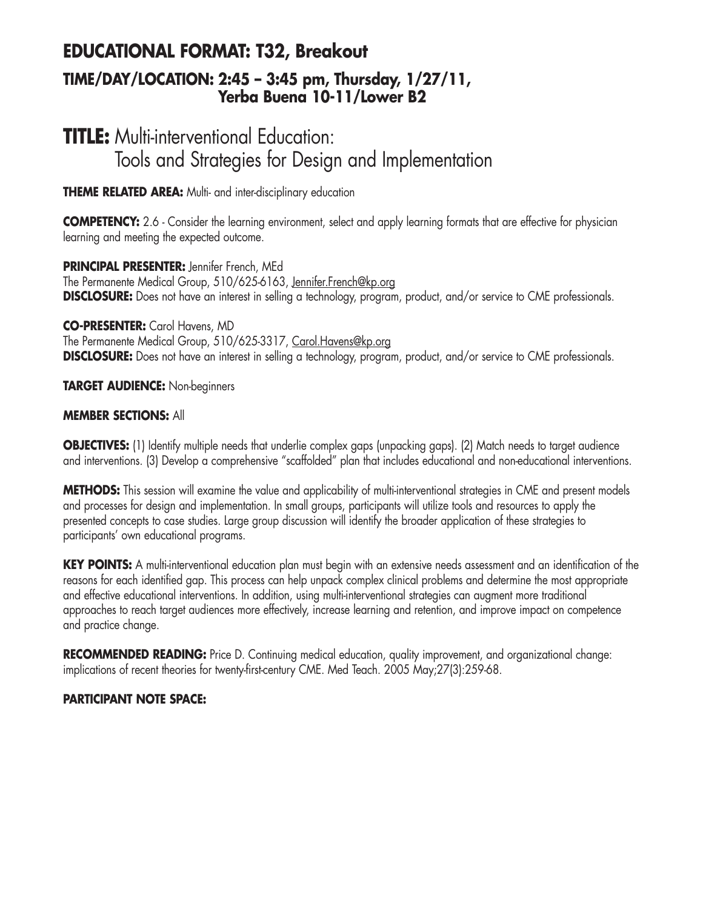## EDUCATIONAL FORMAT: T32, Breakout

### TIME/DAY/LOCATION: 2:45 – 3:45 pm, Thursday, 1/27/11, Yerba Buena 10-11/Lower B2

# TITLE: Multi-interventional Education: Tools and Strategies for Design and Implementation

**THEME RELATED AREA:** Multi- and inter-disciplinary education

**COMPETENCY:** 2.6 - Consider the learning environment, select and apply learning formats that are effective for physician learning and meeting the expected outcome.

**PRINCIPAL PRESENTER:** Jennifer French, MEd
The Permanente Medical Group, 510/625-6163, Jennifer.French@kp.org
**DISCLOSURE:** Does not have an interest in selling a technology, program, product, and/or service to CME professionals.

**CO-PRESENTER:** Carol Havens, MD
The Permanente Medical Group, 510/625-3317, Carol.Havens@kp.org
**DISCLOSURE:** Does not have an interest in selling a technology, program, product, and/or service to CME professionals.

**TARGET AUDIENCE:** Non-beginners

**MEMBER SECTIONS:** All

**OBJECTIVES:** (1) Identify multiple needs that underlie complex gaps (unpacking gaps). (2) Match needs to target audience and interventions. (3) Develop a comprehensive "scaffolded" plan that includes educational and non-educational interventions.

**METHODS:** This session will examine the value and applicability of multi-interventional strategies in CME and present models and processes for design and implementation. In small groups, participants will utilize tools and resources to apply the presented concepts to case studies. Large group discussion will identify the broader application of these strategies to participants' own educational programs.

**KEY POINTS:** A multi-interventional education plan must begin with an extensive needs assessment and an identification of the reasons for each identified gap. This process can help unpack complex clinical problems and determine the most appropriate and effective educational interventions. In addition, using multi-interventional strategies can augment more traditional approaches to reach target audiences more effectively, increase learning and retention, and improve impact on competence and practice change.

**RECOMMENDED READING:** Price D. Continuing medical education, quality improvement, and organizational change: implications of recent theories for twenty-first-century CME. Med Teach. 2005 May;27(3):259-68.

**PARTICIPANT NOTE SPACE:**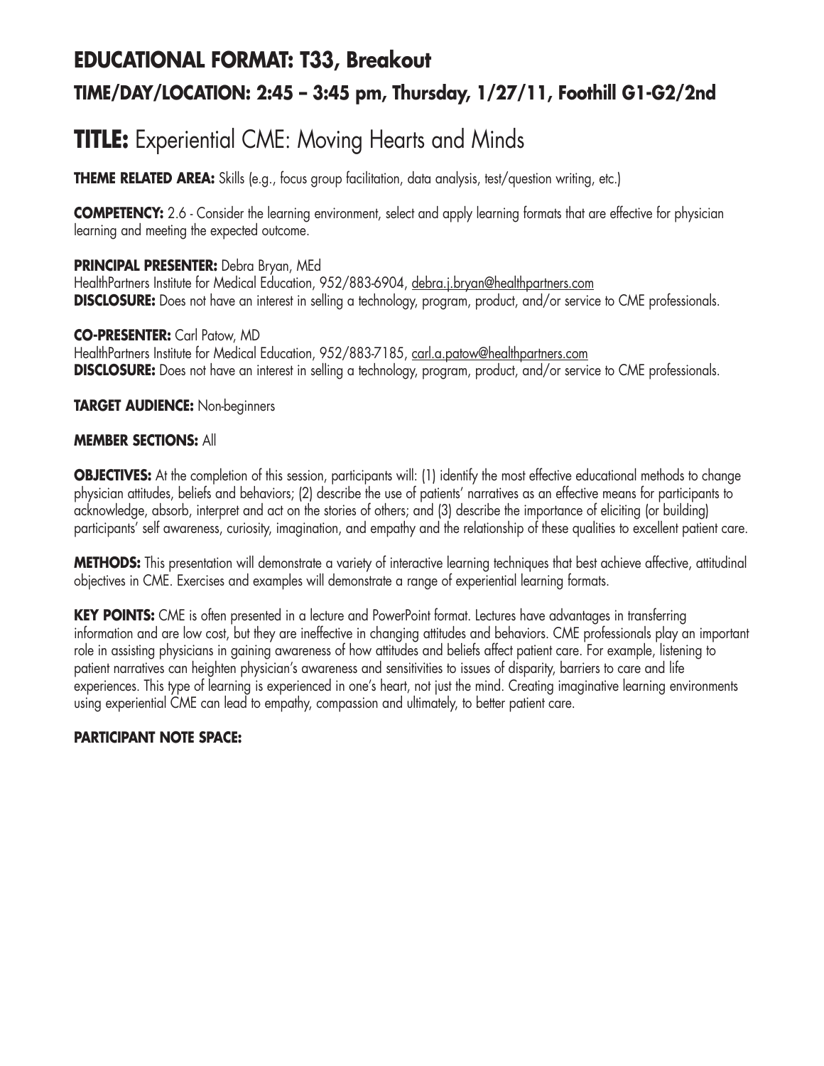# EDUCATIONAL FORMAT: T33, Breakout

## TIME/DAY/LOCATION: 2:45 – 3:45 pm, Thursday, 1/27/11, Foothill G1-G2/2nd

# TITLE: Experiential CME: Moving Hearts and Minds

**THEME RELATED AREA:** Skills (e.g., focus group facilitation, data analysis, test/question writing, etc.)

**COMPETENCY:** 2.6 - Consider the learning environment, select and apply learning formats that are effective for physician learning and meeting the expected outcome.

**PRINCIPAL PRESENTER:** Debra Bryan, MEd
HealthPartners Institute for Medical Education, 952/883-6904, debra.j.bryan@healthpartners.com
**DISCLOSURE:** Does not have an interest in selling a technology, program, product, and/or service to CME professionals.

**CO-PRESENTER:** Carl Patow, MD
HealthPartners Institute for Medical Education, 952/883-7185, carl.a.patow@healthpartners.com
**DISCLOSURE:** Does not have an interest in selling a technology, program, product, and/or service to CME professionals.

**TARGET AUDIENCE:** Non-beginners

**MEMBER SECTIONS:** All

**OBJECTIVES:** At the completion of this session, participants will: (1) identify the most effective educational methods to change physician attitudes, beliefs and behaviors; (2) describe the use of patients' narratives as an effective means for participants to acknowledge, absorb, interpret and act on the stories of others; and (3) describe the importance of eliciting (or building) participants' self awareness, curiosity, imagination, and empathy and the relationship of these qualities to excellent patient care.

**METHODS:** This presentation will demonstrate a variety of interactive learning techniques that best achieve affective, attitudinal objectives in CME. Exercises and examples will demonstrate a range of experiential learning formats.

**KEY POINTS:** CME is often presented in a lecture and PowerPoint format. Lectures have advantages in transferring information and are low cost, but they are ineffective in changing attitudes and behaviors. CME professionals play an important role in assisting physicians in gaining awareness of how attitudes and beliefs affect patient care. For example, listening to patient narratives can heighten physician's awareness and sensitivities to issues of disparity, barriers to care and life experiences. This type of learning is experienced in one's heart, not just the mind. Creating imaginative learning environments using experiential CME can lead to empathy, compassion and ultimately, to better patient care.

**PARTICIPANT NOTE SPACE:**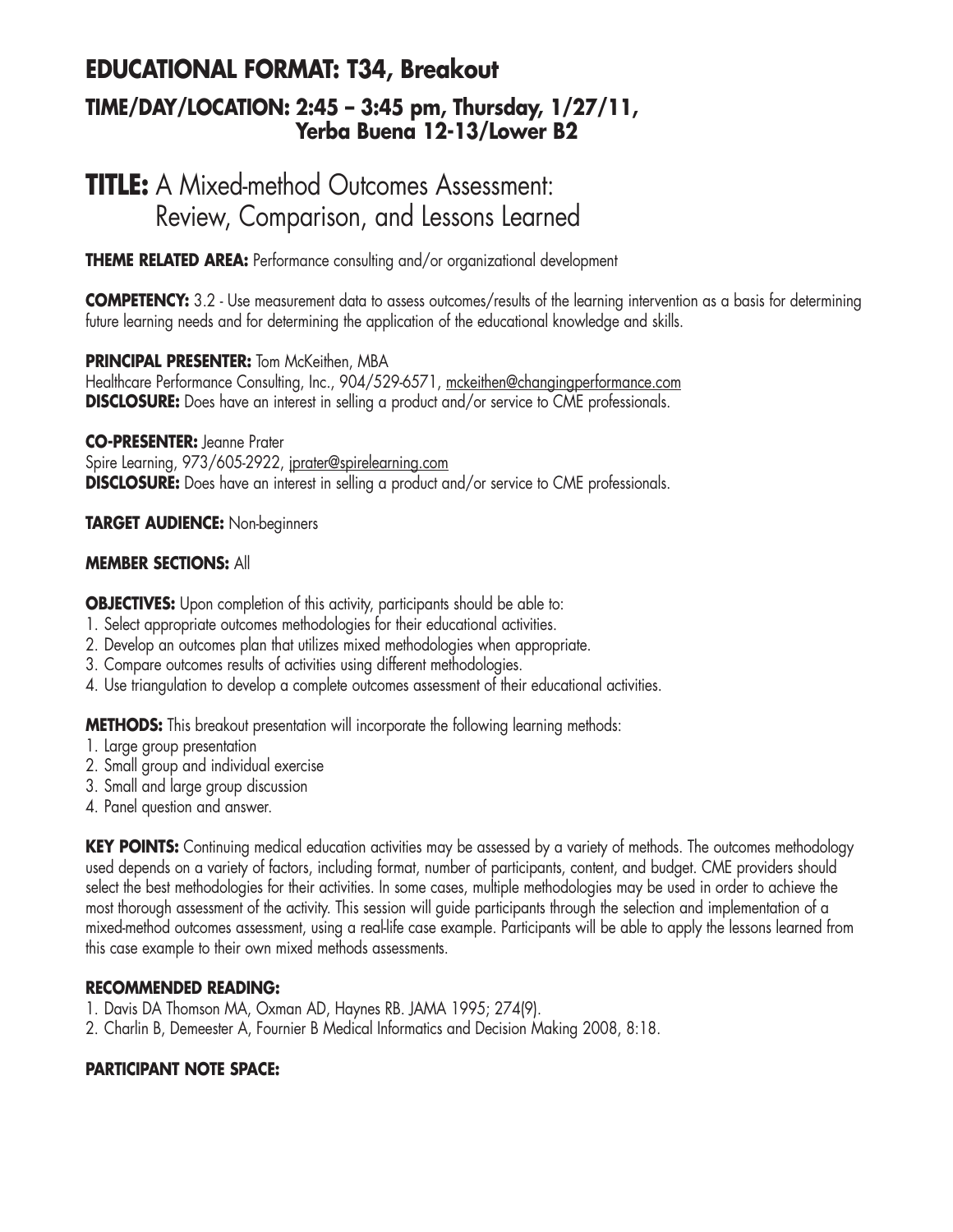## EDUCATIONAL FORMAT: T34, Breakout

### TIME/DAY/LOCATION: 2:45 – 3:45 pm, Thursday, 1/27/11, Yerba Buena 12-13/Lower B2

# TITLE: A Mixed-method Outcomes Assessment: Review, Comparison, and Lessons Learned

**THEME RELATED AREA:** Performance consulting and/or organizational development

**COMPETENCY:** 3.2 - Use measurement data to assess outcomes/results of the learning intervention as a basis for determining future learning needs and for determining the application of the educational knowledge and skills.

**PRINCIPAL PRESENTER:** Tom McKeithen, MBA
Healthcare Performance Consulting, Inc., 904/529-6571, mckeithen@changingperformance.com
**DISCLOSURE:** Does have an interest in selling a product and/or service to CME professionals.

**CO-PRESENTER:** Jeanne Prater
Spire Learning, 973/605-2922, jprater@spirelearning.com
**DISCLOSURE:** Does have an interest in selling a product and/or service to CME professionals.

**TARGET AUDIENCE:** Non-beginners

**MEMBER SECTIONS:** All

**OBJECTIVES:** Upon completion of this activity, participants should be able to:
1. Select appropriate outcomes methodologies for their educational activities.
2. Develop an outcomes plan that utilizes mixed methodologies when appropriate.
3. Compare outcomes results of activities using different methodologies.
4. Use triangulation to develop a complete outcomes assessment of their educational activities.

**METHODS:** This breakout presentation will incorporate the following learning methods:
1. Large group presentation
2. Small group and individual exercise
3. Small and large group discussion
4. Panel question and answer.

**KEY POINTS:** Continuing medical education activities may be assessed by a variety of methods. The outcomes methodology used depends on a variety of factors, including format, number of participants, content, and budget. CME providers should select the best methodologies for their activities. In some cases, multiple methodologies may be used in order to achieve the most thorough assessment of the activity. This session will guide participants through the selection and implementation of a mixed-method outcomes assessment, using a real-life case example. Participants will be able to apply the lessons learned from this case example to their own mixed methods assessments.

**RECOMMENDED READING:**
1. Davis DA Thomson MA, Oxman AD, Haynes RB. JAMA 1995; 274(9).
2. Charlin B, Demeester A, Fournier B Medical Informatics and Decision Making 2008, 8:18.

**PARTICIPANT NOTE SPACE:**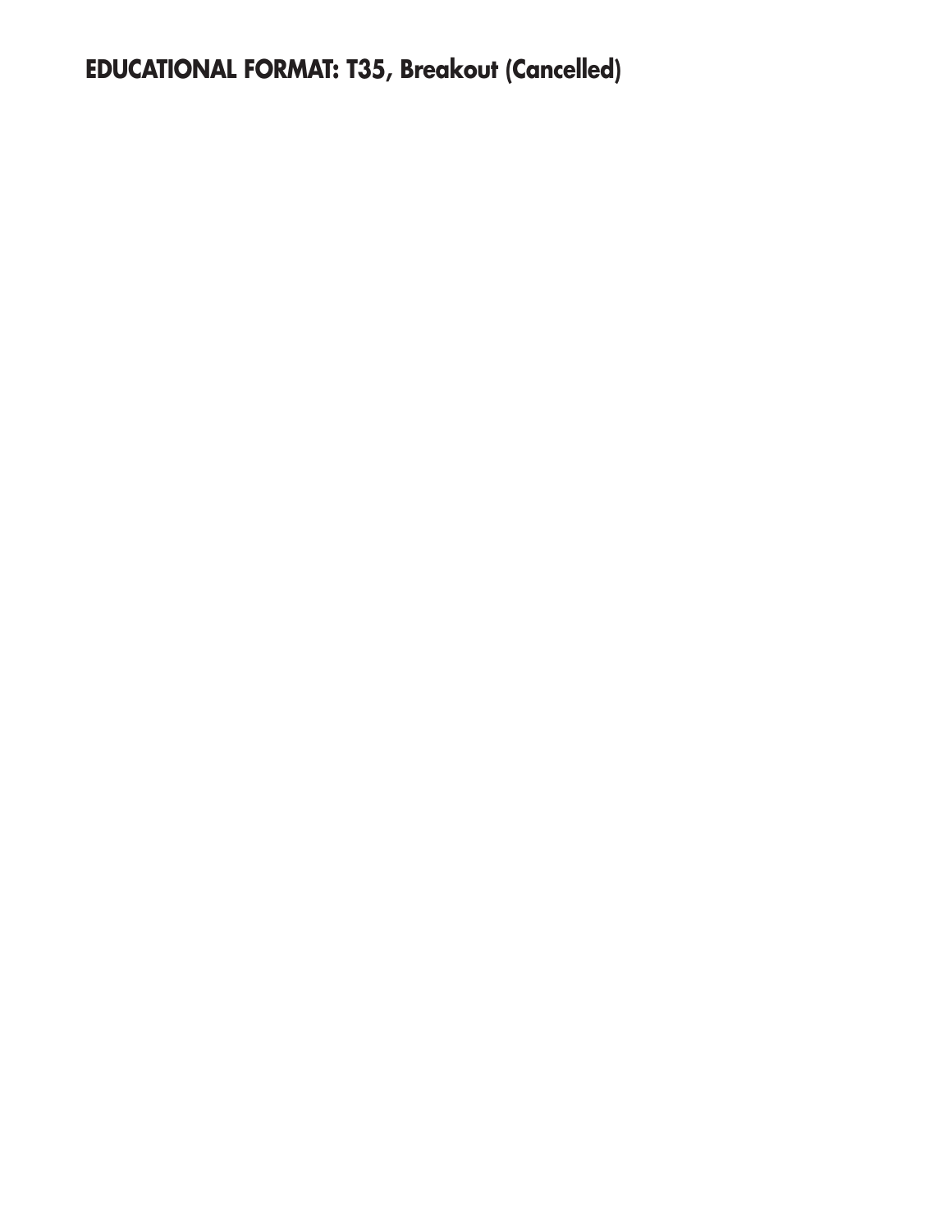**EDUCATIONAL FORMAT: T35, Breakout (Cancelled)**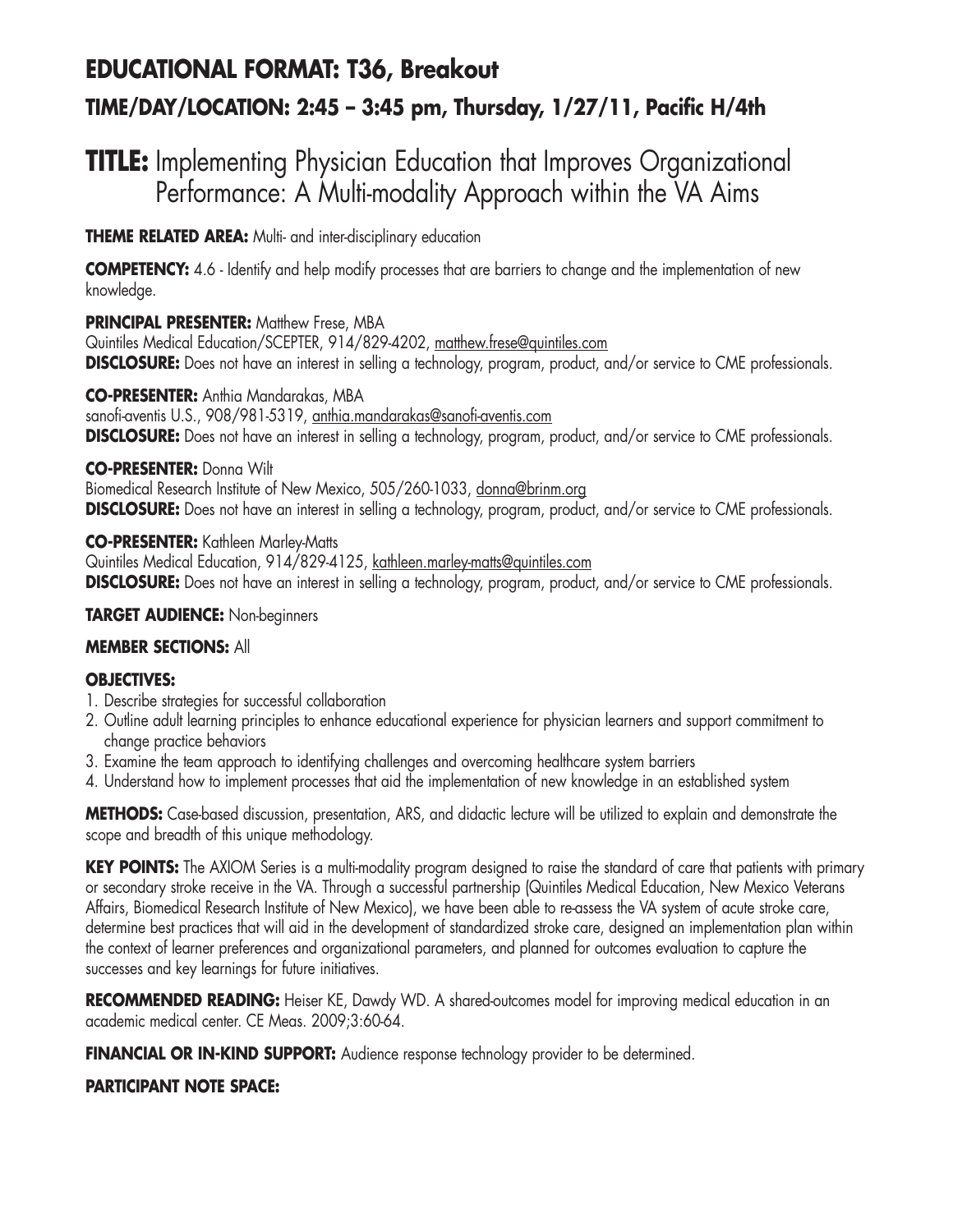## EDUCATIONAL FORMAT: T36, Breakout

### TIME/DAY/LOCATION: 2:45 – 3:45 pm, Thursday, 1/27/11, Pacific H/4th

# TITLE: Implementing Physician Education that Improves Organizational Performance: A Multi-modality Approach within the VA Aims

**THEME RELATED AREA:** Multi- and inter-disciplinary education

**COMPETENCY:** 4.6 - Identify and help modify processes that are barriers to change and the implementation of new knowledge.

**PRINCIPAL PRESENTER:** Matthew Frese, MBA
Quintiles Medical Education/SCEPTER, 914/829-4202, matthew.frese@quintiles.com
**DISCLOSURE:** Does not have an interest in selling a technology, program, product, and/or service to CME professionals.

**CO-PRESENTER:** Anthia Mandarakas, MBA
sanofi-aventis U.S., 908/981-5319, anthia.mandarakas@sanofi-aventis.com
**DISCLOSURE:** Does not have an interest in selling a technology, program, product, and/or service to CME professionals.

**CO-PRESENTER:** Donna Wilt
Biomedical Research Institute of New Mexico, 505/260-1033, donna@brinm.org
**DISCLOSURE:** Does not have an interest in selling a technology, program, product, and/or service to CME professionals.

**CO-PRESENTER:** Kathleen Marley-Matts
Quintiles Medical Education, 914/829-4125, kathleen.marley-matts@quintiles.com
**DISCLOSURE:** Does not have an interest in selling a technology, program, product, and/or service to CME professionals.

**TARGET AUDIENCE:** Non-beginners

**MEMBER SECTIONS:** All

**OBJECTIVES:**

1. Describe strategies for successful collaboration
2. Outline adult learning principles to enhance educational experience for physician learners and support commitment to change practice behaviors
3. Examine the team approach to identifying challenges and overcoming healthcare system barriers
4. Understand how to implement processes that aid the implementation of new knowledge in an established system

**METHODS:** Case-based discussion, presentation, ARS, and didactic lecture will be utilized to explain and demonstrate the scope and breadth of this unique methodology.

**KEY POINTS:** The AXIOM Series is a multi-modality program designed to raise the standard of care that patients with primary or secondary stroke receive in the VA. Through a successful partnership (Quintiles Medical Education, New Mexico Veterans Affairs, Biomedical Research Institute of New Mexico), we have been able to re-assess the VA system of acute stroke care, determine best practices that will aid in the development of standardized stroke care, designed an implementation plan within the context of learner preferences and organizational parameters, and planned for outcomes evaluation to capture the successes and key learnings for future initiatives.

**RECOMMENDED READING:** Heiser KE, Dawdy WD. A shared-outcomes model for improving medical education in an academic medical center. CE Meas. 2009;3:60-64.

**FINANCIAL OR IN-KIND SUPPORT:** Audience response technology provider to be determined.

**PARTICIPANT NOTE SPACE:**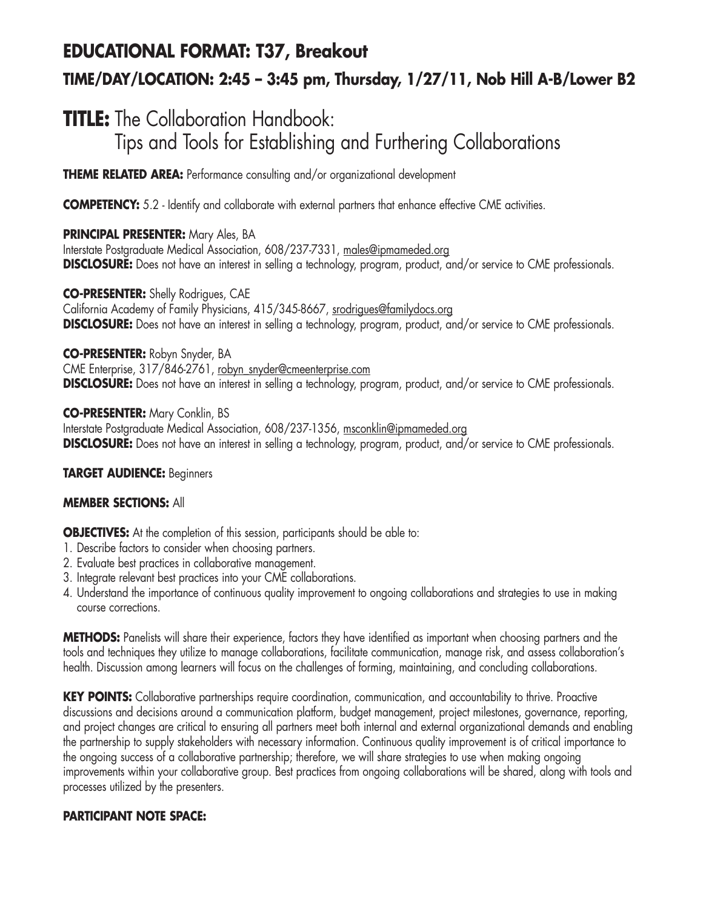# EDUCATIONAL FORMAT: T37, Breakout

## TIME/DAY/LOCATION: 2:45 – 3:45 pm, Thursday, 1/27/11, Nob Hill A-B/Lower B2

# TITLE: The Collaboration Handbook: Tips and Tools for Establishing and Furthering Collaborations

**THEME RELATED AREA:** Performance consulting and/or organizational development

**COMPETENCY:** 5.2 - Identify and collaborate with external partners that enhance effective CME activities.

**PRINCIPAL PRESENTER:** Mary Ales, BA
Interstate Postgraduate Medical Association, 608/237-7331, males@ipmameded.org
**DISCLOSURE:** Does not have an interest in selling a technology, program, product, and/or service to CME professionals.

**CO-PRESENTER:** Shelly Rodrigues, CAE
California Academy of Family Physicians, 415/345-8667, srodrigues@familydocs.org
**DISCLOSURE:** Does not have an interest in selling a technology, program, product, and/or service to CME professionals.

**CO-PRESENTER:** Robyn Snyder, BA
CME Enterprise, 317/846-2761, robyn_snyder@cmeenterprise.com
**DISCLOSURE:** Does not have an interest in selling a technology, program, product, and/or service to CME professionals.

**CO-PRESENTER:** Mary Conklin, BS
Interstate Postgraduate Medical Association, 608/237-1356, msconklin@ipmameded.org
**DISCLOSURE:** Does not have an interest in selling a technology, program, product, and/or service to CME professionals.

**TARGET AUDIENCE:** Beginners

**MEMBER SECTIONS:** All

**OBJECTIVES:** At the completion of this session, participants should be able to:
1. Describe factors to consider when choosing partners.
2. Evaluate best practices in collaborative management.
3. Integrate relevant best practices into your CME collaborations.
4. Understand the importance of continuous quality improvement to ongoing collaborations and strategies to use in making course corrections.

**METHODS:** Panelists will share their experience, factors they have identified as important when choosing partners and the tools and techniques they utilize to manage collaborations, facilitate communication, manage risk, and assess collaboration's health. Discussion among learners will focus on the challenges of forming, maintaining, and concluding collaborations.

**KEY POINTS:** Collaborative partnerships require coordination, communication, and accountability to thrive. Proactive discussions and decisions around a communication platform, budget management, project milestones, governance, reporting, and project changes are critical to ensuring all partners meet both internal and external organizational demands and enabling the partnership to supply stakeholders with necessary information. Continuous quality improvement is of critical importance to the ongoing success of a collaborative partnership; therefore, we will share strategies to use when making ongoing improvements within your collaborative group. Best practices from ongoing collaborations will be shared, along with tools and processes utilized by the presenters.

**PARTICIPANT NOTE SPACE:**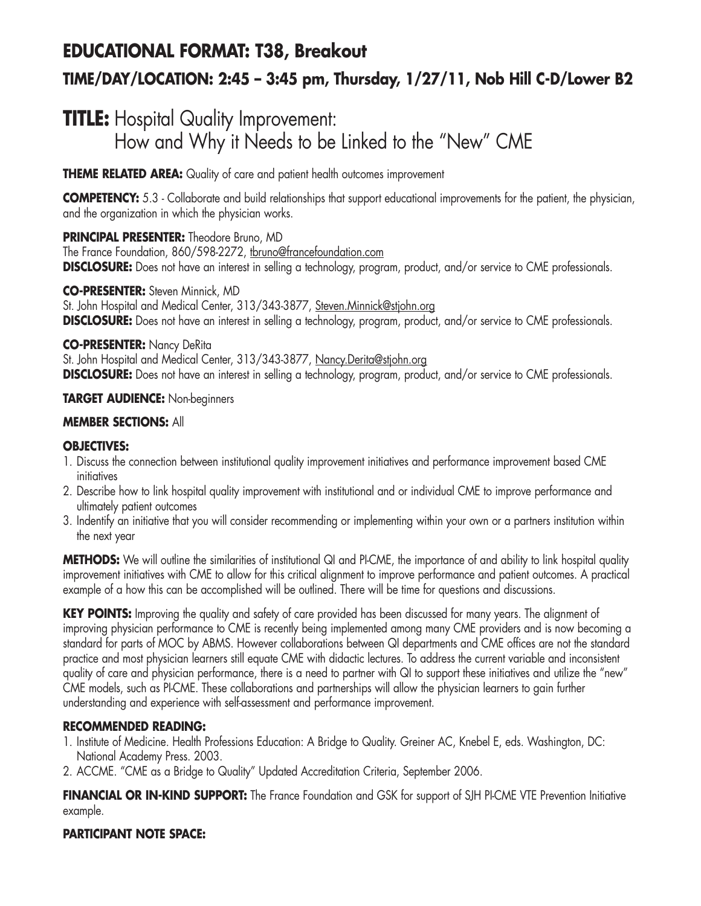## EDUCATIONAL FORMAT: T38, Breakout

### TIME/DAY/LOCATION: 2:45 – 3:45 pm, Thursday, 1/27/11, Nob Hill C-D/Lower B2

# TITLE: Hospital Quality Improvement: How and Why it Needs to be Linked to the "New" CME

**THEME RELATED AREA:** Quality of care and patient health outcomes improvement

**COMPETENCY:** 5.3 - Collaborate and build relationships that support educational improvements for the patient, the physician, and the organization in which the physician works.

**PRINCIPAL PRESENTER:** Theodore Bruno, MD
The France Foundation, 860/598-2272, tbruno@francefoundation.com
**DISCLOSURE:** Does not have an interest in selling a technology, program, product, and/or service to CME professionals.

**CO-PRESENTER:** Steven Minnick, MD
St. John Hospital and Medical Center, 313/343-3877, Steven.Minnick@stjohn.org
**DISCLOSURE:** Does not have an interest in selling a technology, program, product, and/or service to CME professionals.

**CO-PRESENTER:** Nancy DeRita
St. John Hospital and Medical Center, 313/343-3877, Nancy.Derita@stjohn.org
**DISCLOSURE:** Does not have an interest in selling a technology, program, product, and/or service to CME professionals.

**TARGET AUDIENCE:** Non-beginners

**MEMBER SECTIONS:** All

**OBJECTIVES:**

1. Discuss the connection between institutional quality improvement initiatives and performance improvement based CME initiatives
2. Describe how to link hospital quality improvement with institutional and or individual CME to improve performance and ultimately patient outcomes
3. Indentify an initiative that you will consider recommending or implementing within your own or a partners institution within the next year

**METHODS:** We will outline the similarities of institutional QI and PI-CME, the importance of and ability to link hospital quality improvement initiatives with CME to allow for this critical alignment to improve performance and patient outcomes. A practical example of a how this can be accomplished will be outlined. There will be time for questions and discussions.

**KEY POINTS:** Improving the quality and safety of care provided has been discussed for many years. The alignment of improving physician performance to CME is recently being implemented among many CME providers and is now becoming a standard for parts of MOC by ABMS. However collaborations between QI departments and CME offices are not the standard practice and most physician learners still equate CME with didactic lectures. To address the current variable and inconsistent quality of care and physician performance, there is a need to partner with QI to support these initiatives and utilize the "new" CME models, such as PI-CME. These collaborations and partnerships will allow the physician learners to gain further understanding and experience with self-assessment and performance improvement.

**RECOMMENDED READING:**

1. Institute of Medicine. Health Professions Education: A Bridge to Quality. Greiner AC, Knebel E, eds. Washington, DC: National Academy Press. 2003.
2. ACCME. "CME as a Bridge to Quality" Updated Accreditation Criteria, September 2006.

**FINANCIAL OR IN-KIND SUPPORT:** The France Foundation and GSK for support of SJH PI-CME VTE Prevention Initiative example.

**PARTICIPANT NOTE SPACE:**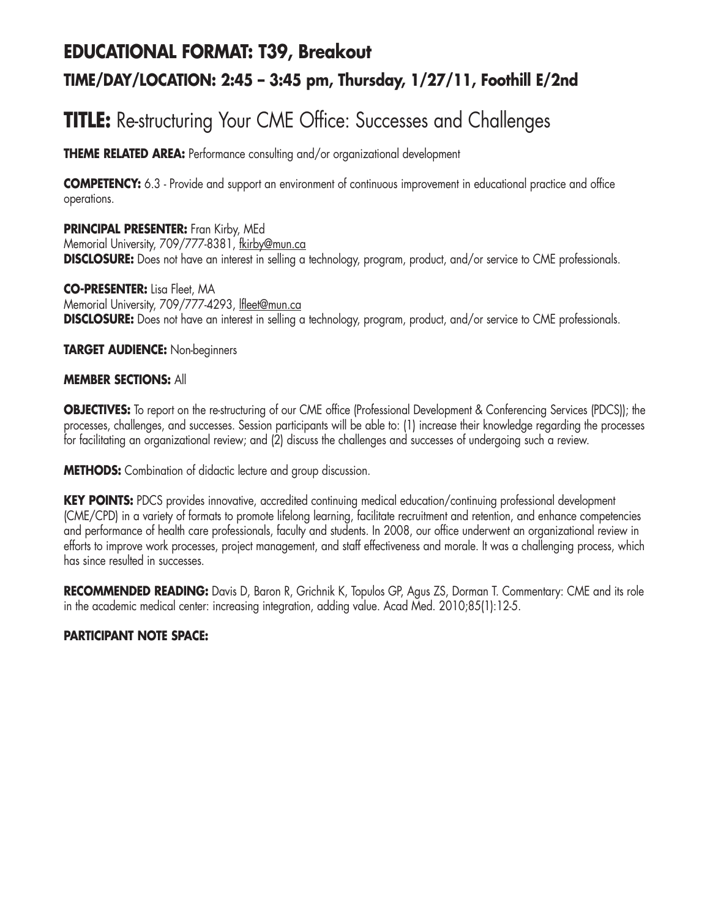## EDUCATIONAL FORMAT: T39, Breakout

### TIME/DAY/LOCATION: 2:45 – 3:45 pm, Thursday, 1/27/11, Foothill E/2nd

# TITLE: Re-structuring Your CME Office: Successes and Challenges

**THEME RELATED AREA:** Performance consulting and/or organizational development

**COMPETENCY:** 6.3 - Provide and support an environment of continuous improvement in educational practice and office operations.

**PRINCIPAL PRESENTER:** Fran Kirby, MEd
Memorial University, 709/777-8381, fkirby@mun.ca
**DISCLOSURE:** Does not have an interest in selling a technology, program, product, and/or service to CME professionals.

**CO-PRESENTER:** Lisa Fleet, MA
Memorial University, 709/777-4293, lfleet@mun.ca
**DISCLOSURE:** Does not have an interest in selling a technology, program, product, and/or service to CME professionals.

**TARGET AUDIENCE:** Non-beginners

**MEMBER SECTIONS:** All

**OBJECTIVES:** To report on the re-structuring of our CME office (Professional Development & Conferencing Services (PDCS)); the processes, challenges, and successes. Session participants will be able to: (1) increase their knowledge regarding the processes for facilitating an organizational review; and (2) discuss the challenges and successes of undergoing such a review.

**METHODS:** Combination of didactic lecture and group discussion.

**KEY POINTS:** PDCS provides innovative, accredited continuing medical education/continuing professional development (CME/CPD) in a variety of formats to promote lifelong learning, facilitate recruitment and retention, and enhance competencies and performance of health care professionals, faculty and students. In 2008, our office underwent an organizational review in efforts to improve work processes, project management, and staff effectiveness and morale. It was a challenging process, which has since resulted in successes.

**RECOMMENDED READING:** Davis D, Baron R, Grichnik K, Topulos GP, Agus ZS, Dorman T. Commentary: CME and its role in the academic medical center: increasing integration, adding value. Acad Med. 2010;85(1):12-5.

**PARTICIPANT NOTE SPACE:**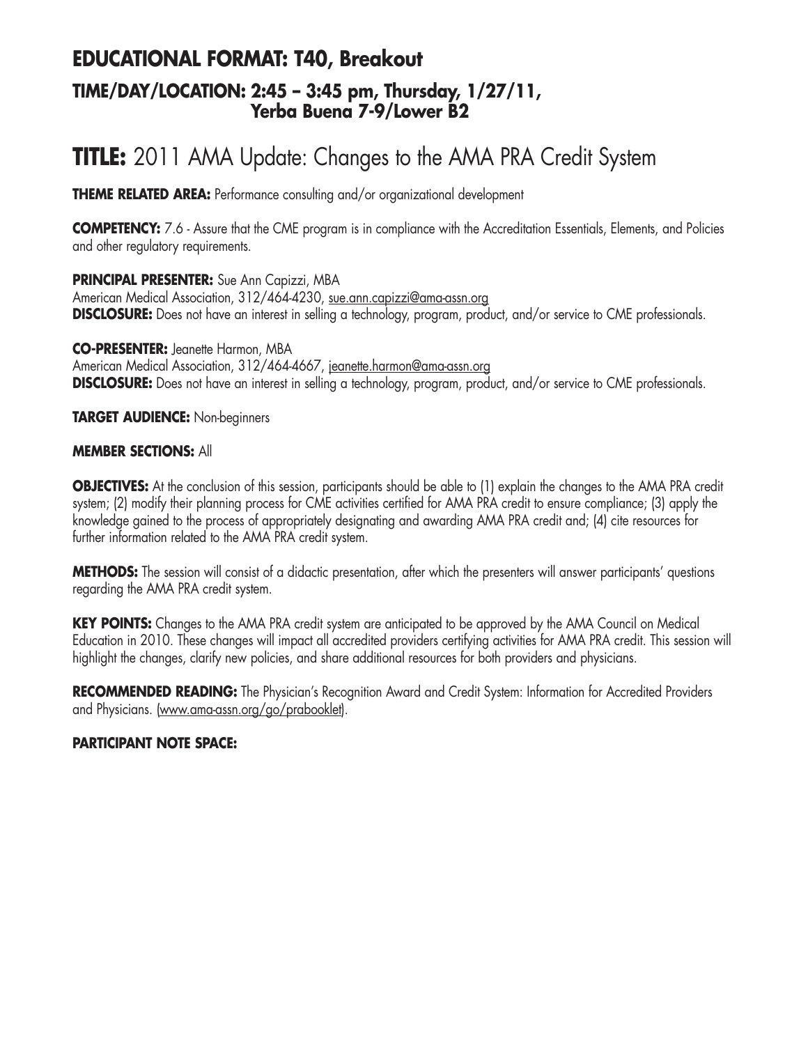## EDUCATIONAL FORMAT: T40, Breakout

### TIME/DAY/LOCATION: 2:45 – 3:45 pm, Thursday, 1/27/11, Yerba Buena 7-9/Lower B2

# TITLE: 2011 AMA Update: Changes to the AMA PRA Credit System

**THEME RELATED AREA:** Performance consulting and/or organizational development

**COMPETENCY:** 7.6 - Assure that the CME program is in compliance with the Accreditation Essentials, Elements, and Policies and other regulatory requirements.

**PRINCIPAL PRESENTER:** Sue Ann Capizzi, MBA
American Medical Association, 312/464-4230, sue.ann.capizzi@ama-assn.org
**DISCLOSURE:** Does not have an interest in selling a technology, program, product, and/or service to CME professionals.

**CO-PRESENTER:** Jeanette Harmon, MBA
American Medical Association, 312/464-4667, jeanette.harmon@ama-assn.org
**DISCLOSURE:** Does not have an interest in selling a technology, program, product, and/or service to CME professionals.

**TARGET AUDIENCE:** Non-beginners

**MEMBER SECTIONS:** All

**OBJECTIVES:** At the conclusion of this session, participants should be able to (1) explain the changes to the AMA PRA credit system; (2) modify their planning process for CME activities certified for AMA PRA credit to ensure compliance; (3) apply the knowledge gained to the process of appropriately designating and awarding AMA PRA credit and; (4) cite resources for further information related to the AMA PRA credit system.

**METHODS:** The session will consist of a didactic presentation, after which the presenters will answer participants' questions regarding the AMA PRA credit system.

**KEY POINTS:** Changes to the AMA PRA credit system are anticipated to be approved by the AMA Council on Medical Education in 2010. These changes will impact all accredited providers certifying activities for AMA PRA credit. This session will highlight the changes, clarify new policies, and share additional resources for both providers and physicians.

**RECOMMENDED READING:** The Physician's Recognition Award and Credit System: Information for Accredited Providers and Physicians. (www.ama-assn.org/go/prabooklet).

**PARTICIPANT NOTE SPACE:**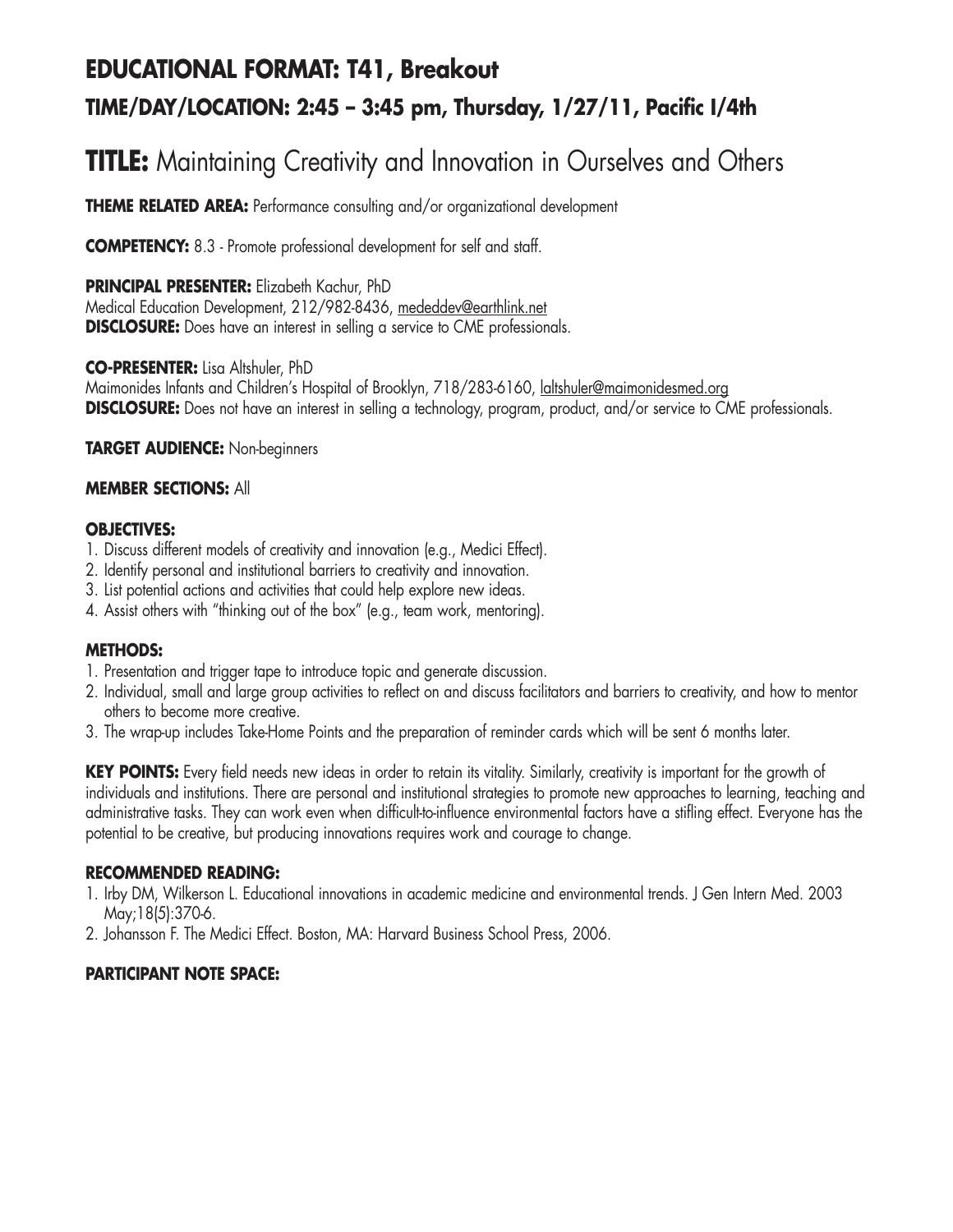## EDUCATIONAL FORMAT: T41, Breakout

### TIME/DAY/LOCATION: 2:45 – 3:45 pm, Thursday, 1/27/11, Pacific I/4th

# TITLE: Maintaining Creativity and Innovation in Ourselves and Others

**THEME RELATED AREA:** Performance consulting and/or organizational development

**COMPETENCY:** 8.3 - Promote professional development for self and staff.

**PRINCIPAL PRESENTER:** Elizabeth Kachur, PhD
Medical Education Development, 212/982-8436, mededdev@earthlink.net
**DISCLOSURE:** Does have an interest in selling a service to CME professionals.

**CO-PRESENTER:** Lisa Altshuler, PhD
Maimonides Infants and Children's Hospital of Brooklyn, 718/283-6160, laltshuler@maimonidesmed.org
**DISCLOSURE:** Does not have an interest in selling a technology, program, product, and/or service to CME professionals.

**TARGET AUDIENCE:** Non-beginners

**MEMBER SECTIONS:** All

**OBJECTIVES:**

1. Discuss different models of creativity and innovation (e.g., Medici Effect).
2. Identify personal and institutional barriers to creativity and innovation.
3. List potential actions and activities that could help explore new ideas.
4. Assist others with "thinking out of the box" (e.g., team work, mentoring).

**METHODS:**

1. Presentation and trigger tape to introduce topic and generate discussion.
2. Individual, small and large group activities to reflect on and discuss facilitators and barriers to creativity, and how to mentor others to become more creative.
3. The wrap-up includes Take-Home Points and the preparation of reminder cards which will be sent 6 months later.

**KEY POINTS:** Every field needs new ideas in order to retain its vitality. Similarly, creativity is important for the growth of individuals and institutions. There are personal and institutional strategies to promote new approaches to learning, teaching and administrative tasks. They can work even when difficult-to-influence environmental factors have a stifling effect. Everyone has the potential to be creative, but producing innovations requires work and courage to change.

**RECOMMENDED READING:**

1. Irby DM, Wilkerson L. Educational innovations in academic medicine and environmental trends. J Gen Intern Med. 2003 May;18(5):370-6.
2. Johansson F. The Medici Effect. Boston, MA: Harvard Business School Press, 2006.

**PARTICIPANT NOTE SPACE:**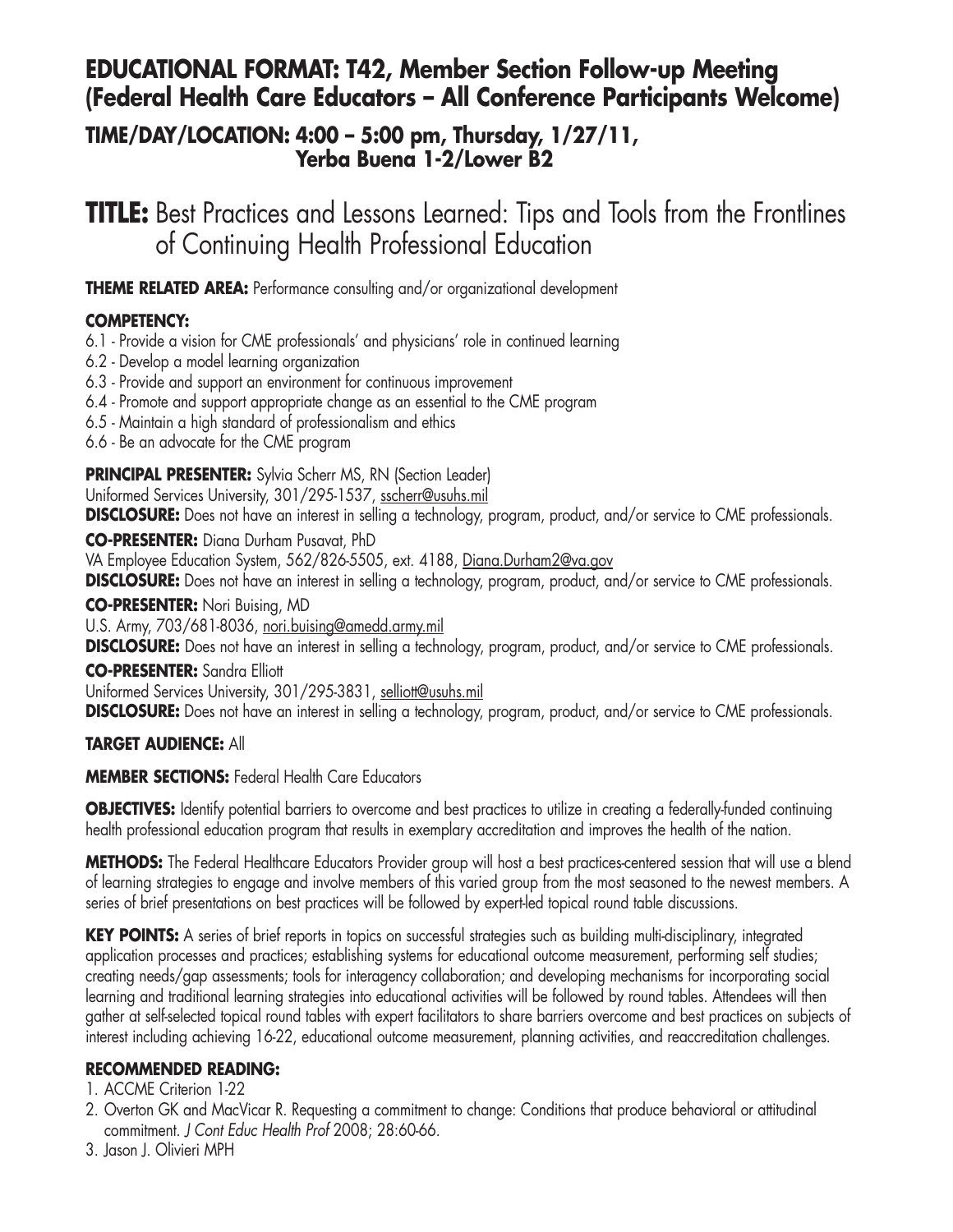## EDUCATIONAL FORMAT: T42, Member Section Follow-up Meeting (Federal Health Care Educators – All Conference Participants Welcome)

### TIME/DAY/LOCATION: 4:00 – 5:00 pm, Thursday, 1/27/11, Yerba Buena 1-2/Lower B2

# TITLE: Best Practices and Lessons Learned: Tips and Tools from the Frontlines of Continuing Health Professional Education

**THEME RELATED AREA:** Performance consulting and/or organizational development

**COMPETENCY:**

- 6.1 - Provide a vision for CME professionals' and physicians' role in continued learning
- 6.2 - Develop a model learning organization
- 6.3 - Provide and support an environment for continuous improvement
- 6.4 - Promote and support appropriate change as an essential to the CME program
- 6.5 - Maintain a high standard of professionalism and ethics
- 6.6 - Be an advocate for the CME program

**PRINCIPAL PRESENTER:** Sylvia Scherr MS, RN (Section Leader)
Uniformed Services University, 301/295-1537, sscherr@usuhs.mil
**DISCLOSURE:** Does not have an interest in selling a technology, program, product, and/or service to CME professionals.

**CO-PRESENTER:** Diana Durham Pusavat, PhD
VA Employee Education System, 562/826-5505, ext. 4188, Diana.Durham2@va.gov
**DISCLOSURE:** Does not have an interest in selling a technology, program, product, and/or service to CME professionals.

**CO-PRESENTER:** Nori Buising, MD
U.S. Army, 703/681-8036, nori.buising@amedd.army.mil
**DISCLOSURE:** Does not have an interest in selling a technology, program, product, and/or service to CME professionals.

**CO-PRESENTER:** Sandra Elliott
Uniformed Services University, 301/295-3831, selliott@usuhs.mil
**DISCLOSURE:** Does not have an interest in selling a technology, program, product, and/or service to CME professionals.

**TARGET AUDIENCE:** All

**MEMBER SECTIONS:** Federal Health Care Educators

**OBJECTIVES:** Identify potential barriers to overcome and best practices to utilize in creating a federally-funded continuing health professional education program that results in exemplary accreditation and improves the health of the nation.

**METHODS:** The Federal Healthcare Educators Provider group will host a best practices-centered session that will use a blend of learning strategies to engage and involve members of this varied group from the most seasoned to the newest members. A series of brief presentations on best practices will be followed by expert-led topical round table discussions.

**KEY POINTS:** A series of brief reports in topics on successful strategies such as building multi-disciplinary, integrated application processes and practices; establishing systems for educational outcome measurement, performing self studies; creating needs/gap assessments; tools for interagency collaboration; and developing mechanisms for incorporating social learning and traditional learning strategies into educational activities will be followed by round tables. Attendees will then gather at self-selected topical round tables with expert facilitators to share barriers overcome and best practices on subjects of interest including achieving 16-22, educational outcome measurement, planning activities, and reaccreditation challenges.

**RECOMMENDED READING:**

1. ACCME Criterion 1-22
2. Overton GK and MacVicar R. Requesting a commitment to change: Conditions that produce behavioral or attitudinal commitment. *J Cont Educ Health Prof* 2008; 28:60-66.
3. Jason J. Olivieri MPH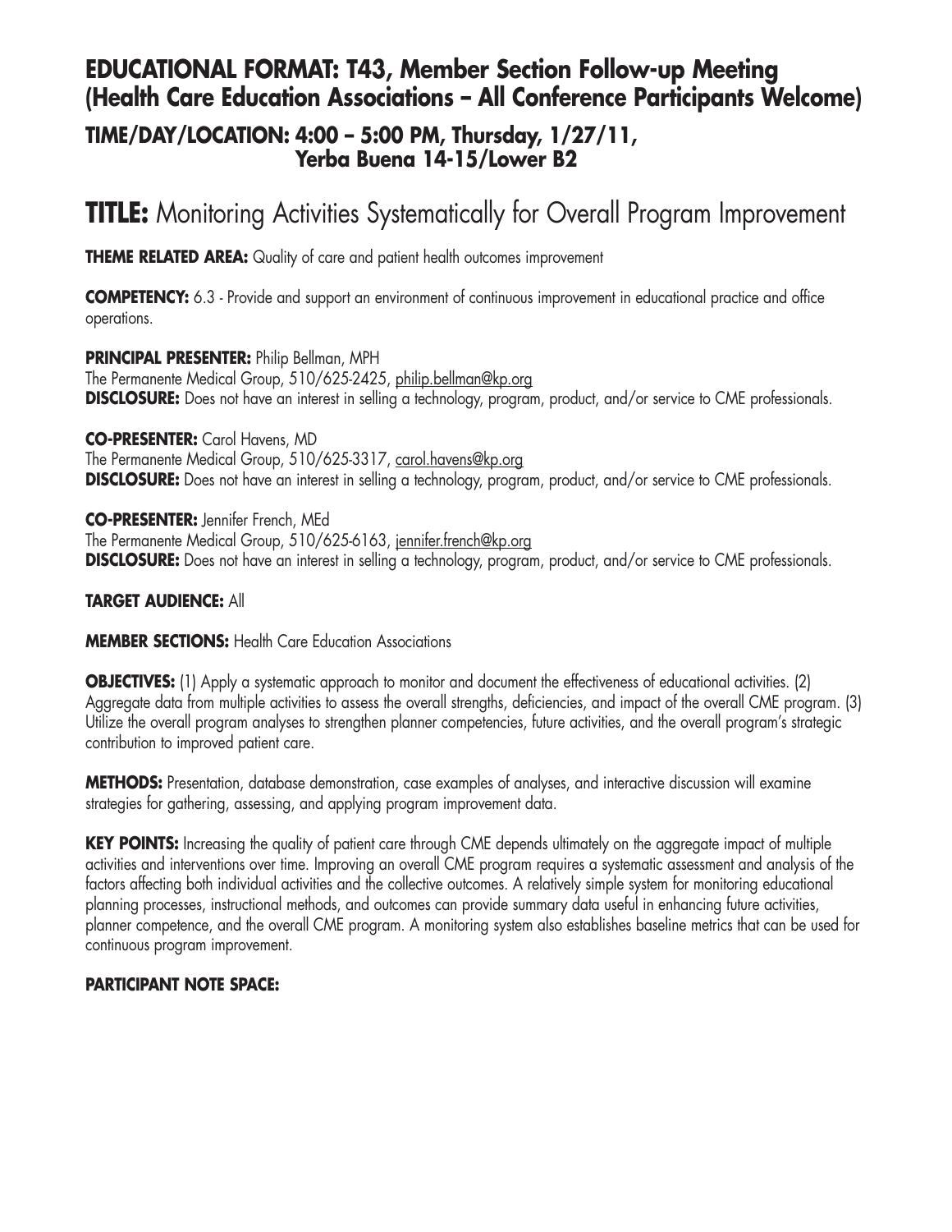## EDUCATIONAL FORMAT: T43, Member Section Follow-up Meeting (Health Care Education Associations – All Conference Participants Welcome)

### TIME/DAY/LOCATION: 4:00 – 5:00 PM, Thursday, 1/27/11, Yerba Buena 14-15/Lower B2

# TITLE: Monitoring Activities Systematically for Overall Program Improvement

**THEME RELATED AREA:** Quality of care and patient health outcomes improvement

**COMPETENCY:** 6.3 - Provide and support an environment of continuous improvement in educational practice and office operations.

**PRINCIPAL PRESENTER:** Philip Bellman, MPH
The Permanente Medical Group, 510/625-2425, philip.bellman@kp.org
**DISCLOSURE:** Does not have an interest in selling a technology, program, product, and/or service to CME professionals.

**CO-PRESENTER:** Carol Havens, MD
The Permanente Medical Group, 510/625-3317, carol.havens@kp.org
**DISCLOSURE:** Does not have an interest in selling a technology, program, product, and/or service to CME professionals.

**CO-PRESENTER:** Jennifer French, MEd
The Permanente Medical Group, 510/625-6163, jennifer.french@kp.org
**DISCLOSURE:** Does not have an interest in selling a technology, program, product, and/or service to CME professionals.

**TARGET AUDIENCE:** All

**MEMBER SECTIONS:** Health Care Education Associations

**OBJECTIVES:** (1) Apply a systematic approach to monitor and document the effectiveness of educational activities. (2) Aggregate data from multiple activities to assess the overall strengths, deficiencies, and impact of the overall CME program. (3) Utilize the overall program analyses to strengthen planner competencies, future activities, and the overall program's strategic contribution to improved patient care.

**METHODS:** Presentation, database demonstration, case examples of analyses, and interactive discussion will examine strategies for gathering, assessing, and applying program improvement data.

**KEY POINTS:** Increasing the quality of patient care through CME depends ultimately on the aggregate impact of multiple activities and interventions over time. Improving an overall CME program requires a systematic assessment and analysis of the factors affecting both individual activities and the collective outcomes. A relatively simple system for monitoring educational planning processes, instructional methods, and outcomes can provide summary data useful in enhancing future activities, planner competence, and the overall CME program. A monitoring system also establishes baseline metrics that can be used for continuous program improvement.

**PARTICIPANT NOTE SPACE:**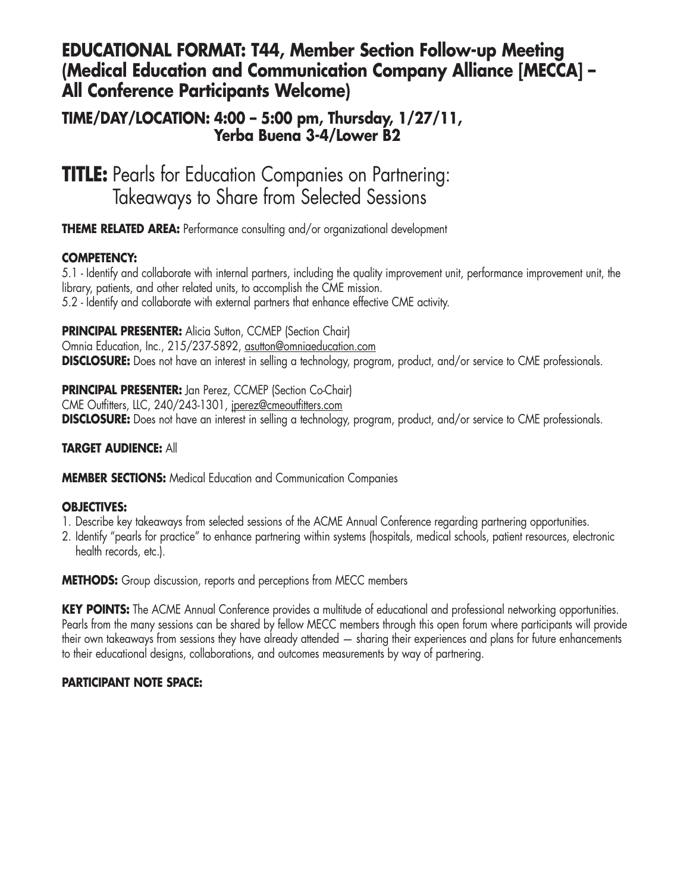# EDUCATIONAL FORMAT: T44, Member Section Follow-up Meeting (Medical Education and Communication Company Alliance [MECCA] – All Conference Participants Welcome)

## TIME/DAY/LOCATION: 4:00 – 5:00 pm, Thursday, 1/27/11, Yerba Buena 3-4/Lower B2

# TITLE: Pearls for Education Companies on Partnering: Takeaways to Share from Selected Sessions

**THEME RELATED AREA:** Performance consulting and/or organizational development

**COMPETENCY:**

5.1 - Identify and collaborate with internal partners, including the quality improvement unit, performance improvement unit, the library, patients, and other related units, to accomplish the CME mission.

5.2 - Identify and collaborate with external partners that enhance effective CME activity.

**PRINCIPAL PRESENTER:** Alicia Sutton, CCMEP (Section Chair)
Omnia Education, Inc., 215/237-5892, asutton@omniaeducation.com
**DISCLOSURE:** Does not have an interest in selling a technology, program, product, and/or service to CME professionals.

**PRINCIPAL PRESENTER:** Jan Perez, CCMEP (Section Co-Chair)
CME Outfitters, LLC, 240/243-1301, jperez@cmeoutfitters.com
**DISCLOSURE:** Does not have an interest in selling a technology, program, product, and/or service to CME professionals.

**TARGET AUDIENCE:** All

**MEMBER SECTIONS:** Medical Education and Communication Companies

**OBJECTIVES:**

1. Describe key takeaways from selected sessions of the ACME Annual Conference regarding partnering opportunities.
2. Identify "pearls for practice" to enhance partnering within systems (hospitals, medical schools, patient resources, electronic health records, etc.).

**METHODS:** Group discussion, reports and perceptions from MECC members

**KEY POINTS:** The ACME Annual Conference provides a multitude of educational and professional networking opportunities. Pearls from the many sessions can be shared by fellow MECC members through this open forum where participants will provide their own takeaways from sessions they have already attended — sharing their experiences and plans for future enhancements to their educational designs, collaborations, and outcomes measurements by way of partnering.

**PARTICIPANT NOTE SPACE:**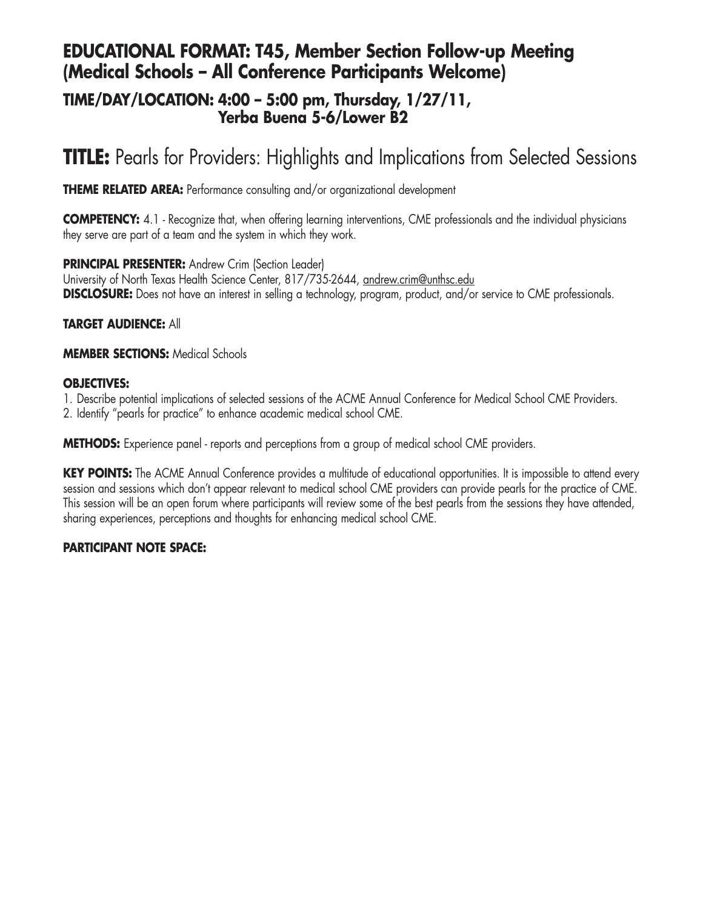## EDUCATIONAL FORMAT: T45, Member Section Follow-up Meeting (Medical Schools – All Conference Participants Welcome)

### TIME/DAY/LOCATION: 4:00 – 5:00 pm, Thursday, 1/27/11, Yerba Buena 5-6/Lower B2

# TITLE: Pearls for Providers: Highlights and Implications from Selected Sessions

**THEME RELATED AREA:** Performance consulting and/or organizational development

**COMPETENCY:** 4.1 - Recognize that, when offering learning interventions, CME professionals and the individual physicians they serve are part of a team and the system in which they work.

**PRINCIPAL PRESENTER:** Andrew Crim (Section Leader)
University of North Texas Health Science Center, 817/735-2644, andrew.crim@unthsc.edu
**DISCLOSURE:** Does not have an interest in selling a technology, program, product, and/or service to CME professionals.

**TARGET AUDIENCE:** All

**MEMBER SECTIONS:** Medical Schools

**OBJECTIVES:**

1. Describe potential implications of selected sessions of the ACME Annual Conference for Medical School CME Providers.
2. Identify "pearls for practice" to enhance academic medical school CME.

**METHODS:** Experience panel - reports and perceptions from a group of medical school CME providers.

**KEY POINTS:** The ACME Annual Conference provides a multitude of educational opportunities. It is impossible to attend every session and sessions which don't appear relevant to medical school CME providers can provide pearls for the practice of CME. This session will be an open forum where participants will review some of the best pearls from the sessions they have attended, sharing experiences, perceptions and thoughts for enhancing medical school CME.

**PARTICIPANT NOTE SPACE:**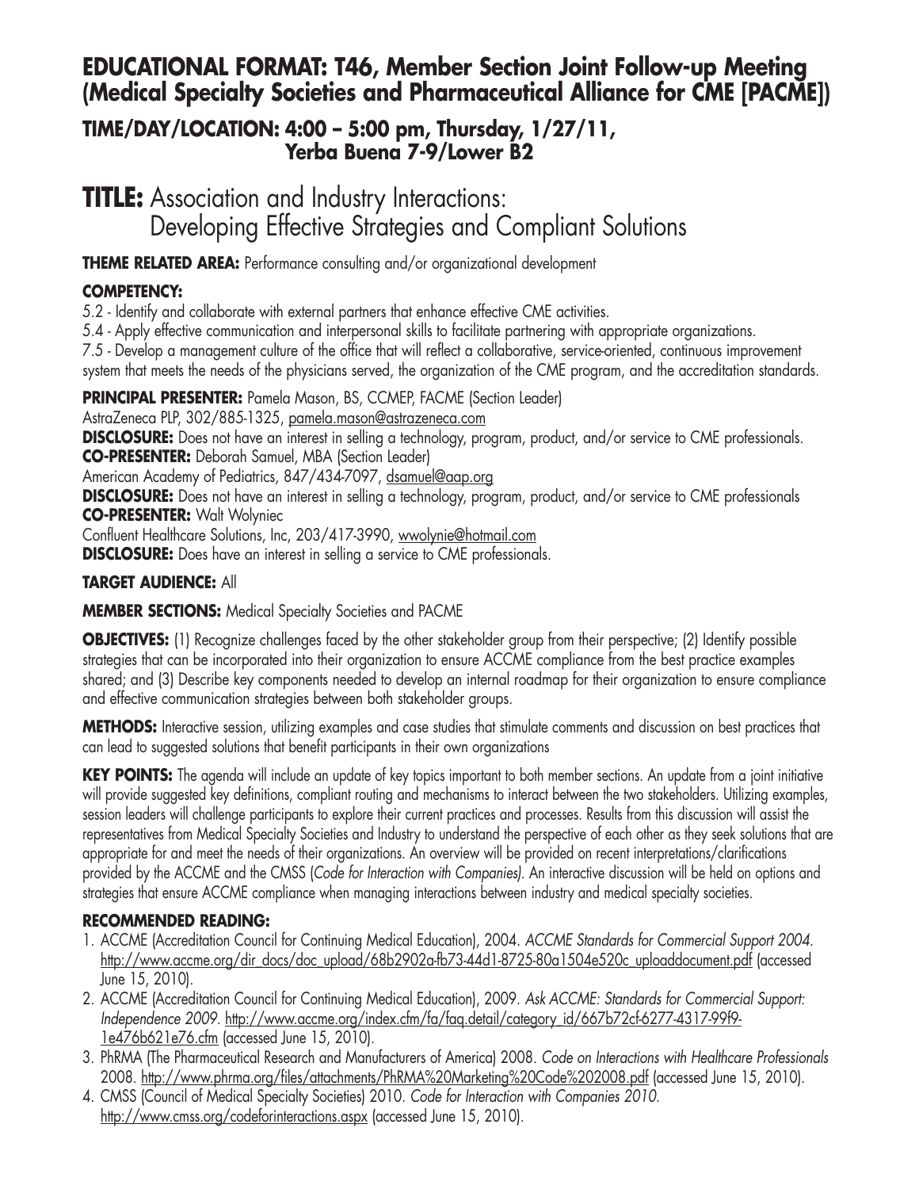## EDUCATIONAL FORMAT: T46, Member Section Joint Follow-up Meeting (Medical Specialty Societies and Pharmaceutical Alliance for CME [PACME])

### TIME/DAY/LOCATION: 4:00 – 5:00 pm, Thursday, 1/27/11, Yerba Buena 7-9/Lower B2

# TITLE: Association and Industry Interactions: Developing Effective Strategies and Compliant Solutions

**THEME RELATED AREA:** Performance consulting and/or organizational development

**COMPETENCY:**

5.2 - Identify and collaborate with external partners that enhance effective CME activities.

5.4 - Apply effective communication and interpersonal skills to facilitate partnering with appropriate organizations.

7.5 - Develop a management culture of the office that will reflect a collaborative, service-oriented, continuous improvement system that meets the needs of the physicians served, the organization of the CME program, and the accreditation standards.

**PRINCIPAL PRESENTER:** Pamela Mason, BS, CCMEP, FACME (Section Leader)
AstraZeneca PLP, 302/885-1325, pamela.mason@astrazeneca.com

**DISCLOSURE:** Does not have an interest in selling a technology, program, product, and/or service to CME professionals.

**CO-PRESENTER:** Deborah Samuel, MBA (Section Leader)
American Academy of Pediatrics, 847/434-7097, dsamuel@aap.org

**DISCLOSURE:** Does not have an interest in selling a technology, program, product, and/or service to CME professionals

**CO-PRESENTER:** Walt Wolyniec
Confluent Healthcare Solutions, Inc, 203/417-3990, wwolynie@hotmail.com

**DISCLOSURE:** Does have an interest in selling a service to CME professionals.

**TARGET AUDIENCE:** All

**MEMBER SECTIONS:** Medical Specialty Societies and PACME

**OBJECTIVES:** (1) Recognize challenges faced by the other stakeholder group from their perspective; (2) Identify possible strategies that can be incorporated into their organization to ensure ACCME compliance from the best practice examples shared; and (3) Describe key components needed to develop an internal roadmap for their organization to ensure compliance and effective communication strategies between both stakeholder groups.

**METHODS:** Interactive session, utilizing examples and case studies that stimulate comments and discussion on best practices that can lead to suggested solutions that benefit participants in their own organizations

**KEY POINTS:** The agenda will include an update of key topics important to both member sections. An update from a joint initiative will provide suggested key definitions, compliant routing and mechanisms to interact between the two stakeholders. Utilizing examples, session leaders will challenge participants to explore their current practices and processes. Results from this discussion will assist the representatives from Medical Specialty Societies and Industry to understand the perspective of each other as they seek solutions that are appropriate for and meet the needs of their organizations. An overview will be provided on recent interpretations/clarifications provided by the ACCME and the CMSS (*Code for Interaction with Companies)*. An interactive discussion will be held on options and strategies that ensure ACCME compliance when managing interactions between industry and medical specialty societies.

**RECOMMENDED READING:**

1. ACCME (Accreditation Council for Continuing Medical Education), 2004. *ACCME Standards for Commercial Support 2004.* http://www.accme.org/dir_docs/doc_upload/68b2902a-fb73-44d1-8725-80a1504e520c_uploaddocument.pdf (accessed June 15, 2010).
2. ACCME (Accreditation Council for Continuing Medical Education), 2009. *Ask ACCME: Standards for Commercial Support: Independence 2009.* http://www.accme.org/index.cfm/fa/faq.detail/category_id/667b72cf-6277-4317-99f9-1e476b621e76.cfm (accessed June 15, 2010).
3. PhRMA (The Pharmaceutical Research and Manufacturers of America) 2008. *Code on Interactions with Healthcare Professionals* 2008. http://www.phrma.org/files/attachments/PhRMA%20Marketing%20Code%202008.pdf (accessed June 15, 2010).
4. CMSS (Council of Medical Specialty Societies) 2010. *Code for Interaction with Companies 2010.* http://www.cmss.org/codeforinteractions.aspx (accessed June 15, 2010).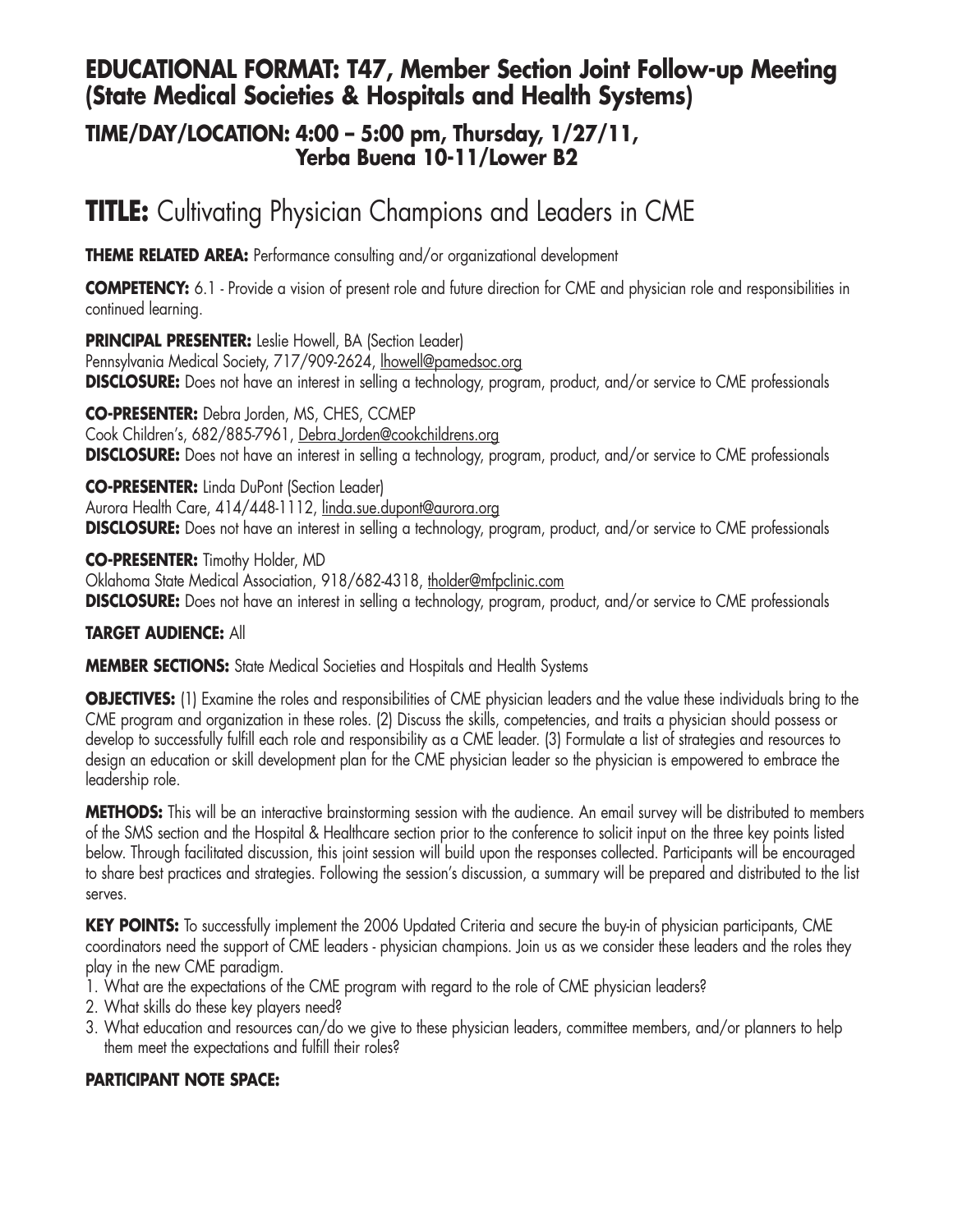## EDUCATIONAL FORMAT: T47, Member Section Joint Follow-up Meeting (State Medical Societies & Hospitals and Health Systems)

### TIME/DAY/LOCATION: 4:00 – 5:00 pm, Thursday, 1/27/11, Yerba Buena 10-11/Lower B2

# TITLE: Cultivating Physician Champions and Leaders in CME

**THEME RELATED AREA:** Performance consulting and/or organizational development

**COMPETENCY:** 6.1 - Provide a vision of present role and future direction for CME and physician role and responsibilities in continued learning.

**PRINCIPAL PRESENTER:** Leslie Howell, BA (Section Leader)
Pennsylvania Medical Society, 717/909-2624, lhowell@pamedsoc.org
**DISCLOSURE:** Does not have an interest in selling a technology, program, product, and/or service to CME professionals

**CO-PRESENTER:** Debra Jorden, MS, CHES, CCMEP
Cook Children's, 682/885-7961, Debra.Jorden@cookchildrens.org
**DISCLOSURE:** Does not have an interest in selling a technology, program, product, and/or service to CME professionals

**CO-PRESENTER:** Linda DuPont (Section Leader)
Aurora Health Care, 414/448-1112, linda.sue.dupont@aurora.org
**DISCLOSURE:** Does not have an interest in selling a technology, program, product, and/or service to CME professionals

**CO-PRESENTER:** Timothy Holder, MD
Oklahoma State Medical Association, 918/682-4318, tholder@mfpclinic.com
**DISCLOSURE:** Does not have an interest in selling a technology, program, product, and/or service to CME professionals

**TARGET AUDIENCE:** All

**MEMBER SECTIONS:** State Medical Societies and Hospitals and Health Systems

**OBJECTIVES:** (1) Examine the roles and responsibilities of CME physician leaders and the value these individuals bring to the CME program and organization in these roles. (2) Discuss the skills, competencies, and traits a physician should possess or develop to successfully fulfill each role and responsibility as a CME leader. (3) Formulate a list of strategies and resources to design an education or skill development plan for the CME physician leader so the physician is empowered to embrace the leadership role.

**METHODS:** This will be an interactive brainstorming session with the audience. An email survey will be distributed to members of the SMS section and the Hospital & Healthcare section prior to the conference to solicit input on the three key points listed below. Through facilitated discussion, this joint session will build upon the responses collected. Participants will be encouraged to share best practices and strategies. Following the session's discussion, a summary will be prepared and distributed to the list serves.

**KEY POINTS:** To successfully implement the 2006 Updated Criteria and secure the buy-in of physician participants, CME coordinators need the support of CME leaders - physician champions. Join us as we consider these leaders and the roles they play in the new CME paradigm.

1. What are the expectations of the CME program with regard to the role of CME physician leaders?
2. What skills do these key players need?
3. What education and resources can/do we give to these physician leaders, committee members, and/or planners to help them meet the expectations and fulfill their roles?

**PARTICIPANT NOTE SPACE:**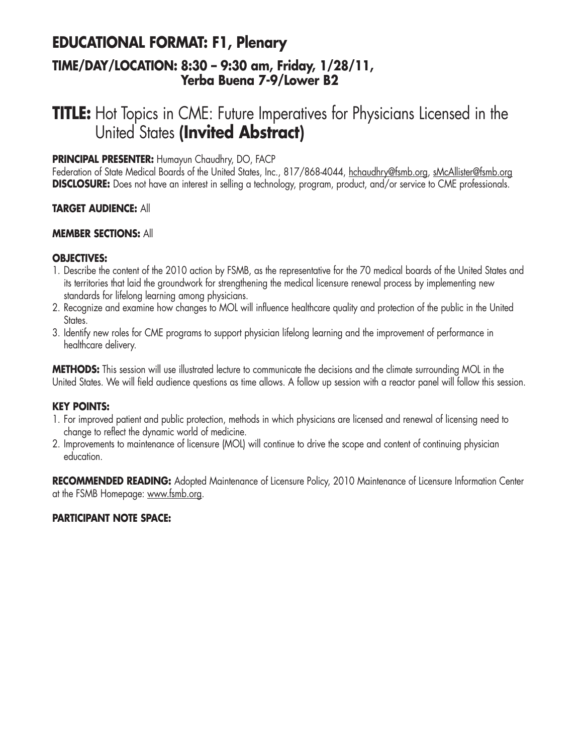## EDUCATIONAL FORMAT: F1, Plenary

### TIME/DAY/LOCATION: 8:30 – 9:30 am, Friday, 1/28/11, Yerba Buena 7-9/Lower B2

# TITLE: Hot Topics in CME: Future Imperatives for Physicians Licensed in the United States **(Invited Abstract)**

**PRINCIPAL PRESENTER:** Humayun Chaudhry, DO, FACP
Federation of State Medical Boards of the United States, Inc., 817/868-4044, hchaudhry@fsmb.org, sMcAllister@fsmb.org
**DISCLOSURE:** Does not have an interest in selling a technology, program, product, and/or service to CME professionals.

**TARGET AUDIENCE:** All

**MEMBER SECTIONS:** All

**OBJECTIVES:**

1. Describe the content of the 2010 action by FSMB, as the representative for the 70 medical boards of the United States and its territories that laid the groundwork for strengthening the medical licensure renewal process by implementing new standards for lifelong learning among physicians.
2. Recognize and examine how changes to MOL will influence healthcare quality and protection of the public in the United States.
3. Identify new roles for CME programs to support physician lifelong learning and the improvement of performance in healthcare delivery.

**METHODS:** This session will use illustrated lecture to communicate the decisions and the climate surrounding MOL in the United States. We will field audience questions as time allows. A follow up session with a reactor panel will follow this session.

**KEY POINTS:**

1. For improved patient and public protection, methods in which physicians are licensed and renewal of licensing need to change to reflect the dynamic world of medicine.
2. Improvements to maintenance of licensure (MOL) will continue to drive the scope and content of continuing physician education.

**RECOMMENDED READING:** Adopted Maintenance of Licensure Policy, 2010 Maintenance of Licensure Information Center at the FSMB Homepage: www.fsmb.org.

**PARTICIPANT NOTE SPACE:**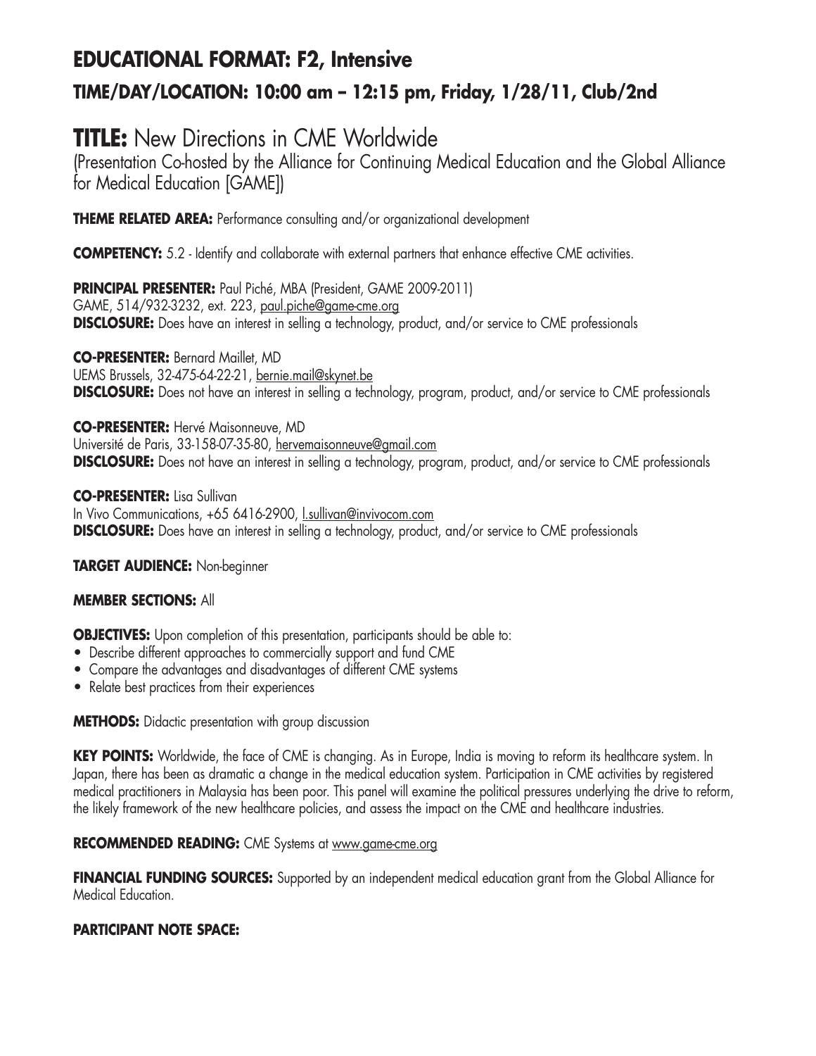## EDUCATIONAL FORMAT: F2, Intensive

### TIME/DAY/LOCATION: 10:00 am – 12:15 pm, Friday, 1/28/11, Club/2nd

# TITLE: New Directions in CME Worldwide

(Presentation Co-hosted by the Alliance for Continuing Medical Education and the Global Alliance for Medical Education [GAME])

**THEME RELATED AREA:** Performance consulting and/or organizational development

**COMPETENCY:** 5.2 - Identify and collaborate with external partners that enhance effective CME activities.

**PRINCIPAL PRESENTER:** Paul Piché, MBA (President, GAME 2009-2011)
GAME, 514/932-3232, ext. 223, paul.piche@game-cme.org
**DISCLOSURE:** Does have an interest in selling a technology, product, and/or service to CME professionals

**CO-PRESENTER:** Bernard Maillet, MD
UEMS Brussels, 32-475-64-22-21, bernie.mail@skynet.be
**DISCLOSURE:** Does not have an interest in selling a technology, program, product, and/or service to CME professionals

**CO-PRESENTER:** Hervé Maisonneuve, MD
Université de Paris, 33-158-07-35-80, hervemaisonneuve@gmail.com
**DISCLOSURE:** Does not have an interest in selling a technology, program, product, and/or service to CME professionals

**CO-PRESENTER:** Lisa Sullivan
In Vivo Communications, +65 6416-2900, l.sullivan@invivocom.com
**DISCLOSURE:** Does have an interest in selling a technology, product, and/or service to CME professionals

**TARGET AUDIENCE:** Non-beginner

**MEMBER SECTIONS:** All

**OBJECTIVES:** Upon completion of this presentation, participants should be able to:

- Describe different approaches to commercially support and fund CME
- Compare the advantages and disadvantages of different CME systems
- Relate best practices from their experiences

**METHODS:** Didactic presentation with group discussion

**KEY POINTS:** Worldwide, the face of CME is changing. As in Europe, India is moving to reform its healthcare system. In Japan, there has been as dramatic a change in the medical education system. Participation in CME activities by registered medical practitioners in Malaysia has been poor. This panel will examine the political pressures underlying the drive to reform, the likely framework of the new healthcare policies, and assess the impact on the CME and healthcare industries.

**RECOMMENDED READING:** CME Systems at www.game-cme.org

**FINANCIAL FUNDING SOURCES:** Supported by an independent medical education grant from the Global Alliance for Medical Education.

**PARTICIPANT NOTE SPACE:**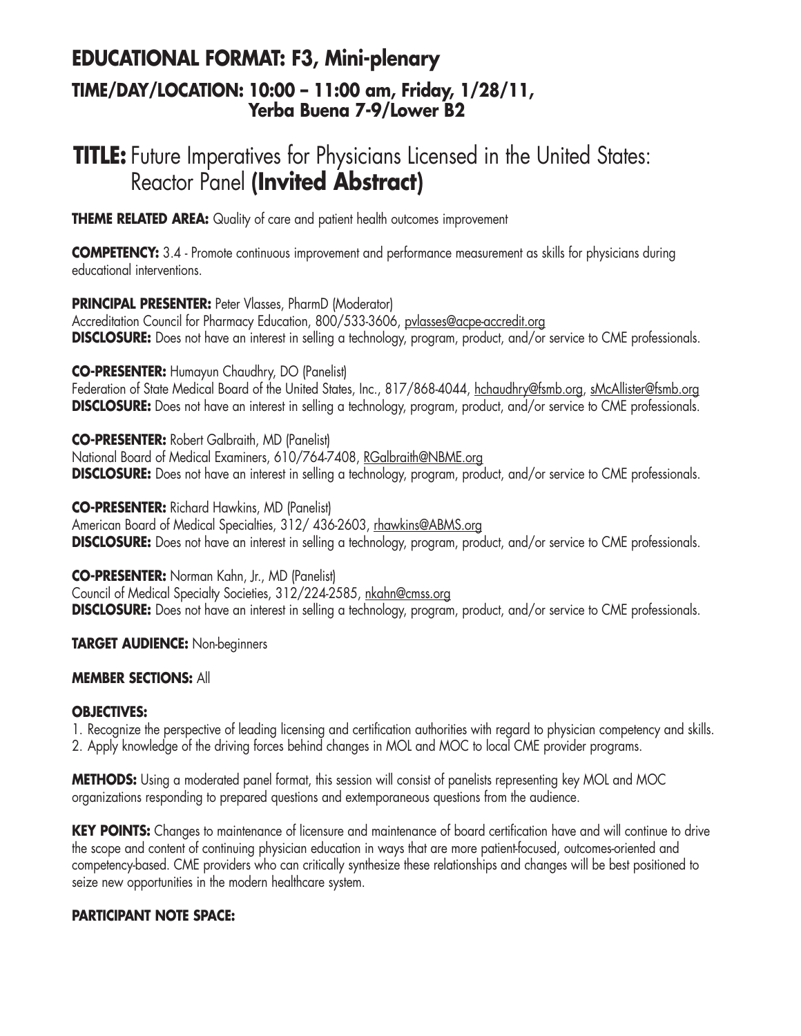## EDUCATIONAL FORMAT: F3, Mini-plenary

### TIME/DAY/LOCATION: 10:00 – 11:00 am, Friday, 1/28/11, Yerba Buena 7-9/Lower B2

# TITLE: Future Imperatives for Physicians Licensed in the United States: Reactor Panel (Invited Abstract)

**THEME RELATED AREA:** Quality of care and patient health outcomes improvement

**COMPETENCY:** 3.4 - Promote continuous improvement and performance measurement as skills for physicians during educational interventions.

**PRINCIPAL PRESENTER:** Peter Vlasses, PharmD (Moderator)
Accreditation Council for Pharmacy Education, 800/533-3606, pvlasses@acpe-accredit.org
**DISCLOSURE:** Does not have an interest in selling a technology, program, product, and/or service to CME professionals.

**CO-PRESENTER:** Humayun Chaudhry, DO (Panelist)
Federation of State Medical Board of the United States, Inc., 817/868-4044, hchaudhry@fsmb.org, sMcAllister@fsmb.org
**DISCLOSURE:** Does not have an interest in selling a technology, program, product, and/or service to CME professionals.

**CO-PRESENTER:** Robert Galbraith, MD (Panelist)
National Board of Medical Examiners, 610/764-7408, RGalbraith@NBME.org
**DISCLOSURE:** Does not have an interest in selling a technology, program, product, and/or service to CME professionals.

**CO-PRESENTER:** Richard Hawkins, MD (Panelist)
American Board of Medical Specialties, 312/ 436-2603, rhawkins@ABMS.org
**DISCLOSURE:** Does not have an interest in selling a technology, program, product, and/or service to CME professionals.

**CO-PRESENTER:** Norman Kahn, Jr., MD (Panelist)
Council of Medical Specialty Societies, 312/224-2585, nkahn@cmss.org
**DISCLOSURE:** Does not have an interest in selling a technology, program, product, and/or service to CME professionals.

**TARGET AUDIENCE:** Non-beginners

**MEMBER SECTIONS:** All

**OBJECTIVES:**

1. Recognize the perspective of leading licensing and certification authorities with regard to physician competency and skills.
2. Apply knowledge of the driving forces behind changes in MOL and MOC to local CME provider programs.

**METHODS:** Using a moderated panel format, this session will consist of panelists representing key MOL and MOC organizations responding to prepared questions and extemporaneous questions from the audience.

**KEY POINTS:** Changes to maintenance of licensure and maintenance of board certification have and will continue to drive the scope and content of continuing physician education in ways that are more patient-focused, outcomes-oriented and competency-based. CME providers who can critically synthesize these relationships and changes will be best positioned to seize new opportunities in the modern healthcare system.

**PARTICIPANT NOTE SPACE:**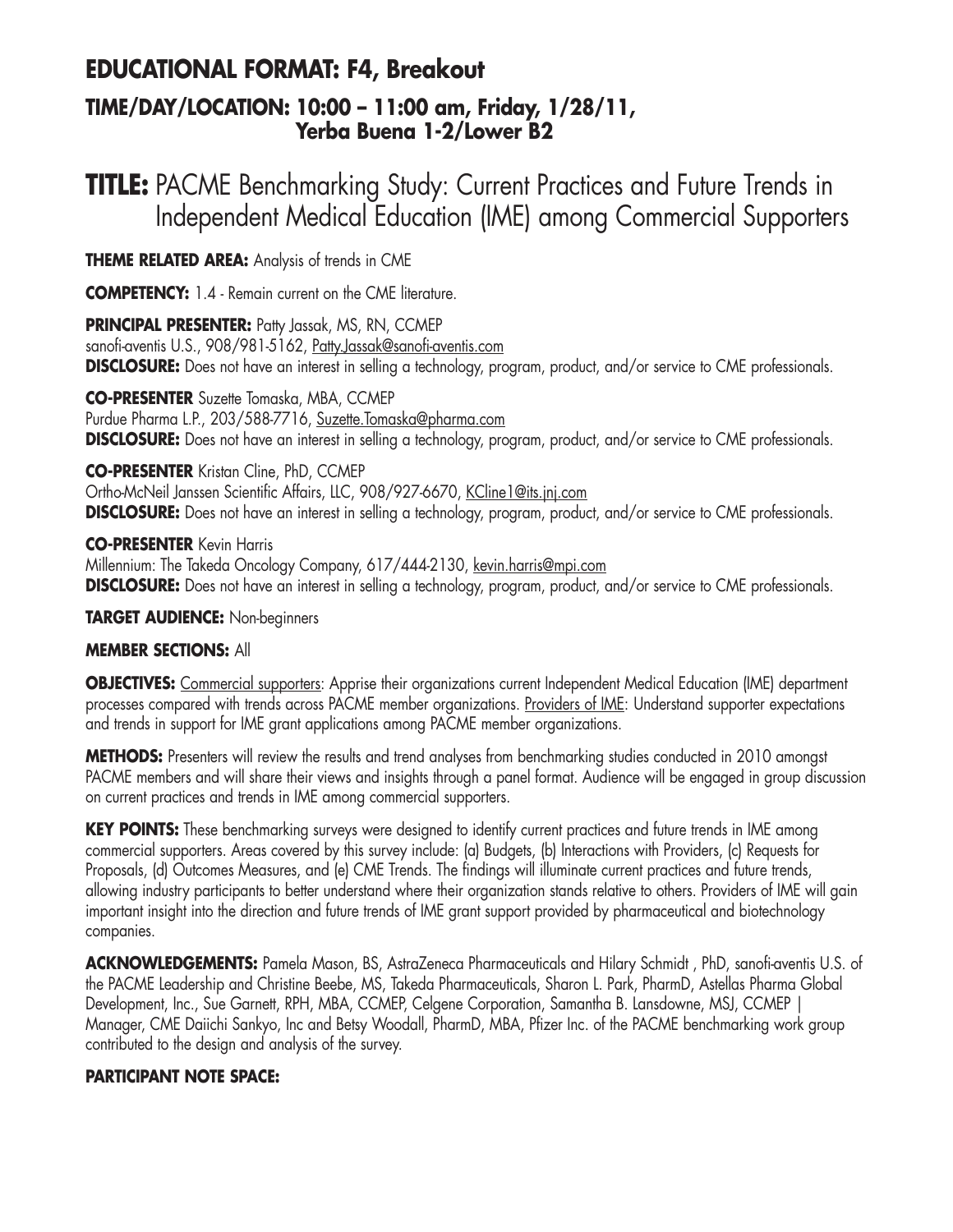## EDUCATIONAL FORMAT: F4, Breakout

### TIME/DAY/LOCATION: 10:00 – 11:00 am, Friday, 1/28/11, Yerba Buena 1-2/Lower B2

# TITLE: PACME Benchmarking Study: Current Practices and Future Trends in Independent Medical Education (IME) among Commercial Supporters

**THEME RELATED AREA:** Analysis of trends in CME

**COMPETENCY:** 1.4 - Remain current on the CME literature.

**PRINCIPAL PRESENTER:** Patty Jassak, MS, RN, CCMEP
sanofi-aventis U.S., 908/981-5162, Patty.Jassak@sanofi-aventis.com
**DISCLOSURE:** Does not have an interest in selling a technology, program, product, and/or service to CME professionals.

**CO-PRESENTER** Suzette Tomaska, MBA, CCMEP
Purdue Pharma L.P., 203/588-7716, Suzette.Tomaska@pharma.com
**DISCLOSURE:** Does not have an interest in selling a technology, program, product, and/or service to CME professionals.

**CO-PRESENTER** Kristan Cline, PhD, CCMEP
Ortho-McNeil Janssen Scientific Affairs, LLC, 908/927-6670, KCline1@its.jnj.com
**DISCLOSURE:** Does not have an interest in selling a technology, program, product, and/or service to CME professionals.

**CO-PRESENTER** Kevin Harris
Millennium: The Takeda Oncology Company, 617/444-2130, kevin.harris@mpi.com
**DISCLOSURE:** Does not have an interest in selling a technology, program, product, and/or service to CME professionals.

**TARGET AUDIENCE:** Non-beginners

**MEMBER SECTIONS:** All

**OBJECTIVES:** Commercial supporters: Apprise their organizations current Independent Medical Education (IME) department processes compared with trends across PACME member organizations. Providers of IME: Understand supporter expectations and trends in support for IME grant applications among PACME member organizations.

**METHODS:** Presenters will review the results and trend analyses from benchmarking studies conducted in 2010 amongst PACME members and will share their views and insights through a panel format. Audience will be engaged in group discussion on current practices and trends in IME among commercial supporters.

**KEY POINTS:** These benchmarking surveys were designed to identify current practices and future trends in IME among commercial supporters. Areas covered by this survey include: (a) Budgets, (b) Interactions with Providers, (c) Requests for Proposals, (d) Outcomes Measures, and (e) CME Trends. The findings will illuminate current practices and future trends, allowing industry participants to better understand where their organization stands relative to others. Providers of IME will gain important insight into the direction and future trends of IME grant support provided by pharmaceutical and biotechnology companies.

**ACKNOWLEDGEMENTS:** Pamela Mason, BS, AstraZeneca Pharmaceuticals and Hilary Schmidt , PhD, sanofi-aventis U.S. of the PACME Leadership and Christine Beebe, MS, Takeda Pharmaceuticals, Sharon L. Park, PharmD, Astellas Pharma Global Development, Inc., Sue Garnett, RPH, MBA, CCMEP, Celgene Corporation, Samantha B. Lansdowne, MSJ, CCMEP | Manager, CME Daiichi Sankyo, Inc and Betsy Woodall, PharmD, MBA, Pfizer Inc. of the PACME benchmarking work group contributed to the design and analysis of the survey.

**PARTICIPANT NOTE SPACE:**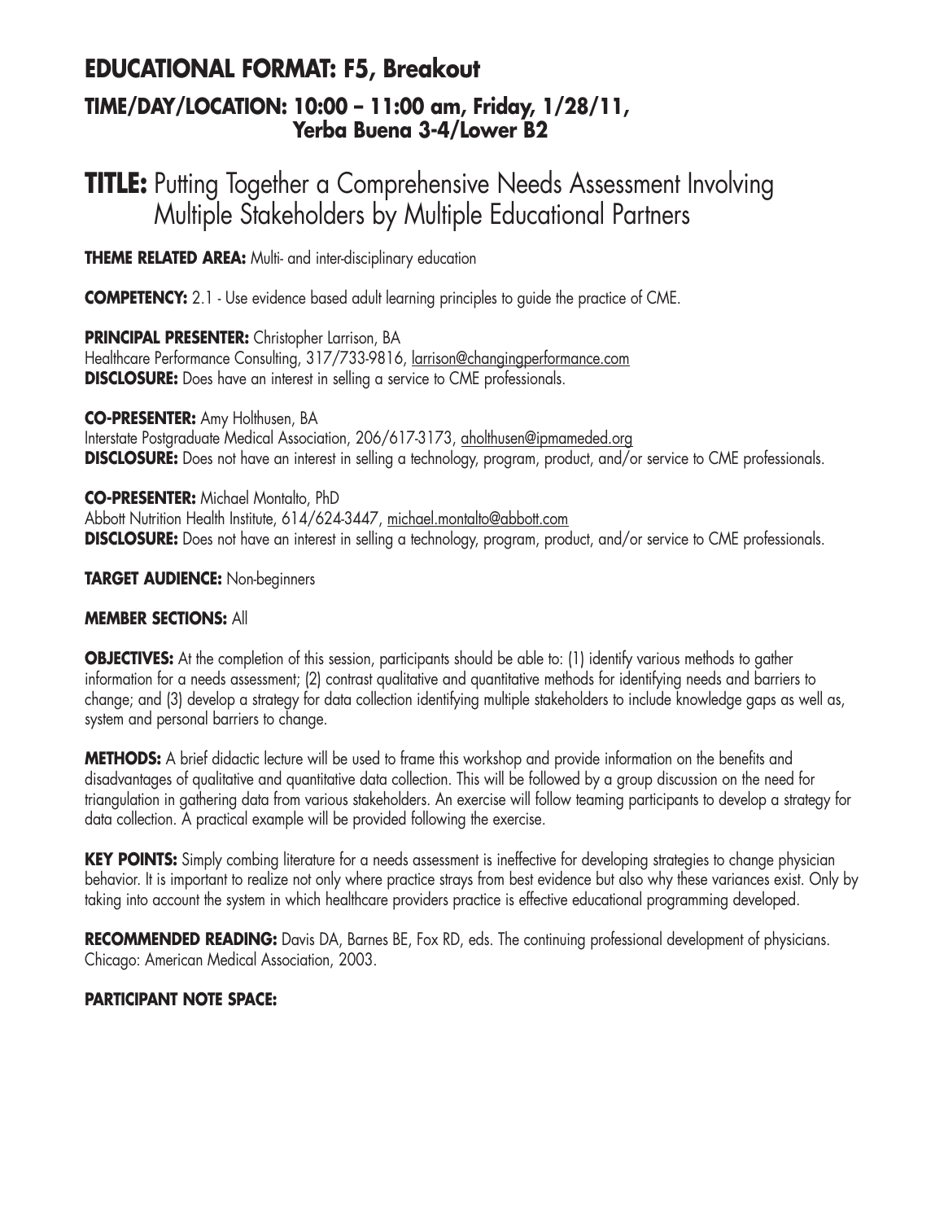## EDUCATIONAL FORMAT: F5, Breakout

### TIME/DAY/LOCATION: 10:00 – 11:00 am, Friday, 1/28/11, Yerba Buena 3-4/Lower B2

# TITLE: Putting Together a Comprehensive Needs Assessment Involving Multiple Stakeholders by Multiple Educational Partners

**THEME RELATED AREA:** Multi- and inter-disciplinary education

**COMPETENCY:** 2.1 - Use evidence based adult learning principles to guide the practice of CME.

**PRINCIPAL PRESENTER:** Christopher Larrison, BA
Healthcare Performance Consulting, 317/733-9816, larrison@changingperformance.com
**DISCLOSURE:** Does have an interest in selling a service to CME professionals.

**CO-PRESENTER:** Amy Holthusen, BA
Interstate Postgraduate Medical Association, 206/617-3173, aholthusen@ipmameded.org
**DISCLOSURE:** Does not have an interest in selling a technology, program, product, and/or service to CME professionals.

**CO-PRESENTER:** Michael Montalto, PhD
Abbott Nutrition Health Institute, 614/624-3447, michael.montalto@abbott.com
**DISCLOSURE:** Does not have an interest in selling a technology, program, product, and/or service to CME professionals.

**TARGET AUDIENCE:** Non-beginners

**MEMBER SECTIONS:** All

**OBJECTIVES:** At the completion of this session, participants should be able to: (1) identify various methods to gather information for a needs assessment; (2) contrast qualitative and quantitative methods for identifying needs and barriers to change; and (3) develop a strategy for data collection identifying multiple stakeholders to include knowledge gaps as well as, system and personal barriers to change.

**METHODS:** A brief didactic lecture will be used to frame this workshop and provide information on the benefits and disadvantages of qualitative and quantitative data collection. This will be followed by a group discussion on the need for triangulation in gathering data from various stakeholders. An exercise will follow teaming participants to develop a strategy for data collection. A practical example will be provided following the exercise.

**KEY POINTS:** Simply combing literature for a needs assessment is ineffective for developing strategies to change physician behavior. It is important to realize not only where practice strays from best evidence but also why these variances exist. Only by taking into account the system in which healthcare providers practice is effective educational programming developed.

**RECOMMENDED READING:** Davis DA, Barnes BE, Fox RD, eds. The continuing professional development of physicians. Chicago: American Medical Association, 2003.

**PARTICIPANT NOTE SPACE:**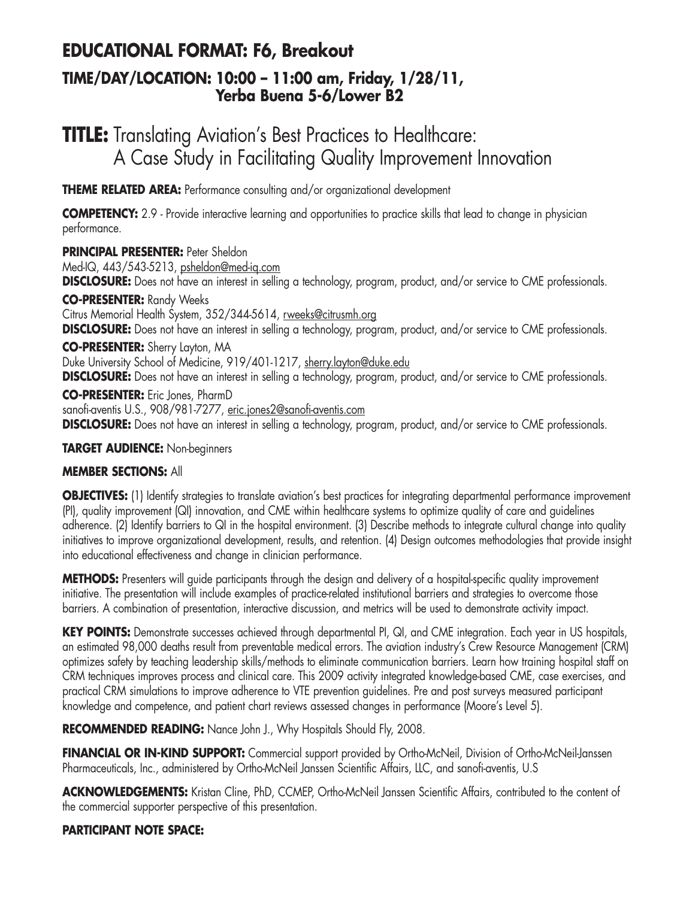## EDUCATIONAL FORMAT: F6, Breakout

### TIME/DAY/LOCATION: 10:00 – 11:00 am, Friday, 1/28/11, Yerba Buena 5-6/Lower B2

# TITLE: Translating Aviation's Best Practices to Healthcare: A Case Study in Facilitating Quality Improvement Innovation

**THEME RELATED AREA:** Performance consulting and/or organizational development

**COMPETENCY:** 2.9 - Provide interactive learning and opportunities to practice skills that lead to change in physician performance.

**PRINCIPAL PRESENTER:** Peter Sheldon
Med-IQ, 443/543-5213, psheldon@med-iq.com
**DISCLOSURE:** Does not have an interest in selling a technology, program, product, and/or service to CME professionals.

**CO-PRESENTER:** Randy Weeks
Citrus Memorial Health System, 352/344-5614, rweeks@citrusmh.org
**DISCLOSURE:** Does not have an interest in selling a technology, program, product, and/or service to CME professionals.

**CO-PRESENTER:** Sherry Layton, MA
Duke University School of Medicine, 919/401-1217, sherry.layton@duke.edu
**DISCLOSURE:** Does not have an interest in selling a technology, program, product, and/or service to CME professionals.

**CO-PRESENTER:** Eric Jones, PharmD
sanofi-aventis U.S., 908/981-7277, eric.jones2@sanofi-aventis.com
**DISCLOSURE:** Does not have an interest in selling a technology, program, product, and/or service to CME professionals.

**TARGET AUDIENCE:** Non-beginners

**MEMBER SECTIONS:** All

**OBJECTIVES:** (1) Identify strategies to translate aviation's best practices for integrating departmental performance improvement (PI), quality improvement (QI) innovation, and CME within healthcare systems to optimize quality of care and guidelines adherence. (2) Identify barriers to QI in the hospital environment. (3) Describe methods to integrate cultural change into quality initiatives to improve organizational development, results, and retention. (4) Design outcomes methodologies that provide insight into educational effectiveness and change in clinician performance.

**METHODS:** Presenters will guide participants through the design and delivery of a hospital-specific quality improvement initiative. The presentation will include examples of practice-related institutional barriers and strategies to overcome those barriers. A combination of presentation, interactive discussion, and metrics will be used to demonstrate activity impact.

**KEY POINTS:** Demonstrate successes achieved through departmental PI, QI, and CME integration. Each year in US hospitals, an estimated 98,000 deaths result from preventable medical errors. The aviation industry's Crew Resource Management (CRM) optimizes safety by teaching leadership skills/methods to eliminate communication barriers. Learn how training hospital staff on CRM techniques improves process and clinical care. This 2009 activity integrated knowledge-based CME, case exercises, and practical CRM simulations to improve adherence to VTE prevention guidelines. Pre and post surveys measured participant knowledge and competence, and patient chart reviews assessed changes in performance (Moore's Level 5).

**RECOMMENDED READING:** Nance John J., Why Hospitals Should Fly, 2008.

**FINANCIAL OR IN-KIND SUPPORT:** Commercial support provided by Ortho-McNeil, Division of Ortho-McNeil-Janssen Pharmaceuticals, Inc., administered by Ortho-McNeil Janssen Scientific Affairs, LLC, and sanofi-aventis, U.S

**ACKNOWLEDGEMENTS:** Kristan Cline, PhD, CCMEP, Ortho-McNeil Janssen Scientific Affairs, contributed to the content of the commercial supporter perspective of this presentation.

**PARTICIPANT NOTE SPACE:**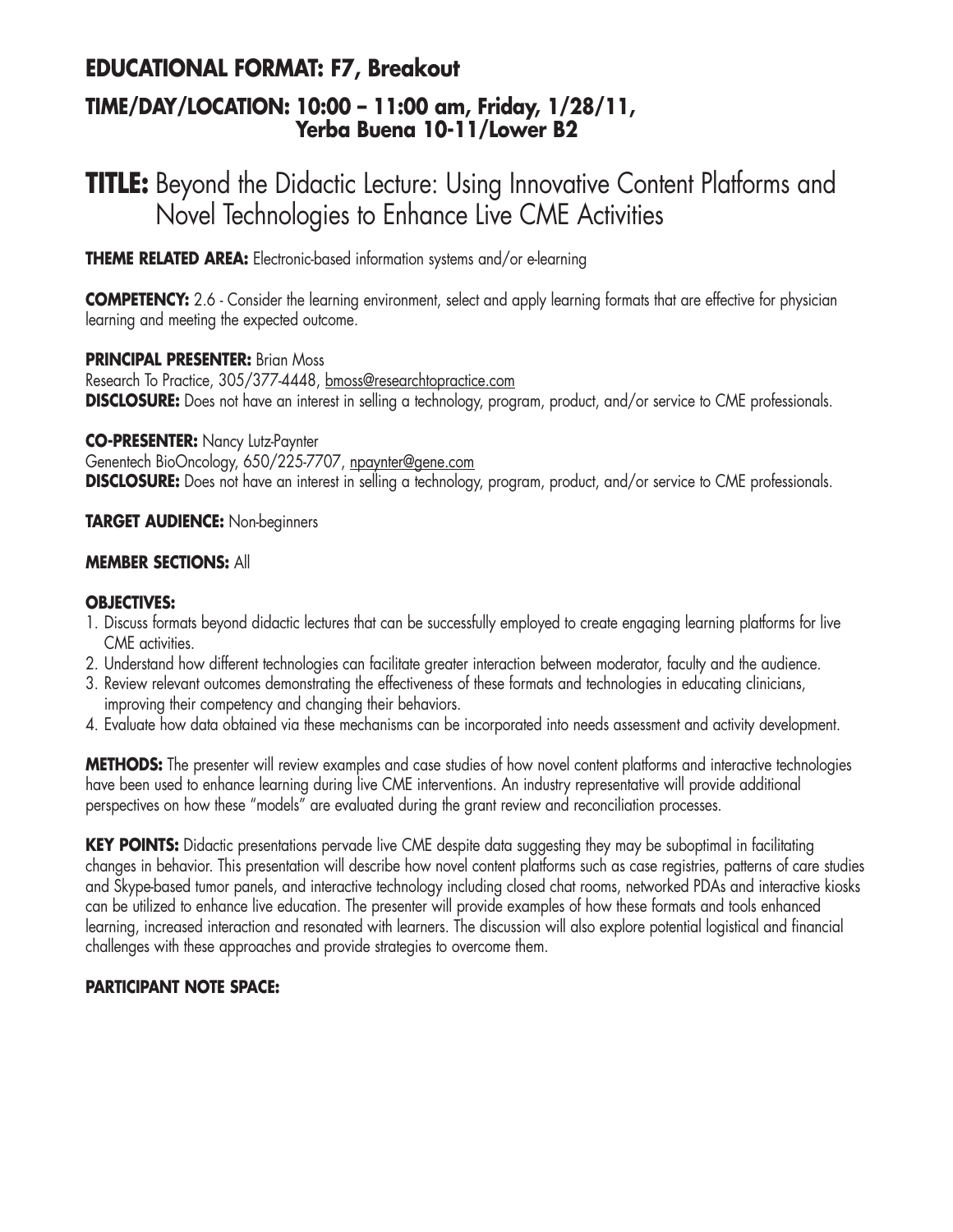## EDUCATIONAL FORMAT: F7, Breakout

### TIME/DAY/LOCATION: 10:00 – 11:00 am, Friday, 1/28/11, Yerba Buena 10-11/Lower B2

# TITLE: Beyond the Didactic Lecture: Using Innovative Content Platforms and Novel Technologies to Enhance Live CME Activities

**THEME RELATED AREA:** Electronic-based information systems and/or e-learning

**COMPETENCY:** 2.6 - Consider the learning environment, select and apply learning formats that are effective for physician learning and meeting the expected outcome.

**PRINCIPAL PRESENTER:** Brian Moss
Research To Practice, 305/377-4448, bmoss@researchtopractice.com
**DISCLOSURE:** Does not have an interest in selling a technology, program, product, and/or service to CME professionals.

**CO-PRESENTER:** Nancy Lutz-Paynter
Genentech BioOncology, 650/225-7707, npaynter@gene.com
**DISCLOSURE:** Does not have an interest in selling a technology, program, product, and/or service to CME professionals.

**TARGET AUDIENCE:** Non-beginners

**MEMBER SECTIONS:** All

**OBJECTIVES:**

1. Discuss formats beyond didactic lectures that can be successfully employed to create engaging learning platforms for live CME activities.
2. Understand how different technologies can facilitate greater interaction between moderator, faculty and the audience.
3. Review relevant outcomes demonstrating the effectiveness of these formats and technologies in educating clinicians, improving their competency and changing their behaviors.
4. Evaluate how data obtained via these mechanisms can be incorporated into needs assessment and activity development.

**METHODS:** The presenter will review examples and case studies of how novel content platforms and interactive technologies have been used to enhance learning during live CME interventions. An industry representative will provide additional perspectives on how these "models" are evaluated during the grant review and reconciliation processes.

**KEY POINTS:** Didactic presentations pervade live CME despite data suggesting they may be suboptimal in facilitating changes in behavior. This presentation will describe how novel content platforms such as case registries, patterns of care studies and Skype-based tumor panels, and interactive technology including closed chat rooms, networked PDAs and interactive kiosks can be utilized to enhance live education. The presenter will provide examples of how these formats and tools enhanced learning, increased interaction and resonated with learners. The discussion will also explore potential logistical and financial challenges with these approaches and provide strategies to overcome them.

**PARTICIPANT NOTE SPACE:**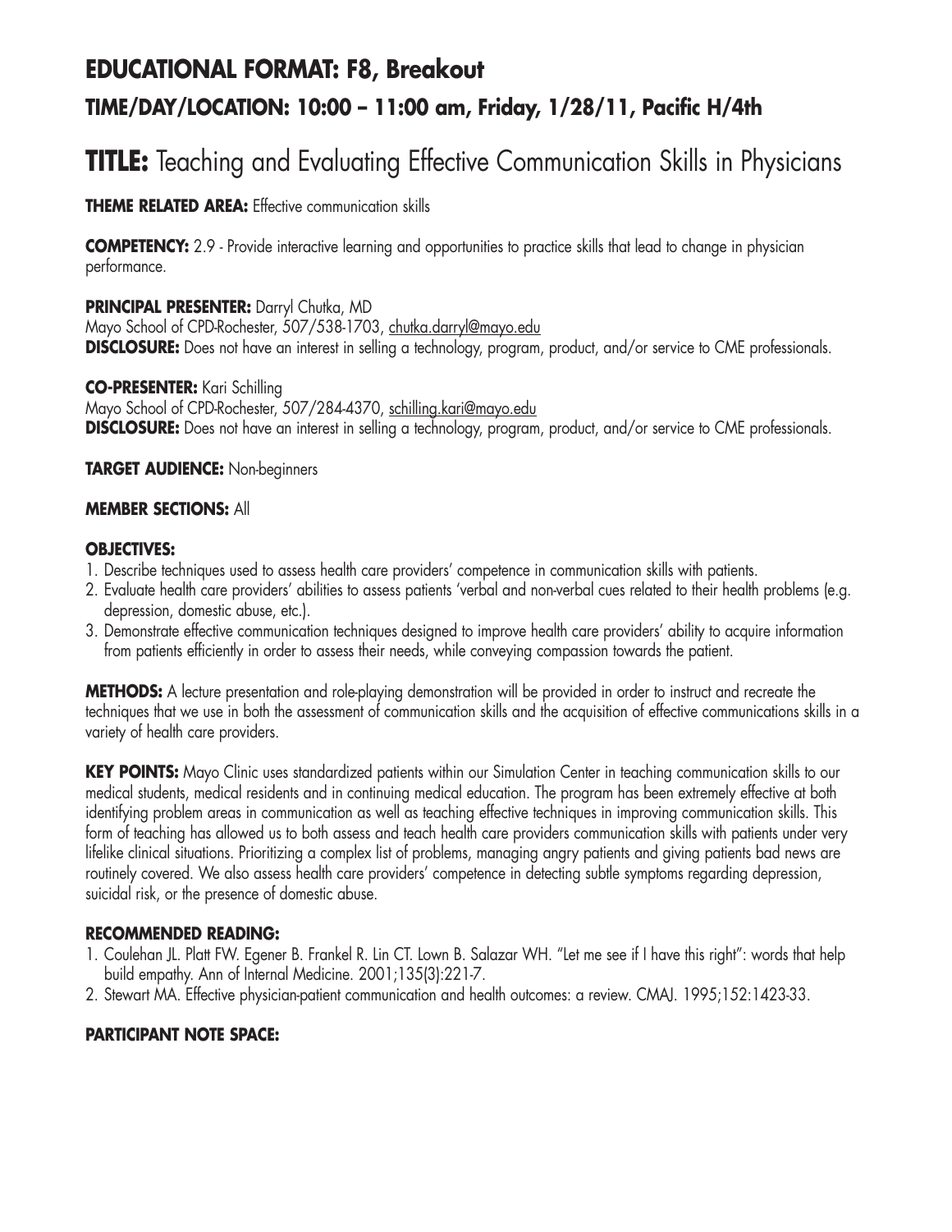## EDUCATIONAL FORMAT: F8, Breakout

### TIME/DAY/LOCATION: 10:00 – 11:00 am, Friday, 1/28/11, Pacific H/4th

# TITLE: Teaching and Evaluating Effective Communication Skills in Physicians

**THEME RELATED AREA:** Effective communication skills

**COMPETENCY:** 2.9 - Provide interactive learning and opportunities to practice skills that lead to change in physician performance.

**PRINCIPAL PRESENTER:** Darryl Chutka, MD
Mayo School of CPD-Rochester, 507/538-1703, chutka.darryl@mayo.edu
**DISCLOSURE:** Does not have an interest in selling a technology, program, product, and/or service to CME professionals.

**CO-PRESENTER:** Kari Schilling
Mayo School of CPD-Rochester, 507/284-4370, schilling.kari@mayo.edu
**DISCLOSURE:** Does not have an interest in selling a technology, program, product, and/or service to CME professionals.

**TARGET AUDIENCE:** Non-beginners

**MEMBER SECTIONS:** All

**OBJECTIVES:**

1. Describe techniques used to assess health care providers' competence in communication skills with patients.
2. Evaluate health care providers' abilities to assess patients 'verbal and non-verbal cues related to their health problems (e.g. depression, domestic abuse, etc.).
3. Demonstrate effective communication techniques designed to improve health care providers' ability to acquire information from patients efficiently in order to assess their needs, while conveying compassion towards the patient.

**METHODS:** A lecture presentation and role-playing demonstration will be provided in order to instruct and recreate the techniques that we use in both the assessment of communication skills and the acquisition of effective communications skills in a variety of health care providers.

**KEY POINTS:** Mayo Clinic uses standardized patients within our Simulation Center in teaching communication skills to our medical students, medical residents and in continuing medical education. The program has been extremely effective at both identifying problem areas in communication as well as teaching effective techniques in improving communication skills. This form of teaching has allowed us to both assess and teach health care providers communication skills with patients under very lifelike clinical situations. Prioritizing a complex list of problems, managing angry patients and giving patients bad news are routinely covered. We also assess health care providers' competence in detecting subtle symptoms regarding depression, suicidal risk, or the presence of domestic abuse.

**RECOMMENDED READING:**

1. Coulehan JL. Platt FW. Egener B. Frankel R. Lin CT. Lown B. Salazar WH. "Let me see if I have this right": words that help build empathy. Ann of Internal Medicine. 2001;135(3):221-7.
2. Stewart MA. Effective physician-patient communication and health outcomes: a review. CMAJ. 1995;152:1423-33.

**PARTICIPANT NOTE SPACE:**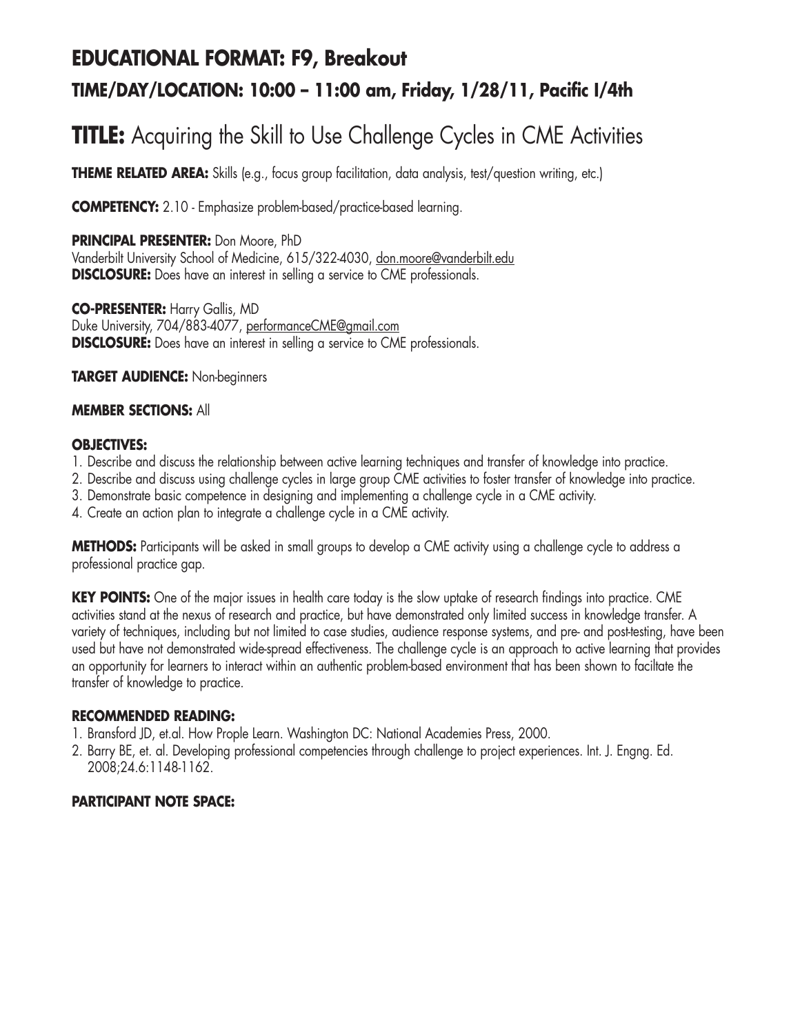## EDUCATIONAL FORMAT: F9, Breakout

### TIME/DAY/LOCATION: 10:00 – 11:00 am, Friday, 1/28/11, Pacific I/4th

# TITLE: Acquiring the Skill to Use Challenge Cycles in CME Activities

**THEME RELATED AREA:** Skills (e.g., focus group facilitation, data analysis, test/question writing, etc.)

**COMPETENCY:** 2.10 - Emphasize problem-based/practice-based learning.

**PRINCIPAL PRESENTER:** Don Moore, PhD
Vanderbilt University School of Medicine, 615/322-4030, don.moore@vanderbilt.edu
**DISCLOSURE:** Does have an interest in selling a service to CME professionals.

**CO-PRESENTER:** Harry Gallis, MD
Duke University, 704/883-4077, performanceCME@gmail.com
**DISCLOSURE:** Does have an interest in selling a service to CME professionals.

**TARGET AUDIENCE:** Non-beginners

**MEMBER SECTIONS:** All

**OBJECTIVES:**

1. Describe and discuss the relationship between active learning techniques and transfer of knowledge into practice.
2. Describe and discuss using challenge cycles in large group CME activities to foster transfer of knowledge into practice.
3. Demonstrate basic competence in designing and implementing a challenge cycle in a CME activity.
4. Create an action plan to integrate a challenge cycle in a CME activity.

**METHODS:** Participants will be asked in small groups to develop a CME activity using a challenge cycle to address a professional practice gap.

**KEY POINTS:** One of the major issues in health care today is the slow uptake of research findings into practice. CME activities stand at the nexus of research and practice, but have demonstrated only limited success in knowledge transfer. A variety of techniques, including but not limited to case studies, audience response systems, and pre- and post-testing, have been used but have not demonstrated wide-spread effectiveness. The challenge cycle is an approach to active learning that provides an opportunity for learners to interact within an authentic problem-based environment that has been shown to faciltate the transfer of knowledge to practice.

**RECOMMENDED READING:**

1. Bransford JD, et.al. How Prople Learn. Washington DC: National Academies Press, 2000.
2. Barry BE, et. al. Developing professional competencies through challenge to project experiences. Int. J. Engng. Ed. 2008;24.6:1148-1162.

**PARTICIPANT NOTE SPACE:**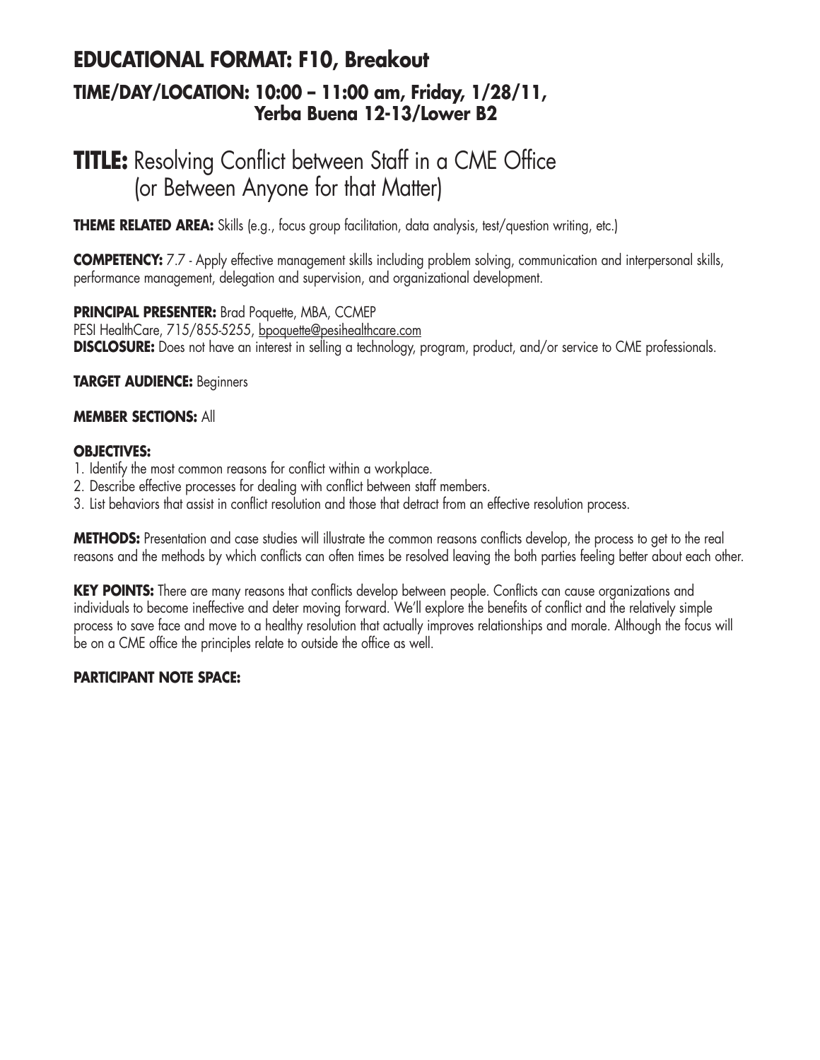## EDUCATIONAL FORMAT: F10, Breakout

### TIME/DAY/LOCATION: 10:00 – 11:00 am, Friday, 1/28/11, Yerba Buena 12-13/Lower B2

# TITLE: Resolving Conflict between Staff in a CME Office (or Between Anyone for that Matter)

**THEME RELATED AREA:** Skills (e.g., focus group facilitation, data analysis, test/question writing, etc.)

**COMPETENCY:** 7.7 - Apply effective management skills including problem solving, communication and interpersonal skills, performance management, delegation and supervision, and organizational development.

**PRINCIPAL PRESENTER:** Brad Poquette, MBA, CCMEP
PESI HealthCare, 715/855-5255, bpoquette@pesihealthcare.com
**DISCLOSURE:** Does not have an interest in selling a technology, program, product, and/or service to CME professionals.

**TARGET AUDIENCE:** Beginners

**MEMBER SECTIONS:** All

**OBJECTIVES:**
1. Identify the most common reasons for conflict within a workplace.
2. Describe effective processes for dealing with conflict between staff members.
3. List behaviors that assist in conflict resolution and those that detract from an effective resolution process.

**METHODS:** Presentation and case studies will illustrate the common reasons conflicts develop, the process to get to the real reasons and the methods by which conflicts can often times be resolved leaving the both parties feeling better about each other.

**KEY POINTS:** There are many reasons that conflicts develop between people. Conflicts can cause organizations and individuals to become ineffective and deter moving forward. We'll explore the benefits of conflict and the relatively simple process to save face and move to a healthy resolution that actually improves relationships and morale. Although the focus will be on a CME office the principles relate to outside the office as well.

**PARTICIPANT NOTE SPACE:**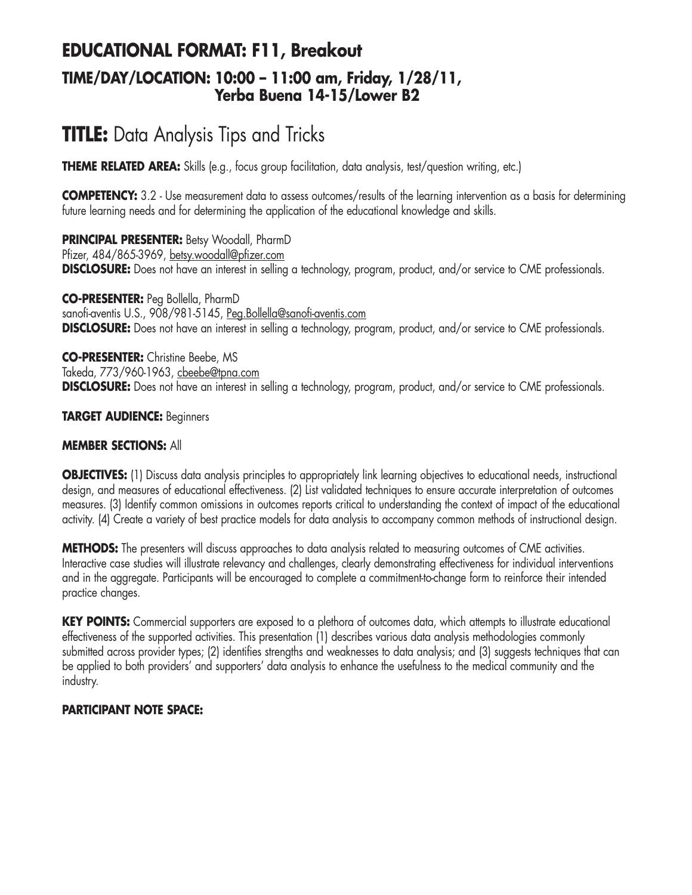## EDUCATIONAL FORMAT: F11, Breakout
### TIME/DAY/LOCATION: 10:00 – 11:00 am, Friday, 1/28/11, Yerba Buena 14-15/Lower B2

# TITLE: Data Analysis Tips and Tricks

**THEME RELATED AREA:** Skills (e.g., focus group facilitation, data analysis, test/question writing, etc.)

**COMPETENCY:** 3.2 - Use measurement data to assess outcomes/results of the learning intervention as a basis for determining future learning needs and for determining the application of the educational knowledge and skills.

**PRINCIPAL PRESENTER:** Betsy Woodall, PharmD
Pfizer, 484/865-3969, betsy.woodall@pfizer.com
**DISCLOSURE:** Does not have an interest in selling a technology, program, product, and/or service to CME professionals.

**CO-PRESENTER:** Peg Bollella, PharmD
sanofi-aventis U.S., 908/981-5145, Peg.Bollella@sanofi-aventis.com
**DISCLOSURE:** Does not have an interest in selling a technology, program, product, and/or service to CME professionals.

**CO-PRESENTER:** Christine Beebe, MS
Takeda, 773/960-1963, cbeebe@tpna.com
**DISCLOSURE:** Does not have an interest in selling a technology, program, product, and/or service to CME professionals.

**TARGET AUDIENCE:** Beginners

**MEMBER SECTIONS:** All

**OBJECTIVES:** (1) Discuss data analysis principles to appropriately link learning objectives to educational needs, instructional design, and measures of educational effectiveness. (2) List validated techniques to ensure accurate interpretation of outcomes measures. (3) Identify common omissions in outcomes reports critical to understanding the context of impact of the educational activity. (4) Create a variety of best practice models for data analysis to accompany common methods of instructional design.

**METHODS:** The presenters will discuss approaches to data analysis related to measuring outcomes of CME activities. Interactive case studies will illustrate relevancy and challenges, clearly demonstrating effectiveness for individual interventions and in the aggregate. Participants will be encouraged to complete a commitment-to-change form to reinforce their intended practice changes.

**KEY POINTS:** Commercial supporters are exposed to a plethora of outcomes data, which attempts to illustrate educational effectiveness of the supported activities. This presentation (1) describes various data analysis methodologies commonly submitted across provider types; (2) identifies strengths and weaknesses to data analysis; and (3) suggests techniques that can be applied to both providers' and supporters' data analysis to enhance the usefulness to the medical community and the industry.

**PARTICIPANT NOTE SPACE:**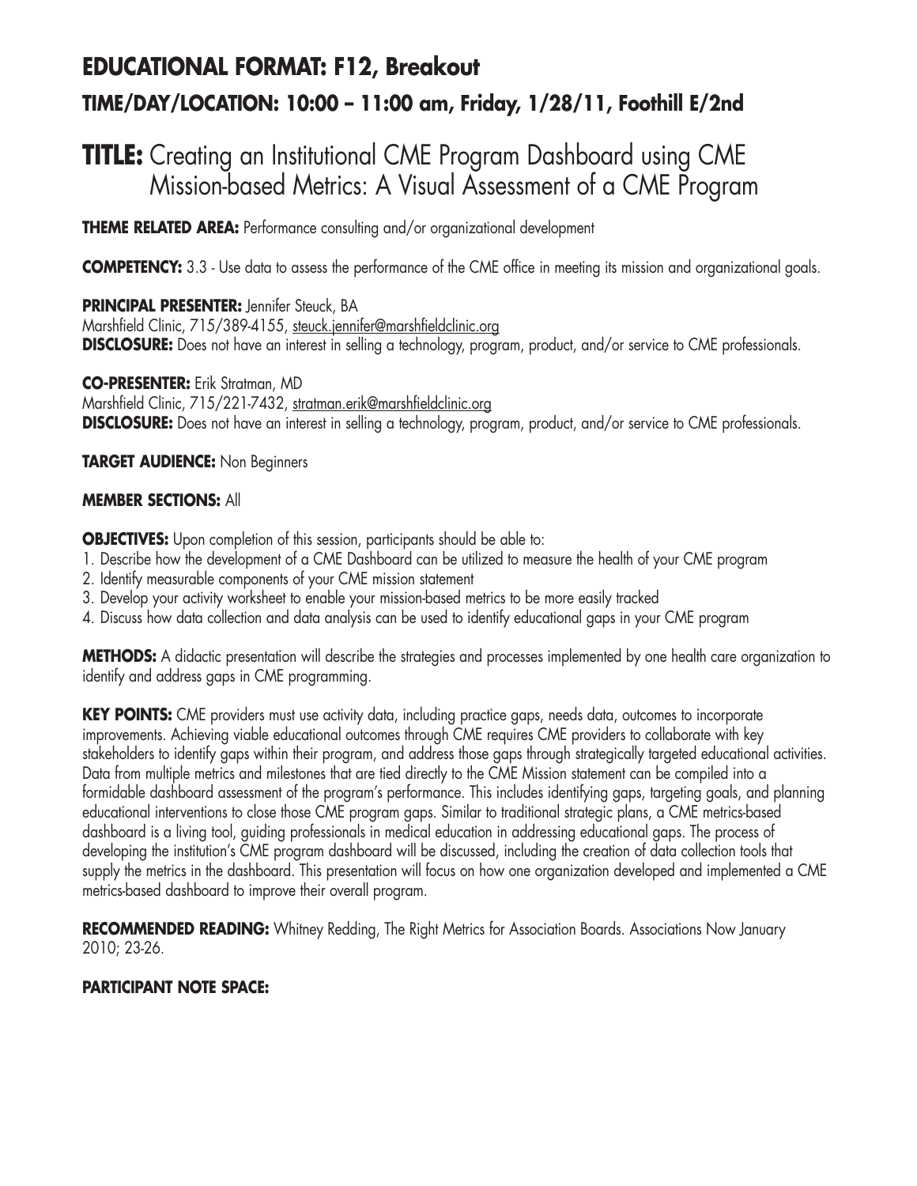## EDUCATIONAL FORMAT: F12, Breakout

### TIME/DAY/LOCATION: 10:00 – 11:00 am, Friday, 1/28/11, Foothill E/2nd

# TITLE: Creating an Institutional CME Program Dashboard using CME Mission-based Metrics: A Visual Assessment of a CME Program

**THEME RELATED AREA:** Performance consulting and/or organizational development

**COMPETENCY:** 3.3 - Use data to assess the performance of the CME office in meeting its mission and organizational goals.

**PRINCIPAL PRESENTER:** Jennifer Steuck, BA
Marshfield Clinic, 715/389-4155, steuck.jennifer@marshfieldclinic.org
**DISCLOSURE:** Does not have an interest in selling a technology, program, product, and/or service to CME professionals.

**CO-PRESENTER:** Erik Stratman, MD
Marshfield Clinic, 715/221-7432, stratman.erik@marshfieldclinic.org
**DISCLOSURE:** Does not have an interest in selling a technology, program, product, and/or service to CME professionals.

**TARGET AUDIENCE:** Non Beginners

**MEMBER SECTIONS:** All

**OBJECTIVES:** Upon completion of this session, participants should be able to:

1. Describe how the development of a CME Dashboard can be utilized to measure the health of your CME program
2. Identify measurable components of your CME mission statement
3. Develop your activity worksheet to enable your mission-based metrics to be more easily tracked
4. Discuss how data collection and data analysis can be used to identify educational gaps in your CME program

**METHODS:** A didactic presentation will describe the strategies and processes implemented by one health care organization to identify and address gaps in CME programming.

**KEY POINTS:** CME providers must use activity data, including practice gaps, needs data, outcomes to incorporate improvements. Achieving viable educational outcomes through CME requires CME providers to collaborate with key stakeholders to identify gaps within their program, and address those gaps through strategically targeted educational activities. Data from multiple metrics and milestones that are tied directly to the CME Mission statement can be compiled into a formidable dashboard assessment of the program's performance. This includes identifying gaps, targeting goals, and planning educational interventions to close those CME program gaps. Similar to traditional strategic plans, a CME metrics-based dashboard is a living tool, guiding professionals in medical education in addressing educational gaps. The process of developing the institution's CME program dashboard will be discussed, including the creation of data collection tools that supply the metrics in the dashboard. This presentation will focus on how one organization developed and implemented a CME metrics-based dashboard to improve their overall program.

**RECOMMENDED READING:** Whitney Redding, The Right Metrics for Association Boards. Associations Now January 2010; 23-26.

**PARTICIPANT NOTE SPACE:**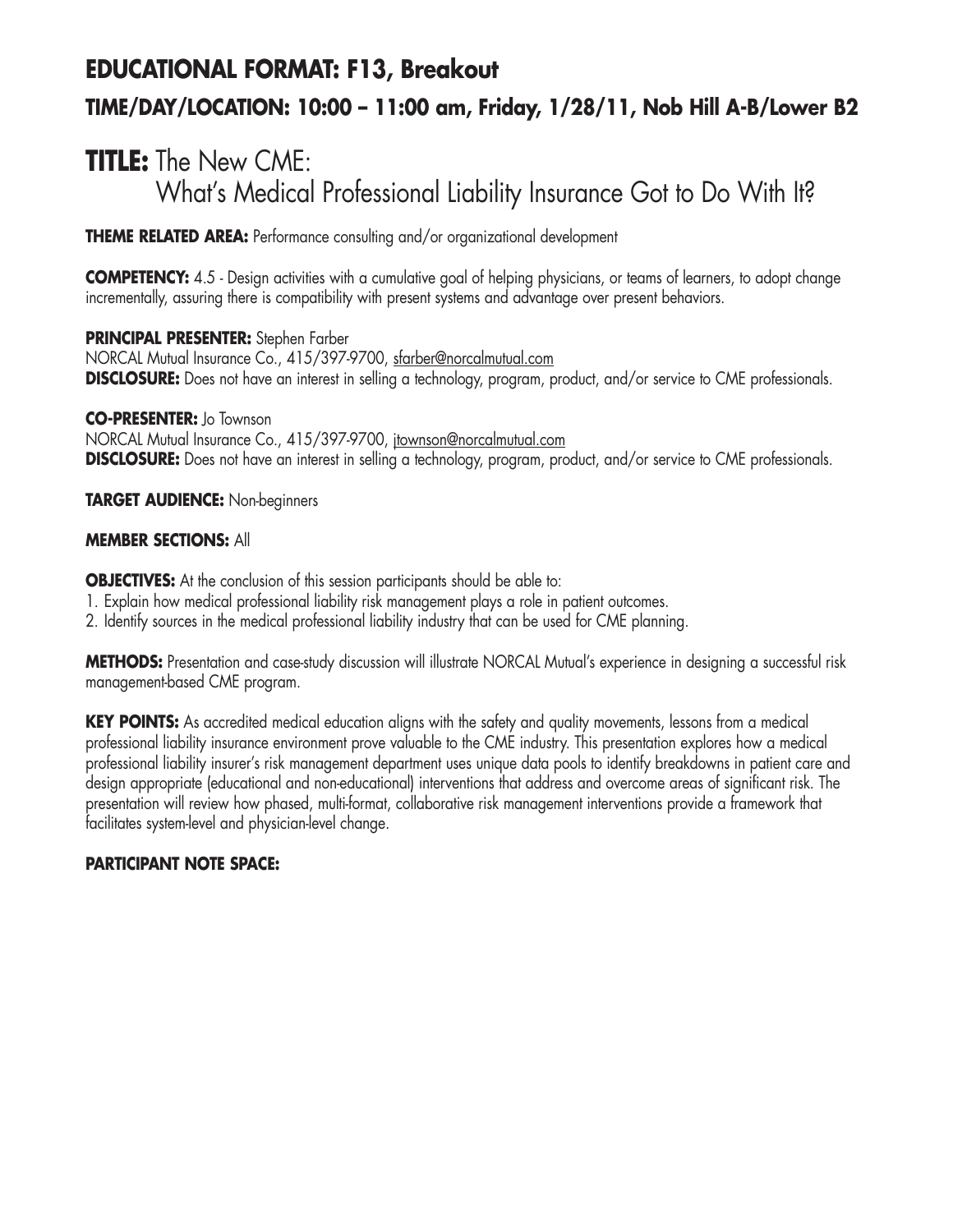## EDUCATIONAL FORMAT: F13, Breakout

### TIME/DAY/LOCATION: 10:00 – 11:00 am, Friday, 1/28/11, Nob Hill A-B/Lower B2

# TITLE: The New CME: What's Medical Professional Liability Insurance Got to Do With It?

**THEME RELATED AREA:** Performance consulting and/or organizational development

**COMPETENCY:** 4.5 - Design activities with a cumulative goal of helping physicians, or teams of learners, to adopt change incrementally, assuring there is compatibility with present systems and advantage over present behaviors.

**PRINCIPAL PRESENTER:** Stephen Farber
NORCAL Mutual Insurance Co., 415/397-9700, sfarber@norcalmutual.com
**DISCLOSURE:** Does not have an interest in selling a technology, program, product, and/or service to CME professionals.

**CO-PRESENTER:** Jo Townson
NORCAL Mutual Insurance Co., 415/397-9700, jtownson@norcalmutual.com
**DISCLOSURE:** Does not have an interest in selling a technology, program, product, and/or service to CME professionals.

**TARGET AUDIENCE:** Non-beginners

**MEMBER SECTIONS:** All

**OBJECTIVES:** At the conclusion of this session participants should be able to:

1. Explain how medical professional liability risk management plays a role in patient outcomes.
2. Identify sources in the medical professional liability industry that can be used for CME planning.

**METHODS:** Presentation and case-study discussion will illustrate NORCAL Mutual's experience in designing a successful risk management-based CME program.

**KEY POINTS:** As accredited medical education aligns with the safety and quality movements, lessons from a medical professional liability insurance environment prove valuable to the CME industry. This presentation explores how a medical professional liability insurer's risk management department uses unique data pools to identify breakdowns in patient care and design appropriate (educational and non-educational) interventions that address and overcome areas of significant risk. The presentation will review how phased, multi-format, collaborative risk management interventions provide a framework that facilitates system-level and physician-level change.

**PARTICIPANT NOTE SPACE:**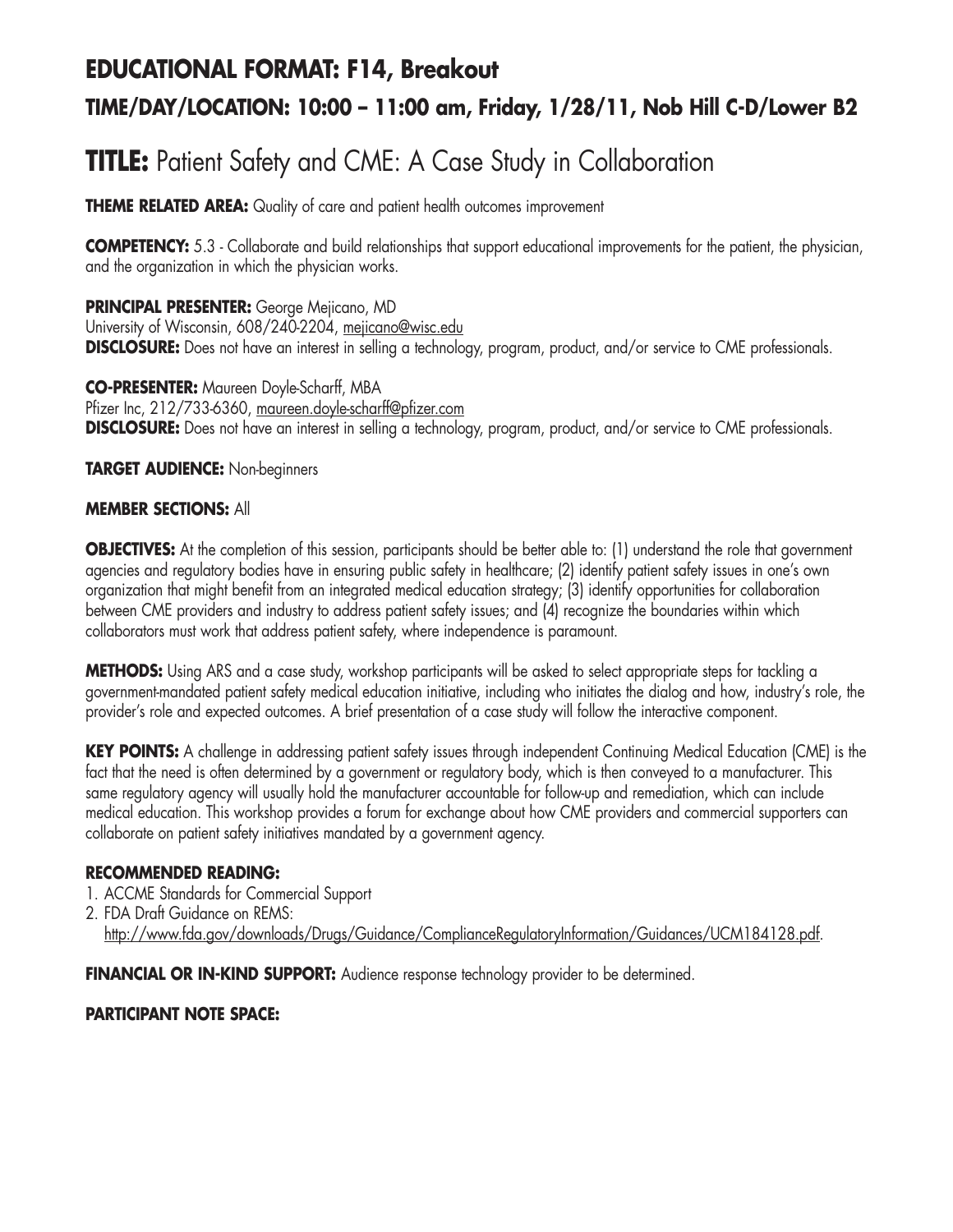## EDUCATIONAL FORMAT: F14, Breakout

### TIME/DAY/LOCATION: 10:00 – 11:00 am, Friday, 1/28/11, Nob Hill C-D/Lower B2

# TITLE: Patient Safety and CME: A Case Study in Collaboration

**THEME RELATED AREA:** Quality of care and patient health outcomes improvement

**COMPETENCY:** 5.3 - Collaborate and build relationships that support educational improvements for the patient, the physician, and the organization in which the physician works.

**PRINCIPAL PRESENTER:** George Mejicano, MD
University of Wisconsin, 608/240-2204, mejicano@wisc.edu
**DISCLOSURE:** Does not have an interest in selling a technology, program, product, and/or service to CME professionals.

**CO-PRESENTER:** Maureen Doyle-Scharff, MBA
Pfizer Inc, 212/733-6360, maureen.doyle-scharff@pfizer.com
**DISCLOSURE:** Does not have an interest in selling a technology, program, product, and/or service to CME professionals.

**TARGET AUDIENCE:** Non-beginners

**MEMBER SECTIONS:** All

**OBJECTIVES:** At the completion of this session, participants should be better able to: (1) understand the role that government agencies and regulatory bodies have in ensuring public safety in healthcare; (2) identify patient safety issues in one's own organization that might benefit from an integrated medical education strategy; (3) identify opportunities for collaboration between CME providers and industry to address patient safety issues; and (4) recognize the boundaries within which collaborators must work that address patient safety, where independence is paramount.

**METHODS:** Using ARS and a case study, workshop participants will be asked to select appropriate steps for tackling a government-mandated patient safety medical education initiative, including who initiates the dialog and how, industry's role, the provider's role and expected outcomes. A brief presentation of a case study will follow the interactive component.

**KEY POINTS:** A challenge in addressing patient safety issues through independent Continuing Medical Education (CME) is the fact that the need is often determined by a government or regulatory body, which is then conveyed to a manufacturer. This same regulatory agency will usually hold the manufacturer accountable for follow-up and remediation, which can include medical education. This workshop provides a forum for exchange about how CME providers and commercial supporters can collaborate on patient safety initiatives mandated by a government agency.

**RECOMMENDED READING:**

1. ACCME Standards for Commercial Support
2. FDA Draft Guidance on REMS: http://www.fda.gov/downloads/Drugs/Guidance/ComplianceRegulatoryInformation/Guidances/UCM184128.pdf.

**FINANCIAL OR IN-KIND SUPPORT:** Audience response technology provider to be determined.

**PARTICIPANT NOTE SPACE:**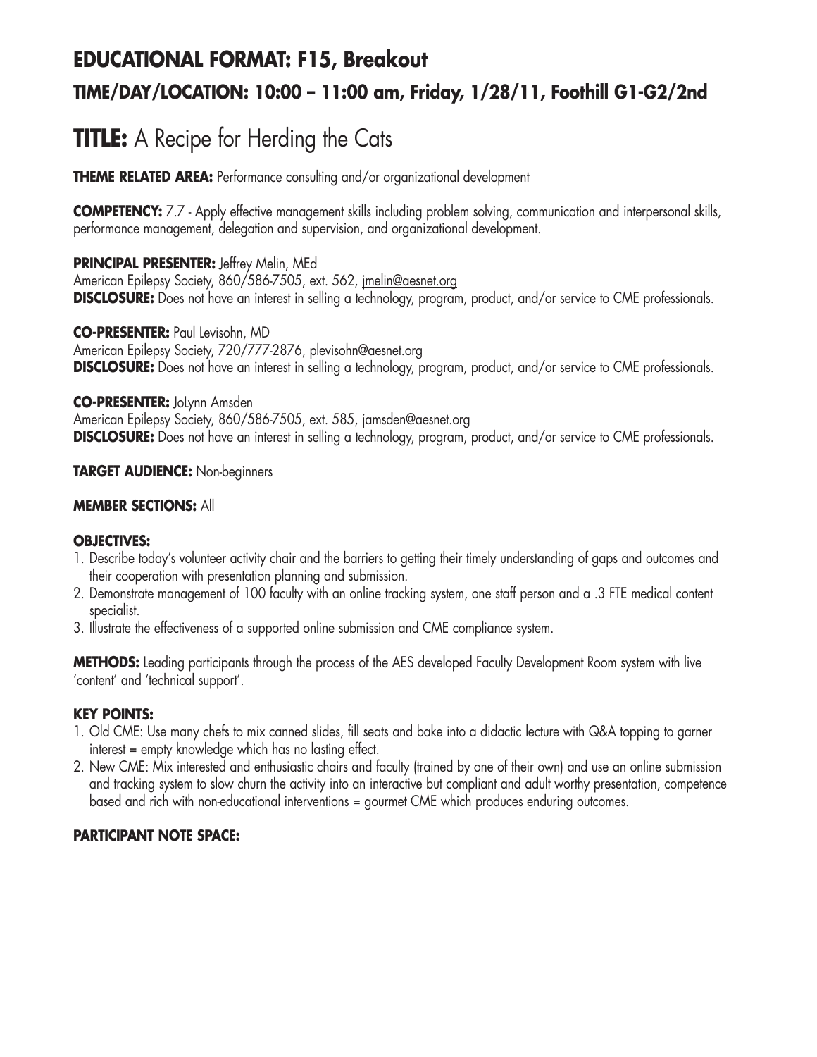# EDUCATIONAL FORMAT: F15, Breakout

## TIME/DAY/LOCATION: 10:00 – 11:00 am, Friday, 1/28/11, Foothill G1-G2/2nd

# TITLE: A Recipe for Herding the Cats

**THEME RELATED AREA:** Performance consulting and/or organizational development

**COMPETENCY:** 7.7 - Apply effective management skills including problem solving, communication and interpersonal skills, performance management, delegation and supervision, and organizational development.

**PRINCIPAL PRESENTER:** Jeffrey Melin, MEd
American Epilepsy Society, 860/586-7505, ext. 562, jmelin@aesnet.org
**DISCLOSURE:** Does not have an interest in selling a technology, program, product, and/or service to CME professionals.

**CO-PRESENTER:** Paul Levisohn, MD
American Epilepsy Society, 720/777-2876, plevisohn@aesnet.org
**DISCLOSURE:** Does not have an interest in selling a technology, program, product, and/or service to CME professionals.

**CO-PRESENTER:** JoLynn Amsden
American Epilepsy Society, 860/586-7505, ext. 585, jamsden@aesnet.org
**DISCLOSURE:** Does not have an interest in selling a technology, program, product, and/or service to CME professionals.

**TARGET AUDIENCE:** Non-beginners

**MEMBER SECTIONS:** All

**OBJECTIVES:**

1. Describe today's volunteer activity chair and the barriers to getting their timely understanding of gaps and outcomes and their cooperation with presentation planning and submission.
2. Demonstrate management of 100 faculty with an online tracking system, one staff person and a .3 FTE medical content specialist.
3. Illustrate the effectiveness of a supported online submission and CME compliance system.

**METHODS:** Leading participants through the process of the AES developed Faculty Development Room system with live 'content' and 'technical support'.

**KEY POINTS:**

1. Old CME: Use many chefs to mix canned slides, fill seats and bake into a didactic lecture with Q&A topping to garner interest = empty knowledge which has no lasting effect.
2. New CME: Mix interested and enthusiastic chairs and faculty (trained by one of their own) and use an online submission and tracking system to slow churn the activity into an interactive but compliant and adult worthy presentation, competence based and rich with non-educational interventions = gourmet CME which produces enduring outcomes.

**PARTICIPANT NOTE SPACE:**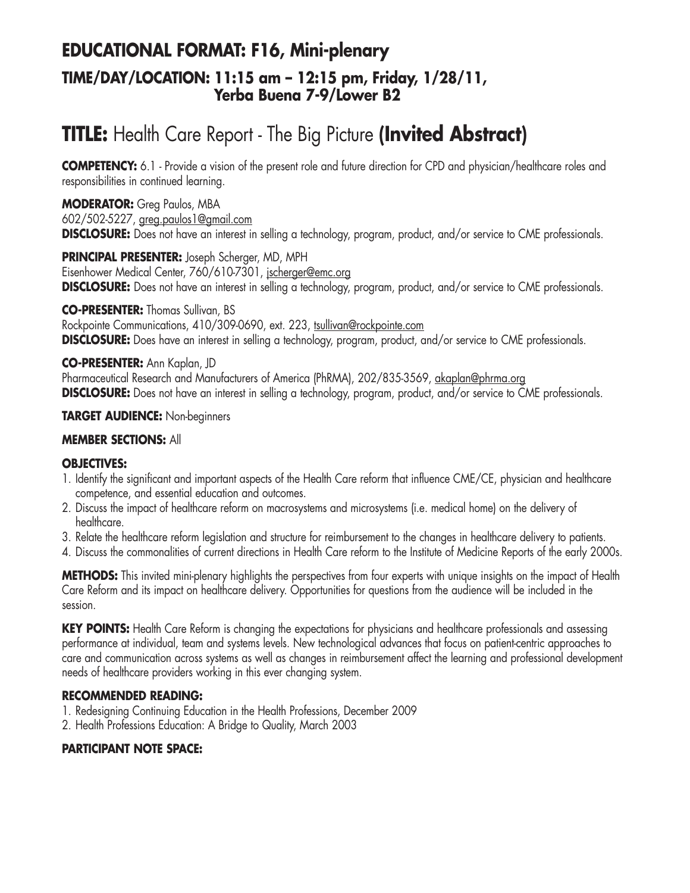## EDUCATIONAL FORMAT: F16, Mini-plenary
### TIME/DAY/LOCATION: 11:15 am – 12:15 pm, Friday, 1/28/11, Yerba Buena 7-9/Lower B2

# TITLE: Health Care Report - The Big Picture (Invited Abstract)

**COMPETENCY:** 6.1 - Provide a vision of the present role and future direction for CPD and physician/healthcare roles and responsibilities in continued learning.

**MODERATOR:** Greg Paulos, MBA
602/502-5227, greg.paulos1@gmail.com
**DISCLOSURE:** Does not have an interest in selling a technology, program, product, and/or service to CME professionals.

**PRINCIPAL PRESENTER:** Joseph Scherger, MD, MPH
Eisenhower Medical Center, 760/610-7301, jscherger@emc.org
**DISCLOSURE:** Does not have an interest in selling a technology, program, product, and/or service to CME professionals.

**CO-PRESENTER:** Thomas Sullivan, BS
Rockpointe Communications, 410/309-0690, ext. 223, tsullivan@rockpointe.com
**DISCLOSURE:** Does have an interest in selling a technology, program, product, and/or service to CME professionals.

**CO-PRESENTER:** Ann Kaplan, JD
Pharmaceutical Research and Manufacturers of America (PhRMA), 202/835-3569, akaplan@phrma.org
**DISCLOSURE:** Does not have an interest in selling a technology, program, product, and/or service to CME professionals.

**TARGET AUDIENCE:** Non-beginners

**MEMBER SECTIONS:** All

**OBJECTIVES:**

1. Identify the significant and important aspects of the Health Care reform that influence CME/CE, physician and healthcare competence, and essential education and outcomes.
2. Discuss the impact of healthcare reform on macrosystems and microsystems (i.e. medical home) on the delivery of healthcare.
3. Relate the healthcare reform legislation and structure for reimbursement to the changes in healthcare delivery to patients.
4. Discuss the commonalities of current directions in Health Care reform to the Institute of Medicine Reports of the early 2000s.

**METHODS:** This invited mini-plenary highlights the perspectives from four experts with unique insights on the impact of Health Care Reform and its impact on healthcare delivery. Opportunities for questions from the audience will be included in the session.

**KEY POINTS:** Health Care Reform is changing the expectations for physicians and healthcare professionals and assessing performance at individual, team and systems levels. New technological advances that focus on patient-centric approaches to care and communication across systems as well as changes in reimbursement affect the learning and professional development needs of healthcare providers working in this ever changing system.

**RECOMMENDED READING:**

1. Redesigning Continuing Education in the Health Professions, December 2009
2. Health Professions Education: A Bridge to Quality, March 2003

**PARTICIPANT NOTE SPACE:**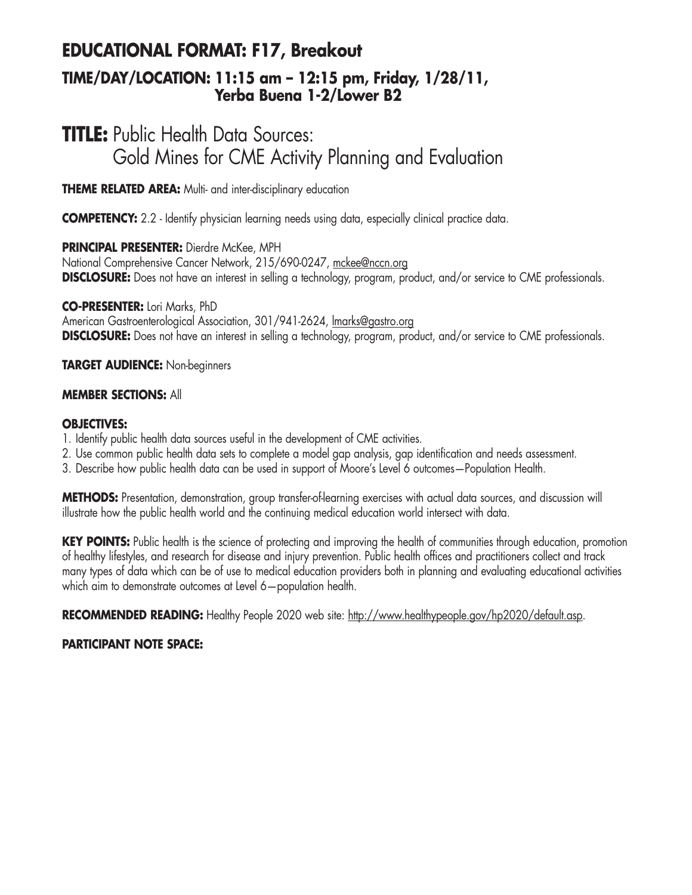## EDUCATIONAL FORMAT: F17, Breakout

### TIME/DAY/LOCATION: 11:15 am – 12:15 pm, Friday, 1/28/11, Yerba Buena 1-2/Lower B2

# TITLE: Public Health Data Sources: Gold Mines for CME Activity Planning and Evaluation

**THEME RELATED AREA:** Multi- and inter-disciplinary education

**COMPETENCY:** 2.2 - Identify physician learning needs using data, especially clinical practice data.

**PRINCIPAL PRESENTER:** Dierdre McKee, MPH
National Comprehensive Cancer Network, 215/690-0247, mckee@nccn.org
**DISCLOSURE:** Does not have an interest in selling a technology, program, product, and/or service to CME professionals.

**CO-PRESENTER:** Lori Marks, PhD
American Gastroenterological Association, 301/941-2624, lmarks@gastro.org
**DISCLOSURE:** Does not have an interest in selling a technology, program, product, and/or service to CME professionals.

**TARGET AUDIENCE:** Non-beginners

**MEMBER SECTIONS:** All

**OBJECTIVES:**

1. Identify public health data sources useful in the development of CME activities.
2. Use common public health data sets to complete a model gap analysis, gap identification and needs assessment.
3. Describe how public health data can be used in support of Moore's Level 6 outcomes—Population Health.

**METHODS:** Presentation, demonstration, group transfer-of-learning exercises with actual data sources, and discussion will illustrate how the public health world and the continuing medical education world intersect with data.

**KEY POINTS:** Public health is the science of protecting and improving the health of communities through education, promotion of healthy lifestyles, and research for disease and injury prevention. Public health offices and practitioners collect and track many types of data which can be of use to medical education providers both in planning and evaluating educational activities which aim to demonstrate outcomes at Level 6—population health.

**RECOMMENDED READING:** Healthy People 2020 web site: http://www.healthypeople.gov/hp2020/default.asp.

**PARTICIPANT NOTE SPACE:**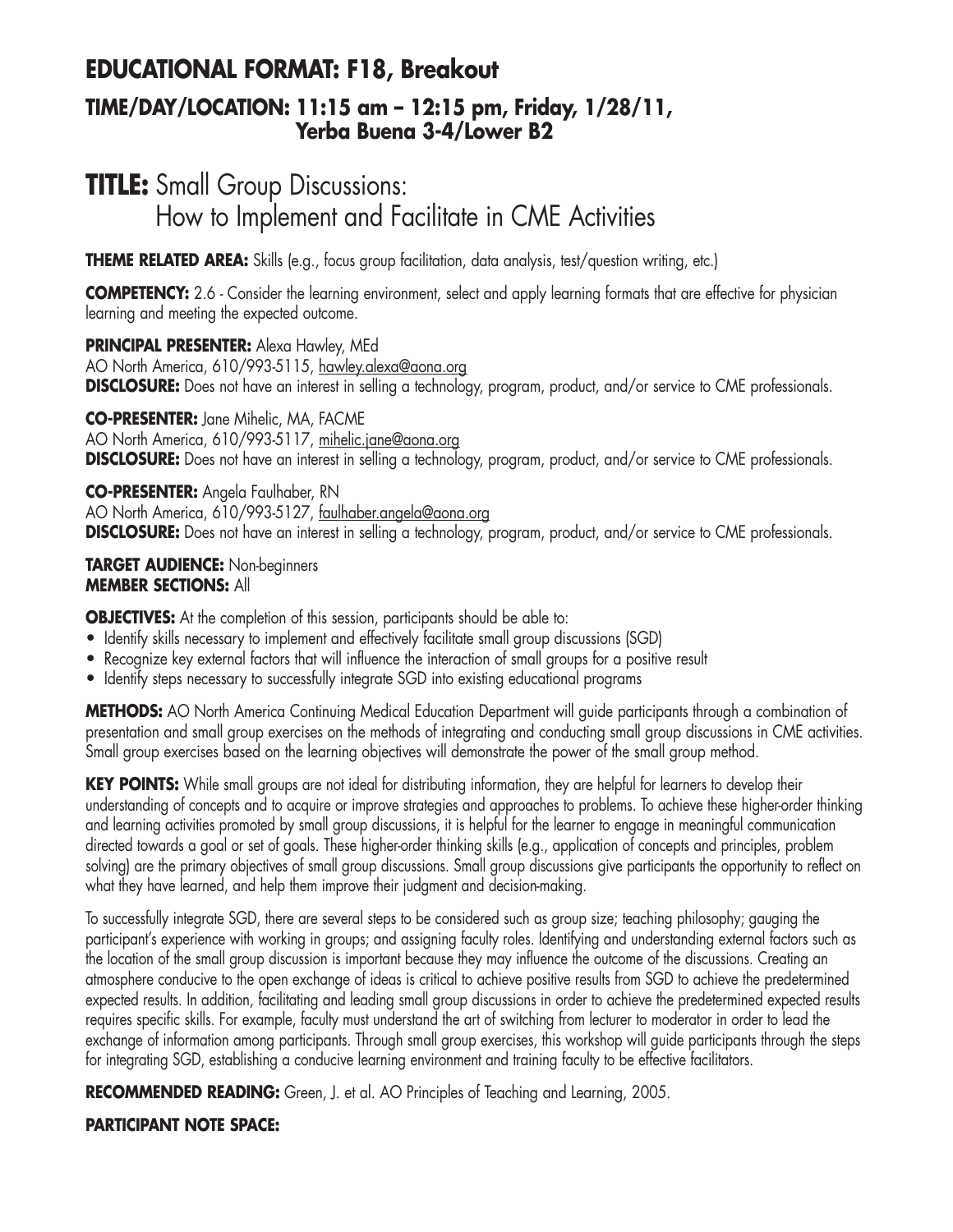# EDUCATIONAL FORMAT: F18, Breakout

## TIME/DAY/LOCATION: 11:15 am – 12:15 pm, Friday, 1/28/11, Yerba Buena 3-4/Lower B2

# TITLE: Small Group Discussions: How to Implement and Facilitate in CME Activities

**THEME RELATED AREA:** Skills (e.g., focus group facilitation, data analysis, test/question writing, etc.)

**COMPETENCY:** 2.6 - Consider the learning environment, select and apply learning formats that are effective for physician learning and meeting the expected outcome.

**PRINCIPAL PRESENTER:** Alexa Hawley, MEd
AO North America, 610/993-5115, hawley.alexa@aona.org
**DISCLOSURE:** Does not have an interest in selling a technology, program, product, and/or service to CME professionals.

**CO-PRESENTER:** Jane Mihelic, MA, FACME
AO North America, 610/993-5117, mihelic.jane@aona.org
**DISCLOSURE:** Does not have an interest in selling a technology, program, product, and/or service to CME professionals.

**CO-PRESENTER:** Angela Faulhaber, RN
AO North America, 610/993-5127, faulhaber.angela@aona.org
**DISCLOSURE:** Does not have an interest in selling a technology, program, product, and/or service to CME professionals.

**TARGET AUDIENCE:** Non-beginners
**MEMBER SECTIONS:** All

**OBJECTIVES:** At the completion of this session, participants should be able to:

- Identify skills necessary to implement and effectively facilitate small group discussions (SGD)
- Recognize key external factors that will influence the interaction of small groups for a positive result
- Identify steps necessary to successfully integrate SGD into existing educational programs

**METHODS:** AO North America Continuing Medical Education Department will guide participants through a combination of presentation and small group exercises on the methods of integrating and conducting small group discussions in CME activities. Small group exercises based on the learning objectives will demonstrate the power of the small group method.

**KEY POINTS:** While small groups are not ideal for distributing information, they are helpful for learners to develop their understanding of concepts and to acquire or improve strategies and approaches to problems. To achieve these higher-order thinking and learning activities promoted by small group discussions, it is helpful for the learner to engage in meaningful communication directed towards a goal or set of goals. These higher-order thinking skills (e.g., application of concepts and principles, problem solving) are the primary objectives of small group discussions. Small group discussions give participants the opportunity to reflect on what they have learned, and help them improve their judgment and decision-making.

To successfully integrate SGD, there are several steps to be considered such as group size; teaching philosophy; gauging the participant's experience with working in groups; and assigning faculty roles. Identifying and understanding external factors such as the location of the small group discussion is important because they may influence the outcome of the discussions. Creating an atmosphere conducive to the open exchange of ideas is critical to achieve positive results from SGD to achieve the predetermined expected results. In addition, facilitating and leading small group discussions in order to achieve the predetermined expected results requires specific skills. For example, faculty must understand the art of switching from lecturer to moderator in order to lead the exchange of information among participants. Through small group exercises, this workshop will guide participants through the steps for integrating SGD, establishing a conducive learning environment and training faculty to be effective facilitators.

**RECOMMENDED READING:** Green, J. et al. AO Principles of Teaching and Learning, 2005.

**PARTICIPANT NOTE SPACE:**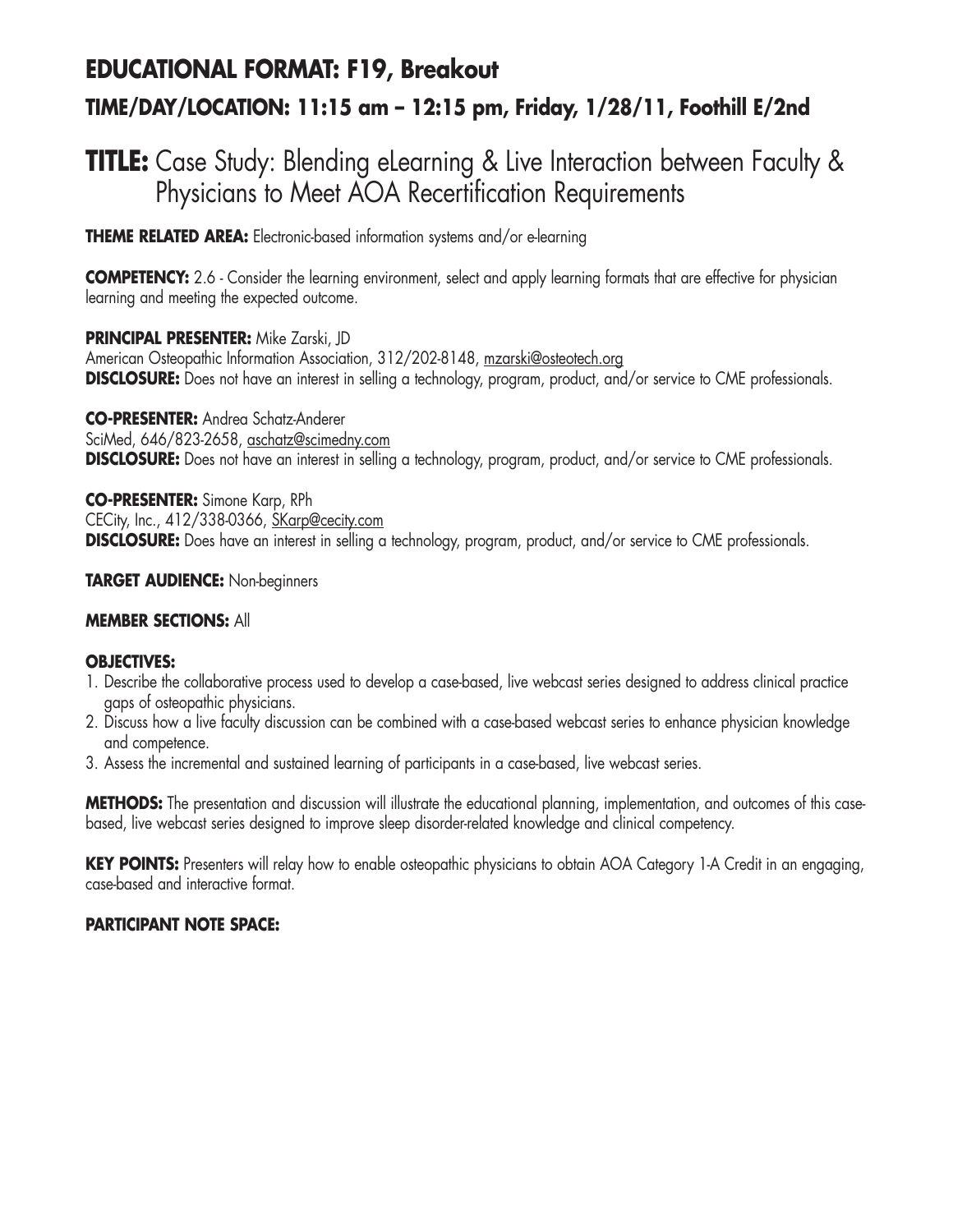# EDUCATIONAL FORMAT: F19, Breakout

## TIME/DAY/LOCATION: 11:15 am – 12:15 pm, Friday, 1/28/11, Foothill E/2nd

# TITLE: Case Study: Blending eLearning & Live Interaction between Faculty & Physicians to Meet AOA Recertification Requirements

**THEME RELATED AREA:** Electronic-based information systems and/or e-learning

**COMPETENCY:** 2.6 - Consider the learning environment, select and apply learning formats that are effective for physician learning and meeting the expected outcome.

**PRINCIPAL PRESENTER:** Mike Zarski, JD
American Osteopathic Information Association, 312/202-8148, mzarski@osteotech.org
**DISCLOSURE:** Does not have an interest in selling a technology, program, product, and/or service to CME professionals.

**CO-PRESENTER:** Andrea Schatz-Anderer
SciMed, 646/823-2658, aschatz@scimedny.com
**DISCLOSURE:** Does not have an interest in selling a technology, program, product, and/or service to CME professionals.

**CO-PRESENTER:** Simone Karp, RPh
CECity, Inc., 412/338-0366, SKarp@cecity.com
**DISCLOSURE:** Does have an interest in selling a technology, program, product, and/or service to CME professionals.

**TARGET AUDIENCE:** Non-beginners

**MEMBER SECTIONS:** All

**OBJECTIVES:**

1. Describe the collaborative process used to develop a case-based, live webcast series designed to address clinical practice gaps of osteopathic physicians.
2. Discuss how a live faculty discussion can be combined with a case-based webcast series to enhance physician knowledge and competence.
3. Assess the incremental and sustained learning of participants in a case-based, live webcast series.

**METHODS:** The presentation and discussion will illustrate the educational planning, implementation, and outcomes of this case-based, live webcast series designed to improve sleep disorder-related knowledge and clinical competency.

**KEY POINTS:** Presenters will relay how to enable osteopathic physicians to obtain AOA Category 1-A Credit in an engaging, case-based and interactive format.

**PARTICIPANT NOTE SPACE:**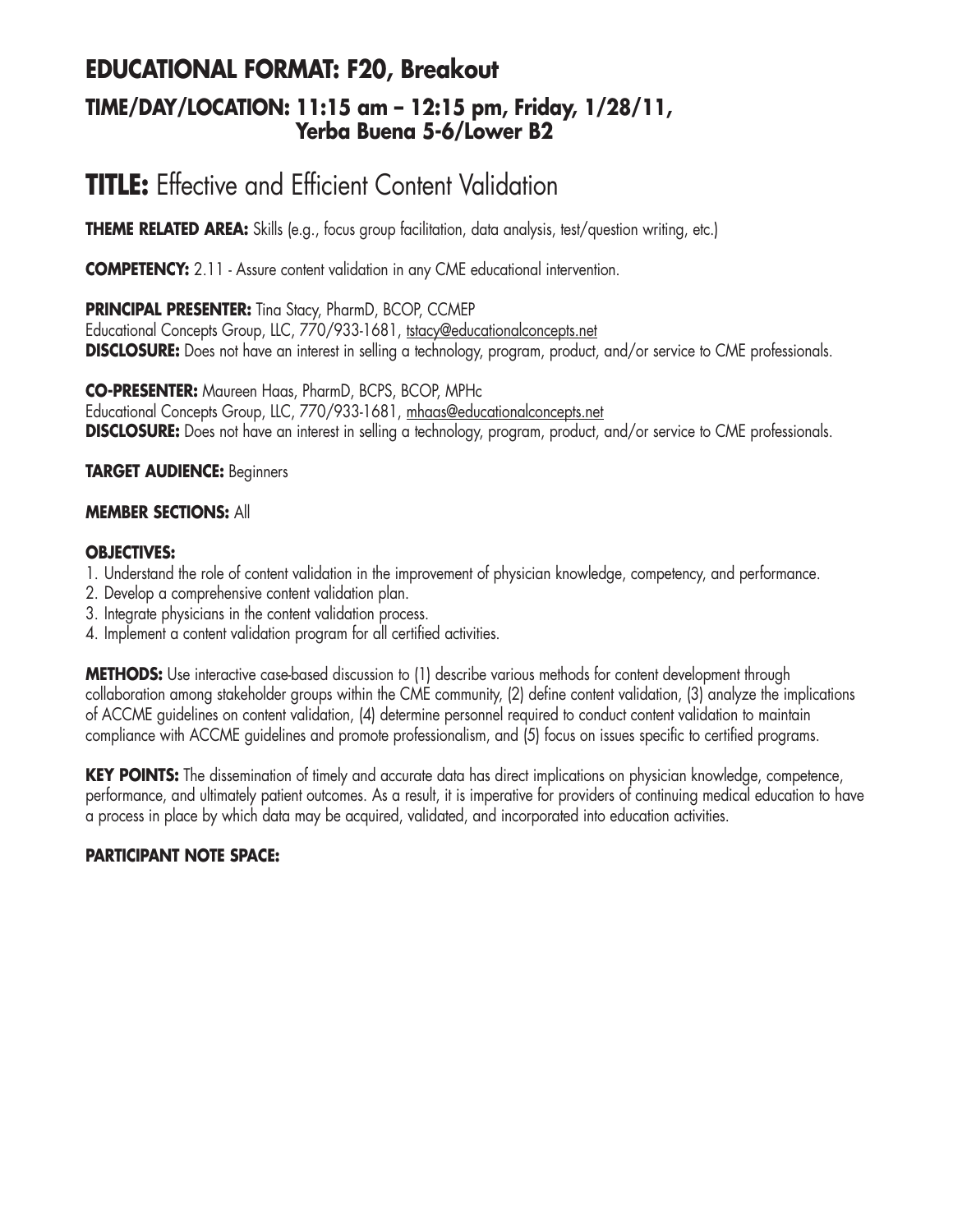# EDUCATIONAL FORMAT: F20, Breakout

### TIME/DAY/LOCATION: 11:15 am – 12:15 pm, Friday, 1/28/11, Yerba Buena 5-6/Lower B2

## TITLE: Effective and Efficient Content Validation

**THEME RELATED AREA:** Skills (e.g., focus group facilitation, data analysis, test/question writing, etc.)

**COMPETENCY:** 2.11 - Assure content validation in any CME educational intervention.

**PRINCIPAL PRESENTER:** Tina Stacy, PharmD, BCOP, CCMEP
Educational Concepts Group, LLC, 770/933-1681, tstacy@educationalconcepts.net
**DISCLOSURE:** Does not have an interest in selling a technology, program, product, and/or service to CME professionals.

**CO-PRESENTER:** Maureen Haas, PharmD, BCPS, BCOP, MPHc
Educational Concepts Group, LLC, 770/933-1681, mhaas@educationalconcepts.net
**DISCLOSURE:** Does not have an interest in selling a technology, program, product, and/or service to CME professionals.

**TARGET AUDIENCE:** Beginners

**MEMBER SECTIONS:** All

**OBJECTIVES:**

1. Understand the role of content validation in the improvement of physician knowledge, competency, and performance.
2. Develop a comprehensive content validation plan.
3. Integrate physicians in the content validation process.
4. Implement a content validation program for all certified activities.

**METHODS:** Use interactive case-based discussion to (1) describe various methods for content development through collaboration among stakeholder groups within the CME community, (2) define content validation, (3) analyze the implications of ACCME guidelines on content validation, (4) determine personnel required to conduct content validation to maintain compliance with ACCME guidelines and promote professionalism, and (5) focus on issues specific to certified programs.

**KEY POINTS:** The dissemination of timely and accurate data has direct implications on physician knowledge, competence, performance, and ultimately patient outcomes. As a result, it is imperative for providers of continuing medical education to have a process in place by which data may be acquired, validated, and incorporated into education activities.

**PARTICIPANT NOTE SPACE:**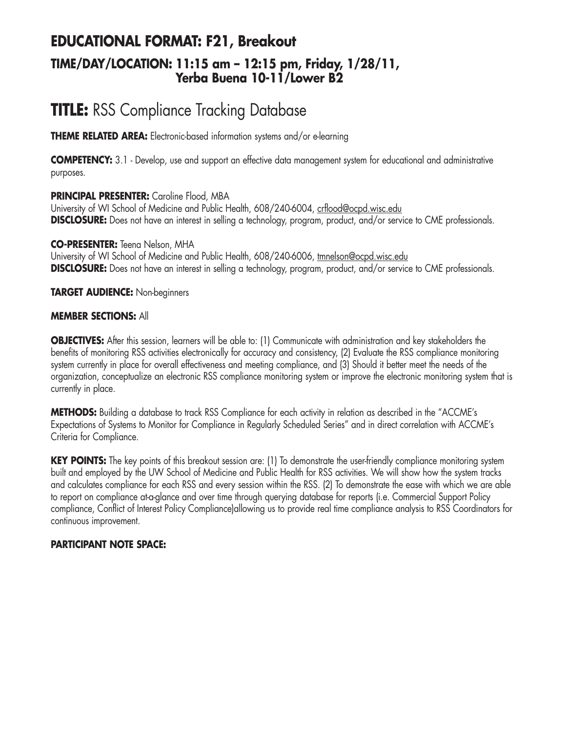## EDUCATIONAL FORMAT: F21, Breakout

### TIME/DAY/LOCATION: 11:15 am – 12:15 pm, Friday, 1/28/11, Yerba Buena 10-11/Lower B2

# TITLE: RSS Compliance Tracking Database

**THEME RELATED AREA:** Electronic-based information systems and/or e-learning

**COMPETENCY:** 3.1 - Develop, use and support an effective data management system for educational and administrative purposes.

**PRINCIPAL PRESENTER:** Caroline Flood, MBA
University of WI School of Medicine and Public Health, 608/240-6004, crflood@ocpd.wisc.edu
**DISCLOSURE:** Does not have an interest in selling a technology, program, product, and/or service to CME professionals.

**CO-PRESENTER:** Teena Nelson, MHA
University of WI School of Medicine and Public Health, 608/240-6006, tmnelson@ocpd.wisc.edu
**DISCLOSURE:** Does not have an interest in selling a technology, program, product, and/or service to CME professionals.

**TARGET AUDIENCE:** Non-beginners

**MEMBER SECTIONS:** All

**OBJECTIVES:** After this session, learners will be able to: (1) Communicate with administration and key stakeholders the benefits of monitoring RSS activities electronically for accuracy and consistency, (2) Evaluate the RSS compliance monitoring system currently in place for overall effectiveness and meeting compliance, and (3) Should it better meet the needs of the organization, conceptualize an electronic RSS compliance monitoring system or improve the electronic monitoring system that is currently in place.

**METHODS:** Building a database to track RSS Compliance for each activity in relation as described in the "ACCME's Expectations of Systems to Monitor for Compliance in Regularly Scheduled Series" and in direct correlation with ACCME's Criteria for Compliance.

**KEY POINTS:** The key points of this breakout session are: (1) To demonstrate the user-friendly compliance monitoring system built and employed by the UW School of Medicine and Public Health for RSS activities. We will show how the system tracks and calculates compliance for each RSS and every session within the RSS. (2) To demonstrate the ease with which we are able to report on compliance at-a-glance and over time through querying database for reports (i.e. Commercial Support Policy compliance, Conflict of Interest Policy Compliance)allowing us to provide real time compliance analysis to RSS Coordinators for continuous improvement.

**PARTICIPANT NOTE SPACE:**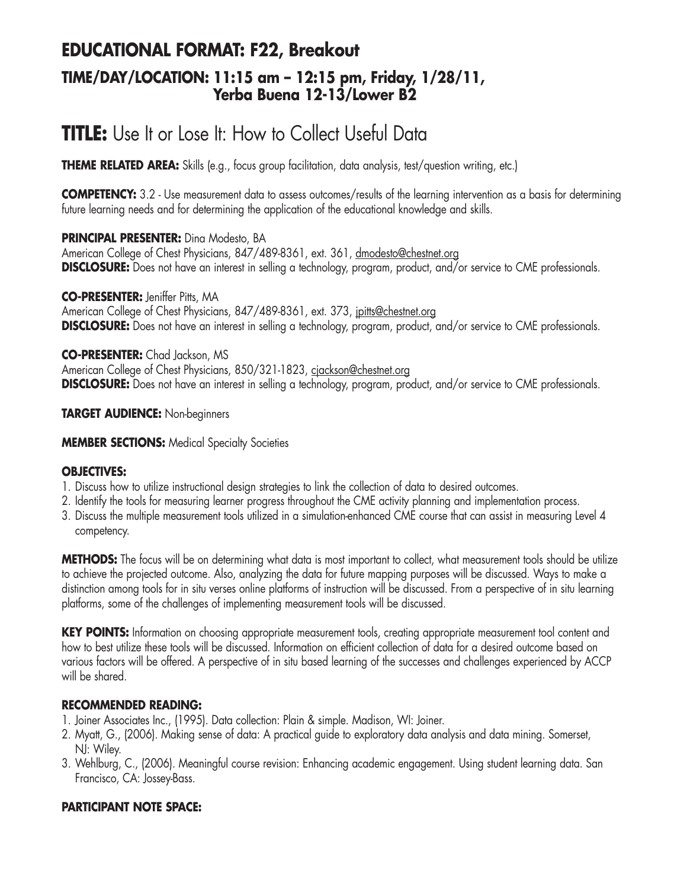# EDUCATIONAL FORMAT: F22, Breakout

## TIME/DAY/LOCATION: 11:15 am – 12:15 pm, Friday, 1/28/11, Yerba Buena 12-13/Lower B2

# TITLE: Use It or Lose It: How to Collect Useful Data

**THEME RELATED AREA:** Skills (e.g., focus group facilitation, data analysis, test/question writing, etc.)

**COMPETENCY:** 3.2 - Use measurement data to assess outcomes/results of the learning intervention as a basis for determining future learning needs and for determining the application of the educational knowledge and skills.

**PRINCIPAL PRESENTER:** Dina Modesto, BA
American College of Chest Physicians, 847/489-8361, ext. 361, dmodesto@chestnet.org
**DISCLOSURE:** Does not have an interest in selling a technology, program, product, and/or service to CME professionals.

**CO-PRESENTER:** Jeniffer Pitts, MA
American College of Chest Physicians, 847/489-8361, ext. 373, jpitts@chestnet.org
**DISCLOSURE:** Does not have an interest in selling a technology, program, product, and/or service to CME professionals.

**CO-PRESENTER:** Chad Jackson, MS
American College of Chest Physicians, 850/321-1823, cjackson@chestnet.org
**DISCLOSURE:** Does not have an interest in selling a technology, program, product, and/or service to CME professionals.

**TARGET AUDIENCE:** Non-beginners

**MEMBER SECTIONS:** Medical Specialty Societies

**OBJECTIVES:**

1. Discuss how to utilize instructional design strategies to link the collection of data to desired outcomes.
2. Identify the tools for measuring learner progress throughout the CME activity planning and implementation process.
3. Discuss the multiple measurement tools utilized in a simulation-enhanced CME course that can assist in measuring Level 4 competency.

**METHODS:** The focus will be on determining what data is most important to collect, what measurement tools should be utilize to achieve the projected outcome. Also, analyzing the data for future mapping purposes will be discussed. Ways to make a distinction among tools for in situ verses online platforms of instruction will be discussed. From a perspective of in situ learning platforms, some of the challenges of implementing measurement tools will be discussed.

**KEY POINTS:** Information on choosing appropriate measurement tools, creating appropriate measurement tool content and how to best utilize these tools will be discussed. Information on efficient collection of data for a desired outcome based on various factors will be offered. A perspective of in situ based learning of the successes and challenges experienced by ACCP will be shared.

**RECOMMENDED READING:**

1. Joiner Associates Inc., (1995). Data collection: Plain & simple. Madison, WI: Joiner.
2. Myatt, G., (2006). Making sense of data: A practical guide to exploratory data analysis and data mining. Somerset, NJ: Wiley.
3. Wehlburg, C., (2006). Meaningful course revision: Enhancing academic engagement. Using student learning data. San Francisco, CA: Jossey-Bass.

**PARTICIPANT NOTE SPACE:**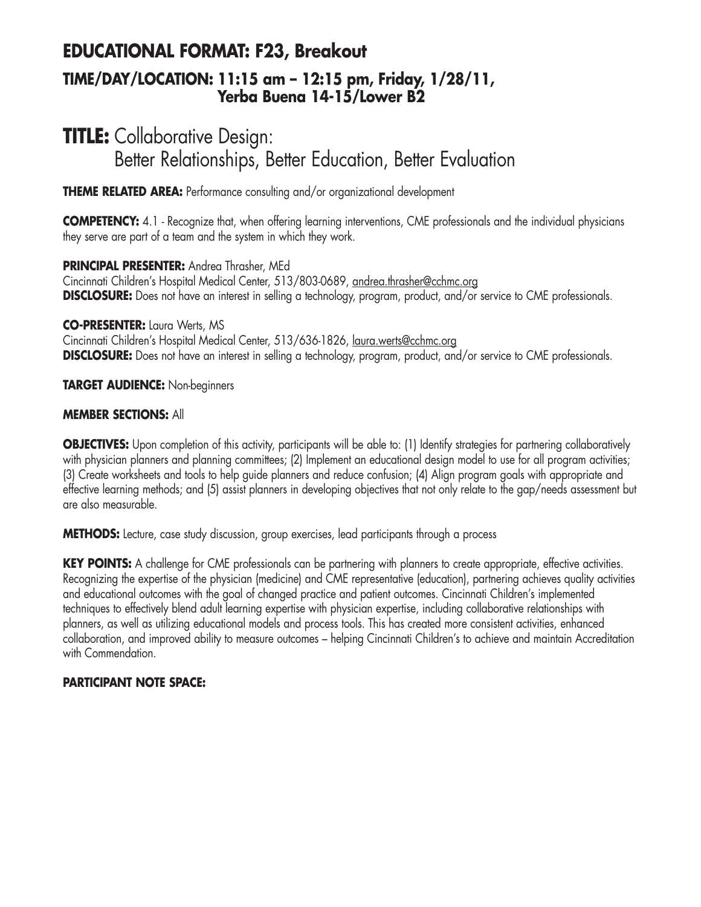## EDUCATIONAL FORMAT: F23, Breakout

### TIME/DAY/LOCATION: 11:15 am – 12:15 pm, Friday, 1/28/11, Yerba Buena 14-15/Lower B2

# TITLE: Collaborative Design: Better Relationships, Better Education, Better Evaluation

**THEME RELATED AREA:** Performance consulting and/or organizational development

**COMPETENCY:** 4.1 - Recognize that, when offering learning interventions, CME professionals and the individual physicians they serve are part of a team and the system in which they work.

**PRINCIPAL PRESENTER:** Andrea Thrasher, MEd
Cincinnati Children's Hospital Medical Center, 513/803-0689, andrea.thrasher@cchmc.org
**DISCLOSURE:** Does not have an interest in selling a technology, program, product, and/or service to CME professionals.

**CO-PRESENTER:** Laura Werts, MS
Cincinnati Children's Hospital Medical Center, 513/636-1826, laura.werts@cchmc.org
**DISCLOSURE:** Does not have an interest in selling a technology, program, product, and/or service to CME professionals.

**TARGET AUDIENCE:** Non-beginners

**MEMBER SECTIONS:** All

**OBJECTIVES:** Upon completion of this activity, participants will be able to: (1) Identify strategies for partnering collaboratively with physician planners and planning committees; (2) Implement an educational design model to use for all program activities; (3) Create worksheets and tools to help guide planners and reduce confusion; (4) Align program goals with appropriate and effective learning methods; and (5) assist planners in developing objectives that not only relate to the gap/needs assessment but are also measurable.

**METHODS:** Lecture, case study discussion, group exercises, lead participants through a process

**KEY POINTS:** A challenge for CME professionals can be partnering with planners to create appropriate, effective activities. Recognizing the expertise of the physician (medicine) and CME representative (education), partnering achieves quality activities and educational outcomes with the goal of changed practice and patient outcomes. Cincinnati Children's implemented techniques to effectively blend adult learning expertise with physician expertise, including collaborative relationships with planners, as well as utilizing educational models and process tools. This has created more consistent activities, enhanced collaboration, and improved ability to measure outcomes – helping Cincinnati Children's to achieve and maintain Accreditation with Commendation.

**PARTICIPANT NOTE SPACE:**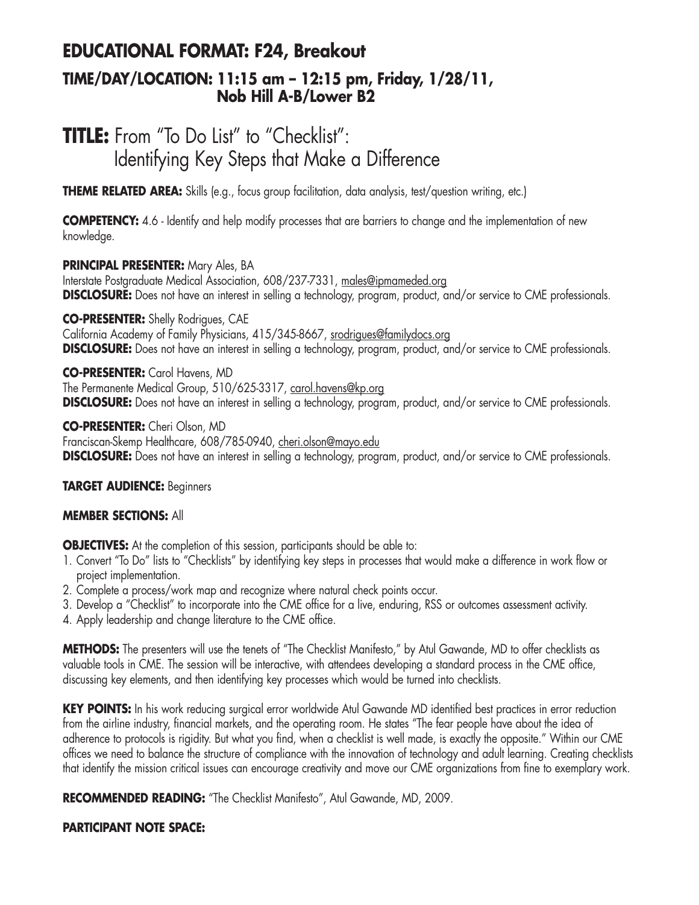# EDUCATIONAL FORMAT: F24, Breakout

## TIME/DAY/LOCATION: 11:15 am – 12:15 pm, Friday, 1/28/11, Nob Hill A-B/Lower B2

# TITLE: From "To Do List" to "Checklist": Identifying Key Steps that Make a Difference

**THEME RELATED AREA:** Skills (e.g., focus group facilitation, data analysis, test/question writing, etc.)

**COMPETENCY:** 4.6 - Identify and help modify processes that are barriers to change and the implementation of new knowledge.

**PRINCIPAL PRESENTER:** Mary Ales, BA
Interstate Postgraduate Medical Association, 608/237-7331, males@ipmameded.org
**DISCLOSURE:** Does not have an interest in selling a technology, program, product, and/or service to CME professionals.

**CO-PRESENTER:** Shelly Rodrigues, CAE
California Academy of Family Physicians, 415/345-8667, srodrigues@familydocs.org
**DISCLOSURE:** Does not have an interest in selling a technology, program, product, and/or service to CME professionals.

**CO-PRESENTER:** Carol Havens, MD
The Permanente Medical Group, 510/625-3317, carol.havens@kp.org
**DISCLOSURE:** Does not have an interest in selling a technology, program, product, and/or service to CME professionals.

**CO-PRESENTER:** Cheri Olson, MD
Franciscan-Skemp Healthcare, 608/785-0940, cheri.olson@mayo.edu
**DISCLOSURE:** Does not have an interest in selling a technology, program, product, and/or service to CME professionals.

**TARGET AUDIENCE:** Beginners

**MEMBER SECTIONS:** All

**OBJECTIVES:** At the completion of this session, participants should be able to:

1. Convert "To Do" lists to "Checklists" by identifying key steps in processes that would make a difference in work flow or project implementation.
2. Complete a process/work map and recognize where natural check points occur.
3. Develop a "Checklist" to incorporate into the CME office for a live, enduring, RSS or outcomes assessment activity.
4. Apply leadership and change literature to the CME office.

**METHODS:** The presenters will use the tenets of "The Checklist Manifesto," by Atul Gawande, MD to offer checklists as valuable tools in CME. The session will be interactive, with attendees developing a standard process in the CME office, discussing key elements, and then identifying key processes which would be turned into checklists.

**KEY POINTS:** In his work reducing surgical error worldwide Atul Gawande MD identified best practices in error reduction from the airline industry, financial markets, and the operating room. He states "The fear people have about the idea of adherence to protocols is rigidity. But what you find, when a checklist is well made, is exactly the opposite." Within our CME offices we need to balance the structure of compliance with the innovation of technology and adult learning. Creating checklists that identify the mission critical issues can encourage creativity and move our CME organizations from fine to exemplary work.

**RECOMMENDED READING:** "The Checklist Manifesto", Atul Gawande, MD, 2009.

**PARTICIPANT NOTE SPACE:**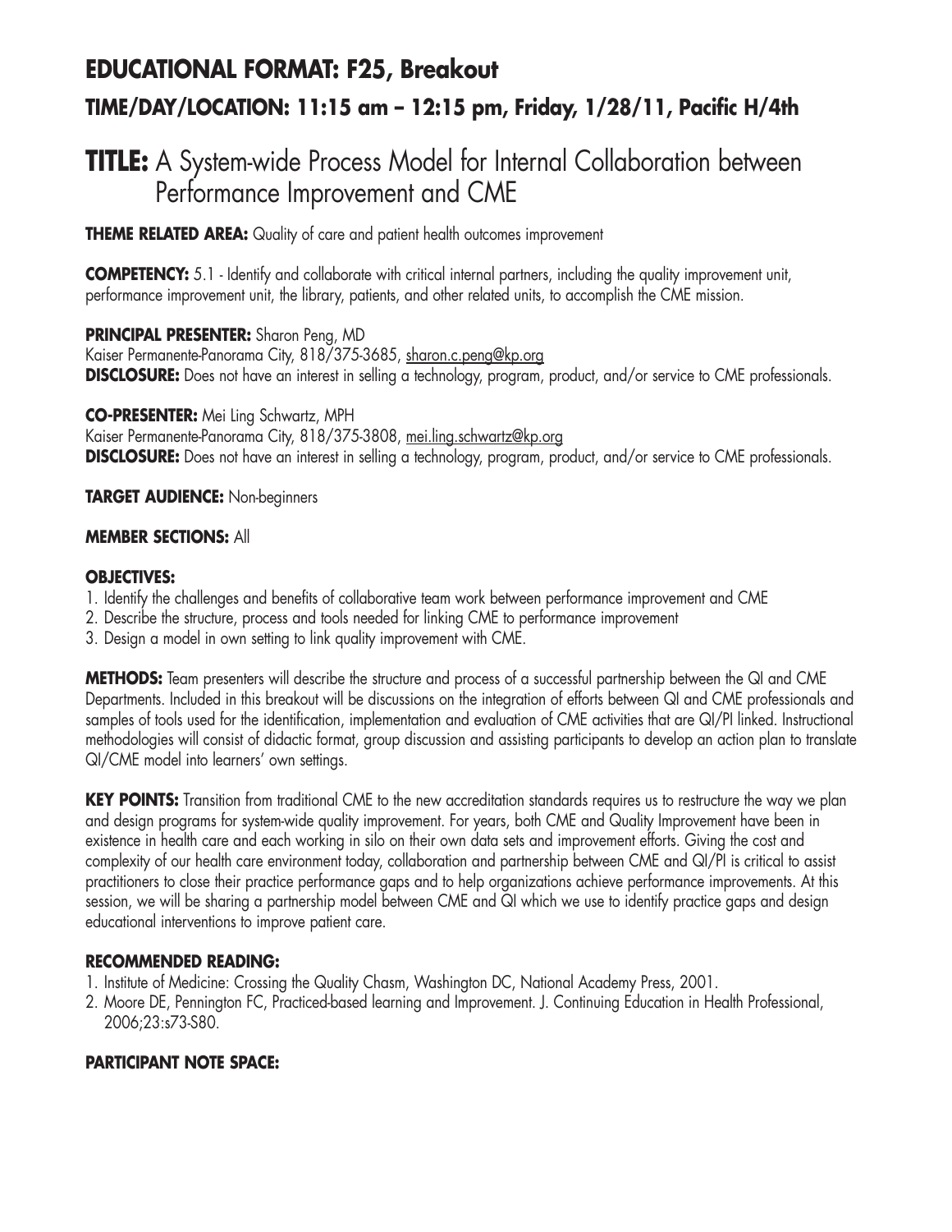# EDUCATIONAL FORMAT: F25, Breakout

## TIME/DAY/LOCATION: 11:15 am – 12:15 pm, Friday, 1/28/11, Pacific H/4th

# TITLE: A System-wide Process Model for Internal Collaboration between Performance Improvement and CME

**THEME RELATED AREA:** Quality of care and patient health outcomes improvement

**COMPETENCY:** 5.1 - Identify and collaborate with critical internal partners, including the quality improvement unit, performance improvement unit, the library, patients, and other related units, to accomplish the CME mission.

**PRINCIPAL PRESENTER:** Sharon Peng, MD
Kaiser Permanente-Panorama City, 818/375-3685, sharon.c.peng@kp.org
**DISCLOSURE:** Does not have an interest in selling a technology, program, product, and/or service to CME professionals.

**CO-PRESENTER:** Mei Ling Schwartz, MPH
Kaiser Permanente-Panorama City, 818/375-3808, mei.ling.schwartz@kp.org
**DISCLOSURE:** Does not have an interest in selling a technology, program, product, and/or service to CME professionals.

**TARGET AUDIENCE:** Non-beginners

**MEMBER SECTIONS:** All

**OBJECTIVES:**

1. Identify the challenges and benefits of collaborative team work between performance improvement and CME
2. Describe the structure, process and tools needed for linking CME to performance improvement
3. Design a model in own setting to link quality improvement with CME.

**METHODS:** Team presenters will describe the structure and process of a successful partnership between the QI and CME Departments. Included in this breakout will be discussions on the integration of efforts between QI and CME professionals and samples of tools used for the identification, implementation and evaluation of CME activities that are QI/PI linked. Instructional methodologies will consist of didactic format, group discussion and assisting participants to develop an action plan to translate QI/CME model into learners' own settings.

**KEY POINTS:** Transition from traditional CME to the new accreditation standards requires us to restructure the way we plan and design programs for system-wide quality improvement. For years, both CME and Quality Improvement have been in existence in health care and each working in silo on their own data sets and improvement efforts. Giving the cost and complexity of our health care environment today, collaboration and partnership between CME and QI/PI is critical to assist practitioners to close their practice performance gaps and to help organizations achieve performance improvements. At this session, we will be sharing a partnership model between CME and QI which we use to identify practice gaps and design educational interventions to improve patient care.

**RECOMMENDED READING:**

1. Institute of Medicine: Crossing the Quality Chasm, Washington DC, National Academy Press, 2001.
2. Moore DE, Pennington FC, Practiced-based learning and Improvement. J. Continuing Education in Health Professional, 2006;23:s73-S80.

**PARTICIPANT NOTE SPACE:**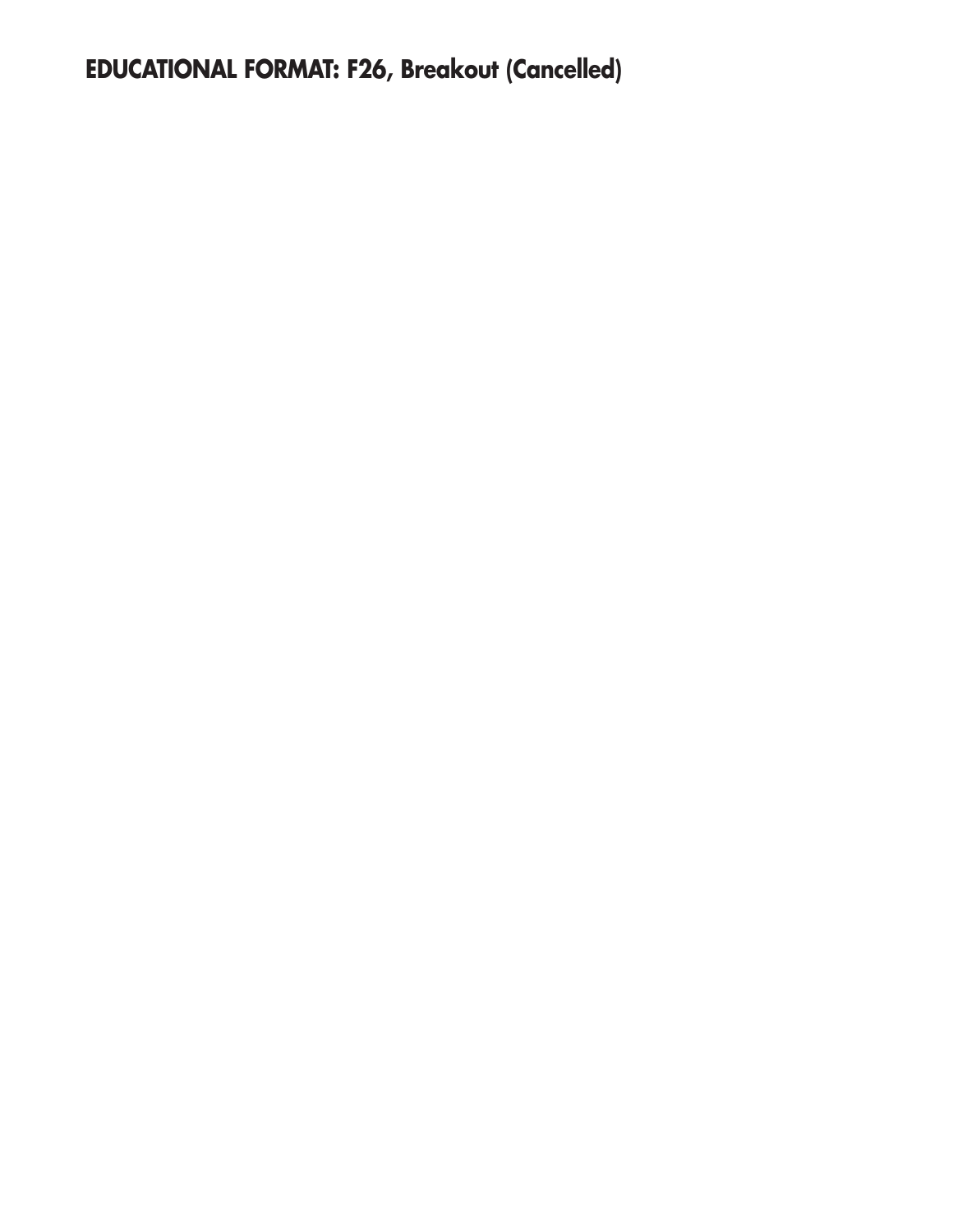**EDUCATIONAL FORMAT: F26, Breakout (Cancelled)**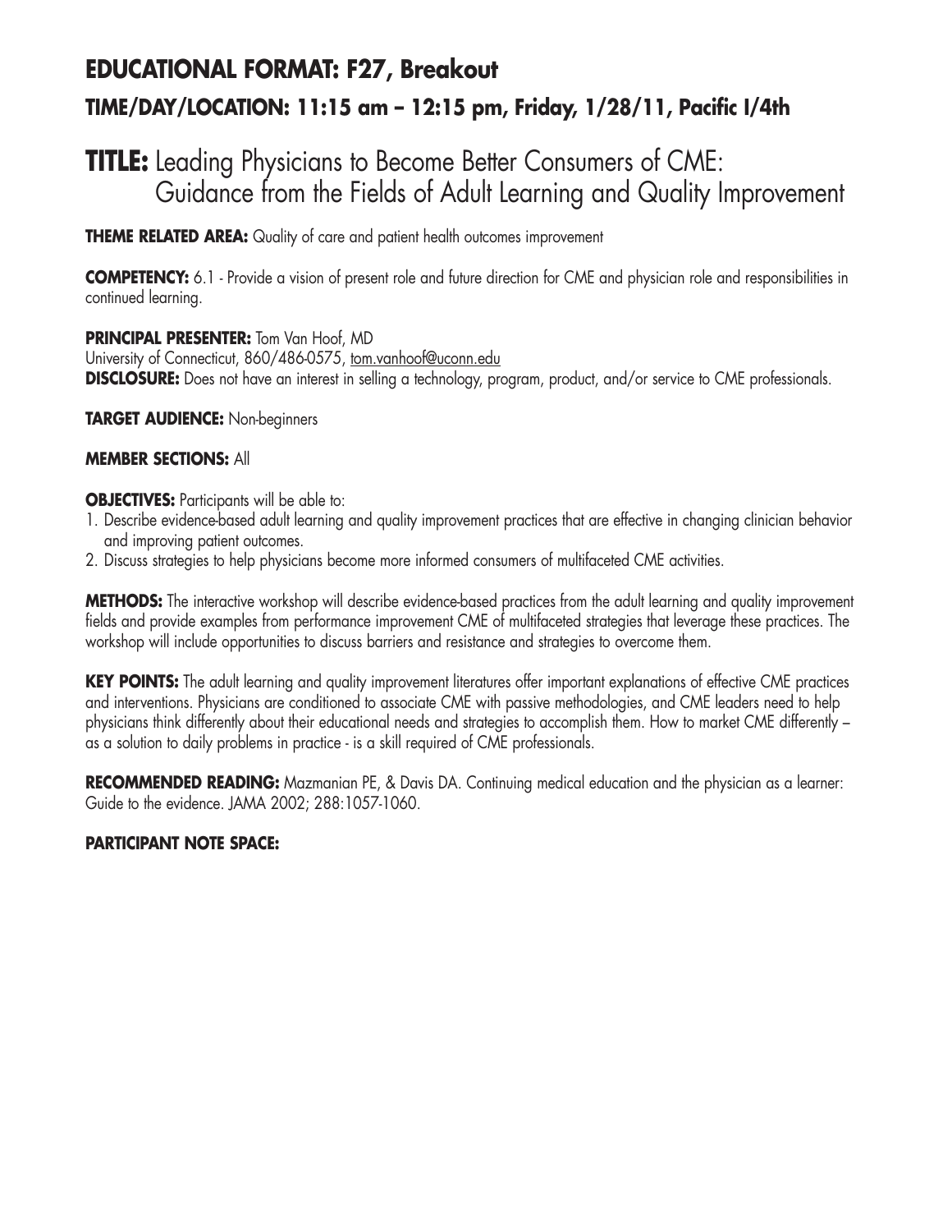# EDUCATIONAL FORMAT: F27, Breakout

## TIME/DAY/LOCATION: 11:15 am – 12:15 pm, Friday, 1/28/11, Pacific I/4th

# TITLE: Leading Physicians to Become Better Consumers of CME: Guidance from the Fields of Adult Learning and Quality Improvement

**THEME RELATED AREA:** Quality of care and patient health outcomes improvement

**COMPETENCY:** 6.1 - Provide a vision of present role and future direction for CME and physician role and responsibilities in continued learning.

**PRINCIPAL PRESENTER:** Tom Van Hoof, MD
University of Connecticut, 860/486-0575, tom.vanhoof@uconn.edu
**DISCLOSURE:** Does not have an interest in selling a technology, program, product, and/or service to CME professionals.

**TARGET AUDIENCE:** Non-beginners

**MEMBER SECTIONS:** All

**OBJECTIVES:** Participants will be able to:

1. Describe evidence-based adult learning and quality improvement practices that are effective in changing clinician behavior and improving patient outcomes.
2. Discuss strategies to help physicians become more informed consumers of multifaceted CME activities.

**METHODS:** The interactive workshop will describe evidence-based practices from the adult learning and quality improvement fields and provide examples from performance improvement CME of multifaceted strategies that leverage these practices. The workshop will include opportunities to discuss barriers and resistance and strategies to overcome them.

**KEY POINTS:** The adult learning and quality improvement literatures offer important explanations of effective CME practices and interventions. Physicians are conditioned to associate CME with passive methodologies, and CME leaders need to help physicians think differently about their educational needs and strategies to accomplish them. How to market CME differently – as a solution to daily problems in practice - is a skill required of CME professionals.

**RECOMMENDED READING:** Mazmanian PE, & Davis DA. Continuing medical education and the physician as a learner: Guide to the evidence. JAMA 2002; 288:1057-1060.

**PARTICIPANT NOTE SPACE:**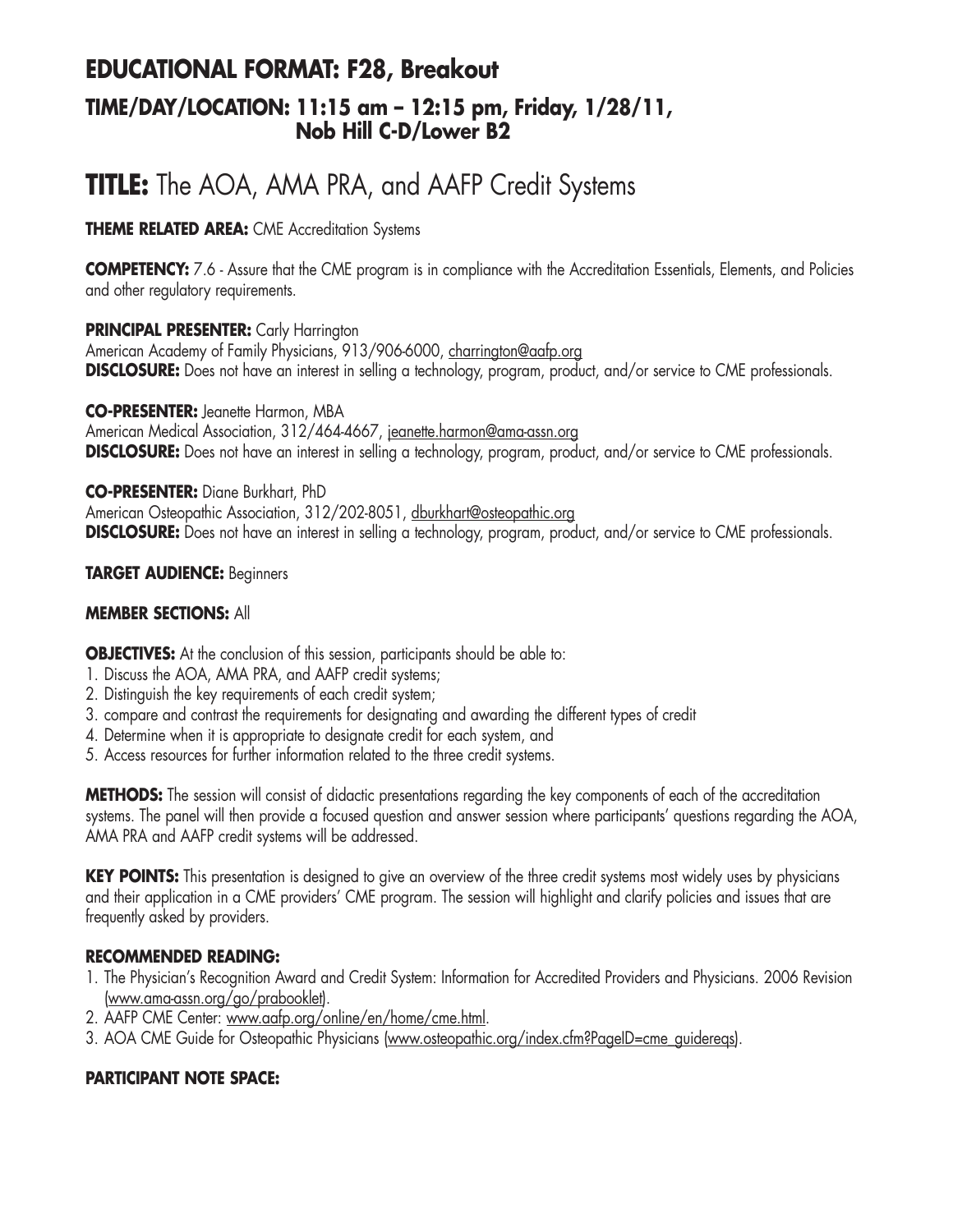## EDUCATIONAL FORMAT: F28, Breakout

### TIME/DAY/LOCATION: 11:15 am – 12:15 pm, Friday, 1/28/11, Nob Hill C-D/Lower B2

# TITLE: The AOA, AMA PRA, and AAFP Credit Systems

**THEME RELATED AREA:** CME Accreditation Systems

**COMPETENCY:** 7.6 - Assure that the CME program is in compliance with the Accreditation Essentials, Elements, and Policies and other regulatory requirements.

**PRINCIPAL PRESENTER:** Carly Harrington
American Academy of Family Physicians, 913/906-6000, charrington@aafp.org
**DISCLOSURE:** Does not have an interest in selling a technology, program, product, and/or service to CME professionals.

**CO-PRESENTER:** Jeanette Harmon, MBA
American Medical Association, 312/464-4667, jeanette.harmon@ama-assn.org
**DISCLOSURE:** Does not have an interest in selling a technology, program, product, and/or service to CME professionals.

**CO-PRESENTER:** Diane Burkhart, PhD
American Osteopathic Association, 312/202-8051, dburkhart@osteopathic.org
**DISCLOSURE:** Does not have an interest in selling a technology, program, product, and/or service to CME professionals.

**TARGET AUDIENCE:** Beginners

**MEMBER SECTIONS:** All

**OBJECTIVES:** At the conclusion of this session, participants should be able to:

1. Discuss the AOA, AMA PRA, and AAFP credit systems;
2. Distinguish the key requirements of each credit system;
3. compare and contrast the requirements for designating and awarding the different types of credit
4. Determine when it is appropriate to designate credit for each system, and
5. Access resources for further information related to the three credit systems.

**METHODS:** The session will consist of didactic presentations regarding the key components of each of the accreditation systems. The panel will then provide a focused question and answer session where participants' questions regarding the AOA, AMA PRA and AAFP credit systems will be addressed.

**KEY POINTS:** This presentation is designed to give an overview of the three credit systems most widely uses by physicians and their application in a CME providers' CME program. The session will highlight and clarify policies and issues that are frequently asked by providers.

**RECOMMENDED READING:**

1. The Physician's Recognition Award and Credit System: Information for Accredited Providers and Physicians. 2006 Revision (www.ama-assn.org/go/prabooklet).
2. AAFP CME Center: www.aafp.org/online/en/home/cme.html.
3. AOA CME Guide for Osteopathic Physicians (www.osteopathic.org/index.cfm?PageID=cme_guidereqs).

**PARTICIPANT NOTE SPACE:**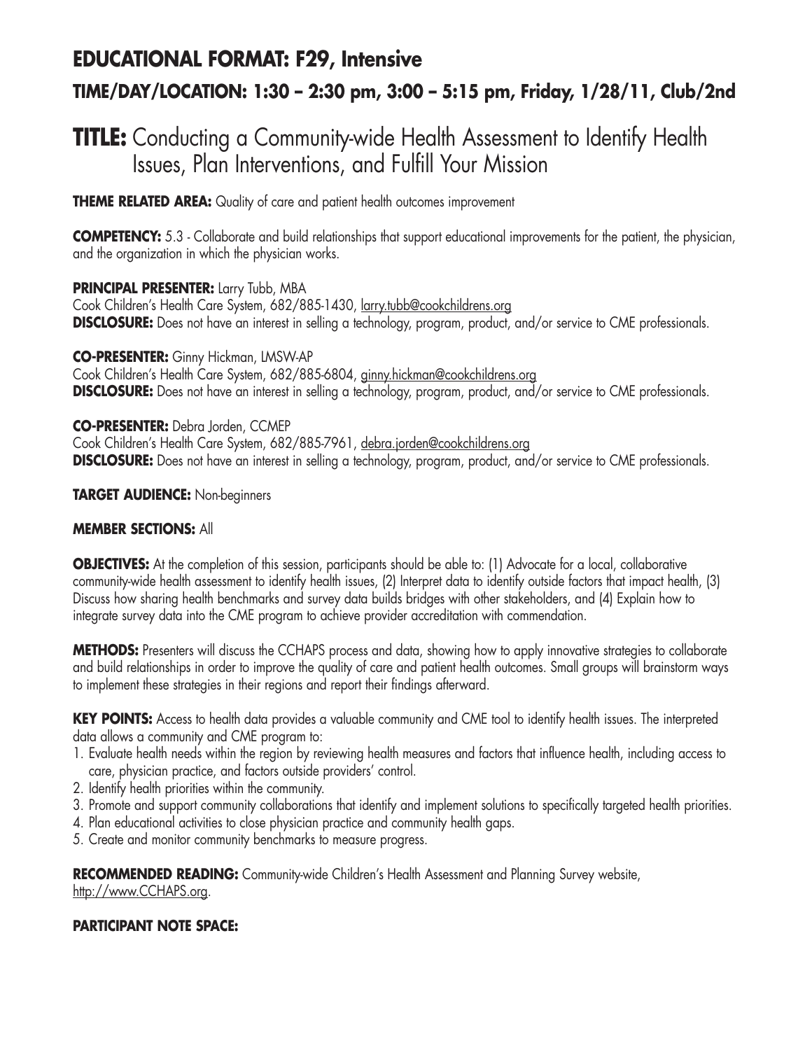## EDUCATIONAL FORMAT: F29, Intensive

### TIME/DAY/LOCATION: 1:30 – 2:30 pm, 3:00 – 5:15 pm, Friday, 1/28/11, Club/2nd

# TITLE: Conducting a Community-wide Health Assessment to Identify Health Issues, Plan Interventions, and Fulfill Your Mission

**THEME RELATED AREA:** Quality of care and patient health outcomes improvement

**COMPETENCY:** 5.3 - Collaborate and build relationships that support educational improvements for the patient, the physician, and the organization in which the physician works.

**PRINCIPAL PRESENTER:** Larry Tubb, MBA
Cook Children's Health Care System, 682/885-1430, larry.tubb@cookchildrens.org
**DISCLOSURE:** Does not have an interest in selling a technology, program, product, and/or service to CME professionals.

**CO-PRESENTER:** Ginny Hickman, LMSW-AP
Cook Children's Health Care System, 682/885-6804, ginny.hickman@cookchildrens.org
**DISCLOSURE:** Does not have an interest in selling a technology, program, product, and/or service to CME professionals.

**CO-PRESENTER:** Debra Jorden, CCMEP
Cook Children's Health Care System, 682/885-7961, debra.jorden@cookchildrens.org
**DISCLOSURE:** Does not have an interest in selling a technology, program, product, and/or service to CME professionals.

**TARGET AUDIENCE:** Non-beginners

**MEMBER SECTIONS:** All

**OBJECTIVES:** At the completion of this session, participants should be able to: (1) Advocate for a local, collaborative community-wide health assessment to identify health issues, (2) Interpret data to identify outside factors that impact health, (3) Discuss how sharing health benchmarks and survey data builds bridges with other stakeholders, and (4) Explain how to integrate survey data into the CME program to achieve provider accreditation with commendation.

**METHODS:** Presenters will discuss the CCHAPS process and data, showing how to apply innovative strategies to collaborate and build relationships in order to improve the quality of care and patient health outcomes. Small groups will brainstorm ways to implement these strategies in their regions and report their findings afterward.

**KEY POINTS:** Access to health data provides a valuable community and CME tool to identify health issues. The interpreted data allows a community and CME program to:

1. Evaluate health needs within the region by reviewing health measures and factors that influence health, including access to care, physician practice, and factors outside providers' control.
2. Identify health priorities within the community.
3. Promote and support community collaborations that identify and implement solutions to specifically targeted health priorities.
4. Plan educational activities to close physician practice and community health gaps.
5. Create and monitor community benchmarks to measure progress.

**RECOMMENDED READING:** Community-wide Children's Health Assessment and Planning Survey website, http://www.CCHAPS.org.

**PARTICIPANT NOTE SPACE:**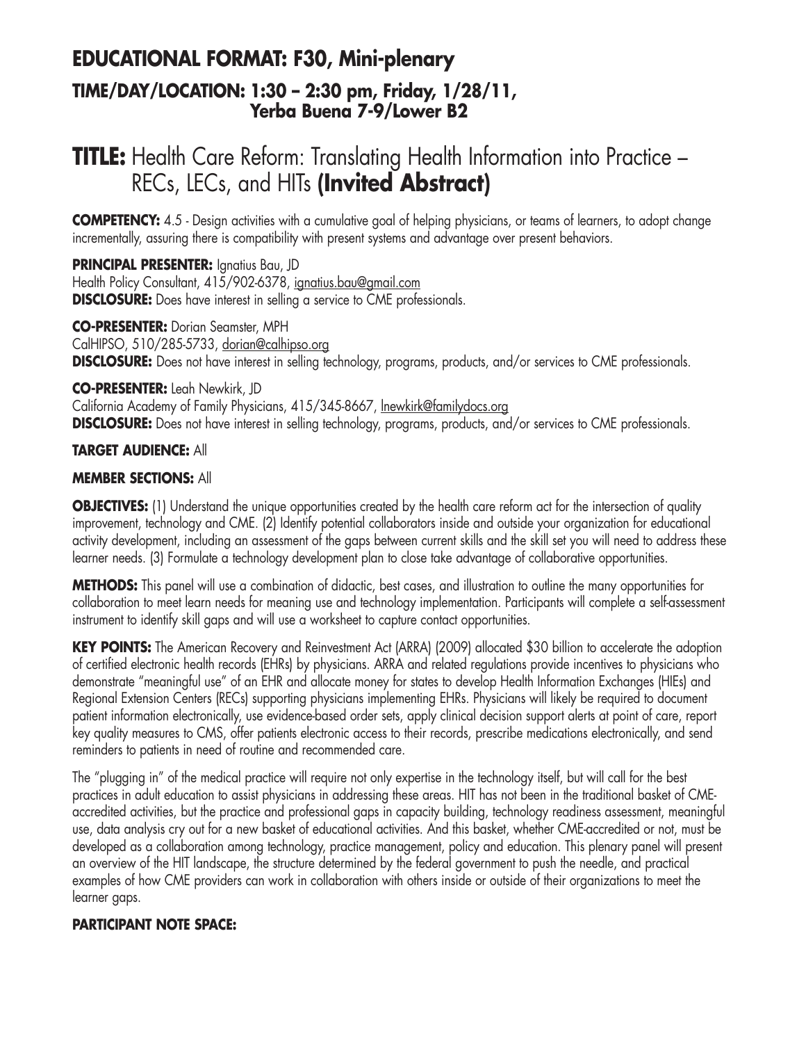## EDUCATIONAL FORMAT: F30, Mini-plenary

### TIME/DAY/LOCATION: 1:30 – 2:30 pm, Friday, 1/28/11, Yerba Buena 7-9/Lower B2

# TITLE: Health Care Reform: Translating Health Information into Practice – RECs, LECs, and HITs (Invited Abstract)

**COMPETENCY:** 4.5 - Design activities with a cumulative goal of helping physicians, or teams of learners, to adopt change incrementally, assuring there is compatibility with present systems and advantage over present behaviors.

**PRINCIPAL PRESENTER:** Ignatius Bau, JD
Health Policy Consultant, 415/902-6378, ignatius.bau@gmail.com
**DISCLOSURE:** Does have interest in selling a service to CME professionals.

**CO-PRESENTER:** Dorian Seamster, MPH
CalHIPSO, 510/285-5733, dorian@calhipso.org
**DISCLOSURE:** Does not have interest in selling technology, programs, products, and/or services to CME professionals.

**CO-PRESENTER:** Leah Newkirk, JD
California Academy of Family Physicians, 415/345-8667, lnewkirk@familydocs.org
**DISCLOSURE:** Does not have interest in selling technology, programs, products, and/or services to CME professionals.

**TARGET AUDIENCE:** All

**MEMBER SECTIONS:** All

**OBJECTIVES:** (1) Understand the unique opportunities created by the health care reform act for the intersection of quality improvement, technology and CME. (2) Identify potential collaborators inside and outside your organization for educational activity development, including an assessment of the gaps between current skills and the skill set you will need to address these learner needs. (3) Formulate a technology development plan to close take advantage of collaborative opportunities.

**METHODS:** This panel will use a combination of didactic, best cases, and illustration to outline the many opportunities for collaboration to meet learn needs for meaning use and technology implementation. Participants will complete a self-assessment instrument to identify skill gaps and will use a worksheet to capture contact opportunities.

**KEY POINTS:** The American Recovery and Reinvestment Act (ARRA) (2009) allocated $30 billion to accelerate the adoption of certified electronic health records (EHRs) by physicians. ARRA and related regulations provide incentives to physicians who demonstrate "meaningful use" of an EHR and allocate money for states to develop Health Information Exchanges (HIEs) and Regional Extension Centers (RECs) supporting physicians implementing EHRs. Physicians will likely be required to document patient information electronically, use evidence-based order sets, apply clinical decision support alerts at point of care, report key quality measures to CMS, offer patients electronic access to their records, prescribe medications electronically, and send reminders to patients in need of routine and recommended care.

The "plugging in" of the medical practice will require not only expertise in the technology itself, but will call for the best practices in adult education to assist physicians in addressing these areas. HIT has not been in the traditional basket of CME-accredited activities, but the practice and professional gaps in capacity building, technology readiness assessment, meaningful use, data analysis cry out for a new basket of educational activities. And this basket, whether CME-accredited or not, must be developed as a collaboration among technology, practice management, policy and education. This plenary panel will present an overview of the HIT landscape, the structure determined by the federal government to push the needle, and practical examples of how CME providers can work in collaboration with others inside or outside of their organizations to meet the learner gaps.

**PARTICIPANT NOTE SPACE:**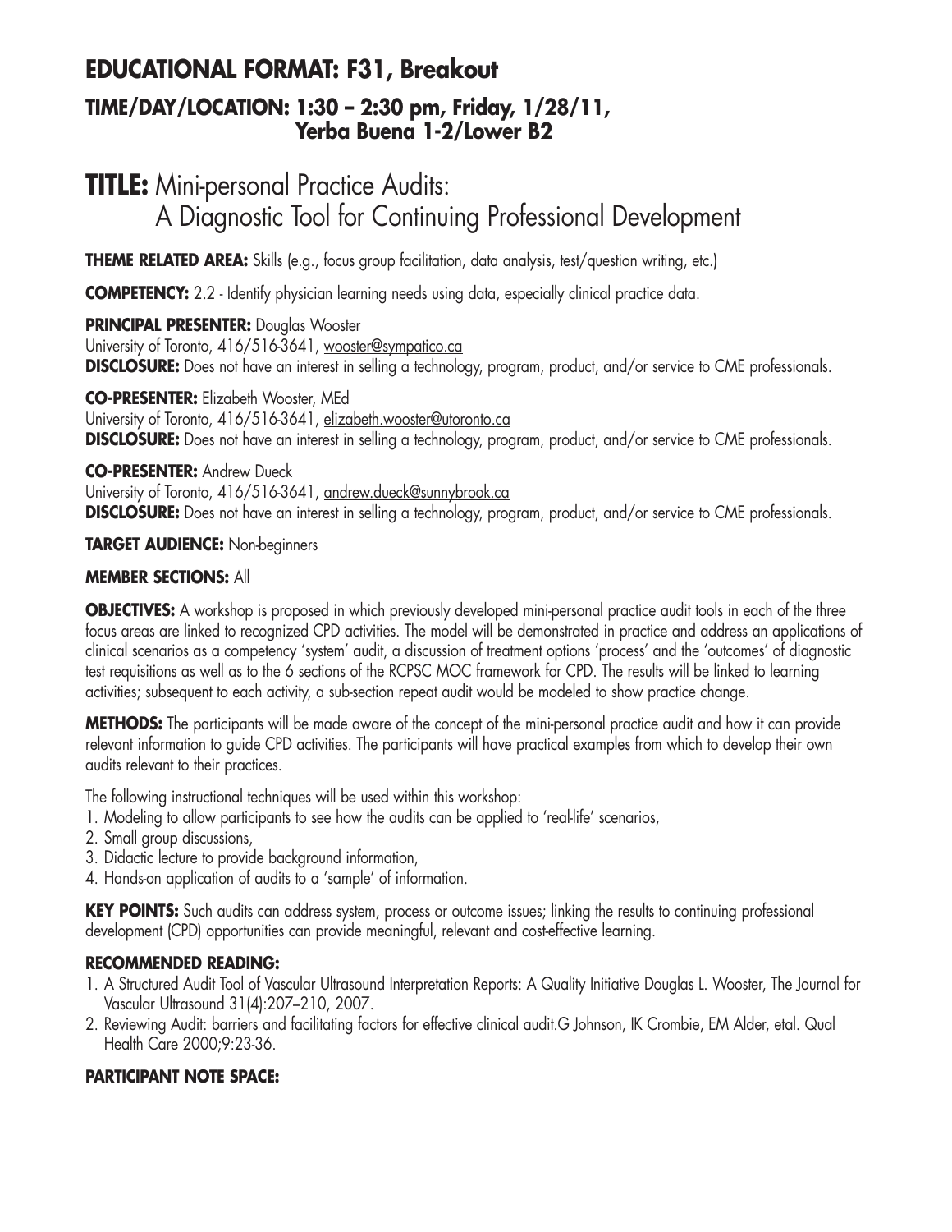## EDUCATIONAL FORMAT: F31, Breakout

### TIME/DAY/LOCATION: 1:30 – 2:30 pm, Friday, 1/28/11, Yerba Buena 1-2/Lower B2

# TITLE: Mini-personal Practice Audits: A Diagnostic Tool for Continuing Professional Development

**THEME RELATED AREA:** Skills (e.g., focus group facilitation, data analysis, test/question writing, etc.)

**COMPETENCY:** 2.2 - Identify physician learning needs using data, especially clinical practice data.

**PRINCIPAL PRESENTER:** Douglas Wooster
University of Toronto, 416/516-3641, wooster@sympatico.ca
**DISCLOSURE:** Does not have an interest in selling a technology, program, product, and/or service to CME professionals.

**CO-PRESENTER:** Elizabeth Wooster, MEd
University of Toronto, 416/516-3641, elizabeth.wooster@utoronto.ca
**DISCLOSURE:** Does not have an interest in selling a technology, program, product, and/or service to CME professionals.

**CO-PRESENTER:** Andrew Dueck
University of Toronto, 416/516-3641, andrew.dueck@sunnybrook.ca
**DISCLOSURE:** Does not have an interest in selling a technology, program, product, and/or service to CME professionals.

**TARGET AUDIENCE:** Non-beginners

**MEMBER SECTIONS:** All

**OBJECTIVES:** A workshop is proposed in which previously developed mini-personal practice audit tools in each of the three focus areas are linked to recognized CPD activities. The model will be demonstrated in practice and address an applications of clinical scenarios as a competency 'system' audit, a discussion of treatment options 'process' and the 'outcomes' of diagnostic test requisitions as well as to the 6 sections of the RCPSC MOC framework for CPD. The results will be linked to learning activities; subsequent to each activity, a sub-section repeat audit would be modeled to show practice change.

**METHODS:** The participants will be made aware of the concept of the mini-personal practice audit and how it can provide relevant information to guide CPD activities. The participants will have practical examples from which to develop their own audits relevant to their practices.

The following instructional techniques will be used within this workshop:

1. Modeling to allow participants to see how the audits can be applied to 'real-life' scenarios,
2. Small group discussions,
3. Didactic lecture to provide background information,
4. Hands-on application of audits to a 'sample' of information.

**KEY POINTS:** Such audits can address system, process or outcome issues; linking the results to continuing professional development (CPD) opportunities can provide meaningful, relevant and cost-effective learning.

**RECOMMENDED READING:**

1. A Structured Audit Tool of Vascular Ultrasound Interpretation Reports: A Quality Initiative Douglas L. Wooster, The Journal for Vascular Ultrasound 31(4):207–210, 2007.
2. Reviewing Audit: barriers and facilitating factors for effective clinical audit.G Johnson, IK Crombie, EM Alder, etal. Qual Health Care 2000;9:23-36.

**PARTICIPANT NOTE SPACE:**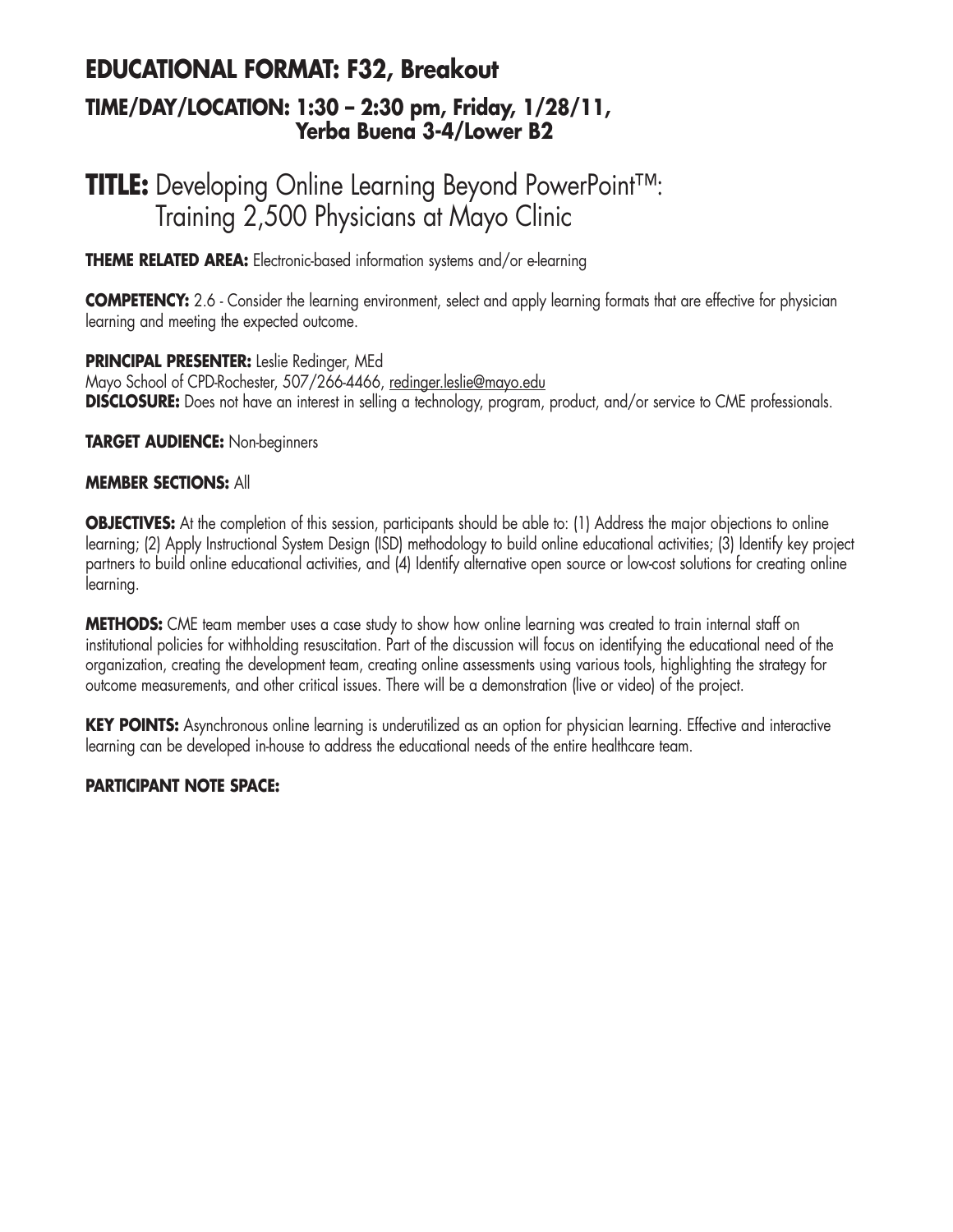## EDUCATIONAL FORMAT: F32, Breakout

### TIME/DAY/LOCATION: 1:30 – 2:30 pm, Friday, 1/28/11, Yerba Buena 3-4/Lower B2

# TITLE: Developing Online Learning Beyond PowerPoint™: Training 2,500 Physicians at Mayo Clinic

**THEME RELATED AREA:** Electronic-based information systems and/or e-learning

**COMPETENCY:** 2.6 - Consider the learning environment, select and apply learning formats that are effective for physician learning and meeting the expected outcome.

**PRINCIPAL PRESENTER:** Leslie Redinger, MEd
Mayo School of CPD-Rochester, 507/266-4466, redinger.leslie@mayo.edu
**DISCLOSURE:** Does not have an interest in selling a technology, program, product, and/or service to CME professionals.

**TARGET AUDIENCE:** Non-beginners

**MEMBER SECTIONS:** All

**OBJECTIVES:** At the completion of this session, participants should be able to: (1) Address the major objections to online learning; (2) Apply Instructional System Design (ISD) methodology to build online educational activities; (3) Identify key project partners to build online educational activities, and (4) Identify alternative open source or low-cost solutions for creating online learning.

**METHODS:** CME team member uses a case study to show how online learning was created to train internal staff on institutional policies for withholding resuscitation. Part of the discussion will focus on identifying the educational need of the organization, creating the development team, creating online assessments using various tools, highlighting the strategy for outcome measurements, and other critical issues. There will be a demonstration (live or video) of the project.

**KEY POINTS:** Asynchronous online learning is underutilized as an option for physician learning. Effective and interactive learning can be developed in-house to address the educational needs of the entire healthcare team.

**PARTICIPANT NOTE SPACE:**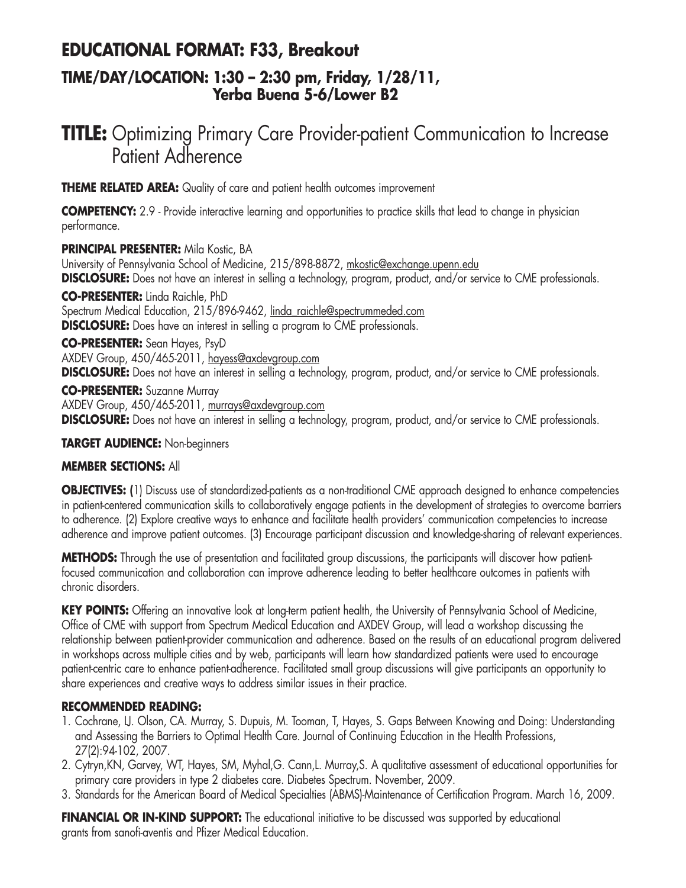## EDUCATIONAL FORMAT: F33, Breakout

### TIME/DAY/LOCATION: 1:30 – 2:30 pm, Friday, 1/28/11, Yerba Buena 5-6/Lower B2

# TITLE: Optimizing Primary Care Provider-patient Communication to Increase Patient Adherence

**THEME RELATED AREA:** Quality of care and patient health outcomes improvement

**COMPETENCY:** 2.9 - Provide interactive learning and opportunities to practice skills that lead to change in physician performance.

**PRINCIPAL PRESENTER:** Mila Kostic, BA
University of Pennsylvania School of Medicine, 215/898-8872, mkostic@exchange.upenn.edu
**DISCLOSURE:** Does not have an interest in selling a technology, program, product, and/or service to CME professionals.

**CO-PRESENTER:** Linda Raichle, PhD
Spectrum Medical Education, 215/896-9462, linda_raichle@spectrummeded.com
**DISCLOSURE:** Does have an interest in selling a program to CME professionals.

**CO-PRESENTER:** Sean Hayes, PsyD
AXDEV Group, 450/465-2011, hayess@axdevgroup.com
**DISCLOSURE:** Does not have an interest in selling a technology, program, product, and/or service to CME professionals.

**CO-PRESENTER:** Suzanne Murray
AXDEV Group, 450/465-2011, murrays@axdevgroup.com
**DISCLOSURE:** Does not have an interest in selling a technology, program, product, and/or service to CME professionals.

**TARGET AUDIENCE:** Non-beginners

**MEMBER SECTIONS:** All

**OBJECTIVES:** (1) Discuss use of standardized-patients as a non-traditional CME approach designed to enhance competencies in patient-centered communication skills to collaboratively engage patients in the development of strategies to overcome barriers to adherence. (2) Explore creative ways to enhance and facilitate health providers' communication competencies to increase adherence and improve patient outcomes. (3) Encourage participant discussion and knowledge-sharing of relevant experiences.

**METHODS:** Through the use of presentation and facilitated group discussions, the participants will discover how patient-focused communication and collaboration can improve adherence leading to better healthcare outcomes in patients with chronic disorders.

**KEY POINTS:** Offering an innovative look at long-term patient health, the University of Pennsylvania School of Medicine, Office of CME with support from Spectrum Medical Education and AXDEV Group, will lead a workshop discussing the relationship between patient-provider communication and adherence. Based on the results of an educational program delivered in workshops across multiple cities and by web, participants will learn how standardized patients were used to encourage patient-centric care to enhance patient-adherence. Facilitated small group discussions will give participants an opportunity to share experiences and creative ways to address similar issues in their practice.

**RECOMMENDED READING:**

1. Cochrane, LJ. Olson, CA. Murray, S. Dupuis, M. Tooman, T, Hayes, S. Gaps Between Knowing and Doing: Understanding and Assessing the Barriers to Optimal Health Care. Journal of Continuing Education in the Health Professions, 27(2):94-102, 2007.
2. Cytryn,KN, Garvey, WT, Hayes, SM, Myhal,G. Cann,L. Murray,S. A qualitative assessment of educational opportunities for primary care providers in type 2 diabetes care. Diabetes Spectrum. November, 2009.
3. Standards for the American Board of Medical Specialties (ABMS)-Maintenance of Certification Program. March 16, 2009.

**FINANCIAL OR IN-KIND SUPPORT:** The educational initiative to be discussed was supported by educational grants from sanofi-aventis and Pfizer Medical Education.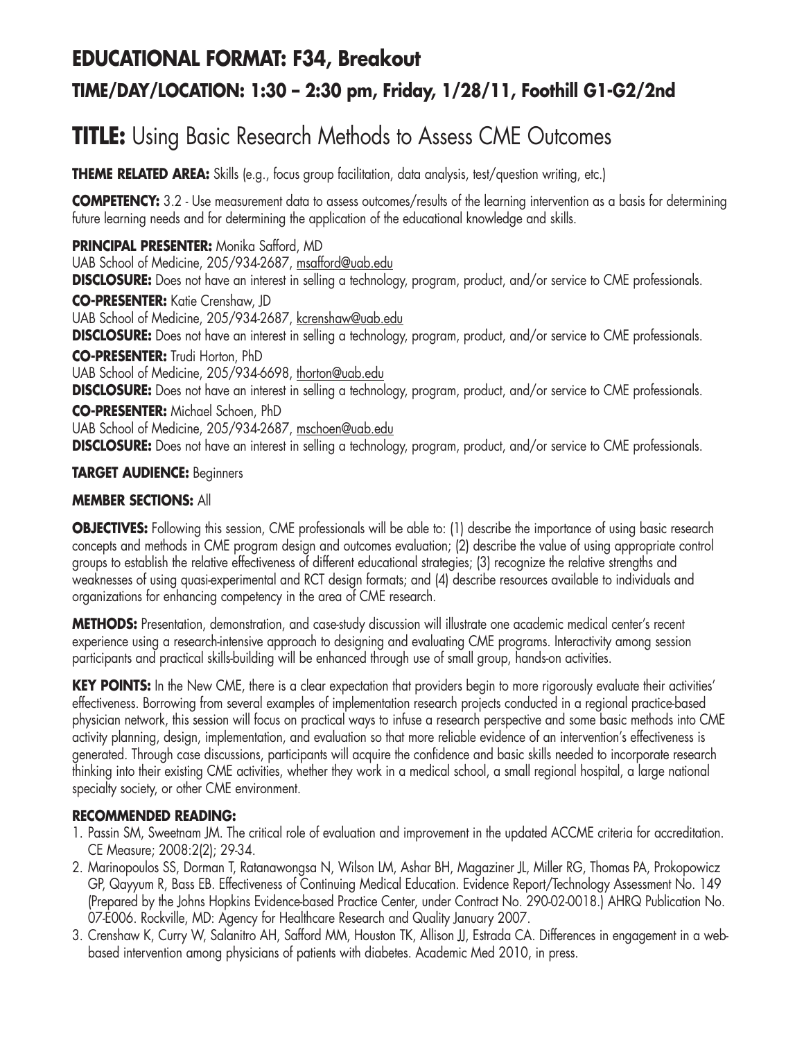## EDUCATIONAL FORMAT: F34, Breakout

### TIME/DAY/LOCATION: 1:30 – 2:30 pm, Friday, 1/28/11, Foothill G1-G2/2nd

# TITLE: Using Basic Research Methods to Assess CME Outcomes

**THEME RELATED AREA:** Skills (e.g., focus group facilitation, data analysis, test/question writing, etc.)

**COMPETENCY:** 3.2 - Use measurement data to assess outcomes/results of the learning intervention as a basis for determining future learning needs and for determining the application of the educational knowledge and skills.

**PRINCIPAL PRESENTER:** Monika Safford, MD
UAB School of Medicine, 205/934-2687, msafford@uab.edu
**DISCLOSURE:** Does not have an interest in selling a technology, program, product, and/or service to CME professionals.

**CO-PRESENTER:** Katie Crenshaw, JD
UAB School of Medicine, 205/934-2687, kcrenshaw@uab.edu
**DISCLOSURE:** Does not have an interest in selling a technology, program, product, and/or service to CME professionals.

**CO-PRESENTER:** Trudi Horton, PhD
UAB School of Medicine, 205/934-6698, thorton@uab.edu
**DISCLOSURE:** Does not have an interest in selling a technology, program, product, and/or service to CME professionals.

**CO-PRESENTER:** Michael Schoen, PhD
UAB School of Medicine, 205/934-2687, mschoen@uab.edu
**DISCLOSURE:** Does not have an interest in selling a technology, program, product, and/or service to CME professionals.

**TARGET AUDIENCE:** Beginners

**MEMBER SECTIONS:** All

**OBJECTIVES:** Following this session, CME professionals will be able to: (1) describe the importance of using basic research concepts and methods in CME program design and outcomes evaluation; (2) describe the value of using appropriate control groups to establish the relative effectiveness of different educational strategies; (3) recognize the relative strengths and weaknesses of using quasi-experimental and RCT design formats; and (4) describe resources available to individuals and organizations for enhancing competency in the area of CME research.

**METHODS:** Presentation, demonstration, and case-study discussion will illustrate one academic medical center's recent experience using a research-intensive approach to designing and evaluating CME programs. Interactivity among session participants and practical skills-building will be enhanced through use of small group, hands-on activities.

**KEY POINTS:** In the New CME, there is a clear expectation that providers begin to more rigorously evaluate their activities' effectiveness. Borrowing from several examples of implementation research projects conducted in a regional practice-based physician network, this session will focus on practical ways to infuse a research perspective and some basic methods into CME activity planning, design, implementation, and evaluation so that more reliable evidence of an intervention's effectiveness is generated. Through case discussions, participants will acquire the confidence and basic skills needed to incorporate research thinking into their existing CME activities, whether they work in a medical school, a small regional hospital, a large national specialty society, or other CME environment.

**RECOMMENDED READING:**

1. Passin SM, Sweetnam JM. The critical role of evaluation and improvement in the updated ACCME criteria for accreditation. CE Measure; 2008:2(2); 29-34.
2. Marinopoulos SS, Dorman T, Ratanawongsa N, Wilson LM, Ashar BH, Magaziner JL, Miller RG, Thomas PA, Prokopowicz GP, Qayyum R, Bass EB. Effectiveness of Continuing Medical Education. Evidence Report/Technology Assessment No. 149 (Prepared by the Johns Hopkins Evidence-based Practice Center, under Contract No. 290-02-0018.) AHRQ Publication No. 07-E006. Rockville, MD: Agency for Healthcare Research and Quality January 2007.
3. Crenshaw K, Curry W, Salanitro AH, Safford MM, Houston TK, Allison JJ, Estrada CA. Differences in engagement in a web-based intervention among physicians of patients with diabetes. Academic Med 2010, in press.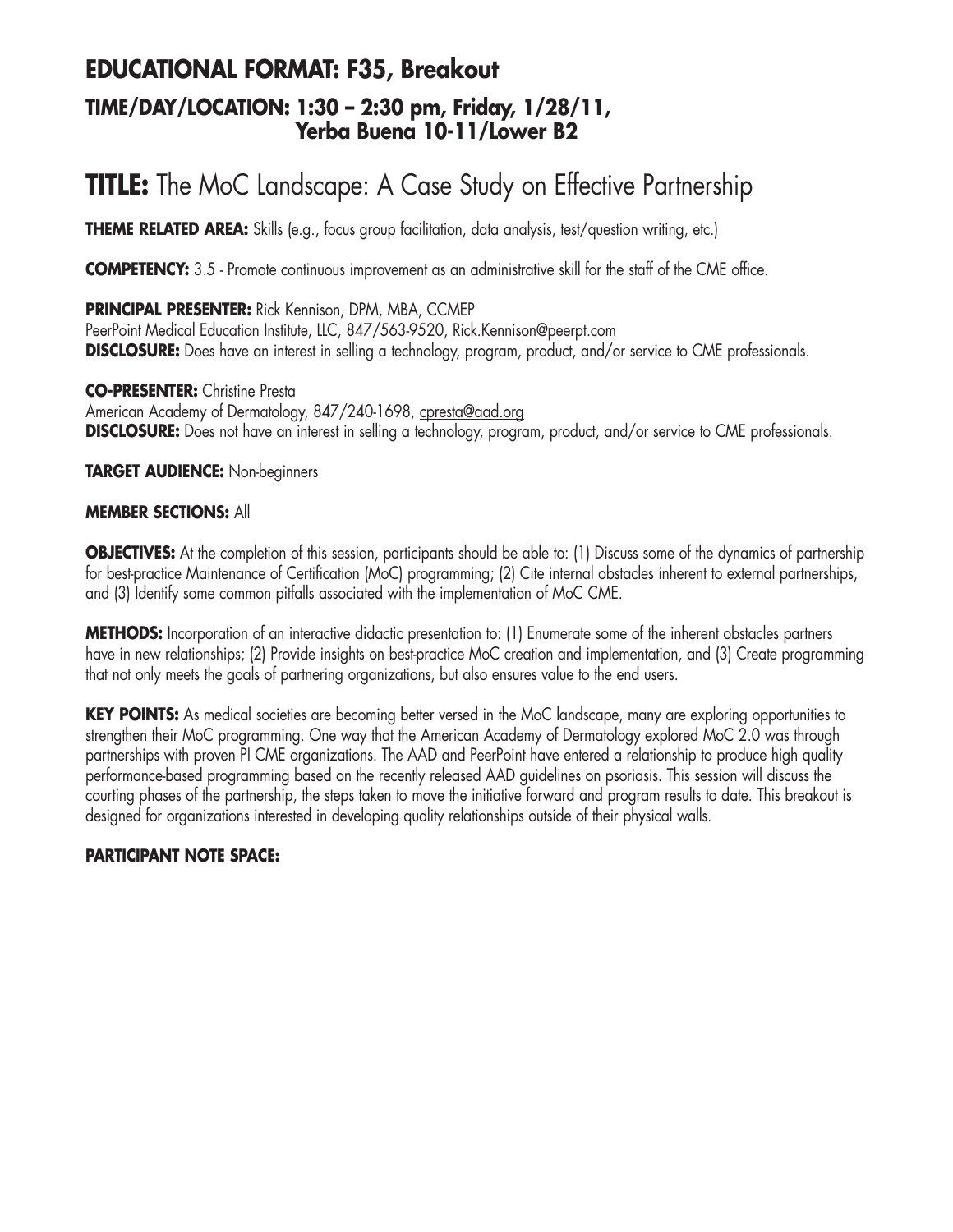## EDUCATIONAL FORMAT: F35, Breakout

### TIME/DAY/LOCATION: 1:30 – 2:30 pm, Friday, 1/28/11, Yerba Buena 10-11/Lower B2

# TITLE: The MoC Landscape: A Case Study on Effective Partnership

**THEME RELATED AREA:** Skills (e.g., focus group facilitation, data analysis, test/question writing, etc.)

**COMPETENCY:** 3.5 - Promote continuous improvement as an administrative skill for the staff of the CME office.

**PRINCIPAL PRESENTER:** Rick Kennison, DPM, MBA, CCMEP
PeerPoint Medical Education Institute, LLC, 847/563-9520, Rick.Kennison@peerpt.com
**DISCLOSURE:** Does have an interest in selling a technology, program, product, and/or service to CME professionals.

**CO-PRESENTER:** Christine Presta
American Academy of Dermatology, 847/240-1698, cpresta@aad.org
**DISCLOSURE:** Does not have an interest in selling a technology, program, product, and/or service to CME professionals.

**TARGET AUDIENCE:** Non-beginners

**MEMBER SECTIONS:** All

**OBJECTIVES:** At the completion of this session, participants should be able to: (1) Discuss some of the dynamics of partnership for best-practice Maintenance of Certification (MoC) programming; (2) Cite internal obstacles inherent to external partnerships, and (3) Identify some common pitfalls associated with the implementation of MoC CME.

**METHODS:** Incorporation of an interactive didactic presentation to: (1) Enumerate some of the inherent obstacles partners have in new relationships; (2) Provide insights on best-practice MoC creation and implementation, and (3) Create programming that not only meets the goals of partnering organizations, but also ensures value to the end users.

**KEY POINTS:** As medical societies are becoming better versed in the MoC landscape, many are exploring opportunities to strengthen their MoC programming. One way that the American Academy of Dermatology explored MoC 2.0 was through partnerships with proven PI CME organizations. The AAD and PeerPoint have entered a relationship to produce high quality performance-based programming based on the recently released AAD guidelines on psoriasis. This session will discuss the courting phases of the partnership, the steps taken to move the initiative forward and program results to date. This breakout is designed for organizations interested in developing quality relationships outside of their physical walls.

**PARTICIPANT NOTE SPACE:**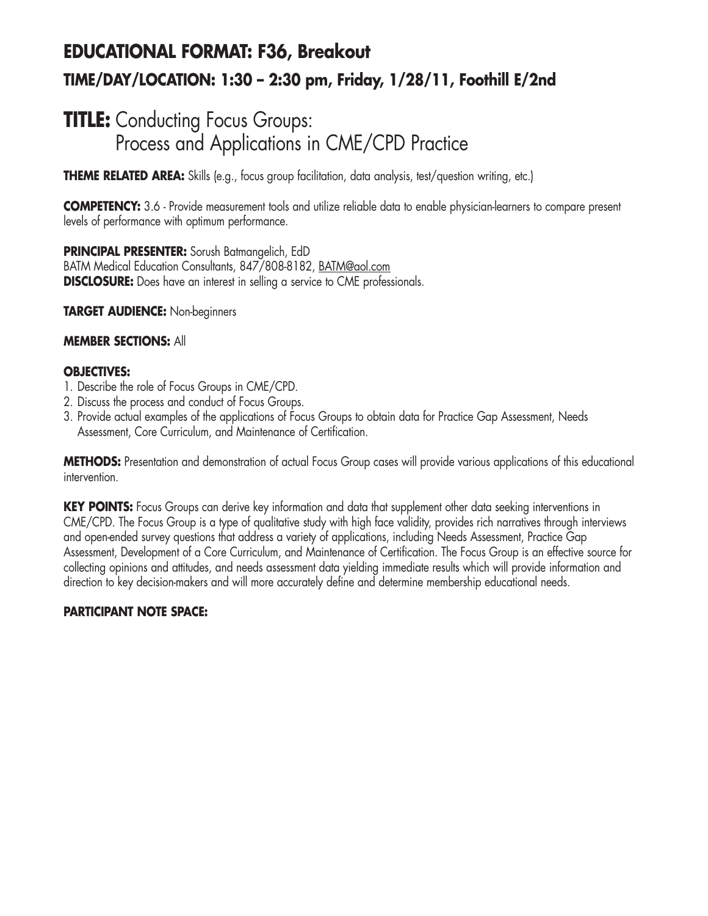## EDUCATIONAL FORMAT: F36, Breakout

### TIME/DAY/LOCATION: 1:30 – 2:30 pm, Friday, 1/28/11, Foothill E/2nd

# TITLE: Conducting Focus Groups: Process and Applications in CME/CPD Practice

**THEME RELATED AREA:** Skills (e.g., focus group facilitation, data analysis, test/question writing, etc.)

**COMPETENCY:** 3.6 - Provide measurement tools and utilize reliable data to enable physician-learners to compare present levels of performance with optimum performance.

**PRINCIPAL PRESENTER:** Sorush Batmangelich, EdD
BATM Medical Education Consultants, 847/808-8182, BATM@aol.com
**DISCLOSURE:** Does have an interest in selling a service to CME professionals.

**TARGET AUDIENCE:** Non-beginners

**MEMBER SECTIONS:** All

**OBJECTIVES:**

1. Describe the role of Focus Groups in CME/CPD.
2. Discuss the process and conduct of Focus Groups.
3. Provide actual examples of the applications of Focus Groups to obtain data for Practice Gap Assessment, Needs Assessment, Core Curriculum, and Maintenance of Certification.

**METHODS:** Presentation and demonstration of actual Focus Group cases will provide various applications of this educational intervention.

**KEY POINTS:** Focus Groups can derive key information and data that supplement other data seeking interventions in CME/CPD. The Focus Group is a type of qualitative study with high face validity, provides rich narratives through interviews and open-ended survey questions that address a variety of applications, including Needs Assessment, Practice Gap Assessment, Development of a Core Curriculum, and Maintenance of Certification. The Focus Group is an effective source for collecting opinions and attitudes, and needs assessment data yielding immediate results which will provide information and direction to key decision-makers and will more accurately define and determine membership educational needs.

**PARTICIPANT NOTE SPACE:**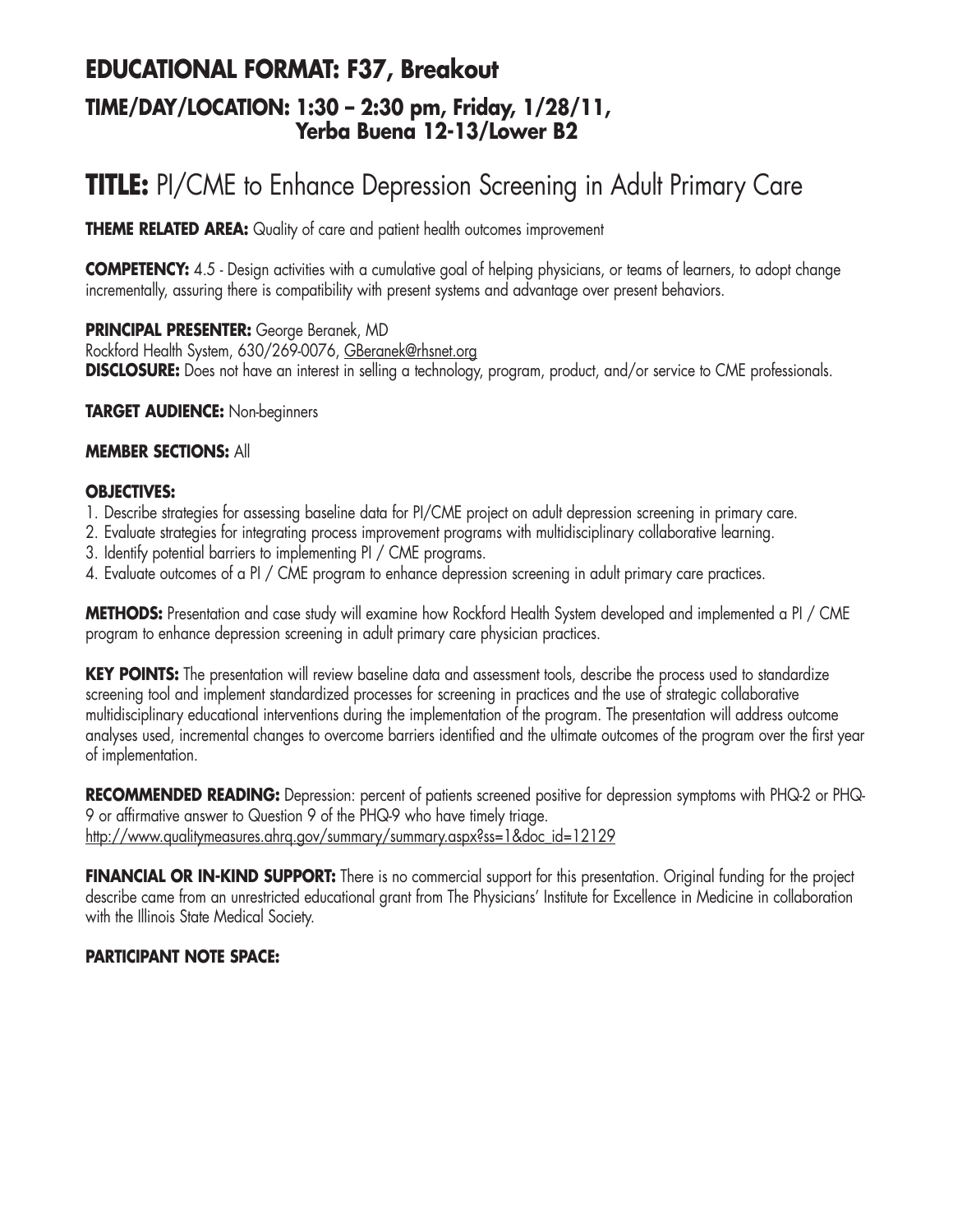## EDUCATIONAL FORMAT: F37, Breakout

### TIME/DAY/LOCATION: 1:30 – 2:30 pm, Friday, 1/28/11, Yerba Buena 12-13/Lower B2

# TITLE: PI/CME to Enhance Depression Screening in Adult Primary Care

**THEME RELATED AREA:** Quality of care and patient health outcomes improvement

**COMPETENCY:** 4.5 - Design activities with a cumulative goal of helping physicians, or teams of learners, to adopt change incrementally, assuring there is compatibility with present systems and advantage over present behaviors.

**PRINCIPAL PRESENTER:** George Beranek, MD
Rockford Health System, 630/269-0076, GBeranek@rhsnet.org
**DISCLOSURE:** Does not have an interest in selling a technology, program, product, and/or service to CME professionals.

**TARGET AUDIENCE:** Non-beginners

**MEMBER SECTIONS:** All

**OBJECTIVES:**
1. Describe strategies for assessing baseline data for PI/CME project on adult depression screening in primary care.
2. Evaluate strategies for integrating process improvement programs with multidisciplinary collaborative learning.
3. Identify potential barriers to implementing PI / CME programs.
4. Evaluate outcomes of a PI / CME program to enhance depression screening in adult primary care practices.

**METHODS:** Presentation and case study will examine how Rockford Health System developed and implemented a PI / CME program to enhance depression screening in adult primary care physician practices.

**KEY POINTS:** The presentation will review baseline data and assessment tools, describe the process used to standardize screening tool and implement standardized processes for screening in practices and the use of strategic collaborative multidisciplinary educational interventions during the implementation of the program. The presentation will address outcome analyses used, incremental changes to overcome barriers identified and the ultimate outcomes of the program over the first year of implementation.

**RECOMMENDED READING:** Depression: percent of patients screened positive for depression symptoms with PHQ-2 or PHQ-9 or affirmative answer to Question 9 of the PHQ-9 who have timely triage.
http://www.qualitymeasures.ahrq.gov/summary/summary.aspx?ss=1&doc_id=12129

**FINANCIAL OR IN-KIND SUPPORT:** There is no commercial support for this presentation. Original funding for the project describe came from an unrestricted educational grant from The Physicians' Institute for Excellence in Medicine in collaboration with the Illinois State Medical Society.

**PARTICIPANT NOTE SPACE:**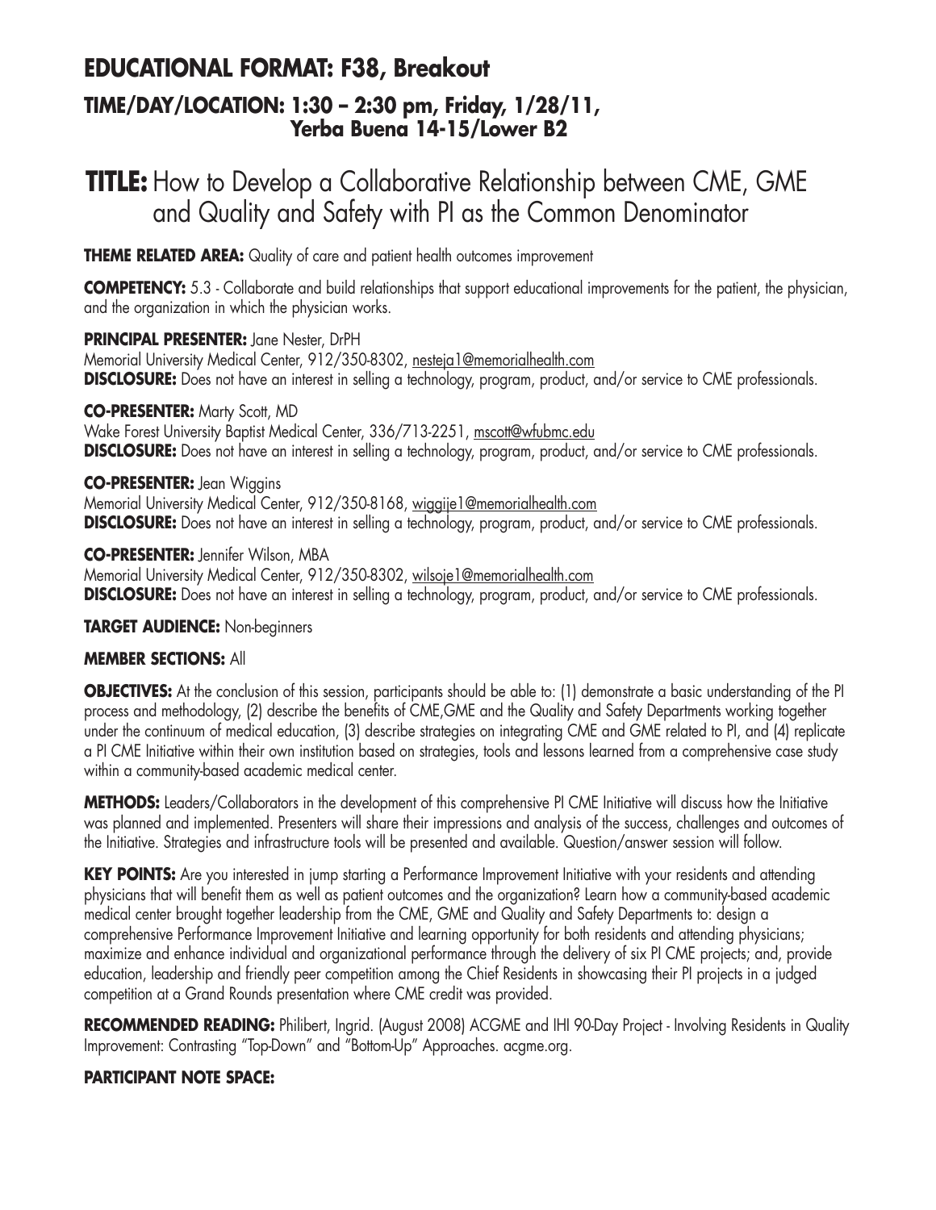## EDUCATIONAL FORMAT: F38, Breakout

### TIME/DAY/LOCATION: 1:30 – 2:30 pm, Friday, 1/28/11, Yerba Buena 14-15/Lower B2

# TITLE: How to Develop a Collaborative Relationship between CME, GME and Quality and Safety with PI as the Common Denominator

**THEME RELATED AREA:** Quality of care and patient health outcomes improvement

**COMPETENCY:** 5.3 - Collaborate and build relationships that support educational improvements for the patient, the physician, and the organization in which the physician works.

**PRINCIPAL PRESENTER:** Jane Nester, DrPH
Memorial University Medical Center, 912/350-8302, nesteja1@memorialhealth.com
**DISCLOSURE:** Does not have an interest in selling a technology, program, product, and/or service to CME professionals.

**CO-PRESENTER:** Marty Scott, MD
Wake Forest University Baptist Medical Center, 336/713-2251, mscott@wfubmc.edu
**DISCLOSURE:** Does not have an interest in selling a technology, program, product, and/or service to CME professionals.

**CO-PRESENTER:** Jean Wiggins
Memorial University Medical Center, 912/350-8168, wiggije1@memorialhealth.com
**DISCLOSURE:** Does not have an interest in selling a technology, program, product, and/or service to CME professionals.

**CO-PRESENTER:** Jennifer Wilson, MBA
Memorial University Medical Center, 912/350-8302, wilsoje1@memorialhealth.com
**DISCLOSURE:** Does not have an interest in selling a technology, program, product, and/or service to CME professionals.

**TARGET AUDIENCE:** Non-beginners

**MEMBER SECTIONS:** All

**OBJECTIVES:** At the conclusion of this session, participants should be able to: (1) demonstrate a basic understanding of the PI process and methodology, (2) describe the benefits of CME,GME and the Quality and Safety Departments working together under the continuum of medical education, (3) describe strategies on integrating CME and GME related to PI, and (4) replicate a PI CME Initiative within their own institution based on strategies, tools and lessons learned from a comprehensive case study within a community-based academic medical center.

**METHODS:** Leaders/Collaborators in the development of this comprehensive PI CME Initiative will discuss how the Initiative was planned and implemented. Presenters will share their impressions and analysis of the success, challenges and outcomes of the Initiative. Strategies and infrastructure tools will be presented and available. Question/answer session will follow.

**KEY POINTS:** Are you interested in jump starting a Performance Improvement Initiative with your residents and attending physicians that will benefit them as well as patient outcomes and the organization? Learn how a community-based academic medical center brought together leadership from the CME, GME and Quality and Safety Departments to: design a comprehensive Performance Improvement Initiative and learning opportunity for both residents and attending physicians; maximize and enhance individual and organizational performance through the delivery of six PI CME projects; and, provide education, leadership and friendly peer competition among the Chief Residents in showcasing their PI projects in a judged competition at a Grand Rounds presentation where CME credit was provided.

**RECOMMENDED READING:** Philibert, Ingrid. (August 2008) ACGME and IHI 90-Day Project - Involving Residents in Quality Improvement: Contrasting "Top-Down" and "Bottom-Up" Approaches. acgme.org.

**PARTICIPANT NOTE SPACE:**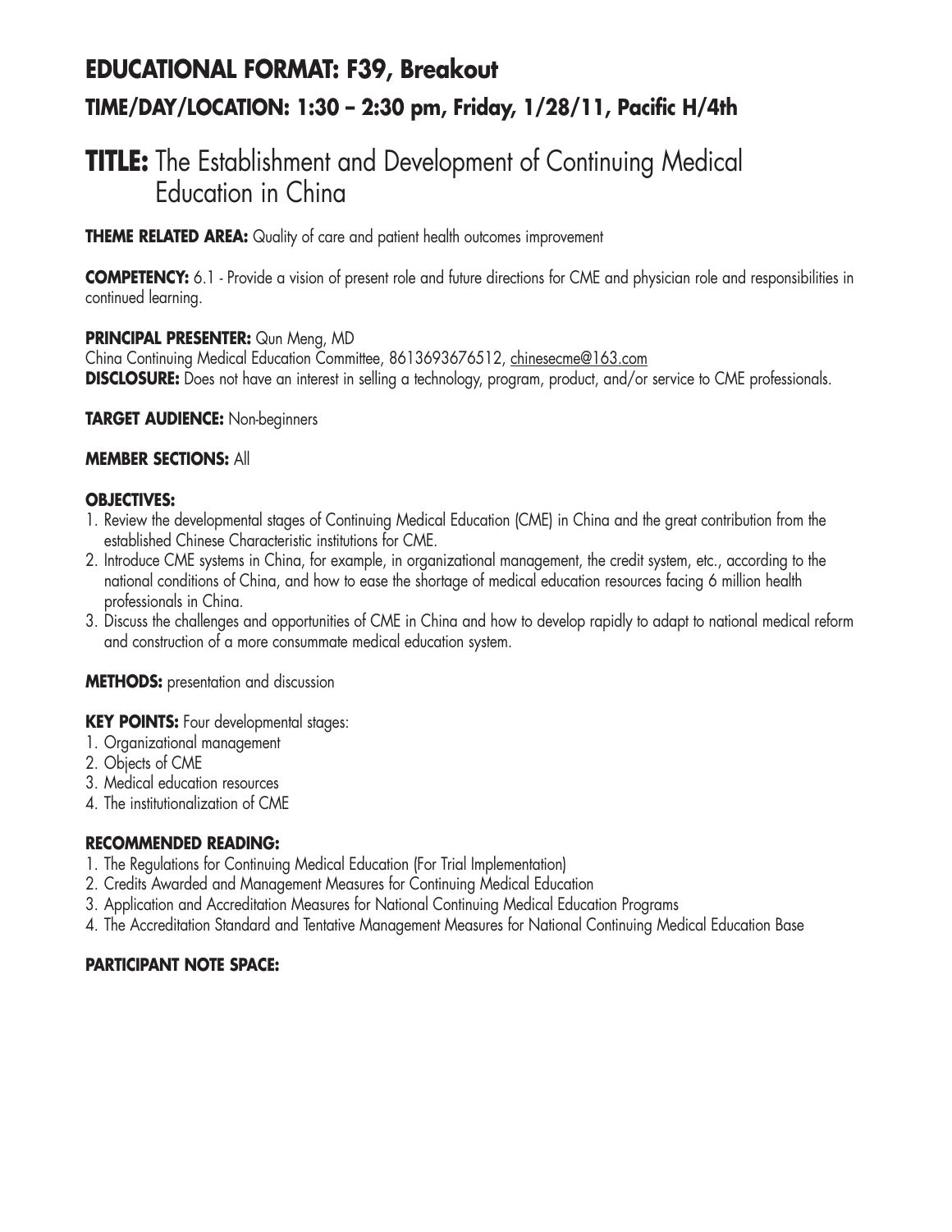# EDUCATIONAL FORMAT: F39, Breakout

## TIME/DAY/LOCATION: 1:30 – 2:30 pm, Friday, 1/28/11, Pacific H/4th

# TITLE: The Establishment and Development of Continuing Medical Education in China

**THEME RELATED AREA:** Quality of care and patient health outcomes improvement

**COMPETENCY:** 6.1 - Provide a vision of present role and future directions for CME and physician role and responsibilities in continued learning.

**PRINCIPAL PRESENTER:** Qun Meng, MD
China Continuing Medical Education Committee, 8613693676512, chinesecme@163.com
**DISCLOSURE:** Does not have an interest in selling a technology, program, product, and/or service to CME professionals.

**TARGET AUDIENCE:** Non-beginners

**MEMBER SECTIONS:** All

**OBJECTIVES:**

1. Review the developmental stages of Continuing Medical Education (CME) in China and the great contribution from the established Chinese Characteristic institutions for CME.
2. Introduce CME systems in China, for example, in organizational management, the credit system, etc., according to the national conditions of China, and how to ease the shortage of medical education resources facing 6 million health professionals in China.
3. Discuss the challenges and opportunities of CME in China and how to develop rapidly to adapt to national medical reform and construction of a more consummate medical education system.

**METHODS:** presentation and discussion

**KEY POINTS:** Four developmental stages:

1. Organizational management
2. Objects of CME
3. Medical education resources
4. The institutionalization of CME

**RECOMMENDED READING:**

1. The Regulations for Continuing Medical Education (For Trial Implementation)
2. Credits Awarded and Management Measures for Continuing Medical Education
3. Application and Accreditation Measures for National Continuing Medical Education Programs
4. The Accreditation Standard and Tentative Management Measures for National Continuing Medical Education Base

**PARTICIPANT NOTE SPACE:**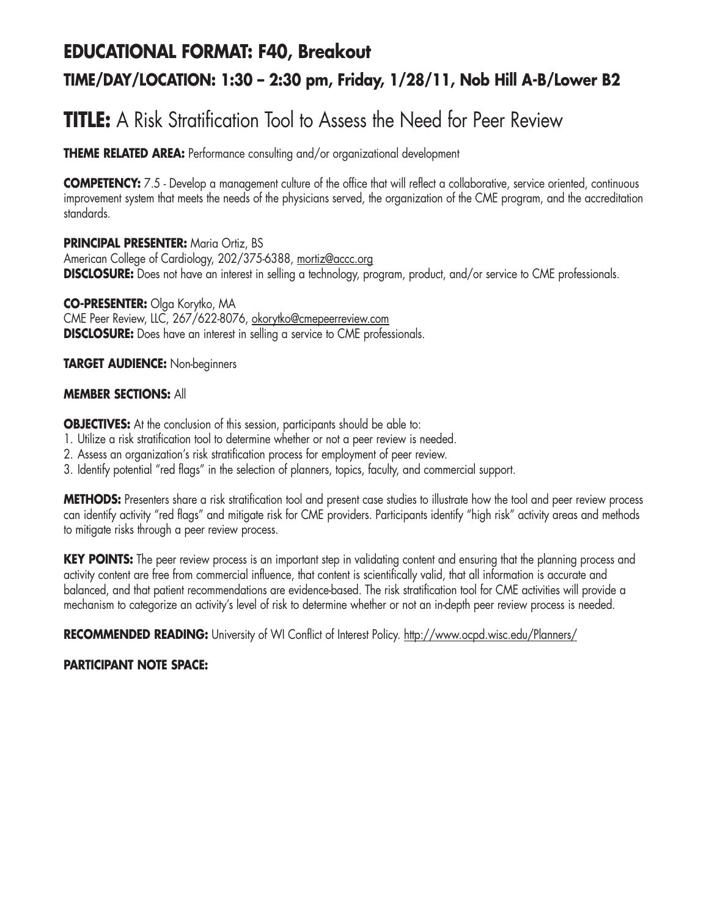# EDUCATIONAL FORMAT: F40, Breakout

## TIME/DAY/LOCATION: 1:30 – 2:30 pm, Friday, 1/28/11, Nob Hill A-B/Lower B2

# TITLE: A Risk Stratification Tool to Assess the Need for Peer Review

**THEME RELATED AREA:** Performance consulting and/or organizational development

**COMPETENCY:** 7.5 - Develop a management culture of the office that will reflect a collaborative, service oriented, continuous improvement system that meets the needs of the physicians served, the organization of the CME program, and the accreditation standards.

**PRINCIPAL PRESENTER:** Maria Ortiz, BS
American College of Cardiology, 202/375-6388, mortiz@accc.org
**DISCLOSURE:** Does not have an interest in selling a technology, program, product, and/or service to CME professionals.

**CO-PRESENTER:** Olga Korytko, MA
CME Peer Review, LLC, 267/622-8076, okorytko@cmepeerreview.com
**DISCLOSURE:** Does have an interest in selling a service to CME professionals.

**TARGET AUDIENCE:** Non-beginners

**MEMBER SECTIONS:** All

**OBJECTIVES:** At the conclusion of this session, participants should be able to:
1. Utilize a risk stratification tool to determine whether or not a peer review is needed.
2. Assess an organization's risk stratification process for employment of peer review.
3. Identify potential "red flags" in the selection of planners, topics, faculty, and commercial support.

**METHODS:** Presenters share a risk stratification tool and present case studies to illustrate how the tool and peer review process can identify activity "red flags" and mitigate risk for CME providers. Participants identify "high risk" activity areas and methods to mitigate risks through a peer review process.

**KEY POINTS:** The peer review process is an important step in validating content and ensuring that the planning process and activity content are free from commercial influence, that content is scientifically valid, that all information is accurate and balanced, and that patient recommendations are evidence-based. The risk stratification tool for CME activities will provide a mechanism to categorize an activity's level of risk to determine whether or not an in-depth peer review process is needed.

**RECOMMENDED READING:** University of WI Conflict of Interest Policy. http://www.ocpd.wisc.edu/Planners/

**PARTICIPANT NOTE SPACE:**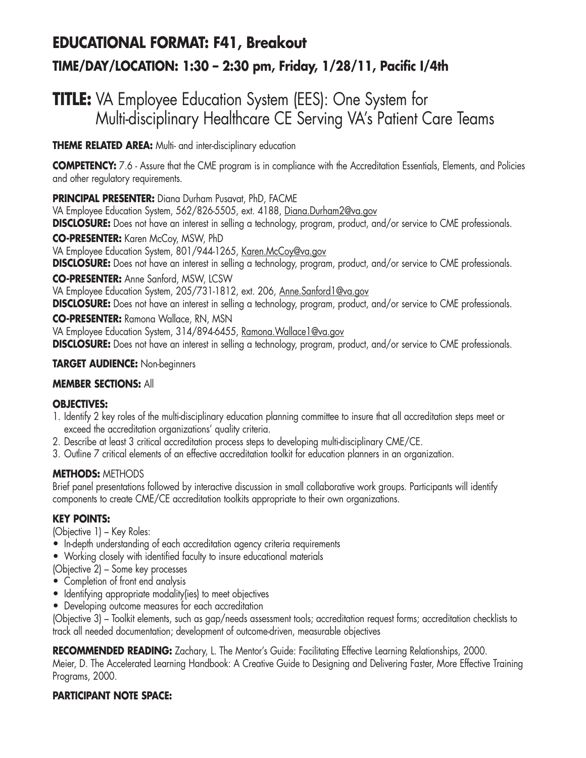# EDUCATIONAL FORMAT: F41, Breakout

## TIME/DAY/LOCATION: 1:30 – 2:30 pm, Friday, 1/28/11, Pacific I/4th

# TITLE: VA Employee Education System (EES): One System for Multi-disciplinary Healthcare CE Serving VA's Patient Care Teams

**THEME RELATED AREA:** Multi- and inter-disciplinary education

**COMPETENCY:** 7.6 - Assure that the CME program is in compliance with the Accreditation Essentials, Elements, and Policies and other regulatory requirements.

**PRINCIPAL PRESENTER:** Diana Durham Pusavat, PhD, FACME
VA Employee Education System, 562/826-5505, ext. 4188, Diana.Durham2@va.gov
**DISCLOSURE:** Does not have an interest in selling a technology, program, product, and/or service to CME professionals.

**CO-PRESENTER:** Karen McCoy, MSW, PhD
VA Employee Education System, 801/944-1265, Karen.McCoy@va.gov
**DISCLOSURE:** Does not have an interest in selling a technology, program, product, and/or service to CME professionals.

**CO-PRESENTER:** Anne Sanford, MSW, LCSW
VA Employee Education System, 205/731-1812, ext. 206, Anne.Sanford1@va.gov
**DISCLOSURE:** Does not have an interest in selling a technology, program, product, and/or service to CME professionals.

**CO-PRESENTER:** Ramona Wallace, RN, MSN
VA Employee Education System, 314/894-6455, Ramona.Wallace1@va.gov
**DISCLOSURE:** Does not have an interest in selling a technology, program, product, and/or service to CME professionals.

**TARGET AUDIENCE:** Non-beginners

**MEMBER SECTIONS:** All

**OBJECTIVES:**

1. Identify 2 key roles of the multi-disciplinary education planning committee to insure that all accreditation steps meet or exceed the accreditation organizations' quality criteria.
2. Describe at least 3 critical accreditation process steps to developing multi-disciplinary CME/CE.
3. Outline 7 critical elements of an effective accreditation toolkit for education planners in an organization.

**METHODS:** METHODS
Brief panel presentations followed by interactive discussion in small collaborative work groups. Participants will identify components to create CME/CE accreditation toolkits appropriate to their own organizations.

**KEY POINTS:**

(Objective 1) – Key Roles:

- In-depth understanding of each accreditation agency criteria requirements
- Working closely with identified faculty to insure educational materials

(Objective 2) – Some key processes

- Completion of front end analysis
- Identifying appropriate modality(ies) to meet objectives
- Developing outcome measures for each accreditation

(Objective 3) – Toolkit elements, such as gap/needs assessment tools; accreditation request forms; accreditation checklists to track all needed documentation; development of outcome-driven, measurable objectives

**RECOMMENDED READING:** Zachary, L. The Mentor's Guide: Facilitating Effective Learning Relationships, 2000.
Meier, D. The Accelerated Learning Handbook: A Creative Guide to Designing and Delivering Faster, More Effective Training Programs, 2000.

**PARTICIPANT NOTE SPACE:**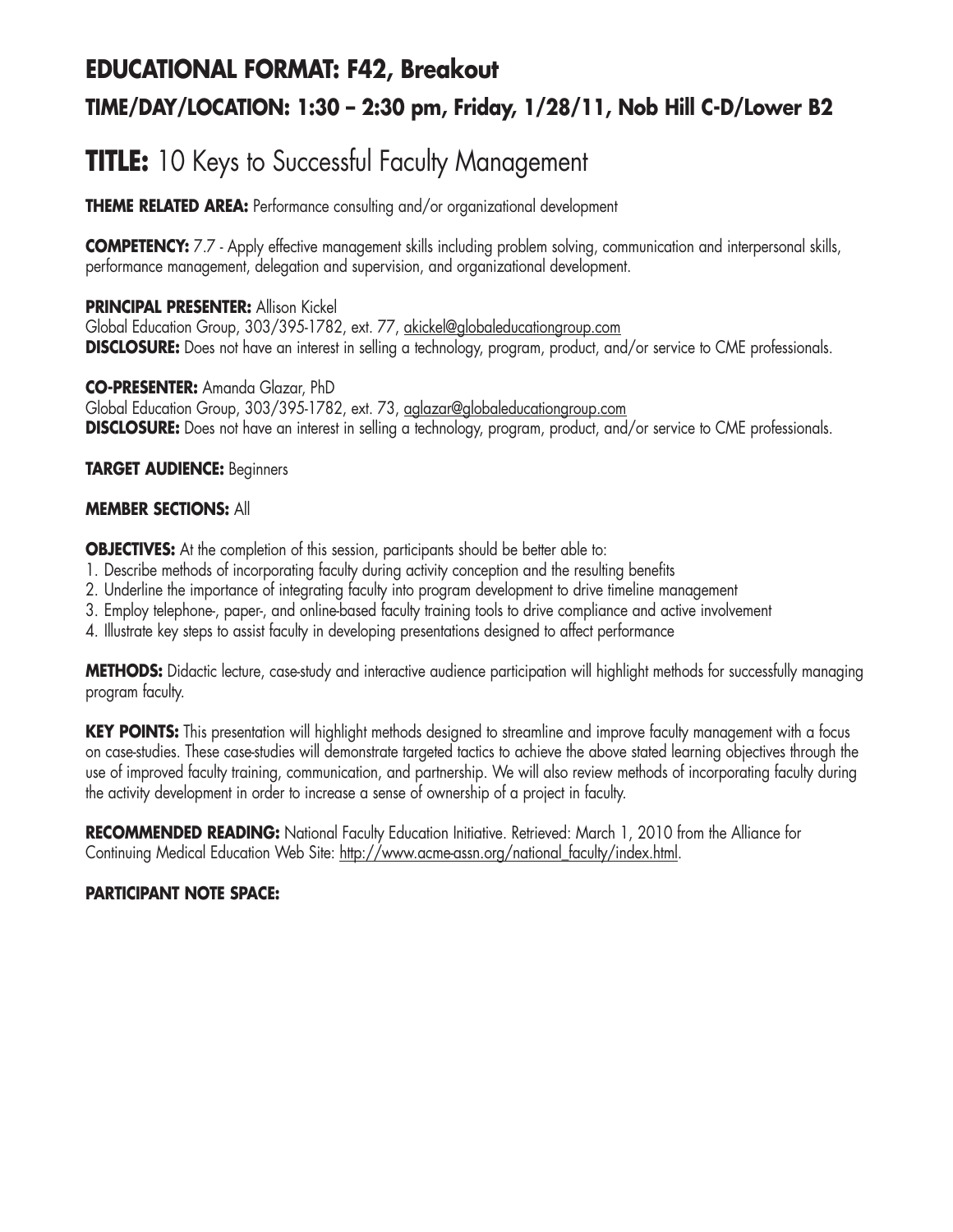## EDUCATIONAL FORMAT: F42, Breakout

### TIME/DAY/LOCATION: 1:30 – 2:30 pm, Friday, 1/28/11, Nob Hill C-D/Lower B2

# TITLE: 10 Keys to Successful Faculty Management

**THEME RELATED AREA:** Performance consulting and/or organizational development

**COMPETENCY:** 7.7 - Apply effective management skills including problem solving, communication and interpersonal skills, performance management, delegation and supervision, and organizational development.

**PRINCIPAL PRESENTER:** Allison Kickel
Global Education Group, 303/395-1782, ext. 77, akickel@globaleducationgroup.com
**DISCLOSURE:** Does not have an interest in selling a technology, program, product, and/or service to CME professionals.

**CO-PRESENTER:** Amanda Glazar, PhD
Global Education Group, 303/395-1782, ext. 73, aglazar@globaleducationgroup.com
**DISCLOSURE:** Does not have an interest in selling a technology, program, product, and/or service to CME professionals.

**TARGET AUDIENCE:** Beginners

**MEMBER SECTIONS:** All

**OBJECTIVES:** At the completion of this session, participants should be better able to:

1. Describe methods of incorporating faculty during activity conception and the resulting benefits
2. Underline the importance of integrating faculty into program development to drive timeline management
3. Employ telephone-, paper-, and online-based faculty training tools to drive compliance and active involvement
4. Illustrate key steps to assist faculty in developing presentations designed to affect performance

**METHODS:** Didactic lecture, case-study and interactive audience participation will highlight methods for successfully managing program faculty.

**KEY POINTS:** This presentation will highlight methods designed to streamline and improve faculty management with a focus on case-studies. These case-studies will demonstrate targeted tactics to achieve the above stated learning objectives through the use of improved faculty training, communication, and partnership. We will also review methods of incorporating faculty during the activity development in order to increase a sense of ownership of a project in faculty.

**RECOMMENDED READING:** National Faculty Education Initiative. Retrieved: March 1, 2010 from the Alliance for Continuing Medical Education Web Site: http://www.acme-assn.org/national_faculty/index.html.

**PARTICIPANT NOTE SPACE:**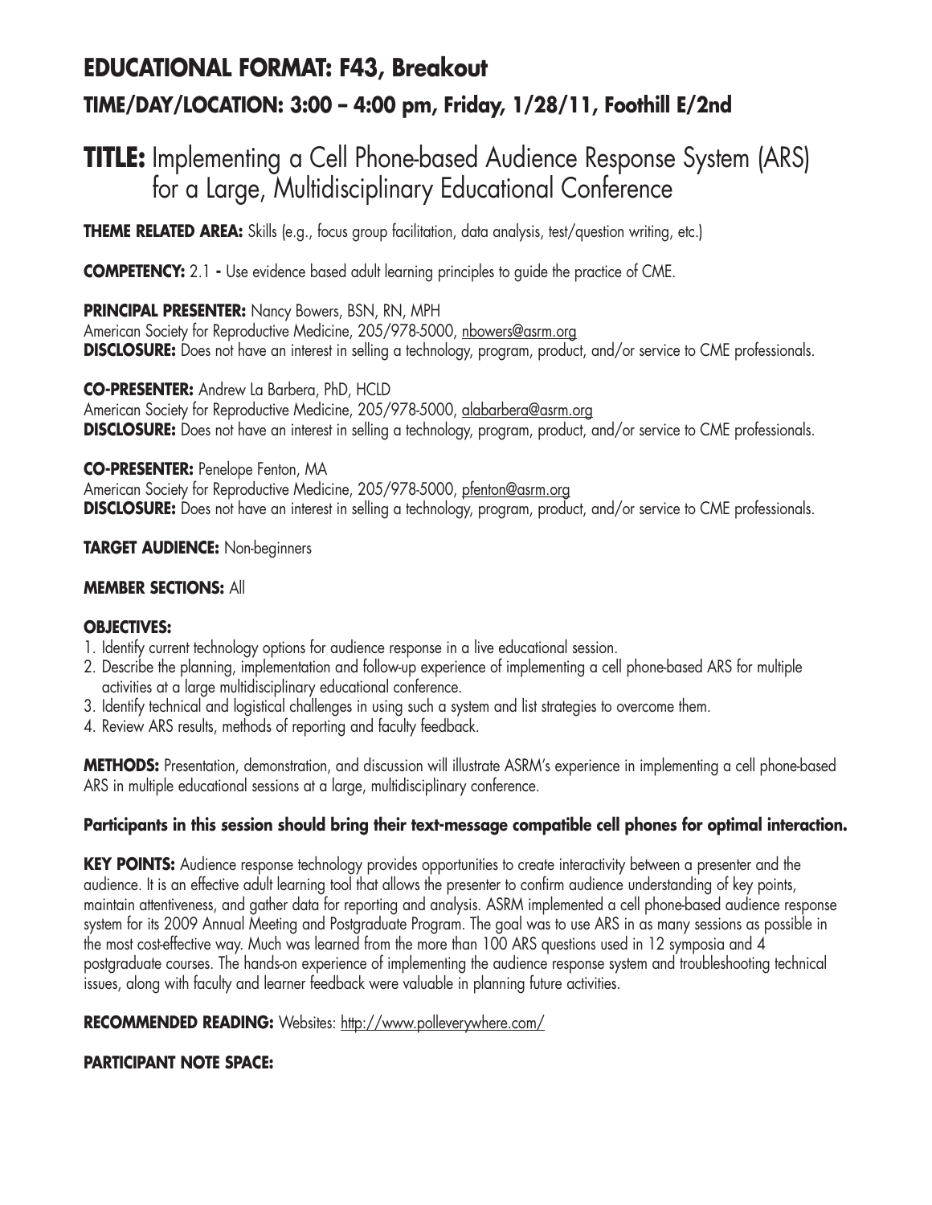# EDUCATIONAL FORMAT: F43, Breakout

## TIME/DAY/LOCATION: 3:00 – 4:00 pm, Friday, 1/28/11, Foothill E/2nd

# TITLE: Implementing a Cell Phone-based Audience Response System (ARS) for a Large, Multidisciplinary Educational Conference

**THEME RELATED AREA:** Skills (e.g., focus group facilitation, data analysis, test/question writing, etc.)

**COMPETENCY:** 2.1 - Use evidence based adult learning principles to guide the practice of CME.

**PRINCIPAL PRESENTER:** Nancy Bowers, BSN, RN, MPH
American Society for Reproductive Medicine, 205/978-5000, nbowers@asrm.org
**DISCLOSURE:** Does not have an interest in selling a technology, program, product, and/or service to CME professionals.

**CO-PRESENTER:** Andrew La Barbera, PhD, HCLD
American Society for Reproductive Medicine, 205/978-5000, alabarbera@asrm.org
**DISCLOSURE:** Does not have an interest in selling a technology, program, product, and/or service to CME professionals.

**CO-PRESENTER:** Penelope Fenton, MA
American Society for Reproductive Medicine, 205/978-5000, pfenton@asrm.org
**DISCLOSURE:** Does not have an interest in selling a technology, program, product, and/or service to CME professionals.

**TARGET AUDIENCE:** Non-beginners

**MEMBER SECTIONS:** All

**OBJECTIVES:**

1. Identify current technology options for audience response in a live educational session.
2. Describe the planning, implementation and follow-up experience of implementing a cell phone-based ARS for multiple activities at a large multidisciplinary educational conference.
3. Identify technical and logistical challenges in using such a system and list strategies to overcome them.
4. Review ARS results, methods of reporting and faculty feedback.

**METHODS:** Presentation, demonstration, and discussion will illustrate ASRM's experience in implementing a cell phone-based ARS in multiple educational sessions at a large, multidisciplinary conference.

**Participants in this session should bring their text-message compatible cell phones for optimal interaction.**

**KEY POINTS:** Audience response technology provides opportunities to create interactivity between a presenter and the audience. It is an effective adult learning tool that allows the presenter to confirm audience understanding of key points, maintain attentiveness, and gather data for reporting and analysis. ASRM implemented a cell phone-based audience response system for its 2009 Annual Meeting and Postgraduate Program. The goal was to use ARS in as many sessions as possible in the most cost-effective way. Much was learned from the more than 100 ARS questions used in 12 symposia and 4 postgraduate courses. The hands-on experience of implementing the audience response system and troubleshooting technical issues, along with faculty and learner feedback were valuable in planning future activities.

**RECOMMENDED READING:** Websites: http://www.polleverywhere.com/

**PARTICIPANT NOTE SPACE:**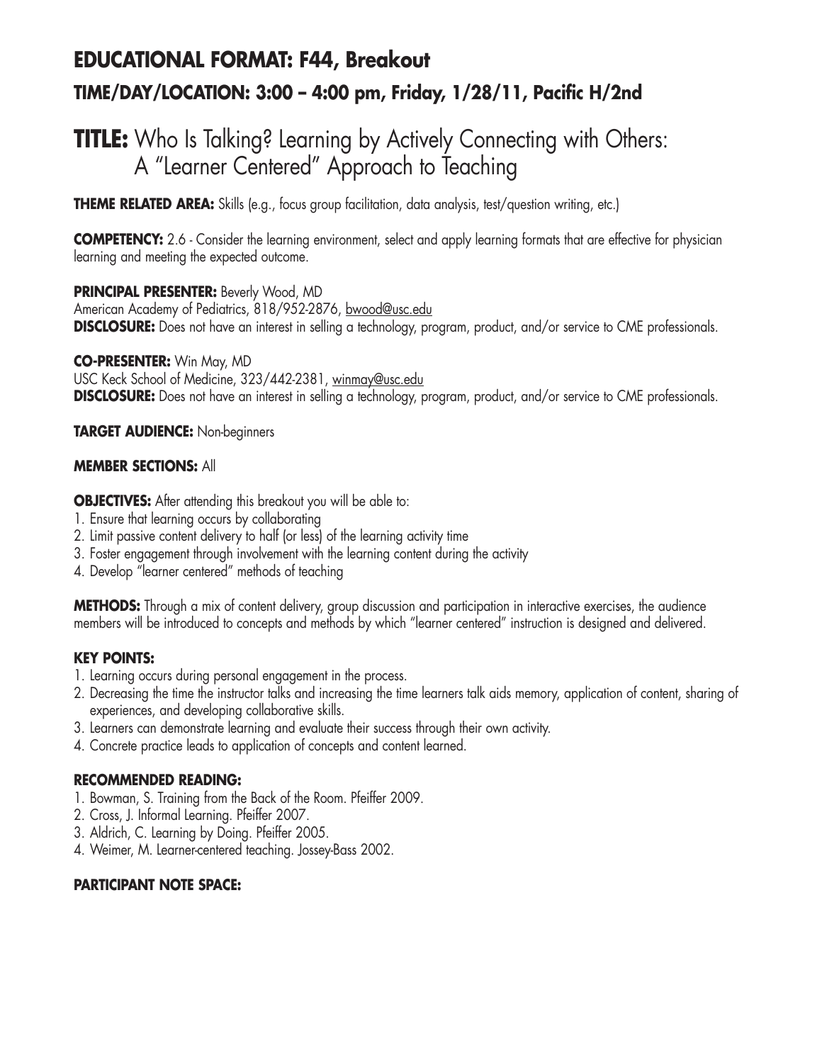# EDUCATIONAL FORMAT: F44, Breakout

## TIME/DAY/LOCATION: 3:00 – 4:00 pm, Friday, 1/28/11, Pacific H/2nd

# TITLE: Who Is Talking? Learning by Actively Connecting with Others: A "Learner Centered" Approach to Teaching

**THEME RELATED AREA:** Skills (e.g., focus group facilitation, data analysis, test/question writing, etc.)

**COMPETENCY:** 2.6 - Consider the learning environment, select and apply learning formats that are effective for physician learning and meeting the expected outcome.

**PRINCIPAL PRESENTER:** Beverly Wood, MD
American Academy of Pediatrics, 818/952-2876, bwood@usc.edu
**DISCLOSURE:** Does not have an interest in selling a technology, program, product, and/or service to CME professionals.

**CO-PRESENTER:** Win May, MD
USC Keck School of Medicine, 323/442-2381, winmay@usc.edu
**DISCLOSURE:** Does not have an interest in selling a technology, program, product, and/or service to CME professionals.

**TARGET AUDIENCE:** Non-beginners

**MEMBER SECTIONS:** All

**OBJECTIVES:** After attending this breakout you will be able to:

1. Ensure that learning occurs by collaborating
2. Limit passive content delivery to half (or less) of the learning activity time
3. Foster engagement through involvement with the learning content during the activity
4. Develop "learner centered" methods of teaching

**METHODS:** Through a mix of content delivery, group discussion and participation in interactive exercises, the audience members will be introduced to concepts and methods by which "learner centered" instruction is designed and delivered.

**KEY POINTS:**

1. Learning occurs during personal engagement in the process.
2. Decreasing the time the instructor talks and increasing the time learners talk aids memory, application of content, sharing of experiences, and developing collaborative skills.
3. Learners can demonstrate learning and evaluate their success through their own activity.
4. Concrete practice leads to application of concepts and content learned.

**RECOMMENDED READING:**

1. Bowman, S. Training from the Back of the Room. Pfeiffer 2009.
2. Cross, J. Informal Learning. Pfeiffer 2007.
3. Aldrich, C. Learning by Doing. Pfeiffer 2005.
4. Weimer, M. Learner-centered teaching. Jossey-Bass 2002.

**PARTICIPANT NOTE SPACE:**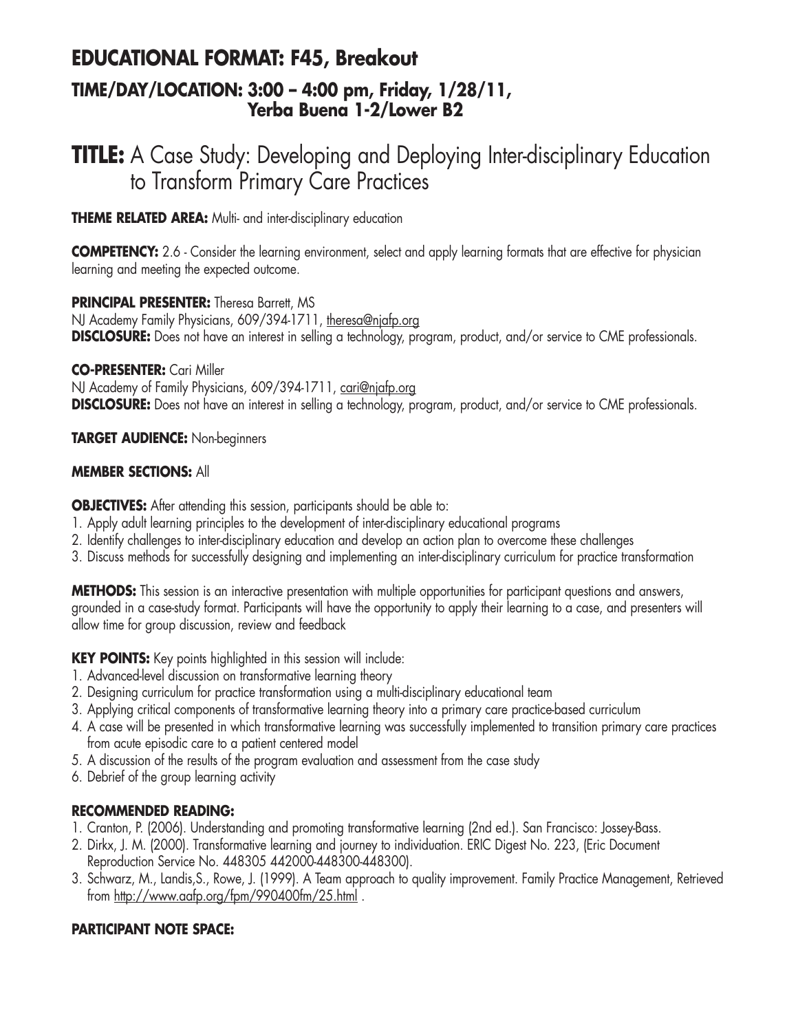## EDUCATIONAL FORMAT: F45, Breakout

### TIME/DAY/LOCATION: 3:00 – 4:00 pm, Friday, 1/28/11, Yerba Buena 1-2/Lower B2

# TITLE: A Case Study: Developing and Deploying Inter-disciplinary Education to Transform Primary Care Practices

**THEME RELATED AREA:** Multi- and inter-disciplinary education

**COMPETENCY:** 2.6 - Consider the learning environment, select and apply learning formats that are effective for physician learning and meeting the expected outcome.

**PRINCIPAL PRESENTER:** Theresa Barrett, MS
NJ Academy Family Physicians, 609/394-1711, theresa@njafp.org
**DISCLOSURE:** Does not have an interest in selling a technology, program, product, and/or service to CME professionals.

**CO-PRESENTER:** Cari Miller
NJ Academy of Family Physicians, 609/394-1711, cari@njafp.org
**DISCLOSURE:** Does not have an interest in selling a technology, program, product, and/or service to CME professionals.

**TARGET AUDIENCE:** Non-beginners

**MEMBER SECTIONS:** All

**OBJECTIVES:** After attending this session, participants should be able to:
1. Apply adult learning principles to the development of inter-disciplinary educational programs
2. Identify challenges to inter-disciplinary education and develop an action plan to overcome these challenges
3. Discuss methods for successfully designing and implementing an inter-disciplinary curriculum for practice transformation

**METHODS:** This session is an interactive presentation with multiple opportunities for participant questions and answers, grounded in a case-study format. Participants will have the opportunity to apply their learning to a case, and presenters will allow time for group discussion, review and feedback

**KEY POINTS:** Key points highlighted in this session will include:
1. Advanced-level discussion on transformative learning theory
2. Designing curriculum for practice transformation using a multi-disciplinary educational team
3. Applying critical components of transformative learning theory into a primary care practice-based curriculum
4. A case will be presented in which transformative learning was successfully implemented to transition primary care practices from acute episodic care to a patient centered model
5. A discussion of the results of the program evaluation and assessment from the case study
6. Debrief of the group learning activity

**RECOMMENDED READING:**
1. Cranton, P. (2006). Understanding and promoting transformative learning (2nd ed.). San Francisco: Jossey-Bass.
2. Dirkx, J. M. (2000). Transformative learning and journey to individuation. ERIC Digest No. 223, (Eric Document Reproduction Service No. 448305 442000-448300-448300).
3. Schwarz, M., Landis,S., Rowe, J. (1999). A Team approach to quality improvement. Family Practice Management, Retrieved from http://www.aafp.org/fpm/990400fm/25.html .

**PARTICIPANT NOTE SPACE:**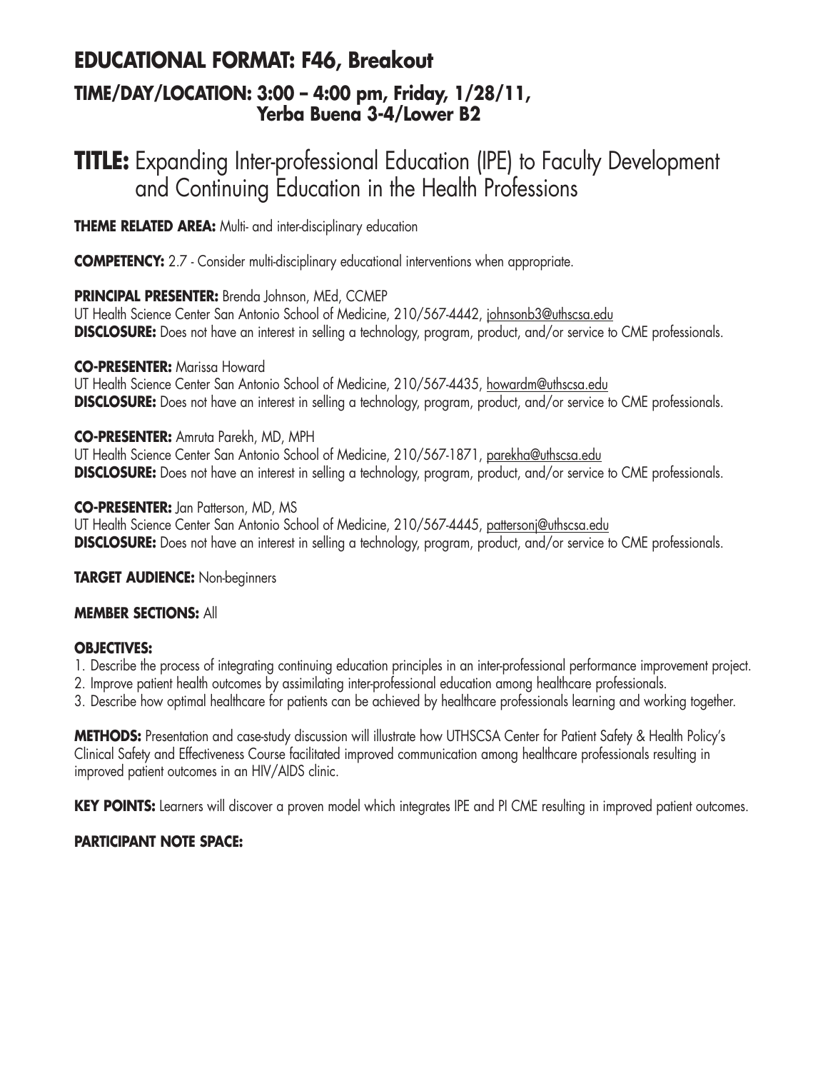## EDUCATIONAL FORMAT: F46, Breakout

### TIME/DAY/LOCATION: 3:00 – 4:00 pm, Friday, 1/28/11, Yerba Buena 3-4/Lower B2

# TITLE: Expanding Inter-professional Education (IPE) to Faculty Development and Continuing Education in the Health Professions

**THEME RELATED AREA:** Multi- and inter-disciplinary education

**COMPETENCY:** 2.7 - Consider multi-disciplinary educational interventions when appropriate.

**PRINCIPAL PRESENTER:** Brenda Johnson, MEd, CCMEP
UT Health Science Center San Antonio School of Medicine, 210/567-4442, johnsonb3@uthscsa.edu
**DISCLOSURE:** Does not have an interest in selling a technology, program, product, and/or service to CME professionals.

**CO-PRESENTER:** Marissa Howard
UT Health Science Center San Antonio School of Medicine, 210/567-4435, howardm@uthscsa.edu
**DISCLOSURE:** Does not have an interest in selling a technology, program, product, and/or service to CME professionals.

**CO-PRESENTER:** Amruta Parekh, MD, MPH
UT Health Science Center San Antonio School of Medicine, 210/567-1871, parekha@uthscsa.edu
**DISCLOSURE:** Does not have an interest in selling a technology, program, product, and/or service to CME professionals.

**CO-PRESENTER:** Jan Patterson, MD, MS
UT Health Science Center San Antonio School of Medicine, 210/567-4445, pattersonj@uthscsa.edu
**DISCLOSURE:** Does not have an interest in selling a technology, program, product, and/or service to CME professionals.

**TARGET AUDIENCE:** Non-beginners

**MEMBER SECTIONS:** All

**OBJECTIVES:**

1. Describe the process of integrating continuing education principles in an inter-professional performance improvement project.
2. Improve patient health outcomes by assimilating inter-professional education among healthcare professionals.
3. Describe how optimal healthcare for patients can be achieved by healthcare professionals learning and working together.

**METHODS:** Presentation and case-study discussion will illustrate how UTHSCSA Center for Patient Safety & Health Policy's Clinical Safety and Effectiveness Course facilitated improved communication among healthcare professionals resulting in improved patient outcomes in an HIV/AIDS clinic.

**KEY POINTS:** Learners will discover a proven model which integrates IPE and PI CME resulting in improved patient outcomes.

**PARTICIPANT NOTE SPACE:**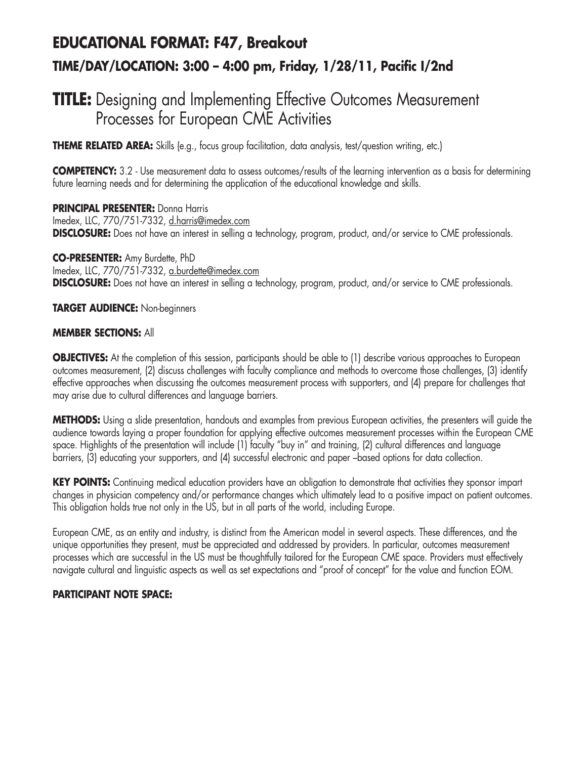# EDUCATIONAL FORMAT: F47, Breakout

## TIME/DAY/LOCATION: 3:00 – 4:00 pm, Friday, 1/28/11, Pacific I/2nd

# TITLE: Designing and Implementing Effective Outcomes Measurement Processes for European CME Activities

**THEME RELATED AREA:** Skills (e.g., focus group facilitation, data analysis, test/question writing, etc.)

**COMPETENCY:** 3.2 - Use measurement data to assess outcomes/results of the learning intervention as a basis for determining future learning needs and for determining the application of the educational knowledge and skills.

**PRINCIPAL PRESENTER:** Donna Harris
Imedex, LLC, 770/751-7332, d.harris@imedex.com
**DISCLOSURE:** Does not have an interest in selling a technology, program, product, and/or service to CME professionals.

**CO-PRESENTER:** Amy Burdette, PhD
Imedex, LLC, 770/751-7332, a.burdette@imedex.com
**DISCLOSURE:** Does not have an interest in selling a technology, program, product, and/or service to CME professionals.

**TARGET AUDIENCE:** Non-beginners

**MEMBER SECTIONS:** All

**OBJECTIVES:** At the completion of this session, participants should be able to (1) describe various approaches to European outcomes measurement, (2) discuss challenges with faculty compliance and methods to overcome those challenges, (3) identify effective approaches when discussing the outcomes measurement process with supporters, and (4) prepare for challenges that may arise due to cultural differences and language barriers.

**METHODS:** Using a slide presentation, handouts and examples from previous European activities, the presenters will guide the audience towards laying a proper foundation for applying effective outcomes measurement processes within the European CME space. Highlights of the presentation will include (1) faculty "buy in" and training, (2) cultural differences and language barriers, (3) educating your supporters, and (4) successful electronic and paper –based options for data collection.

**KEY POINTS:** Continuing medical education providers have an obligation to demonstrate that activities they sponsor impart changes in physician competency and/or performance changes which ultimately lead to a positive impact on patient outcomes. This obligation holds true not only in the US, but in all parts of the world, including Europe.

European CME, as an entity and industry, is distinct from the American model in several aspects. These differences, and the unique opportunities they present, must be appreciated and addressed by providers. In particular, outcomes measurement processes which are successful in the US must be thoughtfully tailored for the European CME space. Providers must effectively navigate cultural and linguistic aspects as well as set expectations and "proof of concept" for the value and function EOM.

**PARTICIPANT NOTE SPACE:**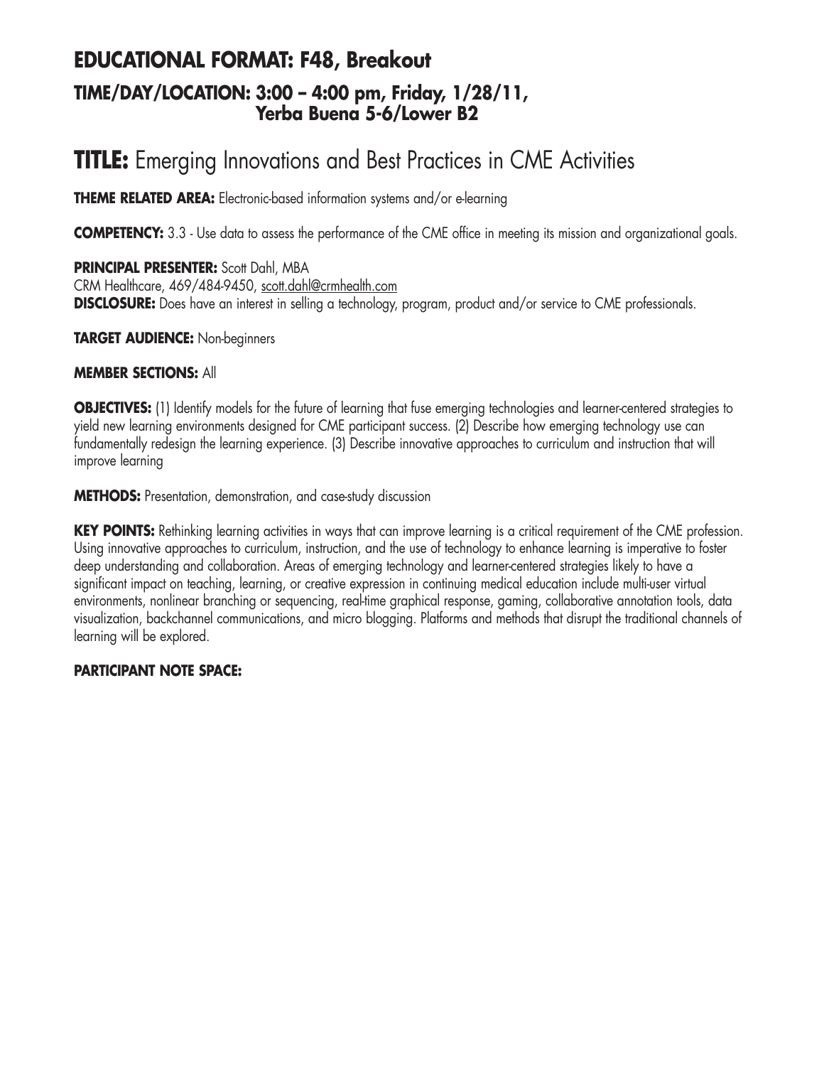## EDUCATIONAL FORMAT: F48, Breakout

### TIME/DAY/LOCATION: 3:00 – 4:00 pm, Friday, 1/28/11, Yerba Buena 5-6/Lower B2

# TITLE: Emerging Innovations and Best Practices in CME Activities

**THEME RELATED AREA:** Electronic-based information systems and/or e-learning

**COMPETENCY:** 3.3 - Use data to assess the performance of the CME office in meeting its mission and organizational goals.

**PRINCIPAL PRESENTER:** Scott Dahl, MBA
CRM Healthcare, 469/484-9450, scott.dahl@crmhealth.com
**DISCLOSURE:** Does have an interest in selling a technology, program, product and/or service to CME professionals.

**TARGET AUDIENCE:** Non-beginners

**MEMBER SECTIONS:** All

**OBJECTIVES:** (1) Identify models for the future of learning that fuse emerging technologies and learner-centered strategies to yield new learning environments designed for CME participant success. (2) Describe how emerging technology use can fundamentally redesign the learning experience. (3) Describe innovative approaches to curriculum and instruction that will improve learning

**METHODS:** Presentation, demonstration, and case-study discussion

**KEY POINTS:** Rethinking learning activities in ways that can improve learning is a critical requirement of the CME profession. Using innovative approaches to curriculum, instruction, and the use of technology to enhance learning is imperative to foster deep understanding and collaboration. Areas of emerging technology and learner-centered strategies likely to have a significant impact on teaching, learning, or creative expression in continuing medical education include multi-user virtual environments, nonlinear branching or sequencing, real-time graphical response, gaming, collaborative annotation tools, data visualization, backchannel communications, and micro blogging. Platforms and methods that disrupt the traditional channels of learning will be explored.

**PARTICIPANT NOTE SPACE:**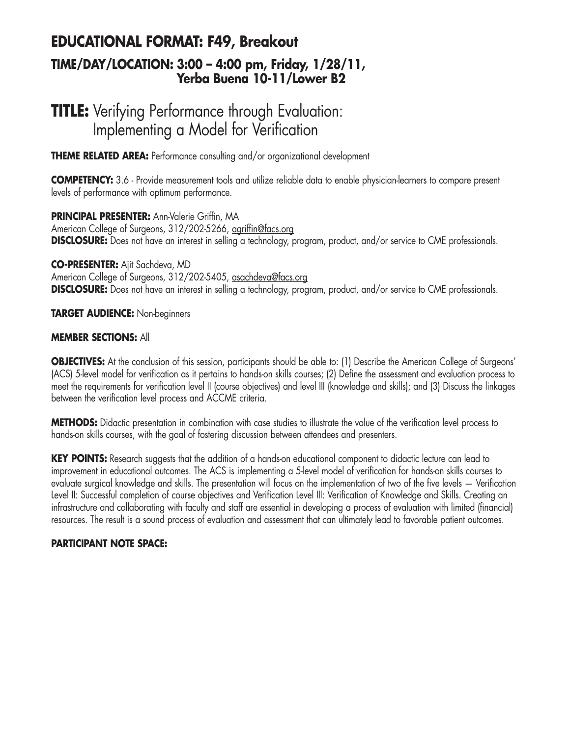## EDUCATIONAL FORMAT: F49, Breakout

### TIME/DAY/LOCATION: 3:00 – 4:00 pm, Friday, 1/28/11, Yerba Buena 10-11/Lower B2

# TITLE: Verifying Performance through Evaluation: Implementing a Model for Verification

**THEME RELATED AREA:** Performance consulting and/or organizational development

**COMPETENCY:** 3.6 - Provide measurement tools and utilize reliable data to enable physician-learners to compare present levels of performance with optimum performance.

**PRINCIPAL PRESENTER:** Ann-Valerie Griffin, MA
American College of Surgeons, 312/202-5266, agriffin@facs.org
**DISCLOSURE:** Does not have an interest in selling a technology, program, product, and/or service to CME professionals.

**CO-PRESENTER:** Ajit Sachdeva, MD
American College of Surgeons, 312/202-5405, asachdeva@facs.org
**DISCLOSURE:** Does not have an interest in selling a technology, program, product, and/or service to CME professionals.

**TARGET AUDIENCE:** Non-beginners

**MEMBER SECTIONS:** All

**OBJECTIVES:** At the conclusion of this session, participants should be able to: (1) Describe the American College of Surgeons' (ACS) 5-level model for verification as it pertains to hands-on skills courses; (2) Define the assessment and evaluation process to meet the requirements for verification level II (course objectives) and level III (knowledge and skills); and (3) Discuss the linkages between the verification level process and ACCME criteria.

**METHODS:** Didactic presentation in combination with case studies to illustrate the value of the verification level process to hands-on skills courses, with the goal of fostering discussion between attendees and presenters.

**KEY POINTS:** Research suggests that the addition of a hands-on educational component to didactic lecture can lead to improvement in educational outcomes. The ACS is implementing a 5-level model of verification for hands-on skills courses to evaluate surgical knowledge and skills. The presentation will focus on the implementation of two of the five levels — Verification Level II: Successful completion of course objectives and Verification Level III: Verification of Knowledge and Skills. Creating an infrastructure and collaborating with faculty and staff are essential in developing a process of evaluation with limited (financial) resources. The result is a sound process of evaluation and assessment that can ultimately lead to favorable patient outcomes.

**PARTICIPANT NOTE SPACE:**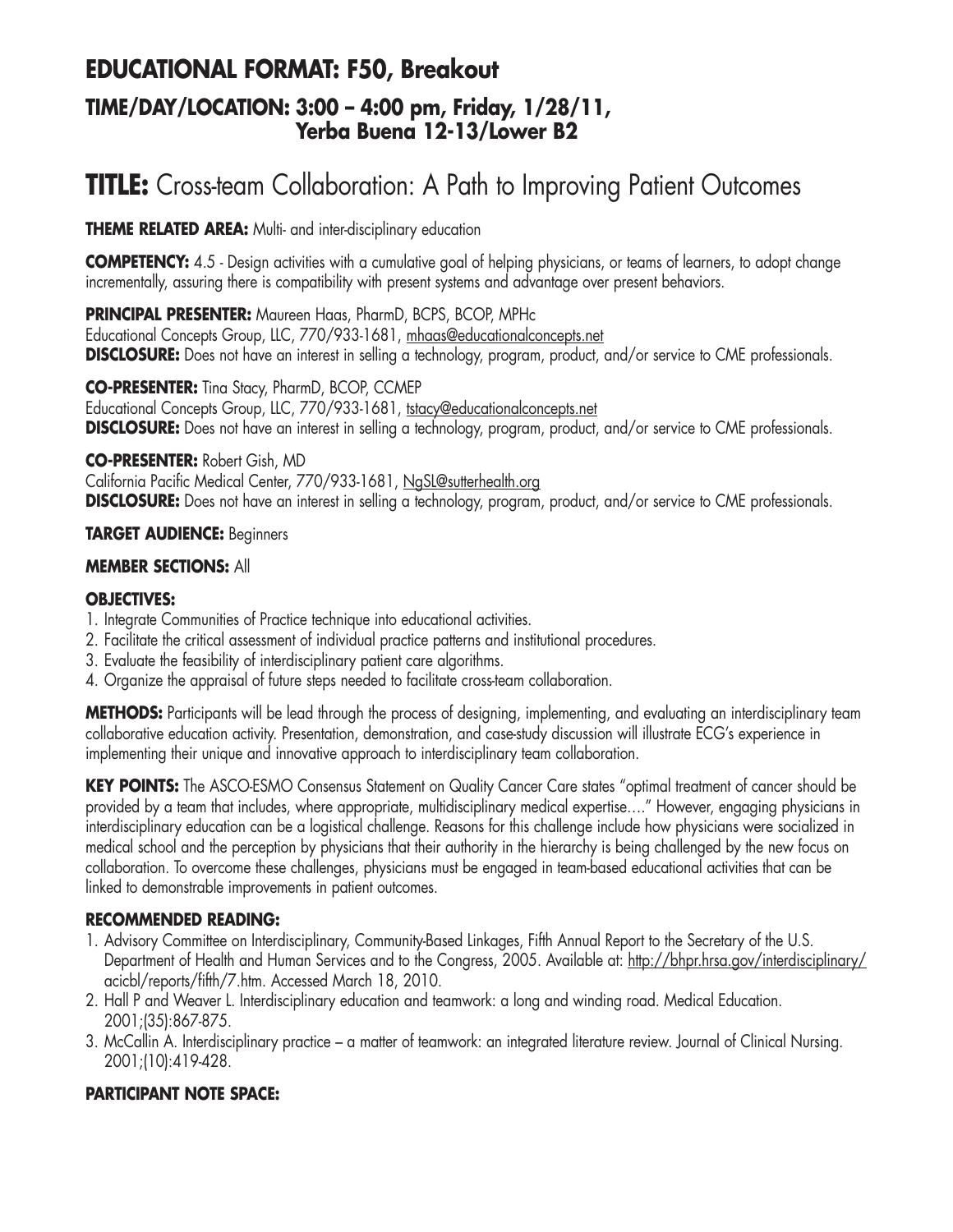# EDUCATIONAL FORMAT: F50, Breakout

## TIME/DAY/LOCATION: 3:00 – 4:00 pm, Friday, 1/28/11, Yerba Buena 12-13/Lower B2

# TITLE: Cross-team Collaboration: A Path to Improving Patient Outcomes

**THEME RELATED AREA:** Multi- and inter-disciplinary education

**COMPETENCY:** 4.5 - Design activities with a cumulative goal of helping physicians, or teams of learners, to adopt change incrementally, assuring there is compatibility with present systems and advantage over present behaviors.

**PRINCIPAL PRESENTER:** Maureen Haas, PharmD, BCPS, BCOP, MPHc
Educational Concepts Group, LLC, 770/933-1681, mhaas@educationalconcepts.net
**DISCLOSURE:** Does not have an interest in selling a technology, program, product, and/or service to CME professionals.

**CO-PRESENTER:** Tina Stacy, PharmD, BCOP, CCMEP
Educational Concepts Group, LLC, 770/933-1681, tstacy@educationalconcepts.net
**DISCLOSURE:** Does not have an interest in selling a technology, program, product, and/or service to CME professionals.

**CO-PRESENTER:** Robert Gish, MD
California Pacific Medical Center, 770/933-1681, NgSL@sutterhealth.org
**DISCLOSURE:** Does not have an interest in selling a technology, program, product, and/or service to CME professionals.

**TARGET AUDIENCE:** Beginners

**MEMBER SECTIONS:** All

**OBJECTIVES:**

1. Integrate Communities of Practice technique into educational activities.
2. Facilitate the critical assessment of individual practice patterns and institutional procedures.
3. Evaluate the feasibility of interdisciplinary patient care algorithms.
4. Organize the appraisal of future steps needed to facilitate cross-team collaboration.

**METHODS:** Participants will be lead through the process of designing, implementing, and evaluating an interdisciplinary team collaborative education activity. Presentation, demonstration, and case-study discussion will illustrate ECG's experience in implementing their unique and innovative approach to interdisciplinary team collaboration.

**KEY POINTS:** The ASCO-ESMO Consensus Statement on Quality Cancer Care states "optimal treatment of cancer should be provided by a team that includes, where appropriate, multidisciplinary medical expertise…." However, engaging physicians in interdisciplinary education can be a logistical challenge. Reasons for this challenge include how physicians were socialized in medical school and the perception by physicians that their authority in the hierarchy is being challenged by the new focus on collaboration. To overcome these challenges, physicians must be engaged in team-based educational activities that can be linked to demonstrable improvements in patient outcomes.

**RECOMMENDED READING:**

1. Advisory Committee on Interdisciplinary, Community-Based Linkages, Fifth Annual Report to the Secretary of the U.S. Department of Health and Human Services and to the Congress, 2005. Available at: http://bhpr.hrsa.gov/interdisciplinary/acicbl/reports/fifth/7.htm. Accessed March 18, 2010.
2. Hall P and Weaver L. Interdisciplinary education and teamwork: a long and winding road. Medical Education. 2001;(35):867-875.
3. McCallin A. Interdisciplinary practice – a matter of teamwork: an integrated literature review. Journal of Clinical Nursing. 2001;(10):419-428.

**PARTICIPANT NOTE SPACE:**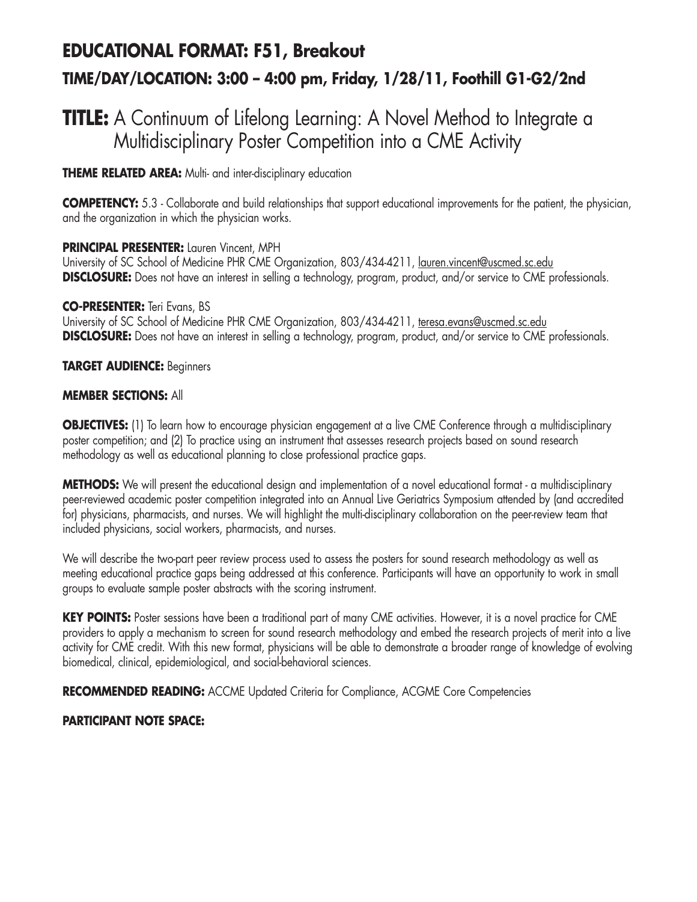## EDUCATIONAL FORMAT: F51, Breakout

### TIME/DAY/LOCATION: 3:00 – 4:00 pm, Friday, 1/28/11, Foothill G1-G2/2nd

# TITLE: A Continuum of Lifelong Learning: A Novel Method to Integrate a Multidisciplinary Poster Competition into a CME Activity

**THEME RELATED AREA:** Multi- and inter-disciplinary education

**COMPETENCY:** 5.3 - Collaborate and build relationships that support educational improvements for the patient, the physician, and the organization in which the physician works.

**PRINCIPAL PRESENTER:** Lauren Vincent, MPH
University of SC School of Medicine PHR CME Organization, 803/434-4211, lauren.vincent@uscmed.sc.edu
**DISCLOSURE:** Does not have an interest in selling a technology, program, product, and/or service to CME professionals.

**CO-PRESENTER:** Teri Evans, BS
University of SC School of Medicine PHR CME Organization, 803/434-4211, teresa.evans@uscmed.sc.edu
**DISCLOSURE:** Does not have an interest in selling a technology, program, product, and/or service to CME professionals.

**TARGET AUDIENCE:** Beginners

**MEMBER SECTIONS:** All

**OBJECTIVES:** (1) To learn how to encourage physician engagement at a live CME Conference through a multidisciplinary poster competition; and (2) To practice using an instrument that assesses research projects based on sound research methodology as well as educational planning to close professional practice gaps.

**METHODS:** We will present the educational design and implementation of a novel educational format - a multidisciplinary peer-reviewed academic poster competition integrated into an Annual Live Geriatrics Symposium attended by (and accredited for) physicians, pharmacists, and nurses. We will highlight the multi-disciplinary collaboration on the peer-review team that included physicians, social workers, pharmacists, and nurses.

We will describe the two-part peer review process used to assess the posters for sound research methodology as well as meeting educational practice gaps being addressed at this conference. Participants will have an opportunity to work in small groups to evaluate sample poster abstracts with the scoring instrument.

**KEY POINTS:** Poster sessions have been a traditional part of many CME activities. However, it is a novel practice for CME providers to apply a mechanism to screen for sound research methodology and embed the research projects of merit into a live activity for CME credit. With this new format, physicians will be able to demonstrate a broader range of knowledge of evolving biomedical, clinical, epidemiological, and social-behavioral sciences.

**RECOMMENDED READING:** ACCME Updated Criteria for Compliance, ACGME Core Competencies

**PARTICIPANT NOTE SPACE:**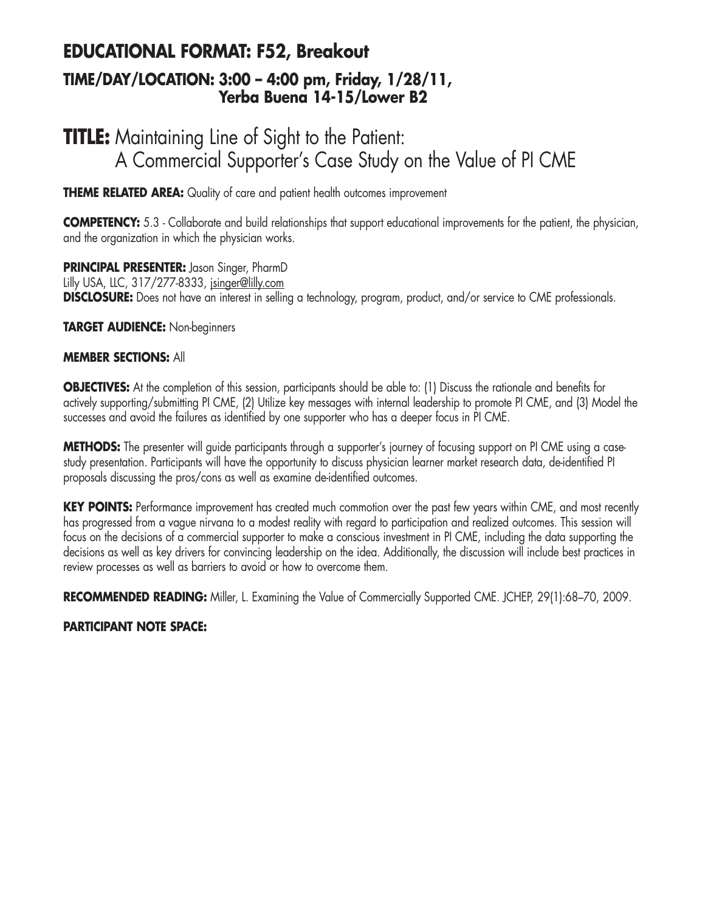## EDUCATIONAL FORMAT: F52, Breakout

### TIME/DAY/LOCATION: 3:00 – 4:00 pm, Friday, 1/28/11, Yerba Buena 14-15/Lower B2

# TITLE: Maintaining Line of Sight to the Patient: A Commercial Supporter's Case Study on the Value of PI CME

**THEME RELATED AREA:** Quality of care and patient health outcomes improvement

**COMPETENCY:** 5.3 - Collaborate and build relationships that support educational improvements for the patient, the physician, and the organization in which the physician works.

**PRINCIPAL PRESENTER:** Jason Singer, PharmD
Lilly USA, LLC, 317/277-8333, jsinger@lilly.com
**DISCLOSURE:** Does not have an interest in selling a technology, program, product, and/or service to CME professionals.

**TARGET AUDIENCE:** Non-beginners

**MEMBER SECTIONS:** All

**OBJECTIVES:** At the completion of this session, participants should be able to: (1) Discuss the rationale and benefits for actively supporting/submitting PI CME, (2) Utilize key messages with internal leadership to promote PI CME, and (3) Model the successes and avoid the failures as identified by one supporter who has a deeper focus in PI CME.

**METHODS:** The presenter will guide participants through a supporter's journey of focusing support on PI CME using a case-study presentation. Participants will have the opportunity to discuss physician learner market research data, de-identified PI proposals discussing the pros/cons as well as examine de-identified outcomes.

**KEY POINTS:** Performance improvement has created much commotion over the past few years within CME, and most recently has progressed from a vague nirvana to a modest reality with regard to participation and realized outcomes. This session will focus on the decisions of a commercial supporter to make a conscious investment in PI CME, including the data supporting the decisions as well as key drivers for convincing leadership on the idea. Additionally, the discussion will include best practices in review processes as well as barriers to avoid or how to overcome them.

**RECOMMENDED READING:** Miller, L. Examining the Value of Commercially Supported CME. JCHEP, 29(1):68–70, 2009.

**PARTICIPANT NOTE SPACE:**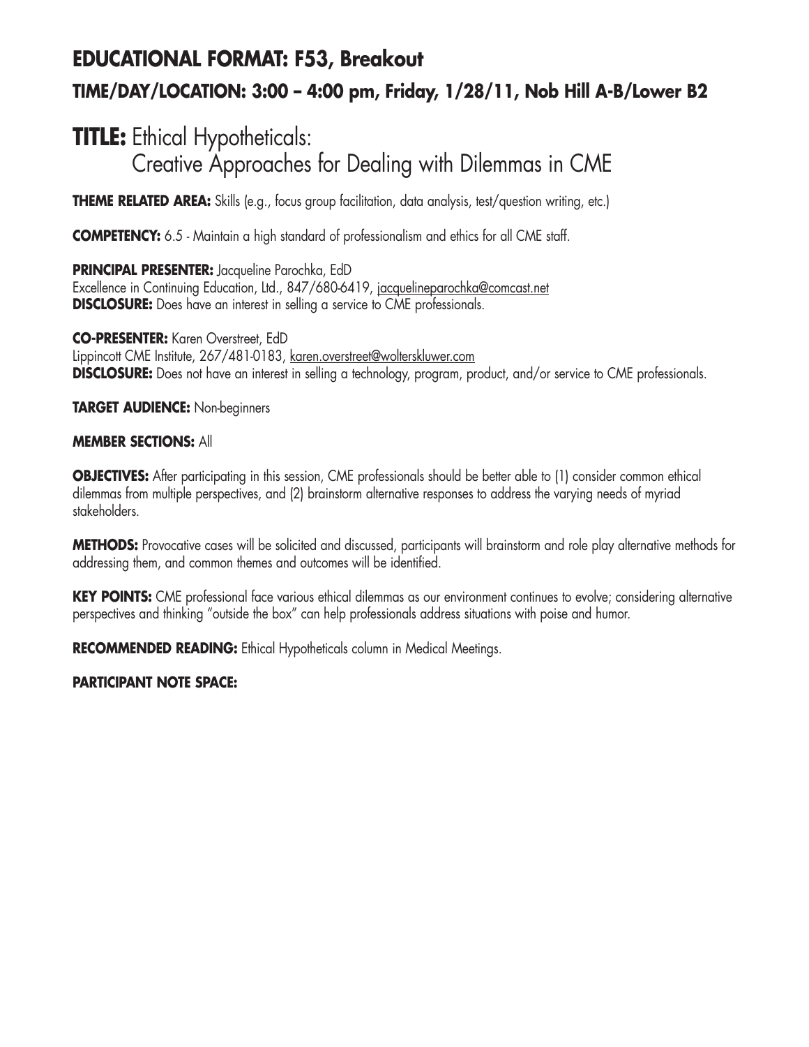# EDUCATIONAL FORMAT: F53, Breakout

## TIME/DAY/LOCATION: 3:00 – 4:00 pm, Friday, 1/28/11, Nob Hill A-B/Lower B2

# TITLE: Ethical Hypotheticals: Creative Approaches for Dealing with Dilemmas in CME

**THEME RELATED AREA:** Skills (e.g., focus group facilitation, data analysis, test/question writing, etc.)

**COMPETENCY:** 6.5 - Maintain a high standard of professionalism and ethics for all CME staff.

**PRINCIPAL PRESENTER:** Jacqueline Parochka, EdD
Excellence in Continuing Education, Ltd., 847/680-6419, jacquelineparochka@comcast.net
**DISCLOSURE:** Does have an interest in selling a service to CME professionals.

**CO-PRESENTER:** Karen Overstreet, EdD
Lippincott CME Institute, 267/481-0183, karen.overstreet@wolterskluwer.com
**DISCLOSURE:** Does not have an interest in selling a technology, program, product, and/or service to CME professionals.

**TARGET AUDIENCE:** Non-beginners

**MEMBER SECTIONS:** All

**OBJECTIVES:** After participating in this session, CME professionals should be better able to (1) consider common ethical dilemmas from multiple perspectives, and (2) brainstorm alternative responses to address the varying needs of myriad stakeholders.

**METHODS:** Provocative cases will be solicited and discussed, participants will brainstorm and role play alternative methods for addressing them, and common themes and outcomes will be identified.

**KEY POINTS:** CME professional face various ethical dilemmas as our environment continues to evolve; considering alternative perspectives and thinking "outside the box" can help professionals address situations with poise and humor.

**RECOMMENDED READING:** Ethical Hypotheticals column in Medical Meetings.

**PARTICIPANT NOTE SPACE:**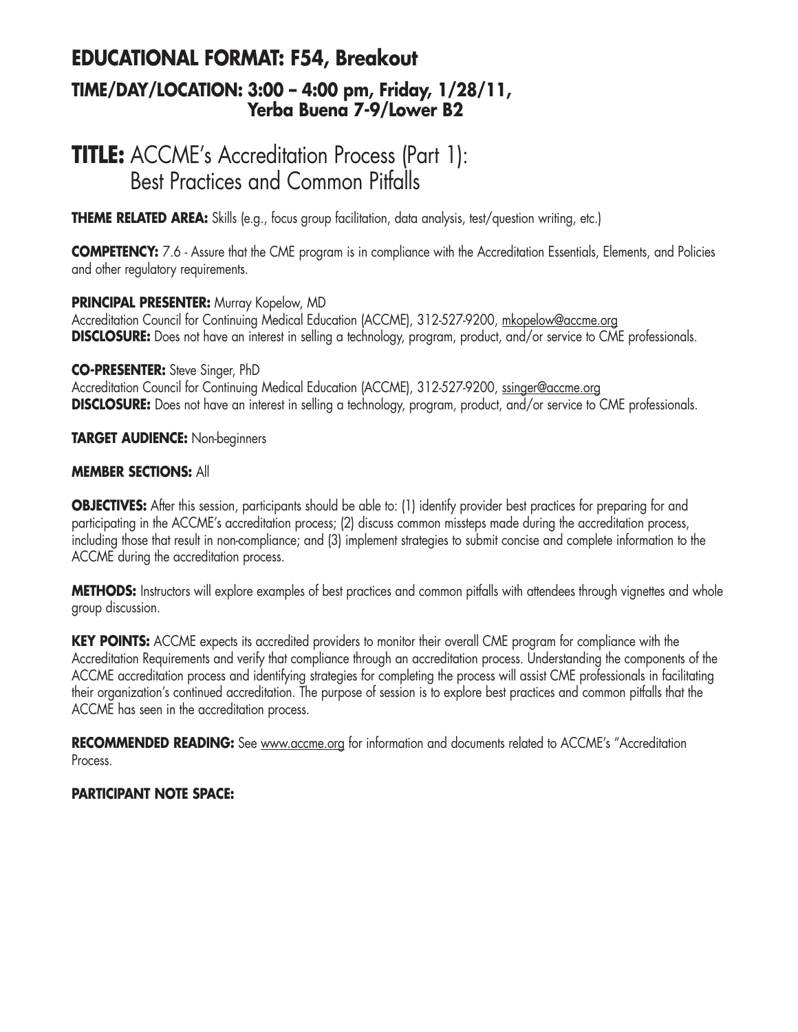## EDUCATIONAL FORMAT: F54, Breakout

### TIME/DAY/LOCATION: 3:00 – 4:00 pm, Friday, 1/28/11, Yerba Buena 7-9/Lower B2

# TITLE: ACCME's Accreditation Process (Part 1): Best Practices and Common Pitfalls

**THEME RELATED AREA:** Skills (e.g., focus group facilitation, data analysis, test/question writing, etc.)

**COMPETENCY:** 7.6 - Assure that the CME program is in compliance with the Accreditation Essentials, Elements, and Policies and other regulatory requirements.

**PRINCIPAL PRESENTER:** Murray Kopelow, MD
Accreditation Council for Continuing Medical Education (ACCME), 312-527-9200, mkopelow@accme.org
**DISCLOSURE:** Does not have an interest in selling a technology, program, product, and/or service to CME professionals.

**CO-PRESENTER:** Steve Singer, PhD
Accreditation Council for Continuing Medical Education (ACCME), 312-527-9200, ssinger@accme.org
**DISCLOSURE:** Does not have an interest in selling a technology, program, product, and/or service to CME professionals.

**TARGET AUDIENCE:** Non-beginners

**MEMBER SECTIONS:** All

**OBJECTIVES:** After this session, participants should be able to: (1) identify provider best practices for preparing for and participating in the ACCME's accreditation process; (2) discuss common missteps made during the accreditation process, including those that result in non-compliance; and (3) implement strategies to submit concise and complete information to the ACCME during the accreditation process.

**METHODS:** Instructors will explore examples of best practices and common pitfalls with attendees through vignettes and whole group discussion.

**KEY POINTS:** ACCME expects its accredited providers to monitor their overall CME program for compliance with the Accreditation Requirements and verify that compliance through an accreditation process. Understanding the components of the ACCME accreditation process and identifying strategies for completing the process will assist CME professionals in facilitating their organization's continued accreditation. The purpose of session is to explore best practices and common pitfalls that the ACCME has seen in the accreditation process.

**RECOMMENDED READING:** See www.accme.org for information and documents related to ACCME's "Accreditation Process.

**PARTICIPANT NOTE SPACE:**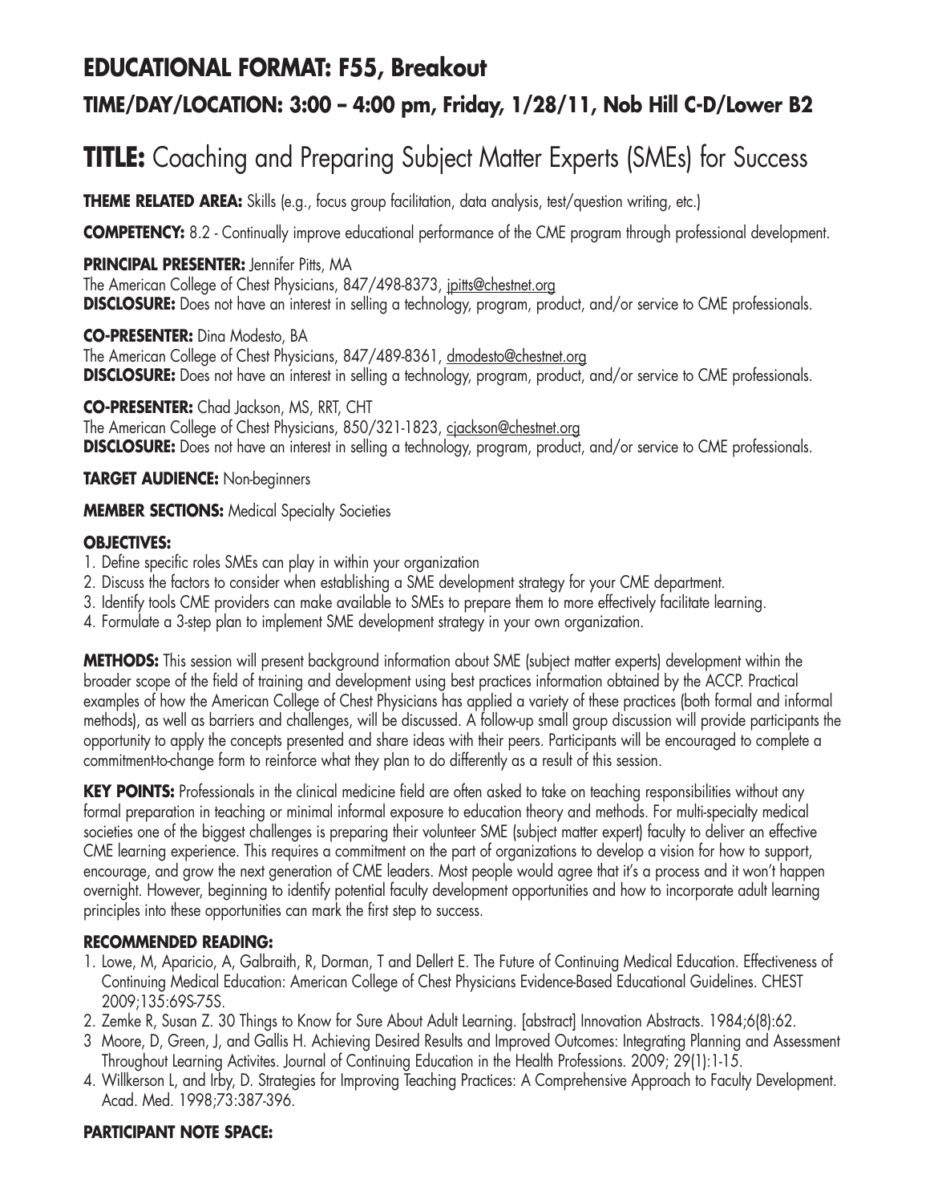## EDUCATIONAL FORMAT: F55, Breakout

### TIME/DAY/LOCATION: 3:00 – 4:00 pm, Friday, 1/28/11, Nob Hill C-D/Lower B2

# TITLE: Coaching and Preparing Subject Matter Experts (SMEs) for Success

**THEME RELATED AREA:** Skills (e.g., focus group facilitation, data analysis, test/question writing, etc.)

**COMPETENCY:** 8.2 - Continually improve educational performance of the CME program through professional development.

**PRINCIPAL PRESENTER:** Jennifer Pitts, MA
The American College of Chest Physicians, 847/498-8373, jpitts@chestnet.org
**DISCLOSURE:** Does not have an interest in selling a technology, program, product, and/or service to CME professionals.

**CO-PRESENTER:** Dina Modesto, BA
The American College of Chest Physicians, 847/489-8361, dmodesto@chestnet.org
**DISCLOSURE:** Does not have an interest in selling a technology, program, product, and/or service to CME professionals.

**CO-PRESENTER:** Chad Jackson, MS, RRT, CHT
The American College of Chest Physicians, 850/321-1823, cjackson@chestnet.org
**DISCLOSURE:** Does not have an interest in selling a technology, program, product, and/or service to CME professionals.

**TARGET AUDIENCE:** Non-beginners

**MEMBER SECTIONS:** Medical Specialty Societies

**OBJECTIVES:**

1. Define specific roles SMEs can play in within your organization
2. Discuss the factors to consider when establishing a SME development strategy for your CME department.
3. Identify tools CME providers can make available to SMEs to prepare them to more effectively facilitate learning.
4. Formulate a 3-step plan to implement SME development strategy in your own organization.

**METHODS:** This session will present background information about SME (subject matter experts) development within the broader scope of the field of training and development using best practices information obtained by the ACCP. Practical examples of how the American College of Chest Physicians has applied a variety of these practices (both formal and informal methods), as well as barriers and challenges, will be discussed. A follow-up small group discussion will provide participants the opportunity to apply the concepts presented and share ideas with their peers. Participants will be encouraged to complete a commitment-to-change form to reinforce what they plan to do differently as a result of this session.

**KEY POINTS:** Professionals in the clinical medicine field are often asked to take on teaching responsibilities without any formal preparation in teaching or minimal informal exposure to education theory and methods. For multi-specialty medical societies one of the biggest challenges is preparing their volunteer SME (subject matter expert) faculty to deliver an effective CME learning experience. This requires a commitment on the part of organizations to develop a vision for how to support, encourage, and grow the next generation of CME leaders. Most people would agree that it's a process and it won't happen overnight. However, beginning to identify potential faculty development opportunities and how to incorporate adult learning principles into these opportunities can mark the first step to success.

**RECOMMENDED READING:**

1. Lowe, M, Aparicio, A, Galbraith, R, Dorman, T and Dellert E. The Future of Continuing Medical Education. Effectiveness of Continuing Medical Education: American College of Chest Physicians Evidence-Based Educational Guidelines. CHEST 2009;135:69S-75S.
2. Zemke R, Susan Z. 30 Things to Know for Sure About Adult Learning. [abstract] Innovation Abstracts. 1984;6(8):62.
3. Moore, D, Green, J, and Gallis H. Achieving Desired Results and Improved Outcomes: Integrating Planning and Assessment Throughout Learning Activites. Journal of Continuing Education in the Health Professions. 2009; 29(1):1-15.
4. Willkerson L, and Irby, D. Strategies for Improving Teaching Practices: A Comprehensive Approach to Faculty Development. Acad. Med. 1998;73:387-396.

**PARTICIPANT NOTE SPACE:**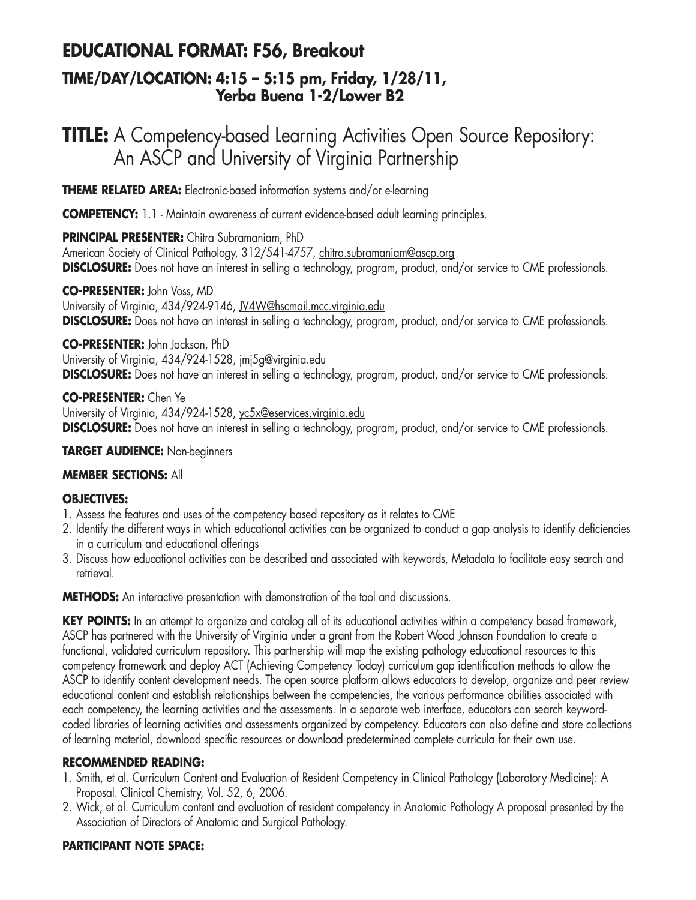# EDUCATIONAL FORMAT: F56, Breakout

## TIME/DAY/LOCATION: 4:15 – 5:15 pm, Friday, 1/28/11, Yerba Buena 1-2/Lower B2

# TITLE: A Competency-based Learning Activities Open Source Repository: An ASCP and University of Virginia Partnership

**THEME RELATED AREA:** Electronic-based information systems and/or e-learning

**COMPETENCY:** 1.1 - Maintain awareness of current evidence-based adult learning principles.

**PRINCIPAL PRESENTER:** Chitra Subramaniam, PhD
American Society of Clinical Pathology, 312/541-4757, chitra.subramaniam@ascp.org
**DISCLOSURE:** Does not have an interest in selling a technology, program, product, and/or service to CME professionals.

**CO-PRESENTER:** John Voss, MD
University of Virginia, 434/924-9146, JV4W@hscmail.mcc.virginia.edu
**DISCLOSURE:** Does not have an interest in selling a technology, program, product, and/or service to CME professionals.

**CO-PRESENTER:** John Jackson, PhD
University of Virginia, 434/924-1528, jmj5g@virginia.edu
**DISCLOSURE:** Does not have an interest in selling a technology, program, product, and/or service to CME professionals.

**CO-PRESENTER:** Chen Ye
University of Virginia, 434/924-1528, yc5x@eservices.virginia.edu
**DISCLOSURE:** Does not have an interest in selling a technology, program, product, and/or service to CME professionals.

**TARGET AUDIENCE:** Non-beginners

**MEMBER SECTIONS:** All

**OBJECTIVES:**

1. Assess the features and uses of the competency based repository as it relates to CME
2. Identify the different ways in which educational activities can be organized to conduct a gap analysis to identify deficiencies in a curriculum and educational offerings
3. Discuss how educational activities can be described and associated with keywords, Metadata to facilitate easy search and retrieval.

**METHODS:** An interactive presentation with demonstration of the tool and discussions.

**KEY POINTS:** In an attempt to organize and catalog all of its educational activities within a competency based framework, ASCP has partnered with the University of Virginia under a grant from the Robert Wood Johnson Foundation to create a functional, validated curriculum repository. This partnership will map the existing pathology educational resources to this competency framework and deploy ACT (Achieving Competency Today) curriculum gap identification methods to allow the ASCP to identify content development needs. The open source platform allows educators to develop, organize and peer review educational content and establish relationships between the competencies, the various performance abilities associated with each competency, the learning activities and the assessments. In a separate web interface, educators can search keyword-coded libraries of learning activities and assessments organized by competency. Educators can also define and store collections of learning material, download specific resources or download predetermined complete curricula for their own use.

**RECOMMENDED READING:**

1. Smith, et al. Curriculum Content and Evaluation of Resident Competency in Clinical Pathology (Laboratory Medicine): A Proposal. Clinical Chemistry, Vol. 52, 6, 2006.
2. Wick, et al. Curriculum content and evaluation of resident competency in Anatomic Pathology A proposal presented by the Association of Directors of Anatomic and Surgical Pathology.

**PARTICIPANT NOTE SPACE:**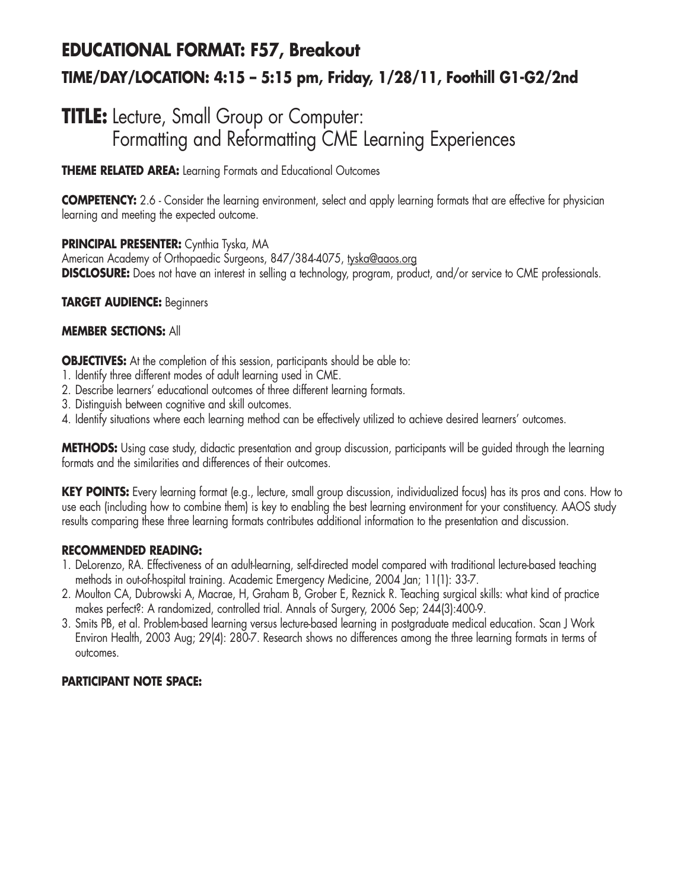# EDUCATIONAL FORMAT: F57, Breakout

## TIME/DAY/LOCATION: 4:15 – 5:15 pm, Friday, 1/28/11, Foothill G1-G2/2nd

# TITLE: Lecture, Small Group or Computer: Formatting and Reformatting CME Learning Experiences

**THEME RELATED AREA:** Learning Formats and Educational Outcomes

**COMPETENCY:** 2.6 - Consider the learning environment, select and apply learning formats that are effective for physician learning and meeting the expected outcome.

**PRINCIPAL PRESENTER:** Cynthia Tyska, MA
American Academy of Orthopaedic Surgeons, 847/384-4075, tyska@aaos.org
**DISCLOSURE:** Does not have an interest in selling a technology, program, product, and/or service to CME professionals.

**TARGET AUDIENCE:** Beginners

**MEMBER SECTIONS:** All

**OBJECTIVES:** At the completion of this session, participants should be able to:

1. Identify three different modes of adult learning used in CME.
2. Describe learners' educational outcomes of three different learning formats.
3. Distinguish between cognitive and skill outcomes.
4. Identify situations where each learning method can be effectively utilized to achieve desired learners' outcomes.

**METHODS:** Using case study, didactic presentation and group discussion, participants will be guided through the learning formats and the similarities and differences of their outcomes.

**KEY POINTS:** Every learning format (e.g., lecture, small group discussion, individualized focus) has its pros and cons. How to use each (including how to combine them) is key to enabling the best learning environment for your constituency. AAOS study results comparing these three learning formats contributes additional information to the presentation and discussion.

**RECOMMENDED READING:**

1. DeLorenzo, RA. Effectiveness of an adult-learning, self-directed model compared with traditional lecture-based teaching methods in out-of-hospital training. Academic Emergency Medicine, 2004 Jan; 11(1): 33-7.
2. Moulton CA, Dubrowski A, Macrae, H, Graham B, Grober E, Reznick R. Teaching surgical skills: what kind of practice makes perfect?: A randomized, controlled trial. Annals of Surgery, 2006 Sep; 244(3):400-9.
3. Smits PB, et al. Problem-based learning versus lecture-based learning in postgraduate medical education. Scan J Work Environ Health, 2003 Aug; 29(4): 280-7. Research shows no differences among the three learning formats in terms of outcomes.

**PARTICIPANT NOTE SPACE:**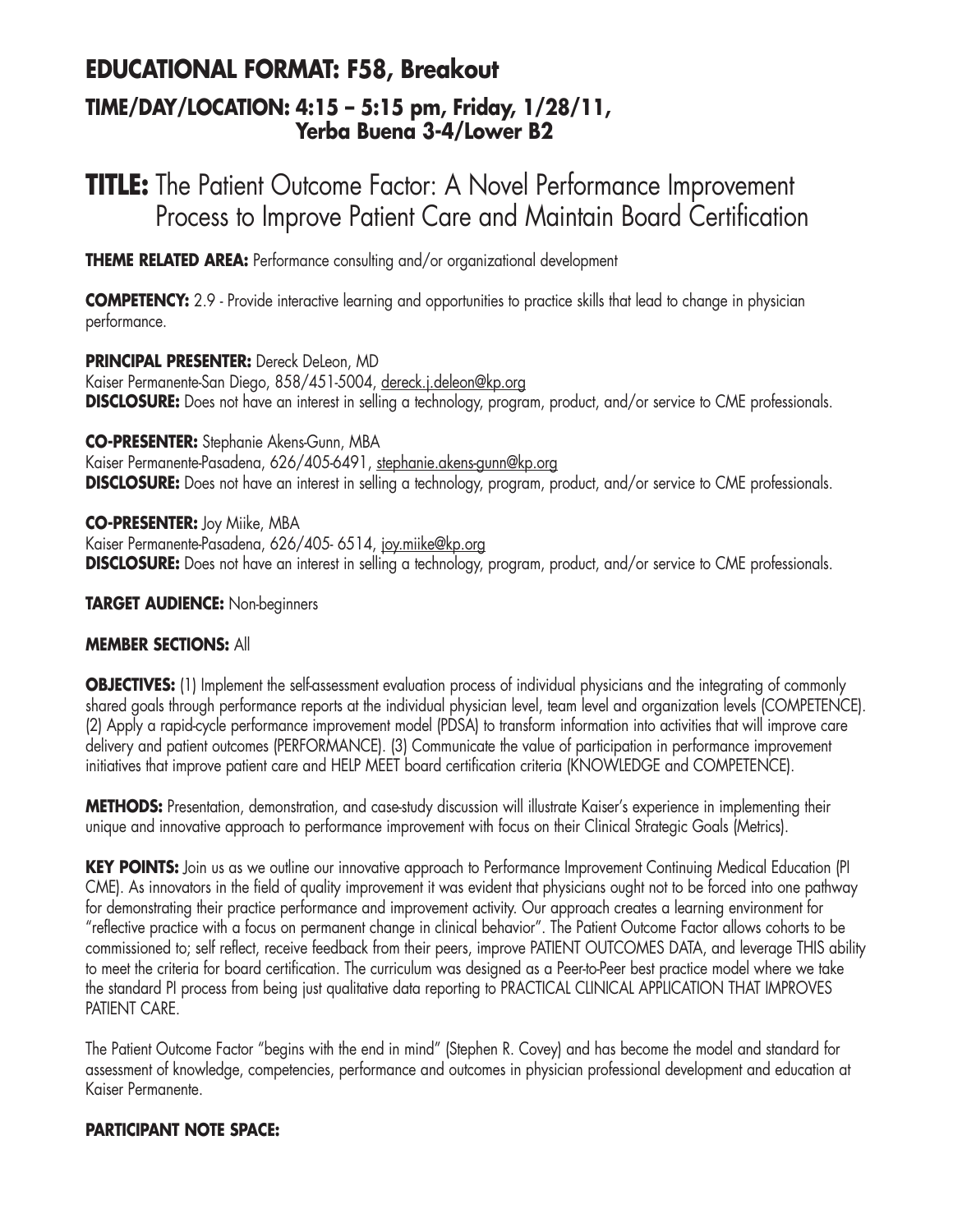## EDUCATIONAL FORMAT: F58, Breakout

### TIME/DAY/LOCATION: 4:15 – 5:15 pm, Friday, 1/28/11, Yerba Buena 3-4/Lower B2

# TITLE: The Patient Outcome Factor: A Novel Performance Improvement Process to Improve Patient Care and Maintain Board Certification

**THEME RELATED AREA:** Performance consulting and/or organizational development

**COMPETENCY:** 2.9 - Provide interactive learning and opportunities to practice skills that lead to change in physician performance.

**PRINCIPAL PRESENTER:** Dereck DeLeon, MD
Kaiser Permanente-San Diego, 858/451-5004, dereck.j.deleon@kp.org
**DISCLOSURE:** Does not have an interest in selling a technology, program, product, and/or service to CME professionals.

**CO-PRESENTER:** Stephanie Akens-Gunn, MBA
Kaiser Permanente-Pasadena, 626/405-6491, stephanie.akens-gunn@kp.org
**DISCLOSURE:** Does not have an interest in selling a technology, program, product, and/or service to CME professionals.

**CO-PRESENTER:** Joy Miike, MBA
Kaiser Permanente-Pasadena, 626/405- 6514, joy.miike@kp.org
**DISCLOSURE:** Does not have an interest in selling a technology, program, product, and/or service to CME professionals.

**TARGET AUDIENCE:** Non-beginners

**MEMBER SECTIONS:** All

**OBJECTIVES:** (1) Implement the self-assessment evaluation process of individual physicians and the integrating of commonly shared goals through performance reports at the individual physician level, team level and organization levels (COMPETENCE). (2) Apply a rapid-cycle performance improvement model (PDSA) to transform information into activities that will improve care delivery and patient outcomes (PERFORMANCE). (3) Communicate the value of participation in performance improvement initiatives that improve patient care and HELP MEET board certification criteria (KNOWLEDGE and COMPETENCE).

**METHODS:** Presentation, demonstration, and case-study discussion will illustrate Kaiser's experience in implementing their unique and innovative approach to performance improvement with focus on their Clinical Strategic Goals (Metrics).

**KEY POINTS:** Join us as we outline our innovative approach to Performance Improvement Continuing Medical Education (PI CME). As innovators in the field of quality improvement it was evident that physicians ought not to be forced into one pathway for demonstrating their practice performance and improvement activity. Our approach creates a learning environment for "reflective practice with a focus on permanent change in clinical behavior". The Patient Outcome Factor allows cohorts to be commissioned to; self reflect, receive feedback from their peers, improve PATIENT OUTCOMES DATA, and leverage THIS ability to meet the criteria for board certification. The curriculum was designed as a Peer-to-Peer best practice model where we take the standard PI process from being just qualitative data reporting to PRACTICAL CLINICAL APPLICATION THAT IMPROVES PATIENT CARE.

The Patient Outcome Factor "begins with the end in mind" (Stephen R. Covey) and has become the model and standard for assessment of knowledge, competencies, performance and outcomes in physician professional development and education at Kaiser Permanente.

**PARTICIPANT NOTE SPACE:**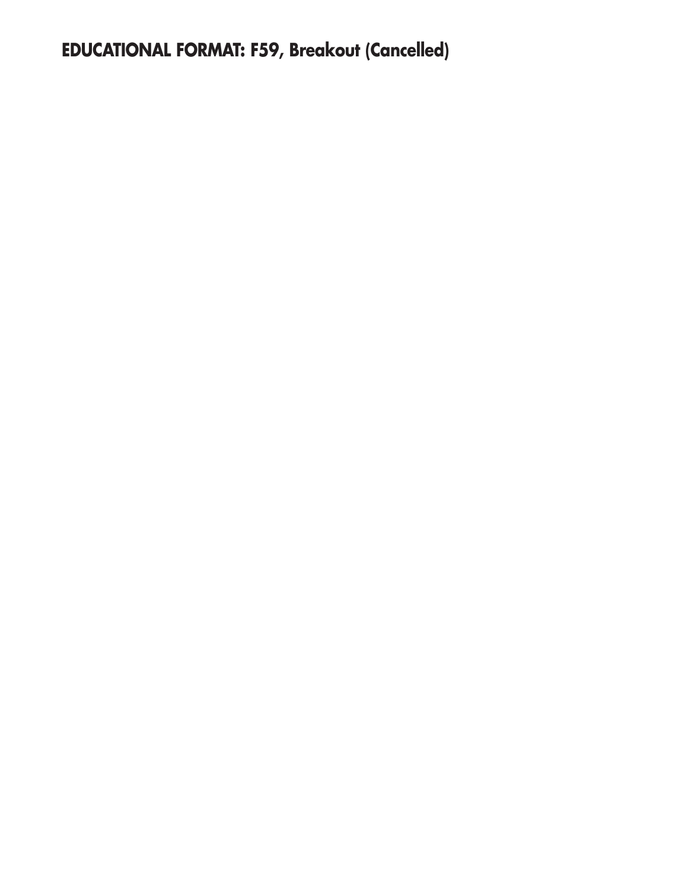**EDUCATIONAL FORMAT: F59, Breakout (Cancelled)**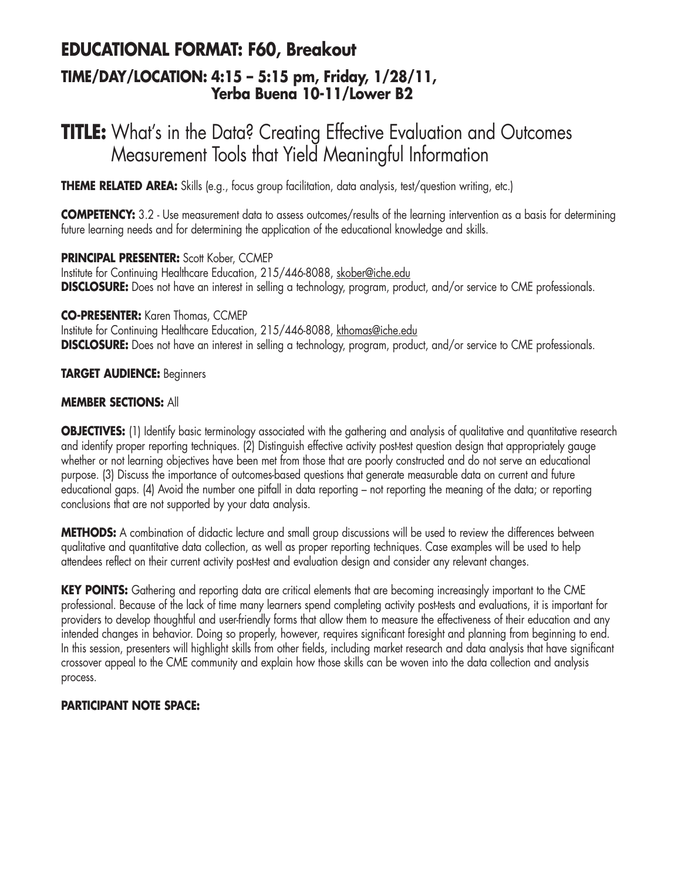## EDUCATIONAL FORMAT: F60, Breakout

### TIME/DAY/LOCATION: 4:15 – 5:15 pm, Friday, 1/28/11, Yerba Buena 10-11/Lower B2

# TITLE: What's in the Data? Creating Effective Evaluation and Outcomes Measurement Tools that Yield Meaningful Information

**THEME RELATED AREA:** Skills (e.g., focus group facilitation, data analysis, test/question writing, etc.)

**COMPETENCY:** 3.2 - Use measurement data to assess outcomes/results of the learning intervention as a basis for determining future learning needs and for determining the application of the educational knowledge and skills.

**PRINCIPAL PRESENTER:** Scott Kober, CCMEP
Institute for Continuing Healthcare Education, 215/446-8088, skober@iche.edu
**DISCLOSURE:** Does not have an interest in selling a technology, program, product, and/or service to CME professionals.

**CO-PRESENTER:** Karen Thomas, CCMEP
Institute for Continuing Healthcare Education, 215/446-8088, kthomas@iche.edu
**DISCLOSURE:** Does not have an interest in selling a technology, program, product, and/or service to CME professionals.

**TARGET AUDIENCE:** Beginners

**MEMBER SECTIONS:** All

**OBJECTIVES:** (1) Identify basic terminology associated with the gathering and analysis of qualitative and quantitative research and identify proper reporting techniques. (2) Distinguish effective activity post-test question design that appropriately gauge whether or not learning objectives have been met from those that are poorly constructed and do not serve an educational purpose. (3) Discuss the importance of outcomes-based questions that generate measurable data on current and future educational gaps. (4) Avoid the number one pitfall in data reporting – not reporting the meaning of the data; or reporting conclusions that are not supported by your data analysis.

**METHODS:** A combination of didactic lecture and small group discussions will be used to review the differences between qualitative and quantitative data collection, as well as proper reporting techniques. Case examples will be used to help attendees reflect on their current activity post-test and evaluation design and consider any relevant changes.

**KEY POINTS:** Gathering and reporting data are critical elements that are becoming increasingly important to the CME professional. Because of the lack of time many learners spend completing activity post-tests and evaluations, it is important for providers to develop thoughtful and user-friendly forms that allow them to measure the effectiveness of their education and any intended changes in behavior. Doing so properly, however, requires significant foresight and planning from beginning to end. In this session, presenters will highlight skills from other fields, including market research and data analysis that have significant crossover appeal to the CME community and explain how those skills can be woven into the data collection and analysis process.

**PARTICIPANT NOTE SPACE:**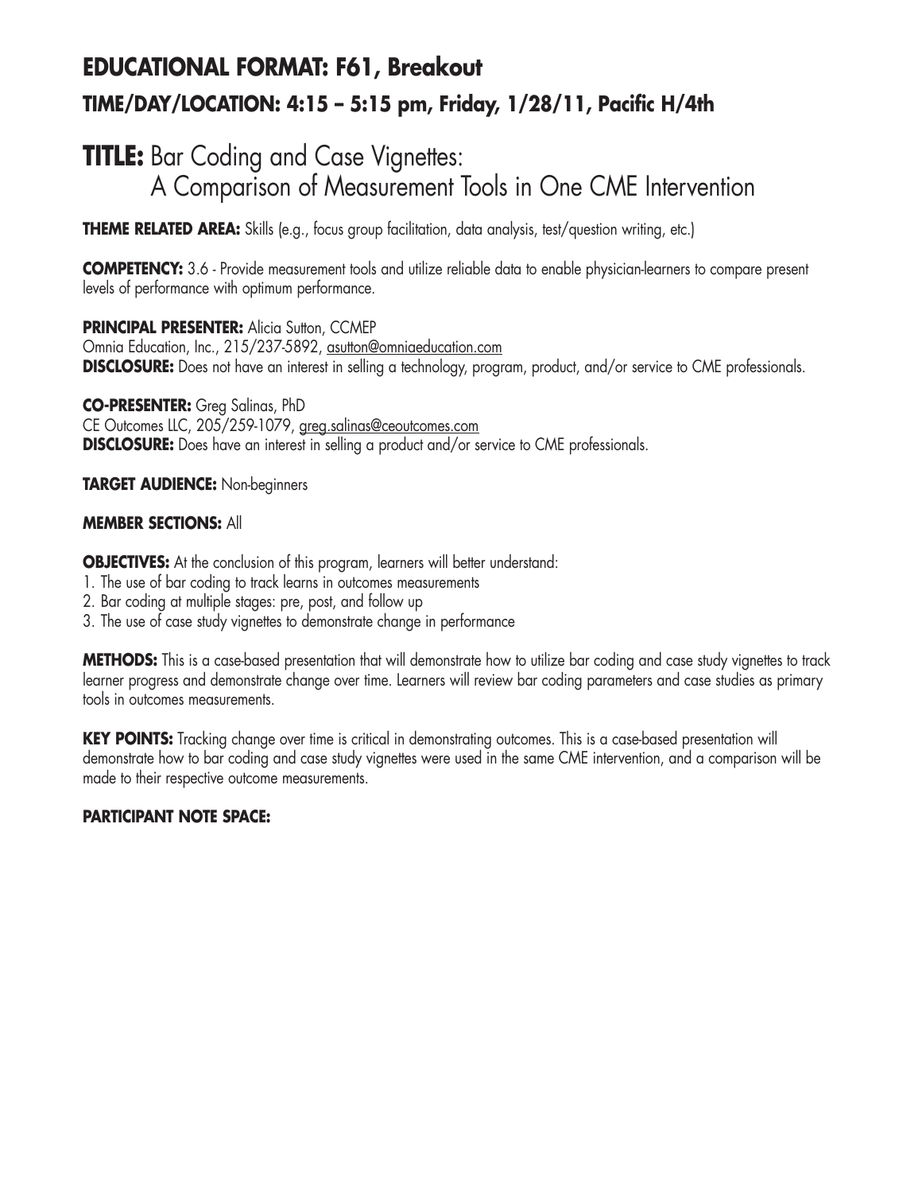## EDUCATIONAL FORMAT: F61, Breakout

### TIME/DAY/LOCATION: 4:15 – 5:15 pm, Friday, 1/28/11, Pacific H/4th

# TITLE: Bar Coding and Case Vignettes: A Comparison of Measurement Tools in One CME Intervention

**THEME RELATED AREA:** Skills (e.g., focus group facilitation, data analysis, test/question writing, etc.)

**COMPETENCY:** 3.6 - Provide measurement tools and utilize reliable data to enable physician-learners to compare present levels of performance with optimum performance.

**PRINCIPAL PRESENTER:** Alicia Sutton, CCMEP
Omnia Education, Inc., 215/237-5892, asutton@omniaeducation.com
**DISCLOSURE:** Does not have an interest in selling a technology, program, product, and/or service to CME professionals.

**CO-PRESENTER:** Greg Salinas, PhD
CE Outcomes LLC, 205/259-1079, greg.salinas@ceoutcomes.com
**DISCLOSURE:** Does have an interest in selling a product and/or service to CME professionals.

**TARGET AUDIENCE:** Non-beginners

**MEMBER SECTIONS:** All

**OBJECTIVES:** At the conclusion of this program, learners will better understand:

1. The use of bar coding to track learns in outcomes measurements
2. Bar coding at multiple stages: pre, post, and follow up
3. The use of case study vignettes to demonstrate change in performance

**METHODS:** This is a case-based presentation that will demonstrate how to utilize bar coding and case study vignettes to track learner progress and demonstrate change over time. Learners will review bar coding parameters and case studies as primary tools in outcomes measurements.

**KEY POINTS:** Tracking change over time is critical in demonstrating outcomes. This is a case-based presentation will demonstrate how to bar coding and case study vignettes were used in the same CME intervention, and a comparison will be made to their respective outcome measurements.

**PARTICIPANT NOTE SPACE:**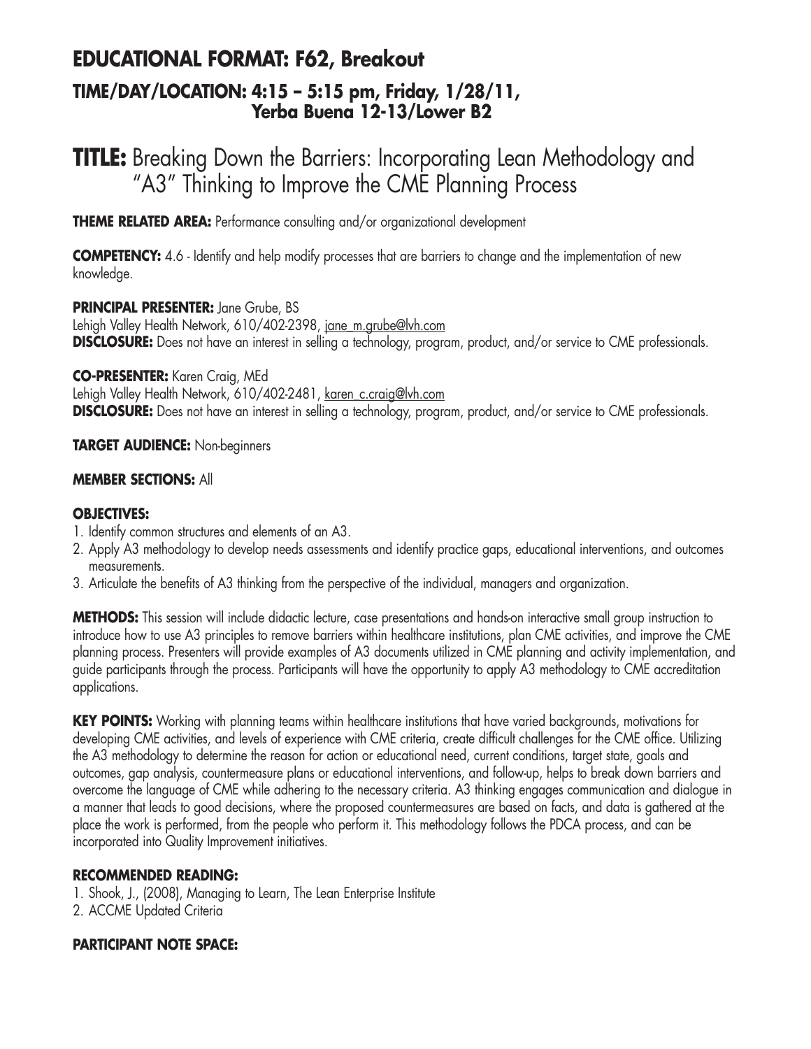# EDUCATIONAL FORMAT: F62, Breakout

## TIME/DAY/LOCATION: 4:15 – 5:15 pm, Friday, 1/28/11, Yerba Buena 12-13/Lower B2

# TITLE: Breaking Down the Barriers: Incorporating Lean Methodology and "A3" Thinking to Improve the CME Planning Process

**THEME RELATED AREA:** Performance consulting and/or organizational development

**COMPETENCY:** 4.6 - Identify and help modify processes that are barriers to change and the implementation of new knowledge.

**PRINCIPAL PRESENTER:** Jane Grube, BS
Lehigh Valley Health Network, 610/402-2398, jane_m.grube@lvh.com
**DISCLOSURE:** Does not have an interest in selling a technology, program, product, and/or service to CME professionals.

**CO-PRESENTER:** Karen Craig, MEd
Lehigh Valley Health Network, 610/402-2481, karen_c.craig@lvh.com
**DISCLOSURE:** Does not have an interest in selling a technology, program, product, and/or service to CME professionals.

**TARGET AUDIENCE:** Non-beginners

**MEMBER SECTIONS:** All

**OBJECTIVES:**

1. Identify common structures and elements of an A3.
2. Apply A3 methodology to develop needs assessments and identify practice gaps, educational interventions, and outcomes measurements.
3. Articulate the benefits of A3 thinking from the perspective of the individual, managers and organization.

**METHODS:** This session will include didactic lecture, case presentations and hands-on interactive small group instruction to introduce how to use A3 principles to remove barriers within healthcare institutions, plan CME activities, and improve the CME planning process. Presenters will provide examples of A3 documents utilized in CME planning and activity implementation, and guide participants through the process. Participants will have the opportunity to apply A3 methodology to CME accreditation applications.

**KEY POINTS:** Working with planning teams within healthcare institutions that have varied backgrounds, motivations for developing CME activities, and levels of experience with CME criteria, create difficult challenges for the CME office. Utilizing the A3 methodology to determine the reason for action or educational need, current conditions, target state, goals and outcomes, gap analysis, countermeasure plans or educational interventions, and follow-up, helps to break down barriers and overcome the language of CME while adhering to the necessary criteria. A3 thinking engages communication and dialogue in a manner that leads to good decisions, where the proposed countermeasures are based on facts, and data is gathered at the place the work is performed, from the people who perform it. This methodology follows the PDCA process, and can be incorporated into Quality Improvement initiatives.

**RECOMMENDED READING:**

1. Shook, J., (2008), Managing to Learn, The Lean Enterprise Institute
2. ACCME Updated Criteria

**PARTICIPANT NOTE SPACE:**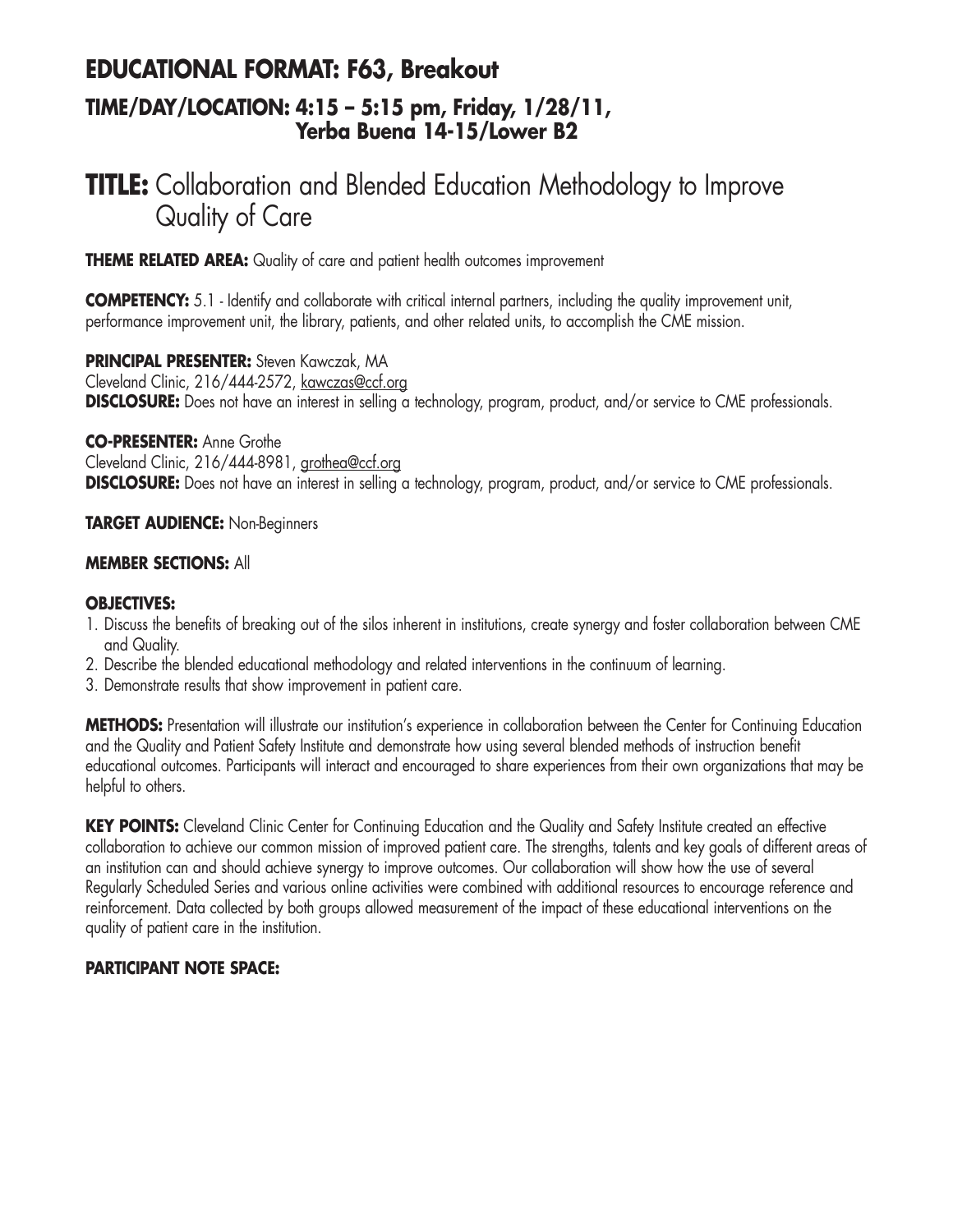# EDUCATIONAL FORMAT: F63, Breakout

## TIME/DAY/LOCATION: 4:15 – 5:15 pm, Friday, 1/28/11, Yerba Buena 14-15/Lower B2

# TITLE: Collaboration and Blended Education Methodology to Improve Quality of Care

**THEME RELATED AREA:** Quality of care and patient health outcomes improvement

**COMPETENCY:** 5.1 - Identify and collaborate with critical internal partners, including the quality improvement unit, performance improvement unit, the library, patients, and other related units, to accomplish the CME mission.

**PRINCIPAL PRESENTER:** Steven Kawczak, MA
Cleveland Clinic, 216/444-2572, kawczas@ccf.org
**DISCLOSURE:** Does not have an interest in selling a technology, program, product, and/or service to CME professionals.

**CO-PRESENTER:** Anne Grothe
Cleveland Clinic, 216/444-8981, grothea@ccf.org
**DISCLOSURE:** Does not have an interest in selling a technology, program, product, and/or service to CME professionals.

**TARGET AUDIENCE:** Non-Beginners

**MEMBER SECTIONS:** All

**OBJECTIVES:**

1. Discuss the benefits of breaking out of the silos inherent in institutions, create synergy and foster collaboration between CME and Quality.
2. Describe the blended educational methodology and related interventions in the continuum of learning.
3. Demonstrate results that show improvement in patient care.

**METHODS:** Presentation will illustrate our institution's experience in collaboration between the Center for Continuing Education and the Quality and Patient Safety Institute and demonstrate how using several blended methods of instruction benefit educational outcomes. Participants will interact and encouraged to share experiences from their own organizations that may be helpful to others.

**KEY POINTS:** Cleveland Clinic Center for Continuing Education and the Quality and Safety Institute created an effective collaboration to achieve our common mission of improved patient care. The strengths, talents and key goals of different areas of an institution can and should achieve synergy to improve outcomes. Our collaboration will show how the use of several Regularly Scheduled Series and various online activities were combined with additional resources to encourage reference and reinforcement. Data collected by both groups allowed measurement of the impact of these educational interventions on the quality of patient care in the institution.

**PARTICIPANT NOTE SPACE:**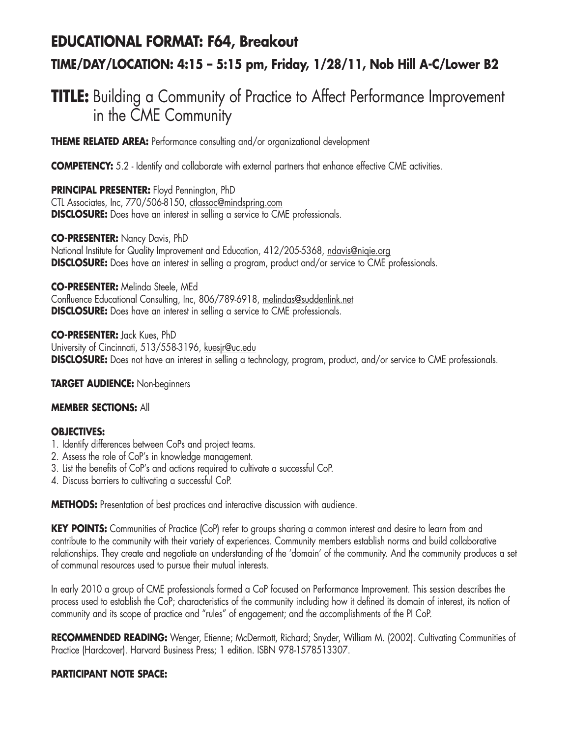# EDUCATIONAL FORMAT: F64, Breakout

## TIME/DAY/LOCATION: 4:15 – 5:15 pm, Friday, 1/28/11, Nob Hill A-C/Lower B2

# TITLE: Building a Community of Practice to Affect Performance Improvement in the CME Community

**THEME RELATED AREA:** Performance consulting and/or organizational development

**COMPETENCY:** 5.2 - Identify and collaborate with external partners that enhance effective CME activities.

**PRINCIPAL PRESENTER:** Floyd Pennington, PhD
CTL Associates, Inc, 770/506-8150, ctlassoc@mindspring.com
**DISCLOSURE:** Does have an interest in selling a service to CME professionals.

**CO-PRESENTER:** Nancy Davis, PhD
National Institute for Quality Improvement and Education, 412/205-5368, ndavis@niqie.org
**DISCLOSURE:** Does have an interest in selling a program, product and/or service to CME professionals.

**CO-PRESENTER:** Melinda Steele, MEd
Confluence Educational Consulting, Inc, 806/789-6918, melindas@suddenlink.net
**DISCLOSURE:** Does have an interest in selling a service to CME professionals.

**CO-PRESENTER:** Jack Kues, PhD
University of Cincinnati, 513/558-3196, kuesjr@uc.edu
**DISCLOSURE:** Does not have an interest in selling a technology, program, product, and/or service to CME professionals.

**TARGET AUDIENCE:** Non-beginners

**MEMBER SECTIONS:** All

**OBJECTIVES:**

1. Identify differences between CoPs and project teams.
2. Assess the role of CoP's in knowledge management.
3. List the benefits of CoP's and actions required to cultivate a successful CoP.
4. Discuss barriers to cultivating a successful CoP.

**METHODS:** Presentation of best practices and interactive discussion with audience.

**KEY POINTS:** Communities of Practice (CoP) refer to groups sharing a common interest and desire to learn from and contribute to the community with their variety of experiences. Community members establish norms and build collaborative relationships. They create and negotiate an understanding of the 'domain' of the community. And the community produces a set of communal resources used to pursue their mutual interests.

In early 2010 a group of CME professionals formed a CoP focused on Performance Improvement. This session describes the process used to establish the CoP; characteristics of the community including how it defined its domain of interest, its notion of community and its scope of practice and "rules" of engagement; and the accomplishments of the PI CoP.

**RECOMMENDED READING:** Wenger, Etienne; McDermott, Richard; Snyder, William M. (2002). Cultivating Communities of Practice (Hardcover). Harvard Business Press; 1 edition. ISBN 978-1578513307.

**PARTICIPANT NOTE SPACE:**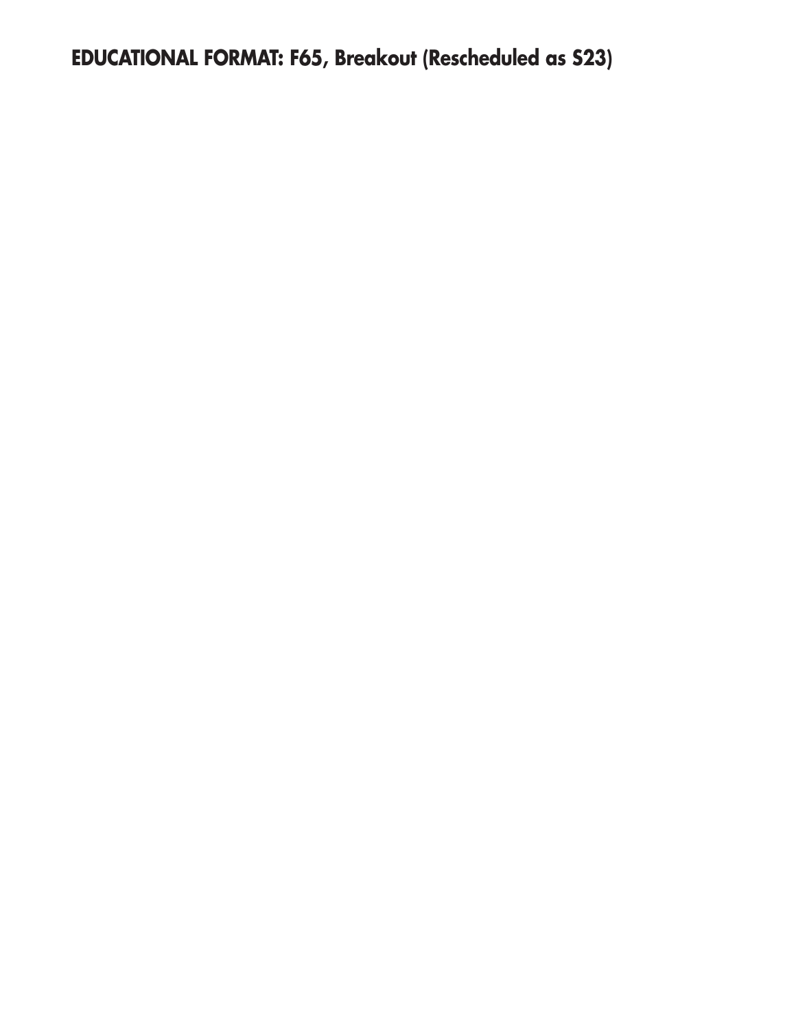**EDUCATIONAL FORMAT: F65, Breakout (Rescheduled as S23)**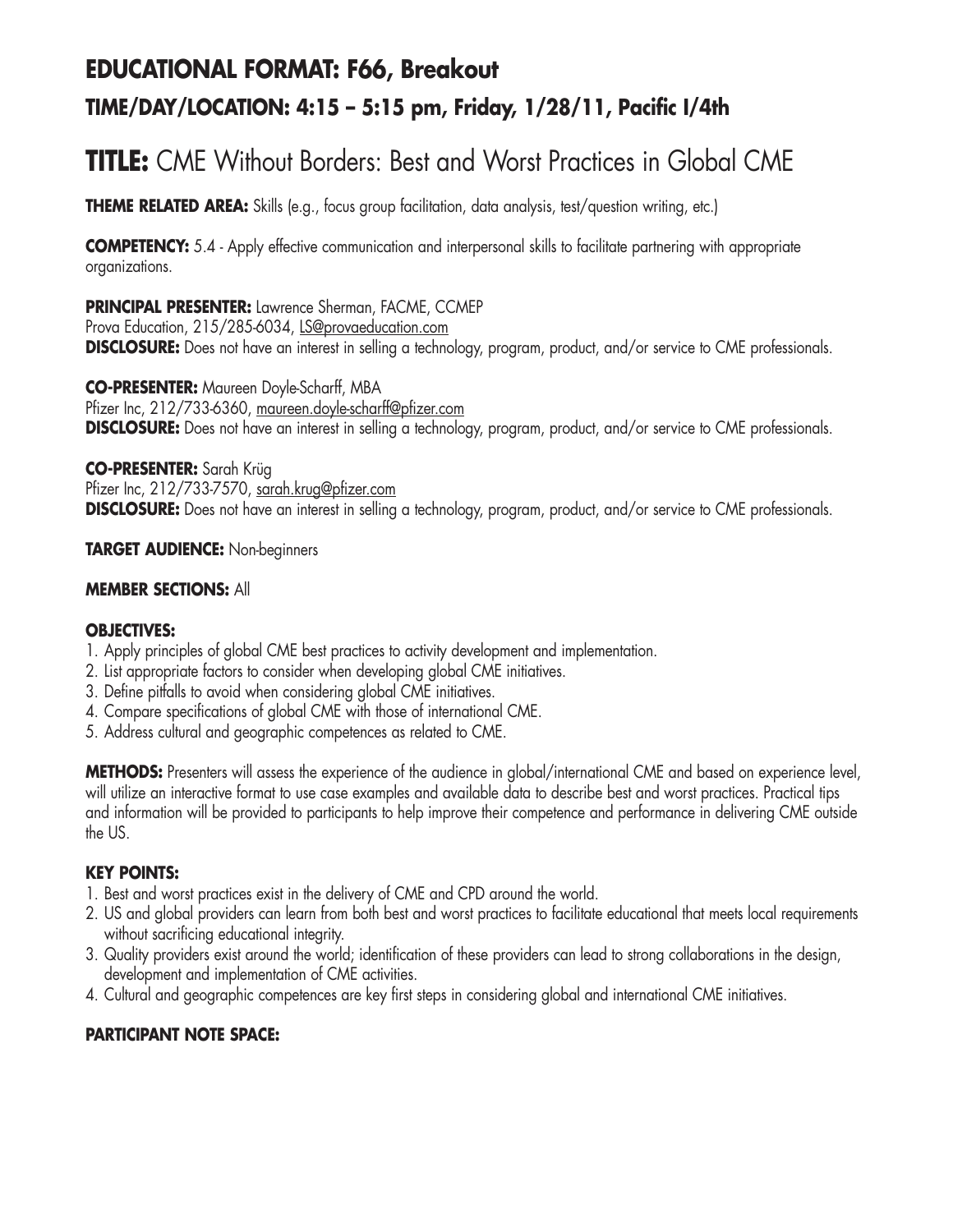# EDUCATIONAL FORMAT: F66, Breakout

## TIME/DAY/LOCATION: 4:15 – 5:15 pm, Friday, 1/28/11, Pacific I/4th

# TITLE: CME Without Borders: Best and Worst Practices in Global CME

**THEME RELATED AREA:** Skills (e.g., focus group facilitation, data analysis, test/question writing, etc.)

**COMPETENCY:** 5.4 - Apply effective communication and interpersonal skills to facilitate partnering with appropriate organizations.

**PRINCIPAL PRESENTER:** Lawrence Sherman, FACME, CCMEP
Prova Education, 215/285-6034, LS@provaeducation.com
**DISCLOSURE:** Does not have an interest in selling a technology, program, product, and/or service to CME professionals.

**CO-PRESENTER:** Maureen Doyle-Scharff, MBA
Pfizer Inc, 212/733-6360, maureen.doyle-scharff@pfizer.com
**DISCLOSURE:** Does not have an interest in selling a technology, program, product, and/or service to CME professionals.

**CO-PRESENTER:** Sarah Krüg
Pfizer Inc, 212/733-7570, sarah.krug@pfizer.com
**DISCLOSURE:** Does not have an interest in selling a technology, program, product, and/or service to CME professionals.

**TARGET AUDIENCE:** Non-beginners

**MEMBER SECTIONS:** All

**OBJECTIVES:**

1. Apply principles of global CME best practices to activity development and implementation.
2. List appropriate factors to consider when developing global CME initiatives.
3. Define pitfalls to avoid when considering global CME initiatives.
4. Compare specifications of global CME with those of international CME.
5. Address cultural and geographic competences as related to CME.

**METHODS:** Presenters will assess the experience of the audience in global/international CME and based on experience level, will utilize an interactive format to use case examples and available data to describe best and worst practices. Practical tips and information will be provided to participants to help improve their competence and performance in delivering CME outside the US.

**KEY POINTS:**

1. Best and worst practices exist in the delivery of CME and CPD around the world.
2. US and global providers can learn from both best and worst practices to facilitate educational that meets local requirements without sacrificing educational integrity.
3. Quality providers exist around the world; identification of these providers can lead to strong collaborations in the design, development and implementation of CME activities.
4. Cultural and geographic competences are key first steps in considering global and international CME initiatives.

**PARTICIPANT NOTE SPACE:**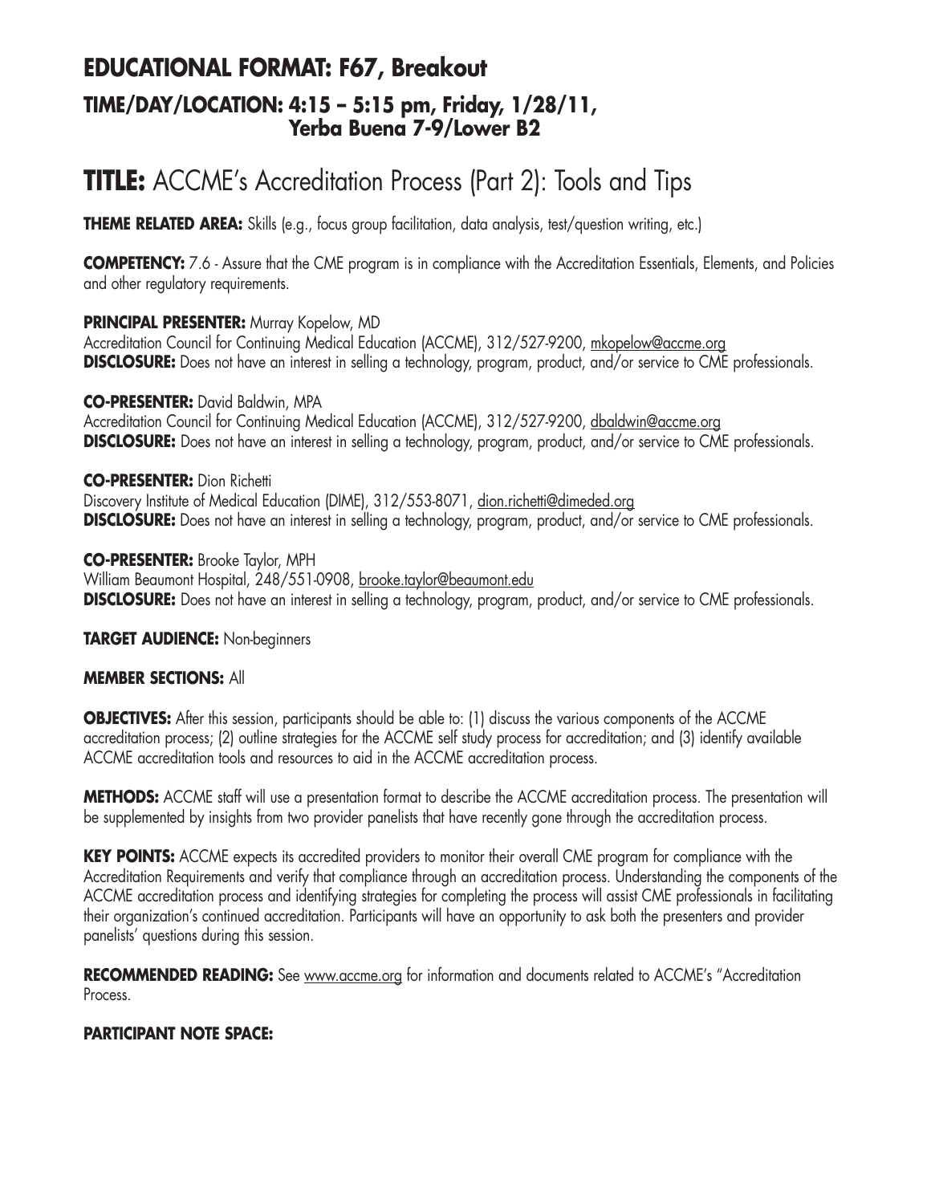## EDUCATIONAL FORMAT: F67, Breakout
### TIME/DAY/LOCATION: 4:15 – 5:15 pm, Friday, 1/28/11, Yerba Buena 7-9/Lower B2

# TITLE: ACCME's Accreditation Process (Part 2): Tools and Tips

**THEME RELATED AREA:** Skills (e.g., focus group facilitation, data analysis, test/question writing, etc.)

**COMPETENCY:** 7.6 - Assure that the CME program is in compliance with the Accreditation Essentials, Elements, and Policies and other regulatory requirements.

**PRINCIPAL PRESENTER:** Murray Kopelow, MD
Accreditation Council for Continuing Medical Education (ACCME), 312/527-9200, mkopelow@accme.org
**DISCLOSURE:** Does not have an interest in selling a technology, program, product, and/or service to CME professionals.

**CO-PRESENTER:** David Baldwin, MPA
Accreditation Council for Continuing Medical Education (ACCME), 312/527-9200, dbaldwin@accme.org
**DISCLOSURE:** Does not have an interest in selling a technology, program, product, and/or service to CME professionals.

**CO-PRESENTER:** Dion Richetti
Discovery Institute of Medical Education (DIME), 312/553-8071, dion.richetti@dimeded.org
**DISCLOSURE:** Does not have an interest in selling a technology, program, product, and/or service to CME professionals.

**CO-PRESENTER:** Brooke Taylor, MPH
William Beaumont Hospital, 248/551-0908, brooke.taylor@beaumont.edu
**DISCLOSURE:** Does not have an interest in selling a technology, program, product, and/or service to CME professionals.

**TARGET AUDIENCE:** Non-beginners

**MEMBER SECTIONS:** All

**OBJECTIVES:** After this session, participants should be able to: (1) discuss the various components of the ACCME accreditation process; (2) outline strategies for the ACCME self study process for accreditation; and (3) identify available ACCME accreditation tools and resources to aid in the ACCME accreditation process.

**METHODS:** ACCME staff will use a presentation format to describe the ACCME accreditation process. The presentation will be supplemented by insights from two provider panelists that have recently gone through the accreditation process.

**KEY POINTS:** ACCME expects its accredited providers to monitor their overall CME program for compliance with the Accreditation Requirements and verify that compliance through an accreditation process. Understanding the components of the ACCME accreditation process and identifying strategies for completing the process will assist CME professionals in facilitating their organization's continued accreditation. Participants will have an opportunity to ask both the presenters and provider panelists' questions during this session.

**RECOMMENDED READING:** See www.accme.org for information and documents related to ACCME's "Accreditation Process.

**PARTICIPANT NOTE SPACE:**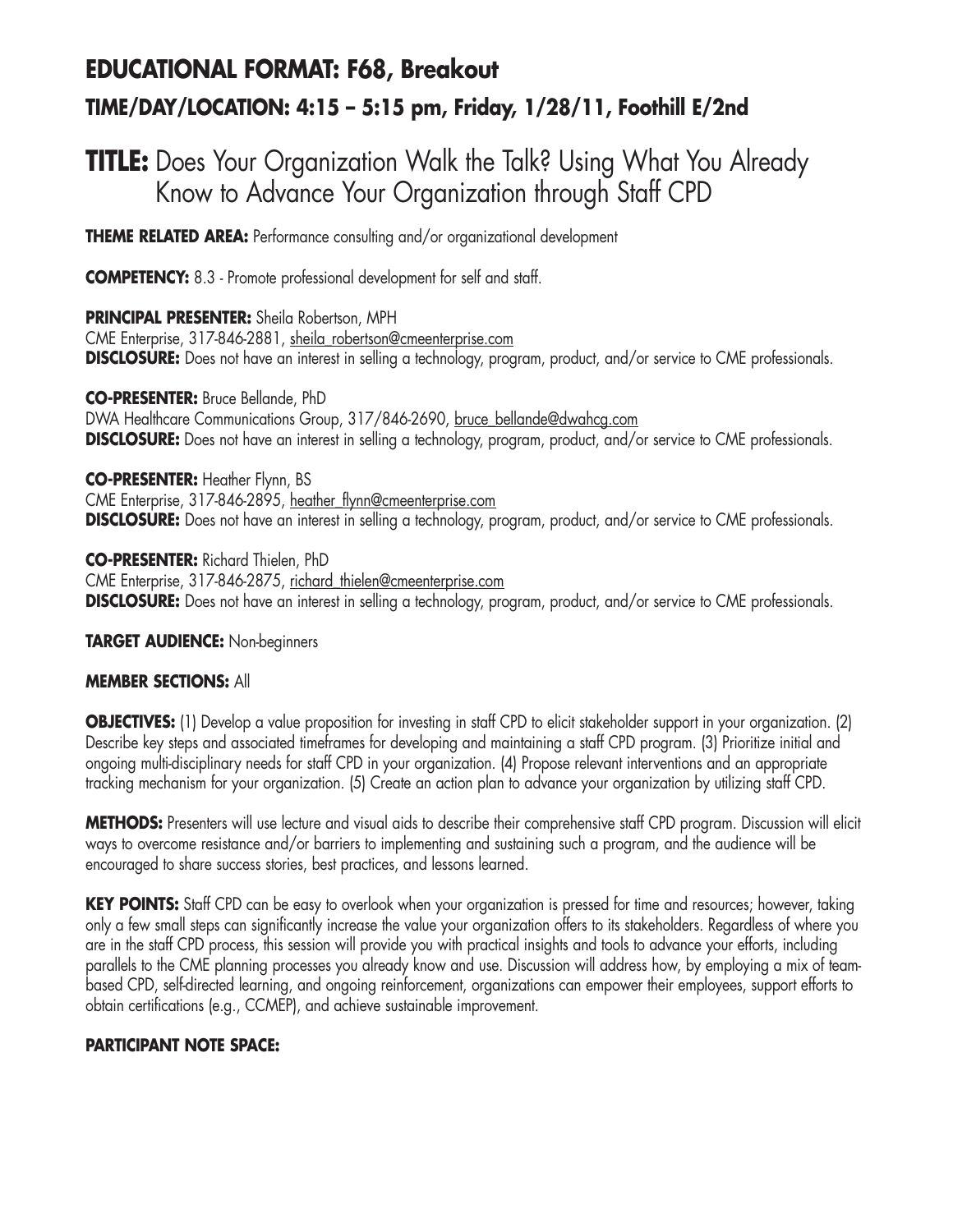# EDUCATIONAL FORMAT: F68, Breakout

## TIME/DAY/LOCATION: 4:15 – 5:15 pm, Friday, 1/28/11, Foothill E/2nd

# TITLE: Does Your Organization Walk the Talk? Using What You Already Know to Advance Your Organization through Staff CPD

**THEME RELATED AREA:** Performance consulting and/or organizational development

**COMPETENCY:** 8.3 - Promote professional development for self and staff.

**PRINCIPAL PRESENTER:** Sheila Robertson, MPH
CME Enterprise, 317-846-2881, sheila_robertson@cmeenterprise.com
**DISCLOSURE:** Does not have an interest in selling a technology, program, product, and/or service to CME professionals.

**CO-PRESENTER:** Bruce Bellande, PhD
DWA Healthcare Communications Group, 317/846-2690, bruce_bellande@dwahcg.com
**DISCLOSURE:** Does not have an interest in selling a technology, program, product, and/or service to CME professionals.

**CO-PRESENTER:** Heather Flynn, BS
CME Enterprise, 317-846-2895, heather_flynn@cmeenterprise.com
**DISCLOSURE:** Does not have an interest in selling a technology, program, product, and/or service to CME professionals.

**CO-PRESENTER:** Richard Thielen, PhD
CME Enterprise, 317-846-2875, richard_thielen@cmeenterprise.com
**DISCLOSURE:** Does not have an interest in selling a technology, program, product, and/or service to CME professionals.

**TARGET AUDIENCE:** Non-beginners

**MEMBER SECTIONS:** All

**OBJECTIVES:** (1) Develop a value proposition for investing in staff CPD to elicit stakeholder support in your organization. (2) Describe key steps and associated timeframes for developing and maintaining a staff CPD program. (3) Prioritize initial and ongoing multi-disciplinary needs for staff CPD in your organization. (4) Propose relevant interventions and an appropriate tracking mechanism for your organization. (5) Create an action plan to advance your organization by utilizing staff CPD.

**METHODS:** Presenters will use lecture and visual aids to describe their comprehensive staff CPD program. Discussion will elicit ways to overcome resistance and/or barriers to implementing and sustaining such a program, and the audience will be encouraged to share success stories, best practices, and lessons learned.

**KEY POINTS:** Staff CPD can be easy to overlook when your organization is pressed for time and resources; however, taking only a few small steps can significantly increase the value your organization offers to its stakeholders. Regardless of where you are in the staff CPD process, this session will provide you with practical insights and tools to advance your efforts, including parallels to the CME planning processes you already know and use. Discussion will address how, by employing a mix of team-based CPD, self-directed learning, and ongoing reinforcement, organizations can empower their employees, support efforts to obtain certifications (e.g., CCMEP), and achieve sustainable improvement.

**PARTICIPANT NOTE SPACE:**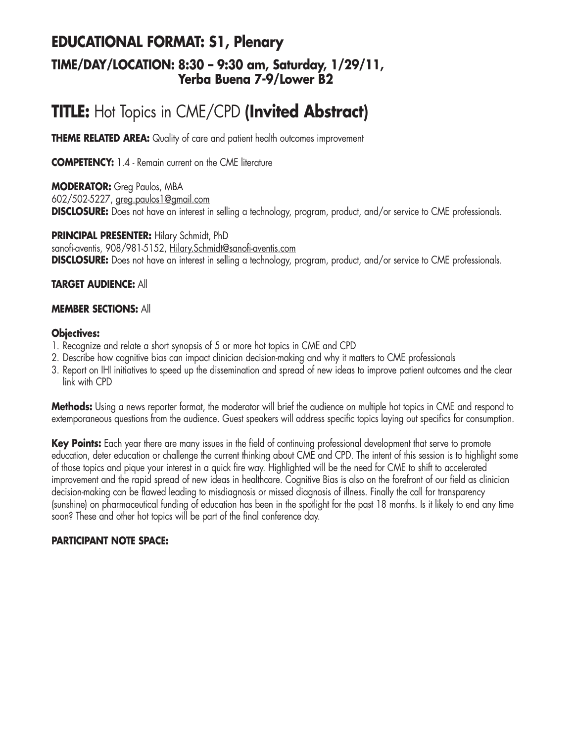## EDUCATIONAL FORMAT: S1, Plenary

### TIME/DAY/LOCATION: 8:30 – 9:30 am, Saturday, 1/29/11, Yerba Buena 7-9/Lower B2

# TITLE: Hot Topics in CME/CPD **(Invited Abstract)**

**THEME RELATED AREA:** Quality of care and patient health outcomes improvement

**COMPETENCY:** 1.4 - Remain current on the CME literature

**MODERATOR:** Greg Paulos, MBA
602/502-5227, greg.paulos1@gmail.com
**DISCLOSURE:** Does not have an interest in selling a technology, program, product, and/or service to CME professionals.

**PRINCIPAL PRESENTER:** Hilary Schmidt, PhD
sanofi-aventis, 908/981-5152, Hilary.Schmidt@sanofi-aventis.com
**DISCLOSURE:** Does not have an interest in selling a technology, program, product, and/or service to CME professionals.

**TARGET AUDIENCE:** All

**MEMBER SECTIONS:** All

**Objectives:**

1. Recognize and relate a short synopsis of 5 or more hot topics in CME and CPD
2. Describe how cognitive bias can impact clinician decision-making and why it matters to CME professionals
3. Report on IHI initiatives to speed up the dissemination and spread of new ideas to improve patient outcomes and the clear link with CPD

**Methods:** Using a news reporter format, the moderator will brief the audience on multiple hot topics in CME and respond to extemporaneous questions from the audience. Guest speakers will address specific topics laying out specifics for consumption.

**Key Points:** Each year there are many issues in the field of continuing professional development that serve to promote education, deter education or challenge the current thinking about CME and CPD. The intent of this session is to highlight some of those topics and pique your interest in a quick fire way. Highlighted will be the need for CME to shift to accelerated improvement and the rapid spread of new ideas in healthcare. Cognitive Bias is also on the forefront of our field as clinician decision-making can be flawed leading to misdiagnosis or missed diagnosis of illness. Finally the call for transparency (sunshine) on pharmaceutical funding of education has been in the spotlight for the past 18 months. Is it likely to end any time soon? These and other hot topics will be part of the final conference day.

**PARTICIPANT NOTE SPACE:**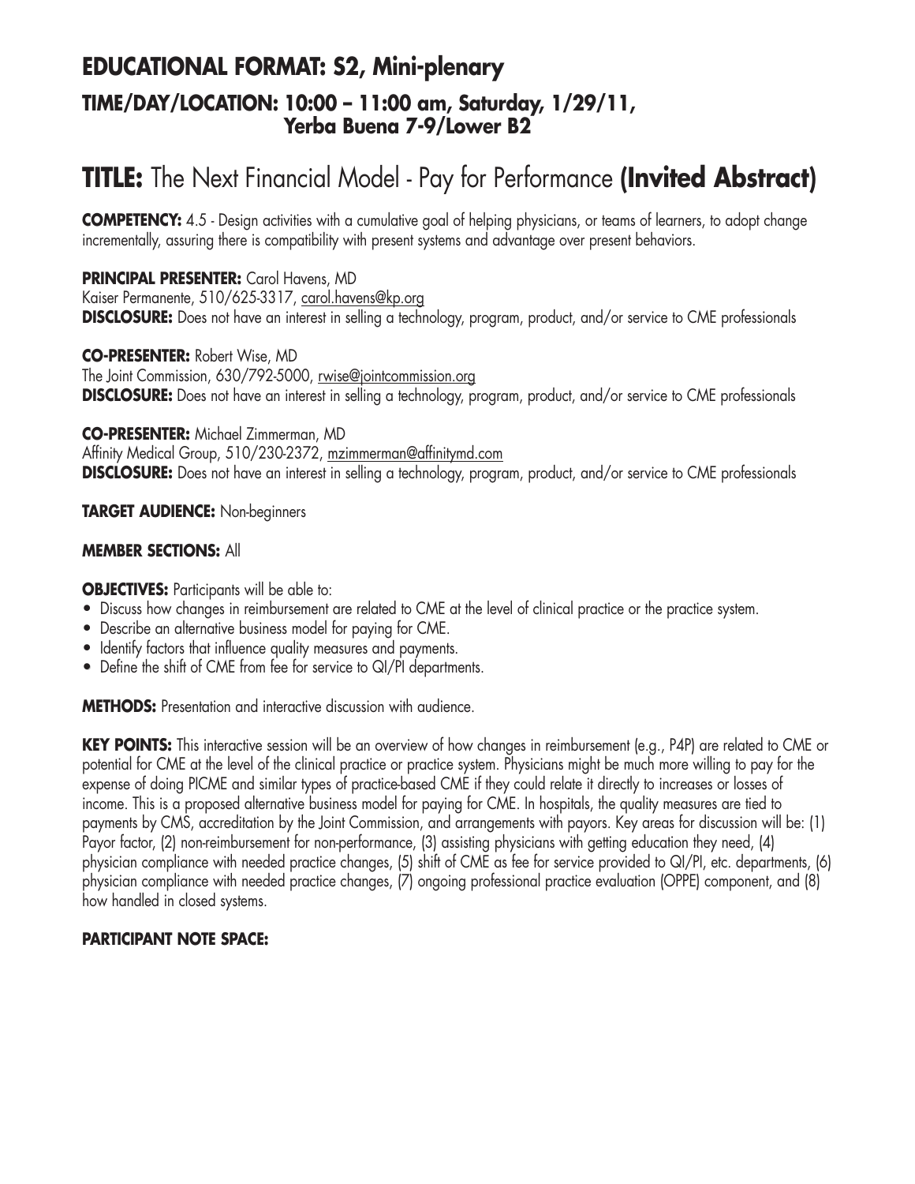## EDUCATIONAL FORMAT: S2, Mini-plenary
### TIME/DAY/LOCATION: 10:00 – 11:00 am, Saturday, 1/29/11, Yerba Buena 7-9/Lower B2

# TITLE: The Next Financial Model - Pay for Performance **(Invited Abstract)**

**COMPETENCY:** 4.5 - Design activities with a cumulative goal of helping physicians, or teams of learners, to adopt change incrementally, assuring there is compatibility with present systems and advantage over present behaviors.

**PRINCIPAL PRESENTER:** Carol Havens, MD
Kaiser Permanente, 510/625-3317, carol.havens@kp.org
**DISCLOSURE:** Does not have an interest in selling a technology, program, product, and/or service to CME professionals

**CO-PRESENTER:** Robert Wise, MD
The Joint Commission, 630/792-5000, rwise@jointcommission.org
**DISCLOSURE:** Does not have an interest in selling a technology, program, product, and/or service to CME professionals

**CO-PRESENTER:** Michael Zimmerman, MD
Affinity Medical Group, 510/230-2372, mzimmerman@affinitymd.com
**DISCLOSURE:** Does not have an interest in selling a technology, program, product, and/or service to CME professionals

**TARGET AUDIENCE:** Non-beginners

**MEMBER SECTIONS:** All

**OBJECTIVES:** Participants will be able to:
- Discuss how changes in reimbursement are related to CME at the level of clinical practice or the practice system.
- Describe an alternative business model for paying for CME.
- Identify factors that influence quality measures and payments.
- Define the shift of CME from fee for service to QI/PI departments.

**METHODS:** Presentation and interactive discussion with audience.

**KEY POINTS:** This interactive session will be an overview of how changes in reimbursement (e.g., P4P) are related to CME or potential for CME at the level of the clinical practice or practice system. Physicians might be much more willing to pay for the expense of doing PICME and similar types of practice-based CME if they could relate it directly to increases or losses of income. This is a proposed alternative business model for paying for CME. In hospitals, the quality measures are tied to payments by CMS, accreditation by the Joint Commission, and arrangements with payors. Key areas for discussion will be: (1) Payor factor, (2) non-reimbursement for non-performance, (3) assisting physicians with getting education they need, (4) physician compliance with needed practice changes, (5) shift of CME as fee for service provided to QI/PI, etc. departments, (6) physician compliance with needed practice changes, (7) ongoing professional practice evaluation (OPPE) component, and (8) how handled in closed systems.

**PARTICIPANT NOTE SPACE:**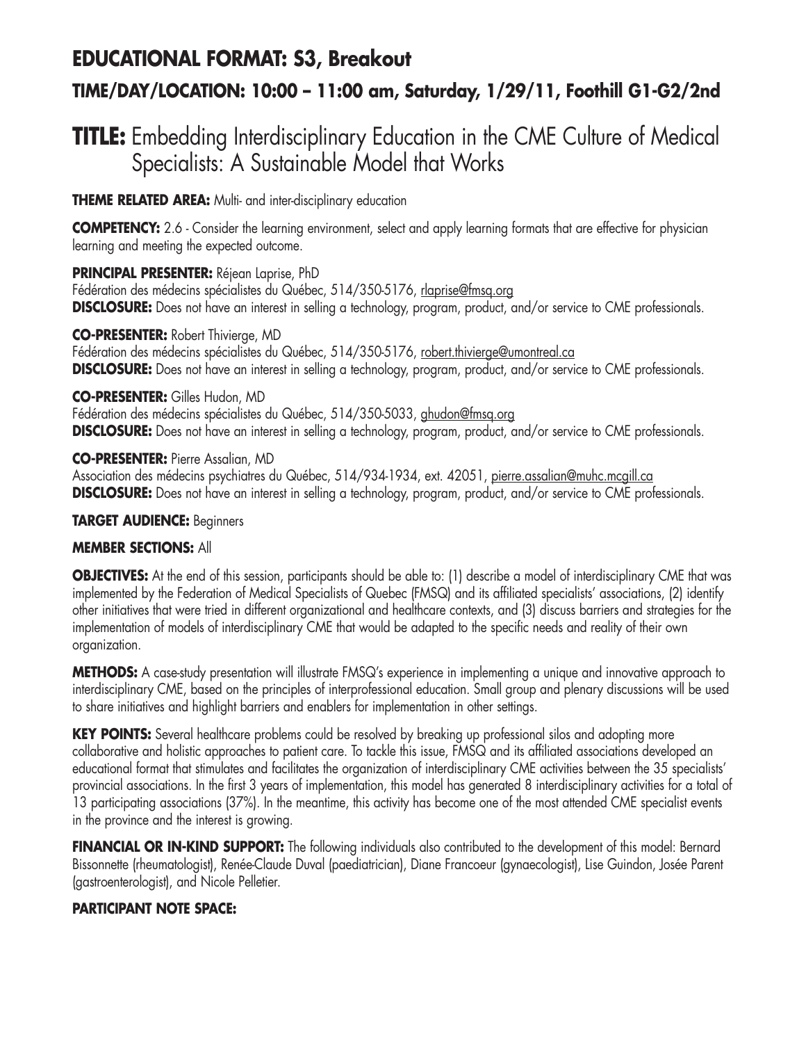## EDUCATIONAL FORMAT: S3, Breakout

### TIME/DAY/LOCATION: 10:00 – 11:00 am, Saturday, 1/29/11, Foothill G1-G2/2nd

# TITLE: Embedding Interdisciplinary Education in the CME Culture of Medical Specialists: A Sustainable Model that Works

**THEME RELATED AREA:** Multi- and inter-disciplinary education

**COMPETENCY:** 2.6 - Consider the learning environment, select and apply learning formats that are effective for physician learning and meeting the expected outcome.

**PRINCIPAL PRESENTER:** Réjean Laprise, PhD
Fédération des médecins spécialistes du Québec, 514/350-5176, rlaprise@fmsq.org
**DISCLOSURE:** Does not have an interest in selling a technology, program, product, and/or service to CME professionals.

**CO-PRESENTER:** Robert Thivierge, MD
Fédération des médecins spécialistes du Québec, 514/350-5176, robert.thivierge@umontreal.ca
**DISCLOSURE:** Does not have an interest in selling a technology, program, product, and/or service to CME professionals.

**CO-PRESENTER:** Gilles Hudon, MD
Fédération des médecins spécialistes du Québec, 514/350-5033, ghudon@fmsq.org
**DISCLOSURE:** Does not have an interest in selling a technology, program, product, and/or service to CME professionals.

**CO-PRESENTER:** Pierre Assalian, MD
Association des médecins psychiatres du Québec, 514/934-1934, ext. 42051, pierre.assalian@muhc.mcgill.ca
**DISCLOSURE:** Does not have an interest in selling a technology, program, product, and/or service to CME professionals.

**TARGET AUDIENCE:** Beginners

**MEMBER SECTIONS:** All

**OBJECTIVES:** At the end of this session, participants should be able to: (1) describe a model of interdisciplinary CME that was implemented by the Federation of Medical Specialists of Quebec (FMSQ) and its affiliated specialists' associations, (2) identify other initiatives that were tried in different organizational and healthcare contexts, and (3) discuss barriers and strategies for the implementation of models of interdisciplinary CME that would be adapted to the specific needs and reality of their own organization.

**METHODS:** A case-study presentation will illustrate FMSQ's experience in implementing a unique and innovative approach to interdisciplinary CME, based on the principles of interprofessional education. Small group and plenary discussions will be used to share initiatives and highlight barriers and enablers for implementation in other settings.

**KEY POINTS:** Several healthcare problems could be resolved by breaking up professional silos and adopting more collaborative and holistic approaches to patient care. To tackle this issue, FMSQ and its affiliated associations developed an educational format that stimulates and facilitates the organization of interdisciplinary CME activities between the 35 specialists' provincial associations. In the first 3 years of implementation, this model has generated 8 interdisciplinary activities for a total of 13 participating associations (37%). In the meantime, this activity has become one of the most attended CME specialist events in the province and the interest is growing.

**FINANCIAL OR IN-KIND SUPPORT:** The following individuals also contributed to the development of this model: Bernard Bissonnette (rheumatologist), Renée-Claude Duval (paediatrician), Diane Francoeur (gynaecologist), Lise Guindon, Josée Parent (gastroenterologist), and Nicole Pelletier.

**PARTICIPANT NOTE SPACE:**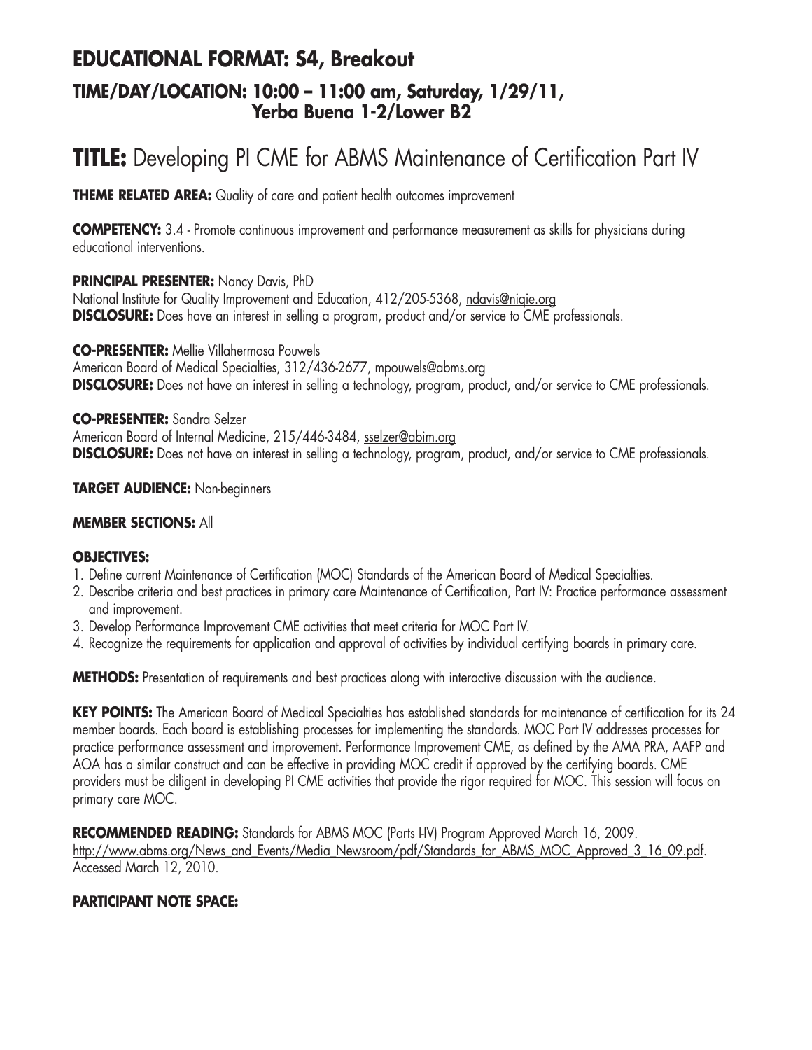## EDUCATIONAL FORMAT: S4, Breakout

### TIME/DAY/LOCATION: 10:00 – 11:00 am, Saturday, 1/29/11, Yerba Buena 1-2/Lower B2

# TITLE: Developing PI CME for ABMS Maintenance of Certification Part IV

**THEME RELATED AREA:** Quality of care and patient health outcomes improvement

**COMPETENCY:** 3.4 - Promote continuous improvement and performance measurement as skills for physicians during educational interventions.

**PRINCIPAL PRESENTER:** Nancy Davis, PhD
National Institute for Quality Improvement and Education, 412/205-5368, ndavis@niqie.org
**DISCLOSURE:** Does have an interest in selling a program, product and/or service to CME professionals.

**CO-PRESENTER:** Mellie Villahermosa Pouwels
American Board of Medical Specialties, 312/436-2677, mpouwels@abms.org
**DISCLOSURE:** Does not have an interest in selling a technology, program, product, and/or service to CME professionals.

**CO-PRESENTER:** Sandra Selzer
American Board of Internal Medicine, 215/446-3484, sselzer@abim.org
**DISCLOSURE:** Does not have an interest in selling a technology, program, product, and/or service to CME professionals.

**TARGET AUDIENCE:** Non-beginners

**MEMBER SECTIONS:** All

**OBJECTIVES:**

1. Define current Maintenance of Certification (MOC) Standards of the American Board of Medical Specialties.
2. Describe criteria and best practices in primary care Maintenance of Certification, Part IV: Practice performance assessment and improvement.
3. Develop Performance Improvement CME activities that meet criteria for MOC Part IV.
4. Recognize the requirements for application and approval of activities by individual certifying boards in primary care.

**METHODS:** Presentation of requirements and best practices along with interactive discussion with the audience.

**KEY POINTS:** The American Board of Medical Specialties has established standards for maintenance of certification for its 24 member boards. Each board is establishing processes for implementing the standards. MOC Part IV addresses processes for practice performance assessment and improvement. Performance Improvement CME, as defined by the AMA PRA, AAFP and AOA has a similar construct and can be effective in providing MOC credit if approved by the certifying boards. CME providers must be diligent in developing PI CME activities that provide the rigor required for MOC. This session will focus on primary care MOC.

**RECOMMENDED READING:** Standards for ABMS MOC (Parts I-IV) Program Approved March 16, 2009. http://www.abms.org/News_and_Events/Media_Newsroom/pdf/Standards_for_ABMS_MOC_Approved_3_16_09.pdf. Accessed March 12, 2010.

**PARTICIPANT NOTE SPACE:**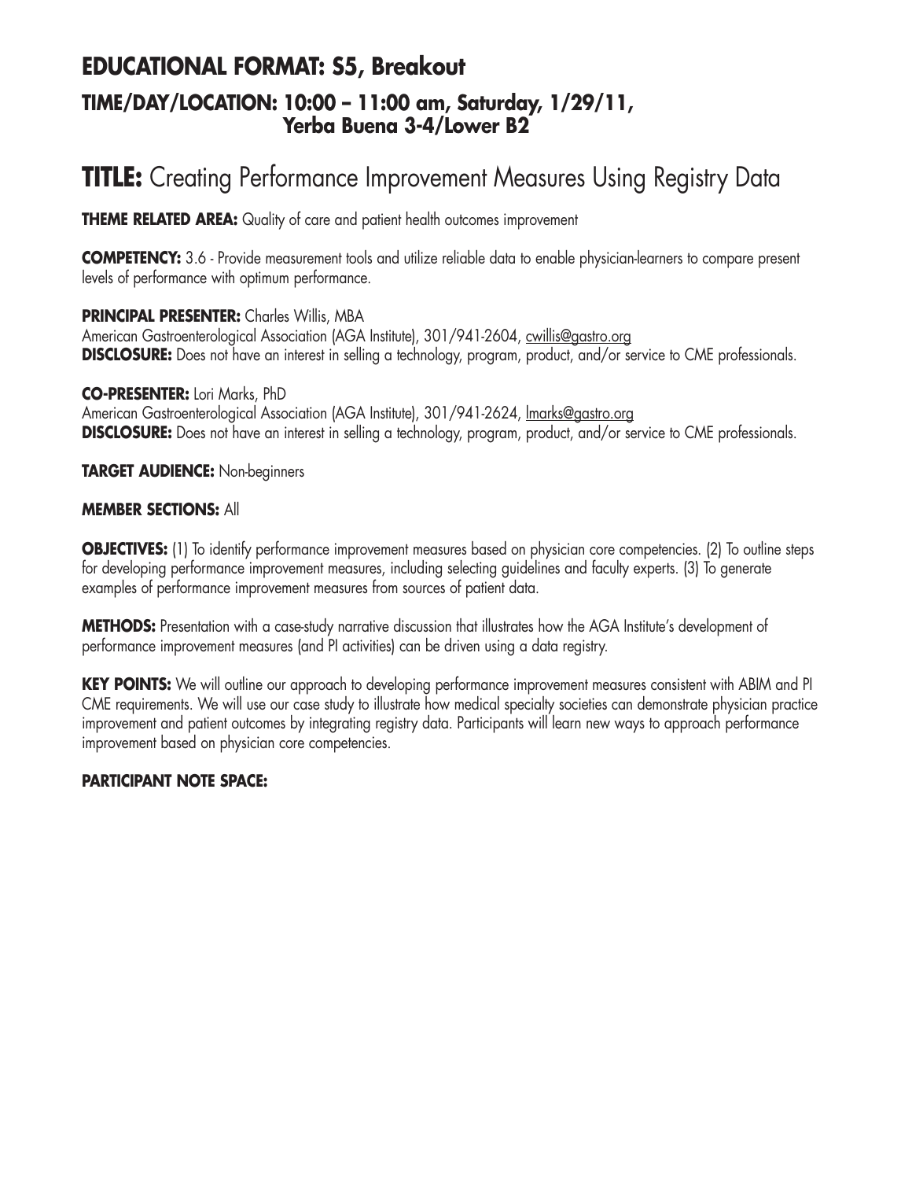## EDUCATIONAL FORMAT: S5, Breakout

### TIME/DAY/LOCATION: 10:00 – 11:00 am, Saturday, 1/29/11, Yerba Buena 3-4/Lower B2

# TITLE: Creating Performance Improvement Measures Using Registry Data

**THEME RELATED AREA:** Quality of care and patient health outcomes improvement

**COMPETENCY:** 3.6 - Provide measurement tools and utilize reliable data to enable physician-learners to compare present levels of performance with optimum performance.

**PRINCIPAL PRESENTER:** Charles Willis, MBA
American Gastroenterological Association (AGA Institute), 301/941-2604, cwillis@gastro.org
**DISCLOSURE:** Does not have an interest in selling a technology, program, product, and/or service to CME professionals.

**CO-PRESENTER:** Lori Marks, PhD
American Gastroenterological Association (AGA Institute), 301/941-2624, lmarks@gastro.org
**DISCLOSURE:** Does not have an interest in selling a technology, program, product, and/or service to CME professionals.

**TARGET AUDIENCE:** Non-beginners

**MEMBER SECTIONS:** All

**OBJECTIVES:** (1) To identify performance improvement measures based on physician core competencies. (2) To outline steps for developing performance improvement measures, including selecting guidelines and faculty experts. (3) To generate examples of performance improvement measures from sources of patient data.

**METHODS:** Presentation with a case-study narrative discussion that illustrates how the AGA Institute's development of performance improvement measures (and PI activities) can be driven using a data registry.

**KEY POINTS:** We will outline our approach to developing performance improvement measures consistent with ABIM and PI CME requirements. We will use our case study to illustrate how medical specialty societies can demonstrate physician practice improvement and patient outcomes by integrating registry data. Participants will learn new ways to approach performance improvement based on physician core competencies.

**PARTICIPANT NOTE SPACE:**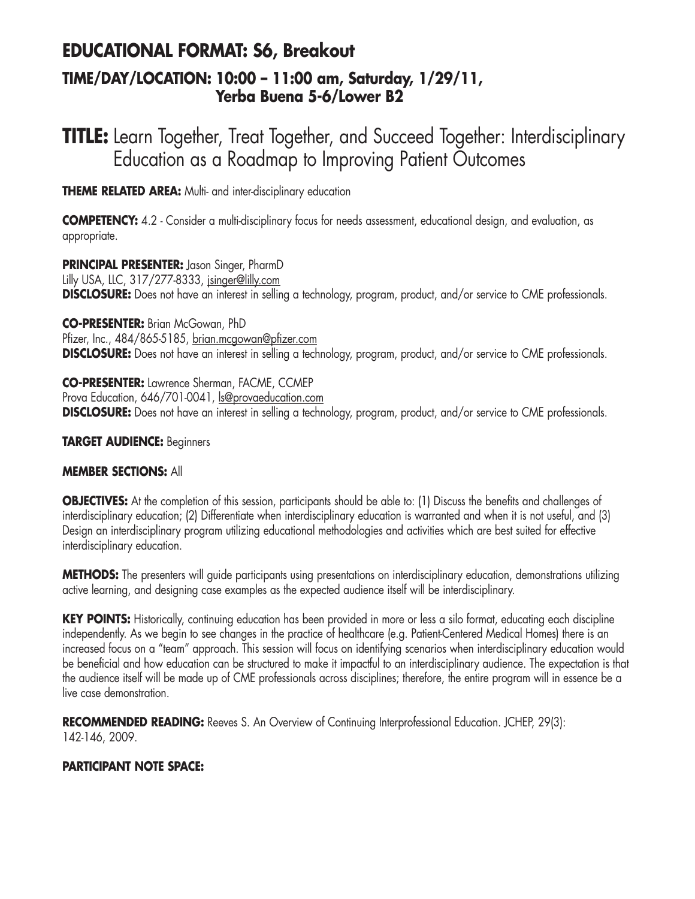## EDUCATIONAL FORMAT: S6, Breakout

### TIME/DAY/LOCATION: 10:00 – 11:00 am, Saturday, 1/29/11, Yerba Buena 5-6/Lower B2

# TITLE: Learn Together, Treat Together, and Succeed Together: Interdisciplinary Education as a Roadmap to Improving Patient Outcomes

**THEME RELATED AREA:** Multi- and inter-disciplinary education

**COMPETENCY:** 4.2 - Consider a multi-disciplinary focus for needs assessment, educational design, and evaluation, as appropriate.

**PRINCIPAL PRESENTER:** Jason Singer, PharmD
Lilly USA, LLC, 317/277-8333, jsinger@lilly.com
**DISCLOSURE:** Does not have an interest in selling a technology, program, product, and/or service to CME professionals.

**CO-PRESENTER:** Brian McGowan, PhD
Pfizer, Inc., 484/865-5185, brian.mcgowan@pfizer.com
**DISCLOSURE:** Does not have an interest in selling a technology, program, product, and/or service to CME professionals.

**CO-PRESENTER:** Lawrence Sherman, FACME, CCMEP
Prova Education, 646/701-0041, ls@provaeducation.com
**DISCLOSURE:** Does not have an interest in selling a technology, program, product, and/or service to CME professionals.

**TARGET AUDIENCE:** Beginners

**MEMBER SECTIONS:** All

**OBJECTIVES:** At the completion of this session, participants should be able to: (1) Discuss the benefits and challenges of interdisciplinary education; (2) Differentiate when interdisciplinary education is warranted and when it is not useful, and (3) Design an interdisciplinary program utilizing educational methodologies and activities which are best suited for effective interdisciplinary education.

**METHODS:** The presenters will guide participants using presentations on interdisciplinary education, demonstrations utilizing active learning, and designing case examples as the expected audience itself will be interdisciplinary.

**KEY POINTS:** Historically, continuing education has been provided in more or less a silo format, educating each discipline independently. As we begin to see changes in the practice of healthcare (e.g. Patient-Centered Medical Homes) there is an increased focus on a "team" approach. This session will focus on identifying scenarios when interdisciplinary education would be beneficial and how education can be structured to make it impactful to an interdisciplinary audience. The expectation is that the audience itself will be made up of CME professionals across disciplines; therefore, the entire program will in essence be a live case demonstration.

**RECOMMENDED READING:** Reeves S. An Overview of Continuing Interprofessional Education. JCHEP, 29(3): 142-146, 2009.

**PARTICIPANT NOTE SPACE:**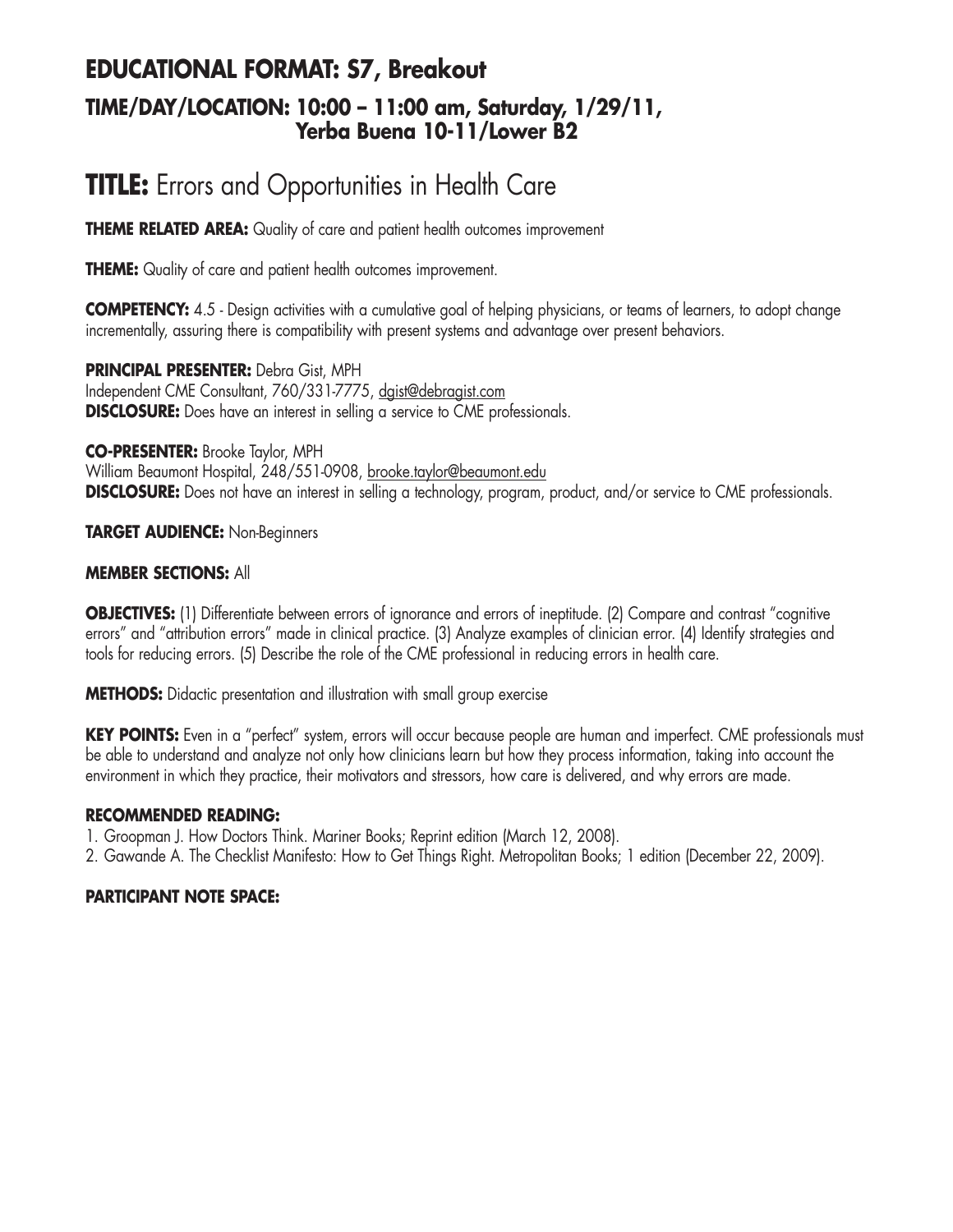## EDUCATIONAL FORMAT: S7, Breakout
### TIME/DAY/LOCATION: 10:00 – 11:00 am, Saturday, 1/29/11, Yerba Buena 10-11/Lower B2

# TITLE: Errors and Opportunities in Health Care

**THEME RELATED AREA:** Quality of care and patient health outcomes improvement

**THEME:** Quality of care and patient health outcomes improvement.

**COMPETENCY:** 4.5 - Design activities with a cumulative goal of helping physicians, or teams of learners, to adopt change incrementally, assuring there is compatibility with present systems and advantage over present behaviors.

**PRINCIPAL PRESENTER:** Debra Gist, MPH
Independent CME Consultant, 760/331-7775, dgist@debragist.com
**DISCLOSURE:** Does have an interest in selling a service to CME professionals.

**CO-PRESENTER:** Brooke Taylor, MPH
William Beaumont Hospital, 248/551-0908, brooke.taylor@beaumont.edu
**DISCLOSURE:** Does not have an interest in selling a technology, program, product, and/or service to CME professionals.

**TARGET AUDIENCE:** Non-Beginners

**MEMBER SECTIONS:** All

**OBJECTIVES:** (1) Differentiate between errors of ignorance and errors of ineptitude. (2) Compare and contrast "cognitive errors" and "attribution errors" made in clinical practice. (3) Analyze examples of clinician error. (4) Identify strategies and tools for reducing errors. (5) Describe the role of the CME professional in reducing errors in health care.

**METHODS:** Didactic presentation and illustration with small group exercise

**KEY POINTS:** Even in a "perfect" system, errors will occur because people are human and imperfect. CME professionals must be able to understand and analyze not only how clinicians learn but how they process information, taking into account the environment in which they practice, their motivators and stressors, how care is delivered, and why errors are made.

**RECOMMENDED READING:**

1. Groopman J. How Doctors Think. Mariner Books; Reprint edition (March 12, 2008).
2. Gawande A. The Checklist Manifesto: How to Get Things Right. Metropolitan Books; 1 edition (December 22, 2009).

**PARTICIPANT NOTE SPACE:**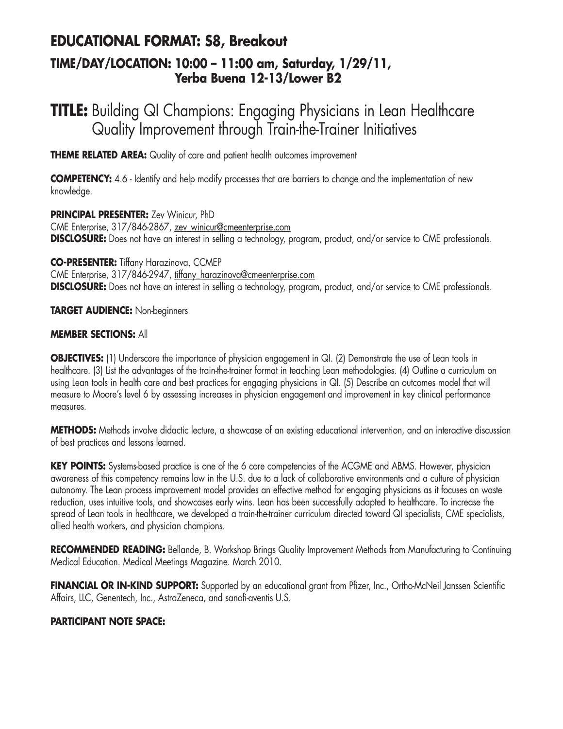## EDUCATIONAL FORMAT: S8, Breakout

### TIME/DAY/LOCATION: 10:00 – 11:00 am, Saturday, 1/29/11, Yerba Buena 12-13/Lower B2

# TITLE: Building QI Champions: Engaging Physicians in Lean Healthcare Quality Improvement through Train-the-Trainer Initiatives

**THEME RELATED AREA:** Quality of care and patient health outcomes improvement

**COMPETENCY:** 4.6 - Identify and help modify processes that are barriers to change and the implementation of new knowledge.

**PRINCIPAL PRESENTER:** Zev Winicur, PhD
CME Enterprise, 317/846-2867, zev_winicur@cmeenterprise.com
**DISCLOSURE:** Does not have an interest in selling a technology, program, product, and/or service to CME professionals.

**CO-PRESENTER:** Tiffany Harazinova, CCMEP
CME Enterprise, 317/846-2947, tiffany_harazinova@cmeenterprise.com
**DISCLOSURE:** Does not have an interest in selling a technology, program, product, and/or service to CME professionals.

**TARGET AUDIENCE:** Non-beginners

**MEMBER SECTIONS:** All

**OBJECTIVES:** (1) Underscore the importance of physician engagement in QI. (2) Demonstrate the use of Lean tools in healthcare. (3) List the advantages of the train-the-trainer format in teaching Lean methodologies. (4) Outline a curriculum on using Lean tools in health care and best practices for engaging physicians in QI. (5) Describe an outcomes model that will measure to Moore's level 6 by assessing increases in physician engagement and improvement in key clinical performance measures.

**METHODS:** Methods involve didactic lecture, a showcase of an existing educational intervention, and an interactive discussion of best practices and lessons learned.

**KEY POINTS:** Systems-based practice is one of the 6 core competencies of the ACGME and ABMS. However, physician awareness of this competency remains low in the U.S. due to a lack of collaborative environments and a culture of physician autonomy. The Lean process improvement model provides an effective method for engaging physicians as it focuses on waste reduction, uses intuitive tools, and showcases early wins. Lean has been successfully adapted to healthcare. To increase the spread of Lean tools in healthcare, we developed a train-the-trainer curriculum directed toward QI specialists, CME specialists, allied health workers, and physician champions.

**RECOMMENDED READING:** Bellande, B. Workshop Brings Quality Improvement Methods from Manufacturing to Continuing Medical Education. Medical Meetings Magazine. March 2010.

**FINANCIAL OR IN-KIND SUPPORT:** Supported by an educational grant from Pfizer, Inc., Ortho-McNeil Janssen Scientific Affairs, LLC, Genentech, Inc., AstraZeneca, and sanofi-aventis U.S.

**PARTICIPANT NOTE SPACE:**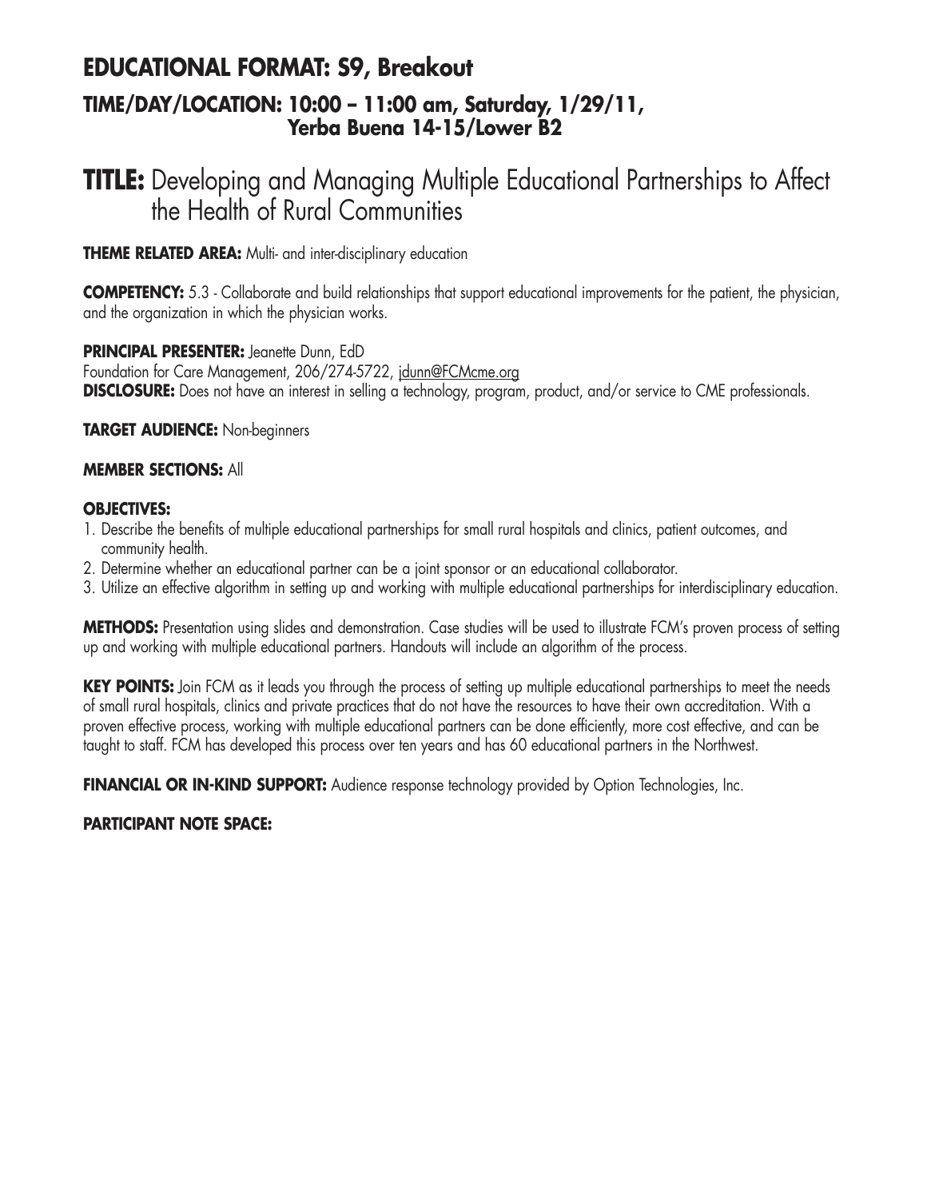## EDUCATIONAL FORMAT: S9, Breakout

### TIME/DAY/LOCATION: 10:00 – 11:00 am, Saturday, 1/29/11, Yerba Buena 14-15/Lower B2

# TITLE: Developing and Managing Multiple Educational Partnerships to Affect the Health of Rural Communities

**THEME RELATED AREA:** Multi- and inter-disciplinary education

**COMPETENCY:** 5.3 - Collaborate and build relationships that support educational improvements for the patient, the physician, and the organization in which the physician works.

**PRINCIPAL PRESENTER:** Jeanette Dunn, EdD
Foundation for Care Management, 206/274-5722, jdunn@FCMcme.org
**DISCLOSURE:** Does not have an interest in selling a technology, program, product, and/or service to CME professionals.

**TARGET AUDIENCE:** Non-beginners

**MEMBER SECTIONS:** All

**OBJECTIVES:**

1. Describe the benefits of multiple educational partnerships for small rural hospitals and clinics, patient outcomes, and community health.
2. Determine whether an educational partner can be a joint sponsor or an educational collaborator.
3. Utilize an effective algorithm in setting up and working with multiple educational partnerships for interdisciplinary education.

**METHODS:** Presentation using slides and demonstration. Case studies will be used to illustrate FCM's proven process of setting up and working with multiple educational partners. Handouts will include an algorithm of the process.

**KEY POINTS:** Join FCM as it leads you through the process of setting up multiple educational partnerships to meet the needs of small rural hospitals, clinics and private practices that do not have the resources to have their own accreditation. With a proven effective process, working with multiple educational partners can be done efficiently, more cost effective, and can be taught to staff. FCM has developed this process over ten years and has 60 educational partners in the Northwest.

**FINANCIAL OR IN-KIND SUPPORT:** Audience response technology provided by Option Technologies, Inc.

**PARTICIPANT NOTE SPACE:**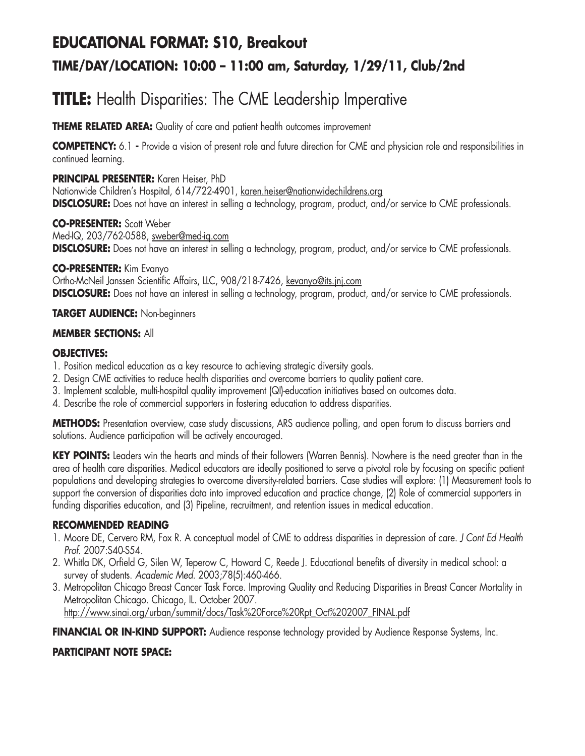## EDUCATIONAL FORMAT: S10, Breakout

### TIME/DAY/LOCATION: 10:00 – 11:00 am, Saturday, 1/29/11, Club/2nd

# TITLE: Health Disparities: The CME Leadership Imperative

**THEME RELATED AREA:** Quality of care and patient health outcomes improvement

**COMPETENCY:** 6.1 **-** Provide a vision of present role and future direction for CME and physician role and responsibilities in continued learning.

**PRINCIPAL PRESENTER:** Karen Heiser, PhD
Nationwide Children's Hospital, 614/722-4901, karen.heiser@nationwidechildrens.org
**DISCLOSURE:** Does not have an interest in selling a technology, program, product, and/or service to CME professionals.

**CO-PRESENTER:** Scott Weber
Med-IQ, 203/762-0588, sweber@med-iq.com
**DISCLOSURE:** Does not have an interest in selling a technology, program, product, and/or service to CME professionals.

**CO-PRESENTER:** Kim Evanyo
Ortho-McNeil Janssen Scientific Affairs, LLC, 908/218-7426, kevanyo@its.jnj.com
**DISCLOSURE:** Does not have an interest in selling a technology, program, product, and/or service to CME professionals.

**TARGET AUDIENCE:** Non-beginners

**MEMBER SECTIONS:** All

**OBJECTIVES:**

1. Position medical education as a key resource to achieving strategic diversity goals.
2. Design CME activities to reduce health disparities and overcome barriers to quality patient care.
3. Implement scalable, multi-hospital quality improvement (QI)-education initiatives based on outcomes data.
4. Describe the role of commercial supporters in fostering education to address disparities.

**METHODS:** Presentation overview, case study discussions, ARS audience polling, and open forum to discuss barriers and solutions. Audience participation will be actively encouraged.

**KEY POINTS:** Leaders win the hearts and minds of their followers (Warren Bennis). Nowhere is the need greater than in the area of health care disparities. Medical educators are ideally positioned to serve a pivotal role by focusing on specific patient populations and developing strategies to overcome diversity-related barriers. Case studies will explore: (1) Measurement tools to support the conversion of disparities data into improved education and practice change, (2) Role of commercial supporters in funding disparities education, and (3) Pipeline, recruitment, and retention issues in medical education.

**RECOMMENDED READING**

1. Moore DE, Cervero RM, Fox R. A conceptual model of CME to address disparities in depression of care. *J Cont Ed Health Prof.* 2007:S40-S54.
2. Whitla DK, Orfield G, Silen W, Teperow C, Howard C, Reede J. Educational benefits of diversity in medical school: a survey of students. *Academic Med.* 2003;78(5):460-466.
3. Metropolitan Chicago Breast Cancer Task Force. Improving Quality and Reducing Disparities in Breast Cancer Mortality in Metropolitan Chicago. Chicago, IL. October 2007. http://www.sinai.org/urban/summit/docs/Task%20Force%20Rpt_Oct%202007_FINAL.pdf

**FINANCIAL OR IN-KIND SUPPORT:** Audience response technology provided by Audience Response Systems, Inc.

**PARTICIPANT NOTE SPACE:**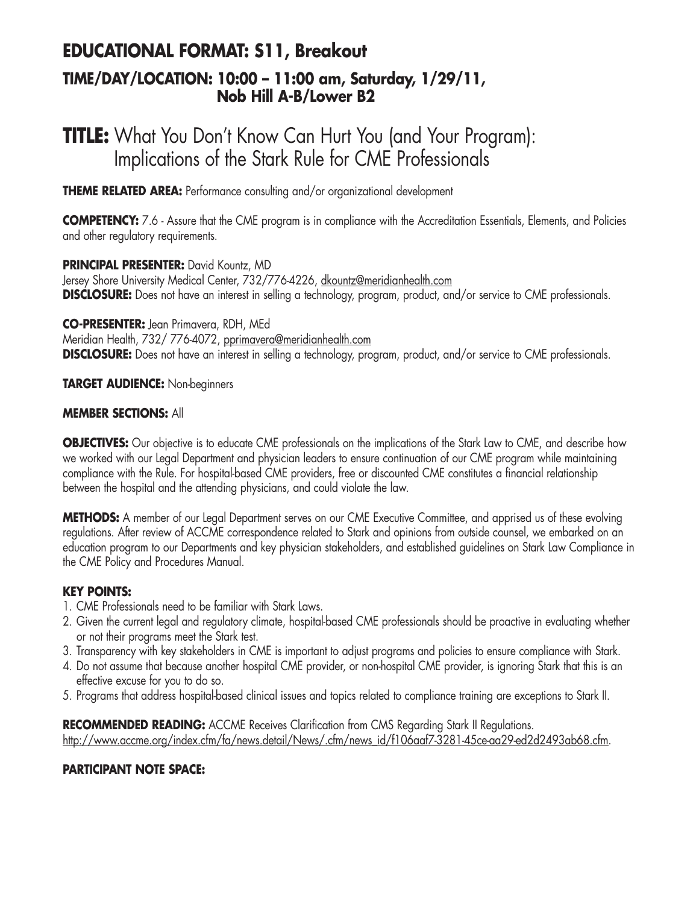## EDUCATIONAL FORMAT: S11, Breakout

### TIME/DAY/LOCATION: 10:00 – 11:00 am, Saturday, 1/29/11, Nob Hill A-B/Lower B2

# TITLE: What You Don't Know Can Hurt You (and Your Program): Implications of the Stark Rule for CME Professionals

**THEME RELATED AREA:** Performance consulting and/or organizational development

**COMPETENCY:** 7.6 - Assure that the CME program is in compliance with the Accreditation Essentials, Elements, and Policies and other regulatory requirements.

**PRINCIPAL PRESENTER:** David Kountz, MD
Jersey Shore University Medical Center, 732/776-4226, dkountz@meridianhealth.com
**DISCLOSURE:** Does not have an interest in selling a technology, program, product, and/or service to CME professionals.

**CO-PRESENTER:** Jean Primavera, RDH, MEd
Meridian Health, 732/ 776-4072, pprimavera@meridianhealth.com
**DISCLOSURE:** Does not have an interest in selling a technology, program, product, and/or service to CME professionals.

**TARGET AUDIENCE:** Non-beginners

**MEMBER SECTIONS:** All

**OBJECTIVES:** Our objective is to educate CME professionals on the implications of the Stark Law to CME, and describe how we worked with our Legal Department and physician leaders to ensure continuation of our CME program while maintaining compliance with the Rule. For hospital-based CME providers, free or discounted CME constitutes a financial relationship between the hospital and the attending physicians, and could violate the law.

**METHODS:** A member of our Legal Department serves on our CME Executive Committee, and apprised us of these evolving regulations. After review of ACCME correspondence related to Stark and opinions from outside counsel, we embarked on an education program to our Departments and key physician stakeholders, and established guidelines on Stark Law Compliance in the CME Policy and Procedures Manual.

**KEY POINTS:**

1. CME Professionals need to be familiar with Stark Laws.
2. Given the current legal and regulatory climate, hospital-based CME professionals should be proactive in evaluating whether or not their programs meet the Stark test.
3. Transparency with key stakeholders in CME is important to adjust programs and policies to ensure compliance with Stark.
4. Do not assume that because another hospital CME provider, or non-hospital CME provider, is ignoring Stark that this is an effective excuse for you to do so.
5. Programs that address hospital-based clinical issues and topics related to compliance training are exceptions to Stark II.

**RECOMMENDED READING:** ACCME Receives Clarification from CMS Regarding Stark II Regulations. http://www.accme.org/index.cfm/fa/news.detail/News/.cfm/news_id/f106aaf7-3281-45ce-aa29-ed2d2493ab68.cfm.

**PARTICIPANT NOTE SPACE:**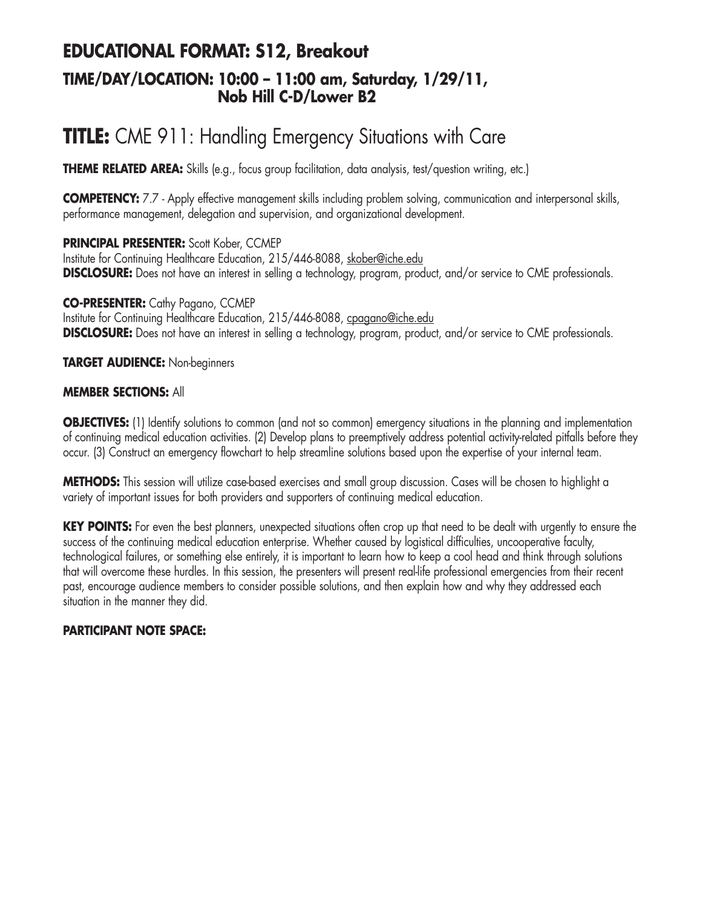## EDUCATIONAL FORMAT: S12, Breakout

### TIME/DAY/LOCATION: 10:00 – 11:00 am, Saturday, 1/29/11, Nob Hill C-D/Lower B2

# TITLE: CME 911: Handling Emergency Situations with Care

**THEME RELATED AREA:** Skills (e.g., focus group facilitation, data analysis, test/question writing, etc.)

**COMPETENCY:** 7.7 - Apply effective management skills including problem solving, communication and interpersonal skills, performance management, delegation and supervision, and organizational development.

**PRINCIPAL PRESENTER:** Scott Kober, CCMEP
Institute for Continuing Healthcare Education, 215/446-8088, skober@iche.edu
**DISCLOSURE:** Does not have an interest in selling a technology, program, product, and/or service to CME professionals.

**CO-PRESENTER:** Cathy Pagano, CCMEP
Institute for Continuing Healthcare Education, 215/446-8088, cpagano@iche.edu
**DISCLOSURE:** Does not have an interest in selling a technology, program, product, and/or service to CME professionals.

**TARGET AUDIENCE:** Non-beginners

**MEMBER SECTIONS:** All

**OBJECTIVES:** (1) Identify solutions to common (and not so common) emergency situations in the planning and implementation of continuing medical education activities. (2) Develop plans to preemptively address potential activity-related pitfalls before they occur. (3) Construct an emergency flowchart to help streamline solutions based upon the expertise of your internal team.

**METHODS:** This session will utilize case-based exercises and small group discussion. Cases will be chosen to highlight a variety of important issues for both providers and supporters of continuing medical education.

**KEY POINTS:** For even the best planners, unexpected situations often crop up that need to be dealt with urgently to ensure the success of the continuing medical education enterprise. Whether caused by logistical difficulties, uncooperative faculty, technological failures, or something else entirely, it is important to learn how to keep a cool head and think through solutions that will overcome these hurdles. In this session, the presenters will present real-life professional emergencies from their recent past, encourage audience members to consider possible solutions, and then explain how and why they addressed each situation in the manner they did.

**PARTICIPANT NOTE SPACE:**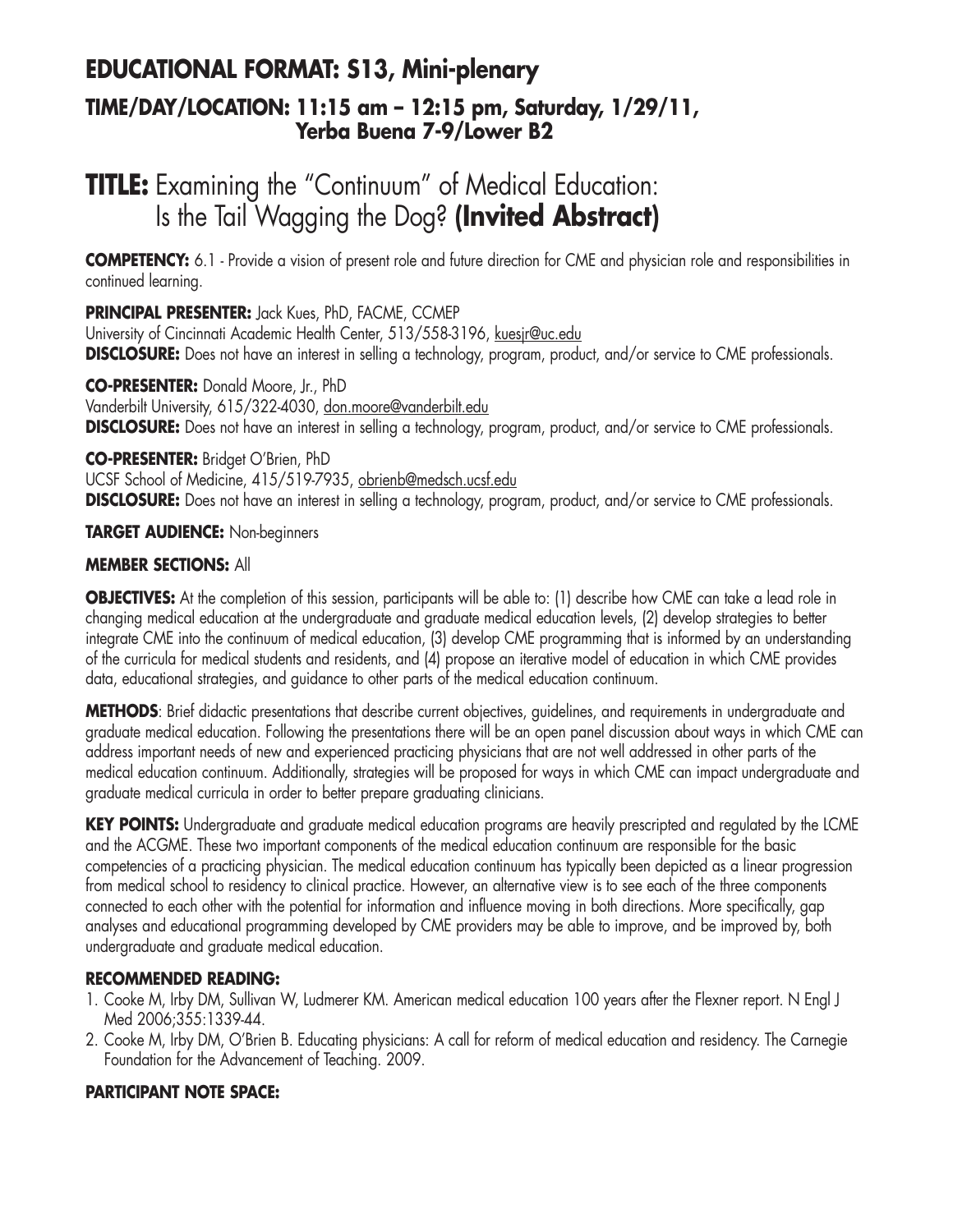## EDUCATIONAL FORMAT: S13, Mini-plenary

### TIME/DAY/LOCATION: 11:15 am – 12:15 pm, Saturday, 1/29/11, Yerba Buena 7-9/Lower B2

# TITLE: Examining the "Continuum" of Medical Education: Is the Tail Wagging the Dog? **(Invited Abstract)**

**COMPETENCY:** 6.1 - Provide a vision of present role and future direction for CME and physician role and responsibilities in continued learning.

**PRINCIPAL PRESENTER:** Jack Kues, PhD, FACME, CCMEP
University of Cincinnati Academic Health Center, 513/558-3196, kuesjr@uc.edu
**DISCLOSURE:** Does not have an interest in selling a technology, program, product, and/or service to CME professionals.

**CO-PRESENTER:** Donald Moore, Jr., PhD
Vanderbilt University, 615/322-4030, don.moore@vanderbilt.edu
**DISCLOSURE:** Does not have an interest in selling a technology, program, product, and/or service to CME professionals.

**CO-PRESENTER:** Bridget O'Brien, PhD
UCSF School of Medicine, 415/519-7935, obrienb@medsch.ucsf.edu
**DISCLOSURE:** Does not have an interest in selling a technology, program, product, and/or service to CME professionals.

**TARGET AUDIENCE:** Non-beginners

**MEMBER SECTIONS:** All

**OBJECTIVES:** At the completion of this session, participants will be able to: (1) describe how CME can take a lead role in changing medical education at the undergraduate and graduate medical education levels, (2) develop strategies to better integrate CME into the continuum of medical education, (3) develop CME programming that is informed by an understanding of the curricula for medical students and residents, and (4) propose an iterative model of education in which CME provides data, educational strategies, and guidance to other parts of the medical education continuum.

**METHODS**: Brief didactic presentations that describe current objectives, guidelines, and requirements in undergraduate and graduate medical education. Following the presentations there will be an open panel discussion about ways in which CME can address important needs of new and experienced practicing physicians that are not well addressed in other parts of the medical education continuum. Additionally, strategies will be proposed for ways in which CME can impact undergraduate and graduate medical curricula in order to better prepare graduating clinicians.

**KEY POINTS:** Undergraduate and graduate medical education programs are heavily prescripted and regulated by the LCME and the ACGME. These two important components of the medical education continuum are responsible for the basic competencies of a practicing physician. The medical education continuum has typically been depicted as a linear progression from medical school to residency to clinical practice. However, an alternative view is to see each of the three components connected to each other with the potential for information and influence moving in both directions. More specifically, gap analyses and educational programming developed by CME providers may be able to improve, and be improved by, both undergraduate and graduate medical education.

**RECOMMENDED READING:**

1. Cooke M, Irby DM, Sullivan W, Ludmerer KM. American medical education 100 years after the Flexner report. N Engl J Med 2006;355:1339-44.
2. Cooke M, Irby DM, O'Brien B. Educating physicians: A call for reform of medical education and residency. The Carnegie Foundation for the Advancement of Teaching. 2009.

**PARTICIPANT NOTE SPACE:**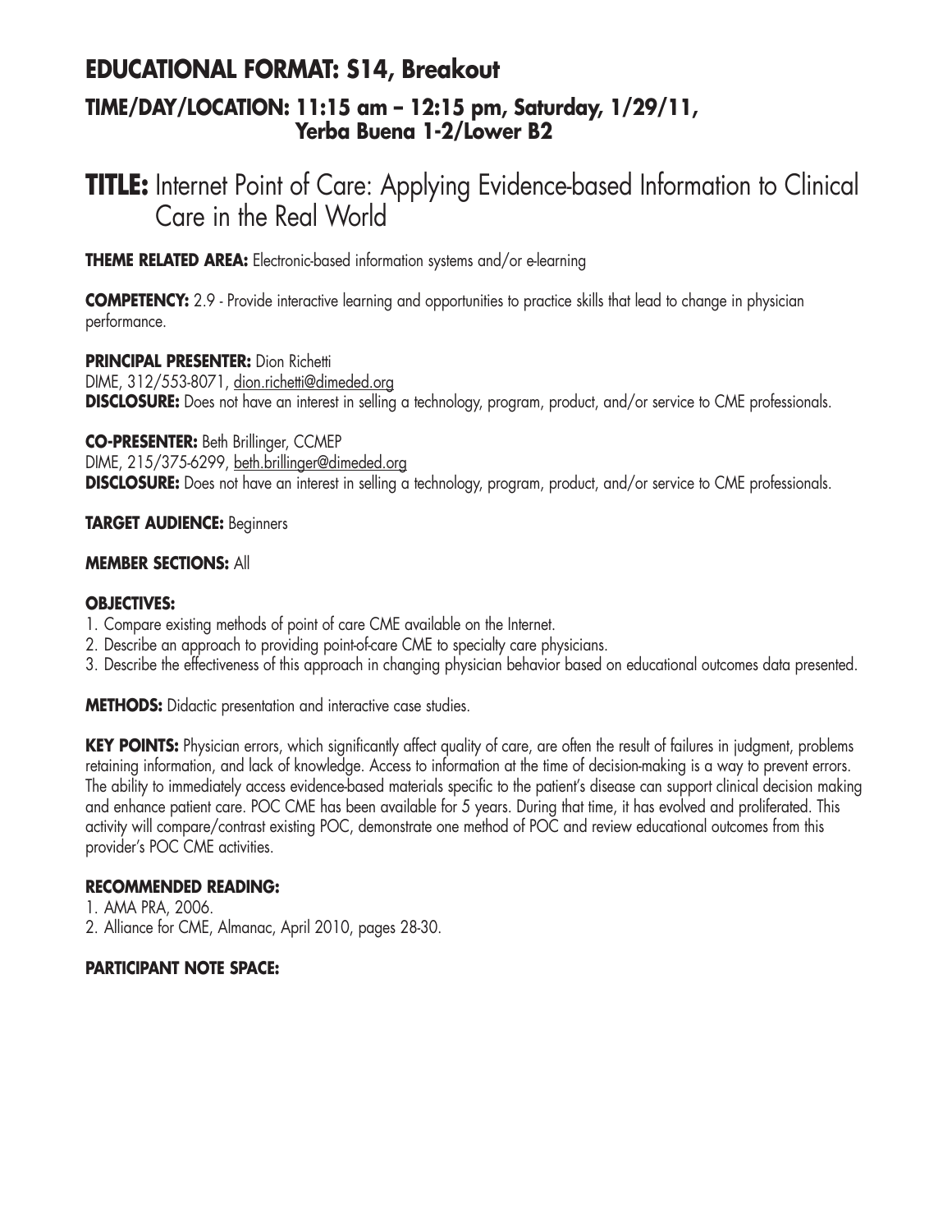## EDUCATIONAL FORMAT: S14, Breakout

### TIME/DAY/LOCATION: 11:15 am – 12:15 pm, Saturday, 1/29/11, Yerba Buena 1-2/Lower B2

# TITLE: Internet Point of Care: Applying Evidence-based Information to Clinical Care in the Real World

**THEME RELATED AREA:** Electronic-based information systems and/or e-learning

**COMPETENCY:** 2.9 - Provide interactive learning and opportunities to practice skills that lead to change in physician performance.

**PRINCIPAL PRESENTER:** Dion Richetti
DIME, 312/553-8071, dion.richetti@dimeded.org
**DISCLOSURE:** Does not have an interest in selling a technology, program, product, and/or service to CME professionals.

**CO-PRESENTER:** Beth Brillinger, CCMEP
DIME, 215/375-6299, beth.brillinger@dimeded.org
**DISCLOSURE:** Does not have an interest in selling a technology, program, product, and/or service to CME professionals.

**TARGET AUDIENCE:** Beginners

**MEMBER SECTIONS:** All

**OBJECTIVES:**

1. Compare existing methods of point of care CME available on the Internet.
2. Describe an approach to providing point-of-care CME to specialty care physicians.
3. Describe the effectiveness of this approach in changing physician behavior based on educational outcomes data presented.

**METHODS:** Didactic presentation and interactive case studies.

**KEY POINTS:** Physician errors, which significantly affect quality of care, are often the result of failures in judgment, problems retaining information, and lack of knowledge. Access to information at the time of decision-making is a way to prevent errors. The ability to immediately access evidence-based materials specific to the patient's disease can support clinical decision making and enhance patient care. POC CME has been available for 5 years. During that time, it has evolved and proliferated. This activity will compare/contrast existing POC, demonstrate one method of POC and review educational outcomes from this provider's POC CME activities.

**RECOMMENDED READING:**

1. AMA PRA, 2006.
2. Alliance for CME, Almanac, April 2010, pages 28-30.

**PARTICIPANT NOTE SPACE:**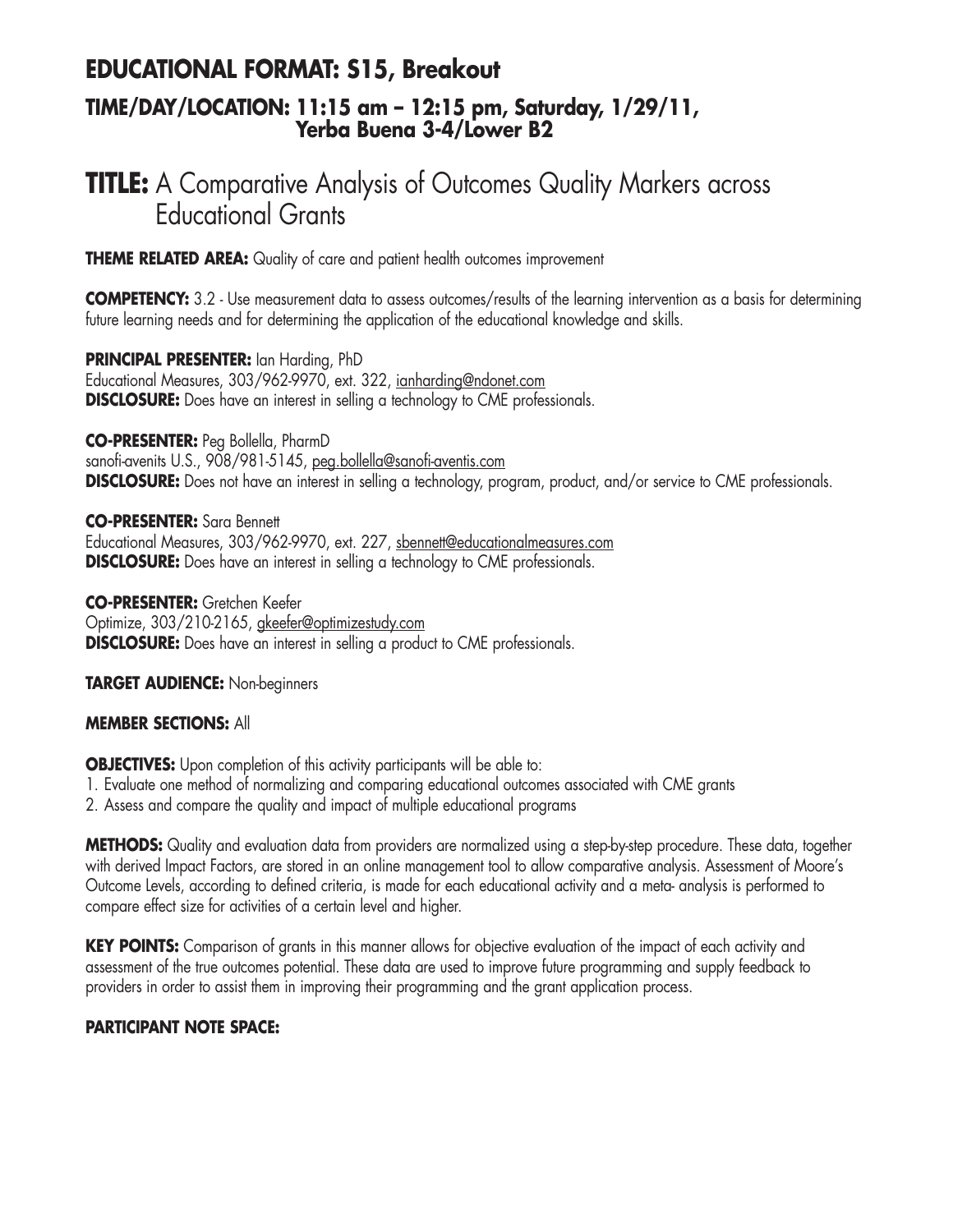## EDUCATIONAL FORMAT: S15, Breakout

### TIME/DAY/LOCATION: 11:15 am – 12:15 pm, Saturday, 1/29/11, Yerba Buena 3-4/Lower B2

# TITLE: A Comparative Analysis of Outcomes Quality Markers across Educational Grants

**THEME RELATED AREA:** Quality of care and patient health outcomes improvement

**COMPETENCY:** 3.2 - Use measurement data to assess outcomes/results of the learning intervention as a basis for determining future learning needs and for determining the application of the educational knowledge and skills.

**PRINCIPAL PRESENTER:** Ian Harding, PhD
Educational Measures, 303/962-9970, ext. 322, ianharding@ndonet.com
**DISCLOSURE:** Does have an interest in selling a technology to CME professionals.

**CO-PRESENTER:** Peg Bollella, PharmD
sanofi-avenits U.S., 908/981-5145, peg.bollella@sanofi-aventis.com
**DISCLOSURE:** Does not have an interest in selling a technology, program, product, and/or service to CME professionals.

**CO-PRESENTER:** Sara Bennett
Educational Measures, 303/962-9970, ext. 227, sbennett@educationalmeasures.com
**DISCLOSURE:** Does have an interest in selling a technology to CME professionals.

**CO-PRESENTER:** Gretchen Keefer
Optimize, 303/210-2165, gkeefer@optimizestudy.com
**DISCLOSURE:** Does have an interest in selling a product to CME professionals.

**TARGET AUDIENCE:** Non-beginners

**MEMBER SECTIONS:** All

**OBJECTIVES:** Upon completion of this activity participants will be able to:
1. Evaluate one method of normalizing and comparing educational outcomes associated with CME grants
2. Assess and compare the quality and impact of multiple educational programs

**METHODS:** Quality and evaluation data from providers are normalized using a step-by-step procedure. These data, together with derived Impact Factors, are stored in an online management tool to allow comparative analysis. Assessment of Moore's Outcome Levels, according to defined criteria, is made for each educational activity and a meta- analysis is performed to compare effect size for activities of a certain level and higher.

**KEY POINTS:** Comparison of grants in this manner allows for objective evaluation of the impact of each activity and assessment of the true outcomes potential. These data are used to improve future programming and supply feedback to providers in order to assist them in improving their programming and the grant application process.

**PARTICIPANT NOTE SPACE:**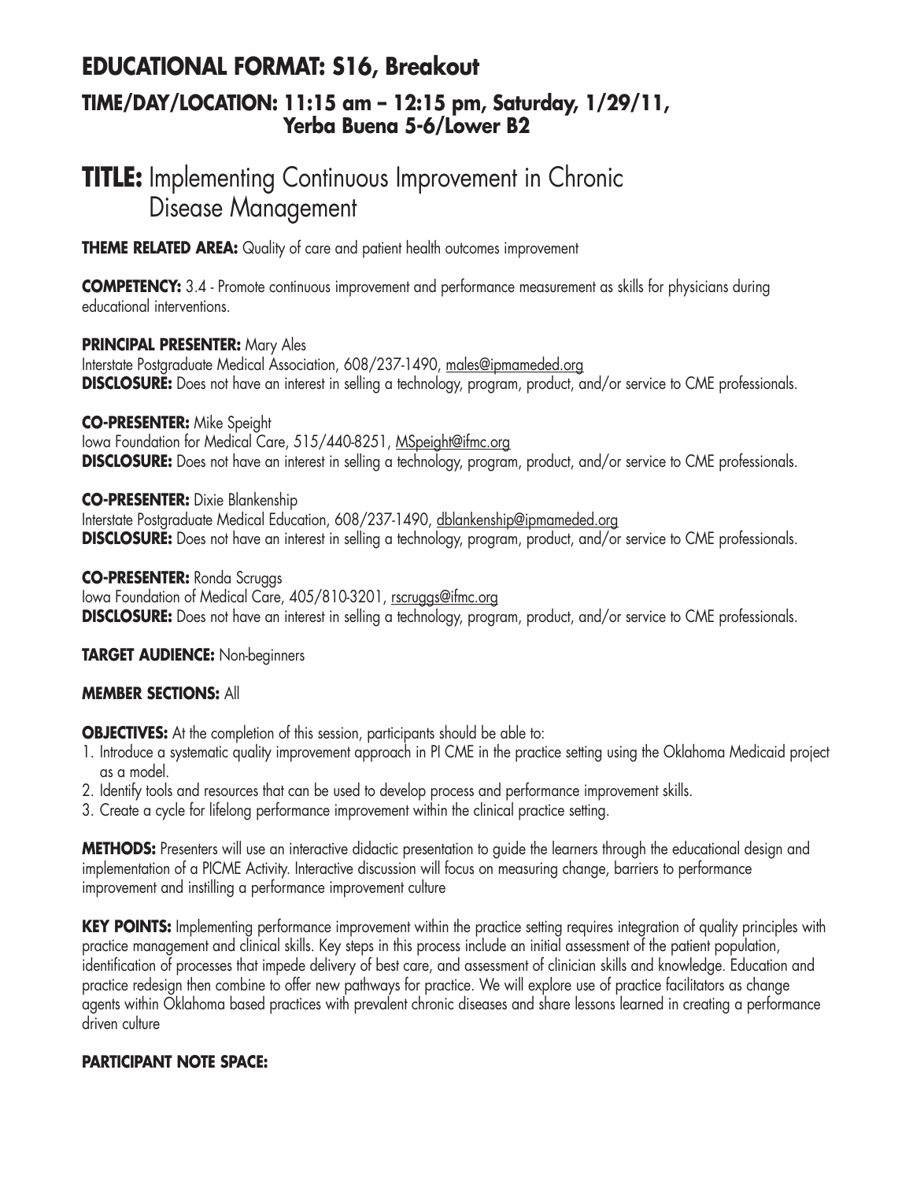# EDUCATIONAL FORMAT: S16, Breakout

## TIME/DAY/LOCATION: 11:15 am – 12:15 pm, Saturday, 1/29/11, Yerba Buena 5-6/Lower B2

# TITLE: Implementing Continuous Improvement in Chronic Disease Management

**THEME RELATED AREA:** Quality of care and patient health outcomes improvement

**COMPETENCY:** 3.4 - Promote continuous improvement and performance measurement as skills for physicians during educational interventions.

**PRINCIPAL PRESENTER:** Mary Ales
Interstate Postgraduate Medical Association, 608/237-1490, males@ipmameded.org
**DISCLOSURE:** Does not have an interest in selling a technology, program, product, and/or service to CME professionals.

**CO-PRESENTER:** Mike Speight
Iowa Foundation for Medical Care, 515/440-8251, MSpeight@ifmc.org
**DISCLOSURE:** Does not have an interest in selling a technology, program, product, and/or service to CME professionals.

**CO-PRESENTER:** Dixie Blankenship
Interstate Postgraduate Medical Education, 608/237-1490, dblankenship@ipmameded.org
**DISCLOSURE:** Does not have an interest in selling a technology, program, product, and/or service to CME professionals.

**CO-PRESENTER:** Ronda Scruggs
Iowa Foundation of Medical Care, 405/810-3201, rscruggs@ifmc.org
**DISCLOSURE:** Does not have an interest in selling a technology, program, product, and/or service to CME professionals.

**TARGET AUDIENCE:** Non-beginners

**MEMBER SECTIONS:** All

**OBJECTIVES:** At the completion of this session, participants should be able to:

1. Introduce a systematic quality improvement approach in PI CME in the practice setting using the Oklahoma Medicaid project as a model.
2. Identify tools and resources that can be used to develop process and performance improvement skills.
3. Create a cycle for lifelong performance improvement within the clinical practice setting.

**METHODS:** Presenters will use an interactive didactic presentation to guide the learners through the educational design and implementation of a PICME Activity. Interactive discussion will focus on measuring change, barriers to performance improvement and instilling a performance improvement culture

**KEY POINTS:** Implementing performance improvement within the practice setting requires integration of quality principles with practice management and clinical skills. Key steps in this process include an initial assessment of the patient population, identification of processes that impede delivery of best care, and assessment of clinician skills and knowledge. Education and practice redesign then combine to offer new pathways for practice. We will explore use of practice facilitators as change agents within Oklahoma based practices with prevalent chronic diseases and share lessons learned in creating a performance driven culture

**PARTICIPANT NOTE SPACE:**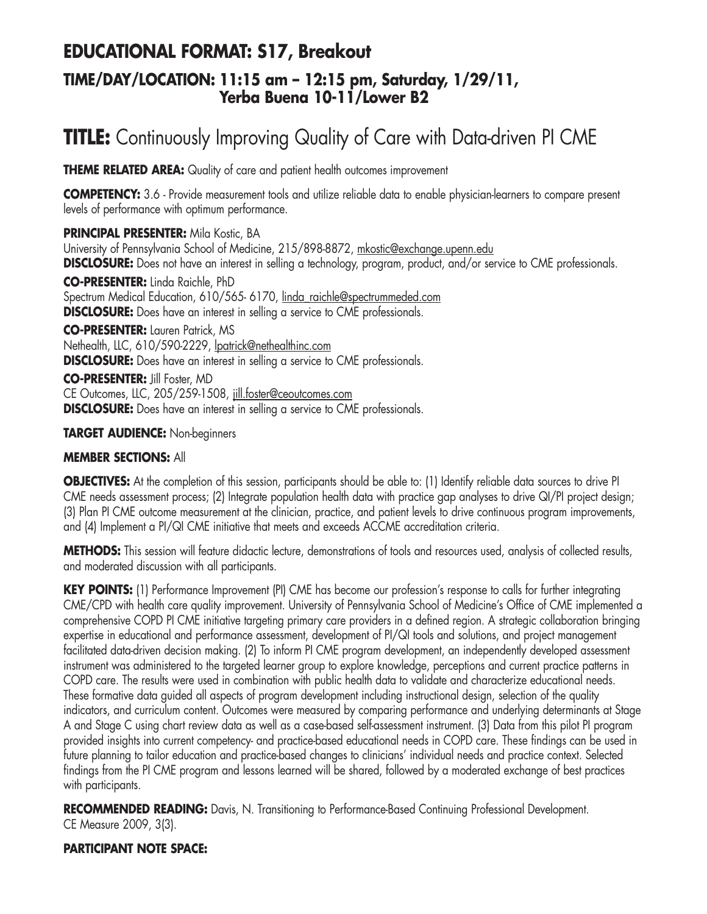## EDUCATIONAL FORMAT: S17, Breakout

### TIME/DAY/LOCATION: 11:15 am – 12:15 pm, Saturday, 1/29/11, Yerba Buena 10-11/Lower B2

# TITLE: Continuously Improving Quality of Care with Data-driven PI CME

**THEME RELATED AREA:** Quality of care and patient health outcomes improvement

**COMPETENCY:** 3.6 - Provide measurement tools and utilize reliable data to enable physician-learners to compare present levels of performance with optimum performance.

**PRINCIPAL PRESENTER:** Mila Kostic, BA
University of Pennsylvania School of Medicine, 215/898-8872, mkostic@exchange.upenn.edu
**DISCLOSURE:** Does not have an interest in selling a technology, program, product, and/or service to CME professionals.

**CO-PRESENTER:** Linda Raichle, PhD
Spectrum Medical Education, 610/565- 6170, linda_raichle@spectrummeded.com
**DISCLOSURE:** Does have an interest in selling a service to CME professionals.

**CO-PRESENTER:** Lauren Patrick, MS
Nethealth, LLC, 610/590-2229, lpatrick@nethealthinc.com
**DISCLOSURE:** Does have an interest in selling a service to CME professionals.

**CO-PRESENTER:** Jill Foster, MD
CE Outcomes, LLC, 205/259-1508, jill.foster@ceoutcomes.com
**DISCLOSURE:** Does have an interest in selling a service to CME professionals.

**TARGET AUDIENCE:** Non-beginners

**MEMBER SECTIONS:** All

**OBJECTIVES:** At the completion of this session, participants should be able to: (1) Identify reliable data sources to drive PI CME needs assessment process; (2) Integrate population health data with practice gap analyses to drive QI/PI project design; (3) Plan PI CME outcome measurement at the clinician, practice, and patient levels to drive continuous program improvements, and (4) Implement a PI/QI CME initiative that meets and exceeds ACCME accreditation criteria.

**METHODS:** This session will feature didactic lecture, demonstrations of tools and resources used, analysis of collected results, and moderated discussion with all participants.

**KEY POINTS:** (1) Performance Improvement (PI) CME has become our profession's response to calls for further integrating CME/CPD with health care quality improvement. University of Pennsylvania School of Medicine's Office of CME implemented a comprehensive COPD PI CME initiative targeting primary care providers in a defined region. A strategic collaboration bringing expertise in educational and performance assessment, development of PI/QI tools and solutions, and project management facilitated data-driven decision making. (2) To inform PI CME program development, an independently developed assessment instrument was administered to the targeted learner group to explore knowledge, perceptions and current practice patterns in COPD care. The results were used in combination with public health data to validate and characterize educational needs. These formative data guided all aspects of program development including instructional design, selection of the quality indicators, and curriculum content. Outcomes were measured by comparing performance and underlying determinants at Stage A and Stage C using chart review data as well as a case-based self-assessment instrument. (3) Data from this pilot PI program provided insights into current competency- and practice-based educational needs in COPD care. These findings can be used in future planning to tailor education and practice-based changes to clinicians' individual needs and practice context. Selected findings from the PI CME program and lessons learned will be shared, followed by a moderated exchange of best practices with participants.

**RECOMMENDED READING:** Davis, N. Transitioning to Performance-Based Continuing Professional Development. CE Measure 2009, 3(3).

**PARTICIPANT NOTE SPACE:**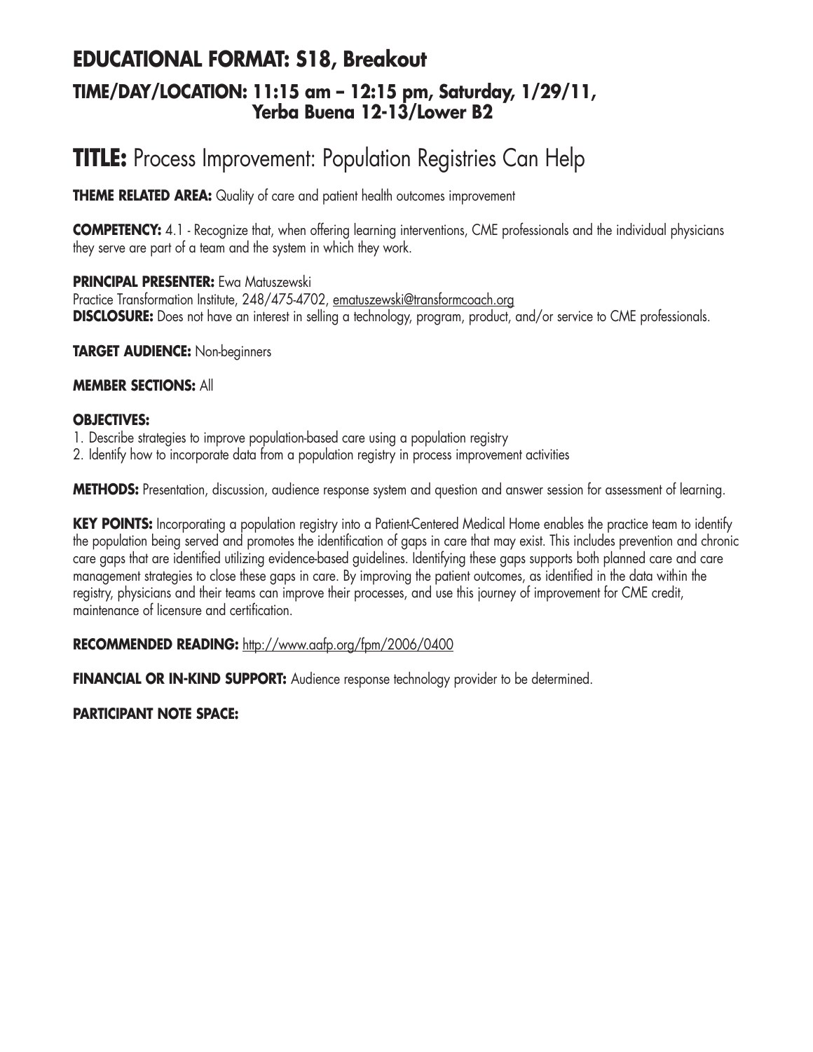## EDUCATIONAL FORMAT: S18, Breakout

### TIME/DAY/LOCATION: 11:15 am – 12:15 pm, Saturday, 1/29/11, Yerba Buena 12-13/Lower B2

# TITLE: Process Improvement: Population Registries Can Help

**THEME RELATED AREA:** Quality of care and patient health outcomes improvement

**COMPETENCY:** 4.1 - Recognize that, when offering learning interventions, CME professionals and the individual physicians they serve are part of a team and the system in which they work.

**PRINCIPAL PRESENTER:** Ewa Matuszewski
Practice Transformation Institute, 248/475-4702, ematuszewski@transformcoach.org
**DISCLOSURE:** Does not have an interest in selling a technology, program, product, and/or service to CME professionals.

**TARGET AUDIENCE:** Non-beginners

**MEMBER SECTIONS:** All

**OBJECTIVES:**
1. Describe strategies to improve population-based care using a population registry
2. Identify how to incorporate data from a population registry in process improvement activities

**METHODS:** Presentation, discussion, audience response system and question and answer session for assessment of learning.

**KEY POINTS:** Incorporating a population registry into a Patient-Centered Medical Home enables the practice team to identify the population being served and promotes the identification of gaps in care that may exist. This includes prevention and chronic care gaps that are identified utilizing evidence-based guidelines. Identifying these gaps supports both planned care and care management strategies to close these gaps in care. By improving the patient outcomes, as identified in the data within the registry, physicians and their teams can improve their processes, and use this journey of improvement for CME credit, maintenance of licensure and certification.

**RECOMMENDED READING:** http://www.aafp.org/fpm/2006/0400

**FINANCIAL OR IN-KIND SUPPORT:** Audience response technology provider to be determined.

**PARTICIPANT NOTE SPACE:**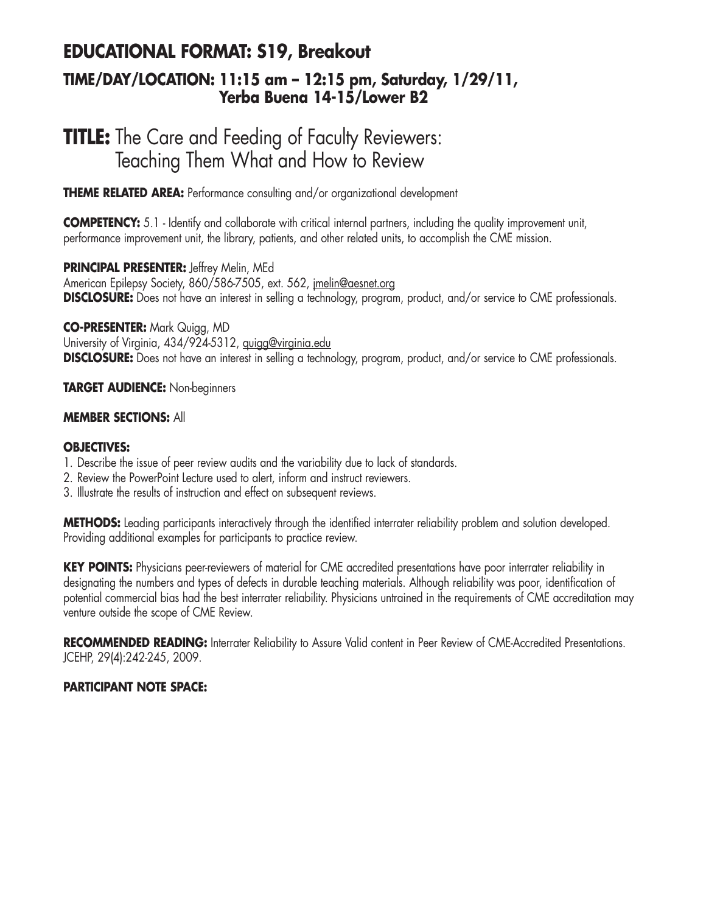# EDUCATIONAL FORMAT: S19, Breakout

## TIME/DAY/LOCATION: 11:15 am – 12:15 pm, Saturday, 1/29/11, Yerba Buena 14-15/Lower B2

# TITLE: The Care and Feeding of Faculty Reviewers: Teaching Them What and How to Review

**THEME RELATED AREA:** Performance consulting and/or organizational development

**COMPETENCY:** 5.1 - Identify and collaborate with critical internal partners, including the quality improvement unit, performance improvement unit, the library, patients, and other related units, to accomplish the CME mission.

**PRINCIPAL PRESENTER:** Jeffrey Melin, MEd
American Epilepsy Society, 860/586-7505, ext. 562, jmelin@aesnet.org
**DISCLOSURE:** Does not have an interest in selling a technology, program, product, and/or service to CME professionals.

**CO-PRESENTER:** Mark Quigg, MD
University of Virginia, 434/924-5312, quigg@virginia.edu
**DISCLOSURE:** Does not have an interest in selling a technology, program, product, and/or service to CME professionals.

**TARGET AUDIENCE:** Non-beginners

**MEMBER SECTIONS:** All

**OBJECTIVES:**

1. Describe the issue of peer review audits and the variability due to lack of standards.
2. Review the PowerPoint Lecture used to alert, inform and instruct reviewers.
3. Illustrate the results of instruction and effect on subsequent reviews.

**METHODS:** Leading participants interactively through the identified interrater reliability problem and solution developed. Providing additional examples for participants to practice review.

**KEY POINTS:** Physicians peer-reviewers of material for CME accredited presentations have poor interrater reliability in designating the numbers and types of defects in durable teaching materials. Although reliability was poor, identification of potential commercial bias had the best interrater reliability. Physicians untrained in the requirements of CME accreditation may venture outside the scope of CME Review.

**RECOMMENDED READING:** Interrater Reliability to Assure Valid content in Peer Review of CME-Accredited Presentations. JCEHP, 29(4):242-245, 2009.

**PARTICIPANT NOTE SPACE:**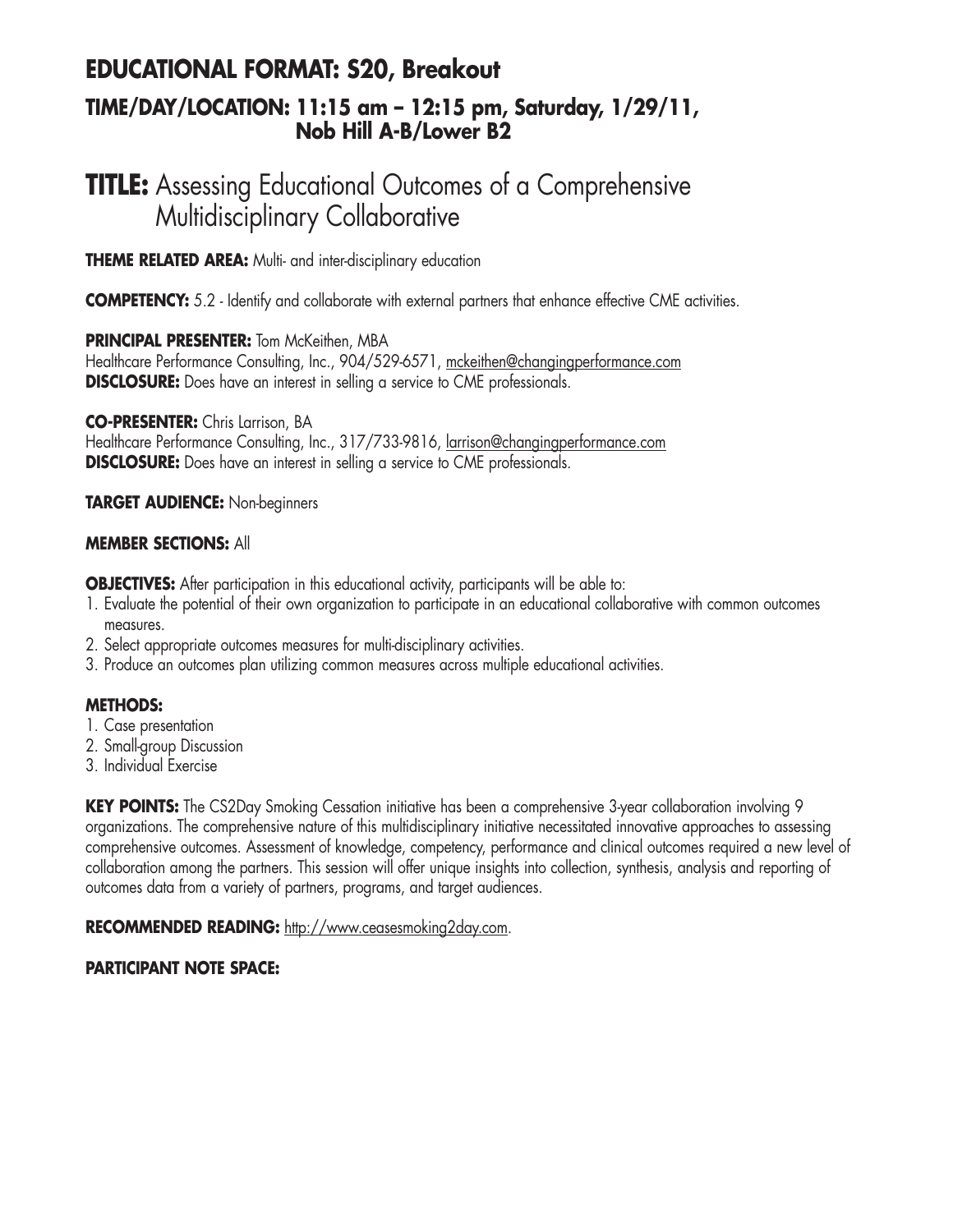# EDUCATIONAL FORMAT: S20, Breakout

## TIME/DAY/LOCATION: 11:15 am – 12:15 pm, Saturday, 1/29/11, Nob Hill A-B/Lower B2

# TITLE: Assessing Educational Outcomes of a Comprehensive Multidisciplinary Collaborative

**THEME RELATED AREA:** Multi- and inter-disciplinary education

**COMPETENCY:** 5.2 - Identify and collaborate with external partners that enhance effective CME activities.

**PRINCIPAL PRESENTER:** Tom McKeithen, MBA
Healthcare Performance Consulting, Inc., 904/529-6571, mckeithen@changingperformance.com
**DISCLOSURE:** Does have an interest in selling a service to CME professionals.

**CO-PRESENTER:** Chris Larrison, BA
Healthcare Performance Consulting, Inc., 317/733-9816, larrison@changingperformance.com
**DISCLOSURE:** Does have an interest in selling a service to CME professionals.

**TARGET AUDIENCE:** Non-beginners

**MEMBER SECTIONS:** All

**OBJECTIVES:** After participation in this educational activity, participants will be able to:

1. Evaluate the potential of their own organization to participate in an educational collaborative with common outcomes measures.
2. Select appropriate outcomes measures for multi-disciplinary activities.
3. Produce an outcomes plan utilizing common measures across multiple educational activities.

**METHODS:**

1. Case presentation
2. Small-group Discussion
3. Individual Exercise

**KEY POINTS:** The CS2Day Smoking Cessation initiative has been a comprehensive 3-year collaboration involving 9 organizations. The comprehensive nature of this multidisciplinary initiative necessitated innovative approaches to assessing comprehensive outcomes. Assessment of knowledge, competency, performance and clinical outcomes required a new level of collaboration among the partners. This session will offer unique insights into collection, synthesis, analysis and reporting of outcomes data from a variety of partners, programs, and target audiences.

**RECOMMENDED READING:** http://www.ceasesmoking2day.com.

**PARTICIPANT NOTE SPACE:**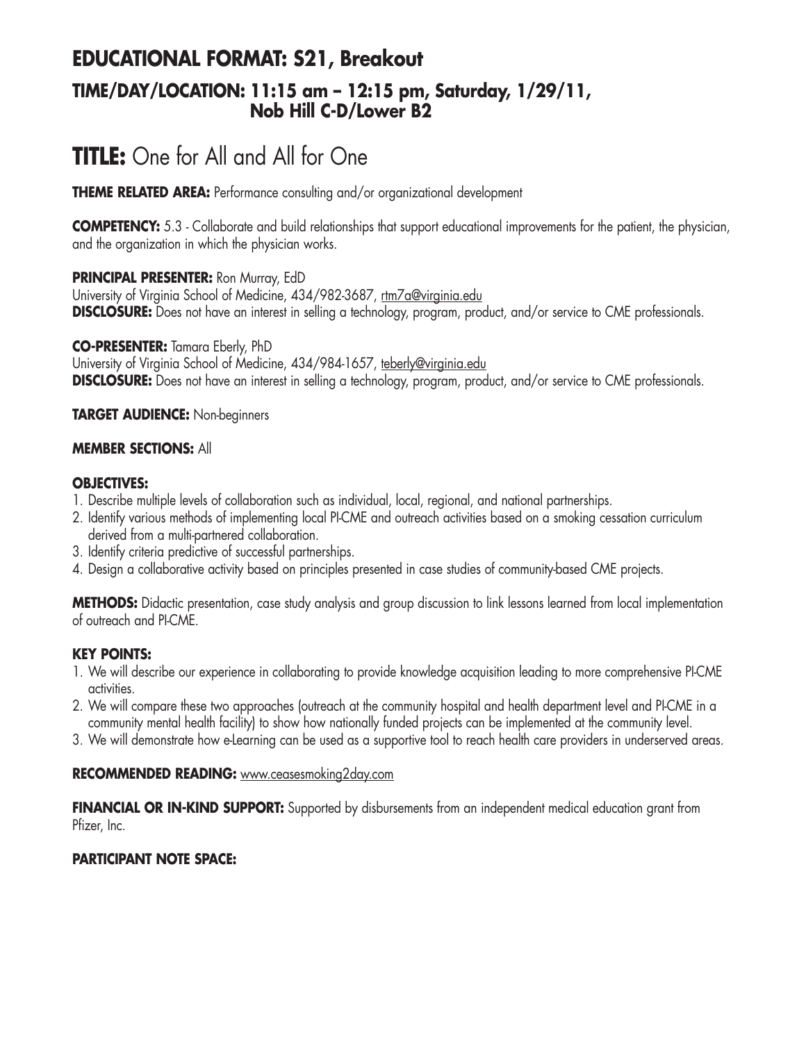# EDUCATIONAL FORMAT: S21, Breakout

## TIME/DAY/LOCATION: 11:15 am – 12:15 pm, Saturday, 1/29/11, Nob Hill C-D/Lower B2

# TITLE: One for All and All for One

**THEME RELATED AREA:** Performance consulting and/or organizational development

**COMPETENCY:** 5.3 - Collaborate and build relationships that support educational improvements for the patient, the physician, and the organization in which the physician works.

**PRINCIPAL PRESENTER:** Ron Murray, EdD
University of Virginia School of Medicine, 434/982-3687, rtm7a@virginia.edu
**DISCLOSURE:** Does not have an interest in selling a technology, program, product, and/or service to CME professionals.

**CO-PRESENTER:** Tamara Eberly, PhD
University of Virginia School of Medicine, 434/984-1657, teberly@virginia.edu
**DISCLOSURE:** Does not have an interest in selling a technology, program, product, and/or service to CME professionals.

**TARGET AUDIENCE:** Non-beginners

**MEMBER SECTIONS:** All

**OBJECTIVES:**

1. Describe multiple levels of collaboration such as individual, local, regional, and national partnerships.
2. Identify various methods of implementing local PI-CME and outreach activities based on a smoking cessation curriculum derived from a multi-partnered collaboration.
3. Identify criteria predictive of successful partnerships.
4. Design a collaborative activity based on principles presented in case studies of community-based CME projects.

**METHODS:** Didactic presentation, case study analysis and group discussion to link lessons learned from local implementation of outreach and PI-CME.

**KEY POINTS:**

1. We will describe our experience in collaborating to provide knowledge acquisition leading to more comprehensive PI-CME activities.
2. We will compare these two approaches (outreach at the community hospital and health department level and PI-CME in a community mental health facility) to show how nationally funded projects can be implemented at the community level.
3. We will demonstrate how e-Learning can be used as a supportive tool to reach health care providers in underserved areas.

**RECOMMENDED READING:** www.ceasesmoking2day.com

**FINANCIAL OR IN-KIND SUPPORT:** Supported by disbursements from an independent medical education grant from Pfizer, Inc.

**PARTICIPANT NOTE SPACE:**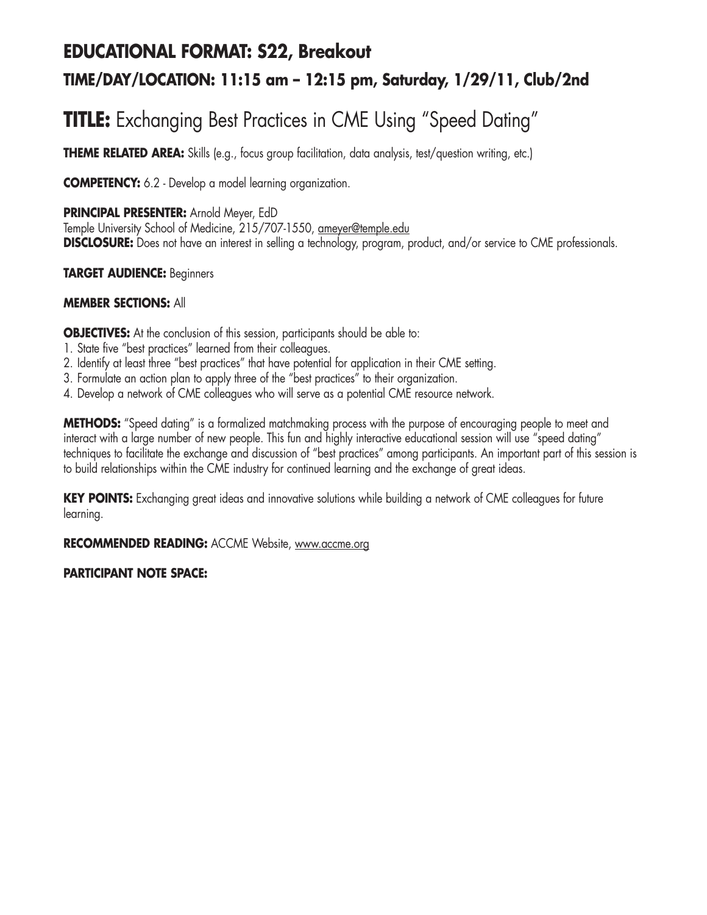## EDUCATIONAL FORMAT: S22, Breakout
### TIME/DAY/LOCATION: 11:15 am – 12:15 pm, Saturday, 1/29/11, Club/2nd

# TITLE: Exchanging Best Practices in CME Using "Speed Dating"

**THEME RELATED AREA:** Skills (e.g., focus group facilitation, data analysis, test/question writing, etc.)

**COMPETENCY:** 6.2 - Develop a model learning organization.

**PRINCIPAL PRESENTER:** Arnold Meyer, EdD
Temple University School of Medicine, 215/707-1550, ameyer@temple.edu
**DISCLOSURE:** Does not have an interest in selling a technology, program, product, and/or service to CME professionals.

**TARGET AUDIENCE:** Beginners

**MEMBER SECTIONS:** All

**OBJECTIVES:** At the conclusion of this session, participants should be able to:
1. State five "best practices" learned from their colleagues.
2. Identify at least three "best practices" that have potential for application in their CME setting.
3. Formulate an action plan to apply three of the "best practices" to their organization.
4. Develop a network of CME colleagues who will serve as a potential CME resource network.

**METHODS:** "Speed dating" is a formalized matchmaking process with the purpose of encouraging people to meet and interact with a large number of new people. This fun and highly interactive educational session will use "speed dating" techniques to facilitate the exchange and discussion of "best practices" among participants. An important part of this session is to build relationships within the CME industry for continued learning and the exchange of great ideas.

**KEY POINTS:** Exchanging great ideas and innovative solutions while building a network of CME colleagues for future learning.

**RECOMMENDED READING:** ACCME Website, www.accme.org

**PARTICIPANT NOTE SPACE:**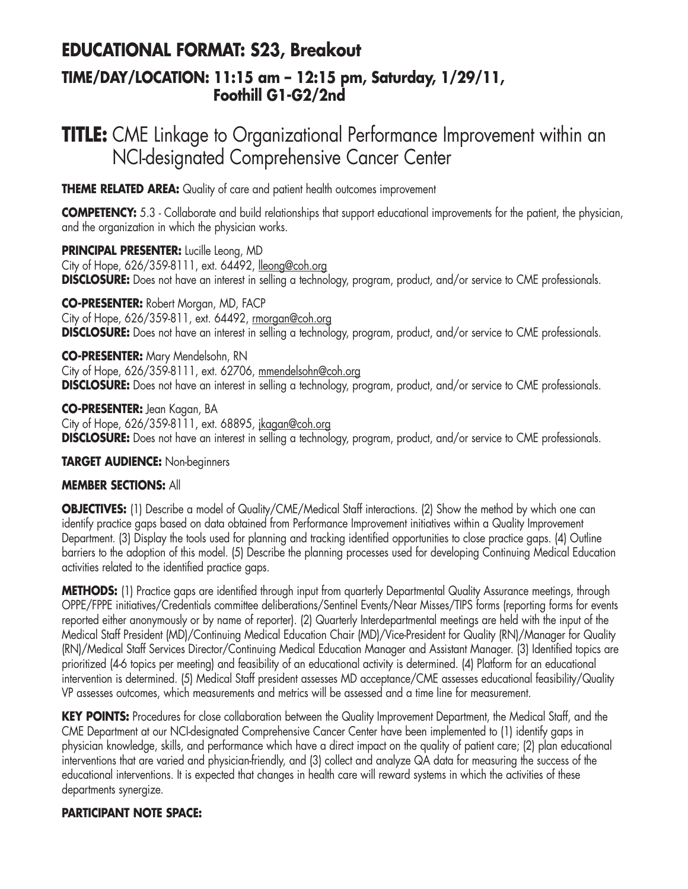# EDUCATIONAL FORMAT: S23, Breakout

## TIME/DAY/LOCATION: 11:15 am – 12:15 pm, Saturday, 1/29/11, Foothill G1-G2/2nd

# TITLE: CME Linkage to Organizational Performance Improvement within an NCI-designated Comprehensive Cancer Center

**THEME RELATED AREA:** Quality of care and patient health outcomes improvement

**COMPETENCY:** 5.3 - Collaborate and build relationships that support educational improvements for the patient, the physician, and the organization in which the physician works.

**PRINCIPAL PRESENTER:** Lucille Leong, MD
City of Hope, 626/359-8111, ext. 64492, lleong@coh.org
**DISCLOSURE:** Does not have an interest in selling a technology, program, product, and/or service to CME professionals.

**CO-PRESENTER:** Robert Morgan, MD, FACP
City of Hope, 626/359-811, ext. 64492, rmorgan@coh.org
**DISCLOSURE:** Does not have an interest in selling a technology, program, product, and/or service to CME professionals.

**CO-PRESENTER:** Mary Mendelsohn, RN
City of Hope, 626/359-8111, ext. 62706, mmendelsohn@coh.org
**DISCLOSURE:** Does not have an interest in selling a technology, program, product, and/or service to CME professionals.

**CO-PRESENTER:** Jean Kagan, BA
City of Hope, 626/359-8111, ext. 68895, jkagan@coh.org
**DISCLOSURE:** Does not have an interest in selling a technology, program, product, and/or service to CME professionals.

**TARGET AUDIENCE:** Non-beginners

**MEMBER SECTIONS:** All

**OBJECTIVES:** (1) Describe a model of Quality/CME/Medical Staff interactions. (2) Show the method by which one can identify practice gaps based on data obtained from Performance Improvement initiatives within a Quality Improvement Department. (3) Display the tools used for planning and tracking identified opportunities to close practice gaps. (4) Outline barriers to the adoption of this model. (5) Describe the planning processes used for developing Continuing Medical Education activities related to the identified practice gaps.

**METHODS:** (1) Practice gaps are identified through input from quarterly Departmental Quality Assurance meetings, through OPPE/FPPE initiatives/Credentials committee deliberations/Sentinel Events/Near Misses/TIPS forms (reporting forms for events reported either anonymously or by name of reporter). (2) Quarterly Interdepartmental meetings are held with the input of the Medical Staff President (MD)/Continuing Medical Education Chair (MD)/Vice-President for Quality (RN)/Manager for Quality (RN)/Medical Staff Services Director/Continuing Medical Education Manager and Assistant Manager. (3) Identified topics are prioritized (4-6 topics per meeting) and feasibility of an educational activity is determined. (4) Platform for an educational intervention is determined. (5) Medical Staff president assesses MD acceptance/CME assesses educational feasibility/Quality VP assesses outcomes, which measurements and metrics will be assessed and a time line for measurement.

**KEY POINTS:** Procedures for close collaboration between the Quality Improvement Department, the Medical Staff, and the CME Department at our NCI-designated Comprehensive Cancer Center have been implemented to (1) identify gaps in physician knowledge, skills, and performance which have a direct impact on the quality of patient care; (2) plan educational interventions that are varied and physician-friendly, and (3) collect and analyze QA data for measuring the success of the educational interventions. It is expected that changes in health care will reward systems in which the activities of these departments synergize.

**PARTICIPANT NOTE SPACE:**